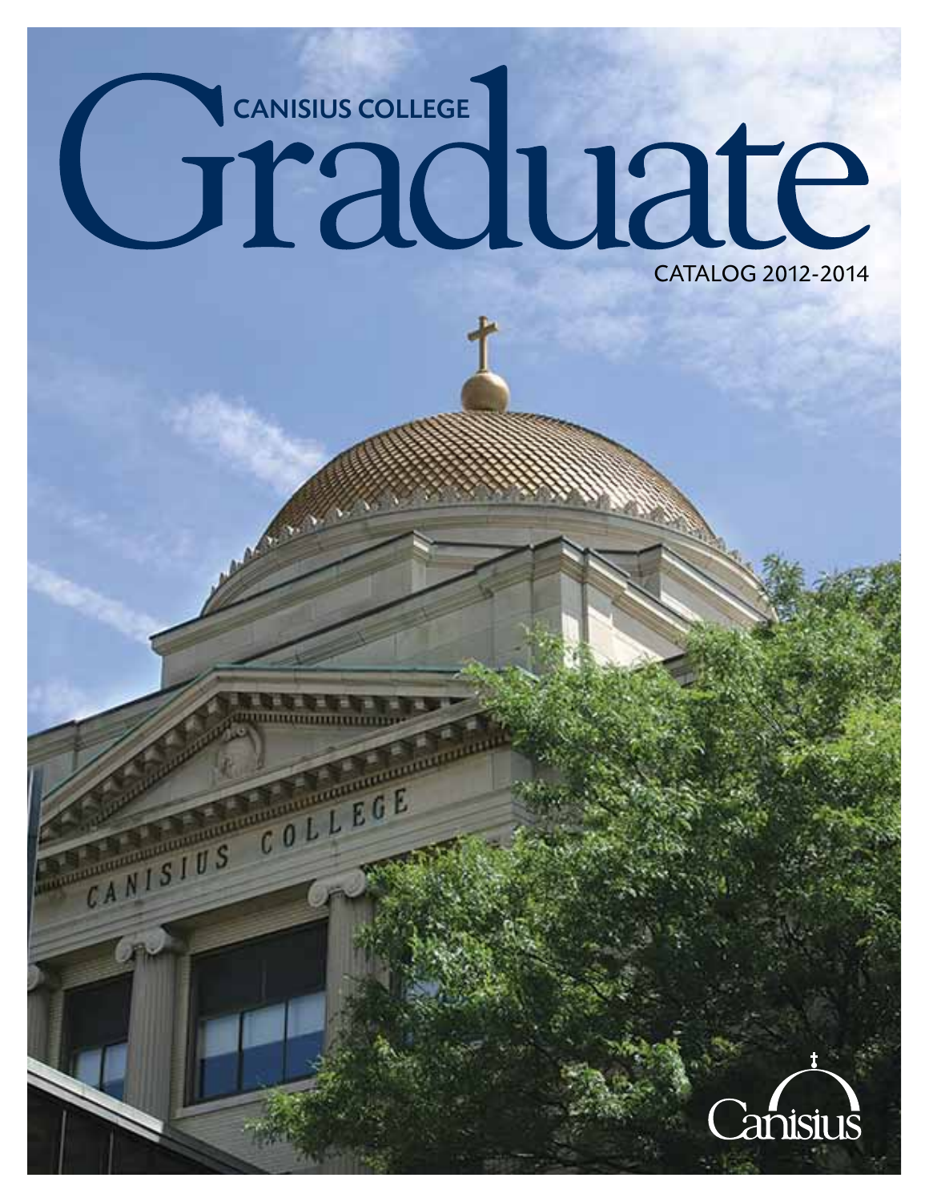# CANISIUS COLLEGE Graduate

CATALOG 2012-2014

CANISIUS COLLEGE

Canisius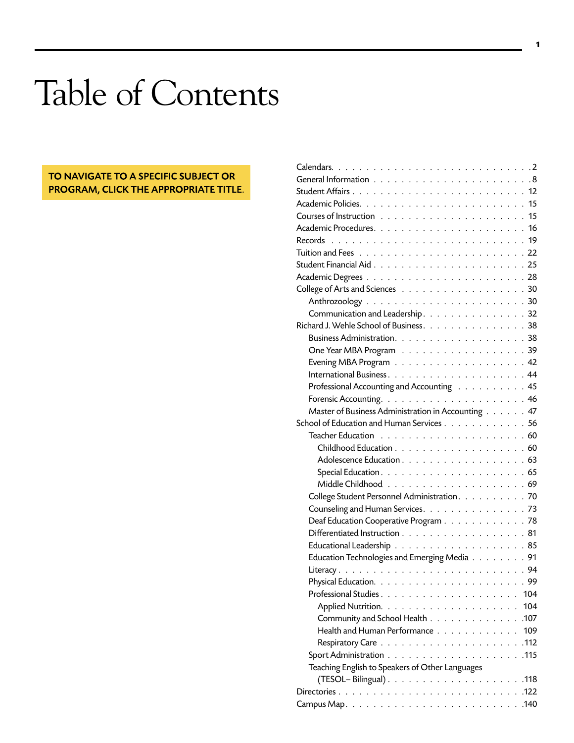# Table of Contents

**TO NAVIGATE TO A SPECIFIC SUBJECT OR PROGRAM, CLICK THE APPROPRIATE TITLE.**

- Calendars . . . 2
- General Information . . . 8
- Student Affairs . . . 12
- Academic Policies . . . 15
- Courses of Instruction . . . 15
- Academic Procedures . . . 16
- Records . . . 19
- Tuition and Fees . . . 22
- Student Financial Aid . . . 25
- Academic Degrees . . . 28
- College of Arts and Sciences . . . 30
  - Anthrozoology . . . 30
  - Communication and Leadership . . . 32
- Richard J. Wehle School of Business . . . 38
  - Business Administration . . . 38
  - One Year MBA Program . . . 39
  - Evening MBA Program . . . 42
  - International Business . . . 44
  - Professional Accounting and Accounting . . . 45
  - Forensic Accounting . . . 46
  - Master of Business Administration in Accounting . . . 47
- School of Education and Human Services . . . 56
  - Teacher Education . . . 60
    - Childhood Education . . . 60
    - Adolescence Education . . . 63
    - Special Education . . . 65
    - Middle Childhood . . . 69
  - College Student Personnel Administration . . . 70
  - Counseling and Human Services . . . 73
  - Deaf Education Cooperative Program . . . 78
  - Differentiated Instruction . . . 81
  - Educational Leadership . . . 85
  - Education Technologies and Emerging Media . . . 91
  - Literacy . . . 94
  - Physical Education . . . 99
  - Professional Studies . . . 104
    - Applied Nutrition . . . 104
    - Community and School Health . . . 107
    - Health and Human Performance . . . 109
    - Respiratory Care . . . 112
  - Sport Administration . . . 115
  - Teaching English to Speakers of Other Languages (TESOL– Bilingual) . . . 118
- Directories . . . 122
- Campus Map . . . 140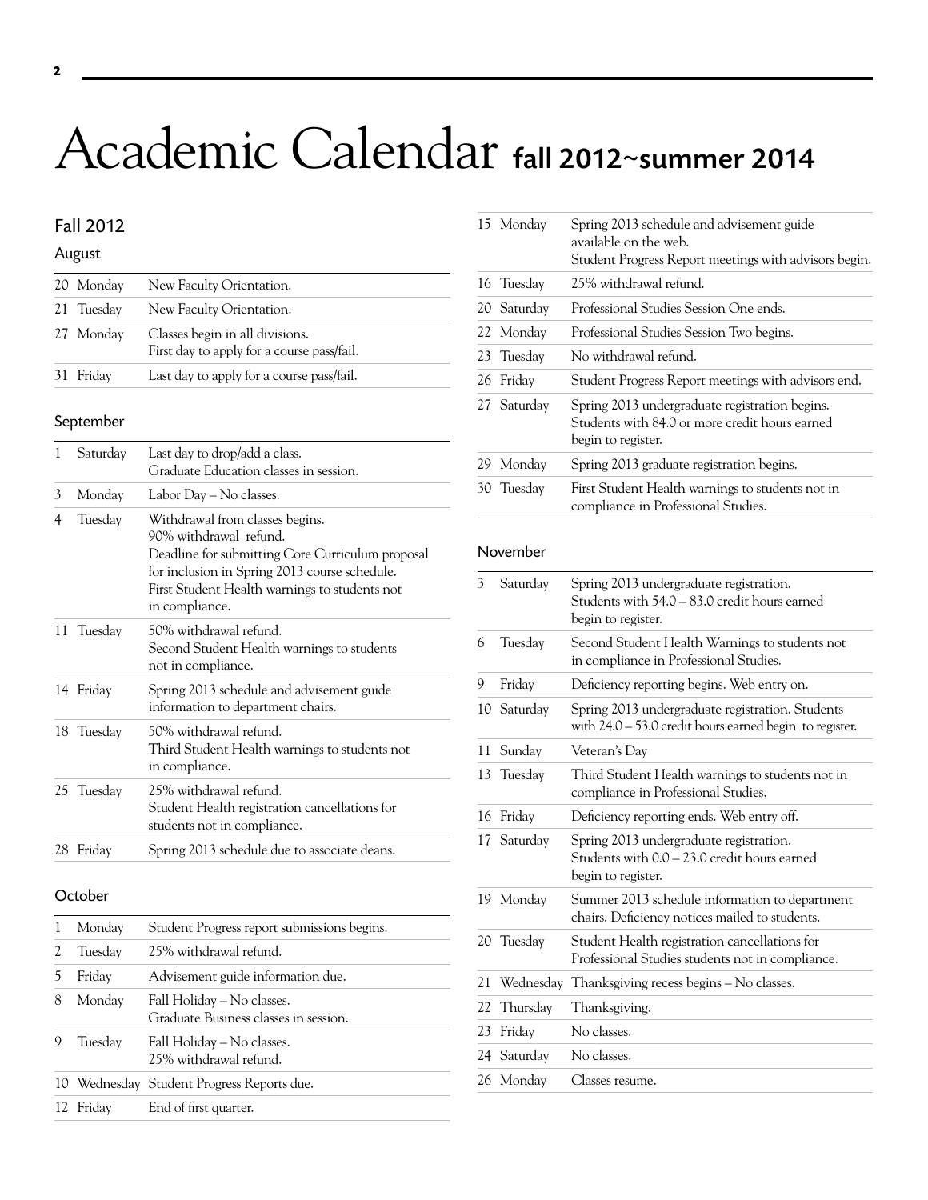# Academic Calendar fall 2012~summer 2014

## Fall 2012

### August

| | | |
|---|---|---|
| 20 | Monday | New Faculty Orientation. |
| 21 | Tuesday | New Faculty Orientation. |
| 27 | Monday | Classes begin in all divisions.<br>First day to apply for a course pass/fail. |
| 31 | Friday | Last day to apply for a course pass/fail. |

### September

| | | |
|---|---|---|
| 1 | Saturday | Last day to drop/add a class.<br>Graduate Education classes in session. |
| 3 | Monday | Labor Day – No classes. |
| 4 | Tuesday | Withdrawal from classes begins.<br>90% withdrawal refund.<br>Deadline for submitting Core Curriculum proposal for inclusion in Spring 2013 course schedule.<br>First Student Health warnings to students not in compliance. |
| 11 | Tuesday | 50% withdrawal refund.<br>Second Student Health warnings to students not in compliance. |
| 14 | Friday | Spring 2013 schedule and advisement guide information to department chairs. |
| 18 | Tuesday | 50% withdrawal refund.<br>Third Student Health warnings to students not in compliance. |
| 25 | Tuesday | 25% withdrawal refund.<br>Student Health registration cancellations for students not in compliance. |
| 28 | Friday | Spring 2013 schedule due to associate deans. |

### October

| | | |
|---|---|---|
| 1 | Monday | Student Progress report submissions begins. |
| 2 | Tuesday | 25% withdrawal refund. |
| 5 | Friday | Advisement guide information due. |
| 8 | Monday | Fall Holiday – No classes.<br>Graduate Business classes in session. |
| 9 | Tuesday | Fall Holiday – No classes.<br>25% withdrawal refund. |
| 10 | Wednesday | Student Progress Reports due. |
| 12 | Friday | End of first quarter. |
| 15 | Monday | Spring 2013 schedule and advisement guide available on the web.<br>Student Progress Report meetings with advisors begin. |
| 16 | Tuesday | 25% withdrawal refund. |
| 20 | Saturday | Professional Studies Session One ends. |
| 22 | Monday | Professional Studies Session Two begins. |
| 23 | Tuesday | No withdrawal refund. |
| 26 | Friday | Student Progress Report meetings with advisors end. |
| 27 | Saturday | Spring 2013 undergraduate registration begins.<br>Students with 84.0 or more credit hours earned begin to register. |
| 29 | Monday | Spring 2013 graduate registration begins. |
| 30 | Tuesday | First Student Health warnings to students not in compliance in Professional Studies. |

### November

| | | |
|---|---|---|
| 3 | Saturday | Spring 2013 undergraduate registration.<br>Students with 54.0 – 83.0 credit hours earned begin to register. |
| 6 | Tuesday | Second Student Health Warnings to students not in compliance in Professional Studies. |
| 9 | Friday | Deficiency reporting begins. Web entry on. |
| 10 | Saturday | Spring 2013 undergraduate registration. Students with 24.0 – 53.0 credit hours earned begin to register. |
| 11 | Sunday | Veteran's Day |
| 13 | Tuesday | Third Student Health warnings to students not in compliance in Professional Studies. |
| 16 | Friday | Deficiency reporting ends. Web entry off. |
| 17 | Saturday | Spring 2013 undergraduate registration.<br>Students with 0.0 – 23.0 credit hours earned begin to register. |
| 19 | Monday | Summer 2013 schedule information to department chairs. Deficiency notices mailed to students. |
| 20 | Tuesday | Student Health registration cancellations for Professional Studies students not in compliance. |
| 21 | Wednesday | Thanksgiving recess begins – No classes. |
| 22 | Thursday | Thanksgiving. |
| 23 | Friday | No classes. |
| 24 | Saturday | No classes. |
| 26 | Monday | Classes resume. |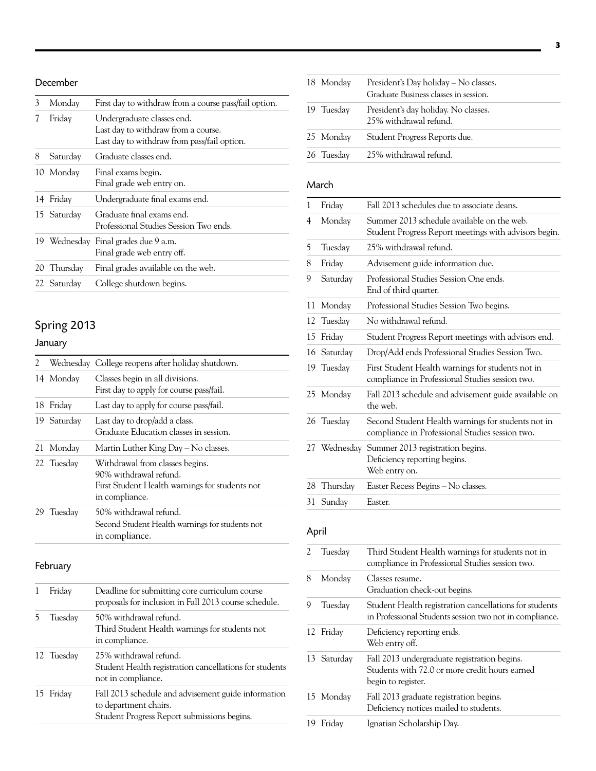### December

| | | |
|---|---|---|
| 3 | Monday | First day to withdraw from a course pass/fail option. |
| 7 | Friday | Undergraduate classes end.<br>Last day to withdraw from a course.<br>Last day to withdraw from pass/fail option. |
| 8 | Saturday | Graduate classes end. |
| 10 | Monday | Final exams begin.<br>Final grade web entry on. |
| 14 | Friday | Undergraduate final exams end. |
| 15 | Saturday | Graduate final exams end.<br>Professional Studies Session Two ends. |
| 19 | Wednesday | Final grades due 9 a.m.<br>Final grade web entry off. |
| 20 | Thursday | Final grades available on the web. |
| 22 | Saturday | College shutdown begins. |

## Spring 2013

### January

| | | |
|---|---|---|
| 2 | Wednesday | College reopens after holiday shutdown. |
| 14 | Monday | Classes begin in all divisions.<br>First day to apply for course pass/fail. |
| 18 | Friday | Last day to apply for course pass/fail. |
| 19 | Saturday | Last day to drop/add a class.<br>Graduate Education classes in session. |
| 21 | Monday | Martin Luther King Day – No classes. |
| 22 | Tuesday | Withdrawal from classes begins.<br>90% withdrawal refund.<br>First Student Health warnings for students not in compliance. |
| 29 | Tuesday | 50% withdrawal refund.<br>Second Student Health warnings for students not in compliance. |

### February

| | | |
|---|---|---|
| 1 | Friday | Deadline for submitting core curriculum course proposals for inclusion in Fall 2013 course schedule. |
| 5 | Tuesday | 50% withdrawal refund.<br>Third Student Health warnings for students not in compliance. |
| 12 | Tuesday | 25% withdrawal refund.<br>Student Health registration cancellations for students not in compliance. |
| 15 | Friday | Fall 2013 schedule and advisement guide information to department chairs.<br>Student Progress Report submissions begins. |
| 18 | Monday | President's Day holiday – No classes.<br>Graduate Business classes in session. |
| 19 | Tuesday | President's day holiday. No classes.<br>25% withdrawal refund. |
| 25 | Monday | Student Progress Reports due. |
| 26 | Tuesday | 25% withdrawal refund. |

### March

| | | |
|---|---|---|
| 1 | Friday | Fall 2013 schedules due to associate deans. |
| 4 | Monday | Summer 2013 schedule available on the web.<br>Student Progress Report meetings with advisors begin. |
| 5 | Tuesday | 25% withdrawal refund. |
| 8 | Friday | Advisement guide information due. |
| 9 | Saturday | Professional Studies Session One ends.<br>End of third quarter. |
| 11 | Monday | Professional Studies Session Two begins. |
| 12 | Tuesday | No withdrawal refund. |
| 15 | Friday | Student Progress Report meetings with advisors end. |
| 16 | Saturday | Drop/Add ends Professional Studies Session Two. |
| 19 | Tuesday | First Student Health warnings for students not in compliance in Professional Studies session two. |
| 25 | Monday | Fall 2013 schedule and advisement guide available on the web. |
| 26 | Tuesday | Second Student Health warnings for students not in compliance in Professional Studies session two. |
| 27 | Wednesday | Summer 2013 registration begins.<br>Deficiency reporting begins.<br>Web entry on. |
| 28 | Thursday | Easter Recess Begins – No classes. |
| 31 | Sunday | Easter. |

### April

| | | |
|---|---|---|
| 2 | Tuesday | Third Student Health warnings for students not in compliance in Professional Studies session two. |
| 8 | Monday | Classes resume.<br>Graduation check-out begins. |
| 9 | Tuesday | Student Health registration cancellations for students in Professional Students session two not in compliance. |
| 12 | Friday | Deficiency reporting ends.<br>Web entry off. |
| 13 | Saturday | Fall 2013 undergraduate registration begins.<br>Students with 72.0 or more credit hours earned begin to register. |
| 15 | Monday | Fall 2013 graduate registration begins.<br>Deficiency notices mailed to students. |
| 19 | Friday | Ignatian Scholarship Day. |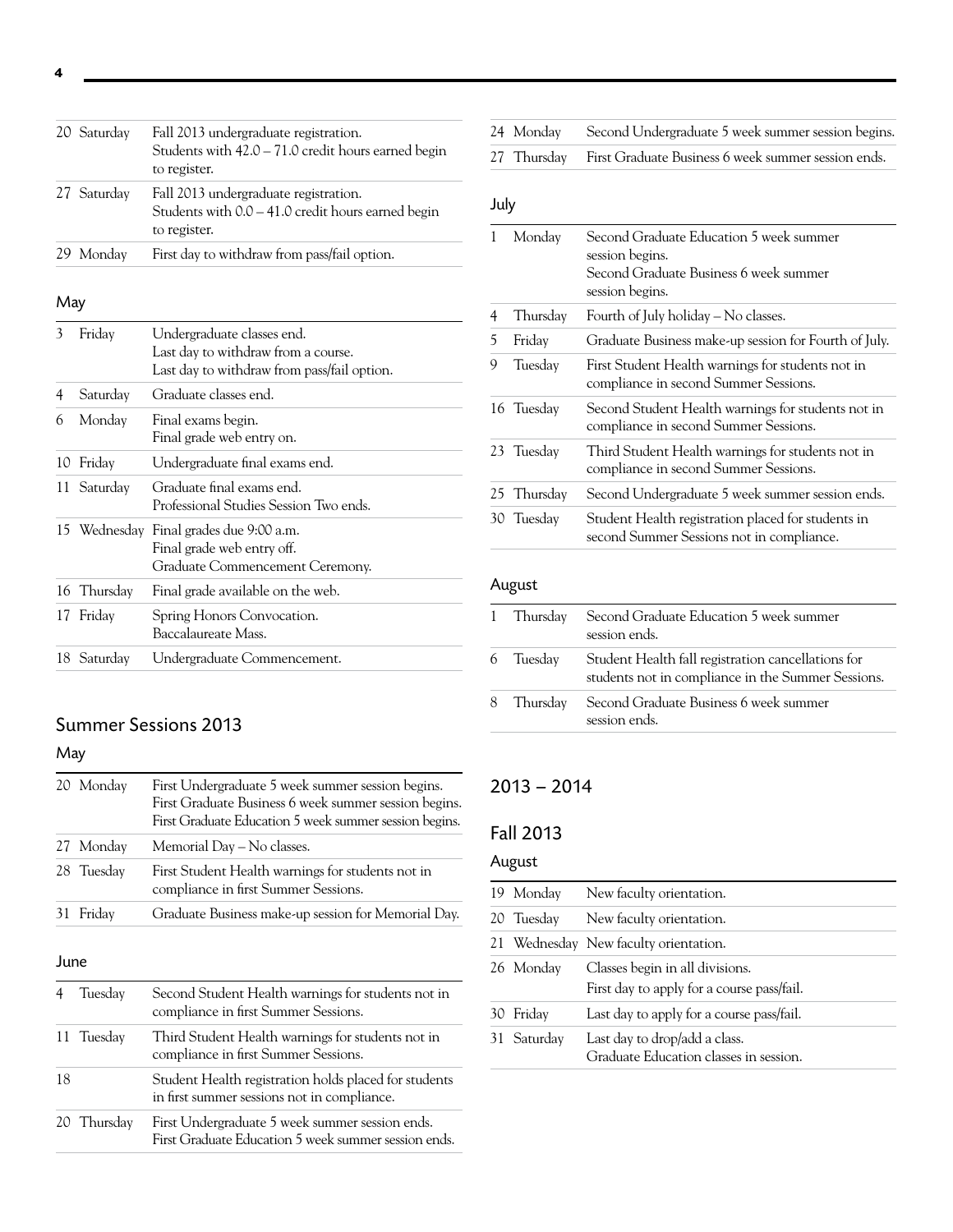| | | |
|---|---|---|
| 20 | Saturday | Fall 2013 undergraduate registration. Students with 42.0 – 71.0 credit hours earned begin to register. |
| 27 | Saturday | Fall 2013 undergraduate registration. Students with 0.0 – 41.0 credit hours earned begin to register. |
| 29 | Monday | First day to withdraw from pass/fail option. |

### May

| | | |
|---|---|---|
| 3 | Friday | Undergraduate classes end. Last day to withdraw from a course. Last day to withdraw from pass/fail option. |
| 4 | Saturday | Graduate classes end. |
| 6 | Monday | Final exams begin. Final grade web entry on. |
| 10 | Friday | Undergraduate final exams end. |
| 11 | Saturday | Graduate final exams end. Professional Studies Session Two ends. |
| 15 | Wednesday | Final grades due 9:00 a.m. Final grade web entry off. Graduate Commencement Ceremony. |
| 16 | Thursday | Final grade available on the web. |
| 17 | Friday | Spring Honors Convocation. Baccalaureate Mass. |
| 18 | Saturday | Undergraduate Commencement. |

## Summer Sessions 2013

### May

| | | |
|---|---|---|
| 20 | Monday | First Undergraduate 5 week summer session begins. First Graduate Business 6 week summer session begins. First Graduate Education 5 week summer session begins. |
| 27 | Monday | Memorial Day – No classes. |
| 28 | Tuesday | First Student Health warnings for students not in compliance in first Summer Sessions. |
| 31 | Friday | Graduate Business make-up session for Memorial Day. |

### June

| | | |
|---|---|---|
| 4 | Tuesday | Second Student Health warnings for students not in compliance in first Summer Sessions. |
| 11 | Tuesday | Third Student Health warnings for students not in compliance in first Summer Sessions. |
| 18 | | Student Health registration holds placed for students in first summer sessions not in compliance. |
| 20 | Thursday | First Undergraduate 5 week summer session ends. First Graduate Education 5 week summer session ends. |
| 24 | Monday | Second Undergraduate 5 week summer session begins. |
| 27 | Thursday | First Graduate Business 6 week summer session ends. |

### July

| | | |
|---|---|---|
| 1 | Monday | Second Graduate Education 5 week summer session begins. Second Graduate Business 6 week summer session begins. |
| 4 | Thursday | Fourth of July holiday – No classes. |
| 5 | Friday | Graduate Business make-up session for Fourth of July. |
| 9 | Tuesday | First Student Health warnings for students not in compliance in second Summer Sessions. |
| 16 | Tuesday | Second Student Health warnings for students not in compliance in second Summer Sessions. |
| 23 | Tuesday | Third Student Health warnings for students not in compliance in second Summer Sessions. |
| 25 | Thursday | Second Undergraduate 5 week summer session ends. |
| 30 | Tuesday | Student Health registration placed for students in second Summer Sessions not in compliance. |

### August

| | | |
|---|---|---|
| 1 | Thursday | Second Graduate Education 5 week summer session ends. |
| 6 | Tuesday | Student Health fall registration cancellations for students not in compliance in the Summer Sessions. |
| 8 | Thursday | Second Graduate Business 6 week summer session ends. |

## 2013 – 2014

## Fall 2013

### August

| | | |
|---|---|---|
| 19 | Monday | New faculty orientation. |
| 20 | Tuesday | New faculty orientation. |
| 21 | Wednesday | New faculty orientation. |
| 26 | Monday | Classes begin in all divisions. First day to apply for a course pass/fail. |
| 30 | Friday | Last day to apply for a course pass/fail. |
| 31 | Saturday | Last day to drop/add a class. Graduate Education classes in session. |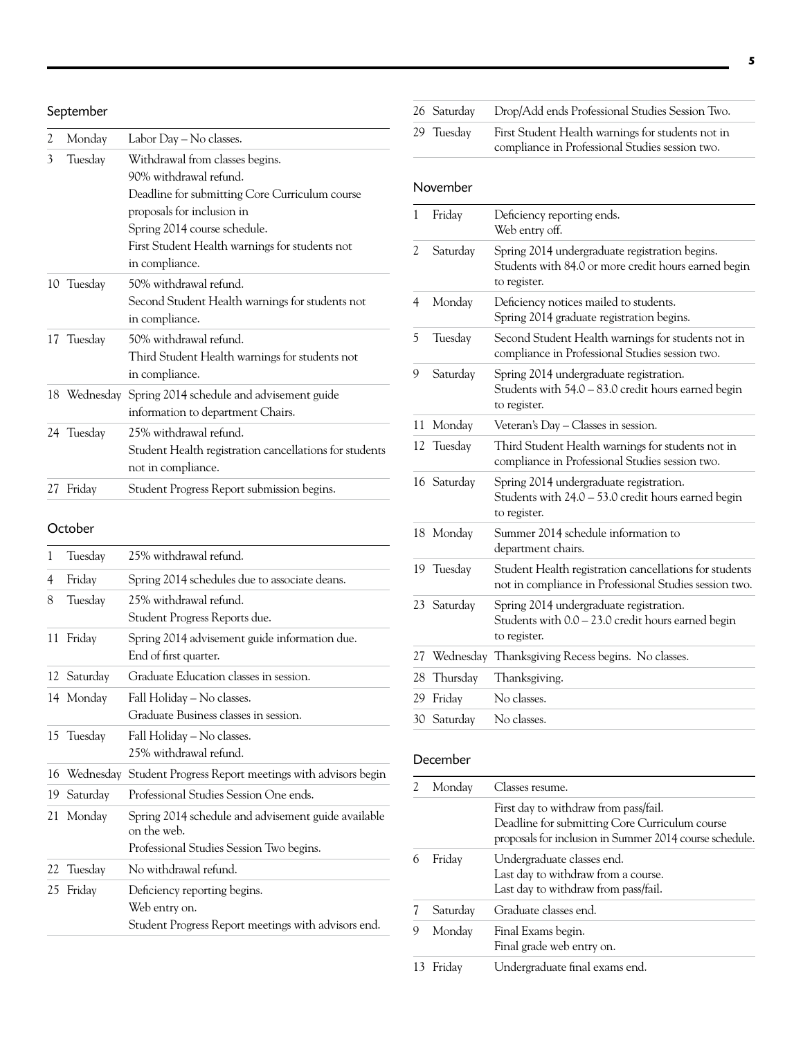## September

| | | |
|---|---|---|
| 2 | Monday | Labor Day – No classes. |
| 3 | Tuesday | Withdrawal from classes begins.<br>90% withdrawal refund.<br>Deadline for submitting Core Curriculum course proposals for inclusion in Spring 2014 course schedule.<br>First Student Health warnings for students not in compliance. |
| 10 | Tuesday | 50% withdrawal refund.<br>Second Student Health warnings for students not in compliance. |
| 17 | Tuesday | 50% withdrawal refund.<br>Third Student Health warnings for students not in compliance. |
| 18 | Wednesday | Spring 2014 schedule and advisement guide information to department Chairs. |
| 24 | Tuesday | 25% withdrawal refund.<br>Student Health registration cancellations for students not in compliance. |
| 27 | Friday | Student Progress Report submission begins. |

## October

| | | |
|---|---|---|
| 1 | Tuesday | 25% withdrawal refund. |
| 4 | Friday | Spring 2014 schedules due to associate deans. |
| 8 | Tuesday | 25% withdrawal refund.<br>Student Progress Reports due. |
| 11 | Friday | Spring 2014 advisement guide information due.<br>End of first quarter. |
| 12 | Saturday | Graduate Education classes in session. |
| 14 | Monday | Fall Holiday – No classes.<br>Graduate Business classes in session. |
| 15 | Tuesday | Fall Holiday – No classes.<br>25% withdrawal refund. |
| 16 | Wednesday | Student Progress Report meetings with advisors begin |
| 19 | Saturday | Professional Studies Session One ends. |
| 21 | Monday | Spring 2014 schedule and advisement guide available on the web.<br>Professional Studies Session Two begins. |
| 22 | Tuesday | No withdrawal refund. |
| 25 | Friday | Deficiency reporting begins.<br>Web entry on.<br>Student Progress Report meetings with advisors end. |
| 26 | Saturday | Drop/Add ends Professional Studies Session Two. |
| 29 | Tuesday | First Student Health warnings for students not in compliance in Professional Studies session two. |

## November

| | | |
|---|---|---|
| 1 | Friday | Deficiency reporting ends.<br>Web entry off. |
| 2 | Saturday | Spring 2014 undergraduate registration begins. Students with 84.0 or more credit hours earned begin to register. |
| 4 | Monday | Deficiency notices mailed to students.<br>Spring 2014 graduate registration begins. |
| 5 | Tuesday | Second Student Health warnings for students not in compliance in Professional Studies session two. |
| 9 | Saturday | Spring 2014 undergraduate registration. Students with 54.0 – 83.0 credit hours earned begin to register. |
| 11 | Monday | Veteran's Day – Classes in session. |
| 12 | Tuesday | Third Student Health warnings for students not in compliance in Professional Studies session two. |
| 16 | Saturday | Spring 2014 undergraduate registration. Students with 24.0 – 53.0 credit hours earned begin to register. |
| 18 | Monday | Summer 2014 schedule information to department chairs. |
| 19 | Tuesday | Student Health registration cancellations for students not in compliance in Professional Studies session two. |
| 23 | Saturday | Spring 2014 undergraduate registration. Students with 0.0 – 23.0 credit hours earned begin to register. |
| 27 | Wednesday | Thanksgiving Recess begins. No classes. |
| 28 | Thursday | Thanksgiving. |
| 29 | Friday | No classes. |
| 30 | Saturday | No classes. |

## December

| | | |
|---|---|---|
| 2 | Monday | Classes resume. |
| | | First day to withdraw from pass/fail.<br>Deadline for submitting Core Curriculum course proposals for inclusion in Summer 2014 course schedule. |
| 6 | Friday | Undergraduate classes end.<br>Last day to withdraw from a course.<br>Last day to withdraw from pass/fail. |
| 7 | Saturday | Graduate classes end. |
| 9 | Monday | Final Exams begin.<br>Final grade web entry on. |
| 13 | Friday | Undergraduate final exams end. |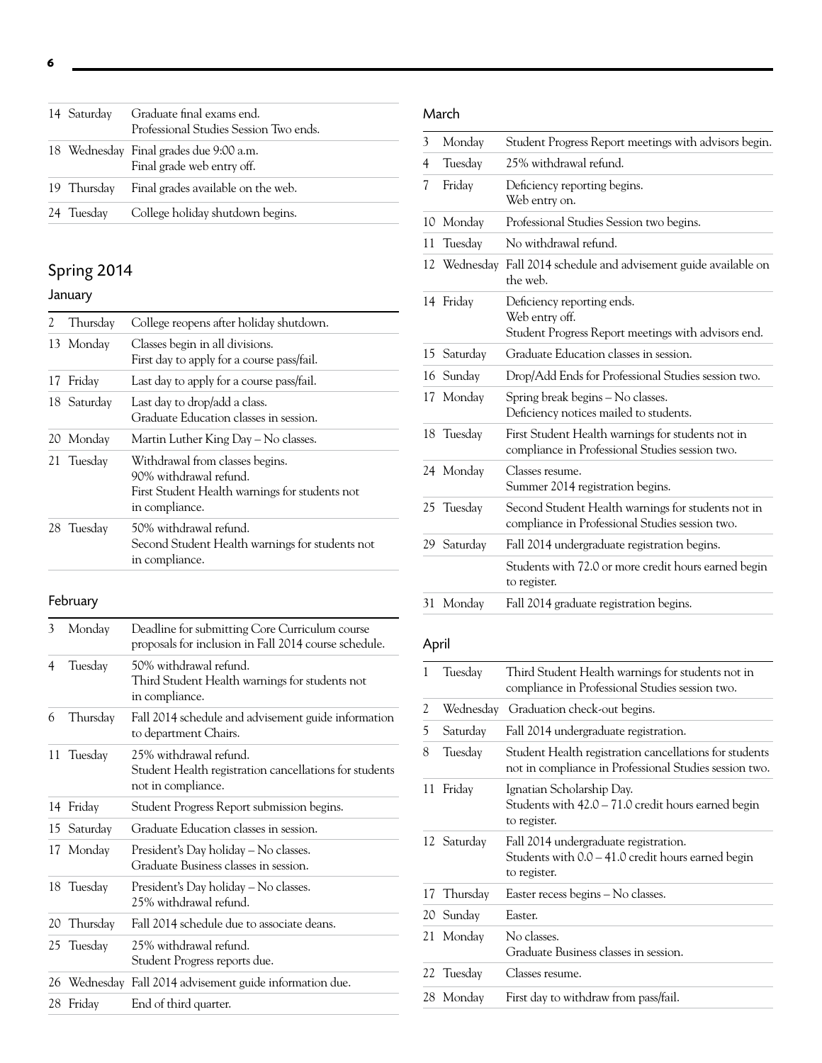| | | |
|---|---|---|
| 14 | Saturday | Graduate final exams end.<br>Professional Studies Session Two ends. |
| 18 | Wednesday | Final grades due 9:00 a.m.<br>Final grade web entry off. |
| 19 | Thursday | Final grades available on the web. |
| 24 | Tuesday | College holiday shutdown begins. |

## Spring 2014

### January

| | | |
|---|---|---|
| 2 | Thursday | College reopens after holiday shutdown. |
| 13 | Monday | Classes begin in all divisions.<br>First day to apply for a course pass/fail. |
| 17 | Friday | Last day to apply for a course pass/fail. |
| 18 | Saturday | Last day to drop/add a class.<br>Graduate Education classes in session. |
| 20 | Monday | Martin Luther King Day – No classes. |
| 21 | Tuesday | Withdrawal from classes begins.<br>90% withdrawal refund.<br>First Student Health warnings for students not in compliance. |
| 28 | Tuesday | 50% withdrawal refund.<br>Second Student Health warnings for students not in compliance. |

### February

| | | |
|---|---|---|
| 3 | Monday | Deadline for submitting Core Curriculum course proposals for inclusion in Fall 2014 course schedule. |
| 4 | Tuesday | 50% withdrawal refund.<br>Third Student Health warnings for students not in compliance. |
| 6 | Thursday | Fall 2014 schedule and advisement guide information to department Chairs. |
| 11 | Tuesday | 25% withdrawal refund.<br>Student Health registration cancellations for students not in compliance. |
| 14 | Friday | Student Progress Report submission begins. |
| 15 | Saturday | Graduate Education classes in session. |
| 17 | Monday | President's Day holiday – No classes.<br>Graduate Business classes in session. |
| 18 | Tuesday | President's Day holiday – No classes.<br>25% withdrawal refund. |
| 20 | Thursday | Fall 2014 schedule due to associate deans. |
| 25 | Tuesday | 25% withdrawal refund.<br>Student Progress reports due. |
| 26 | Wednesday | Fall 2014 advisement guide information due. |
| 28 | Friday | End of third quarter. |

### March

| | | |
|---|---|---|
| 3 | Monday | Student Progress Report meetings with advisors begin. |
| 4 | Tuesday | 25% withdrawal refund. |
| 7 | Friday | Deficiency reporting begins.<br>Web entry on. |
| 10 | Monday | Professional Studies Session two begins. |
| 11 | Tuesday | No withdrawal refund. |
| 12 | Wednesday | Fall 2014 schedule and advisement guide available on the web. |
| 14 | Friday | Deficiency reporting ends.<br>Web entry off.<br>Student Progress Report meetings with advisors end. |
| 15 | Saturday | Graduate Education classes in session. |
| 16 | Sunday | Drop/Add Ends for Professional Studies session two. |
| 17 | Monday | Spring break begins – No classes.<br>Deficiency notices mailed to students. |
| 18 | Tuesday | First Student Health warnings for students not in compliance in Professional Studies session two. |
| 24 | Monday | Classes resume.<br>Summer 2014 registration begins. |
| 25 | Tuesday | Second Student Health warnings for students not in compliance in Professional Studies session two. |
| 29 | Saturday | Fall 2014 undergraduate registration begins. |
| | | Students with 72.0 or more credit hours earned begin to register. |
| 31 | Monday | Fall 2014 graduate registration begins. |

### April

| | | |
|---|---|---|
| 1 | Tuesday | Third Student Health warnings for students not in compliance in Professional Studies session two. |
| 2 | Wednesday | Graduation check-out begins. |
| 5 | Saturday | Fall 2014 undergraduate registration. |
| 8 | Tuesday | Student Health registration cancellations for students not in compliance in Professional Studies session two. |
| 11 | Friday | Ignatian Scholarship Day.<br>Students with 42.0 – 71.0 credit hours earned begin to register. |
| 12 | Saturday | Fall 2014 undergraduate registration.<br>Students with 0.0 – 41.0 credit hours earned begin to register. |
| 17 | Thursday | Easter recess begins – No classes. |
| 20 | Sunday | Easter. |
| 21 | Monday | No classes.<br>Graduate Business classes in session. |
| 22 | Tuesday | Classes resume. |
| 28 | Monday | First day to withdraw from pass/fail. |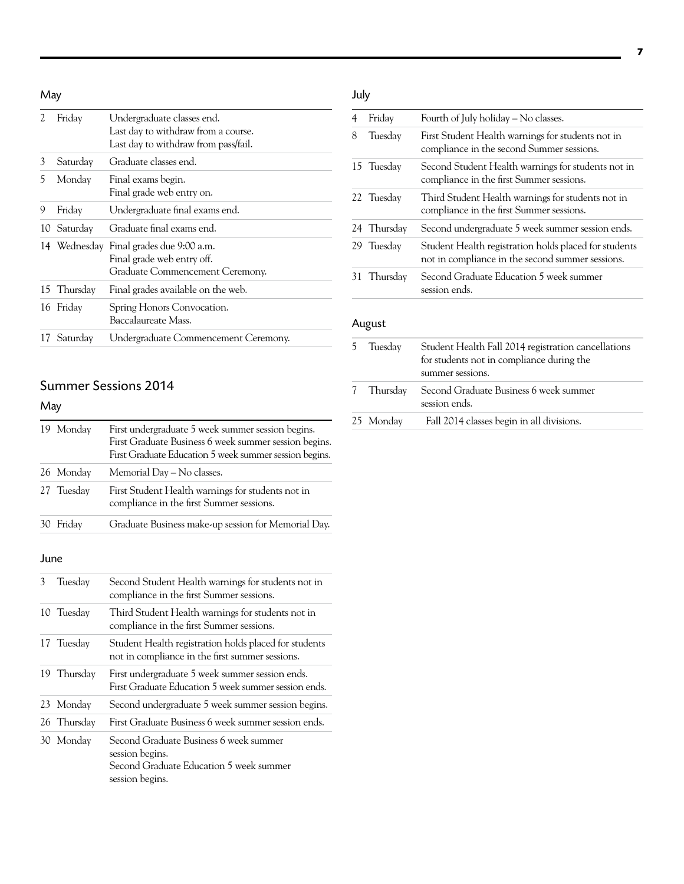## May

| | | |
|---|---|---|
| 2 | Friday | Undergraduate classes end.<br>Last day to withdraw from a course.<br>Last day to withdraw from pass/fail. |
| 3 | Saturday | Graduate classes end. |
| 5 | Monday | Final exams begin.<br>Final grade web entry on. |
| 9 | Friday | Undergraduate final exams end. |
| 10 | Saturday | Graduate final exams end. |
| 14 | Wednesday | Final grades due 9:00 a.m.<br>Final grade web entry off.<br>Graduate Commencement Ceremony. |
| 15 | Thursday | Final grades available on the web. |
| 16 | Friday | Spring Honors Convocation.<br>Baccalaureate Mass. |
| 17 | Saturday | Undergraduate Commencement Ceremony. |

# Summer Sessions 2014

## May

| | | |
|---|---|---|
| 19 | Monday | First undergraduate 5 week summer session begins.<br>First Graduate Business 6 week summer session begins.<br>First Graduate Education 5 week summer session begins. |
| 26 | Monday | Memorial Day – No classes. |
| 27 | Tuesday | First Student Health warnings for students not in compliance in the first Summer sessions. |
| 30 | Friday | Graduate Business make-up session for Memorial Day. |

## June

| | | |
|---|---|---|
| 3 | Tuesday | Second Student Health warnings for students not in compliance in the first Summer sessions. |
| 10 | Tuesday | Third Student Health warnings for students not in compliance in the first Summer sessions. |
| 17 | Tuesday | Student Health registration holds placed for students not in compliance in the first summer sessions. |
| 19 | Thursday | First undergraduate 5 week summer session ends.<br>First Graduate Education 5 week summer session ends. |
| 23 | Monday | Second undergraduate 5 week summer session begins. |
| 26 | Thursday | First Graduate Business 6 week summer session ends. |
| 30 | Monday | Second Graduate Business 6 week summer session begins.<br>Second Graduate Education 5 week summer session begins. |

## July

| | | |
|---|---|---|
| 4 | Friday | Fourth of July holiday – No classes. |
| 8 | Tuesday | First Student Health warnings for students not in compliance in the second Summer sessions. |
| 15 | Tuesday | Second Student Health warnings for students not in compliance in the first Summer sessions. |
| 22 | Tuesday | Third Student Health warnings for students not in compliance in the first Summer sessions. |
| 24 | Thursday | Second undergraduate 5 week summer session ends. |
| 29 | Tuesday | Student Health registration holds placed for students not in compliance in the second summer sessions. |
| 31 | Thursday | Second Graduate Education 5 week summer session ends. |

## August

| | | |
|---|---|---|
| 5 | Tuesday | Student Health Fall 2014 registration cancellations for students not in compliance during the summer sessions. |
| 7 | Thursday | Second Graduate Business 6 week summer session ends. |
| 25 | Monday | Fall 2014 classes begin in all divisions. |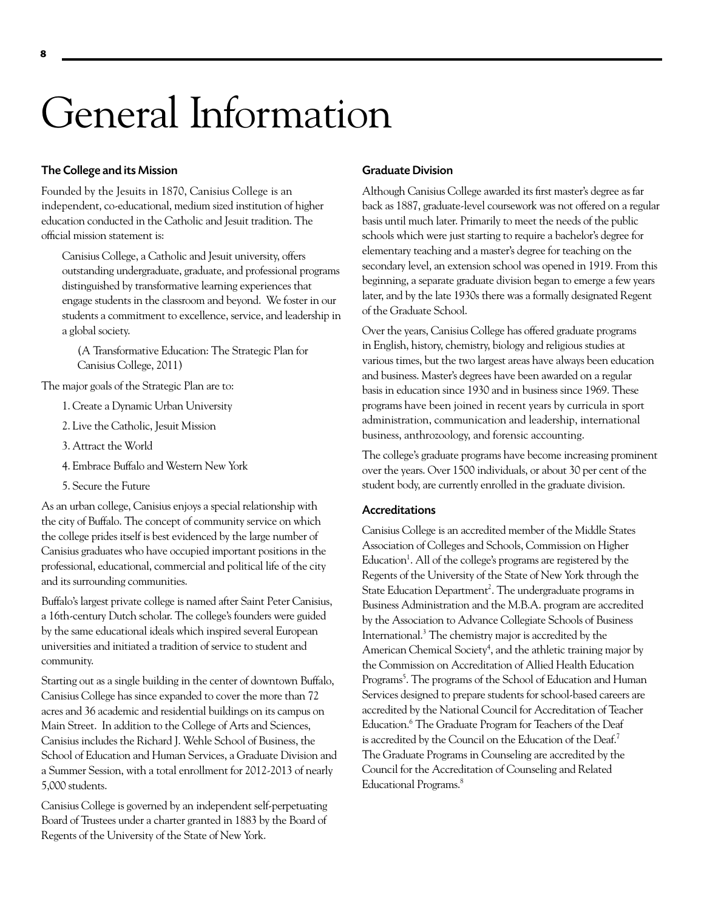# General Information

## The College and its Mission

Founded by the Jesuits in 1870, Canisius College is an independent, co-educational, medium sized institution of higher education conducted in the Catholic and Jesuit tradition. The official mission statement is:

> Canisius College, a Catholic and Jesuit university, offers outstanding undergraduate, graduate, and professional programs distinguished by transformative learning experiences that engage students in the classroom and beyond. We foster in our students a commitment to excellence, service, and leadership in a global society.
>
> (A Transformative Education: The Strategic Plan for Canisius College, 2011)

The major goals of the Strategic Plan are to:

1. Create a Dynamic Urban University
2. Live the Catholic, Jesuit Mission
3. Attract the World
4. Embrace Buffalo and Western New York
5. Secure the Future

As an urban college, Canisius enjoys a special relationship with the city of Buffalo. The concept of community service on which the college prides itself is best evidenced by the large number of Canisius graduates who have occupied important positions in the professional, educational, commercial and political life of the city and its surrounding communities.

Buffalo's largest private college is named after Saint Peter Canisius, a 16th-century Dutch scholar. The college's founders were guided by the same educational ideals which inspired several European universities and initiated a tradition of service to student and community.

Starting out as a single building in the center of downtown Buffalo, Canisius College has since expanded to cover the more than 72 acres and 36 academic and residential buildings on its campus on Main Street. In addition to the College of Arts and Sciences, Canisius includes the Richard J. Wehle School of Business, the School of Education and Human Services, a Graduate Division and a Summer Session, with a total enrollment for 2012-2013 of nearly 5,000 students.

Canisius College is governed by an independent self-perpetuating Board of Trustees under a charter granted in 1883 by the Board of Regents of the University of the State of New York.

## Graduate Division

Although Canisius College awarded its first master's degree as far back as 1887, graduate-level coursework was not offered on a regular basis until much later. Primarily to meet the needs of the public schools which were just starting to require a bachelor's degree for elementary teaching and a master's degree for teaching on the secondary level, an extension school was opened in 1919. From this beginning, a separate graduate division began to emerge a few years later, and by the late 1930s there was a formally designated Regent of the Graduate School.

Over the years, Canisius College has offered graduate programs in English, history, chemistry, biology and religious studies at various times, but the two largest areas have always been education and business. Master's degrees have been awarded on a regular basis in education since 1930 and in business since 1969. These programs have been joined in recent years by curricula in sport administration, communication and leadership, international business, anthrozoology, and forensic accounting.

The college's graduate programs have become increasing prominent over the years. Over 1500 individuals, or about 30 per cent of the student body, are currently enrolled in the graduate division.

## Accreditations

Canisius College is an accredited member of the Middle States Association of Colleges and Schools, Commission on Higher Education[1]. All of the college's programs are registered by the Regents of the University of the State of New York through the State Education Department[2]. The undergraduate programs in Business Administration and the M.B.A. program are accredited by the Association to Advance Collegiate Schools of Business International.[3] The chemistry major is accredited by the American Chemical Society[4], and the athletic training major by the Commission on Accreditation of Allied Health Education Programs[5]. The programs of the School of Education and Human Services designed to prepare students for school-based careers are accredited by the National Council for Accreditation of Teacher Education.[6] The Graduate Program for Teachers of the Deaf is accredited by the Council on the Education of the Deaf.[7] The Graduate Programs in Counseling are accredited by the Council for the Accreditation of Counseling and Related Educational Programs.[8]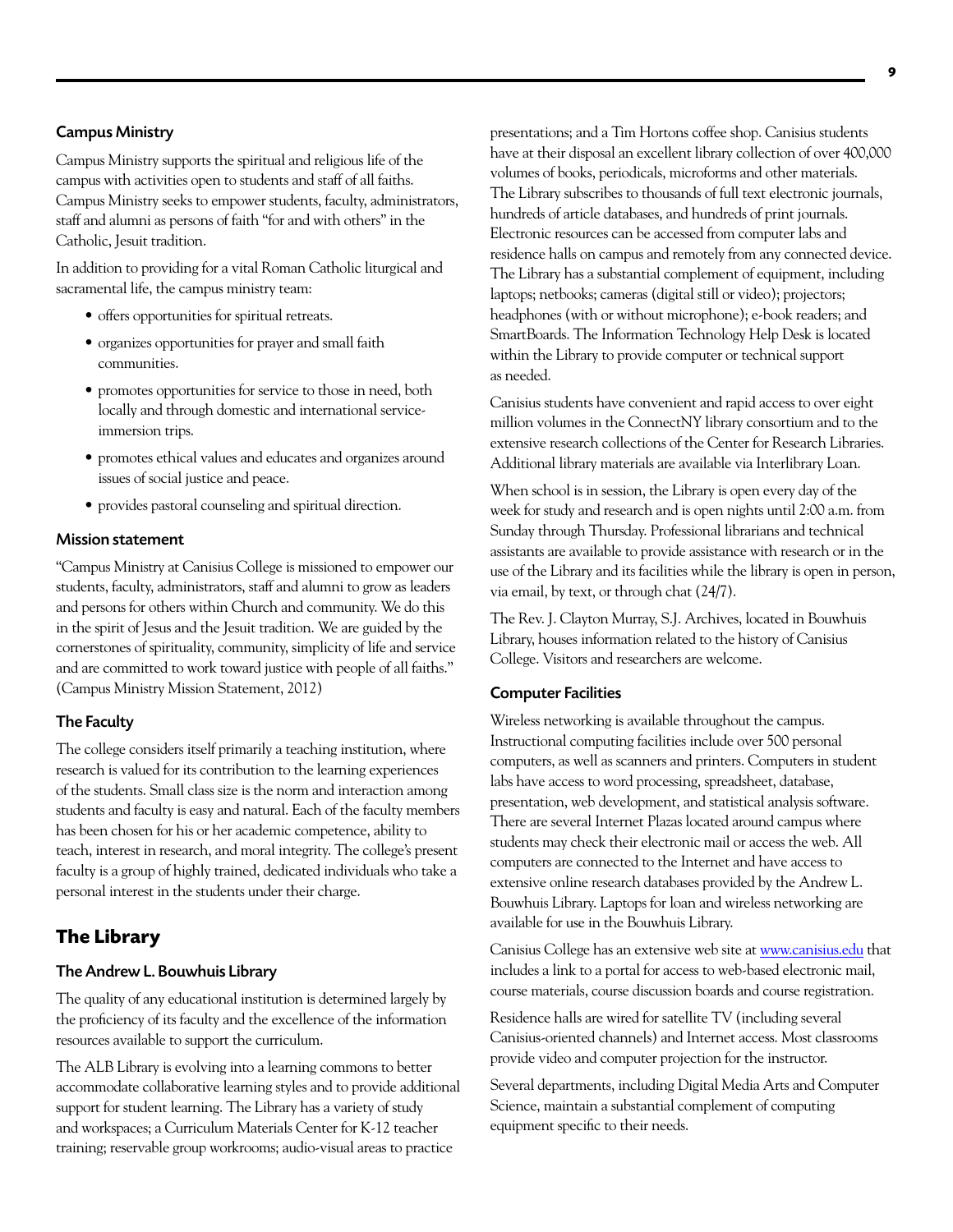### Campus Ministry

Campus Ministry supports the spiritual and religious life of the campus with activities open to students and staff of all faiths. Campus Ministry seeks to empower students, faculty, administrators, staff and alumni as persons of faith "for and with others" in the Catholic, Jesuit tradition.

In addition to providing for a vital Roman Catholic liturgical and sacramental life, the campus ministry team:

- offers opportunities for spiritual retreats.
- organizes opportunities for prayer and small faith communities.
- promotes opportunities for service to those in need, both locally and through domestic and international service-immersion trips.
- promotes ethical values and educates and organizes around issues of social justice and peace.
- provides pastoral counseling and spiritual direction.

### Mission statement

"Campus Ministry at Canisius College is missioned to empower our students, faculty, administrators, staff and alumni to grow as leaders and persons for others within Church and community. We do this in the spirit of Jesus and the Jesuit tradition. We are guided by the cornerstones of spirituality, community, simplicity of life and service and are committed to work toward justice with people of all faiths." (Campus Ministry Mission Statement, 2012)

### The Faculty

The college considers itself primarily a teaching institution, where research is valued for its contribution to the learning experiences of the students. Small class size is the norm and interaction among students and faculty is easy and natural. Each of the faculty members has been chosen for his or her academic competence, ability to teach, interest in research, and moral integrity. The college's present faculty is a group of highly trained, dedicated individuals who take a personal interest in the students under their charge.

## The Library

### The Andrew L. Bouwhuis Library

The quality of any educational institution is determined largely by the proficiency of its faculty and the excellence of the information resources available to support the curriculum.

The ALB Library is evolving into a learning commons to better accommodate collaborative learning styles and to provide additional support for student learning. The Library has a variety of study and workspaces; a Curriculum Materials Center for K-12 teacher training; reservable group workrooms; audio-visual areas to practice presentations; and a Tim Hortons coffee shop. Canisius students have at their disposal an excellent library collection of over 400,000 volumes of books, periodicals, microforms and other materials. The Library subscribes to thousands of full text electronic journals, hundreds of article databases, and hundreds of print journals. Electronic resources can be accessed from computer labs and residence halls on campus and remotely from any connected device. The Library has a substantial complement of equipment, including laptops; netbooks; cameras (digital still or video); projectors; headphones (with or without microphone); e-book readers; and SmartBoards. The Information Technology Help Desk is located within the Library to provide computer or technical support as needed.

Canisius students have convenient and rapid access to over eight million volumes in the ConnectNY library consortium and to the extensive research collections of the Center for Research Libraries. Additional library materials are available via Interlibrary Loan.

When school is in session, the Library is open every day of the week for study and research and is open nights until 2:00 a.m. from Sunday through Thursday. Professional librarians and technical assistants are available to provide assistance with research or in the use of the Library and its facilities while the library is open in person, via email, by text, or through chat (24/7).

The Rev. J. Clayton Murray, S.J. Archives, located in Bouwhuis Library, houses information related to the history of Canisius College. Visitors and researchers are welcome.

### Computer Facilities

Wireless networking is available throughout the campus. Instructional computing facilities include over 500 personal computers, as well as scanners and printers. Computers in student labs have access to word processing, spreadsheet, database, presentation, web development, and statistical analysis software. There are several Internet Plazas located around campus where students may check their electronic mail or access the web. All computers are connected to the Internet and have access to extensive online research databases provided by the Andrew L. Bouwhuis Library. Laptops for loan and wireless networking are available for use in the Bouwhuis Library.

Canisius College has an extensive web site at www.canisius.edu that includes a link to a portal for access to web-based electronic mail, course materials, course discussion boards and course registration.

Residence halls are wired for satellite TV (including several Canisius-oriented channels) and Internet access. Most classrooms provide video and computer projection for the instructor.

Several departments, including Digital Media Arts and Computer Science, maintain a substantial complement of computing equipment specific to their needs.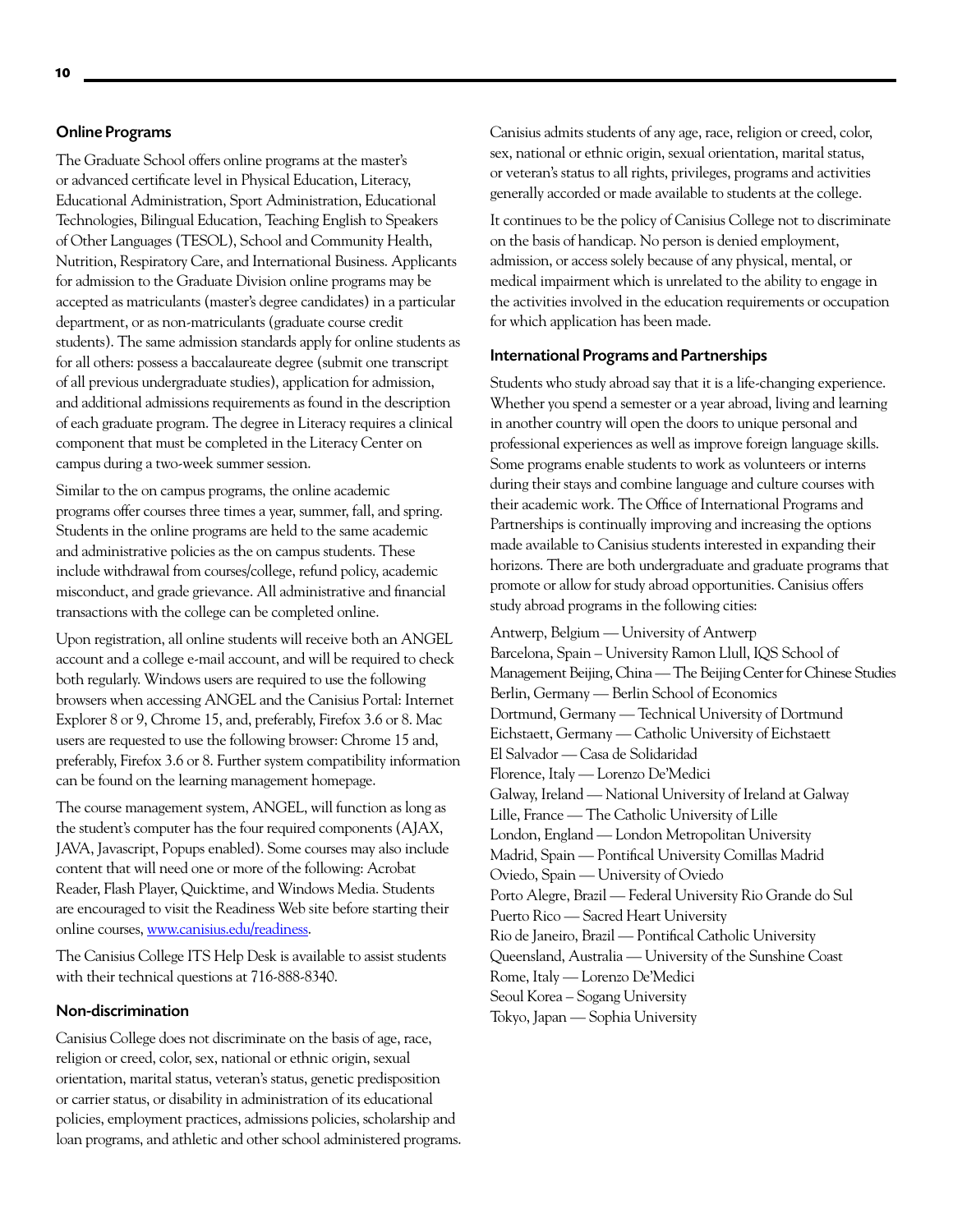## Online Programs

The Graduate School offers online programs at the master's or advanced certificate level in Physical Education, Literacy, Educational Administration, Sport Administration, Educational Technologies, Bilingual Education, Teaching English to Speakers of Other Languages (TESOL), School and Community Health, Nutrition, Respiratory Care, and International Business. Applicants for admission to the Graduate Division online programs may be accepted as matriculants (master's degree candidates) in a particular department, or as non-matriculants (graduate course credit students). The same admission standards apply for online students as for all others: possess a baccalaureate degree (submit one transcript of all previous undergraduate studies), application for admission, and additional admissions requirements as found in the description of each graduate program. The degree in Literacy requires a clinical component that must be completed in the Literacy Center on campus during a two-week summer session.

Similar to the on campus programs, the online academic programs offer courses three times a year, summer, fall, and spring. Students in the online programs are held to the same academic and administrative policies as the on campus students. These include withdrawal from courses/college, refund policy, academic misconduct, and grade grievance. All administrative and financial transactions with the college can be completed online.

Upon registration, all online students will receive both an ANGEL account and a college e-mail account, and will be required to check both regularly. Windows users are required to use the following browsers when accessing ANGEL and the Canisius Portal: Internet Explorer 8 or 9, Chrome 15, and, preferably, Firefox 3.6 or 8. Mac users are requested to use the following browser: Chrome 15 and, preferably, Firefox 3.6 or 8. Further system compatibility information can be found on the learning management homepage.

The course management system, ANGEL, will function as long as the student's computer has the four required components (AJAX, JAVA, Javascript, Popups enabled). Some courses may also include content that will need one or more of the following: Acrobat Reader, Flash Player, Quicktime, and Windows Media. Students are encouraged to visit the Readiness Web site before starting their online courses, www.canisius.edu/readiness.

The Canisius College ITS Help Desk is available to assist students with their technical questions at 716-888-8340.

## Non-discrimination

Canisius College does not discriminate on the basis of age, race, religion or creed, color, sex, national or ethnic origin, sexual orientation, marital status, veteran's status, genetic predisposition or carrier status, or disability in administration of its educational policies, employment practices, admissions policies, scholarship and loan programs, and athletic and other school administered programs. Canisius admits students of any age, race, religion or creed, color, sex, national or ethnic origin, sexual orientation, marital status, or veteran's status to all rights, privileges, programs and activities generally accorded or made available to students at the college.

It continues to be the policy of Canisius College not to discriminate on the basis of handicap. No person is denied employment, admission, or access solely because of any physical, mental, or medical impairment which is unrelated to the ability to engage in the activities involved in the education requirements or occupation for which application has been made.

## International Programs and Partnerships

Students who study abroad say that it is a life-changing experience. Whether you spend a semester or a year abroad, living and learning in another country will open the doors to unique personal and professional experiences as well as improve foreign language skills. Some programs enable students to work as volunteers or interns during their stays and combine language and culture courses with their academic work. The Office of International Programs and Partnerships is continually improving and increasing the options made available to Canisius students interested in expanding their horizons. There are both undergraduate and graduate programs that promote or allow for study abroad opportunities. Canisius offers study abroad programs in the following cities:

Antwerp, Belgium — University of Antwerp
Barcelona, Spain – University Ramon Llull, IQS School of Management Beijing, China — The Beijing Center for Chinese Studies
Berlin, Germany — Berlin School of Economics
Dortmund, Germany — Technical University of Dortmund
Eichstaett, Germany — Catholic University of Eichstaett
El Salvador — Casa de Solidaridad
Florence, Italy — Lorenzo De'Medici
Galway, Ireland — National University of Ireland at Galway
Lille, France — The Catholic University of Lille
London, England — London Metropolitan University
Madrid, Spain — Pontifical University Comillas Madrid
Oviedo, Spain — University of Oviedo
Porto Alegre, Brazil — Federal University Rio Grande do Sul
Puerto Rico — Sacred Heart University
Rio de Janeiro, Brazil — Pontifical Catholic University
Queensland, Australia — University of the Sunshine Coast
Rome, Italy — Lorenzo De'Medici
Seoul Korea – Sogang University
Tokyo, Japan — Sophia University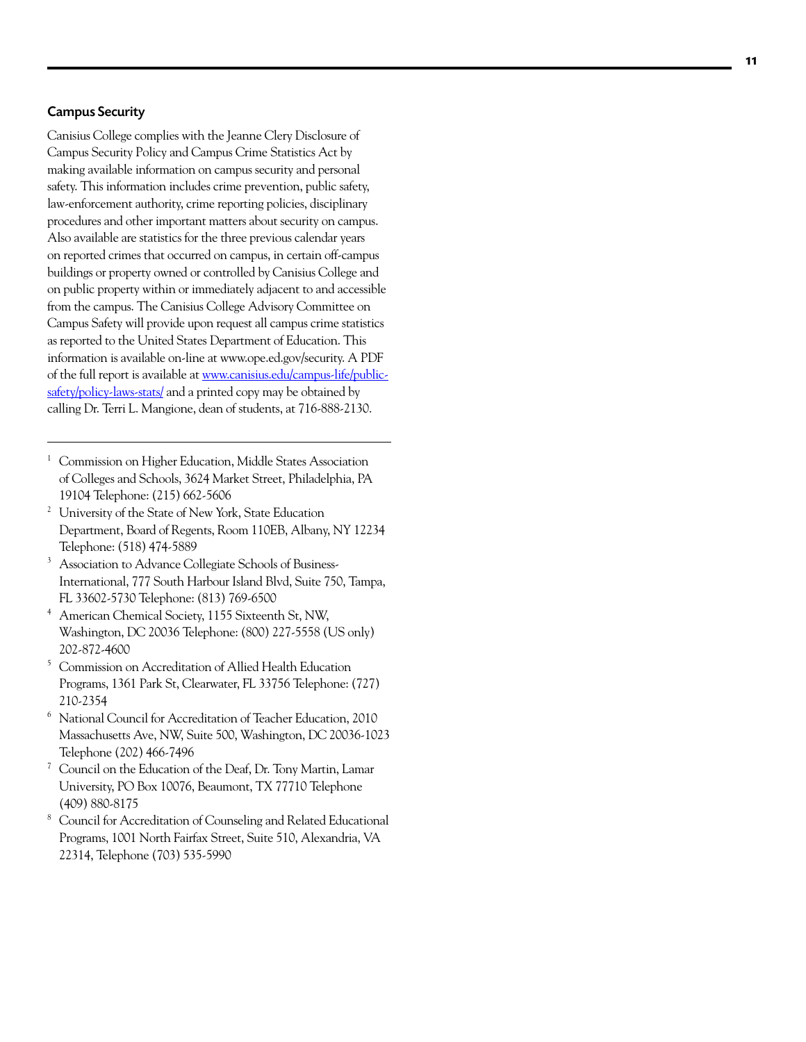## Campus Security

Canisius College complies with the Jeanne Clery Disclosure of Campus Security Policy and Campus Crime Statistics Act by making available information on campus security and personal safety. This information includes crime prevention, public safety, law-enforcement authority, crime reporting policies, disciplinary procedures and other important matters about security on campus. Also available are statistics for the three previous calendar years on reported crimes that occurred on campus, in certain off-campus buildings or property owned or controlled by Canisius College and on public property within or immediately adjacent to and accessible from the campus. The Canisius College Advisory Committee on Campus Safety will provide upon request all campus crime statistics as reported to the United States Department of Education. This information is available on-line at www.ope.ed.gov/security. A PDF of the full report is available at [www.canisius.edu/campus-life/public-safety/policy-laws-stats/](www.canisius.edu/campus-life/public-safety/policy-laws-stats/) and a printed copy may be obtained by calling Dr. Terri L. Mangione, dean of students, at 716-888-2130.

---

[1] Commission on Higher Education, Middle States Association of Colleges and Schools, 3624 Market Street, Philadelphia, PA 19104 Telephone: (215) 662-5606

[2] University of the State of New York, State Education Department, Board of Regents, Room 110EB, Albany, NY 12234 Telephone: (518) 474-5889

[3] Association to Advance Collegiate Schools of Business-International, 777 South Harbour Island Blvd, Suite 750, Tampa, FL 33602-5730 Telephone: (813) 769-6500

[4] American Chemical Society, 1155 Sixteenth St, NW, Washington, DC 20036 Telephone: (800) 227-5558 (US only) 202-872-4600

[5] Commission on Accreditation of Allied Health Education Programs, 1361 Park St, Clearwater, FL 33756 Telephone: (727) 210-2354

[6] National Council for Accreditation of Teacher Education, 2010 Massachusetts Ave, NW, Suite 500, Washington, DC 20036-1023 Telephone (202) 466-7496

[7] Council on the Education of the Deaf, Dr. Tony Martin, Lamar University, PO Box 10076, Beaumont, TX 77710 Telephone (409) 880-8175

[8] Council for Accreditation of Counseling and Related Educational Programs, 1001 North Fairfax Street, Suite 510, Alexandria, VA 22314, Telephone (703) 535-5990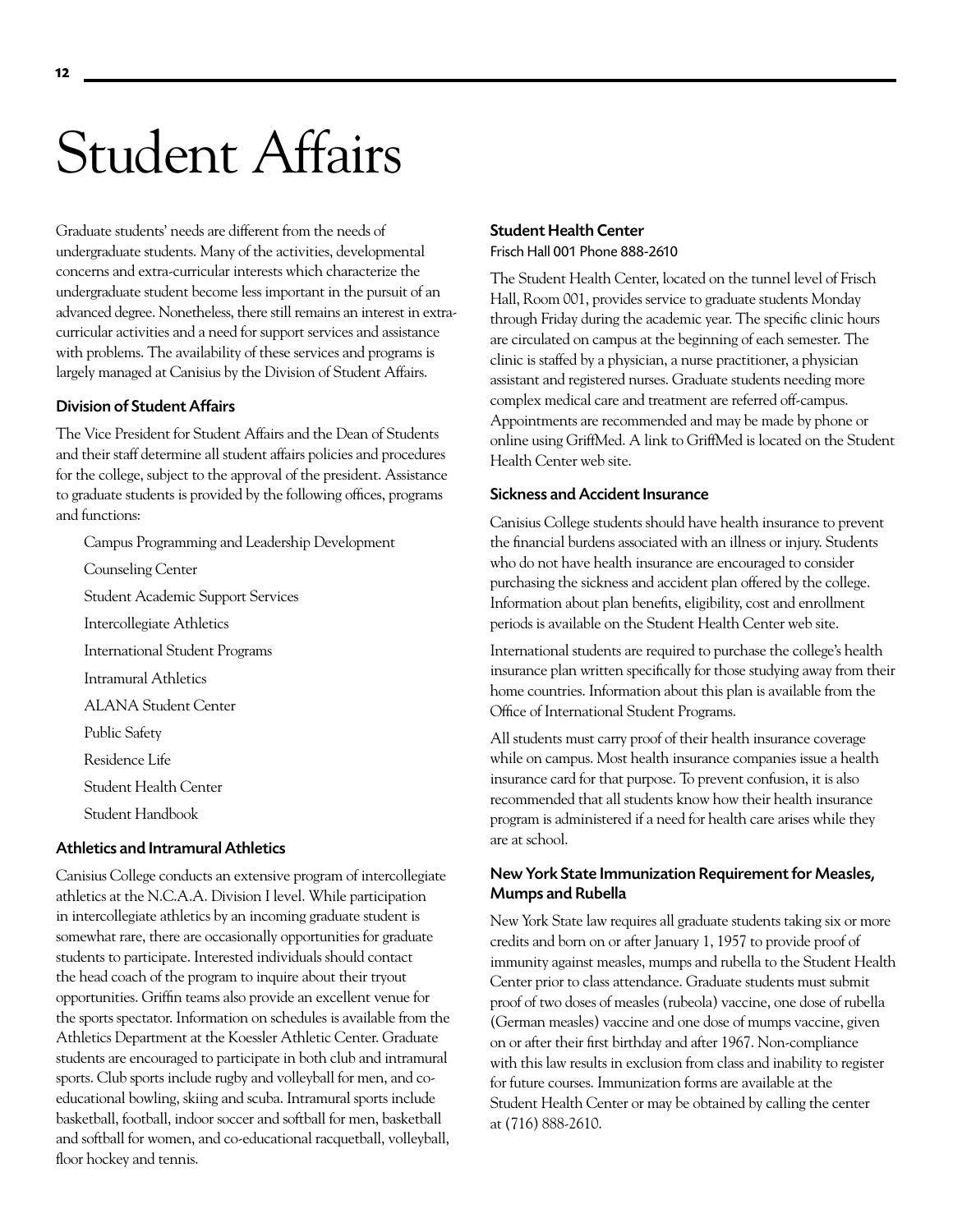# Student Affairs

Graduate students' needs are different from the needs of undergraduate students. Many of the activities, developmental concerns and extra-curricular interests which characterize the undergraduate student become less important in the pursuit of an advanced degree. Nonetheless, there still remains an interest in extra-curricular activities and a need for support services and assistance with problems. The availability of these services and programs is largely managed at Canisius by the Division of Student Affairs.

### Division of Student Affairs

The Vice President for Student Affairs and the Dean of Students and their staff determine all student affairs policies and procedures for the college, subject to the approval of the president. Assistance to graduate students is provided by the following offices, programs and functions:

- Campus Programming and Leadership Development
- Counseling Center
- Student Academic Support Services
- Intercollegiate Athletics
- International Student Programs
- Intramural Athletics
- ALANA Student Center
- Public Safety
- Residence Life
- Student Health Center
- Student Handbook

### Athletics and Intramural Athletics

Canisius College conducts an extensive program of intercollegiate athletics at the N.C.A.A. Division I level. While participation in intercollegiate athletics by an incoming graduate student is somewhat rare, there are occasionally opportunities for graduate students to participate. Interested individuals should contact the head coach of the program to inquire about their tryout opportunities. Griffin teams also provide an excellent venue for the sports spectator. Information on schedules is available from the Athletics Department at the Koessler Athletic Center. Graduate students are encouraged to participate in both club and intramural sports. Club sports include rugby and volleyball for men, and co-educational bowling, skiing and scuba. Intramural sports include basketball, football, indoor soccer and softball for men, basketball and softball for women, and co-educational racquetball, volleyball, floor hockey and tennis.

### Student Health Center

Frisch Hall 001 Phone 888-2610

The Student Health Center, located on the tunnel level of Frisch Hall, Room 001, provides service to graduate students Monday through Friday during the academic year. The specific clinic hours are circulated on campus at the beginning of each semester. The clinic is staffed by a physician, a nurse practitioner, a physician assistant and registered nurses. Graduate students needing more complex medical care and treatment are referred off-campus. Appointments are recommended and may be made by phone or online using GriffMed. A link to GriffMed is located on the Student Health Center web site.

### Sickness and Accident Insurance

Canisius College students should have health insurance to prevent the financial burdens associated with an illness or injury. Students who do not have health insurance are encouraged to consider purchasing the sickness and accident plan offered by the college. Information about plan benefits, eligibility, cost and enrollment periods is available on the Student Health Center web site.

International students are required to purchase the college's health insurance plan written specifically for those studying away from their home countries. Information about this plan is available from the Office of International Student Programs.

All students must carry proof of their health insurance coverage while on campus. Most health insurance companies issue a health insurance card for that purpose. To prevent confusion, it is also recommended that all students know how their health insurance program is administered if a need for health care arises while they are at school.

### New York State Immunization Requirement for Measles, Mumps and Rubella

New York State law requires all graduate students taking six or more credits and born on or after January 1, 1957 to provide proof of immunity against measles, mumps and rubella to the Student Health Center prior to class attendance. Graduate students must submit proof of two doses of measles (rubeola) vaccine, one dose of rubella (German measles) vaccine and one dose of mumps vaccine, given on or after their first birthday and after 1967. Non-compliance with this law results in exclusion from class and inability to register for future courses. Immunization forms are available at the Student Health Center or may be obtained by calling the center at (716) 888-2610.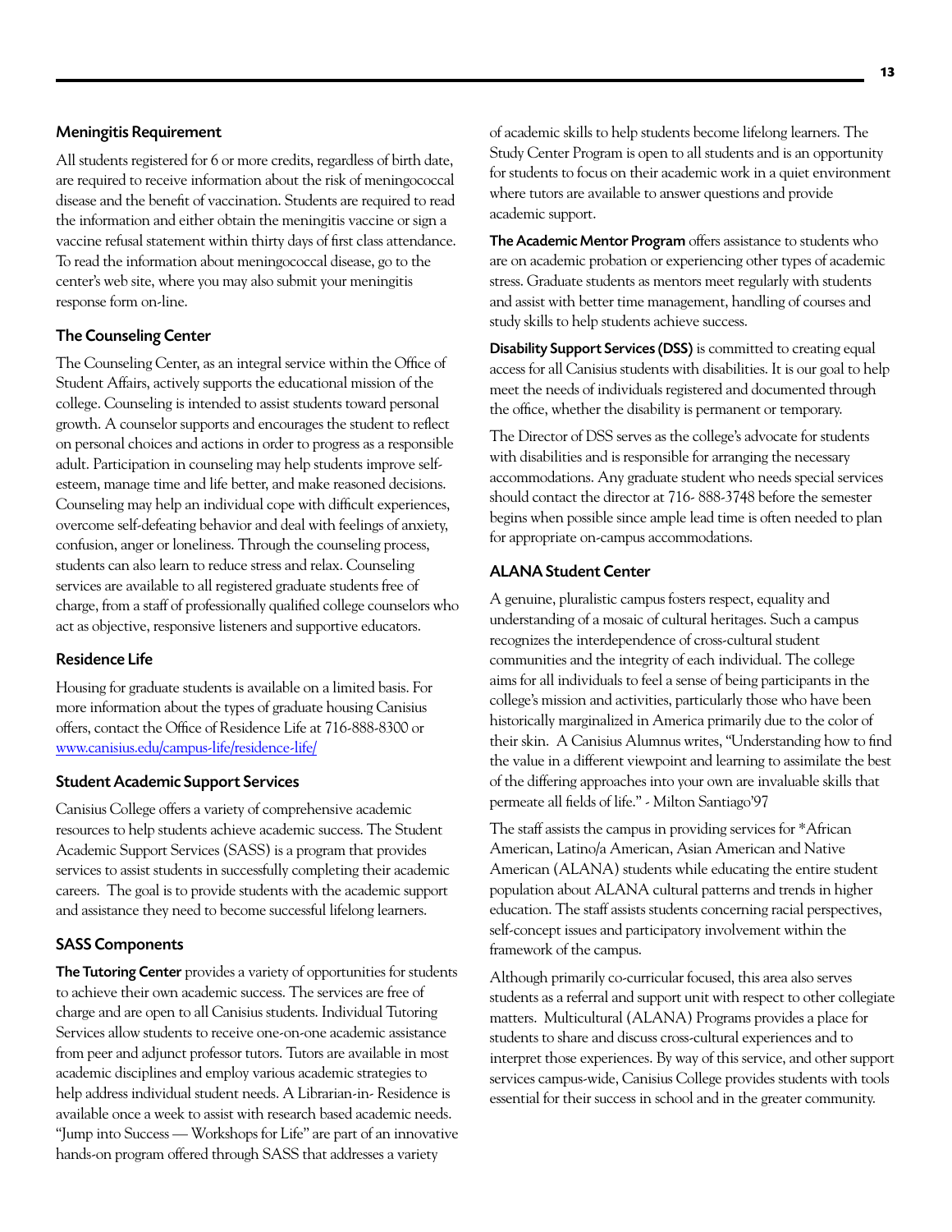## Meningitis Requirement

All students registered for 6 or more credits, regardless of birth date, are required to receive information about the risk of meningococcal disease and the benefit of vaccination. Students are required to read the information and either obtain the meningitis vaccine or sign a vaccine refusal statement within thirty days of first class attendance. To read the information about meningococcal disease, go to the center's web site, where you may also submit your meningitis response form on-line.

## The Counseling Center

The Counseling Center, as an integral service within the Office of Student Affairs, actively supports the educational mission of the college. Counseling is intended to assist students toward personal growth. A counselor supports and encourages the student to reflect on personal choices and actions in order to progress as a responsible adult. Participation in counseling may help students improve self-esteem, manage time and life better, and make reasoned decisions. Counseling may help an individual cope with difficult experiences, overcome self-defeating behavior and deal with feelings of anxiety, confusion, anger or loneliness. Through the counseling process, students can also learn to reduce stress and relax. Counseling services are available to all registered graduate students free of charge, from a staff of professionally qualified college counselors who act as objective, responsive listeners and supportive educators.

## Residence Life

Housing for graduate students is available on a limited basis. For more information about the types of graduate housing Canisius offers, contact the Office of Residence Life at 716-888-8300 or [www.canisius.edu/campus-life/residence-life/](www.canisius.edu/campus-life/residence-life/)

## Student Academic Support Services

Canisius College offers a variety of comprehensive academic resources to help students achieve academic success. The Student Academic Support Services (SASS) is a program that provides services to assist students in successfully completing their academic careers. The goal is to provide students with the academic support and assistance they need to become successful lifelong learners.

## SASS Components

**The Tutoring Center** provides a variety of opportunities for students to achieve their own academic success. The services are free of charge and are open to all Canisius students. Individual Tutoring Services allow students to receive one-on-one academic assistance from peer and adjunct professor tutors. Tutors are available in most academic disciplines and employ various academic strategies to help address individual student needs. A Librarian-in- Residence is available once a week to assist with research based academic needs. "Jump into Success — Workshops for Life" are part of an innovative hands-on program offered through SASS that addresses a variety of academic skills to help students become lifelong learners. The Study Center Program is open to all students and is an opportunity for students to focus on their academic work in a quiet environment where tutors are available to answer questions and provide academic support.

**The Academic Mentor Program** offers assistance to students who are on academic probation or experiencing other types of academic stress. Graduate students as mentors meet regularly with students and assist with better time management, handling of courses and study skills to help students achieve success.

**Disability Support Services (DSS)** is committed to creating equal access for all Canisius students with disabilities. It is our goal to help meet the needs of individuals registered and documented through the office, whether the disability is permanent or temporary.

The Director of DSS serves as the college's advocate for students with disabilities and is responsible for arranging the necessary accommodations. Any graduate student who needs special services should contact the director at 716- 888-3748 before the semester begins when possible since ample lead time is often needed to plan for appropriate on-campus accommodations.

## ALANA Student Center

A genuine, pluralistic campus fosters respect, equality and understanding of a mosaic of cultural heritages. Such a campus recognizes the interdependence of cross-cultural student communities and the integrity of each individual. The college aims for all individuals to feel a sense of being participants in the college's mission and activities, particularly those who have been historically marginalized in America primarily due to the color of their skin. A Canisius Alumnus writes, "Understanding how to find the value in a different viewpoint and learning to assimilate the best of the differing approaches into your own are invaluable skills that permeate all fields of life." - Milton Santiago'97

The staff assists the campus in providing services for *African American, Latino/a American, Asian American and Native American (ALANA) students while educating the entire student population about ALANA cultural patterns and trends in higher education. The staff assists students concerning racial perspectives, self-concept issues and participatory involvement within the framework of the campus.

Although primarily co-curricular focused, this area also serves students as a referral and support unit with respect to other collegiate matters. Multicultural (ALANA) Programs provides a place for students to share and discuss cross-cultural experiences and to interpret those experiences. By way of this service, and other support services campus-wide, Canisius College provides students with tools essential for their success in school and in the greater community.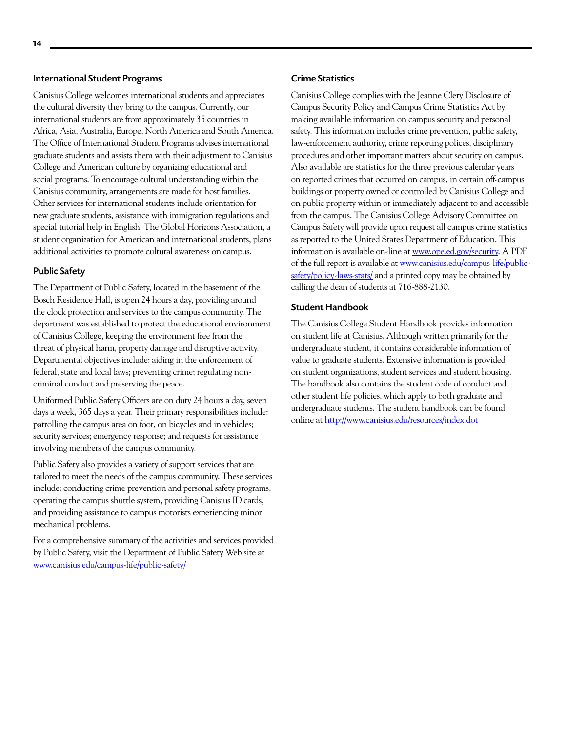## International Student Programs

Canisius College welcomes international students and appreciates the cultural diversity they bring to the campus. Currently, our international students are from approximately 35 countries in Africa, Asia, Australia, Europe, North America and South America. The Office of International Student Programs advises international graduate students and assists them with their adjustment to Canisius College and American culture by organizing educational and social programs. To encourage cultural understanding within the Canisius community, arrangements are made for host families. Other services for international students include orientation for new graduate students, assistance with immigration regulations and special tutorial help in English. The Global Horizons Association, a student organization for American and international students, plans additional activities to promote cultural awareness on campus.

## Public Safety

The Department of Public Safety, located in the basement of the Bosch Residence Hall, is open 24 hours a day, providing around the clock protection and services to the campus community. The department was established to protect the educational environment of Canisius College, keeping the environment free from the threat of physical harm, property damage and disruptive activity. Departmental objectives include: aiding in the enforcement of federal, state and local laws; preventing crime; regulating non-criminal conduct and preserving the peace.

Uniformed Public Safety Officers are on duty 24 hours a day, seven days a week, 365 days a year. Their primary responsibilities include: patrolling the campus area on foot, on bicycles and in vehicles; security services; emergency response; and requests for assistance involving members of the campus community.

Public Safety also provides a variety of support services that are tailored to meet the needs of the campus community. These services include: conducting crime prevention and personal safety programs, operating the campus shuttle system, providing Canisius ID cards, and providing assistance to campus motorists experiencing minor mechanical problems.

For a comprehensive summary of the activities and services provided by Public Safety, visit the Department of Public Safety Web site at www.canisius.edu/campus-life/public-safety/

## Crime Statistics

Canisius College complies with the Jeanne Clery Disclosure of Campus Security Policy and Campus Crime Statistics Act by making available information on campus security and personal safety. This information includes crime prevention, public safety, law-enforcement authority, crime reporting polices, disciplinary procedures and other important matters about security on campus. Also available are statistics for the three previous calendar years on reported crimes that occurred on campus, in certain off-campus buildings or property owned or controlled by Canisius College and on public property within or immediately adjacent to and accessible from the campus. The Canisius College Advisory Committee on Campus Safety will provide upon request all campus crime statistics as reported to the United States Department of Education. This information is available on-line at www.ope.ed.gov/security. A PDF of the full report is available at www.canisius.edu/campus-life/public-safety/policy-laws-stats/ and a printed copy may be obtained by calling the dean of students at 716-888-2130.

## Student Handbook

The Canisius College Student Handbook provides information on student life at Canisius. Although written primarily for the undergraduate student, it contains considerable information of value to graduate students. Extensive information is provided on student organizations, student services and student housing. The handbook also contains the student code of conduct and other student life policies, which apply to both graduate and undergraduate students. The student handbook can be found online at http://www.canisius.edu/resources/index.dot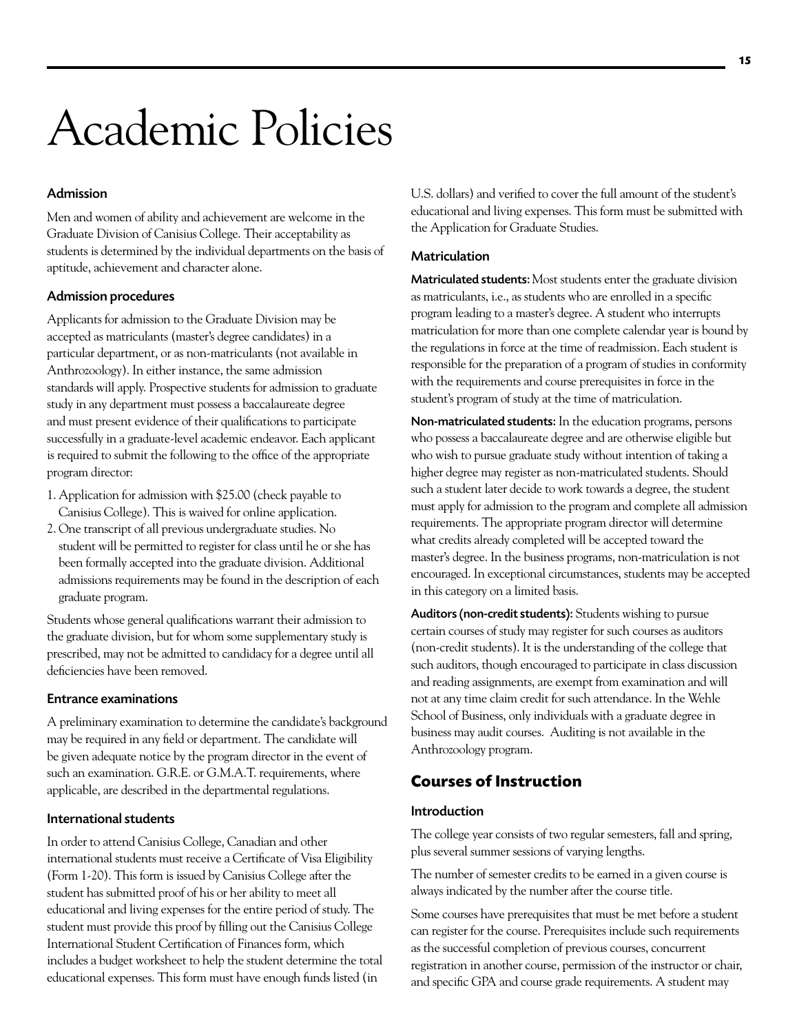# Academic Policies

### Admission

Men and women of ability and achievement are welcome in the Graduate Division of Canisius College. Their acceptability as students is determined by the individual departments on the basis of aptitude, achievement and character alone.

### Admission procedures

Applicants for admission to the Graduate Division may be accepted as matriculants (master's degree candidates) in a particular department, or as non-matriculants (not available in Anthrozoology). In either instance, the same admission standards will apply. Prospective students for admission to graduate study in any department must possess a baccalaureate degree and must present evidence of their qualifications to participate successfully in a graduate-level academic endeavor. Each applicant is required to submit the following to the office of the appropriate program director:

1. Application for admission with $25.00 (check payable to Canisius College). This is waived for online application.
2. One transcript of all previous undergraduate studies. No student will be permitted to register for class until he or she has been formally accepted into the graduate division. Additional admissions requirements may be found in the description of each graduate program.

Students whose general qualifications warrant their admission to the graduate division, but for whom some supplementary study is prescribed, may not be admitted to candidacy for a degree until all deficiencies have been removed.

### Entrance examinations

A preliminary examination to determine the candidate's background may be required in any field or department. The candidate will be given adequate notice by the program director in the event of such an examination. G.R.E. or G.M.A.T. requirements, where applicable, are described in the departmental regulations.

### International students

In order to attend Canisius College, Canadian and other international students must receive a Certificate of Visa Eligibility (Form 1-20). This form is issued by Canisius College after the student has submitted proof of his or her ability to meet all educational and living expenses for the entire period of study. The student must provide this proof by filling out the Canisius College International Student Certification of Finances form, which includes a budget worksheet to help the student determine the total educational expenses. This form must have enough funds listed (in U.S. dollars) and verified to cover the full amount of the student's educational and living expenses. This form must be submitted with the Application for Graduate Studies.

### Matriculation

**Matriculated students:** Most students enter the graduate division as matriculants, i.e., as students who are enrolled in a specific program leading to a master's degree. A student who interrupts matriculation for more than one complete calendar year is bound by the regulations in force at the time of readmission. Each student is responsible for the preparation of a program of studies in conformity with the requirements and course prerequisites in force in the student's program of study at the time of matriculation.

**Non-matriculated students:** In the education programs, persons who possess a baccalaureate degree and are otherwise eligible but who wish to pursue graduate study without intention of taking a higher degree may register as non-matriculated students. Should such a student later decide to work towards a degree, the student must apply for admission to the program and complete all admission requirements. The appropriate program director will determine what credits already completed will be accepted toward the master's degree. In the business programs, non-matriculation is not encouraged. In exceptional circumstances, students may be accepted in this category on a limited basis.

**Auditors (non-credit students):** Students wishing to pursue certain courses of study may register for such courses as auditors (non-credit students). It is the understanding of the college that such auditors, though encouraged to participate in class discussion and reading assignments, are exempt from examination and will not at any time claim credit for such attendance. In the Wehle School of Business, only individuals with a graduate degree in business may audit courses. Auditing is not available in the Anthrozoology program.

## Courses of Instruction

### Introduction

The college year consists of two regular semesters, fall and spring, plus several summer sessions of varying lengths.

The number of semester credits to be earned in a given course is always indicated by the number after the course title.

Some courses have prerequisites that must be met before a student can register for the course. Prerequisites include such requirements as the successful completion of previous courses, concurrent registration in another course, permission of the instructor or chair, and specific GPA and course grade requirements. A student may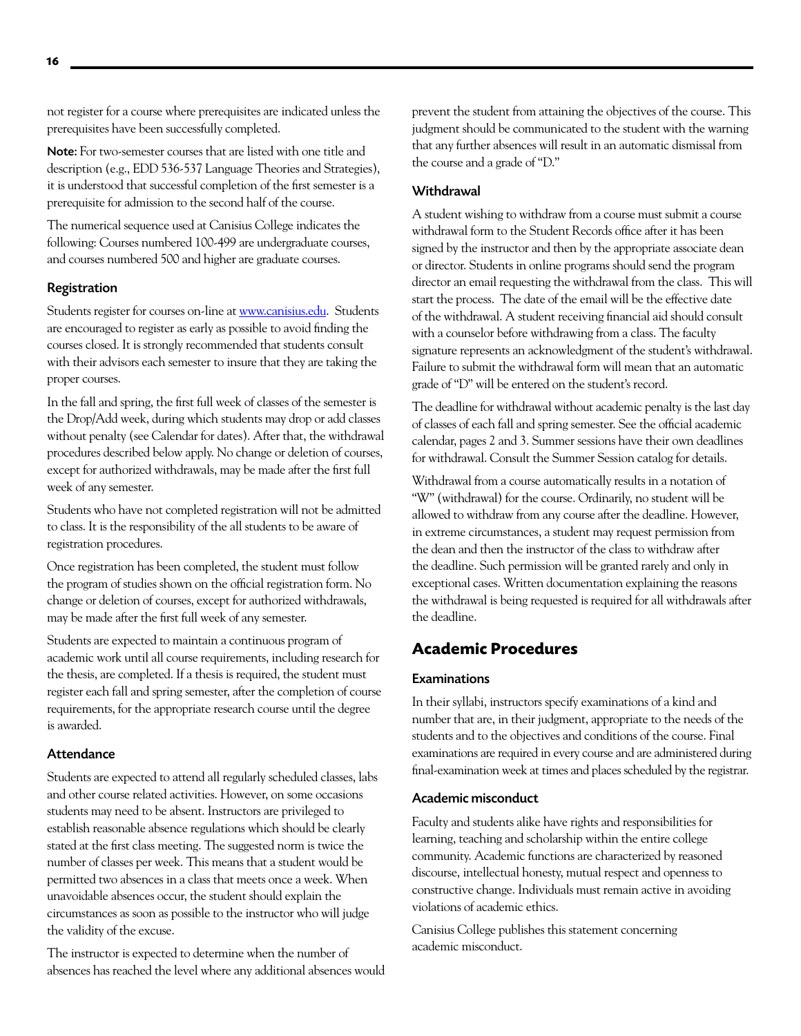not register for a course where prerequisites are indicated unless the prerequisites have been successfully completed.

**Note:** For two-semester courses that are listed with one title and description (e.g., EDD 536-537 Language Theories and Strategies), it is understood that successful completion of the first semester is a prerequisite for admission to the second half of the course.

The numerical sequence used at Canisius College indicates the following: Courses numbered 100-499 are undergraduate courses, and courses numbered 500 and higher are graduate courses.

### Registration

Students register for courses on-line at www.canisius.edu. Students are encouraged to register as early as possible to avoid finding the courses closed. It is strongly recommended that students consult with their advisors each semester to insure that they are taking the proper courses.

In the fall and spring, the first full week of classes of the semester is the Drop/Add week, during which students may drop or add classes without penalty (see Calendar for dates). After that, the withdrawal procedures described below apply. No change or deletion of courses, except for authorized withdrawals, may be made after the first full week of any semester.

Students who have not completed registration will not be admitted to class. It is the responsibility of the all students to be aware of registration procedures.

Once registration has been completed, the student must follow the program of studies shown on the official registration form. No change or deletion of courses, except for authorized withdrawals, may be made after the first full week of any semester.

Students are expected to maintain a continuous program of academic work until all course requirements, including research for the thesis, are completed. If a thesis is required, the student must register each fall and spring semester, after the completion of course requirements, for the appropriate research course until the degree is awarded.

### Attendance

Students are expected to attend all regularly scheduled classes, labs and other course related activities. However, on some occasions students may need to be absent. Instructors are privileged to establish reasonable absence regulations which should be clearly stated at the first class meeting. The suggested norm is twice the number of classes per week. This means that a student would be permitted two absences in a class that meets once a week. When unavoidable absences occur, the student should explain the circumstances as soon as possible to the instructor who will judge the validity of the excuse.

The instructor is expected to determine when the number of absences has reached the level where any additional absences would prevent the student from attaining the objectives of the course. This judgment should be communicated to the student with the warning that any further absences will result in an automatic dismissal from the course and a grade of "D."

### Withdrawal

A student wishing to withdraw from a course must submit a course withdrawal form to the Student Records office after it has been signed by the instructor and then by the appropriate associate dean or director. Students in online programs should send the program director an email requesting the withdrawal from the class. This will start the process. The date of the email will be the effective date of the withdrawal. A student receiving financial aid should consult with a counselor before withdrawing from a class. The faculty signature represents an acknowledgment of the student's withdrawal. Failure to submit the withdrawal form will mean that an automatic grade of "D" will be entered on the student's record.

The deadline for withdrawal without academic penalty is the last day of classes of each fall and spring semester. See the official academic calendar, pages 2 and 3. Summer sessions have their own deadlines for withdrawal. Consult the Summer Session catalog for details.

Withdrawal from a course automatically results in a notation of "W" (withdrawal) for the course. Ordinarily, no student will be allowed to withdraw from any course after the deadline. However, in extreme circumstances, a student may request permission from the dean and then the instructor of the class to withdraw after the deadline. Such permission will be granted rarely and only in exceptional cases. Written documentation explaining the reasons the withdrawal is being requested is required for all withdrawals after the deadline.

## Academic Procedures

### Examinations

In their syllabi, instructors specify examinations of a kind and number that are, in their judgment, appropriate to the needs of the students and to the objectives and conditions of the course. Final examinations are required in every course and are administered during final-examination week at times and places scheduled by the registrar.

### Academic misconduct

Faculty and students alike have rights and responsibilities for learning, teaching and scholarship within the entire college community. Academic functions are characterized by reasoned discourse, intellectual honesty, mutual respect and openness to constructive change. Individuals must remain active in avoiding violations of academic ethics.

Canisius College publishes this statement concerning academic misconduct.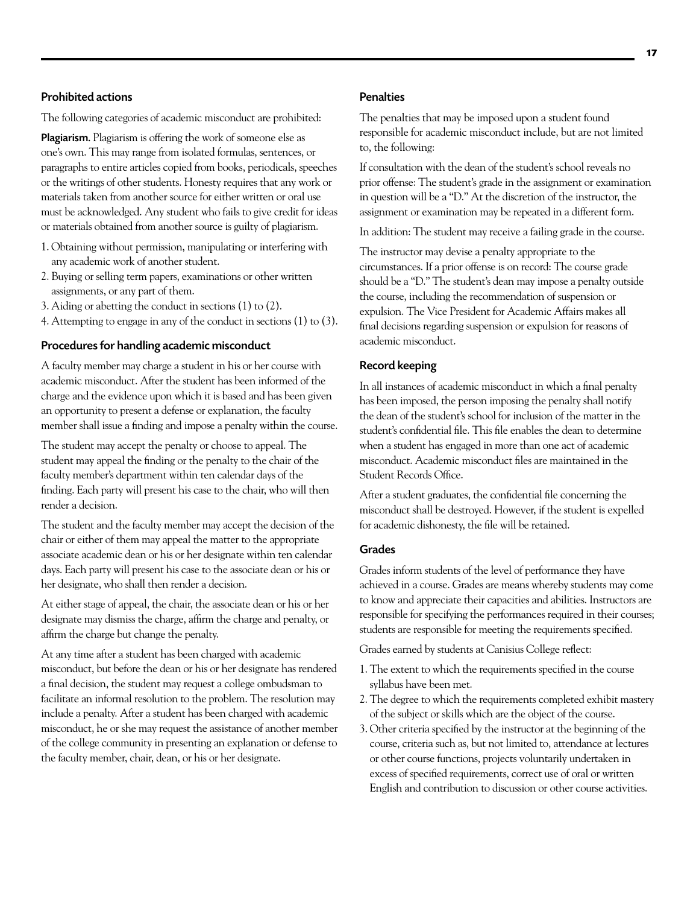### Prohibited actions

The following categories of academic misconduct are prohibited:

**Plagiarism.** Plagiarism is offering the work of someone else as one's own. This may range from isolated formulas, sentences, or paragraphs to entire articles copied from books, periodicals, speeches or the writings of other students. Honesty requires that any work or materials taken from another source for either written or oral use must be acknowledged. Any student who fails to give credit for ideas or materials obtained from another source is guilty of plagiarism.

1. Obtaining without permission, manipulating or interfering with any academic work of another student.
2. Buying or selling term papers, examinations or other written assignments, or any part of them.
3. Aiding or abetting the conduct in sections (1) to (2).
4. Attempting to engage in any of the conduct in sections (1) to (3).

### Procedures for handling academic misconduct

A faculty member may charge a student in his or her course with academic misconduct. After the student has been informed of the charge and the evidence upon which it is based and has been given an opportunity to present a defense or explanation, the faculty member shall issue a finding and impose a penalty within the course.

The student may accept the penalty or choose to appeal. The student may appeal the finding or the penalty to the chair of the faculty member's department within ten calendar days of the finding. Each party will present his case to the chair, who will then render a decision.

The student and the faculty member may accept the decision of the chair or either of them may appeal the matter to the appropriate associate academic dean or his or her designate within ten calendar days. Each party will present his case to the associate dean or his or her designate, who shall then render a decision.

At either stage of appeal, the chair, the associate dean or his or her designate may dismiss the charge, affirm the charge and penalty, or affirm the charge but change the penalty.

At any time after a student has been charged with academic misconduct, but before the dean or his or her designate has rendered a final decision, the student may request a college ombudsman to facilitate an informal resolution to the problem. The resolution may include a penalty. After a student has been charged with academic misconduct, he or she may request the assistance of another member of the college community in presenting an explanation or defense to the faculty member, chair, dean, or his or her designate.

### Penalties

The penalties that may be imposed upon a student found responsible for academic misconduct include, but are not limited to, the following:

If consultation with the dean of the student's school reveals no prior offense: The student's grade in the assignment or examination in question will be a "D." At the discretion of the instructor, the assignment or examination may be repeated in a different form.

In addition: The student may receive a failing grade in the course.

The instructor may devise a penalty appropriate to the circumstances. If a prior offense is on record: The course grade should be a "D." The student's dean may impose a penalty outside the course, including the recommendation of suspension or expulsion. The Vice President for Academic Affairs makes all final decisions regarding suspension or expulsion for reasons of academic misconduct.

### Record keeping

In all instances of academic misconduct in which a final penalty has been imposed, the person imposing the penalty shall notify the dean of the student's school for inclusion of the matter in the student's confidential file. This file enables the dean to determine when a student has engaged in more than one act of academic misconduct. Academic misconduct files are maintained in the Student Records Office.

After a student graduates, the confidential file concerning the misconduct shall be destroyed. However, if the student is expelled for academic dishonesty, the file will be retained.

### Grades

Grades inform students of the level of performance they have achieved in a course. Grades are means whereby students may come to know and appreciate their capacities and abilities. Instructors are responsible for specifying the performances required in their courses; students are responsible for meeting the requirements specified.

Grades earned by students at Canisius College reflect:

1. The extent to which the requirements specified in the course syllabus have been met.
2. The degree to which the requirements completed exhibit mastery of the subject or skills which are the object of the course.
3. Other criteria specified by the instructor at the beginning of the course, criteria such as, but not limited to, attendance at lectures or other course functions, projects voluntarily undertaken in excess of specified requirements, correct use of oral or written English and contribution to discussion or other course activities.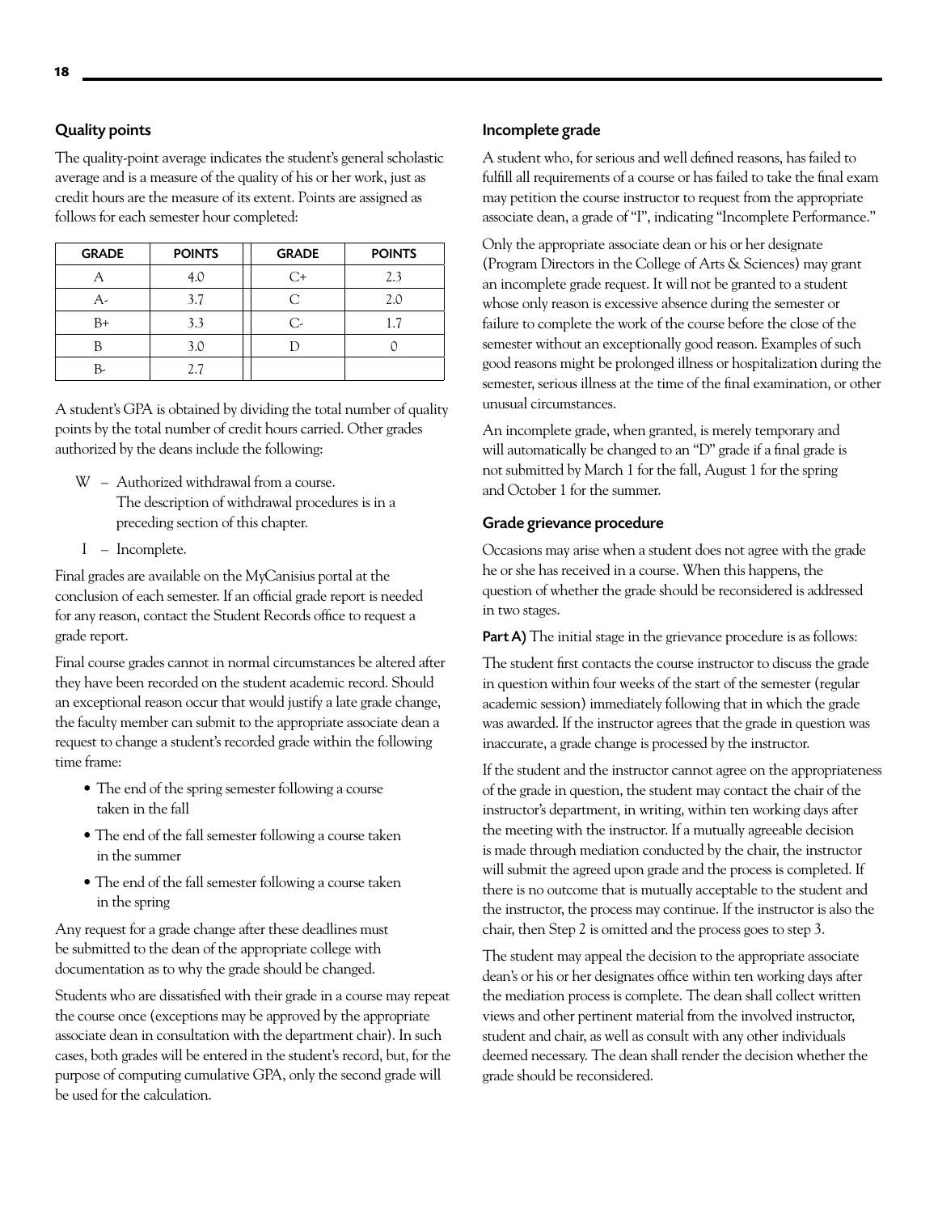### Quality points

The quality-point average indicates the student's general scholastic average and is a measure of the quality of his or her work, just as credit hours are the measure of its extent. Points are assigned as follows for each semester hour completed:

| GRADE | POINTS | GRADE | POINTS |
|---|---|---|---|
| A | 4.0 | C+ | 2.3 |
| A- | 3.7 | C | 2.0 |
| B+ | 3.3 | C- | 1.7 |
| B | 3.0 | D | 0 |
| B- | 2.7 | | |

A student's GPA is obtained by dividing the total number of quality points by the total number of credit hours carried. Other grades authorized by the deans include the following:

- W – Authorized withdrawal from a course. The description of withdrawal procedures is in a preceding section of this chapter.
- I – Incomplete.

Final grades are available on the MyCanisius portal at the conclusion of each semester. If an official grade report is needed for any reason, contact the Student Records office to request a grade report.

Final course grades cannot in normal circumstances be altered after they have been recorded on the student academic record. Should an exceptional reason occur that would justify a late grade change, the faculty member can submit to the appropriate associate dean a request to change a student's recorded grade within the following time frame:

- The end of the spring semester following a course taken in the fall
- The end of the fall semester following a course taken in the summer
- The end of the fall semester following a course taken in the spring

Any request for a grade change after these deadlines must be submitted to the dean of the appropriate college with documentation as to why the grade should be changed.

Students who are dissatisfied with their grade in a course may repeat the course once (exceptions may be approved by the appropriate associate dean in consultation with the department chair). In such cases, both grades will be entered in the student's record, but, for the purpose of computing cumulative GPA, only the second grade will be used for the calculation.

### Incomplete grade

A student who, for serious and well defined reasons, has failed to fulfill all requirements of a course or has failed to take the final exam may petition the course instructor to request from the appropriate associate dean, a grade of "I", indicating "Incomplete Performance."

Only the appropriate associate dean or his or her designate (Program Directors in the College of Arts & Sciences) may grant an incomplete grade request. It will not be granted to a student whose only reason is excessive absence during the semester or failure to complete the work of the course before the close of the semester without an exceptionally good reason. Examples of such good reasons might be prolonged illness or hospitalization during the semester, serious illness at the time of the final examination, or other unusual circumstances.

An incomplete grade, when granted, is merely temporary and will automatically be changed to an "D" grade if a final grade is not submitted by March 1 for the fall, August 1 for the spring and October 1 for the summer.

### Grade grievance procedure

Occasions may arise when a student does not agree with the grade he or she has received in a course. When this happens, the question of whether the grade should be reconsidered is addressed in two stages.

**Part A)** The initial stage in the grievance procedure is as follows:

The student first contacts the course instructor to discuss the grade in question within four weeks of the start of the semester (regular academic session) immediately following that in which the grade was awarded. If the instructor agrees that the grade in question was inaccurate, a grade change is processed by the instructor.

If the student and the instructor cannot agree on the appropriateness of the grade in question, the student may contact the chair of the instructor's department, in writing, within ten working days after the meeting with the instructor. If a mutually agreeable decision is made through mediation conducted by the chair, the instructor will submit the agreed upon grade and the process is completed. If there is no outcome that is mutually acceptable to the student and the instructor, the process may continue. If the instructor is also the chair, then Step 2 is omitted and the process goes to step 3.

The student may appeal the decision to the appropriate associate dean's or his or her designates office within ten working days after the mediation process is complete. The dean shall collect written views and other pertinent material from the involved instructor, student and chair, as well as consult with any other individuals deemed necessary. The dean shall render the decision whether the grade should be reconsidered.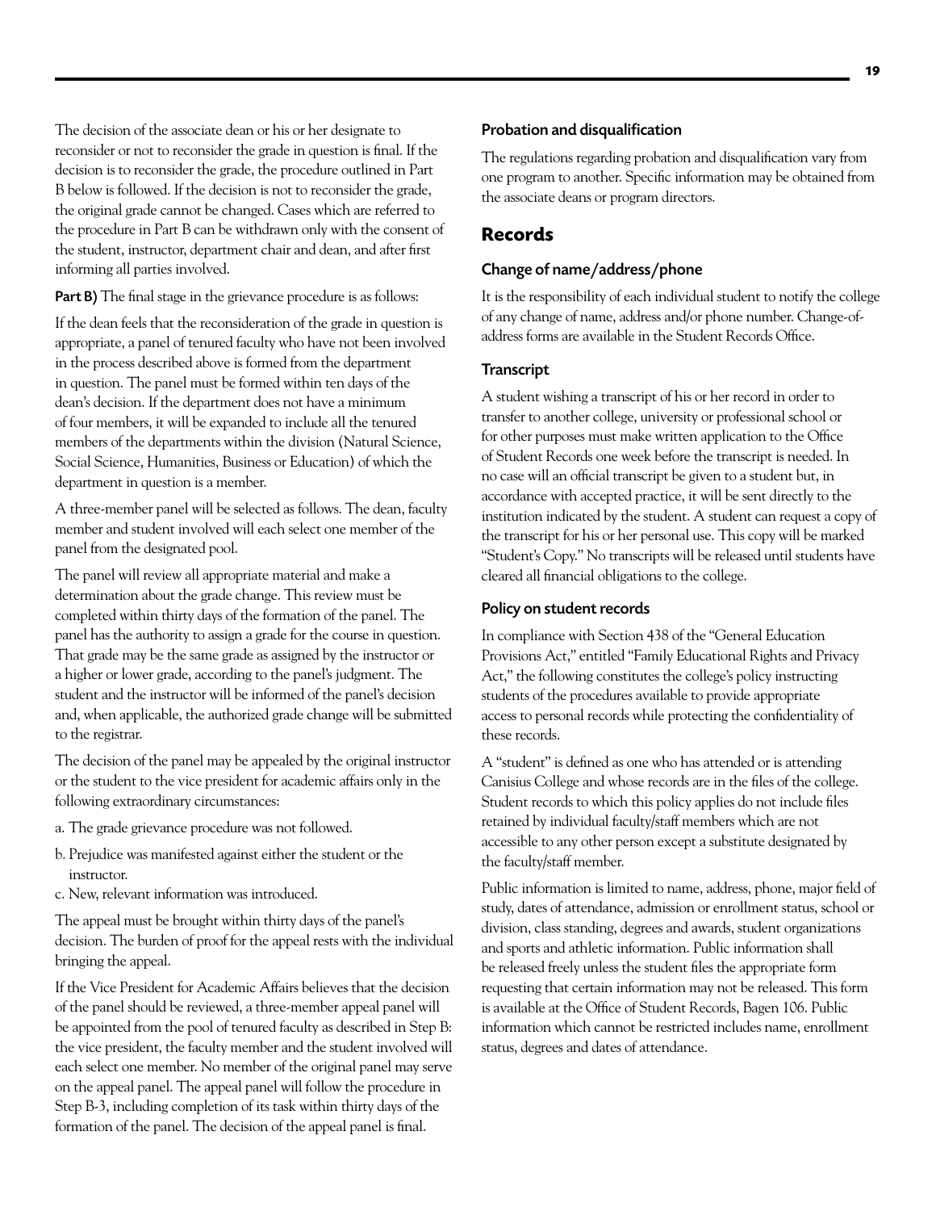The decision of the associate dean or his or her designate to reconsider or not to reconsider the grade in question is final. If the decision is to reconsider the grade, the procedure outlined in Part B below is followed. If the decision is not to reconsider the grade, the original grade cannot be changed. Cases which are referred to the procedure in Part B can be withdrawn only with the consent of the student, instructor, department chair and dean, and after first informing all parties involved.

**Part B)** The final stage in the grievance procedure is as follows:

If the dean feels that the reconsideration of the grade in question is appropriate, a panel of tenured faculty who have not been involved in the process described above is formed from the department in question. The panel must be formed within ten days of the dean's decision. If the department does not have a minimum of four members, it will be expanded to include all the tenured members of the departments within the division (Natural Science, Social Science, Humanities, Business or Education) of which the department in question is a member.

A three-member panel will be selected as follows. The dean, faculty member and student involved will each select one member of the panel from the designated pool.

The panel will review all appropriate material and make a determination about the grade change. This review must be completed within thirty days of the formation of the panel. The panel has the authority to assign a grade for the course in question. That grade may be the same grade as assigned by the instructor or a higher or lower grade, according to the panel's judgment. The student and the instructor will be informed of the panel's decision and, when applicable, the authorized grade change will be submitted to the registrar.

The decision of the panel may be appealed by the original instructor or the student to the vice president for academic affairs only in the following extraordinary circumstances:

a. The grade grievance procedure was not followed.

b. Prejudice was manifested against either the student or the instructor.

c. New, relevant information was introduced.

The appeal must be brought within thirty days of the panel's decision. The burden of proof for the appeal rests with the individual bringing the appeal.

If the Vice President for Academic Affairs believes that the decision of the panel should be reviewed, a three-member appeal panel will be appointed from the pool of tenured faculty as described in Step B: the vice president, the faculty member and the student involved will each select one member. No member of the original panel may serve on the appeal panel. The appeal panel will follow the procedure in Step B-3, including completion of its task within thirty days of the formation of the panel. The decision of the appeal panel is final.

### Probation and disqualification

The regulations regarding probation and disqualification vary from one program to another. Specific information may be obtained from the associate deans or program directors.

## Records

### Change of name/address/phone

It is the responsibility of each individual student to notify the college of any change of name, address and/or phone number. Change-of-address forms are available in the Student Records Office.

### Transcript

A student wishing a transcript of his or her record in order to transfer to another college, university or professional school or for other purposes must make written application to the Office of Student Records one week before the transcript is needed. In no case will an official transcript be given to a student but, in accordance with accepted practice, it will be sent directly to the institution indicated by the student. A student can request a copy of the transcript for his or her personal use. This copy will be marked "Student's Copy." No transcripts will be released until students have cleared all financial obligations to the college.

### Policy on student records

In compliance with Section 438 of the "General Education Provisions Act," entitled "Family Educational Rights and Privacy Act," the following constitutes the college's policy instructing students of the procedures available to provide appropriate access to personal records while protecting the confidentiality of these records.

A "student" is defined as one who has attended or is attending Canisius College and whose records are in the files of the college. Student records to which this policy applies do not include files retained by individual faculty/staff members which are not accessible to any other person except a substitute designated by the faculty/staff member.

Public information is limited to name, address, phone, major field of study, dates of attendance, admission or enrollment status, school or division, class standing, degrees and awards, student organizations and sports and athletic information. Public information shall be released freely unless the student files the appropriate form requesting that certain information may not be released. This form is available at the Office of Student Records, Bagen 106. Public information which cannot be restricted includes name, enrollment status, degrees and dates of attendance.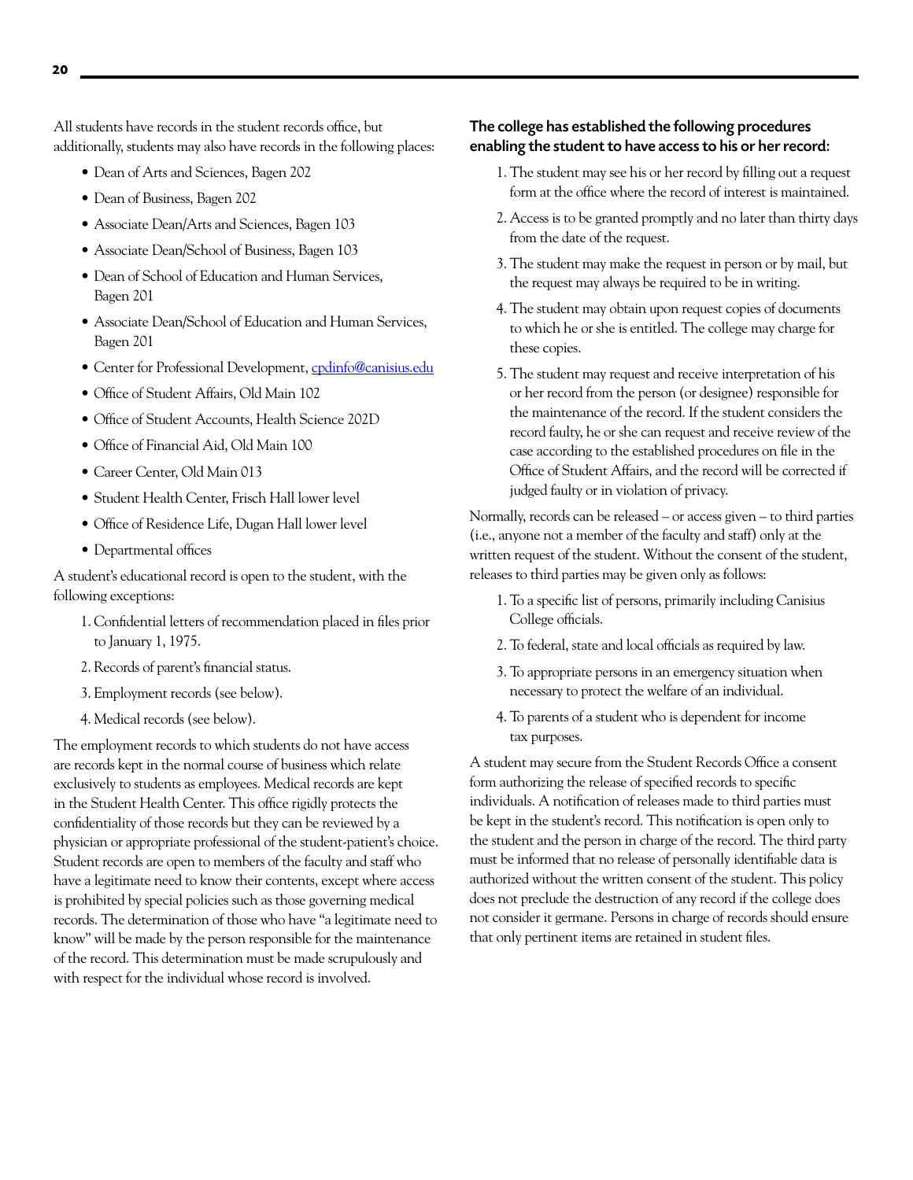All students have records in the student records office, but additionally, students may also have records in the following places:

- Dean of Arts and Sciences, Bagen 202
- Dean of Business, Bagen 202
- Associate Dean/Arts and Sciences, Bagen 103
- Associate Dean/School of Business, Bagen 103
- Dean of School of Education and Human Services, Bagen 201
- Associate Dean/School of Education and Human Services, Bagen 201
- Center for Professional Development, cpdinfo@canisius.edu
- Office of Student Affairs, Old Main 102
- Office of Student Accounts, Health Science 202D
- Office of Financial Aid, Old Main 100
- Career Center, Old Main 013
- Student Health Center, Frisch Hall lower level
- Office of Residence Life, Dugan Hall lower level
- Departmental offices

A student's educational record is open to the student, with the following exceptions:

1. Confidential letters of recommendation placed in files prior to January 1, 1975.
2. Records of parent's financial status.
3. Employment records (see below).
4. Medical records (see below).

The employment records to which students do not have access are records kept in the normal course of business which relate exclusively to students as employees. Medical records are kept in the Student Health Center. This office rigidly protects the confidentiality of those records but they can be reviewed by a physician or appropriate professional of the student-patient's choice. Student records are open to members of the faculty and staff who have a legitimate need to know their contents, except where access is prohibited by special policies such as those governing medical records. The determination of those who have "a legitimate need to know" will be made by the person responsible for the maintenance of the record. This determination must be made scrupulously and with respect for the individual whose record is involved.

**The college has established the following procedures enabling the student to have access to his or her record:**

1. The student may see his or her record by filling out a request form at the office where the record of interest is maintained.
2. Access is to be granted promptly and no later than thirty days from the date of the request.
3. The student may make the request in person or by mail, but the request may always be required to be in writing.
4. The student may obtain upon request copies of documents to which he or she is entitled. The college may charge for these copies.
5. The student may request and receive interpretation of his or her record from the person (or designee) responsible for the maintenance of the record. If the student considers the record faulty, he or she can request and receive review of the case according to the established procedures on file in the Office of Student Affairs, and the record will be corrected if judged faulty or in violation of privacy.

Normally, records can be released – or access given – to third parties (i.e., anyone not a member of the faculty and staff) only at the written request of the student. Without the consent of the student, releases to third parties may be given only as follows:

1. To a specific list of persons, primarily including Canisius College officials.
2. To federal, state and local officials as required by law.
3. To appropriate persons in an emergency situation when necessary to protect the welfare of an individual.
4. To parents of a student who is dependent for income tax purposes.

A student may secure from the Student Records Office a consent form authorizing the release of specified records to specific individuals. A notification of releases made to third parties must be kept in the student's record. This notification is open only to the student and the person in charge of the record. The third party must be informed that no release of personally identifiable data is authorized without the written consent of the student. This policy does not preclude the destruction of any record if the college does not consider it germane. Persons in charge of records should ensure that only pertinent items are retained in student files.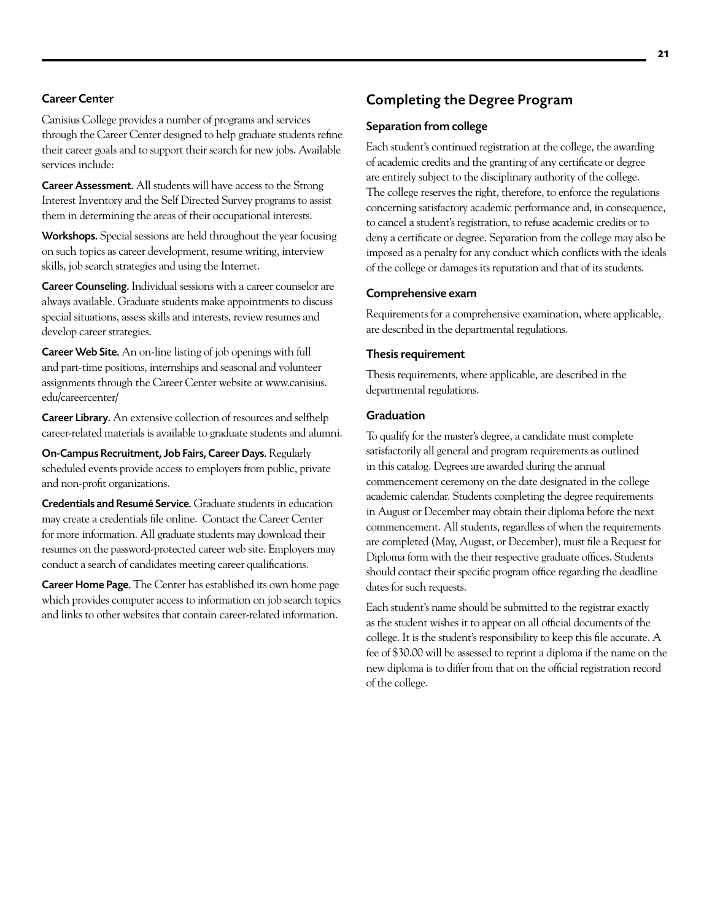### Career Center

Canisius College provides a number of programs and services through the Career Center designed to help graduate students refine their career goals and to support their search for new jobs. Available services include:

**Career Assessment.** All students will have access to the Strong Interest Inventory and the Self Directed Survey programs to assist them in determining the areas of their occupational interests.

**Workshops.** Special sessions are held throughout the year focusing on such topics as career development, resume writing, interview skills, job search strategies and using the Internet.

**Career Counseling.** Individual sessions with a career counselor are always available. Graduate students make appointments to discuss special situations, assess skills and interests, review resumes and develop career strategies.

**Career Web Site.** An on-line listing of job openings with full and part-time positions, internships and seasonal and volunteer assignments through the Career Center website at www.canisius.edu/careercenter/

**Career Library.** An extensive collection of resources and selfhelp career-related materials is available to graduate students and alumni.

**On-Campus Recruitment, Job Fairs, Career Days.** Regularly scheduled events provide access to employers from public, private and non-profit organizations.

**Credentials and Resumé Service.** Graduate students in education may create a credentials file online. Contact the Career Center for more information. All graduate students may download their resumes on the password-protected career web site. Employers may conduct a search of candidates meeting career qualifications.

**Career Home Page.** The Center has established its own home page which provides computer access to information on job search topics and links to other websites that contain career-related information.

## Completing the Degree Program

### Separation from college

Each student's continued registration at the college, the awarding of academic credits and the granting of any certificate or degree are entirely subject to the disciplinary authority of the college. The college reserves the right, therefore, to enforce the regulations concerning satisfactory academic performance and, in consequence, to cancel a student's registration, to refuse academic credits or to deny a certificate or degree. Separation from the college may also be imposed as a penalty for any conduct which conflicts with the ideals of the college or damages its reputation and that of its students.

### Comprehensive exam

Requirements for a comprehensive examination, where applicable, are described in the departmental regulations.

### Thesis requirement

Thesis requirements, where applicable, are described in the departmental regulations.

### Graduation

To qualify for the master's degree, a candidate must complete satisfactorily all general and program requirements as outlined in this catalog. Degrees are awarded during the annual commencement ceremony on the date designated in the college academic calendar. Students completing the degree requirements in August or December may obtain their diploma before the next commencement. All students, regardless of when the requirements are completed (May, August, or December), must file a Request for Diploma form with the their respective graduate offices. Students should contact their specific program office regarding the deadline dates for such requests.

Each student's name should be submitted to the registrar exactly as the student wishes it to appear on all official documents of the college. It is the student's responsibility to keep this file accurate. A fee of $30.00 will be assessed to reprint a diploma if the name on the new diploma is to differ from that on the official registration record of the college.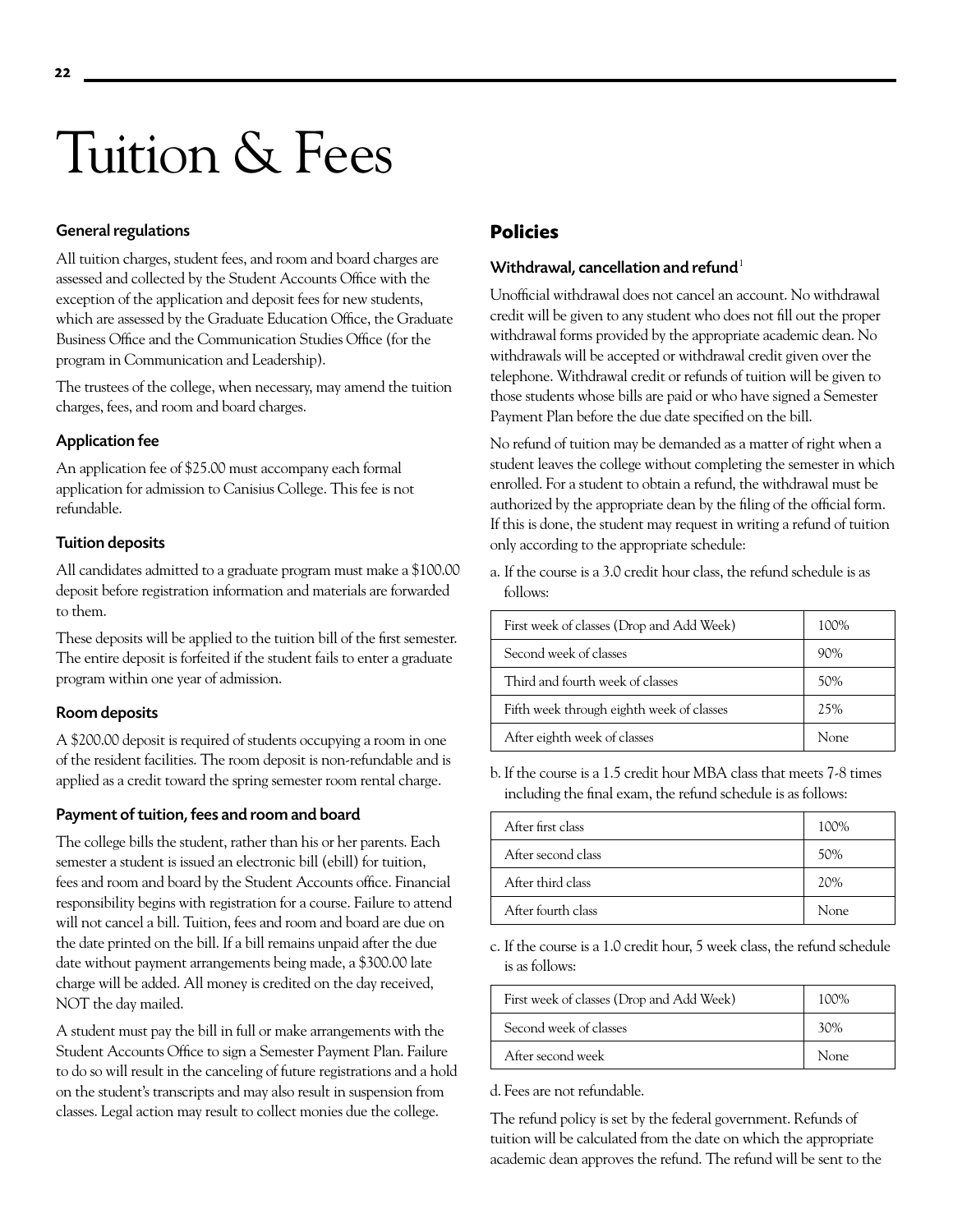// Tuition & Fees

## General regulations

All tuition charges, student fees, and room and board charges are assessed and collected by the Student Accounts Office with the exception of the application and deposit fees for new students, which are assessed by the Graduate Education Office, the Graduate Business Office and the Communication Studies Office (for the program in Communication and Leadership).

The trustees of the college, when necessary, may amend the tuition charges, fees, and room and board charges.

### Application fee

An application fee of $25.00 must accompany each formal application for admission to Canisius College. This fee is not refundable.

### Tuition deposits

All candidates admitted to a graduate program must make a $100.00 deposit before registration information and materials are forwarded to them.

These deposits will be applied to the tuition bill of the first semester. The entire deposit is forfeited if the student fails to enter a graduate program within one year of admission.

### Room deposits

A $200.00 deposit is required of students occupying a room in one of the resident facilities. The room deposit is non-refundable and is applied as a credit toward the spring semester room rental charge.

### Payment of tuition, fees and room and board

The college bills the student, rather than his or her parents. Each semester a student is issued an electronic bill (ebill) for tuition, fees and room and board by the Student Accounts office. Financial responsibility begins with registration for a course. Failure to attend will not cancel a bill. Tuition, fees and room and board are due on the date printed on the bill. If a bill remains unpaid after the due date without payment arrangements being made, a $300.00 late charge will be added. All money is credited on the day received, NOT the day mailed.

A student must pay the bill in full or make arrangements with the Student Accounts Office to sign a Semester Payment Plan. Failure to do so will result in the canceling of future registrations and a hold on the student's transcripts and may also result in suspension from classes. Legal action may result to collect monies due the college.

## Policies

### Withdrawal, cancellation and refund[1]

Unofficial withdrawal does not cancel an account. No withdrawal credit will be given to any student who does not fill out the proper withdrawal forms provided by the appropriate academic dean. No withdrawals will be accepted or withdrawal credit given over the telephone. Withdrawal credit or refunds of tuition will be given to those students whose bills are paid or who have signed a Semester Payment Plan before the due date specified on the bill.

No refund of tuition may be demanded as a matter of right when a student leaves the college without completing the semester in which enrolled. For a student to obtain a refund, the withdrawal must be authorized by the appropriate dean by the filing of the official form. If this is done, the student may request in writing a refund of tuition only according to the appropriate schedule:

a. If the course is a 3.0 credit hour class, the refund schedule is as follows:

| Period | Refund |
|---|---|
| First week of classes (Drop and Add Week) | 100% |
| Second week of classes | 90% |
| Third and fourth week of classes | 50% |
| Fifth week through eighth week of classes | 25% |
| After eighth week of classes | None |

b. If the course is a 1.5 credit hour MBA class that meets 7-8 times including the final exam, the refund schedule is as follows:

| Period | Refund |
|---|---|
| After first class | 100% |
| After second class | 50% |
| After third class | 20% |
| After fourth class | None |

c. If the course is a 1.0 credit hour, 5 week class, the refund schedule is as follows:

| Period | Refund |
|---|---|
| First week of classes (Drop and Add Week) | 100% |
| Second week of classes | 30% |
| After second week | None |

d. Fees are not refundable.

The refund policy is set by the federal government. Refunds of tuition will be calculated from the date on which the appropriate academic dean approves the refund. The refund will be sent to the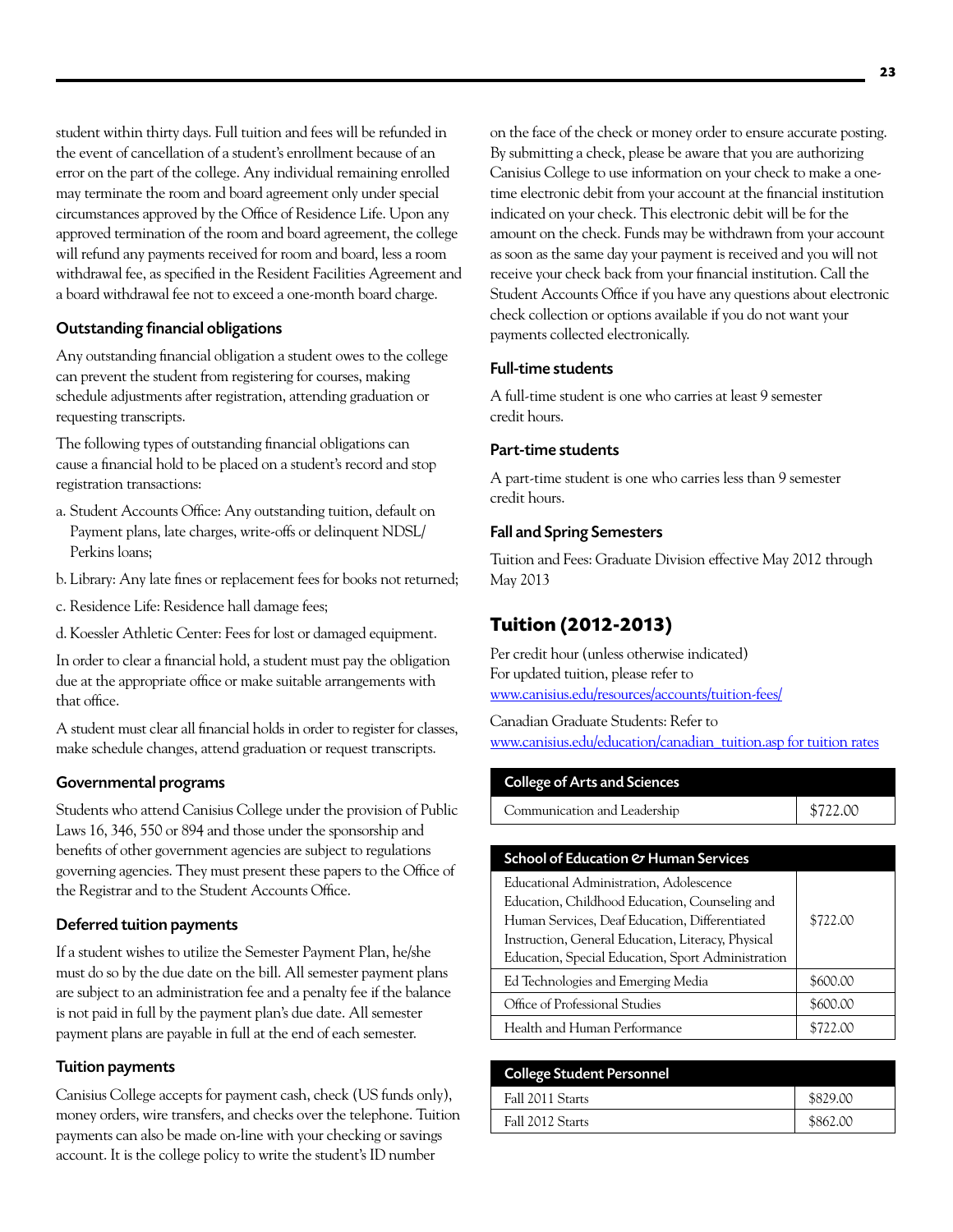student within thirty days. Full tuition and fees will be refunded in the event of cancellation of a student's enrollment because of an error on the part of the college. Any individual remaining enrolled may terminate the room and board agreement only under special circumstances approved by the Office of Residence Life. Upon any approved termination of the room and board agreement, the college will refund any payments received for room and board, less a room withdrawal fee, as specified in the Resident Facilities Agreement and a board withdrawal fee not to exceed a one-month board charge.

### Outstanding financial obligations

Any outstanding financial obligation a student owes to the college can prevent the student from registering for courses, making schedule adjustments after registration, attending graduation or requesting transcripts.

The following types of outstanding financial obligations can cause a financial hold to be placed on a student's record and stop registration transactions:

a. Student Accounts Office: Any outstanding tuition, default on Payment plans, late charges, write-offs or delinquent NDSL/ Perkins loans;

b. Library: Any late fines or replacement fees for books not returned;

c. Residence Life: Residence hall damage fees;

d. Koessler Athletic Center: Fees for lost or damaged equipment.

In order to clear a financial hold, a student must pay the obligation due at the appropriate office or make suitable arrangements with that office.

A student must clear all financial holds in order to register for classes, make schedule changes, attend graduation or request transcripts.

### Governmental programs

Students who attend Canisius College under the provision of Public Laws 16, 346, 550 or 894 and those under the sponsorship and benefits of other government agencies are subject to regulations governing agencies. They must present these papers to the Office of the Registrar and to the Student Accounts Office.

### Deferred tuition payments

If a student wishes to utilize the Semester Payment Plan, he/she must do so by the due date on the bill. All semester payment plans are subject to an administration fee and a penalty fee if the balance is not paid in full by the payment plan's due date. All semester payment plans are payable in full at the end of each semester.

### Tuition payments

Canisius College accepts for payment cash, check (US funds only), money orders, wire transfers, and checks over the telephone. Tuition payments can also be made on-line with your checking or savings account. It is the college policy to write the student's ID number on the face of the check or money order to ensure accurate posting. By submitting a check, please be aware that you are authorizing Canisius College to use information on your check to make a one-time electronic debit from your account at the financial institution indicated on your check. This electronic debit will be for the amount on the check. Funds may be withdrawn from your account as soon as the same day your payment is received and you will not receive your check back from your financial institution. Call the Student Accounts Office if you have any questions about electronic check collection or options available if you do not want your payments collected electronically.

### Full-time students

A full-time student is one who carries at least 9 semester credit hours.

### Part-time students

A part-time student is one who carries less than 9 semester credit hours.

### Fall and Spring Semesters

Tuition and Fees: Graduate Division effective May 2012 through May 2013

## Tuition (2012-2013)

Per credit hour (unless otherwise indicated)
For updated tuition, please refer to
www.canisius.edu/resources/accounts/tuition-fees/

Canadian Graduate Students: Refer to
www.canisius.edu/education/canadian_tuition.asp for tuition rates

| College of Arts and Sciences | |
|---|---|
| Communication and Leadership | $722.00 |

| School of Education & Human Services | |
|---|---|
| Educational Administration, Adolescence Education, Childhood Education, Counseling and Human Services, Deaf Education, Differentiated Instruction, General Education, Literacy, Physical Education, Special Education, Sport Administration | $722.00 |
| Ed Technologies and Emerging Media | $600.00 |
| Office of Professional Studies | $600.00 |
| Health and Human Performance | $722.00 |

| College Student Personnel | |
|---|---|
| Fall 2011 Starts | $829.00 |
| Fall 2012 Starts | $862.00 |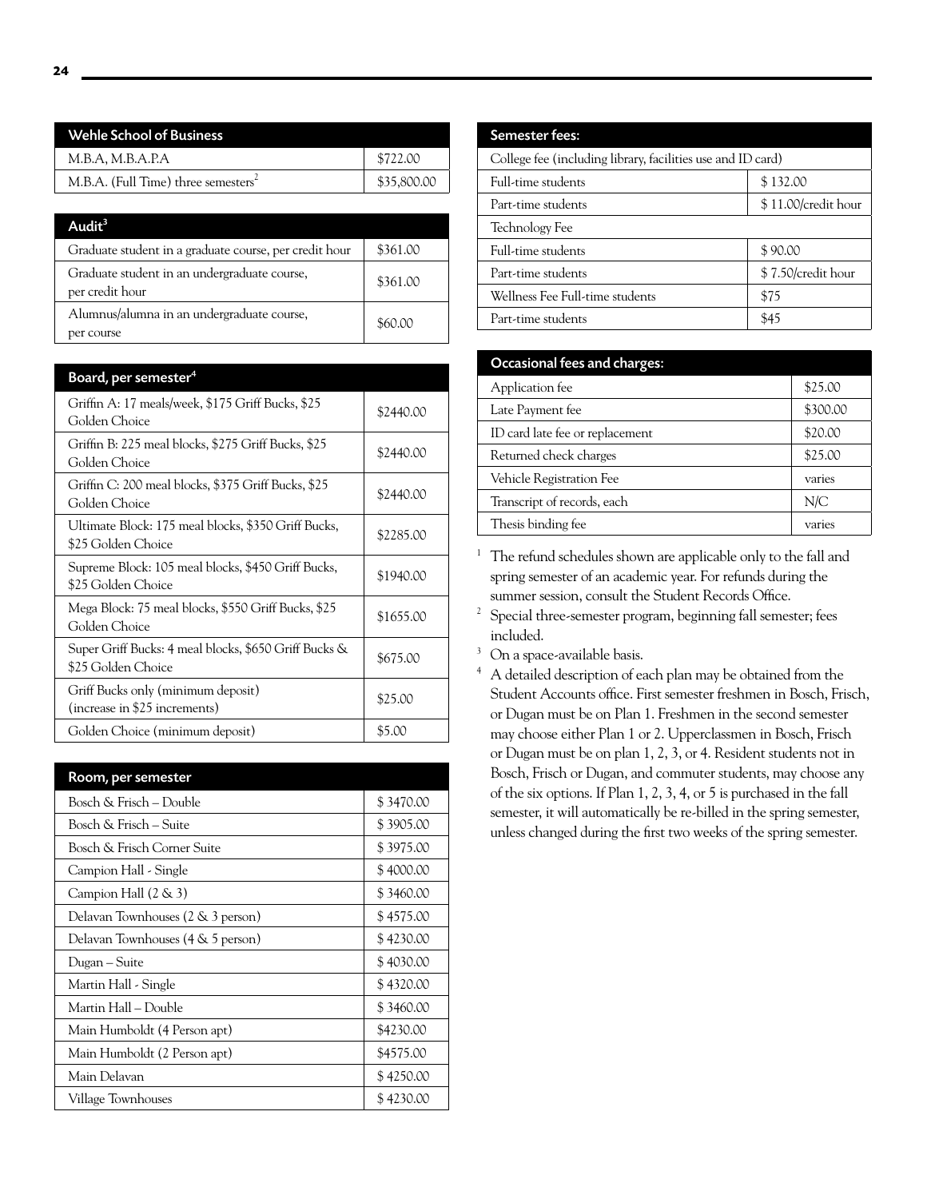| Wehle School of Business | |
|---|---|
| M.B.A, M.B.A.P.A | $722.00 |
| M.B.A. (Full Time) three semesters[2] | $35,800.00 |

| Audit[3] | |
|---|---|
| Graduate student in a graduate course, per credit hour | $361.00 |
| Graduate student in an undergraduate course, per credit hour | $361.00 |
| Alumnus/alumna in an undergraduate course, per course | $60.00 |

| Board, per semester[4] | |
|---|---|
| Griffin A: 17 meals/week, $175 Griff Bucks, $25 Golden Choice | $2440.00 |
| Griffin B: 225 meal blocks, $275 Griff Bucks, $25 Golden Choice | $2440.00 |
| Griffin C: 200 meal blocks, $375 Griff Bucks, $25 Golden Choice | $2440.00 |
| Ultimate Block: 175 meal blocks, $350 Griff Bucks, $25 Golden Choice | $2285.00 |
| Supreme Block: 105 meal blocks, $450 Griff Bucks, $25 Golden Choice | $1940.00 |
| Mega Block: 75 meal blocks, $550 Griff Bucks, $25 Golden Choice | $1655.00 |
| Super Griff Bucks: 4 meal blocks, $650 Griff Bucks & $25 Golden Choice | $675.00 |
| Griff Bucks only (minimum deposit) (increase in $25 increments) | $25.00 |
| Golden Choice (minimum deposit) | $5.00 |

| Room, per semester | |
|---|---|
| Bosch & Frisch – Double | $ 3470.00 |
| Bosch & Frisch – Suite | $ 3905.00 |
| Bosch & Frisch Corner Suite | $ 3975.00 |
| Campion Hall - Single | $ 4000.00 |
| Campion Hall (2 & 3) | $ 3460.00 |
| Delavan Townhouses (2 & 3 person) | $ 4575.00 |
| Delavan Townhouses (4 & 5 person) | $ 4230.00 |
| Dugan – Suite | $ 4030.00 |
| Martin Hall - Single | $ 4320.00 |
| Martin Hall – Double | $ 3460.00 |
| Main Humboldt (4 Person apt) | $4230.00 |
| Main Humboldt (2 Person apt) | $4575.00 |
| Main Delavan | $ 4250.00 |
| Village Townhouses | $ 4230.00 |

| Semester fees: | |
|---|---|
| College fee (including library, facilities use and ID card) | |
| Full-time students | $ 132.00 |
| Part-time students | $ 11.00/credit hour |
| Technology Fee | |
| Full-time students | $ 90.00 |
| Part-time students | $ 7.50/credit hour |
| Wellness Fee Full-time students | $75 |
| Part-time students | $45 |

| Occasional fees and charges: | |
|---|---|
| Application fee | $25.00 |
| Late Payment fee | $300.00 |
| ID card late fee or replacement | $20.00 |
| Returned check charges | $25.00 |
| Vehicle Registration Fee | varies |
| Transcript of records, each | N/C |
| Thesis binding fee | varies |

[1] The refund schedules shown are applicable only to the fall and spring semester of an academic year. For refunds during the summer session, consult the Student Records Office.

[2] Special three-semester program, beginning fall semester; fees included.

[3] On a space-available basis.

[4] A detailed description of each plan may be obtained from the Student Accounts office. First semester freshmen in Bosch, Frisch, or Dugan must be on Plan 1. Freshmen in the second semester may choose either Plan 1 or 2. Upperclassmen in Bosch, Frisch or Dugan must be on plan 1, 2, 3, or 4. Resident students not in Bosch, Frisch or Dugan, and commuter students, may choose any of the six options. If Plan 1, 2, 3, 4, or 5 is purchased in the fall semester, it will automatically be re-billed in the spring semester, unless changed during the first two weeks of the spring semester.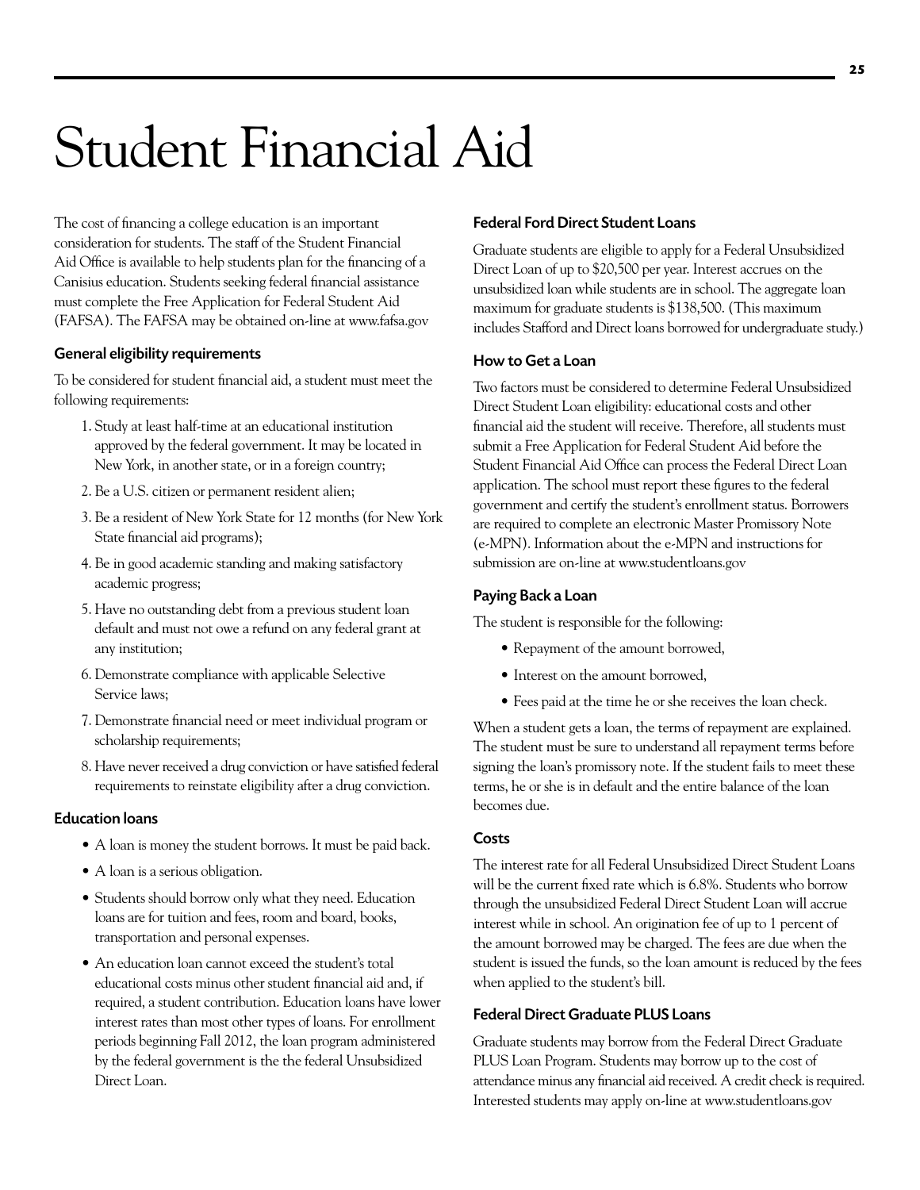# Student Financial Aid

The cost of financing a college education is an important consideration for students. The staff of the Student Financial Aid Office is available to help students plan for the financing of a Canisius education. Students seeking federal financial assistance must complete the Free Application for Federal Student Aid (FAFSA). The FAFSA may be obtained on-line at www.fafsa.gov

### General eligibility requirements

To be considered for student financial aid, a student must meet the following requirements:

1. Study at least half-time at an educational institution approved by the federal government. It may be located in New York, in another state, or in a foreign country;
2. Be a U.S. citizen or permanent resident alien;
3. Be a resident of New York State for 12 months (for New York State financial aid programs);
4. Be in good academic standing and making satisfactory academic progress;
5. Have no outstanding debt from a previous student loan default and must not owe a refund on any federal grant at any institution;
6. Demonstrate compliance with applicable Selective Service laws;
7. Demonstrate financial need or meet individual program or scholarship requirements;
8. Have never received a drug conviction or have satisfied federal requirements to reinstate eligibility after a drug conviction.

### Education loans

- A loan is money the student borrows. It must be paid back.
- A loan is a serious obligation.
- Students should borrow only what they need. Education loans are for tuition and fees, room and board, books, transportation and personal expenses.
- An education loan cannot exceed the student's total educational costs minus other student financial aid and, if required, a student contribution. Education loans have lower interest rates than most other types of loans. For enrollment periods beginning Fall 2012, the loan program administered by the federal government is the the federal Unsubsidized Direct Loan.

### Federal Ford Direct Student Loans

Graduate students are eligible to apply for a Federal Unsubsidized Direct Loan of up to $20,500 per year. Interest accrues on the unsubsidized loan while students are in school. The aggregate loan maximum for graduate students is $138,500. (This maximum includes Stafford and Direct loans borrowed for undergraduate study.)

### How to Get a Loan

Two factors must be considered to determine Federal Unsubsidized Direct Student Loan eligibility: educational costs and other financial aid the student will receive. Therefore, all students must submit a Free Application for Federal Student Aid before the Student Financial Aid Office can process the Federal Direct Loan application. The school must report these figures to the federal government and certify the student's enrollment status. Borrowers are required to complete an electronic Master Promissory Note (e-MPN). Information about the e-MPN and instructions for submission are on-line at www.studentloans.gov

### Paying Back a Loan

The student is responsible for the following:

- Repayment of the amount borrowed,
- Interest on the amount borrowed,
- Fees paid at the time he or she receives the loan check.

When a student gets a loan, the terms of repayment are explained. The student must be sure to understand all repayment terms before signing the loan's promissory note. If the student fails to meet these terms, he or she is in default and the entire balance of the loan becomes due.

### Costs

The interest rate for all Federal Unsubsidized Direct Student Loans will be the current fixed rate which is 6.8%. Students who borrow through the unsubsidized Federal Direct Student Loan will accrue interest while in school. An origination fee of up to 1 percent of the amount borrowed may be charged. The fees are due when the student is issued the funds, so the loan amount is reduced by the fees when applied to the student's bill.

### Federal Direct Graduate PLUS Loans

Graduate students may borrow from the Federal Direct Graduate PLUS Loan Program. Students may borrow up to the cost of attendance minus any financial aid received. A credit check is required. Interested students may apply on-line at www.studentloans.gov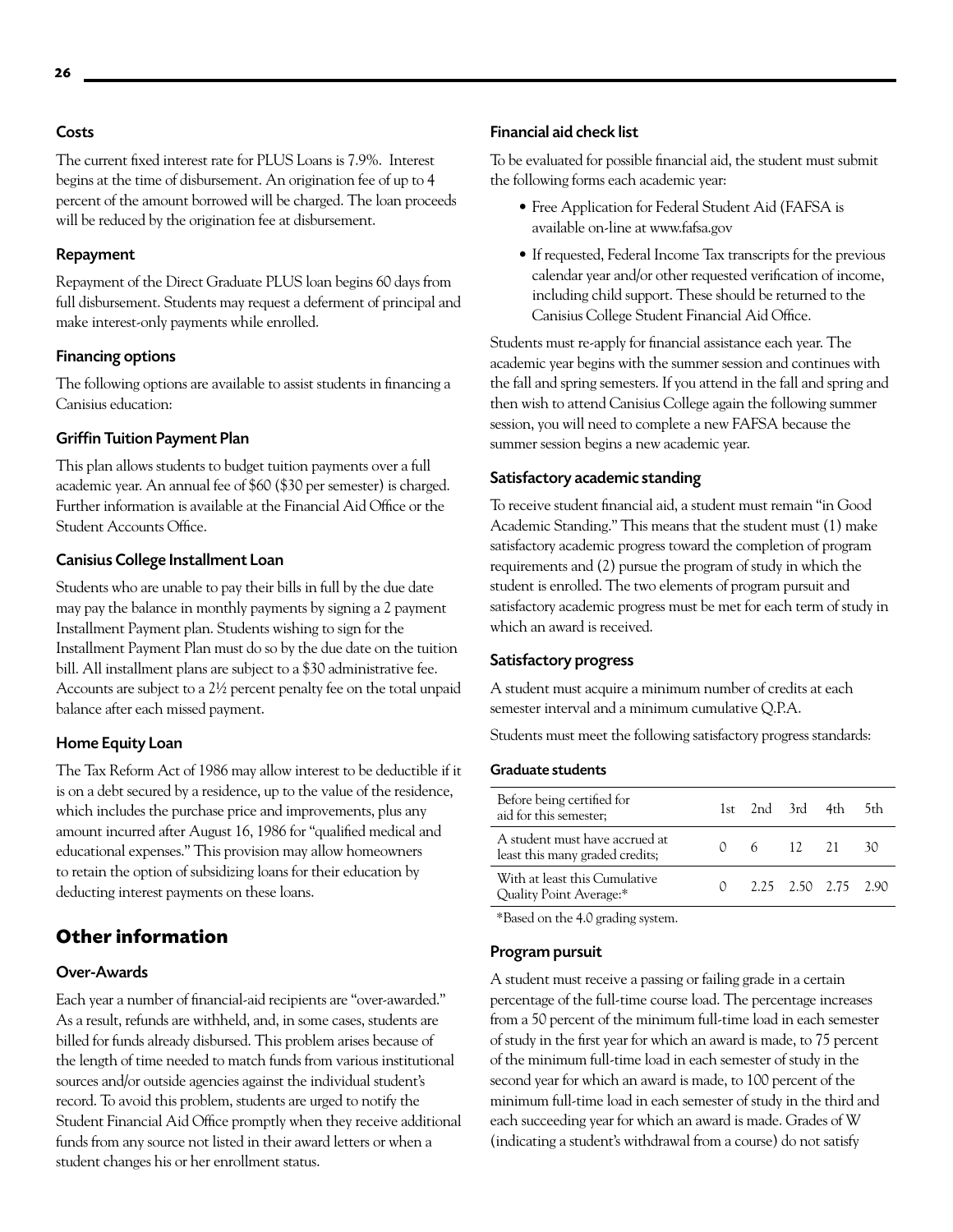### Costs

The current fixed interest rate for PLUS Loans is 7.9%. Interest begins at the time of disbursement. An origination fee of up to 4 percent of the amount borrowed will be charged. The loan proceeds will be reduced by the origination fee at disbursement.

### Repayment

Repayment of the Direct Graduate PLUS loan begins 60 days from full disbursement. Students may request a deferment of principal and make interest-only payments while enrolled.

### Financing options

The following options are available to assist students in financing a Canisius education:

### Griffin Tuition Payment Plan

This plan allows students to budget tuition payments over a full academic year. An annual fee of $60 ($30 per semester) is charged. Further information is available at the Financial Aid Office or the Student Accounts Office.

### Canisius College Installment Loan

Students who are unable to pay their bills in full by the due date may pay the balance in monthly payments by signing a 2 payment Installment Payment plan. Students wishing to sign for the Installment Payment Plan must do so by the due date on the tuition bill. All installment plans are subject to a $30 administrative fee. Accounts are subject to a 2½ percent penalty fee on the total unpaid balance after each missed payment.

### Home Equity Loan

The Tax Reform Act of 1986 may allow interest to be deductible if it is on a debt secured by a residence, up to the value of the residence, which includes the purchase price and improvements, plus any amount incurred after August 16, 1986 for "qualified medical and educational expenses." This provision may allow homeowners to retain the option of subsidizing loans for their education by deducting interest payments on these loans.

## Other information

### Over-Awards

Each year a number of financial-aid recipients are "over-awarded." As a result, refunds are withheld, and, in some cases, students are billed for funds already disbursed. This problem arises because of the length of time needed to match funds from various institutional sources and/or outside agencies against the individual student's record. To avoid this problem, students are urged to notify the Student Financial Aid Office promptly when they receive additional funds from any source not listed in their award letters or when a student changes his or her enrollment status.

### Financial aid check list

To be evaluated for possible financial aid, the student must submit the following forms each academic year:

- Free Application for Federal Student Aid (FAFSA is available on-line at www.fafsa.gov
- If requested, Federal Income Tax transcripts for the previous calendar year and/or other requested verification of income, including child support. These should be returned to the Canisius College Student Financial Aid Office.

Students must re-apply for financial assistance each year. The academic year begins with the summer session and continues with the fall and spring semesters. If you attend in the fall and spring and then wish to attend Canisius College again the following summer session, you will need to complete a new FAFSA because the summer session begins a new academic year.

### Satisfactory academic standing

To receive student financial aid, a student must remain "in Good Academic Standing." This means that the student must (1) make satisfactory academic progress toward the completion of program requirements and (2) pursue the program of study in which the student is enrolled. The two elements of program pursuit and satisfactory academic progress must be met for each term of study in which an award is received.

### Satisfactory progress

A student must acquire a minimum number of credits at each semester interval and a minimum cumulative Q.P.A.

Students must meet the following satisfactory progress standards:

#### Graduate students

| Before being certified for aid for this semester; | 1st | 2nd | 3rd | 4th | 5th |
|---|---|---|---|---|---|
| A student must have accrued at least this many graded credits; | 0 | 6 | 12 | 21 | 30 |
| With at least this Cumulative Quality Point Average:* | 0 | 2.25 | 2.50 | 2.75 | 2.90 |

*Based on the 4.0 grading system.

### Program pursuit

A student must receive a passing or failing grade in a certain percentage of the full-time course load. The percentage increases from a 50 percent of the minimum full-time load in each semester of study in the first year for which an award is made, to 75 percent of the minimum full-time load in each semester of study in the second year for which an award is made, to 100 percent of the minimum full-time load in each semester of study in the third and each succeeding year for which an award is made. Grades of W (indicating a student's withdrawal from a course) do not satisfy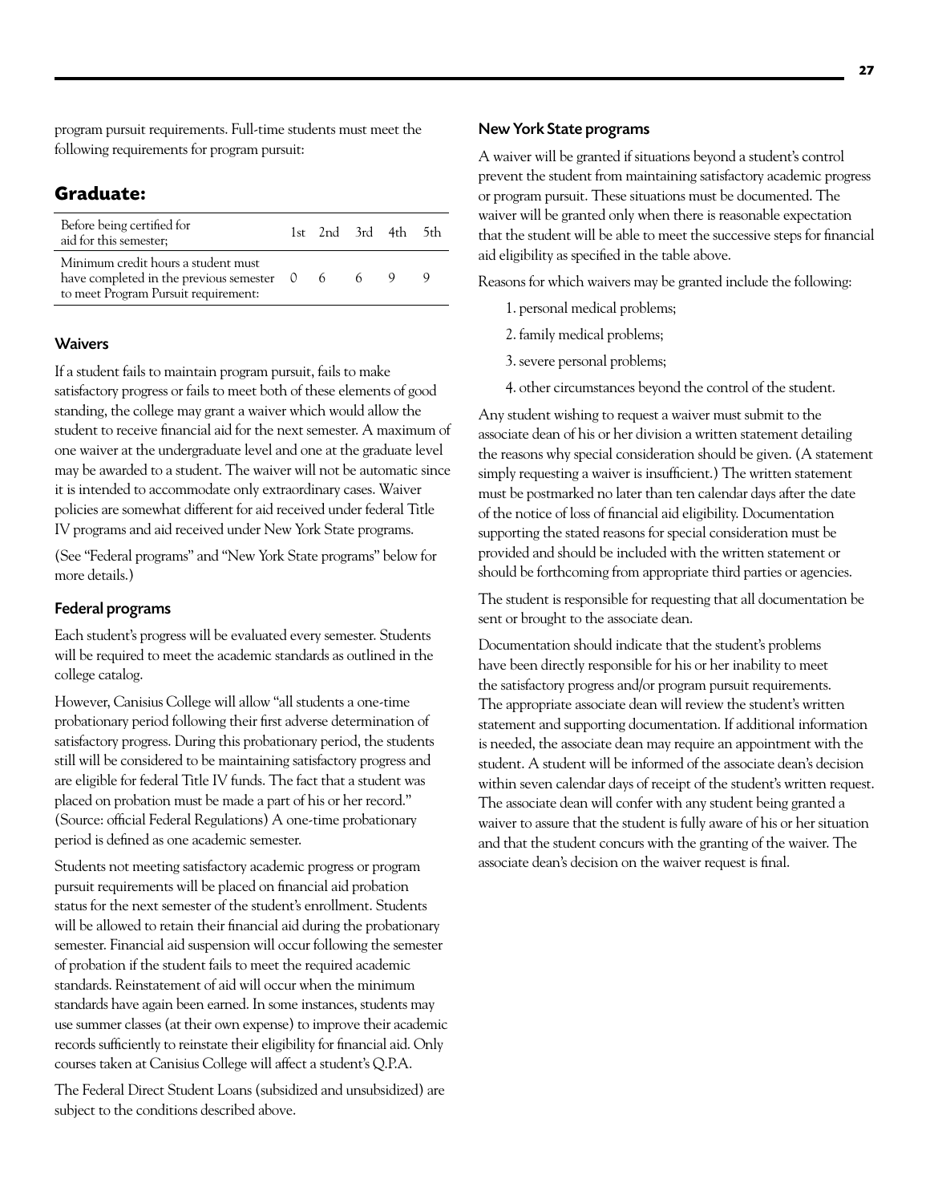program pursuit requirements. Full-time students must meet the following requirements for program pursuit:

## Graduate:

| Before being certified for aid for this semester; | 1st | 2nd | 3rd | 4th | 5th |
|---|---|---|---|---|---|
| Minimum credit hours a student must have completed in the previous semester to meet Program Pursuit requirement: | 0 | 6 | 6 | 9 | 9 |

### Waivers

If a student fails to maintain program pursuit, fails to make satisfactory progress or fails to meet both of these elements of good standing, the college may grant a waiver which would allow the student to receive financial aid for the next semester. A maximum of one waiver at the undergraduate level and one at the graduate level may be awarded to a student. The waiver will not be automatic since it is intended to accommodate only extraordinary cases. Waiver policies are somewhat different for aid received under federal Title IV programs and aid received under New York State programs.

(See "Federal programs" and "New York State programs" below for more details.)

### Federal programs

Each student's progress will be evaluated every semester. Students will be required to meet the academic standards as outlined in the college catalog.

However, Canisius College will allow "all students a one-time probationary period following their first adverse determination of satisfactory progress. During this probationary period, the students still will be considered to be maintaining satisfactory progress and are eligible for federal Title IV funds. The fact that a student was placed on probation must be made a part of his or her record." (Source: official Federal Regulations) A one-time probationary period is defined as one academic semester.

Students not meeting satisfactory academic progress or program pursuit requirements will be placed on financial aid probation status for the next semester of the student's enrollment. Students will be allowed to retain their financial aid during the probationary semester. Financial aid suspension will occur following the semester of probation if the student fails to meet the required academic standards. Reinstatement of aid will occur when the minimum standards have again been earned. In some instances, students may use summer classes (at their own expense) to improve their academic records sufficiently to reinstate their eligibility for financial aid. Only courses taken at Canisius College will affect a student's Q.P.A.

The Federal Direct Student Loans (subsidized and unsubsidized) are subject to the conditions described above.

### New York State programs

A waiver will be granted if situations beyond a student's control prevent the student from maintaining satisfactory academic progress or program pursuit. These situations must be documented. The waiver will be granted only when there is reasonable expectation that the student will be able to meet the successive steps for financial aid eligibility as specified in the table above.

Reasons for which waivers may be granted include the following:

1. personal medical problems;
2. family medical problems;
3. severe personal problems;
4. other circumstances beyond the control of the student.

Any student wishing to request a waiver must submit to the associate dean of his or her division a written statement detailing the reasons why special consideration should be given. (A statement simply requesting a waiver is insufficient.) The written statement must be postmarked no later than ten calendar days after the date of the notice of loss of financial aid eligibility. Documentation supporting the stated reasons for special consideration must be provided and should be included with the written statement or should be forthcoming from appropriate third parties or agencies.

The student is responsible for requesting that all documentation be sent or brought to the associate dean.

Documentation should indicate that the student's problems have been directly responsible for his or her inability to meet the satisfactory progress and/or program pursuit requirements. The appropriate associate dean will review the student's written statement and supporting documentation. If additional information is needed, the associate dean may require an appointment with the student. A student will be informed of the associate dean's decision within seven calendar days of receipt of the student's written request. The associate dean will confer with any student being granted a waiver to assure that the student is fully aware of his or her situation and that the student concurs with the granting of the waiver. The associate dean's decision on the waiver request is final.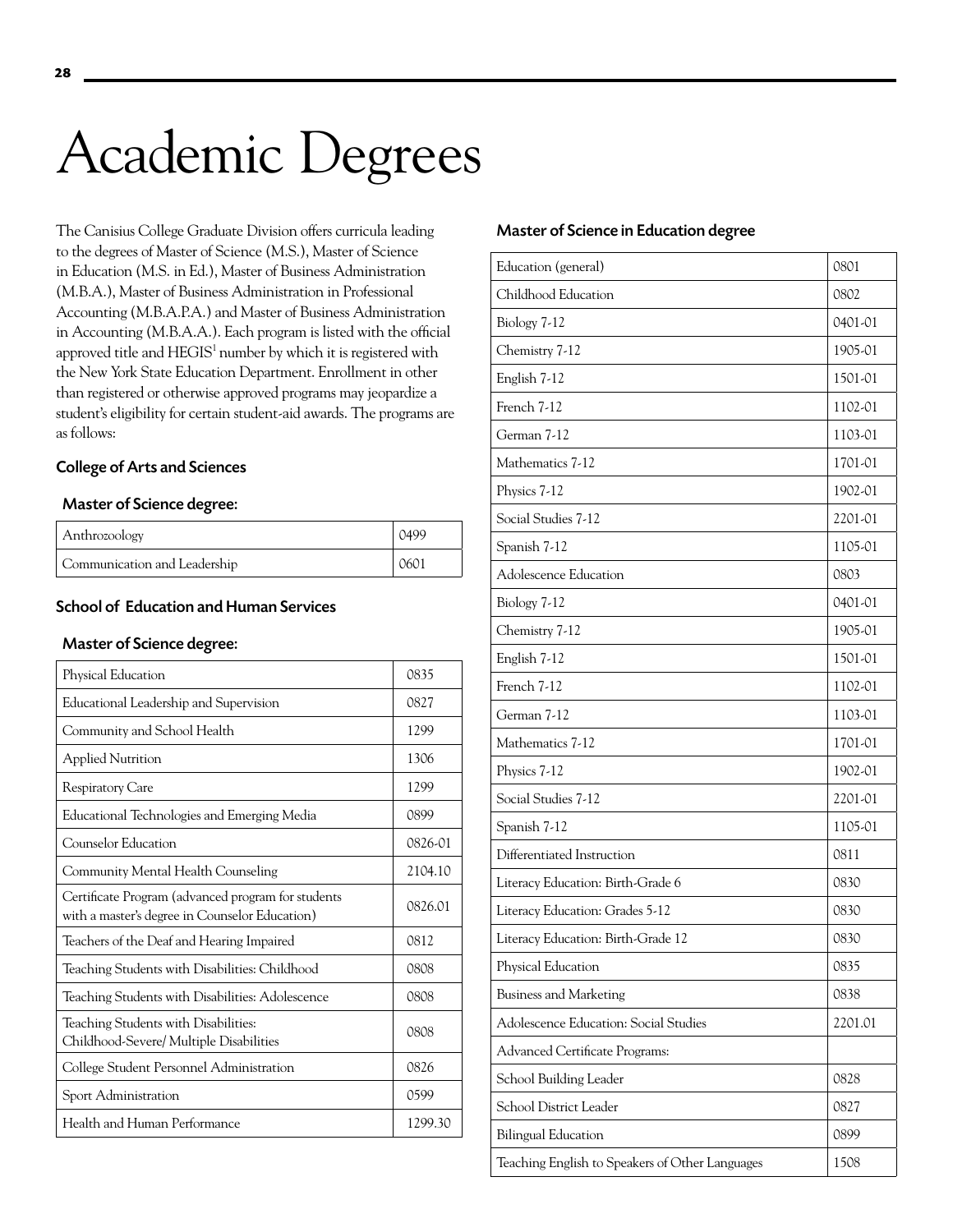// Academic Degrees

# Academic Degrees

The Canisius College Graduate Division offers curricula leading to the degrees of Master of Science (M.S.), Master of Science in Education (M.S. in Ed.), Master of Business Administration (M.B.A.), Master of Business Administration in Professional Accounting (M.B.A.P.A.) and Master of Business Administration in Accounting (M.B.A.A.). Each program is listed with the official approved title and HEGIS[1] number by which it is registered with the New York State Education Department. Enrollment in other than registered or otherwise approved programs may jeopardize a student's eligibility for certain student-aid awards. The programs are as follows:

### College of Arts and Sciences

#### Master of Science degree:

| | |
|---|---|
| Anthrozoology | 0499 |
| Communication and Leadership | 0601 |

### School of Education and Human Services

#### Master of Science degree:

| | |
|---|---|
| Physical Education | 0835 |
| Educational Leadership and Supervision | 0827 |
| Community and School Health | 1299 |
| Applied Nutrition | 1306 |
| Respiratory Care | 1299 |
| Educational Technologies and Emerging Media | 0899 |
| Counselor Education | 0826-01 |
| Community Mental Health Counseling | 2104.10 |
| Certificate Program (advanced program for students with a master's degree in Counselor Education) | 0826.01 |
| Teachers of the Deaf and Hearing Impaired | 0812 |
| Teaching Students with Disabilities: Childhood | 0808 |
| Teaching Students with Disabilities: Adolescence | 0808 |
| Teaching Students with Disabilities: Childhood-Severe/ Multiple Disabilities | 0808 |
| College Student Personnel Administration | 0826 |
| Sport Administration | 0599 |
| Health and Human Performance | 1299.30 |

#### Master of Science in Education degree

| | |
|---|---|
| Education (general) | 0801 |
| Childhood Education | 0802 |
| Biology 7-12 | 0401-01 |
| Chemistry 7-12 | 1905-01 |
| English 7-12 | 1501-01 |
| French 7-12 | 1102-01 |
| German 7-12 | 1103-01 |
| Mathematics 7-12 | 1701-01 |
| Physics 7-12 | 1902-01 |
| Social Studies 7-12 | 2201-01 |
| Spanish 7-12 | 1105-01 |
| Adolescence Education | 0803 |
| Biology 7-12 | 0401-01 |
| Chemistry 7-12 | 1905-01 |
| English 7-12 | 1501-01 |
| French 7-12 | 1102-01 |
| German 7-12 | 1103-01 |
| Mathematics 7-12 | 1701-01 |
| Physics 7-12 | 1902-01 |
| Social Studies 7-12 | 2201-01 |
| Spanish 7-12 | 1105-01 |
| Differentiated Instruction | 0811 |
| Literacy Education: Birth-Grade 6 | 0830 |
| Literacy Education: Grades 5-12 | 0830 |
| Literacy Education: Birth-Grade 12 | 0830 |
| Physical Education | 0835 |
| Business and Marketing | 0838 |
| Adolescence Education: Social Studies | 2201.01 |
| Advanced Certificate Programs: | |
| School Building Leader | 0828 |
| School District Leader | 0827 |
| Bilingual Education | 0899 |
| Teaching English to Speakers of Other Languages | 1508 |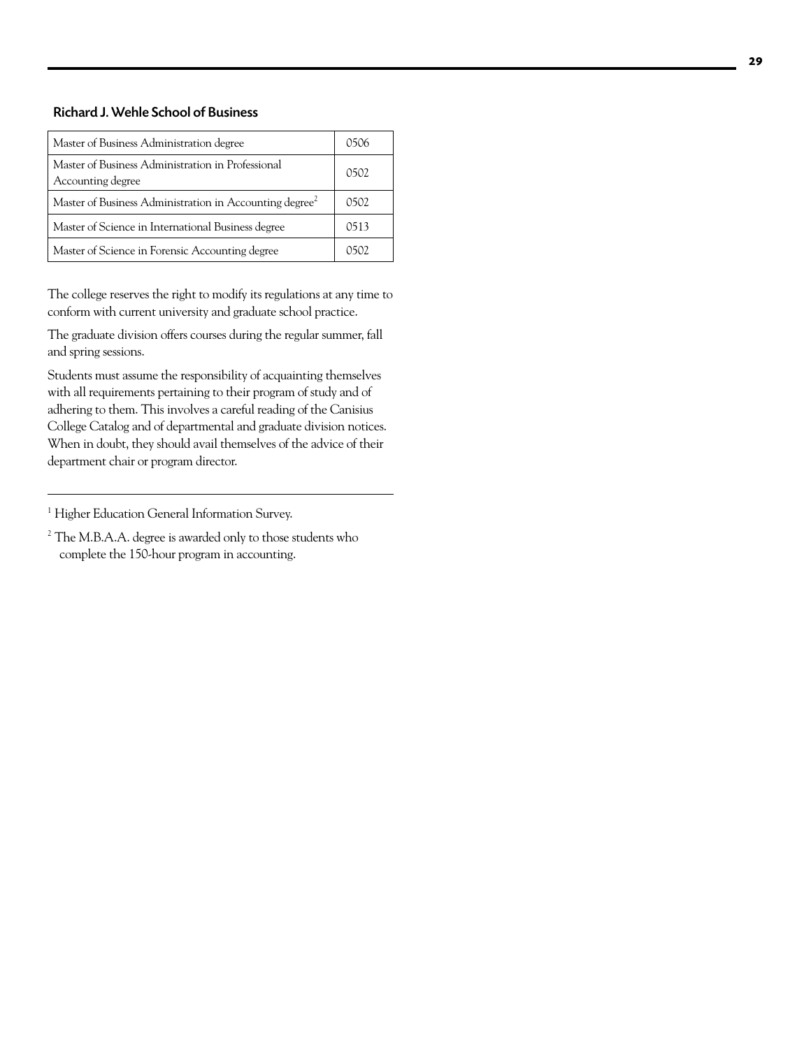### Richard J. Wehle School of Business

| Degree | Code |
| --- | --- |
| Master of Business Administration degree | 0506 |
| Master of Business Administration in Professional Accounting degree | 0502 |
| Master of Business Administration in Accounting degree[2] | 0502 |
| Master of Science in International Business degree | 0513 |
| Master of Science in Forensic Accounting degree | 0502 |

The college reserves the right to modify its regulations at any time to conform with current university and graduate school practice.

The graduate division offers courses during the regular summer, fall and spring sessions.

Students must assume the responsibility of acquainting themselves with all requirements pertaining to their program of study and of adhering to them. This involves a careful reading of the Canisius College Catalog and of departmental and graduate division notices. When in doubt, they should avail themselves of the advice of their department chair or program director.

---

[1] Higher Education General Information Survey.

[2] The M.B.A.A. degree is awarded only to those students who complete the 150-hour program in accounting.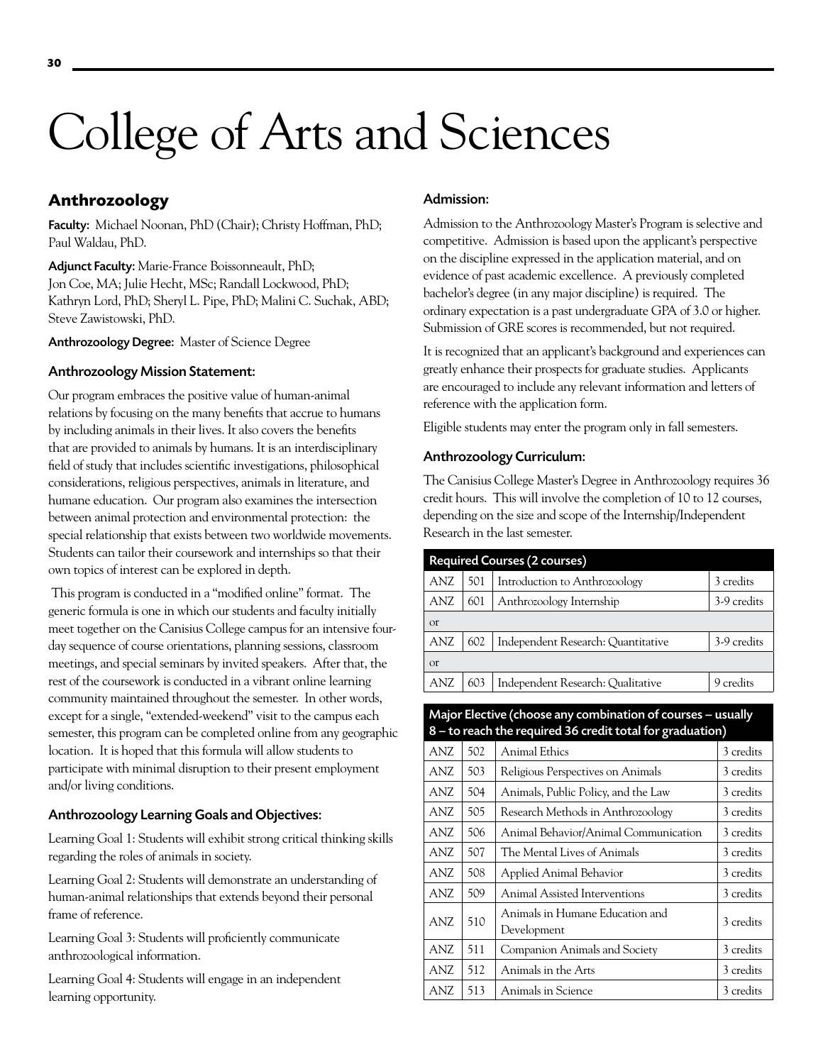# College of Arts and Sciences

## Anthrozoology

**Faculty:** Michael Noonan, PhD (Chair); Christy Hoffman, PhD; Paul Waldau, PhD.

**Adjunct Faculty:** Marie-France Boissonneault, PhD; Jon Coe, MA; Julie Hecht, MSc; Randall Lockwood, PhD; Kathryn Lord, PhD; Sheryl L. Pipe, PhD; Malini C. Suchak, ABD; Steve Zawistowski, PhD.

**Anthrozoology Degree:** Master of Science Degree

### Anthrozoology Mission Statement:

Our program embraces the positive value of human-animal relations by focusing on the many benefits that accrue to humans by including animals in their lives. It also covers the benefits that are provided to animals by humans. It is an interdisciplinary field of study that includes scientific investigations, philosophical considerations, religious perspectives, animals in literature, and humane education. Our program also examines the intersection between animal protection and environmental protection: the special relationship that exists between two worldwide movements. Students can tailor their coursework and internships so that their own topics of interest can be explored in depth.

This program is conducted in a "modified online" format. The generic formula is one in which our students and faculty initially meet together on the Canisius College campus for an intensive four-day sequence of course orientations, planning sessions, classroom meetings, and special seminars by invited speakers. After that, the rest of the coursework is conducted in a vibrant online learning community maintained throughout the semester. In other words, except for a single, "extended-weekend" visit to the campus each semester, this program can be completed online from any geographic location. It is hoped that this formula will allow students to participate with minimal disruption to their present employment and/or living conditions.

### Anthrozoology Learning Goals and Objectives:

Learning Goal 1: Students will exhibit strong critical thinking skills regarding the roles of animals in society.

Learning Goal 2: Students will demonstrate an understanding of human-animal relationships that extends beyond their personal frame of reference.

Learning Goal 3: Students will proficiently communicate anthrozoological information.

Learning Goal 4: Students will engage in an independent learning opportunity.

### Admission:

Admission to the Anthrozoology Master's Program is selective and competitive. Admission is based upon the applicant's perspective on the discipline expressed in the application material, and on evidence of past academic excellence. A previously completed bachelor's degree (in any major discipline) is required. The ordinary expectation is a past undergraduate GPA of 3.0 or higher. Submission of GRE scores is recommended, but not required.

It is recognized that an applicant's background and experiences can greatly enhance their prospects for graduate studies. Applicants are encouraged to include any relevant information and letters of reference with the application form.

Eligible students may enter the program only in fall semesters.

### Anthrozoology Curriculum:

The Canisius College Master's Degree in Anthrozoology requires 36 credit hours. This will involve the completion of 10 to 12 courses, depending on the size and scope of the Internship/Independent Research in the last semester.

| Required Courses (2 courses) | | | |
|---|---|---|---|
| ANZ | 501 | Introduction to Anthrozoology | 3 credits |
| ANZ | 601 | Anthrozoology Internship | 3-9 credits |
| or | | | |
| ANZ | 602 | Independent Research: Quantitative | 3-9 credits |
| or | | | |
| ANZ | 603 | Independent Research: Qualitative | 9 credits |

| Major Elective (choose any combination of courses – usually 8 – to reach the required 36 credit total for graduation) | | | |
|---|---|---|---|
| ANZ | 502 | Animal Ethics | 3 credits |
| ANZ | 503 | Religious Perspectives on Animals | 3 credits |
| ANZ | 504 | Animals, Public Policy, and the Law | 3 credits |
| ANZ | 505 | Research Methods in Anthrozoology | 3 credits |
| ANZ | 506 | Animal Behavior/Animal Communication | 3 credits |
| ANZ | 507 | The Mental Lives of Animals | 3 credits |
| ANZ | 508 | Applied Animal Behavior | 3 credits |
| ANZ | 509 | Animal Assisted Interventions | 3 credits |
| ANZ | 510 | Animals in Humane Education and Development | 3 credits |
| ANZ | 511 | Companion Animals and Society | 3 credits |
| ANZ | 512 | Animals in the Arts | 3 credits |
| ANZ | 513 | Animals in Science | 3 credits |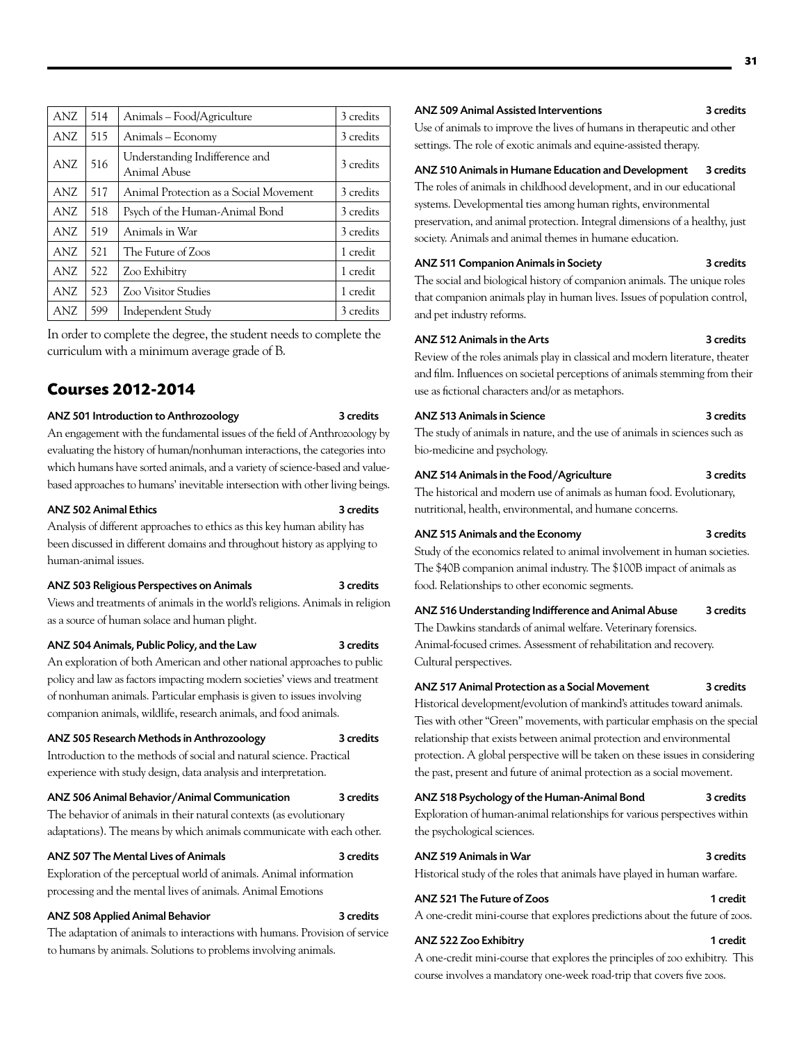| ANZ | 514 | Animals – Food/Agriculture | 3 credits |
|---|---|---|---|
| ANZ | 515 | Animals – Economy | 3 credits |
| ANZ | 516 | Understanding Indifference and Animal Abuse | 3 credits |
| ANZ | 517 | Animal Protection as a Social Movement | 3 credits |
| ANZ | 518 | Psych of the Human-Animal Bond | 3 credits |
| ANZ | 519 | Animals in War | 3 credits |
| ANZ | 521 | The Future of Zoos | 1 credit |
| ANZ | 522 | Zoo Exhibitry | 1 credit |
| ANZ | 523 | Zoo Visitor Studies | 1 credit |
| ANZ | 599 | Independent Study | 3 credits |

In order to complete the degree, the student needs to complete the curriculum with a minimum average grade of B.

## Courses 2012-2014

**ANZ 501 Introduction to Anthrozoology** 3 credits

An engagement with the fundamental issues of the field of Anthrozoology by evaluating the history of human/nonhuman interactions, the categories into which humans have sorted animals, and a variety of science-based and value-based approaches to humans' inevitable intersection with other living beings.

**ANZ 502 Animal Ethics** 3 credits

Analysis of different approaches to ethics as this key human ability has been discussed in different domains and throughout history as applying to human-animal issues.

**ANZ 503 Religious Perspectives on Animals** 3 credits

Views and treatments of animals in the world's religions. Animals in religion as a source of human solace and human plight.

**ANZ 504 Animals, Public Policy, and the Law** 3 credits

An exploration of both American and other national approaches to public policy and law as factors impacting modern societies' views and treatment of nonhuman animals. Particular emphasis is given to issues involving companion animals, wildlife, research animals, and food animals.

**ANZ 505 Research Methods in Anthrozoology** 3 credits

Introduction to the methods of social and natural science. Practical experience with study design, data analysis and interpretation.

**ANZ 506 Animal Behavior/Animal Communication** 3 credits

The behavior of animals in their natural contexts (as evolutionary adaptations). The means by which animals communicate with each other.

**ANZ 507 The Mental Lives of Animals** 3 credits

Exploration of the perceptual world of animals. Animal information processing and the mental lives of animals. Animal Emotions

**ANZ 508 Applied Animal Behavior** 3 credits

The adaptation of animals to interactions with humans. Provision of service to humans by animals. Solutions to problems involving animals.

**ANZ 509 Animal Assisted Interventions** 3 credits

Use of animals to improve the lives of humans in therapeutic and other settings. The role of exotic animals and equine-assisted therapy.

**ANZ 510 Animals in Humane Education and Development** 3 credits

The roles of animals in childhood development, and in our educational systems. Developmental ties among human rights, environmental preservation, and animal protection. Integral dimensions of a healthy, just society. Animals and animal themes in humane education.

**ANZ 511 Companion Animals in Society** 3 credits

The social and biological history of companion animals. The unique roles that companion animals play in human lives. Issues of population control, and pet industry reforms.

**ANZ 512 Animals in the Arts** 3 credits

Review of the roles animals play in classical and modern literature, theater and film. Influences on societal perceptions of animals stemming from their use as fictional characters and/or as metaphors.

**ANZ 513 Animals in Science** 3 credits

The study of animals in nature, and the use of animals in sciences such as bio-medicine and psychology.

**ANZ 514 Animals in the Food/Agriculture** 3 credits

The historical and modern use of animals as human food. Evolutionary, nutritional, health, environmental, and humane concerns.

**ANZ 515 Animals and the Economy** 3 credits

Study of the economics related to animal involvement in human societies. The $40B companion animal industry. The $100B impact of animals as food. Relationships to other economic segments.

**ANZ 516 Understanding Indifference and Animal Abuse** 3 credits

The Dawkins standards of animal welfare. Veterinary forensics. Animal-focused crimes. Assessment of rehabilitation and recovery. Cultural perspectives.

**ANZ 517 Animal Protection as a Social Movement** 3 credits

Historical development/evolution of mankind's attitudes toward animals. Ties with other "Green" movements, with particular emphasis on the special relationship that exists between animal protection and environmental protection. A global perspective will be taken on these issues in considering the past, present and future of animal protection as a social movement.

**ANZ 518 Psychology of the Human-Animal Bond** 3 credits

Exploration of human-animal relationships for various perspectives within the psychological sciences.

**ANZ 519 Animals in War** 3 credits

Historical study of the roles that animals have played in human warfare.

**ANZ 521 The Future of Zoos** 1 credit

A one-credit mini-course that explores predictions about the future of zoos.

**ANZ 522 Zoo Exhibitry** 1 credit

A one-credit mini-course that explores the principles of zoo exhibitry. This course involves a mandatory one-week road-trip that covers five zoos.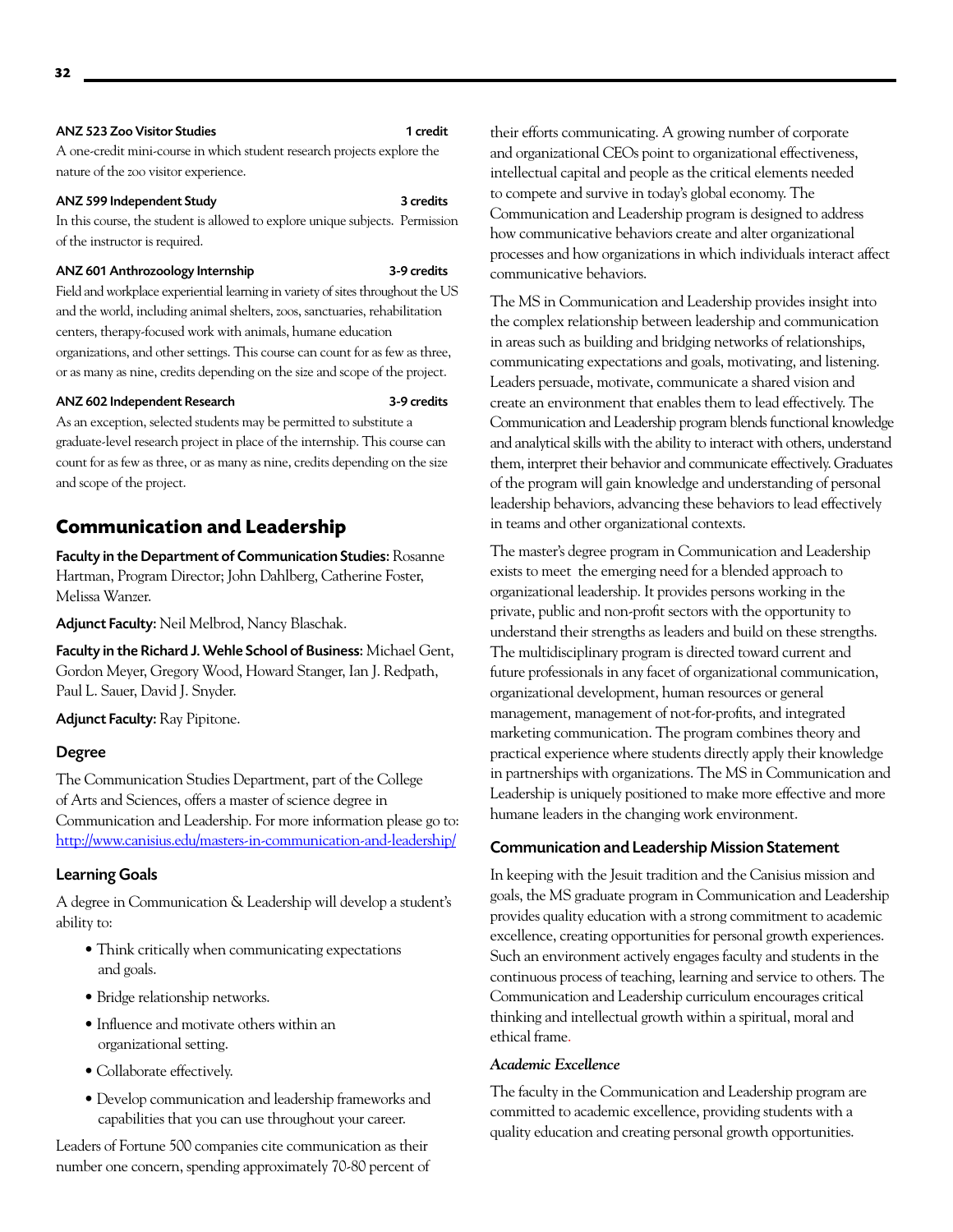**ANZ 523 Zoo Visitor Studies** **1 credit**

A one-credit mini-course in which student research projects explore the nature of the zoo visitor experience.

**ANZ 599 Independent Study** **3 credits**

In this course, the student is allowed to explore unique subjects. Permission of the instructor is required.

**ANZ 601 Anthrozoology Internship** **3-9 credits**

Field and workplace experiential learning in variety of sites throughout the US and the world, including animal shelters, zoos, sanctuaries, rehabilitation centers, therapy-focused work with animals, humane education organizations, and other settings. This course can count for as few as three, or as many as nine, credits depending on the size and scope of the project.

**ANZ 602 Independent Research** **3-9 credits**

As an exception, selected students may be permitted to substitute a graduate-level research project in place of the internship. This course can count for as few as three, or as many as nine, credits depending on the size and scope of the project.

## Communication and Leadership

**Faculty in the Department of Communication Studies:** Rosanne Hartman, Program Director; John Dahlberg, Catherine Foster, Melissa Wanzer.

**Adjunct Faculty:** Neil Melbrod, Nancy Blaschak.

**Faculty in the Richard J. Wehle School of Business:** Michael Gent, Gordon Meyer, Gregory Wood, Howard Stanger, Ian J. Redpath, Paul L. Sauer, David J. Snyder.

**Adjunct Faculty:** Ray Pipitone.

### Degree

The Communication Studies Department, part of the College of Arts and Sciences, offers a master of science degree in Communication and Leadership. For more information please go to: http://www.canisius.edu/masters-in-communication-and-leadership/

### Learning Goals

A degree in Communication & Leadership will develop a student's ability to:

- Think critically when communicating expectations and goals.
- Bridge relationship networks.
- Influence and motivate others within an organizational setting.
- Collaborate effectively.
- Develop communication and leadership frameworks and capabilities that you can use throughout your career.

Leaders of Fortune 500 companies cite communication as their number one concern, spending approximately 70-80 percent of their efforts communicating. A growing number of corporate and organizational CEOs point to organizational effectiveness, intellectual capital and people as the critical elements needed to compete and survive in today's global economy. The Communication and Leadership program is designed to address how communicative behaviors create and alter organizational processes and how organizations in which individuals interact affect communicative behaviors.

The MS in Communication and Leadership provides insight into the complex relationship between leadership and communication in areas such as building and bridging networks of relationships, communicating expectations and goals, motivating, and listening. Leaders persuade, motivate, communicate a shared vision and create an environment that enables them to lead effectively. The Communication and Leadership program blends functional knowledge and analytical skills with the ability to interact with others, understand them, interpret their behavior and communicate effectively. Graduates of the program will gain knowledge and understanding of personal leadership behaviors, advancing these behaviors to lead effectively in teams and other organizational contexts.

The master's degree program in Communication and Leadership exists to meet the emerging need for a blended approach to organizational leadership. It provides persons working in the private, public and non-profit sectors with the opportunity to understand their strengths as leaders and build on these strengths. The multidisciplinary program is directed toward current and future professionals in any facet of organizational communication, organizational development, human resources or general management, management of not-for-profits, and integrated marketing communication. The program combines theory and practical experience where students directly apply their knowledge in partnerships with organizations. The MS in Communication and Leadership is uniquely positioned to make more effective and more humane leaders in the changing work environment.

### Communication and Leadership Mission Statement

In keeping with the Jesuit tradition and the Canisius mission and goals, the MS graduate program in Communication and Leadership provides quality education with a strong commitment to academic excellence, creating opportunities for personal growth experiences. Such an environment actively engages faculty and students in the continuous process of teaching, learning and service to others. The Communication and Leadership curriculum encourages critical thinking and intellectual growth within a spiritual, moral and ethical frame.

*Academic Excellence*

The faculty in the Communication and Leadership program are committed to academic excellence, providing students with a quality education and creating personal growth opportunities.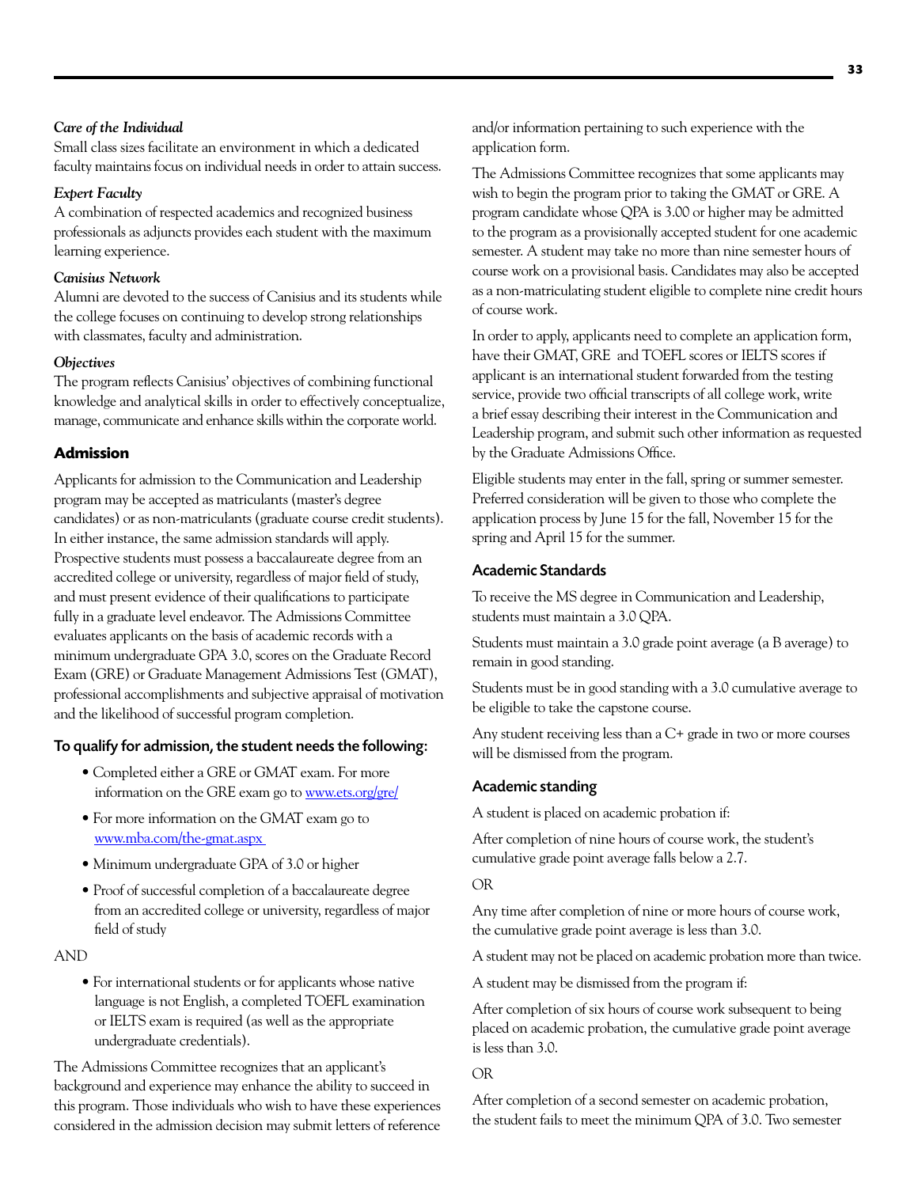*Care of the Individual*
Small class sizes facilitate an environment in which a dedicated faculty maintains focus on individual needs in order to attain success.

*Expert Faculty*
A combination of respected academics and recognized business professionals as adjuncts provides each student with the maximum learning experience.

*Canisius Network*
Alumni are devoted to the success of Canisius and its students while the college focuses on continuing to develop strong relationships with classmates, faculty and administration.

*Objectives*
The program reflects Canisius' objectives of combining functional knowledge and analytical skills in order to effectively conceptualize, manage, communicate and enhance skills within the corporate world.

## Admission

Applicants for admission to the Communication and Leadership program may be accepted as matriculants (master's degree candidates) or as non-matriculants (graduate course credit students). In either instance, the same admission standards will apply. Prospective students must possess a baccalaureate degree from an accredited college or university, regardless of major field of study, and must present evidence of their qualifications to participate fully in a graduate level endeavor. The Admissions Committee evaluates applicants on the basis of academic records with a minimum undergraduate GPA 3.0, scores on the Graduate Record Exam (GRE) or Graduate Management Admissions Test (GMAT), professional accomplishments and subjective appraisal of motivation and the likelihood of successful program completion.

### To qualify for admission, the student needs the following:

- Completed either a GRE or GMAT exam. For more information on the GRE exam go to www.ets.org/gre/
- For more information on the GMAT exam go to www.mba.com/the-gmat.aspx
- Minimum undergraduate GPA of 3.0 or higher
- Proof of successful completion of a baccalaureate degree from an accredited college or university, regardless of major field of study

AND

- For international students or for applicants whose native language is not English, a completed TOEFL examination or IELTS exam is required (as well as the appropriate undergraduate credentials).

The Admissions Committee recognizes that an applicant's background and experience may enhance the ability to succeed in this program. Those individuals who wish to have these experiences considered in the admission decision may submit letters of reference and/or information pertaining to such experience with the application form.

The Admissions Committee recognizes that some applicants may wish to begin the program prior to taking the GMAT or GRE. A program candidate whose QPA is 3.00 or higher may be admitted to the program as a provisionally accepted student for one academic semester. A student may take no more than nine semester hours of course work on a provisional basis. Candidates may also be accepted as a non-matriculating student eligible to complete nine credit hours of course work.

In order to apply, applicants need to complete an application form, have their GMAT, GRE and TOEFL scores or IELTS scores if applicant is an international student forwarded from the testing service, provide two official transcripts of all college work, write a brief essay describing their interest in the Communication and Leadership program, and submit such other information as requested by the Graduate Admissions Office.

Eligible students may enter in the fall, spring or summer semester. Preferred consideration will be given to those who complete the application process by June 15 for the fall, November 15 for the spring and April 15 for the summer.

### Academic Standards

To receive the MS degree in Communication and Leadership, students must maintain a 3.0 QPA.

Students must maintain a 3.0 grade point average (a B average) to remain in good standing.

Students must be in good standing with a 3.0 cumulative average to be eligible to take the capstone course.

Any student receiving less than a C+ grade in two or more courses will be dismissed from the program.

### Academic standing

A student is placed on academic probation if:

After completion of nine hours of course work, the student's cumulative grade point average falls below a 2.7.

OR

Any time after completion of nine or more hours of course work, the cumulative grade point average is less than 3.0.

A student may not be placed on academic probation more than twice.

A student may be dismissed from the program if:

After completion of six hours of course work subsequent to being placed on academic probation, the cumulative grade point average is less than 3.0.

OR

After completion of a second semester on academic probation, the student fails to meet the minimum QPA of 3.0. Two semester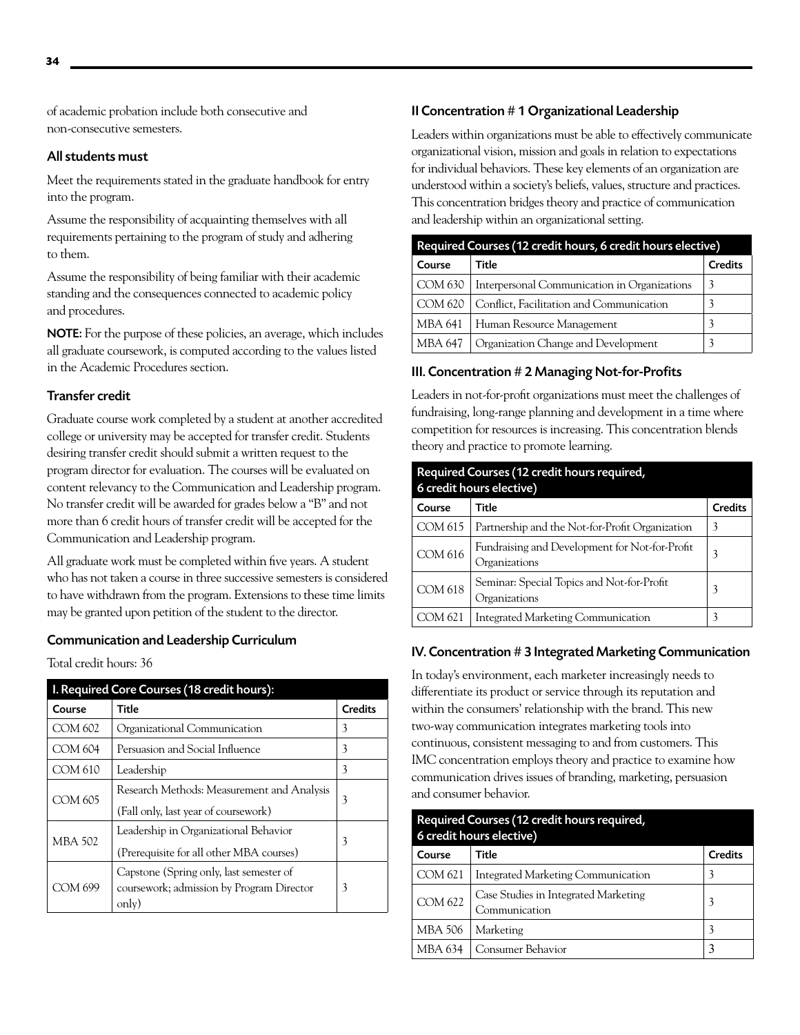of academic probation include both consecutive and non-consecutive semesters.

### All students must

Meet the requirements stated in the graduate handbook for entry into the program.

Assume the responsibility of acquainting themselves with all requirements pertaining to the program of study and adhering to them.

Assume the responsibility of being familiar with their academic standing and the consequences connected to academic policy and procedures.

**NOTE:** For the purpose of these policies, an average, which includes all graduate coursework, is computed according to the values listed in the Academic Procedures section.

### Transfer credit

Graduate course work completed by a student at another accredited college or university may be accepted for transfer credit. Students desiring transfer credit should submit a written request to the program director for evaluation. The courses will be evaluated on content relevancy to the Communication and Leadership program. No transfer credit will be awarded for grades below a "B" and not more than 6 credit hours of transfer credit will be accepted for the Communication and Leadership program.

All graduate work must be completed within five years. A student who has not taken a course in three successive semesters is considered to have withdrawn from the program. Extensions to these time limits may be granted upon petition of the student to the director.

### Communication and Leadership Curriculum

Total credit hours: 36

| I. Required Core Courses (18 credit hours): | | |
|---|---|---|
| **Course** | **Title** | **Credits** |
| COM 602 | Organizational Communication | 3 |
| COM 604 | Persuasion and Social Influence | 3 |
| COM 610 | Leadership | 3 |
| COM 605 | Research Methods: Measurement and Analysis (Fall only, last year of coursework) | 3 |
| MBA 502 | Leadership in Organizational Behavior (Prerequisite for all other MBA courses) | 3 |
| COM 699 | Capstone (Spring only, last semester of coursework; admission by Program Director only) | 3 |

### II Concentration # 1 Organizational Leadership

Leaders within organizations must be able to effectively communicate organizational vision, mission and goals in relation to expectations for individual behaviors. These key elements of an organization are understood within a society's beliefs, values, structure and practices. This concentration bridges theory and practice of communication and leadership within an organizational setting.

| Required Courses (12 credit hours, 6 credit hours elective) | | |
|---|---|---|
| **Course** | **Title** | **Credits** |
| COM 630 | Interpersonal Communication in Organizations | 3 |
| COM 620 | Conflict, Facilitation and Communication | 3 |
| MBA 641 | Human Resource Management | 3 |
| MBA 647 | Organization Change and Development | 3 |

### III. Concentration # 2 Managing Not-for-Profits

Leaders in not-for-profit organizations must meet the challenges of fundraising, long-range planning and development in a time where competition for resources is increasing. This concentration blends theory and practice to promote learning.

| Required Courses (12 credit hours required, 6 credit hours elective) | | |
|---|---|---|
| **Course** | **Title** | **Credits** |
| COM 615 | Partnership and the Not-for-Profit Organization | 3 |
| COM 616 | Fundraising and Development for Not-for-Profit Organizations | 3 |
| COM 618 | Seminar: Special Topics and Not-for-Profit Organizations | 3 |
| COM 621 | Integrated Marketing Communication | 3 |

### IV. Concentration # 3 Integrated Marketing Communication

In today's environment, each marketer increasingly needs to differentiate its product or service through its reputation and within the consumers' relationship with the brand. This new two-way communication integrates marketing tools into continuous, consistent messaging to and from customers. This IMC concentration employs theory and practice to examine how communication drives issues of branding, marketing, persuasion and consumer behavior.

| Required Courses (12 credit hours required, 6 credit hours elective) | | |
|---|---|---|
| **Course** | **Title** | **Credits** |
| COM 621 | Integrated Marketing Communication | 3 |
| COM 622 | Case Studies in Integrated Marketing Communication | 3 |
| MBA 506 | Marketing | 3 |
| MBA 634 | Consumer Behavior | 3 |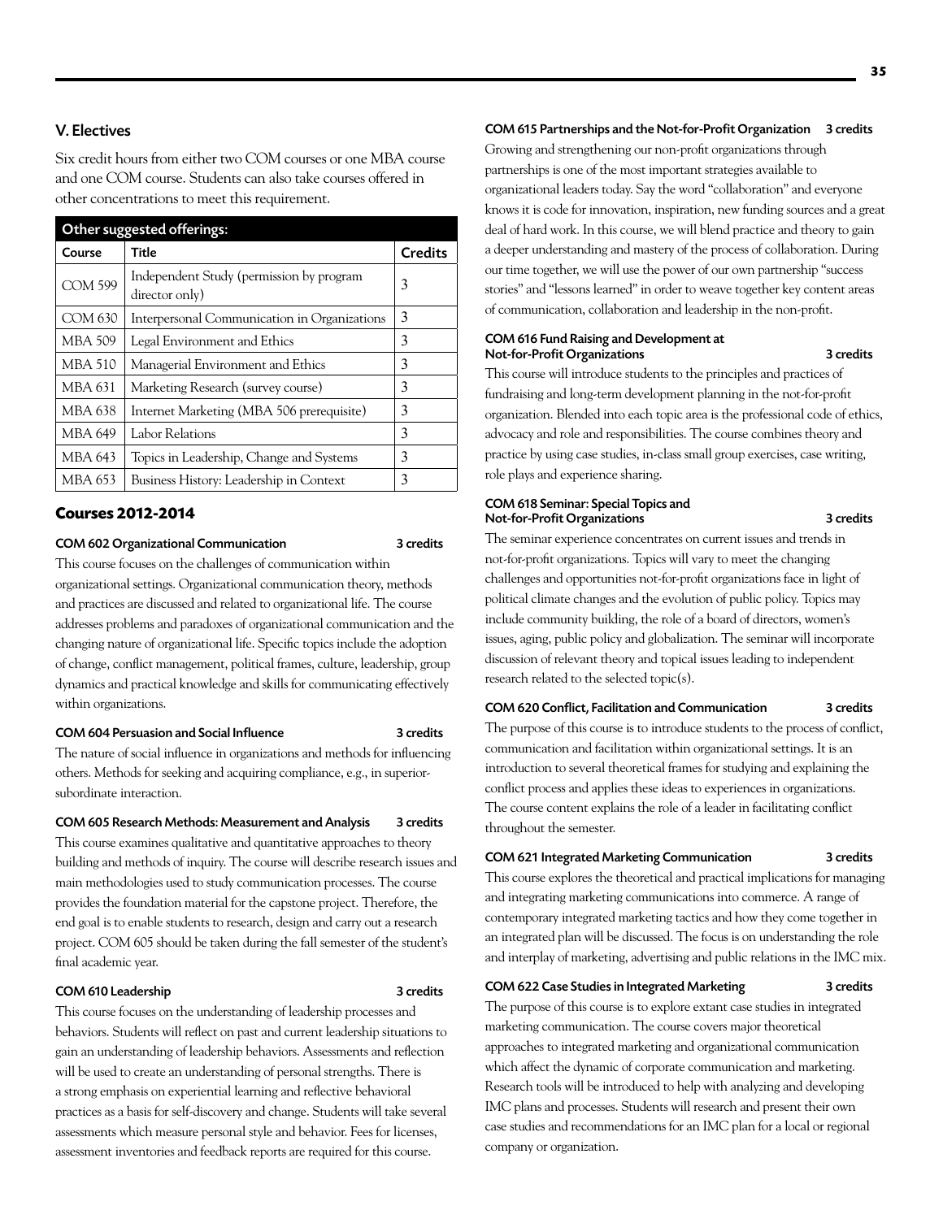## V. Electives

Six credit hours from either two COM courses or one MBA course and one COM course. Students can also take courses offered in other concentrations to meet this requirement.

| Other suggested offerings: | | |
|---|---|---|
| **Course** | **Title** | **Credits** |
| COM 599 | Independent Study (permission by program director only) | 3 |
| COM 630 | Interpersonal Communication in Organizations | 3 |
| MBA 509 | Legal Environment and Ethics | 3 |
| MBA 510 | Managerial Environment and Ethics | 3 |
| MBA 631 | Marketing Research (survey course) | 3 |
| MBA 638 | Internet Marketing (MBA 506 prerequisite) | 3 |
| MBA 649 | Labor Relations | 3 |
| MBA 643 | Topics in Leadership, Change and Systems | 3 |
| MBA 653 | Business History: Leadership in Context | 3 |

## Courses 2012-2014

**COM 602 Organizational Communication — 3 credits**

This course focuses on the challenges of communication within organizational settings. Organizational communication theory, methods and practices are discussed and related to organizational life. The course addresses problems and paradoxes of organizational communication and the changing nature of organizational life. Specific topics include the adoption of change, conflict management, political frames, culture, leadership, group dynamics and practical knowledge and skills for communicating effectively within organizations.

**COM 604 Persuasion and Social Influence — 3 credits**

The nature of social influence in organizations and methods for influencing others. Methods for seeking and acquiring compliance, e.g., in superior-subordinate interaction.

**COM 605 Research Methods: Measurement and Analysis — 3 credits**

This course examines qualitative and quantitative approaches to theory building and methods of inquiry. The course will describe research issues and main methodologies used to study communication processes. The course provides the foundation material for the capstone project. Therefore, the end goal is to enable students to research, design and carry out a research project. COM 605 should be taken during the fall semester of the student's final academic year.

**COM 610 Leadership — 3 credits**

This course focuses on the understanding of leadership processes and behaviors. Students will reflect on past and current leadership situations to gain an understanding of leadership behaviors. Assessments and reflection will be used to create an understanding of personal strengths. There is a strong emphasis on experiential learning and reflective behavioral practices as a basis for self-discovery and change. Students will take several assessments which measure personal style and behavior. Fees for licenses, assessment inventories and feedback reports are required for this course.

**COM 615 Partnerships and the Not-for-Profit Organization — 3 credits**

Growing and strengthening our non-profit organizations through partnerships is one of the most important strategies available to organizational leaders today. Say the word "collaboration" and everyone knows it is code for innovation, inspiration, new funding sources and a great deal of hard work. In this course, we will blend practice and theory to gain a deeper understanding and mastery of the process of collaboration. During our time together, we will use the power of our own partnership "success stories" and "lessons learned" in order to weave together key content areas of communication, collaboration and leadership in the non-profit.

**COM 616 Fund Raising and Development at Not-for-Profit Organizations — 3 credits**

This course will introduce students to the principles and practices of fundraising and long-term development planning in the not-for-profit organization. Blended into each topic area is the professional code of ethics, advocacy and role and responsibilities. The course combines theory and practice by using case studies, in-class small group exercises, case writing, role plays and experience sharing.

**COM 618 Seminar: Special Topics and Not-for-Profit Organizations — 3 credits**

The seminar experience concentrates on current issues and trends in not-for-profit organizations. Topics will vary to meet the changing challenges and opportunities not-for-profit organizations face in light of political climate changes and the evolution of public policy. Topics may include community building, the role of a board of directors, women's issues, aging, public policy and globalization. The seminar will incorporate discussion of relevant theory and topical issues leading to independent research related to the selected topic(s).

**COM 620 Conflict, Facilitation and Communication — 3 credits**

The purpose of this course is to introduce students to the process of conflict, communication and facilitation within organizational settings. It is an introduction to several theoretical frames for studying and explaining the conflict process and applies these ideas to experiences in organizations. The course content explains the role of a leader in facilitating conflict throughout the semester.

**COM 621 Integrated Marketing Communication — 3 credits**

This course explores the theoretical and practical implications for managing and integrating marketing communications into commerce. A range of contemporary integrated marketing tactics and how they come together in an integrated plan will be discussed. The focus is on understanding the role and interplay of marketing, advertising and public relations in the IMC mix.

**COM 622 Case Studies in Integrated Marketing — 3 credits**

The purpose of this course is to explore extant case studies in integrated marketing communication. The course covers major theoretical approaches to integrated marketing and organizational communication which affect the dynamic of corporate communication and marketing. Research tools will be introduced to help with analyzing and developing IMC plans and processes. Students will research and present their own case studies and recommendations for an IMC plan for a local or regional company or organization.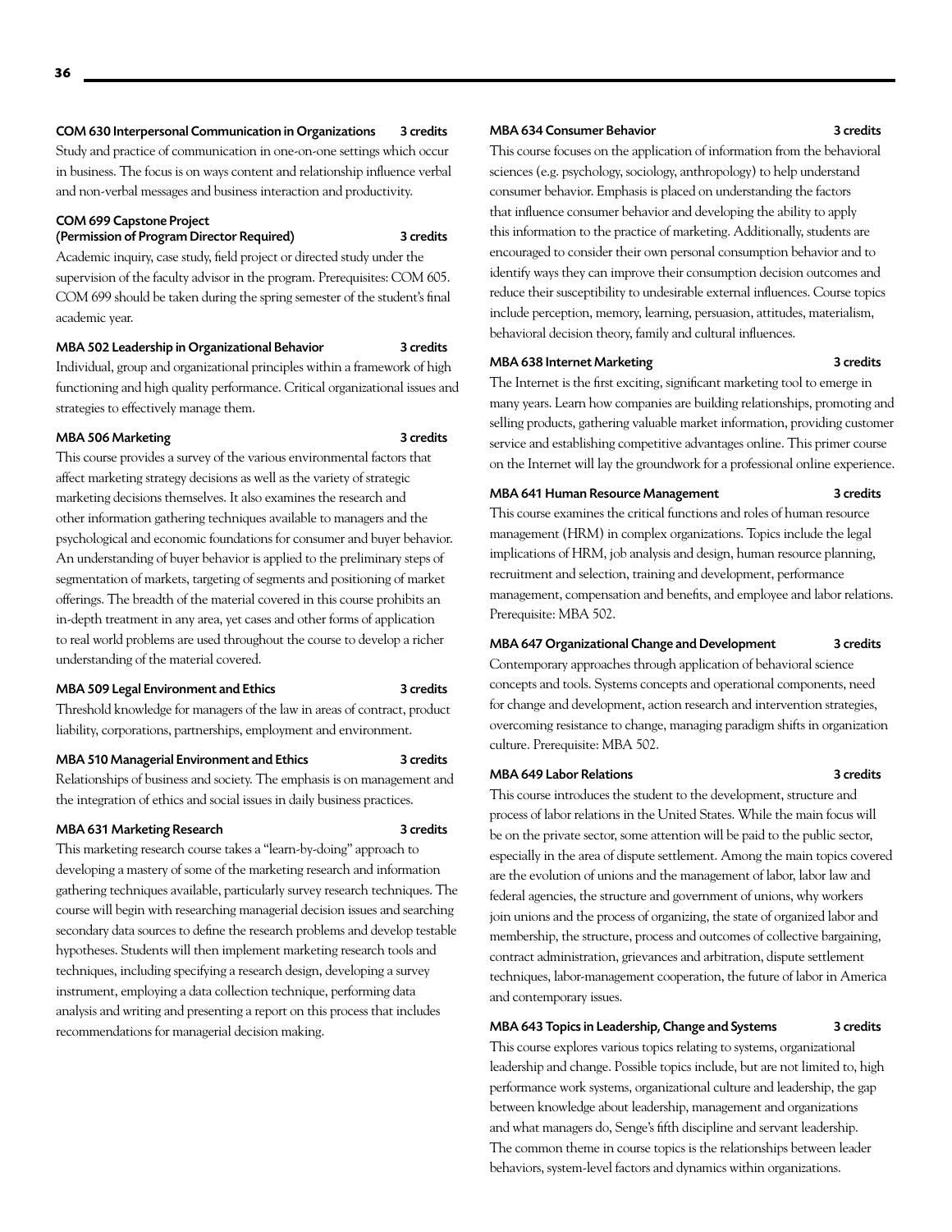### COM 630 Interpersonal Communication in Organizations — 3 credits

Study and practice of communication in one-on-one settings which occur in business. The focus is on ways content and relationship influence verbal and non-verbal messages and business interaction and productivity.

### COM 699 Capstone Project (Permission of Program Director Required) — 3 credits

Academic inquiry, case study, field project or directed study under the supervision of the faculty advisor in the program. Prerequisites: COM 605. COM 699 should be taken during the spring semester of the student's final academic year.

### MBA 502 Leadership in Organizational Behavior — 3 credits

Individual, group and organizational principles within a framework of high functioning and high quality performance. Critical organizational issues and strategies to effectively manage them.

### MBA 506 Marketing — 3 credits

This course provides a survey of the various environmental factors that affect marketing strategy decisions as well as the variety of strategic marketing decisions themselves. It also examines the research and other information gathering techniques available to managers and the psychological and economic foundations for consumer and buyer behavior. An understanding of buyer behavior is applied to the preliminary steps of segmentation of markets, targeting of segments and positioning of market offerings. The breadth of the material covered in this course prohibits an in-depth treatment in any area, yet cases and other forms of application to real world problems are used throughout the course to develop a richer understanding of the material covered.

### MBA 509 Legal Environment and Ethics — 3 credits

Threshold knowledge for managers of the law in areas of contract, product liability, corporations, partnerships, employment and environment.

### MBA 510 Managerial Environment and Ethics — 3 credits

Relationships of business and society. The emphasis is on management and the integration of ethics and social issues in daily business practices.

### MBA 631 Marketing Research — 3 credits

This marketing research course takes a "learn-by-doing" approach to developing a mastery of some of the marketing research and information gathering techniques available, particularly survey research techniques. The course will begin with researching managerial decision issues and searching secondary data sources to define the research problems and develop testable hypotheses. Students will then implement marketing research tools and techniques, including specifying a research design, developing a survey instrument, employing a data collection technique, performing data analysis and writing and presenting a report on this process that includes recommendations for managerial decision making.

### MBA 634 Consumer Behavior — 3 credits

This course focuses on the application of information from the behavioral sciences (e.g. psychology, sociology, anthropology) to help understand consumer behavior. Emphasis is placed on understanding the factors that influence consumer behavior and developing the ability to apply this information to the practice of marketing. Additionally, students are encouraged to consider their own personal consumption behavior and to identify ways they can improve their consumption decision outcomes and reduce their susceptibility to undesirable external influences. Course topics include perception, memory, learning, persuasion, attitudes, materialism, behavioral decision theory, family and cultural influences.

### MBA 638 Internet Marketing — 3 credits

The Internet is the first exciting, significant marketing tool to emerge in many years. Learn how companies are building relationships, promoting and selling products, gathering valuable market information, providing customer service and establishing competitive advantages online. This primer course on the Internet will lay the groundwork for a professional online experience.

### MBA 641 Human Resource Management — 3 credits

This course examines the critical functions and roles of human resource management (HRM) in complex organizations. Topics include the legal implications of HRM, job analysis and design, human resource planning, recruitment and selection, training and development, performance management, compensation and benefits, and employee and labor relations. Prerequisite: MBA 502.

### MBA 647 Organizational Change and Development — 3 credits

Contemporary approaches through application of behavioral science concepts and tools. Systems concepts and operational components, need for change and development, action research and intervention strategies, overcoming resistance to change, managing paradigm shifts in organization culture. Prerequisite: MBA 502.

### MBA 649 Labor Relations — 3 credits

This course introduces the student to the development, structure and process of labor relations in the United States. While the main focus will be on the private sector, some attention will be paid to the public sector, especially in the area of dispute settlement. Among the main topics covered are the evolution of unions and the management of labor, labor law and federal agencies, the structure and government of unions, why workers join unions and the process of organizing, the state of organized labor and membership, the structure, process and outcomes of collective bargaining, contract administration, grievances and arbitration, dispute settlement techniques, labor-management cooperation, the future of labor in America and contemporary issues.

### MBA 643 Topics in Leadership, Change and Systems — 3 credits

This course explores various topics relating to systems, organizational leadership and change. Possible topics include, but are not limited to, high performance work systems, organizational culture and leadership, the gap between knowledge about leadership, management and organizations and what managers do, Senge's fifth discipline and servant leadership. The common theme in course topics is the relationships between leader behaviors, system-level factors and dynamics within organizations.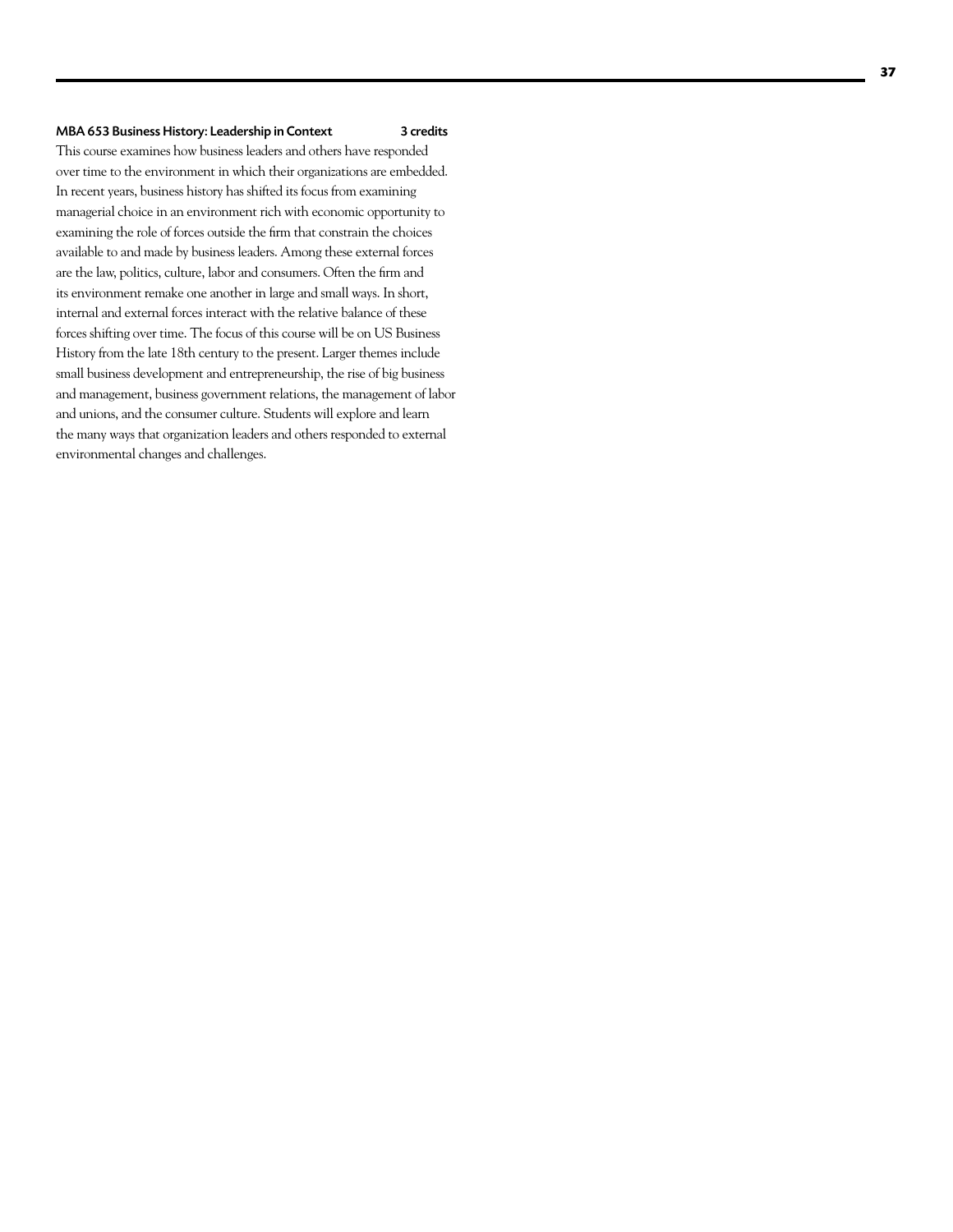**MBA 653 Business History: Leadership in Context** **3 credits**

This course examines how business leaders and others have responded over time to the environment in which their organizations are embedded. In recent years, business history has shifted its focus from examining managerial choice in an environment rich with economic opportunity to examining the role of forces outside the firm that constrain the choices available to and made by business leaders. Among these external forces are the law, politics, culture, labor and consumers. Often the firm and its environment remake one another in large and small ways. In short, internal and external forces interact with the relative balance of these forces shifting over time. The focus of this course will be on US Business History from the late 18th century to the present. Larger themes include small business development and entrepreneurship, the rise of big business and management, business government relations, the management of labor and unions, and the consumer culture. Students will explore and learn the many ways that organization leaders and others responded to external environmental changes and challenges.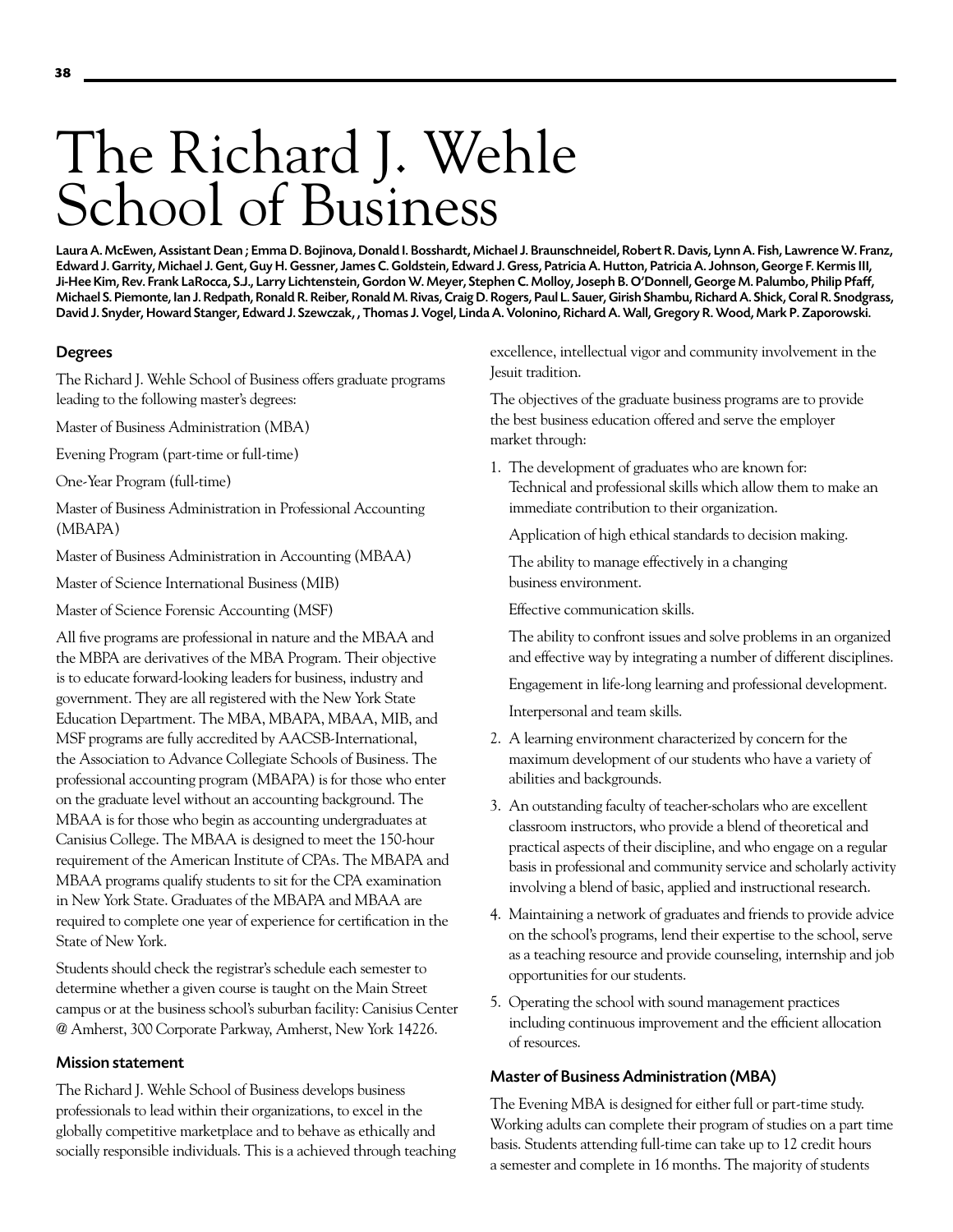# The Richard J. Wehle School of Business

**Laura A. McEwen, Assistant Dean ; Emma D. Bojinova, Donald I. Bosshardt, Michael J. Braunschneidel, Robert R. Davis, Lynn A. Fish, Lawrence W. Franz, Edward J. Garrity, Michael J. Gent, Guy H. Gessner, James C. Goldstein, Edward J. Gress, Patricia A. Hutton, Patricia A. Johnson, George F. Kermis III, Ji-Hee Kim, Rev. Frank LaRocca, S.J., Larry Lichtenstein, Gordon W. Meyer, Stephen C. Molloy, Joseph B. O'Donnell, George M. Palumbo, Philip Pfaff, Michael S. Piemonte, Ian J. Redpath, Ronald R. Reiber, Ronald M. Rivas, Craig D. Rogers, Paul L. Sauer, Girish Shambu, Richard A. Shick, Coral R. Snodgrass, David J. Snyder, Howard Stanger, Edward J. Szewczak, , Thomas J. Vogel, Linda A. Volonino, Richard A. Wall, Gregory R. Wood, Mark P. Zaporowski.**

### Degrees

The Richard J. Wehle School of Business offers graduate programs leading to the following master's degrees:

Master of Business Administration (MBA)

Evening Program (part-time or full-time)

One-Year Program (full-time)

Master of Business Administration in Professional Accounting (MBAPA)

Master of Business Administration in Accounting (MBAA)

Master of Science International Business (MIB)

Master of Science Forensic Accounting (MSF)

All five programs are professional in nature and the MBAA and the MBPA are derivatives of the MBA Program. Their objective is to educate forward-looking leaders for business, industry and government. They are all registered with the New York State Education Department. The MBA, MBAPA, MBAA, MIB, and MSF programs are fully accredited by AACSB-International, the Association to Advance Collegiate Schools of Business. The professional accounting program (MBAPA) is for those who enter on the graduate level without an accounting background. The MBAA is for those who begin as accounting undergraduates at Canisius College. The MBAA is designed to meet the 150-hour requirement of the American Institute of CPAs. The MBAPA and MBAA programs qualify students to sit for the CPA examination in New York State. Graduates of the MBAPA and MBAA are required to complete one year of experience for certification in the State of New York.

Students should check the registrar's schedule each semester to determine whether a given course is taught on the Main Street campus or at the business school's suburban facility: Canisius Center @ Amherst, 300 Corporate Parkway, Amherst, New York 14226.

### Mission statement

The Richard J. Wehle School of Business develops business professionals to lead within their organizations, to excel in the globally competitive marketplace and to behave as ethically and socially responsible individuals. This is a achieved through teaching excellence, intellectual vigor and community involvement in the Jesuit tradition.

The objectives of the graduate business programs are to provide the best business education offered and serve the employer market through:

1. The development of graduates who are known for:
   Technical and professional skills which allow them to make an immediate contribution to their organization.

   Application of high ethical standards to decision making.

   The ability to manage effectively in a changing business environment.

   Effective communication skills.

   The ability to confront issues and solve problems in an organized and effective way by integrating a number of different disciplines.

   Engagement in life-long learning and professional development.

   Interpersonal and team skills.
2. A learning environment characterized by concern for the maximum development of our students who have a variety of abilities and backgrounds.
3. An outstanding faculty of teacher-scholars who are excellent classroom instructors, who provide a blend of theoretical and practical aspects of their discipline, and who engage on a regular basis in professional and community service and scholarly activity involving a blend of basic, applied and instructional research.
4. Maintaining a network of graduates and friends to provide advice on the school's programs, lend their expertise to the school, serve as a teaching resource and provide counseling, internship and job opportunities for our students.
5. Operating the school with sound management practices including continuous improvement and the efficient allocation of resources.

### Master of Business Administration (MBA)

The Evening MBA is designed for either full or part-time study. Working adults can complete their program of studies on a part time basis. Students attending full-time can take up to 12 credit hours a semester and complete in 16 months. The majority of students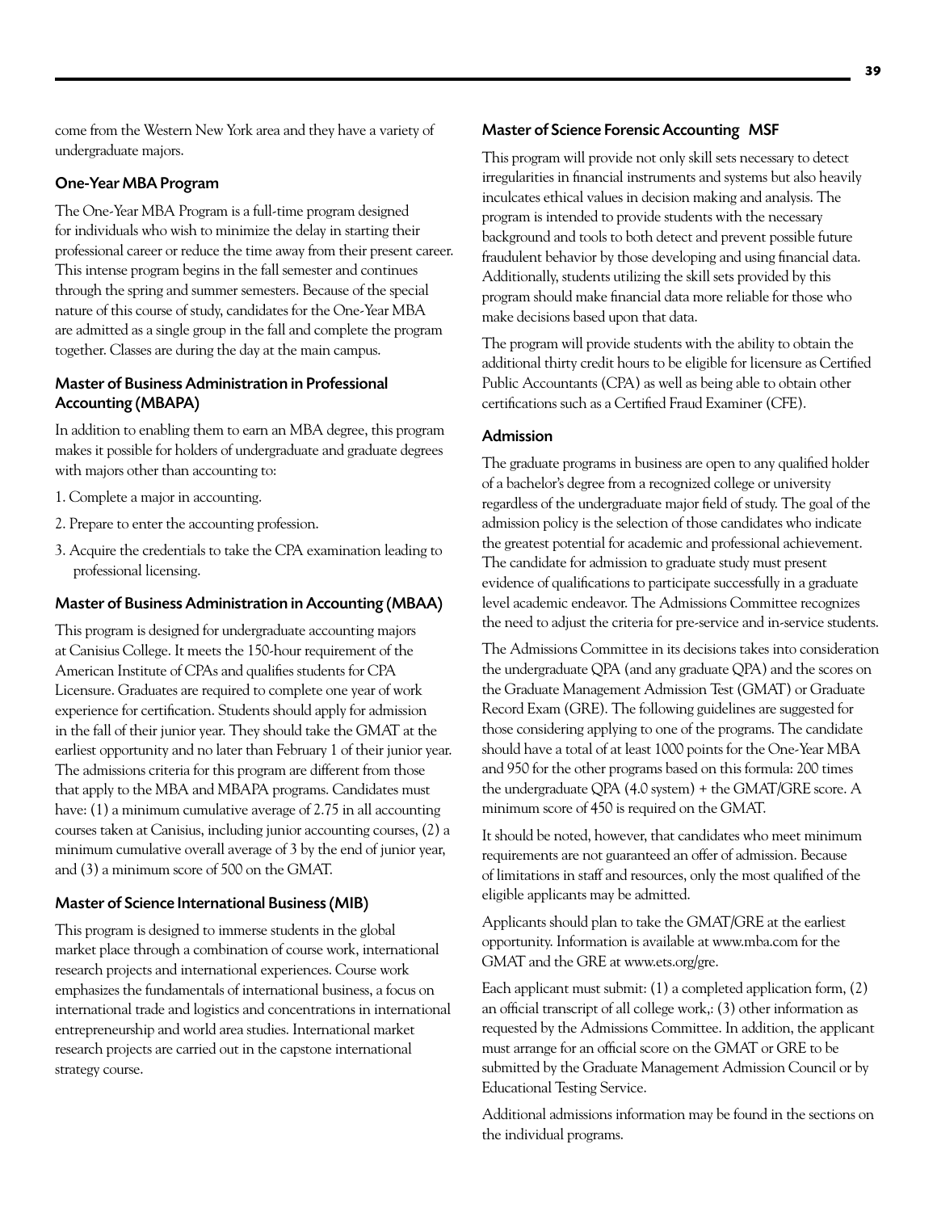come from the Western New York area and they have a variety of undergraduate majors.

## One-Year MBA Program

The One-Year MBA Program is a full-time program designed for individuals who wish to minimize the delay in starting their professional career or reduce the time away from their present career. This intense program begins in the fall semester and continues through the spring and summer semesters. Because of the special nature of this course of study, candidates for the One-Year MBA are admitted as a single group in the fall and complete the program together. Classes are during the day at the main campus.

## Master of Business Administration in Professional Accounting (MBAPA)

In addition to enabling them to earn an MBA degree, this program makes it possible for holders of undergraduate and graduate degrees with majors other than accounting to:

1. Complete a major in accounting.
2. Prepare to enter the accounting profession.
3. Acquire the credentials to take the CPA examination leading to professional licensing.

## Master of Business Administration in Accounting (MBAA)

This program is designed for undergraduate accounting majors at Canisius College. It meets the 150-hour requirement of the American Institute of CPAs and qualifies students for CPA Licensure. Graduates are required to complete one year of work experience for certification. Students should apply for admission in the fall of their junior year. They should take the GMAT at the earliest opportunity and no later than February 1 of their junior year. The admissions criteria for this program are different from those that apply to the MBA and MBAPA programs. Candidates must have: (1) a minimum cumulative average of 2.75 in all accounting courses taken at Canisius, including junior accounting courses, (2) a minimum cumulative overall average of 3 by the end of junior year, and (3) a minimum score of 500 on the GMAT.

## Master of Science International Business (MIB)

This program is designed to immerse students in the global market place through a combination of course work, international research projects and international experiences. Course work emphasizes the fundamentals of international business, a focus on international trade and logistics and concentrations in international entrepreneurship and world area studies. International market research projects are carried out in the capstone international strategy course.

## Master of Science Forensic Accounting MSF

This program will provide not only skill sets necessary to detect irregularities in financial instruments and systems but also heavily inculcates ethical values in decision making and analysis. The program is intended to provide students with the necessary background and tools to both detect and prevent possible future fraudulent behavior by those developing and using financial data. Additionally, students utilizing the skill sets provided by this program should make financial data more reliable for those who make decisions based upon that data.

The program will provide students with the ability to obtain the additional thirty credit hours to be eligible for licensure as Certified Public Accountants (CPA) as well as being able to obtain other certifications such as a Certified Fraud Examiner (CFE).

## Admission

The graduate programs in business are open to any qualified holder of a bachelor's degree from a recognized college or university regardless of the undergraduate major field of study. The goal of the admission policy is the selection of those candidates who indicate the greatest potential for academic and professional achievement. The candidate for admission to graduate study must present evidence of qualifications to participate successfully in a graduate level academic endeavor. The Admissions Committee recognizes the need to adjust the criteria for pre-service and in-service students.

The Admissions Committee in its decisions takes into consideration the undergraduate QPA (and any graduate QPA) and the scores on the Graduate Management Admission Test (GMAT) or Graduate Record Exam (GRE). The following guidelines are suggested for those considering applying to one of the programs. The candidate should have a total of at least 1000 points for the One-Year MBA and 950 for the other programs based on this formula: 200 times the undergraduate QPA (4.0 system) + the GMAT/GRE score. A minimum score of 450 is required on the GMAT.

It should be noted, however, that candidates who meet minimum requirements are not guaranteed an offer of admission. Because of limitations in staff and resources, only the most qualified of the eligible applicants may be admitted.

Applicants should plan to take the GMAT/GRE at the earliest opportunity. Information is available at www.mba.com for the GMAT and the GRE at www.ets.org/gre.

Each applicant must submit: (1) a completed application form, (2) an official transcript of all college work,: (3) other information as requested by the Admissions Committee. In addition, the applicant must arrange for an official score on the GMAT or GRE to be submitted by the Graduate Management Admission Council or by Educational Testing Service.

Additional admissions information may be found in the sections on the individual programs.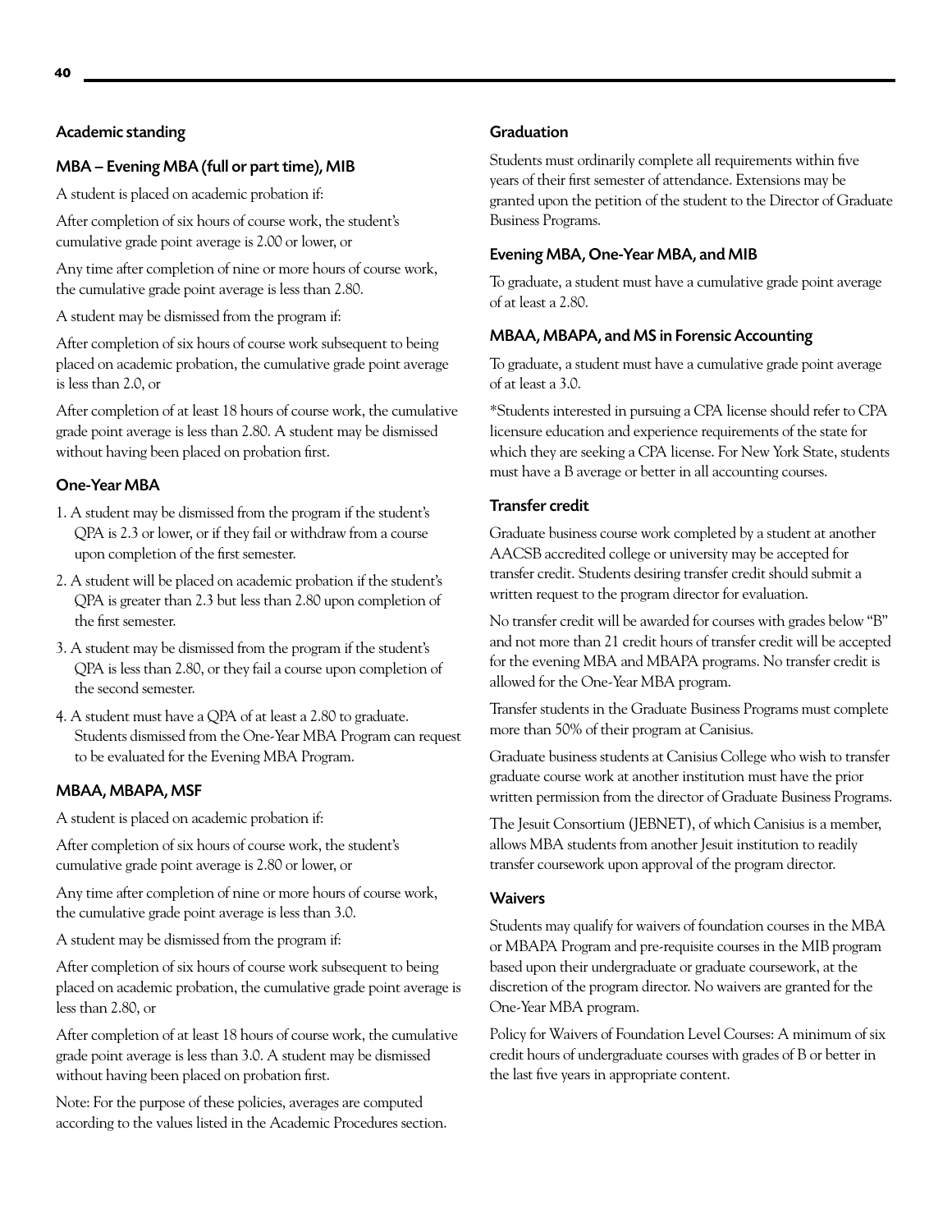## Academic standing

### MBA – Evening MBA (full or part time), MIB

A student is placed on academic probation if:

After completion of six hours of course work, the student's cumulative grade point average is 2.00 or lower, or

Any time after completion of nine or more hours of course work, the cumulative grade point average is less than 2.80.

A student may be dismissed from the program if:

After completion of six hours of course work subsequent to being placed on academic probation, the cumulative grade point average is less than 2.0, or

After completion of at least 18 hours of course work, the cumulative grade point average is less than 2.80. A student may be dismissed without having been placed on probation first.

### One-Year MBA

1. A student may be dismissed from the program if the student's QPA is 2.3 or lower, or if they fail or withdraw from a course upon completion of the first semester.
2. A student will be placed on academic probation if the student's QPA is greater than 2.3 but less than 2.80 upon completion of the first semester.
3. A student may be dismissed from the program if the student's QPA is less than 2.80, or they fail a course upon completion of the second semester.
4. A student must have a QPA of at least a 2.80 to graduate. Students dismissed from the One-Year MBA Program can request to be evaluated for the Evening MBA Program.

### MBAA, MBAPA, MSF

A student is placed on academic probation if:

After completion of six hours of course work, the student's cumulative grade point average is 2.80 or lower, or

Any time after completion of nine or more hours of course work, the cumulative grade point average is less than 3.0.

A student may be dismissed from the program if:

After completion of six hours of course work subsequent to being placed on academic probation, the cumulative grade point average is less than 2.80, or

After completion of at least 18 hours of course work, the cumulative grade point average is less than 3.0. A student may be dismissed without having been placed on probation first.

Note: For the purpose of these policies, averages are computed according to the values listed in the Academic Procedures section.

## Graduation

Students must ordinarily complete all requirements within five years of their first semester of attendance. Extensions may be granted upon the petition of the student to the Director of Graduate Business Programs.

### Evening MBA, One-Year MBA, and MIB

To graduate, a student must have a cumulative grade point average of at least a 2.80.

### MBAA, MBAPA, and MS in Forensic Accounting

To graduate, a student must have a cumulative grade point average of at least a 3.0.

*Students interested in pursuing a CPA license should refer to CPA licensure education and experience requirements of the state for which they are seeking a CPA license. For New York State, students must have a B average or better in all accounting courses.

### Transfer credit

Graduate business course work completed by a student at another AACSB accredited college or university may be accepted for transfer credit. Students desiring transfer credit should submit a written request to the program director for evaluation.

No transfer credit will be awarded for courses with grades below "B" and not more than 21 credit hours of transfer credit will be accepted for the evening MBA and MBAPA programs. No transfer credit is allowed for the One-Year MBA program.

Transfer students in the Graduate Business Programs must complete more than 50% of their program at Canisius.

Graduate business students at Canisius College who wish to transfer graduate course work at another institution must have the prior written permission from the director of Graduate Business Programs.

The Jesuit Consortium (JEBNET), of which Canisius is a member, allows MBA students from another Jesuit institution to readily transfer coursework upon approval of the program director.

### Waivers

Students may qualify for waivers of foundation courses in the MBA or MBAPA Program and pre-requisite courses in the MIB program based upon their undergraduate or graduate coursework, at the discretion of the program director. No waivers are granted for the One-Year MBA program.

Policy for Waivers of Foundation Level Courses: A minimum of six credit hours of undergraduate courses with grades of B or better in the last five years in appropriate content.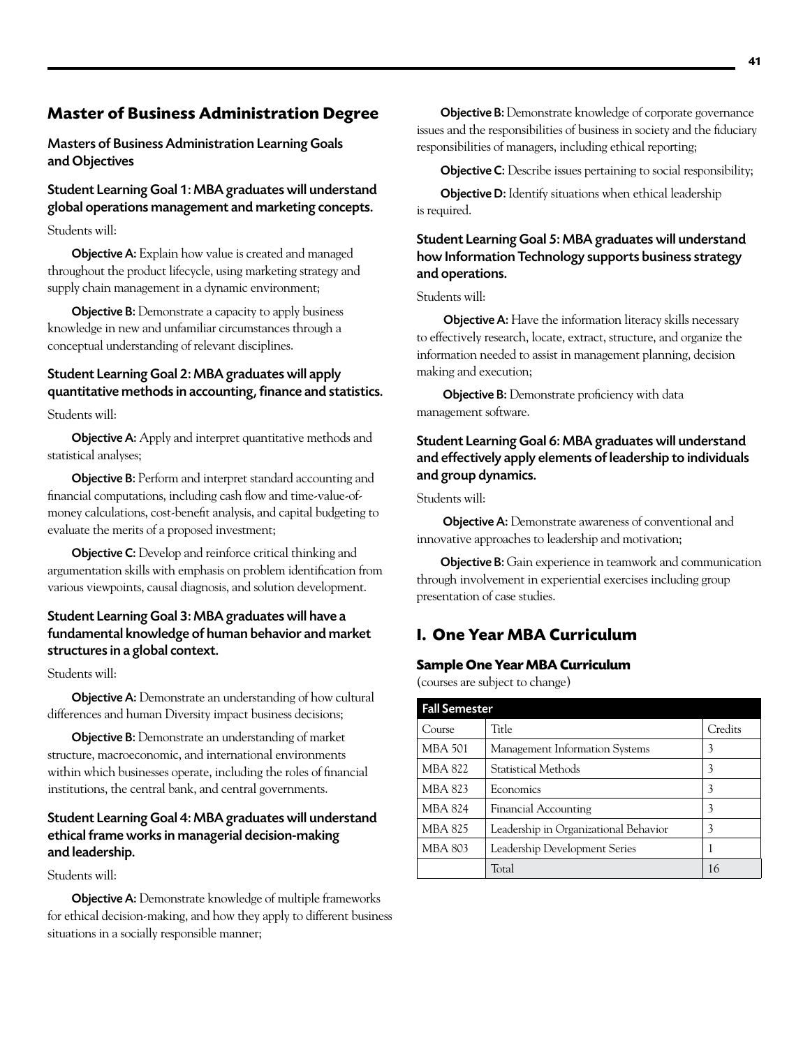## Master of Business Administration Degree

### Masters of Business Administration Learning Goals and Objectives

#### Student Learning Goal 1: MBA graduates will understand global operations management and marketing concepts.

Students will:

**Objective A:** Explain how value is created and managed throughout the product lifecycle, using marketing strategy and supply chain management in a dynamic environment;

**Objective B:** Demonstrate a capacity to apply business knowledge in new and unfamiliar circumstances through a conceptual understanding of relevant disciplines.

#### Student Learning Goal 2: MBA graduates will apply quantitative methods in accounting, finance and statistics.

Students will:

**Objective A:** Apply and interpret quantitative methods and statistical analyses;

**Objective B:** Perform and interpret standard accounting and financial computations, including cash flow and time-value-of-money calculations, cost-benefit analysis, and capital budgeting to evaluate the merits of a proposed investment;

**Objective C:** Develop and reinforce critical thinking and argumentation skills with emphasis on problem identification from various viewpoints, causal diagnosis, and solution development.

#### Student Learning Goal 3: MBA graduates will have a fundamental knowledge of human behavior and market structures in a global context.

Students will:

**Objective A:** Demonstrate an understanding of how cultural differences and human Diversity impact business decisions;

**Objective B:** Demonstrate an understanding of market structure, macroeconomic, and international environments within which businesses operate, including the roles of financial institutions, the central bank, and central governments.

#### Student Learning Goal 4: MBA graduates will understand ethical frame works in managerial decision-making and leadership.

Students will:

**Objective A:** Demonstrate knowledge of multiple frameworks for ethical decision-making, and how they apply to different business situations in a socially responsible manner;

**Objective B:** Demonstrate knowledge of corporate governance issues and the responsibilities of business in society and the fiduciary responsibilities of managers, including ethical reporting;

**Objective C:** Describe issues pertaining to social responsibility;

**Objective D:** Identify situations when ethical leadership is required.

#### Student Learning Goal 5: MBA graduates will understand how Information Technology supports business strategy and operations.

Students will:

**Objective A:** Have the information literacy skills necessary to effectively research, locate, extract, structure, and organize the information needed to assist in management planning, decision making and execution;

**Objective B:** Demonstrate proficiency with data management software.

#### Student Learning Goal 6: MBA graduates will understand and effectively apply elements of leadership to individuals and group dynamics.

Students will:

**Objective A:** Demonstrate awareness of conventional and innovative approaches to leadership and motivation;

**Objective B:** Gain experience in teamwork and communication through involvement in experiential exercises including group presentation of case studies.

## I. One Year MBA Curriculum

### Sample One Year MBA Curriculum

(courses are subject to change)

| Fall Semester | | |
|---|---|---|
| Course | Title | Credits |
| MBA 501 | Management Information Systems | 3 |
| MBA 822 | Statistical Methods | 3 |
| MBA 823 | Economics | 3 |
| MBA 824 | Financial Accounting | 3 |
| MBA 825 | Leadership in Organizational Behavior | 3 |
| MBA 803 | Leadership Development Series | 1 |
| | Total | 16 |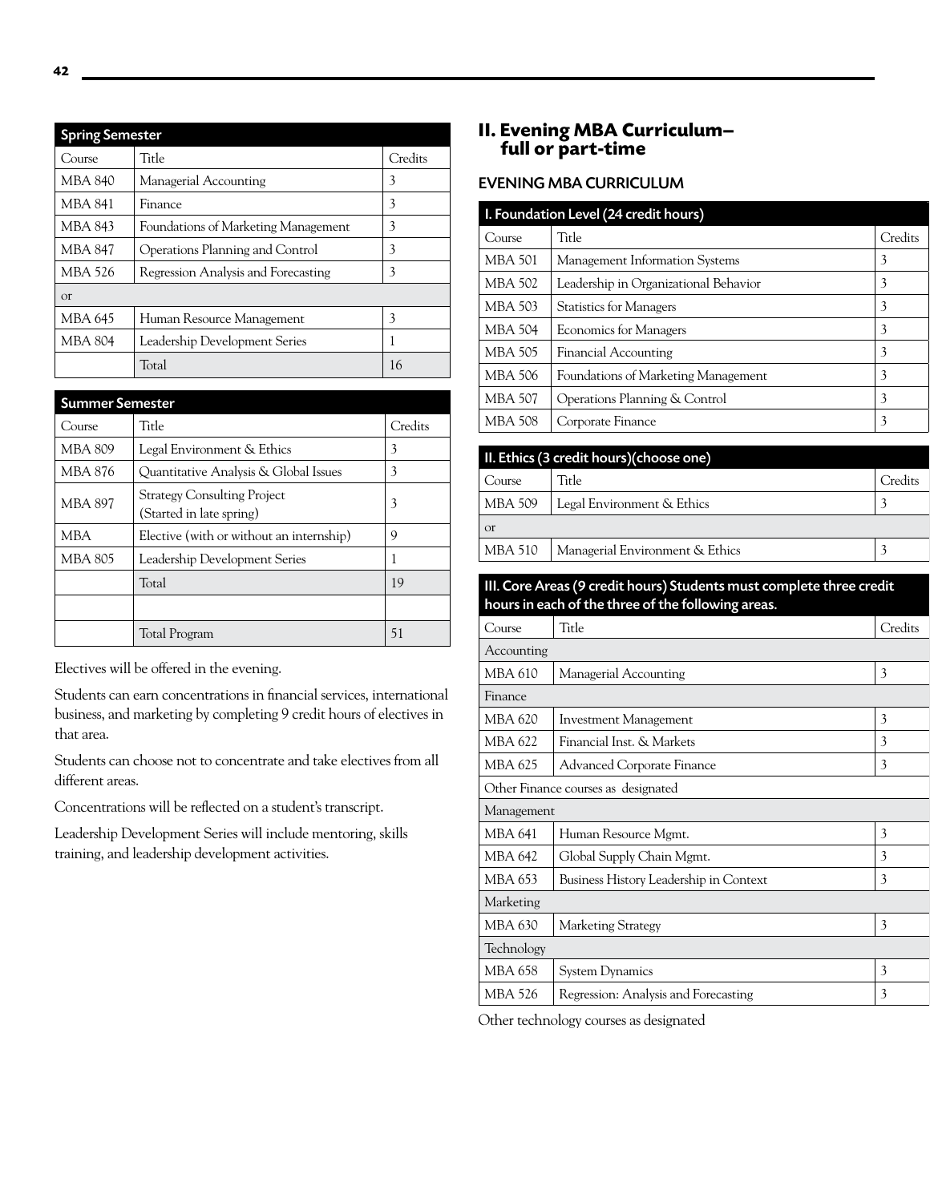| Spring Semester | | |
|---|---|---|
| Course | Title | Credits |
| MBA 840 | Managerial Accounting | 3 |
| MBA 841 | Finance | 3 |
| MBA 843 | Foundations of Marketing Management | 3 |
| MBA 847 | Operations Planning and Control | 3 |
| MBA 526 | Regression Analysis and Forecasting | 3 |
| or | | |
| MBA 645 | Human Resource Management | 3 |
| MBA 804 | Leadership Development Series | 1 |
| | Total | 16 |

| Summer Semester | | |
|---|---|---|
| Course | Title | Credits |
| MBA 809 | Legal Environment & Ethics | 3 |
| MBA 876 | Quantitative Analysis & Global Issues | 3 |
| MBA 897 | Strategy Consulting Project (Started in late spring) | 3 |
| MBA | Elective (with or without an internship) | 9 |
| MBA 805 | Leadership Development Series | 1 |
| | Total | 19 |
| | | |
| | Total Program | 51 |

Electives will be offered in the evening.

Students can earn concentrations in financial services, international business, and marketing by completing 9 credit hours of electives in that area.

Students can choose not to concentrate and take electives from all different areas.

Concentrations will be reflected on a student's transcript.

Leadership Development Series will include mentoring, skills training, and leadership development activities.

## II. Evening MBA Curriculum– full or part-time

### EVENING MBA CURRICULUM

| I. Foundation Level (24 credit hours) | | |
|---|---|---|
| Course | Title | Credits |
| MBA 501 | Management Information Systems | 3 |
| MBA 502 | Leadership in Organizational Behavior | 3 |
| MBA 503 | Statistics for Managers | 3 |
| MBA 504 | Economics for Managers | 3 |
| MBA 505 | Financial Accounting | 3 |
| MBA 506 | Foundations of Marketing Management | 3 |
| MBA 507 | Operations Planning & Control | 3 |
| MBA 508 | Corporate Finance | 3 |

| II. Ethics (3 credit hours)(choose one) | | |
|---|---|---|
| Course | Title | Credits |
| MBA 509 | Legal Environment & Ethics | 3 |
| or | | |
| MBA 510 | Managerial Environment & Ethics | 3 |

| III. Core Areas (9 credit hours) Students must complete three credit hours in each of the three of the following areas. | | |
|---|---|---|
| Course | Title | Credits |
| Accounting | | |
| MBA 610 | Managerial Accounting | 3 |
| Finance | | |
| MBA 620 | Investment Management | 3 |
| MBA 622 | Financial Inst. & Markets | 3 |
| MBA 625 | Advanced Corporate Finance | 3 |
| Other Finance courses as designated | | |
| Management | | |
| MBA 641 | Human Resource Mgmt. | 3 |
| MBA 642 | Global Supply Chain Mgmt. | 3 |
| MBA 653 | Business History Leadership in Context | 3 |
| Marketing | | |
| MBA 630 | Marketing Strategy | 3 |
| Technology | | |
| MBA 658 | System Dynamics | 3 |
| MBA 526 | Regression: Analysis and Forecasting | 3 |

Other technology courses as designated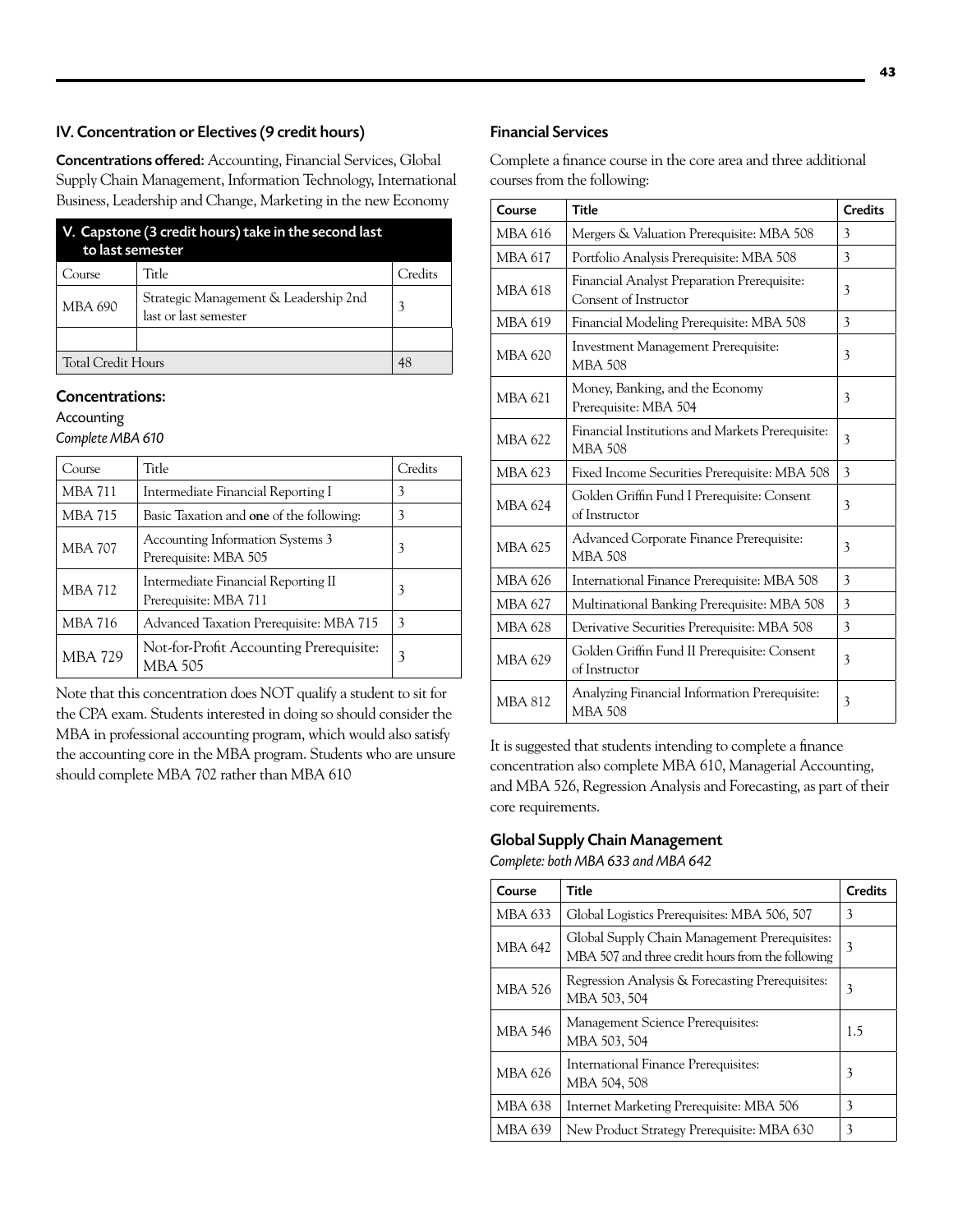## IV. Concentration or Electives (9 credit hours)

**Concentrations offered:** Accounting, Financial Services, Global Supply Chain Management, Information Technology, International Business, Leadership and Change, Marketing in the new Economy

| V. Capstone (3 credit hours) take in the second last to last semester | | |
|---|---|---|
| Course | Title | Credits |
| MBA 690 | Strategic Management & Leadership 2nd last or last semester | 3 |
| | | |
| Total Credit Hours | | 48 |

### Concentrations:

#### Accounting

*Complete MBA 610*

| Course | Title | Credits |
|---|---|---|
| MBA 711 | Intermediate Financial Reporting I | 3 |
| MBA 715 | Basic Taxation and **one** of the following: | 3 |
| MBA 707 | Accounting Information Systems 3 Prerequisite: MBA 505 | 3 |
| MBA 712 | Intermediate Financial Reporting II Prerequisite: MBA 711 | 3 |
| MBA 716 | Advanced Taxation Prerequisite: MBA 715 | 3 |
| MBA 729 | Not-for-Profit Accounting Prerequisite: MBA 505 | 3 |

Note that this concentration does NOT qualify a student to sit for the CPA exam. Students interested in doing so should consider the MBA in professional accounting program, which would also satisfy the accounting core in the MBA program. Students who are unsure should complete MBA 702 rather than MBA 610

#### Financial Services

Complete a finance course in the core area and three additional courses from the following:

| Course | Title | Credits |
|---|---|---|
| MBA 616 | Mergers & Valuation Prerequisite: MBA 508 | 3 |
| MBA 617 | Portfolio Analysis Prerequisite: MBA 508 | 3 |
| MBA 618 | Financial Analyst Preparation Prerequisite: Consent of Instructor | 3 |
| MBA 619 | Financial Modeling Prerequisite: MBA 508 | 3 |
| MBA 620 | Investment Management Prerequisite: MBA 508 | 3 |
| MBA 621 | Money, Banking, and the Economy Prerequisite: MBA 504 | 3 |
| MBA 622 | Financial Institutions and Markets Prerequisite: MBA 508 | 3 |
| MBA 623 | Fixed Income Securities Prerequisite: MBA 508 | 3 |
| MBA 624 | Golden Griffin Fund I Prerequisite: Consent of Instructor | 3 |
| MBA 625 | Advanced Corporate Finance Prerequisite: MBA 508 | 3 |
| MBA 626 | International Finance Prerequisite: MBA 508 | 3 |
| MBA 627 | Multinational Banking Prerequisite: MBA 508 | 3 |
| MBA 628 | Derivative Securities Prerequisite: MBA 508 | 3 |
| MBA 629 | Golden Griffin Fund II Prerequisite: Consent of Instructor | 3 |
| MBA 812 | Analyzing Financial Information Prerequisite: MBA 508 | 3 |

It is suggested that students intending to complete a finance concentration also complete MBA 610, Managerial Accounting, and MBA 526, Regression Analysis and Forecasting, as part of their core requirements.

#### Global Supply Chain Management

*Complete: both MBA 633 and MBA 642*

| Course | Title | Credits |
|---|---|---|
| MBA 633 | Global Logistics Prerequisites: MBA 506, 507 | 3 |
| MBA 642 | Global Supply Chain Management Prerequisites: MBA 507 and three credit hours from the following | 3 |
| MBA 526 | Regression Analysis & Forecasting Prerequisites: MBA 503, 504 | 3 |
| MBA 546 | Management Science Prerequisites: MBA 503, 504 | 1.5 |
| MBA 626 | International Finance Prerequisites: MBA 504, 508 | 3 |
| MBA 638 | Internet Marketing Prerequisite: MBA 506 | 3 |
| MBA 639 | New Product Strategy Prerequisite: MBA 630 | 3 |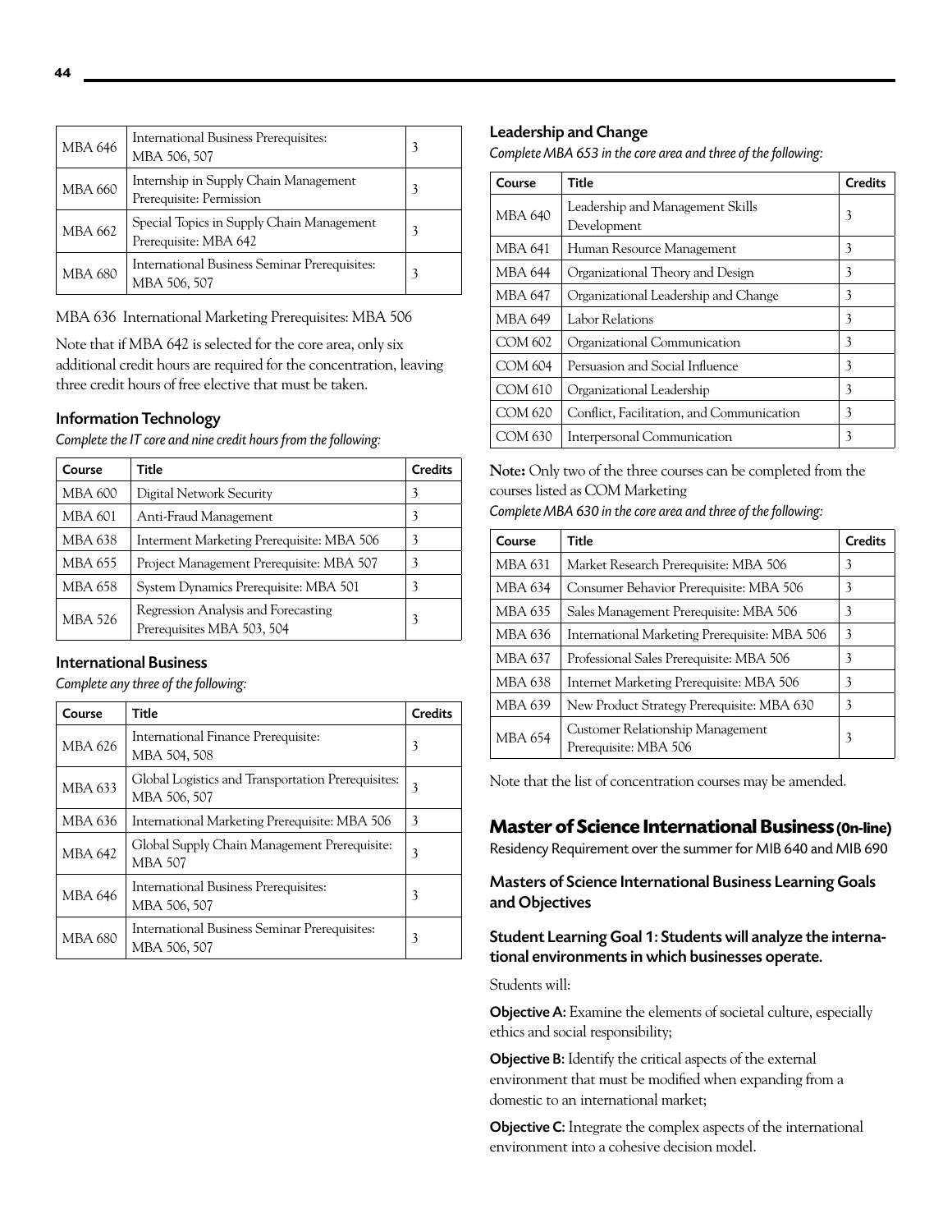| MBA 646 | International Business Prerequisites: MBA 506, 507 | 3 |
|---|---|---|
| MBA 660 | Internship in Supply Chain Management Prerequisite: Permission | 3 |
| MBA 662 | Special Topics in Supply Chain Management Prerequisite: MBA 642 | 3 |
| MBA 680 | International Business Seminar Prerequisites: MBA 506, 507 | 3 |

MBA 636 International Marketing Prerequisites: MBA 506

Note that if MBA 642 is selected for the core area, only six additional credit hours are required for the concentration, leaving three credit hours of free elective that must be taken.

### Information Technology

*Complete the IT core and nine credit hours from the following:*

| Course | Title | Credits |
|---|---|---|
| MBA 600 | Digital Network Security | 3 |
| MBA 601 | Anti-Fraud Management | 3 |
| MBA 638 | Interment Marketing Prerequisite: MBA 506 | 3 |
| MBA 655 | Project Management Prerequisite: MBA 507 | 3 |
| MBA 658 | System Dynamics Prerequisite: MBA 501 | 3 |
| MBA 526 | Regression Analysis and Forecasting Prerequisites MBA 503, 504 | 3 |

### International Business

*Complete any three of the following:*

| Course | Title | Credits |
|---|---|---|
| MBA 626 | International Finance Prerequisite: MBA 504, 508 | 3 |
| MBA 633 | Global Logistics and Transportation Prerequisites: MBA 506, 507 | 3 |
| MBA 636 | International Marketing Prerequisite: MBA 506 | 3 |
| MBA 642 | Global Supply Chain Management Prerequisite: MBA 507 | 3 |
| MBA 646 | International Business Prerequisites: MBA 506, 507 | 3 |
| MBA 680 | International Business Seminar Prerequisites: MBA 506, 507 | 3 |

### Leadership and Change

*Complete MBA 653 in the core area and three of the following:*

| Course | Title | Credits |
|---|---|---|
| MBA 640 | Leadership and Management Skills Development | 3 |
| MBA 641 | Human Resource Management | 3 |
| MBA 644 | Organizational Theory and Design | 3 |
| MBA 647 | Organizational Leadership and Change | 3 |
| MBA 649 | Labor Relations | 3 |
| COM 602 | Organizational Communication | 3 |
| COM 604 | Persuasion and Social Influence | 3 |
| COM 610 | Organizational Leadership | 3 |
| COM 620 | Conflict, Facilitation, and Communication | 3 |
| COM 630 | Interpersonal Communication | 3 |

**Note:** Only two of the three courses can be completed from the courses listed as COM Marketing

*Complete MBA 630 in the core area and three of the following:*

| Course | Title | Credits |
|---|---|---|
| MBA 631 | Market Research Prerequisite: MBA 506 | 3 |
| MBA 634 | Consumer Behavior Prerequisite: MBA 506 | 3 |
| MBA 635 | Sales Management Prerequisite: MBA 506 | 3 |
| MBA 636 | International Marketing Prerequisite: MBA 506 | 3 |
| MBA 637 | Professional Sales Prerequisite: MBA 506 | 3 |
| MBA 638 | Internet Marketing Prerequisite: MBA 506 | 3 |
| MBA 639 | New Product Strategy Prerequisite: MBA 630 | 3 |
| MBA 654 | Customer Relationship Management Prerequisite: MBA 506 | 3 |

Note that the list of concentration courses may be amended.

## Master of Science International Business (0n-line)

Residency Requirement over the summer for MIB 640 and MIB 690

### Masters of Science International Business Learning Goals and Objectives

### Student Learning Goal 1: Students will analyze the international environments in which businesses operate.

Students will:

**Objective A:** Examine the elements of societal culture, especially ethics and social responsibility;

**Objective B:** Identify the critical aspects of the external environment that must be modified when expanding from a domestic to an international market;

**Objective C:** Integrate the complex aspects of the international environment into a cohesive decision model.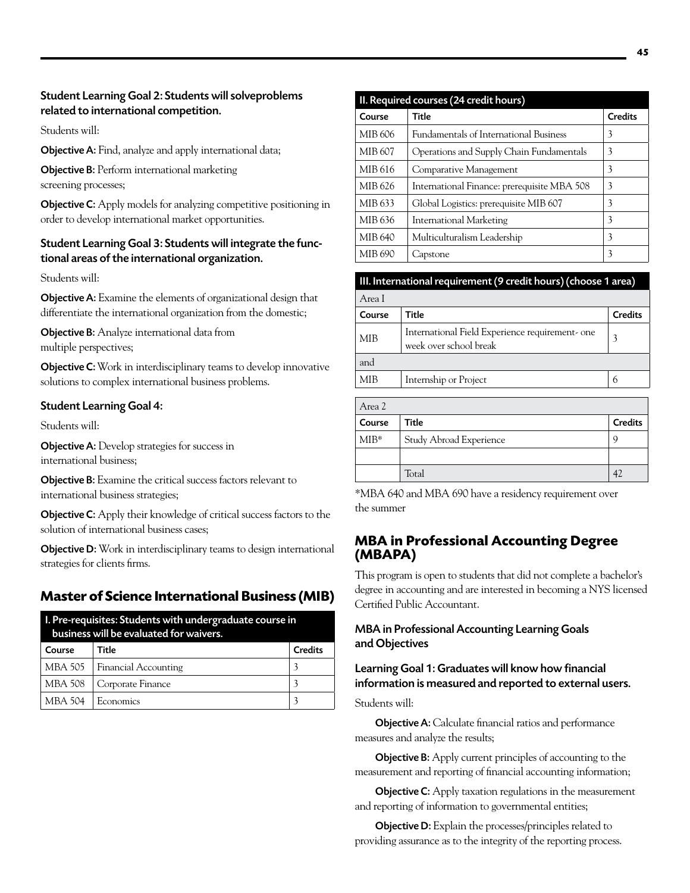### Student Learning Goal 2: Students will solveproblems related to international competition.

Students will:

**Objective A:** Find, analyze and apply international data;

**Objective B:** Perform international marketing screening processes;

**Objective C:** Apply models for analyzing competitive positioning in order to develop international market opportunities.

### Student Learning Goal 3: Students will integrate the functional areas of the international organization.

Students will:

**Objective A:** Examine the elements of organizational design that differentiate the international organization from the domestic;

**Objective B:** Analyze international data from multiple perspectives;

**Objective C:** Work in interdisciplinary teams to develop innovative solutions to complex international business problems.

### Student Learning Goal 4:

Students will:

**Objective A:** Develop strategies for success in international business;

**Objective B:** Examine the critical success factors relevant to international business strategies;

**Objective C:** Apply their knowledge of critical success factors to the solution of international business cases;

**Objective D:** Work in interdisciplinary teams to design international strategies for clients firms.

## Master of Science International Business (MIB)

| I. Pre-requisites: Students with undergraduate course in business will be evaluated for waivers. | | |
|---|---|---|
| **Course** | **Title** | **Credits** |
| MBA 505 | Financial Accounting | 3 |
| MBA 508 | Corporate Finance | 3 |
| MBA 504 | Economics | 3 |

| II. Required courses (24 credit hours) | | |
|---|---|---|
| **Course** | **Title** | **Credits** |
| MIB 606 | Fundamentals of International Business | 3 |
| MIB 607 | Operations and Supply Chain Fundamentals | 3 |
| MIB 616 | Comparative Management | 3 |
| MIB 626 | International Finance: prerequisite MBA 508 | 3 |
| MIB 633 | Global Logistics: prerequisite MIB 607 | 3 |
| MIB 636 | International Marketing | 3 |
| MIB 640 | Multiculturalism Leadership | 3 |
| MIB 690 | Capstone | 3 |

| III. International requirement (9 credit hours) (choose 1 area) | | |
|---|---|---|
| Area I | | |
| **Course** | **Title** | **Credits** |
| MIB | International Field Experience requirement- one week over school break | 3 |
| and | | |
| MIB | Internship or Project | 6 |

| Area 2 | | |
|---|---|---|
| **Course** | **Title** | **Credits** |
| MIB* | Study Abroad Experience | 9 |
| | | |
| | Total | 42 |

*MBA 640 and MBA 690 have a residency requirement over the summer

## MBA in Professional Accounting Degree (MBAPA)

This program is open to students that did not complete a bachelor's degree in accounting and are interested in becoming a NYS licensed Certified Public Accountant.

### MBA in Professional Accounting Learning Goals and Objectives

### Learning Goal 1: Graduates will know how financial information is measured and reported to external users.

Students will:

**Objective A:** Calculate financial ratios and performance measures and analyze the results;

**Objective B:** Apply current principles of accounting to the measurement and reporting of financial accounting information;

**Objective C:** Apply taxation regulations in the measurement and reporting of information to governmental entities;

**Objective D:** Explain the processes/principles related to providing assurance as to the integrity of the reporting process.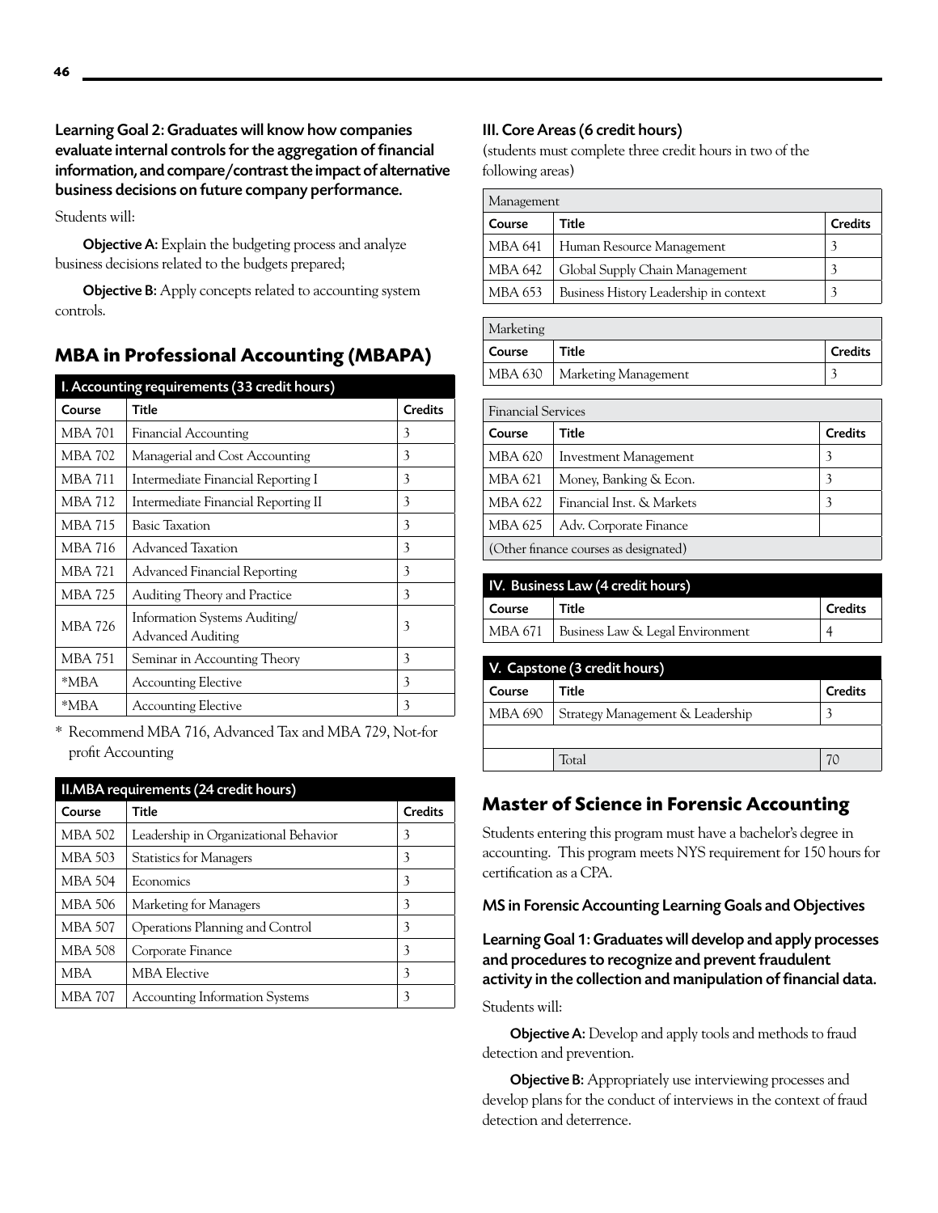**Learning Goal 2: Graduates will know how companies evaluate internal controls for the aggregation of financial information, and compare/contrast the impact of alternative business decisions on future company performance.**

Students will:

**Objective A:** Explain the budgeting process and analyze business decisions related to the budgets prepared;

**Objective B:** Apply concepts related to accounting system controls.

## MBA in Professional Accounting (MBAPA)

| I. Accounting requirements (33 credit hours) | | |
|---|---|---|
| **Course** | **Title** | **Credits** |
| MBA 701 | Financial Accounting | 3 |
| MBA 702 | Managerial and Cost Accounting | 3 |
| MBA 711 | Intermediate Financial Reporting I | 3 |
| MBA 712 | Intermediate Financial Reporting II | 3 |
| MBA 715 | Basic Taxation | 3 |
| MBA 716 | Advanced Taxation | 3 |
| MBA 721 | Advanced Financial Reporting | 3 |
| MBA 725 | Auditing Theory and Practice | 3 |
| MBA 726 | Information Systems Auditing/ Advanced Auditing | 3 |
| MBA 751 | Seminar in Accounting Theory | 3 |
| *MBA | Accounting Elective | 3 |
| *MBA | Accounting Elective | 3 |

* Recommend MBA 716, Advanced Tax and MBA 729, Not-for profit Accounting

| II.MBA requirements (24 credit hours) | | |
|---|---|---|
| **Course** | **Title** | **Credits** |
| MBA 502 | Leadership in Organizational Behavior | 3 |
| MBA 503 | Statistics for Managers | 3 |
| MBA 504 | Economics | 3 |
| MBA 506 | Marketing for Managers | 3 |
| MBA 507 | Operations Planning and Control | 3 |
| MBA 508 | Corporate Finance | 3 |
| MBA | MBA Elective | 3 |
| MBA 707 | Accounting Information Systems | 3 |

### III. Core Areas (6 credit hours)

(students must complete three credit hours in two of the following areas)

| Management | | |
|---|---|---|
| **Course** | **Title** | **Credits** |
| MBA 641 | Human Resource Management | 3 |
| MBA 642 | Global Supply Chain Management | 3 |
| MBA 653 | Business History Leadership in context | 3 |

| Marketing | | |
|---|---|---|
| **Course** | **Title** | **Credits** |
| MBA 630 | Marketing Management | 3 |

| Financial Services | | |
|---|---|---|
| **Course** | **Title** | **Credits** |
| MBA 620 | Investment Management | 3 |
| MBA 621 | Money, Banking & Econ. | 3 |
| MBA 622 | Financial Inst. & Markets | 3 |
| MBA 625 | Adv. Corporate Finance | |
| (Other finance courses as designated) | | |

| IV. Business Law (4 credit hours) | | |
|---|---|---|
| **Course** | **Title** | **Credits** |
| MBA 671 | Business Law & Legal Environment | 4 |

| V. Capstone (3 credit hours) | | |
|---|---|---|
| **Course** | **Title** | **Credits** |
| MBA 690 | Strategy Management & Leadership | 3 |
| | | |
| | Total | 70 |

## Master of Science in Forensic Accounting

Students entering this program must have a bachelor's degree in accounting. This program meets NYS requirement for 150 hours for certification as a CPA.

### MS in Forensic Accounting Learning Goals and Objectives

**Learning Goal 1: Graduates will develop and apply processes and procedures to recognize and prevent fraudulent activity in the collection and manipulation of financial data.**

Students will:

**Objective A:** Develop and apply tools and methods to fraud detection and prevention.

**Objective B:** Appropriately use interviewing processes and develop plans for the conduct of interviews in the context of fraud detection and deterrence.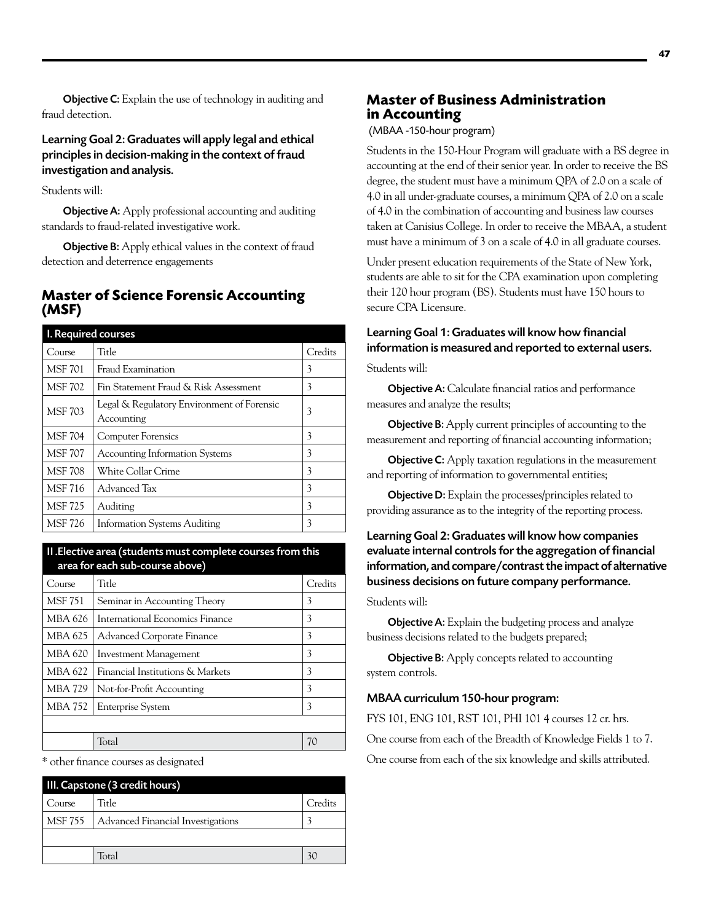**Objective C:** Explain the use of technology in auditing and fraud detection.

### Learning Goal 2: Graduates will apply legal and ethical principles in decision-making in the context of fraud investigation and analysis.

Students will:

**Objective A:** Apply professional accounting and auditing standards to fraud-related investigative work.

**Objective B:** Apply ethical values in the context of fraud detection and deterrence engagements

## Master of Science Forensic Accounting (MSF)

| I. Required courses | | |
|---|---|---|
| Course | Title | Credits |
| MSF 701 | Fraud Examination | 3 |
| MSF 702 | Fin Statement Fraud & Risk Assessment | 3 |
| MSF 703 | Legal & Regulatory Environment of Forensic Accounting | 3 |
| MSF 704 | Computer Forensics | 3 |
| MSF 707 | Accounting Information Systems | 3 |
| MSF 708 | White Collar Crime | 3 |
| MSF 716 | Advanced Tax | 3 |
| MSF 725 | Auditing | 3 |
| MSF 726 | Information Systems Auditing | 3 |

| II .Elective area (students must complete courses from this area for each sub-course above) | | |
|---|---|---|
| Course | Title | Credits |
| MSF 751 | Seminar in Accounting Theory | 3 |
| MBA 626 | International Economics Finance | 3 |
| MBA 625 | Advanced Corporate Finance | 3 |
| MBA 620 | Investment Management | 3 |
| MBA 622 | Financial Institutions & Markets | 3 |
| MBA 729 | Not-for-Profit Accounting | 3 |
| MBA 752 | Enterprise System | 3 |
| | | |
| | Total | 70 |

* other finance courses as designated

| III. Capstone (3 credit hours) | | |
|---|---|---|
| Course | Title | Credits |
| MSF 755 | Advanced Financial Investigations | 3 |
| | | |
| | Total | 30 |

## Master of Business Administration in Accounting

(MBAA -150-hour program)

Students in the 150-Hour Program will graduate with a BS degree in accounting at the end of their senior year. In order to receive the BS degree, the student must have a minimum QPA of 2.0 on a scale of 4.0 in all under-graduate courses, a minimum QPA of 2.0 on a scale of 4.0 in the combination of accounting and business law courses taken at Canisius College. In order to receive the MBAA, a student must have a minimum of 3 on a scale of 4.0 in all graduate courses.

Under present education requirements of the State of New York, students are able to sit for the CPA examination upon completing their 120 hour program (BS). Students must have 150 hours to secure CPA Licensure.

### Learning Goal 1: Graduates will know how financial information is measured and reported to external users.

Students will:

**Objective A:** Calculate financial ratios and performance measures and analyze the results;

**Objective B:** Apply current principles of accounting to the measurement and reporting of financial accounting information;

**Objective C:** Apply taxation regulations in the measurement and reporting of information to governmental entities;

**Objective D:** Explain the processes/principles related to providing assurance as to the integrity of the reporting process.

### Learning Goal 2: Graduates will know how companies evaluate internal controls for the aggregation of financial information, and compare/contrast the impact of alternative business decisions on future company performance.

Students will:

**Objective A:** Explain the budgeting process and analyze business decisions related to the budgets prepared;

**Objective B:** Apply concepts related to accounting system controls.

### MBAA curriculum 150-hour program:

FYS 101, ENG 101, RST 101, PHI 101 4 courses 12 cr. hrs.

One course from each of the Breadth of Knowledge Fields 1 to 7.

One course from each of the six knowledge and skills attributed.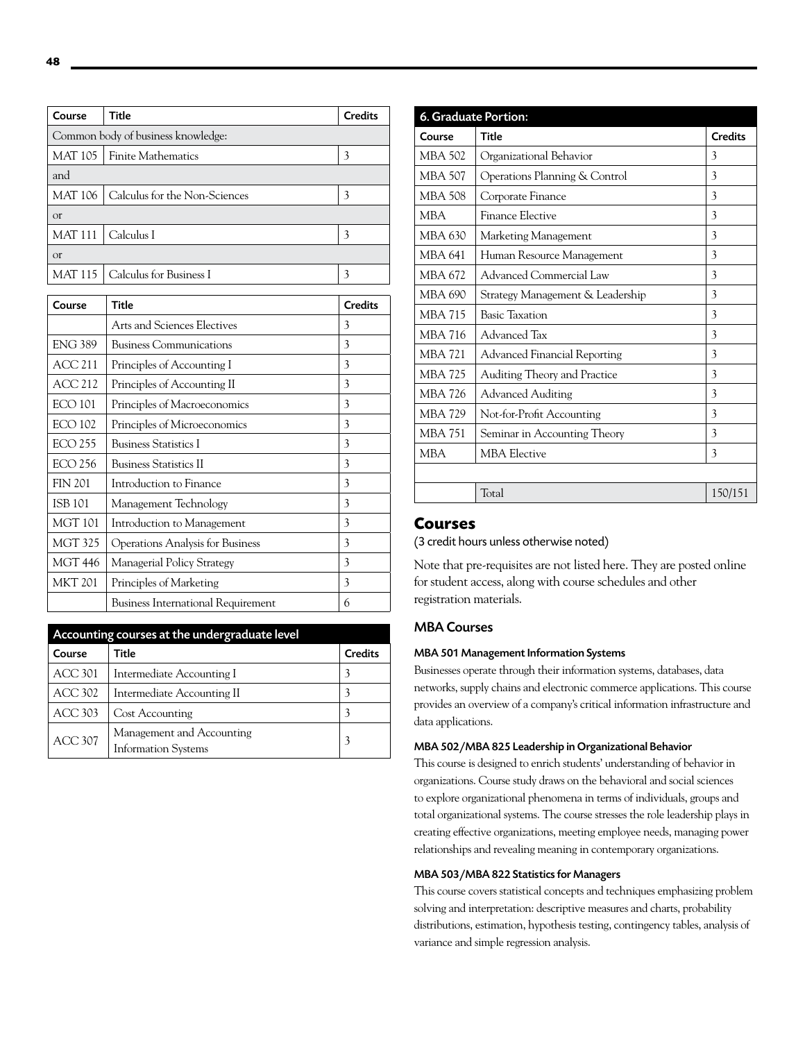| Course | Title | Credits |
|---|---|---|
| Common body of business knowledge: | | |
| MAT 105 | Finite Mathematics | 3 |
| and | | |
| MAT 106 | Calculus for the Non-Sciences | 3 |
| or | | |
| MAT 111 | Calculus I | 3 |
| or | | |
| MAT 115 | Calculus for Business I | 3 |

| Course | Title | Credits |
|---|---|---|
| | Arts and Sciences Electives | 3 |
| ENG 389 | Business Communications | 3 |
| ACC 211 | Principles of Accounting I | 3 |
| ACC 212 | Principles of Accounting II | 3 |
| ECO 101 | Principles of Macroeconomics | 3 |
| ECO 102 | Principles of Microeconomics | 3 |
| ECO 255 | Business Statistics I | 3 |
| ECO 256 | Business Statistics II | 3 |
| FIN 201 | Introduction to Finance | 3 |
| ISB 101 | Management Technology | 3 |
| MGT 101 | Introduction to Management | 3 |
| MGT 325 | Operations Analysis for Business | 3 |
| MGT 446 | Managerial Policy Strategy | 3 |
| MKT 201 | Principles of Marketing | 3 |
| | Business International Requirement | 6 |

| Accounting courses at the undergraduate level | | |
|---|---|---|
| Course | Title | Credits |
| ACC 301 | Intermediate Accounting I | 3 |
| ACC 302 | Intermediate Accounting II | 3 |
| ACC 303 | Cost Accounting | 3 |
| ACC 307 | Management and Accounting Information Systems | 3 |

| 6. Graduate Portion: | | |
|---|---|---|
| Course | Title | Credits |
| MBA 502 | Organizational Behavior | 3 |
| MBA 507 | Operations Planning & Control | 3 |
| MBA 508 | Corporate Finance | 3 |
| MBA | Finance Elective | 3 |
| MBA 630 | Marketing Management | 3 |
| MBA 641 | Human Resource Management | 3 |
| MBA 672 | Advanced Commercial Law | 3 |
| MBA 690 | Strategy Management & Leadership | 3 |
| MBA 715 | Basic Taxation | 3 |
| MBA 716 | Advanced Tax | 3 |
| MBA 721 | Advanced Financial Reporting | 3 |
| MBA 725 | Auditing Theory and Practice | 3 |
| MBA 726 | Advanced Auditing | 3 |
| MBA 729 | Not-for-Profit Accounting | 3 |
| MBA 751 | Seminar in Accounting Theory | 3 |
| MBA | MBA Elective | 3 |
| | | |
| | Total | 150/151 |

# Courses

(3 credit hours unless otherwise noted)

Note that pre-requisites are not listed here. They are posted online for student access, along with course schedules and other registration materials.

## MBA Courses

### MBA 501 Management Information Systems

Businesses operate through their information systems, databases, data networks, supply chains and electronic commerce applications. This course provides an overview of a company's critical information infrastructure and data applications.

### MBA 502/MBA 825 Leadership in Organizational Behavior

This course is designed to enrich students' understanding of behavior in organizations. Course study draws on the behavioral and social sciences to explore organizational phenomena in terms of individuals, groups and total organizational systems. The course stresses the role leadership plays in creating effective organizations, meeting employee needs, managing power relationships and revealing meaning in contemporary organizations.

### MBA 503/MBA 822 Statistics for Managers

This course covers statistical concepts and techniques emphasizing problem solving and interpretation: descriptive measures and charts, probability distributions, estimation, hypothesis testing, contingency tables, analysis of variance and simple regression analysis.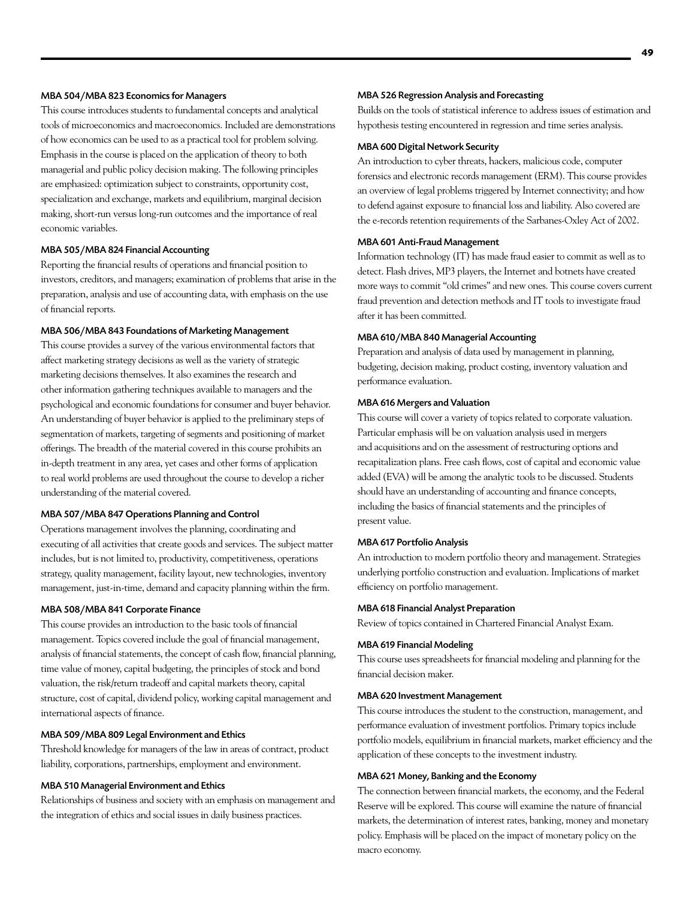#### MBA 504/MBA 823 Economics for Managers

This course introduces students to fundamental concepts and analytical tools of microeconomics and macroeconomics. Included are demonstrations of how economics can be used to as a practical tool for problem solving. Emphasis in the course is placed on the application of theory to both managerial and public policy decision making. The following principles are emphasized: optimization subject to constraints, opportunity cost, specialization and exchange, markets and equilibrium, marginal decision making, short-run versus long-run outcomes and the importance of real economic variables.

#### MBA 505/MBA 824 Financial Accounting

Reporting the financial results of operations and financial position to investors, creditors, and managers; examination of problems that arise in the preparation, analysis and use of accounting data, with emphasis on the use of financial reports.

#### MBA 506/MBA 843 Foundations of Marketing Management

This course provides a survey of the various environmental factors that affect marketing strategy decisions as well as the variety of strategic marketing decisions themselves. It also examines the research and other information gathering techniques available to managers and the psychological and economic foundations for consumer and buyer behavior. An understanding of buyer behavior is applied to the preliminary steps of segmentation of markets, targeting of segments and positioning of market offerings. The breadth of the material covered in this course prohibits an in-depth treatment in any area, yet cases and other forms of application to real world problems are used throughout the course to develop a richer understanding of the material covered.

#### MBA 507/MBA 847 Operations Planning and Control

Operations management involves the planning, coordinating and executing of all activities that create goods and services. The subject matter includes, but is not limited to, productivity, competitiveness, operations strategy, quality management, facility layout, new technologies, inventory management, just-in-time, demand and capacity planning within the firm.

#### MBA 508/MBA 841 Corporate Finance

This course provides an introduction to the basic tools of financial management. Topics covered include the goal of financial management, analysis of financial statements, the concept of cash flow, financial planning, time value of money, capital budgeting, the principles of stock and bond valuation, the risk/return tradeoff and capital markets theory, capital structure, cost of capital, dividend policy, working capital management and international aspects of finance.

#### MBA 509/MBA 809 Legal Environment and Ethics

Threshold knowledge for managers of the law in areas of contract, product liability, corporations, partnerships, employment and environment.

#### MBA 510 Managerial Environment and Ethics

Relationships of business and society with an emphasis on management and the integration of ethics and social issues in daily business practices.

#### MBA 526 Regression Analysis and Forecasting

Builds on the tools of statistical inference to address issues of estimation and hypothesis testing encountered in regression and time series analysis.

#### MBA 600 Digital Network Security

An introduction to cyber threats, hackers, malicious code, computer forensics and electronic records management (ERM). This course provides an overview of legal problems triggered by Internet connectivity; and how to defend against exposure to financial loss and liability. Also covered are the e-records retention requirements of the Sarbanes-Oxley Act of 2002.

#### MBA 601 Anti-Fraud Management

Information technology (IT) has made fraud easier to commit as well as to detect. Flash drives, MP3 players, the Internet and botnets have created more ways to commit "old crimes" and new ones. This course covers current fraud prevention and detection methods and IT tools to investigate fraud after it has been committed.

#### MBA 610/MBA 840 Managerial Accounting

Preparation and analysis of data used by management in planning, budgeting, decision making, product costing, inventory valuation and performance evaluation.

#### MBA 616 Mergers and Valuation

This course will cover a variety of topics related to corporate valuation. Particular emphasis will be on valuation analysis used in mergers and acquisitions and on the assessment of restructuring options and recapitalization plans. Free cash flows, cost of capital and economic value added (EVA) will be among the analytic tools to be discussed. Students should have an understanding of accounting and finance concepts, including the basics of financial statements and the principles of present value.

#### MBA 617 Portfolio Analysis

An introduction to modern portfolio theory and management. Strategies underlying portfolio construction and evaluation. Implications of market efficiency on portfolio management.

#### MBA 618 Financial Analyst Preparation

Review of topics contained in Chartered Financial Analyst Exam.

#### MBA 619 Financial Modeling

This course uses spreadsheets for financial modeling and planning for the financial decision maker.

#### MBA 620 Investment Management

This course introduces the student to the construction, management, and performance evaluation of investment portfolios. Primary topics include portfolio models, equilibrium in financial markets, market efficiency and the application of these concepts to the investment industry.

#### MBA 621 Money, Banking and the Economy

The connection between financial markets, the economy, and the Federal Reserve will be explored. This course will examine the nature of financial markets, the determination of interest rates, banking, money and monetary policy. Emphasis will be placed on the impact of monetary policy on the macro economy.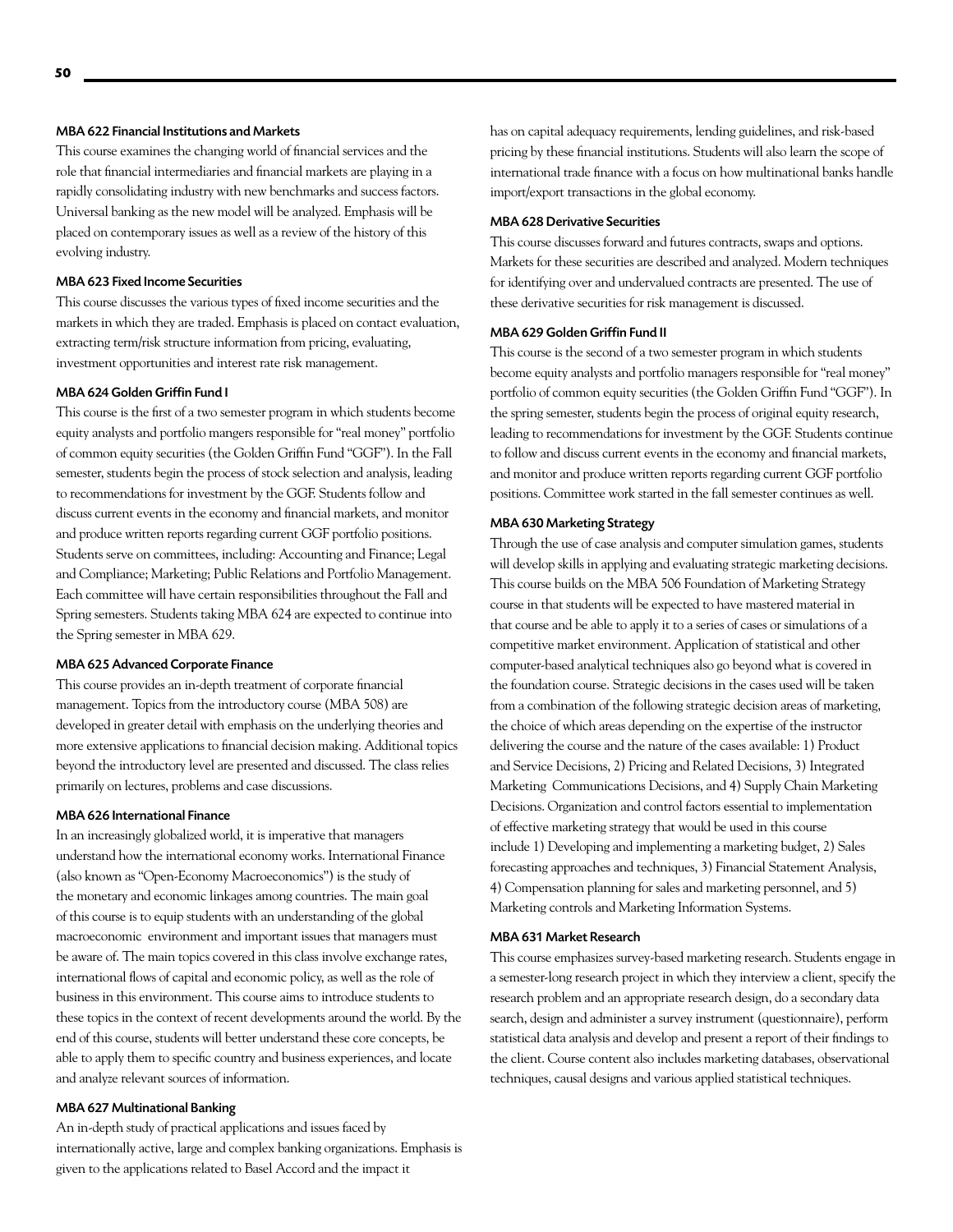### MBA 622 Financial Institutions and Markets

This course examines the changing world of financial services and the role that financial intermediaries and financial markets are playing in a rapidly consolidating industry with new benchmarks and success factors. Universal banking as the new model will be analyzed. Emphasis will be placed on contemporary issues as well as a review of the history of this evolving industry.

### MBA 623 Fixed Income Securities

This course discusses the various types of fixed income securities and the markets in which they are traded. Emphasis is placed on contact evaluation, extracting term/risk structure information from pricing, evaluating, investment opportunities and interest rate risk management.

### MBA 624 Golden Griffin Fund I

This course is the first of a two semester program in which students become equity analysts and portfolio mangers responsible for "real money" portfolio of common equity securities (the Golden Griffin Fund "GGF"). In the Fall semester, students begin the process of stock selection and analysis, leading to recommendations for investment by the GGF. Students follow and discuss current events in the economy and financial markets, and monitor and produce written reports regarding current GGF portfolio positions. Students serve on committees, including: Accounting and Finance; Legal and Compliance; Marketing; Public Relations and Portfolio Management. Each committee will have certain responsibilities throughout the Fall and Spring semesters. Students taking MBA 624 are expected to continue into the Spring semester in MBA 629.

### MBA 625 Advanced Corporate Finance

This course provides an in-depth treatment of corporate financial management. Topics from the introductory course (MBA 508) are developed in greater detail with emphasis on the underlying theories and more extensive applications to financial decision making. Additional topics beyond the introductory level are presented and discussed. The class relies primarily on lectures, problems and case discussions.

### MBA 626 International Finance

In an increasingly globalized world, it is imperative that managers understand how the international economy works. International Finance (also known as "Open-Economy Macroeconomics") is the study of the monetary and economic linkages among countries. The main goal of this course is to equip students with an understanding of the global macroeconomic environment and important issues that managers must be aware of. The main topics covered in this class involve exchange rates, international flows of capital and economic policy, as well as the role of business in this environment. This course aims to introduce students to these topics in the context of recent developments around the world. By the end of this course, students will better understand these core concepts, be able to apply them to specific country and business experiences, and locate and analyze relevant sources of information.

### MBA 627 Multinational Banking

An in-depth study of practical applications and issues faced by internationally active, large and complex banking organizations. Emphasis is given to the applications related to Basel Accord and the impact it has on capital adequacy requirements, lending guidelines, and risk-based pricing by these financial institutions. Students will also learn the scope of international trade finance with a focus on how multinational banks handle import/export transactions in the global economy.

### MBA 628 Derivative Securities

This course discusses forward and futures contracts, swaps and options. Markets for these securities are described and analyzed. Modern techniques for identifying over and undervalued contracts are presented. The use of these derivative securities for risk management is discussed.

### MBA 629 Golden Griffin Fund II

This course is the second of a two semester program in which students become equity analysts and portfolio managers responsible for "real money" portfolio of common equity securities (the Golden Griffin Fund "GGF"). In the spring semester, students begin the process of original equity research, leading to recommendations for investment by the GGF. Students continue to follow and discuss current events in the economy and financial markets, and monitor and produce written reports regarding current GGF portfolio positions. Committee work started in the fall semester continues as well.

### MBA 630 Marketing Strategy

Through the use of case analysis and computer simulation games, students will develop skills in applying and evaluating strategic marketing decisions. This course builds on the MBA 506 Foundation of Marketing Strategy course in that students will be expected to have mastered material in that course and be able to apply it to a series of cases or simulations of a competitive market environment. Application of statistical and other computer-based analytical techniques also go beyond what is covered in the foundation course. Strategic decisions in the cases used will be taken from a combination of the following strategic decision areas of marketing, the choice of which areas depending on the expertise of the instructor delivering the course and the nature of the cases available: 1) Product and Service Decisions, 2) Pricing and Related Decisions, 3) Integrated Marketing Communications Decisions, and 4) Supply Chain Marketing Decisions. Organization and control factors essential to implementation of effective marketing strategy that would be used in this course include 1) Developing and implementing a marketing budget, 2) Sales forecasting approaches and techniques, 3) Financial Statement Analysis, 4) Compensation planning for sales and marketing personnel, and 5) Marketing controls and Marketing Information Systems.

### MBA 631 Market Research

This course emphasizes survey-based marketing research. Students engage in a semester-long research project in which they interview a client, specify the research problem and an appropriate research design, do a secondary data search, design and administer a survey instrument (questionnaire), perform statistical data analysis and develop and present a report of their findings to the client. Course content also includes marketing databases, observational techniques, causal designs and various applied statistical techniques.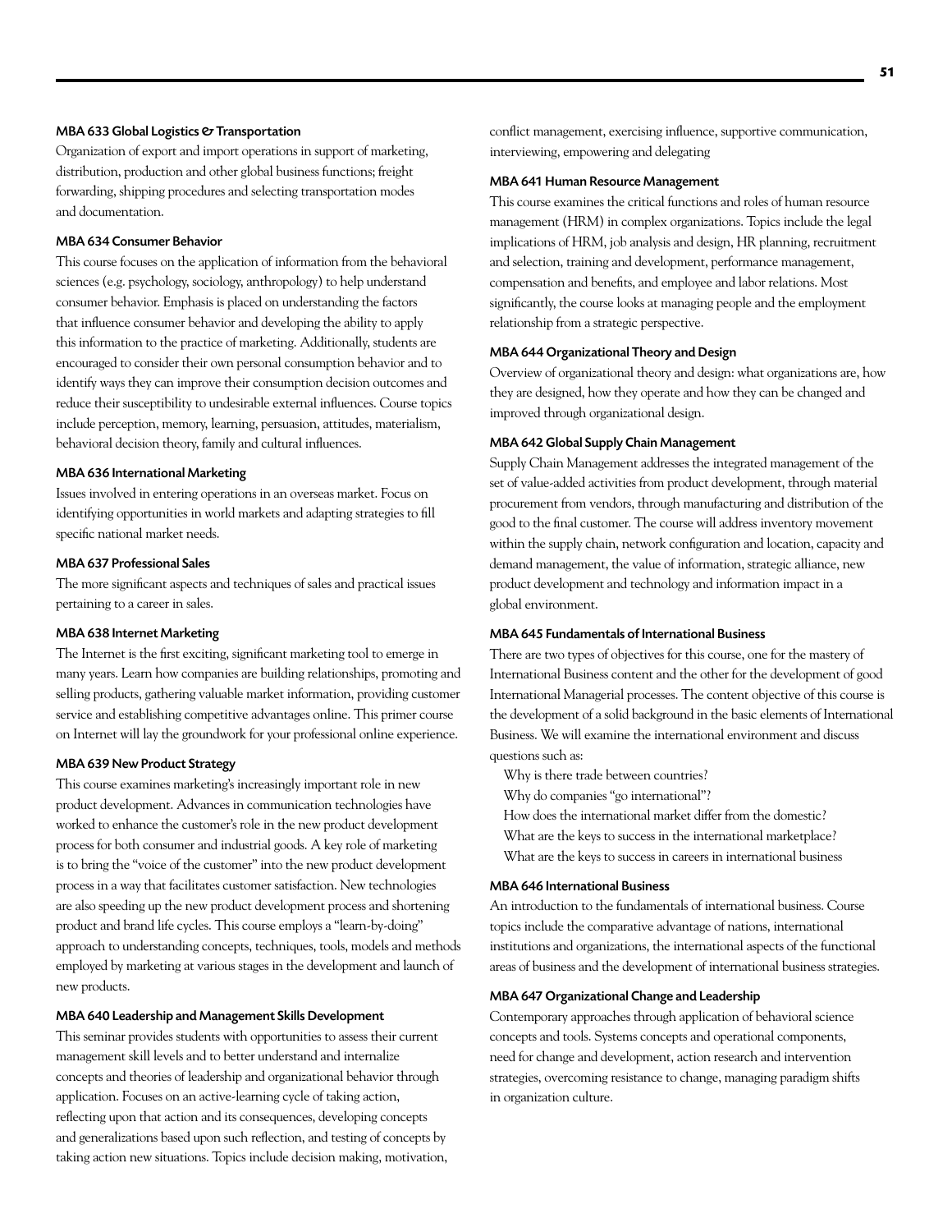### MBA 633 Global Logistics & Transportation

Organization of export and import operations in support of marketing, distribution, production and other global business functions; freight forwarding, shipping procedures and selecting transportation modes and documentation.

### MBA 634 Consumer Behavior

This course focuses on the application of information from the behavioral sciences (e.g. psychology, sociology, anthropology) to help understand consumer behavior. Emphasis is placed on understanding the factors that influence consumer behavior and developing the ability to apply this information to the practice of marketing. Additionally, students are encouraged to consider their own personal consumption behavior and to identify ways they can improve their consumption decision outcomes and reduce their susceptibility to undesirable external influences. Course topics include perception, memory, learning, persuasion, attitudes, materialism, behavioral decision theory, family and cultural influences.

### MBA 636 International Marketing

Issues involved in entering operations in an overseas market. Focus on identifying opportunities in world markets and adapting strategies to fill specific national market needs.

### MBA 637 Professional Sales

The more significant aspects and techniques of sales and practical issues pertaining to a career in sales.

### MBA 638 Internet Marketing

The Internet is the first exciting, significant marketing tool to emerge in many years. Learn how companies are building relationships, promoting and selling products, gathering valuable market information, providing customer service and establishing competitive advantages online. This primer course on Internet will lay the groundwork for your professional online experience.

### MBA 639 New Product Strategy

This course examines marketing's increasingly important role in new product development. Advances in communication technologies have worked to enhance the customer's role in the new product development process for both consumer and industrial goods. A key role of marketing is to bring the "voice of the customer" into the new product development process in a way that facilitates customer satisfaction. New technologies are also speeding up the new product development process and shortening product and brand life cycles. This course employs a "learn-by-doing" approach to understanding concepts, techniques, tools, models and methods employed by marketing at various stages in the development and launch of new products.

### MBA 640 Leadership and Management Skills Development

This seminar provides students with opportunities to assess their current management skill levels and to better understand and internalize concepts and theories of leadership and organizational behavior through application. Focuses on an active-learning cycle of taking action, reflecting upon that action and its consequences, developing concepts and generalizations based upon such reflection, and testing of concepts by taking action new situations. Topics include decision making, motivation, conflict management, exercising influence, supportive communication, interviewing, empowering and delegating

### MBA 641 Human Resource Management

This course examines the critical functions and roles of human resource management (HRM) in complex organizations. Topics include the legal implications of HRM, job analysis and design, HR planning, recruitment and selection, training and development, performance management, compensation and benefits, and employee and labor relations. Most significantly, the course looks at managing people and the employment relationship from a strategic perspective.

### MBA 644 Organizational Theory and Design

Overview of organizational theory and design: what organizations are, how they are designed, how they operate and how they can be changed and improved through organizational design.

### MBA 642 Global Supply Chain Management

Supply Chain Management addresses the integrated management of the set of value-added activities from product development, through material procurement from vendors, through manufacturing and distribution of the good to the final customer. The course will address inventory movement within the supply chain, network configuration and location, capacity and demand management, the value of information, strategic alliance, new product development and technology and information impact in a global environment.

### MBA 645 Fundamentals of International Business

There are two types of objectives for this course, one for the mastery of International Business content and the other for the development of good International Managerial processes. The content objective of this course is the development of a solid background in the basic elements of International Business. We will examine the international environment and discuss questions such as:

Why is there trade between countries?
Why do companies "go international"?
How does the international market differ from the domestic?
What are the keys to success in the international marketplace?
What are the keys to success in careers in international business

### MBA 646 International Business

An introduction to the fundamentals of international business. Course topics include the comparative advantage of nations, international institutions and organizations, the international aspects of the functional areas of business and the development of international business strategies.

### MBA 647 Organizational Change and Leadership

Contemporary approaches through application of behavioral science concepts and tools. Systems concepts and operational components, need for change and development, action research and intervention strategies, overcoming resistance to change, managing paradigm shifts in organization culture.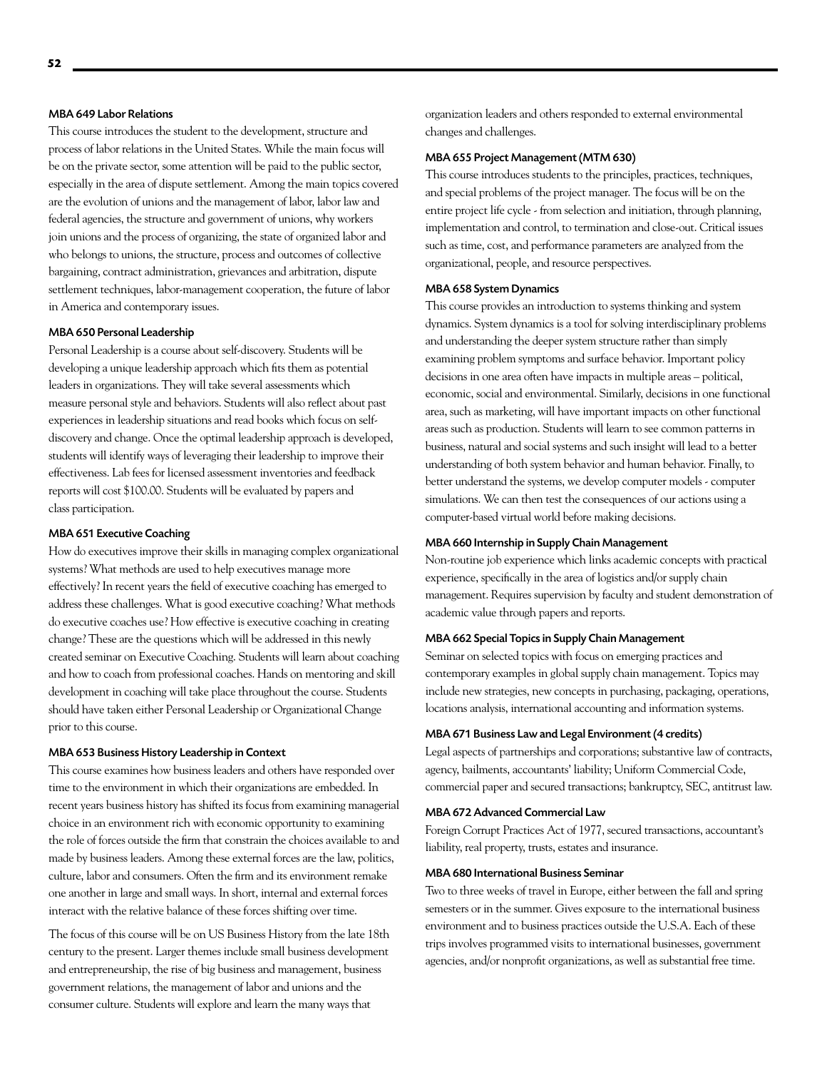### MBA 649 Labor Relations

This course introduces the student to the development, structure and process of labor relations in the United States. While the main focus will be on the private sector, some attention will be paid to the public sector, especially in the area of dispute settlement. Among the main topics covered are the evolution of unions and the management of labor, labor law and federal agencies, the structure and government of unions, why workers join unions and the process of organizing, the state of organized labor and who belongs to unions, the structure, process and outcomes of collective bargaining, contract administration, grievances and arbitration, dispute settlement techniques, labor-management cooperation, the future of labor in America and contemporary issues.

### MBA 650 Personal Leadership

Personal Leadership is a course about self-discovery. Students will be developing a unique leadership approach which fits them as potential leaders in organizations. They will take several assessments which measure personal style and behaviors. Students will also reflect about past experiences in leadership situations and read books which focus on self-discovery and change. Once the optimal leadership approach is developed, students will identify ways of leveraging their leadership to improve their effectiveness. Lab fees for licensed assessment inventories and feedback reports will cost $100.00. Students will be evaluated by papers and class participation.

### MBA 651 Executive Coaching

How do executives improve their skills in managing complex organizational systems? What methods are used to help executives manage more effectively? In recent years the field of executive coaching has emerged to address these challenges. What is good executive coaching? What methods do executive coaches use? How effective is executive coaching in creating change? These are the questions which will be addressed in this newly created seminar on Executive Coaching. Students will learn about coaching and how to coach from professional coaches. Hands on mentoring and skill development in coaching will take place throughout the course. Students should have taken either Personal Leadership or Organizational Change prior to this course.

### MBA 653 Business History Leadership in Context

This course examines how business leaders and others have responded over time to the environment in which their organizations are embedded. In recent years business history has shifted its focus from examining managerial choice in an environment rich with economic opportunity to examining the role of forces outside the firm that constrain the choices available to and made by business leaders. Among these external forces are the law, politics, culture, labor and consumers. Often the firm and its environment remake one another in large and small ways. In short, internal and external forces interact with the relative balance of these forces shifting over time.

The focus of this course will be on US Business History from the late 18th century to the present. Larger themes include small business development and entrepreneurship, the rise of big business and management, business government relations, the management of labor and unions and the consumer culture. Students will explore and learn the many ways that organization leaders and others responded to external environmental changes and challenges.

### MBA 655 Project Management (MTM 630)

This course introduces students to the principles, practices, techniques, and special problems of the project manager. The focus will be on the entire project life cycle - from selection and initiation, through planning, implementation and control, to termination and close-out. Critical issues such as time, cost, and performance parameters are analyzed from the organizational, people, and resource perspectives.

### MBA 658 System Dynamics

This course provides an introduction to systems thinking and system dynamics. System dynamics is a tool for solving interdisciplinary problems and understanding the deeper system structure rather than simply examining problem symptoms and surface behavior. Important policy decisions in one area often have impacts in multiple areas – political, economic, social and environmental. Similarly, decisions in one functional area, such as marketing, will have important impacts on other functional areas such as production. Students will learn to see common patterns in business, natural and social systems and such insight will lead to a better understanding of both system behavior and human behavior. Finally, to better understand the systems, we develop computer models - computer simulations. We can then test the consequences of our actions using a computer-based virtual world before making decisions.

### MBA 660 Internship in Supply Chain Management

Non-routine job experience which links academic concepts with practical experience, specifically in the area of logistics and/or supply chain management. Requires supervision by faculty and student demonstration of academic value through papers and reports.

### MBA 662 Special Topics in Supply Chain Management

Seminar on selected topics with focus on emerging practices and contemporary examples in global supply chain management. Topics may include new strategies, new concepts in purchasing, packaging, operations, locations analysis, international accounting and information systems.

### MBA 671 Business Law and Legal Environment (4 credits)

Legal aspects of partnerships and corporations; substantive law of contracts, agency, bailments, accountants' liability; Uniform Commercial Code, commercial paper and secured transactions; bankruptcy, SEC, antitrust law.

### MBA 672 Advanced Commercial Law

Foreign Corrupt Practices Act of 1977, secured transactions, accountant's liability, real property, trusts, estates and insurance.

### MBA 680 International Business Seminar

Two to three weeks of travel in Europe, either between the fall and spring semesters or in the summer. Gives exposure to the international business environment and to business practices outside the U.S.A. Each of these trips involves programmed visits to international businesses, government agencies, and/or nonprofit organizations, as well as substantial free time.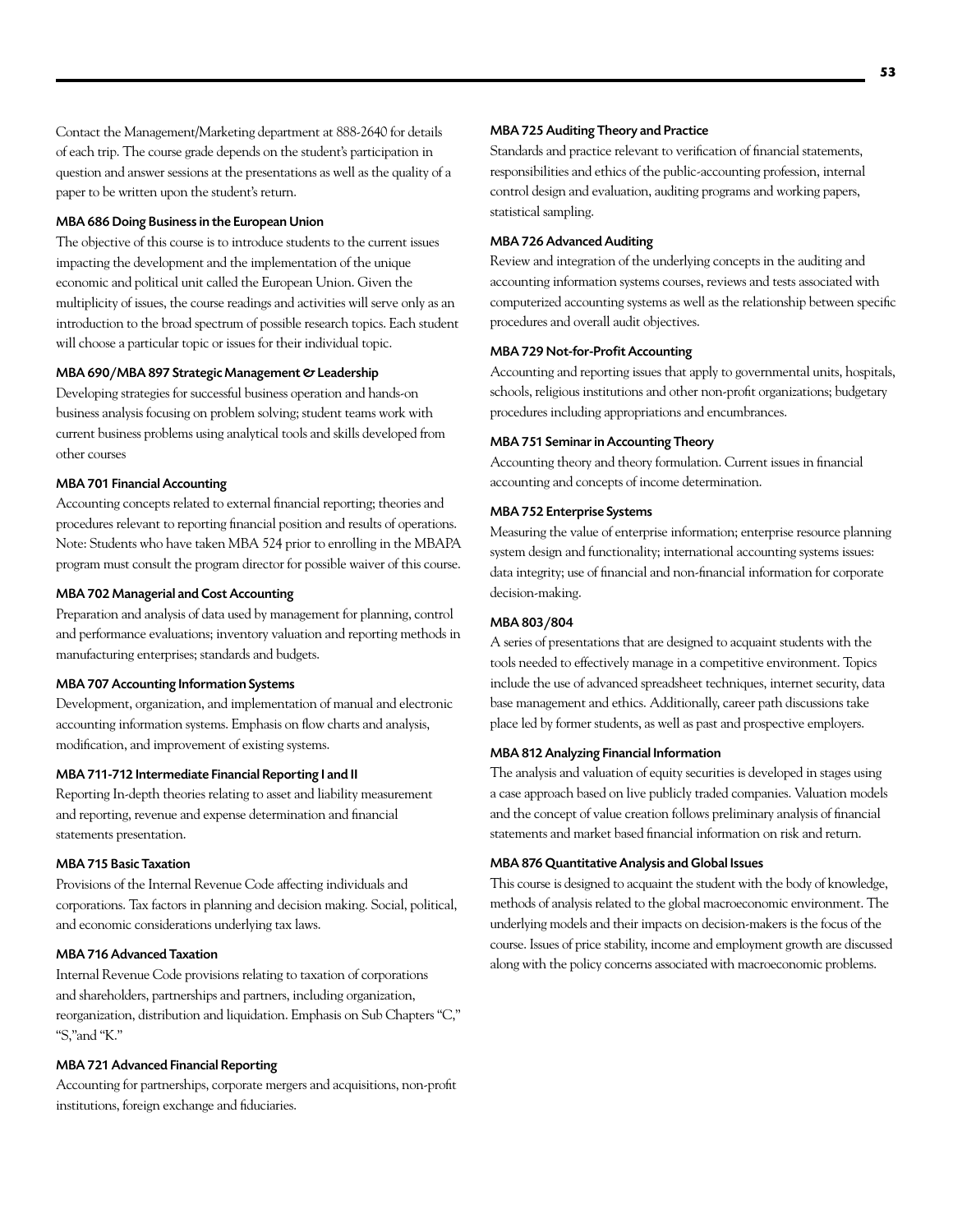Contact the Management/Marketing department at 888-2640 for details of each trip. The course grade depends on the student's participation in question and answer sessions at the presentations as well as the quality of a paper to be written upon the student's return.

### MBA 686 Doing Business in the European Union

The objective of this course is to introduce students to the current issues impacting the development and the implementation of the unique economic and political unit called the European Union. Given the multiplicity of issues, the course readings and activities will serve only as an introduction to the broad spectrum of possible research topics. Each student will choose a particular topic or issues for their individual topic.

### MBA 690/MBA 897 Strategic Management & Leadership

Developing strategies for successful business operation and hands-on business analysis focusing on problem solving; student teams work with current business problems using analytical tools and skills developed from other courses

### MBA 701 Financial Accounting

Accounting concepts related to external financial reporting; theories and procedures relevant to reporting financial position and results of operations. Note: Students who have taken MBA 524 prior to enrolling in the MBAPA program must consult the program director for possible waiver of this course.

### MBA 702 Managerial and Cost Accounting

Preparation and analysis of data used by management for planning, control and performance evaluations; inventory valuation and reporting methods in manufacturing enterprises; standards and budgets.

### MBA 707 Accounting Information Systems

Development, organization, and implementation of manual and electronic accounting information systems. Emphasis on flow charts and analysis, modification, and improvement of existing systems.

### MBA 711-712 Intermediate Financial Reporting I and II

Reporting In-depth theories relating to asset and liability measurement and reporting, revenue and expense determination and financial statements presentation.

### MBA 715 Basic Taxation

Provisions of the Internal Revenue Code affecting individuals and corporations. Tax factors in planning and decision making. Social, political, and economic considerations underlying tax laws.

### MBA 716 Advanced Taxation

Internal Revenue Code provisions relating to taxation of corporations and shareholders, partnerships and partners, including organization, reorganization, distribution and liquidation. Emphasis on Sub Chapters "C," "S,"and "K."

### MBA 721 Advanced Financial Reporting

Accounting for partnerships, corporate mergers and acquisitions, non-profit institutions, foreign exchange and fiduciaries.

### MBA 725 Auditing Theory and Practice

Standards and practice relevant to verification of financial statements, responsibilities and ethics of the public-accounting profession, internal control design and evaluation, auditing programs and working papers, statistical sampling.

### MBA 726 Advanced Auditing

Review and integration of the underlying concepts in the auditing and accounting information systems courses, reviews and tests associated with computerized accounting systems as well as the relationship between specific procedures and overall audit objectives.

### MBA 729 Not-for-Profit Accounting

Accounting and reporting issues that apply to governmental units, hospitals, schools, religious institutions and other non-profit organizations; budgetary procedures including appropriations and encumbrances.

### MBA 751 Seminar in Accounting Theory

Accounting theory and theory formulation. Current issues in financial accounting and concepts of income determination.

### MBA 752 Enterprise Systems

Measuring the value of enterprise information; enterprise resource planning system design and functionality; international accounting systems issues: data integrity; use of financial and non-financial information for corporate decision-making.

### MBA 803/804

A series of presentations that are designed to acquaint students with the tools needed to effectively manage in a competitive environment. Topics include the use of advanced spreadsheet techniques, internet security, data base management and ethics. Additionally, career path discussions take place led by former students, as well as past and prospective employers.

### MBA 812 Analyzing Financial Information

The analysis and valuation of equity securities is developed in stages using a case approach based on live publicly traded companies. Valuation models and the concept of value creation follows preliminary analysis of financial statements and market based financial information on risk and return.

### MBA 876 Quantitative Analysis and Global Issues

This course is designed to acquaint the student with the body of knowledge, methods of analysis related to the global macroeconomic environment. The underlying models and their impacts on decision-makers is the focus of the course. Issues of price stability, income and employment growth are discussed along with the policy concerns associated with macroeconomic problems.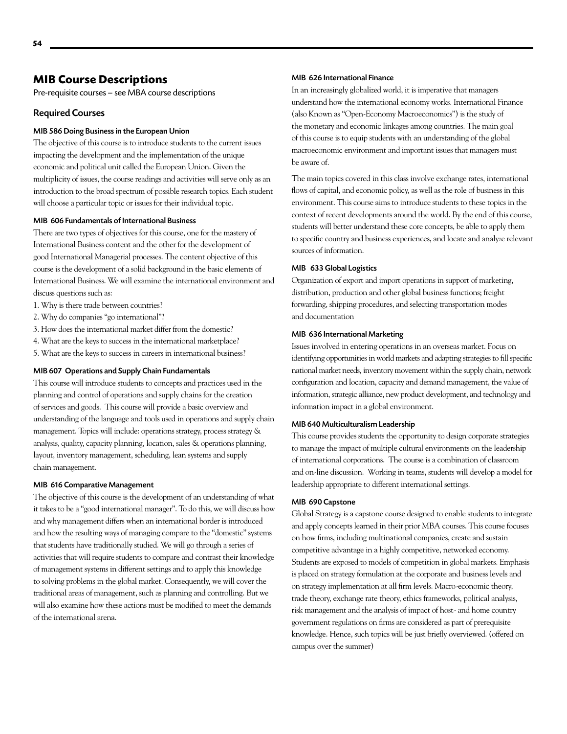## MIB Course Descriptions

Pre-requisite courses – see MBA course descriptions

### Required Courses

#### MIB 586 Doing Business in the European Union

The objective of this course is to introduce students to the current issues impacting the development and the implementation of the unique economic and political unit called the European Union. Given the multiplicity of issues, the course readings and activities will serve only as an introduction to the broad spectrum of possible research topics. Each student will choose a particular topic or issues for their individual topic.

#### MIB 606 Fundamentals of International Business

There are two types of objectives for this course, one for the mastery of International Business content and the other for the development of good International Managerial processes. The content objective of this course is the development of a solid background in the basic elements of International Business. We will examine the international environment and discuss questions such as:

1. Why is there trade between countries?
2. Why do companies "go international"?
3. How does the international market differ from the domestic?
4. What are the keys to success in the international marketplace?
5. What are the keys to success in careers in international business?

#### MIB 607 Operations and Supply Chain Fundamentals

This course will introduce students to concepts and practices used in the planning and control of operations and supply chains for the creation of services and goods. This course will provide a basic overview and understanding of the language and tools used in operations and supply chain management. Topics will include: operations strategy, process strategy & analysis, quality, capacity planning, location, sales & operations planning, layout, inventory management, scheduling, lean systems and supply chain management.

#### MIB 616 Comparative Management

The objective of this course is the development of an understanding of what it takes to be a "good international manager". To do this, we will discuss how and why management differs when an international border is introduced and how the resulting ways of managing compare to the "domestic" systems that students have traditionally studied. We will go through a series of activities that will require students to compare and contrast their knowledge of management systems in different settings and to apply this knowledge to solving problems in the global market. Consequently, we will cover the traditional areas of management, such as planning and controlling. But we will also examine how these actions must be modified to meet the demands of the international arena.

#### MIB 626 International Finance

In an increasingly globalized world, it is imperative that managers understand how the international economy works. International Finance (also Known as "Open-Economy Macroeconomics") is the study of the monetary and economic linkages among countries. The main goal of this course is to equip students with an understanding of the global macroeconomic environment and important issues that managers must be aware of.

The main topics covered in this class involve exchange rates, international flows of capital, and economic policy, as well as the role of business in this environment. This course aims to introduce students to these topics in the context of recent developments around the world. By the end of this course, students will better understand these core concepts, be able to apply them to specific country and business experiences, and locate and analyze relevant sources of information.

#### MIB 633 Global Logistics

Organization of export and import operations in support of marketing, distribution, production and other global business functions; freight forwarding, shipping procedures, and selecting transportation modes and documentation

#### MIB 636 International Marketing

Issues involved in entering operations in an overseas market. Focus on identifying opportunities in world markets and adapting strategies to fill specific national market needs, inventory movement within the supply chain, network configuration and location, capacity and demand management, the value of information, strategic alliance, new product development, and technology and information impact in a global environment.

#### MIB 640 Multiculturalism Leadership

This course provides students the opportunity to design corporate strategies to manage the impact of multiple cultural environments on the leadership of international corporations. The course is a combination of classroom and on-line discussion. Working in teams, students will develop a model for leadership appropriate to different international settings.

#### MIB 690 Capstone

Global Strategy is a capstone course designed to enable students to integrate and apply concepts learned in their prior MBA courses. This course focuses on how firms, including multinational companies, create and sustain competitive advantage in a highly competitive, networked economy. Students are exposed to models of competition in global markets. Emphasis is placed on strategy formulation at the corporate and business levels and on strategy implementation at all firm levels. Macro-economic theory, trade theory, exchange rate theory, ethics frameworks, political analysis, risk management and the analysis of impact of host- and home country government regulations on firms are considered as part of prerequisite knowledge. Hence, such topics will be just briefly overviewed. (offered on campus over the summer)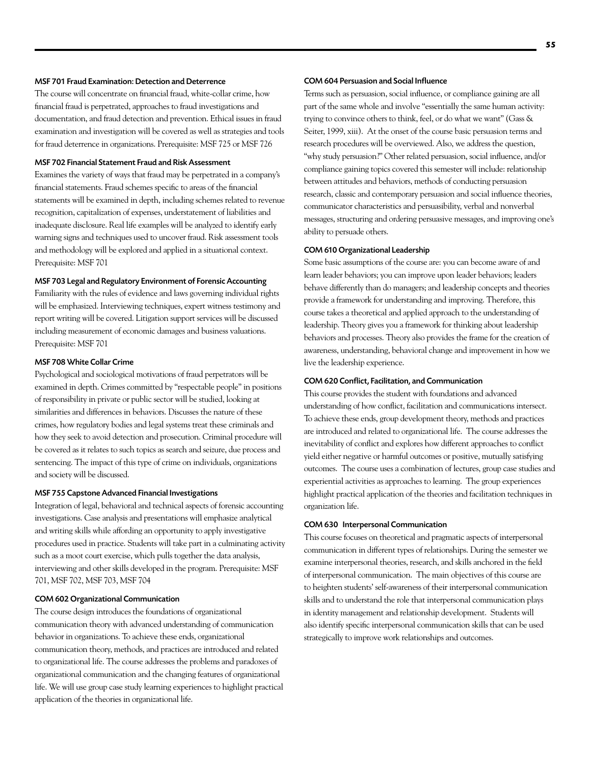### MSF 701 Fraud Examination: Detection and Deterrence

The course will concentrate on financial fraud, white-collar crime, how financial fraud is perpetrated, approaches to fraud investigations and documentation, and fraud detection and prevention. Ethical issues in fraud examination and investigation will be covered as well as strategies and tools for fraud deterrence in organizations. Prerequisite: MSF 725 or MSF 726

### MSF 702 Financial Statement Fraud and Risk Assessment

Examines the variety of ways that fraud may be perpetrated in a company's financial statements. Fraud schemes specific to areas of the financial statements will be examined in depth, including schemes related to revenue recognition, capitalization of expenses, understatement of liabilities and inadequate disclosure. Real life examples will be analyzed to identify early warning signs and techniques used to uncover fraud. Risk assessment tools and methodology will be explored and applied in a situational context. Prerequisite: MSF 701

### MSF 703 Legal and Regulatory Environment of Forensic Accounting

Familiarity with the rules of evidence and laws governing individual rights will be emphasized. Interviewing techniques, expert witness testimony and report writing will be covered. Litigation support services will be discussed including measurement of economic damages and business valuations. Prerequisite: MSF 701

### MSF 708 White Collar Crime

Psychological and sociological motivations of fraud perpetrators will be examined in depth. Crimes committed by "respectable people" in positions of responsibility in private or public sector will be studied, looking at similarities and differences in behaviors. Discusses the nature of these crimes, how regulatory bodies and legal systems treat these criminals and how they seek to avoid detection and prosecution. Criminal procedure will be covered as it relates to such topics as search and seizure, due process and sentencing. The impact of this type of crime on individuals, organizations and society will be discussed.

### MSF 755 Capstone Advanced Financial Investigations

Integration of legal, behavioral and technical aspects of forensic accounting investigations. Case analysis and presentations will emphasize analytical and writing skills while affording an opportunity to apply investigative procedures used in practice. Students will take part in a culminating activity such as a moot court exercise, which pulls together the data analysis, interviewing and other skills developed in the program. Prerequisite: MSF 701, MSF 702, MSF 703, MSF 704

### COM 602 Organizational Communication

The course design introduces the foundations of organizational communication theory with advanced understanding of communication behavior in organizations. To achieve these ends, organizational communication theory, methods, and practices are introduced and related to organizational life. The course addresses the problems and paradoxes of organizational communication and the changing features of organizational life. We will use group case study learning experiences to highlight practical application of the theories in organizational life.

### COM 604 Persuasion and Social Influence

Terms such as persuasion, social influence, or compliance gaining are all part of the same whole and involve "essentially the same human activity: trying to convince others to think, feel, or do what we want" (Gass & Seiter, 1999, xiii). At the onset of the course basic persuasion terms and research procedures will be overviewed. Also, we address the question, "why study persuasion?" Other related persuasion, social influence, and/or compliance gaining topics covered this semester will include: relationship between attitudes and behaviors, methods of conducting persuasion research, classic and contemporary persuasion and social influence theories, communicator characteristics and persuasibility, verbal and nonverbal messages, structuring and ordering persuasive messages, and improving one's ability to persuade others.

### COM 610 Organizational Leadership

Some basic assumptions of the course are: you can become aware of and learn leader behaviors; you can improve upon leader behaviors; leaders behave differently than do managers; and leadership concepts and theories provide a framework for understanding and improving. Therefore, this course takes a theoretical and applied approach to the understanding of leadership. Theory gives you a framework for thinking about leadership behaviors and processes. Theory also provides the frame for the creation of awareness, understanding, behavioral change and improvement in how we live the leadership experience.

### COM 620 Conflict, Facilitation, and Communication

This course provides the student with foundations and advanced understanding of how conflict, facilitation and communications intersect. To achieve these ends, group development theory, methods and practices are introduced and related to organizational life. The course addresses the inevitability of conflict and explores how different approaches to conflict yield either negative or harmful outcomes or positive, mutually satisfying outcomes. The course uses a combination of lectures, group case studies and experiential activities as approaches to learning. The group experiences highlight practical application of the theories and facilitation techniques in organization life.

### COM 630 Interpersonal Communication

This course focuses on theoretical and pragmatic aspects of interpersonal communication in different types of relationships. During the semester we examine interpersonal theories, research, and skills anchored in the field of interpersonal communication. The main objectives of this course are to heighten students' self-awareness of their interpersonal communication skills and to understand the role that interpersonal communication plays in identity management and relationship development. Students will also identify specific interpersonal communication skills that can be used strategically to improve work relationships and outcomes.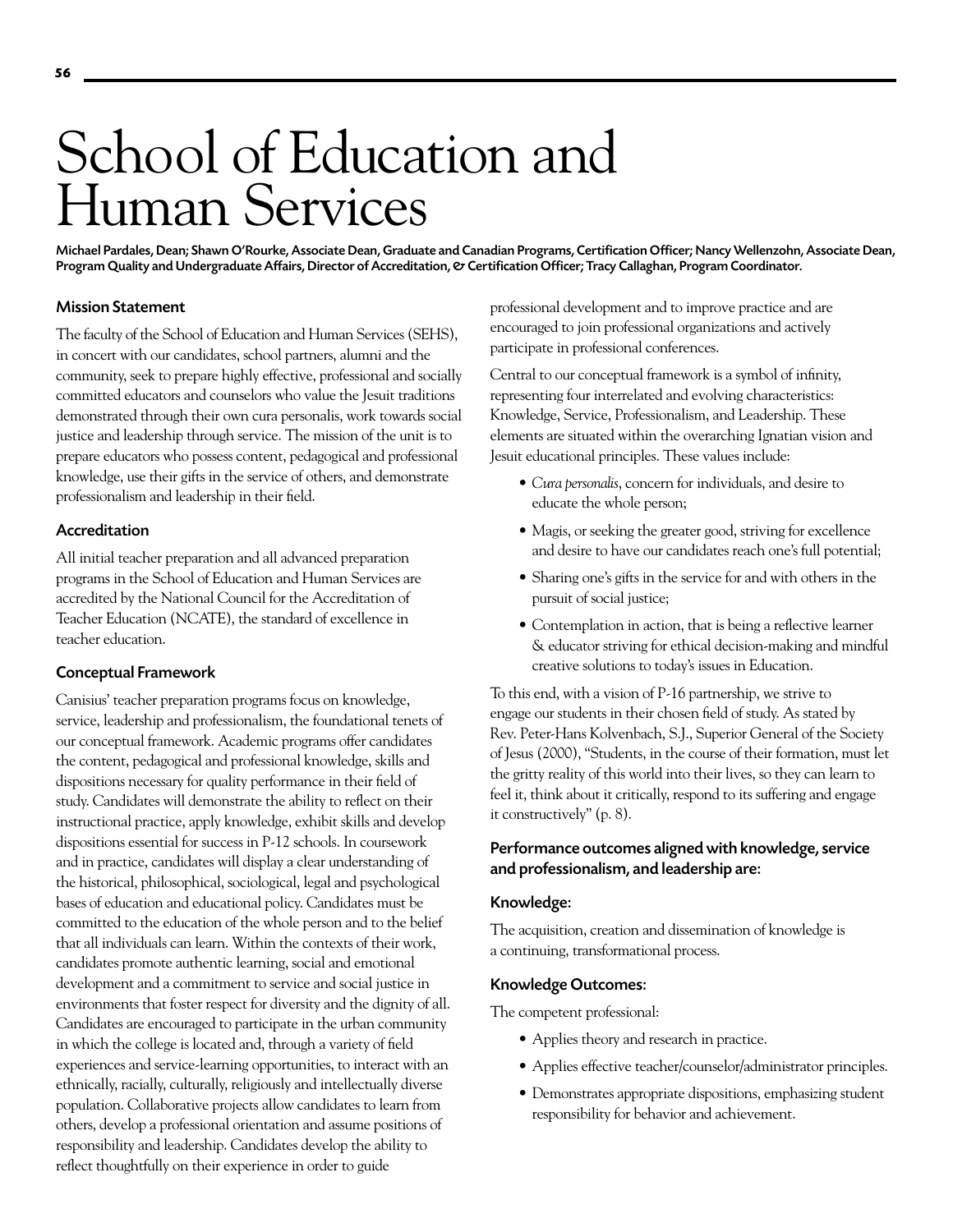# School of Education and Human Services

**Michael Pardales, Dean; Shawn O'Rourke, Associate Dean, Graduate and Canadian Programs, Certification Officer; Nancy Wellenzohn, Associate Dean, Program Quality and Undergraduate Affairs, Director of Accreditation, & Certification Officer; Tracy Callaghan, Program Coordinator.**

### Mission Statement

The faculty of the School of Education and Human Services (SEHS), in concert with our candidates, school partners, alumni and the community, seek to prepare highly effective, professional and socially committed educators and counselors who value the Jesuit traditions demonstrated through their own cura personalis, work towards social justice and leadership through service. The mission of the unit is to prepare educators who possess content, pedagogical and professional knowledge, use their gifts in the service of others, and demonstrate professionalism and leadership in their field.

### Accreditation

All initial teacher preparation and all advanced preparation programs in the School of Education and Human Services are accredited by the National Council for the Accreditation of Teacher Education (NCATE), the standard of excellence in teacher education.

### Conceptual Framework

Canisius' teacher preparation programs focus on knowledge, service, leadership and professionalism, the foundational tenets of our conceptual framework. Academic programs offer candidates the content, pedagogical and professional knowledge, skills and dispositions necessary for quality performance in their field of study. Candidates will demonstrate the ability to reflect on their instructional practice, apply knowledge, exhibit skills and develop dispositions essential for success in P-12 schools. In coursework and in practice, candidates will display a clear understanding of the historical, philosophical, sociological, legal and psychological bases of education and educational policy. Candidates must be committed to the education of the whole person and to the belief that all individuals can learn. Within the contexts of their work, candidates promote authentic learning, social and emotional development and a commitment to service and social justice in environments that foster respect for diversity and the dignity of all. Candidates are encouraged to participate in the urban community in which the college is located and, through a variety of field experiences and service-learning opportunities, to interact with an ethnically, racially, culturally, religiously and intellectually diverse population. Collaborative projects allow candidates to learn from others, develop a professional orientation and assume positions of responsibility and leadership. Candidates develop the ability to reflect thoughtfully on their experience in order to guide professional development and to improve practice and are encouraged to join professional organizations and actively participate in professional conferences.

Central to our conceptual framework is a symbol of infinity, representing four interrelated and evolving characteristics: Knowledge, Service, Professionalism, and Leadership. These elements are situated within the overarching Ignatian vision and Jesuit educational principles. These values include:

- *Cura personalis*, concern for individuals, and desire to educate the whole person;
- Magis, or seeking the greater good, striving for excellence and desire to have our candidates reach one's full potential;
- Sharing one's gifts in the service for and with others in the pursuit of social justice;
- Contemplation in action, that is being a reflective learner & educator striving for ethical decision-making and mindful creative solutions to today's issues in Education.

To this end, with a vision of P-16 partnership, we strive to engage our students in their chosen field of study. As stated by Rev. Peter-Hans Kolvenbach, S.J., Superior General of the Society of Jesus (2000), "Students, in the course of their formation, must let the gritty reality of this world into their lives, so they can learn to feel it, think about it critically, respond to its suffering and engage it constructively" (p. 8).

### Performance outcomes aligned with knowledge, service and professionalism, and leadership are:

### Knowledge:

The acquisition, creation and dissemination of knowledge is a continuing, transformational process.

### Knowledge Outcomes:

The competent professional:

- Applies theory and research in practice.
- Applies effective teacher/counselor/administrator principles.
- Demonstrates appropriate dispositions, emphasizing student responsibility for behavior and achievement.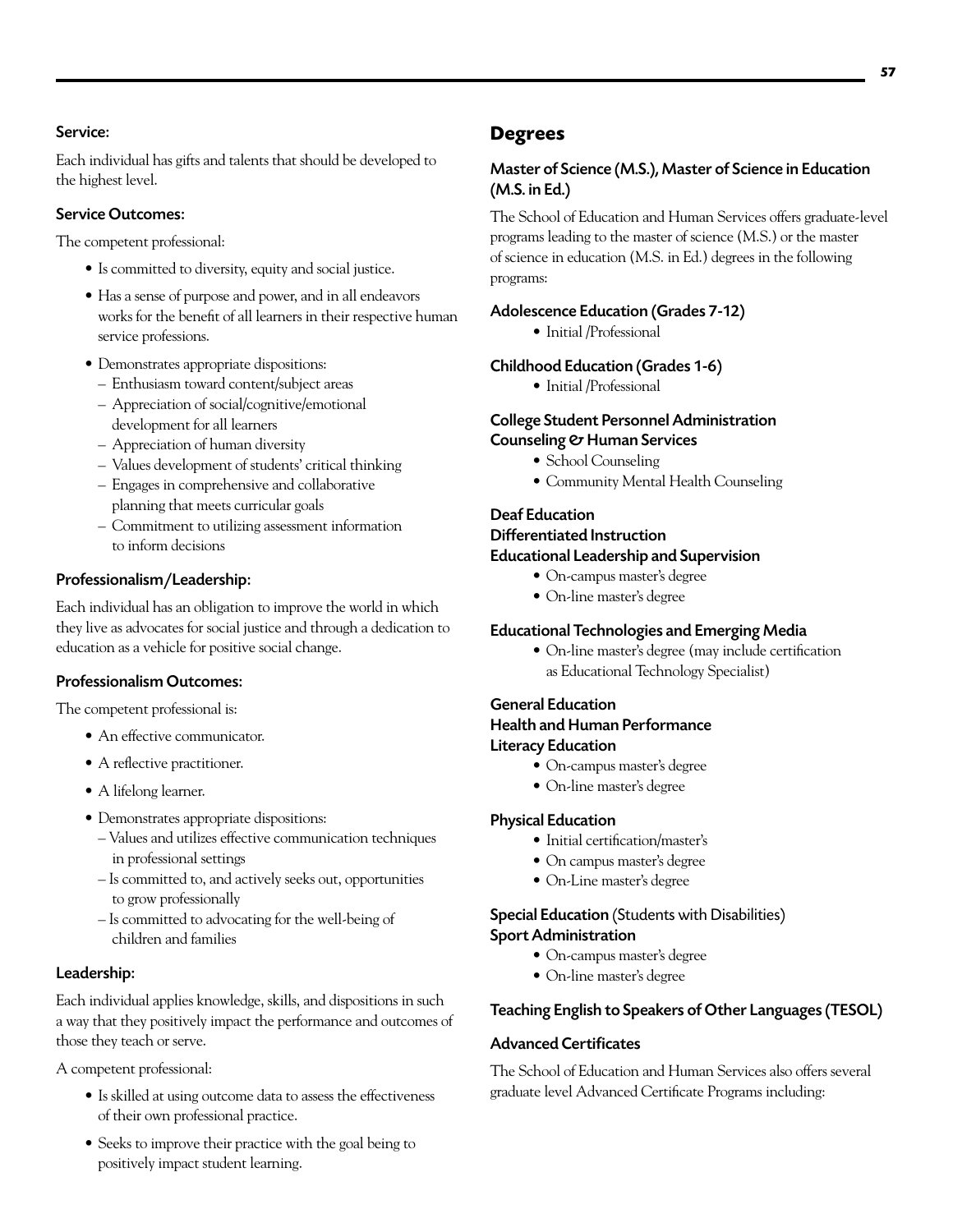### Service:

Each individual has gifts and talents that should be developed to the highest level.

### Service Outcomes:

The competent professional:

- Is committed to diversity, equity and social justice.
- Has a sense of purpose and power, and in all endeavors works for the benefit of all learners in their respective human service professions.
- Demonstrates appropriate dispositions:
  - Enthusiasm toward content/subject areas
  - Appreciation of social/cognitive/emotional development for all learners
  - Appreciation of human diversity
  - Values development of students' critical thinking
  - Engages in comprehensive and collaborative planning that meets curricular goals
  - Commitment to utilizing assessment information to inform decisions

### Professionalism/Leadership:

Each individual has an obligation to improve the world in which they live as advocates for social justice and through a dedication to education as a vehicle for positive social change.

### Professionalism Outcomes:

The competent professional is:

- An effective communicator.
- A reflective practitioner.
- A lifelong learner.
- Demonstrates appropriate dispositions:
  - Values and utilizes effective communication techniques in professional settings
  - Is committed to, and actively seeks out, opportunities to grow professionally
  - Is committed to advocating for the well-being of children and families

### Leadership:

Each individual applies knowledge, skills, and dispositions in such a way that they positively impact the performance and outcomes of those they teach or serve.

A competent professional:

- Is skilled at using outcome data to assess the effectiveness of their own professional practice.
- Seeks to improve their practice with the goal being to positively impact student learning.

## Degrees

### Master of Science (M.S.), Master of Science in Education (M.S. in Ed.)

The School of Education and Human Services offers graduate-level programs leading to the master of science (M.S.) or the master of science in education (M.S. in Ed.) degrees in the following programs:

### Adolescence Education (Grades 7-12)

- Initial /Professional

### Childhood Education (Grades 1-6)

- Initial /Professional

### College Student Personnel Administration
### Counseling & Human Services

- School Counseling
- Community Mental Health Counseling

### Deaf Education
### Differentiated Instruction
### Educational Leadership and Supervision

- On-campus master's degree
- On-line master's degree

### Educational Technologies and Emerging Media

- On-line master's degree (may include certification as Educational Technology Specialist)

### General Education
### Health and Human Performance
### Literacy Education

- On-campus master's degree
- On-line master's degree

### Physical Education

- Initial certification/master's
- On campus master's degree
- On-Line master's degree

### Special Education (Students with Disabilities)
### Sport Administration

- On-campus master's degree
- On-line master's degree

### Teaching English to Speakers of Other Languages (TESOL)

### Advanced Certificates

The School of Education and Human Services also offers several graduate level Advanced Certificate Programs including: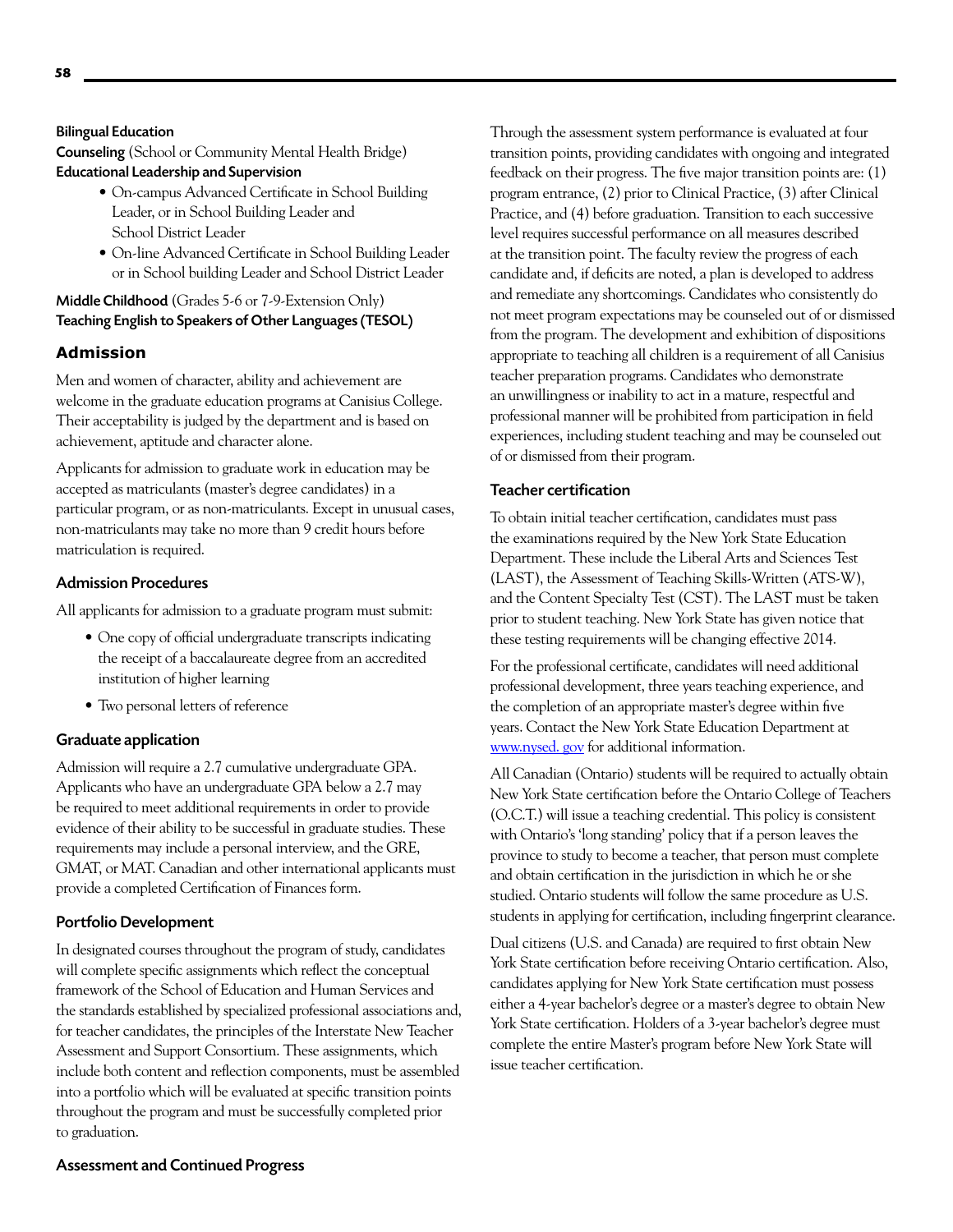**Bilingual Education**

**Counseling** (School or Community Mental Health Bridge)

**Educational Leadership and Supervision**

- On-campus Advanced Certificate in School Building Leader, or in School Building Leader and School District Leader
- On-line Advanced Certificate in School Building Leader or in School building Leader and School District Leader

**Middle Childhood** (Grades 5-6 or 7-9-Extension Only)

**Teaching English to Speakers of Other Languages (TESOL)**

## Admission

Men and women of character, ability and achievement are welcome in the graduate education programs at Canisius College. Their acceptability is judged by the department and is based on achievement, aptitude and character alone.

Applicants for admission to graduate work in education may be accepted as matriculants (master's degree candidates) in a particular program, or as non-matriculants. Except in unusual cases, non-matriculants may take no more than 9 credit hours before matriculation is required.

### Admission Procedures

All applicants for admission to a graduate program must submit:

- One copy of official undergraduate transcripts indicating the receipt of a baccalaureate degree from an accredited institution of higher learning
- Two personal letters of reference

### Graduate application

Admission will require a 2.7 cumulative undergraduate GPA. Applicants who have an undergraduate GPA below a 2.7 may be required to meet additional requirements in order to provide evidence of their ability to be successful in graduate studies. These requirements may include a personal interview, and the GRE, GMAT, or MAT. Canadian and other international applicants must provide a completed Certification of Finances form.

### Portfolio Development

In designated courses throughout the program of study, candidates will complete specific assignments which reflect the conceptual framework of the School of Education and Human Services and the standards established by specialized professional associations and, for teacher candidates, the principles of the Interstate New Teacher Assessment and Support Consortium. These assignments, which include both content and reflection components, must be assembled into a portfolio which will be evaluated at specific transition points throughout the program and must be successfully completed prior to graduation.

### Assessment and Continued Progress

Through the assessment system performance is evaluated at four transition points, providing candidates with ongoing and integrated feedback on their progress. The five major transition points are: (1) program entrance, (2) prior to Clinical Practice, (3) after Clinical Practice, and (4) before graduation. Transition to each successive level requires successful performance on all measures described at the transition point. The faculty review the progress of each candidate and, if deficits are noted, a plan is developed to address and remediate any shortcomings. Candidates who consistently do not meet program expectations may be counseled out of or dismissed from the program. The development and exhibition of dispositions appropriate to teaching all children is a requirement of all Canisius teacher preparation programs. Candidates who demonstrate an unwillingness or inability to act in a mature, respectful and professional manner will be prohibited from participation in field experiences, including student teaching and may be counseled out of or dismissed from their program.

### Teacher certification

To obtain initial teacher certification, candidates must pass the examinations required by the New York State Education Department. These include the Liberal Arts and Sciences Test (LAST), the Assessment of Teaching Skills-Written (ATS-W), and the Content Specialty Test (CST). The LAST must be taken prior to student teaching. New York State has given notice that these testing requirements will be changing effective 2014.

For the professional certificate, candidates will need additional professional development, three years teaching experience, and the completion of an appropriate master's degree within five years. Contact the New York State Education Department at [www.nysed. gov](www.nysed.gov) for additional information.

All Canadian (Ontario) students will be required to actually obtain New York State certification before the Ontario College of Teachers (O.C.T.) will issue a teaching credential. This policy is consistent with Ontario's 'long standing' policy that if a person leaves the province to study to become a teacher, that person must complete and obtain certification in the jurisdiction in which he or she studied. Ontario students will follow the same procedure as U.S. students in applying for certification, including fingerprint clearance.

Dual citizens (U.S. and Canada) are required to first obtain New York State certification before receiving Ontario certification. Also, candidates applying for New York State certification must possess either a 4-year bachelor's degree or a master's degree to obtain New York State certification. Holders of a 3-year bachelor's degree must complete the entire Master's program before New York State will issue teacher certification.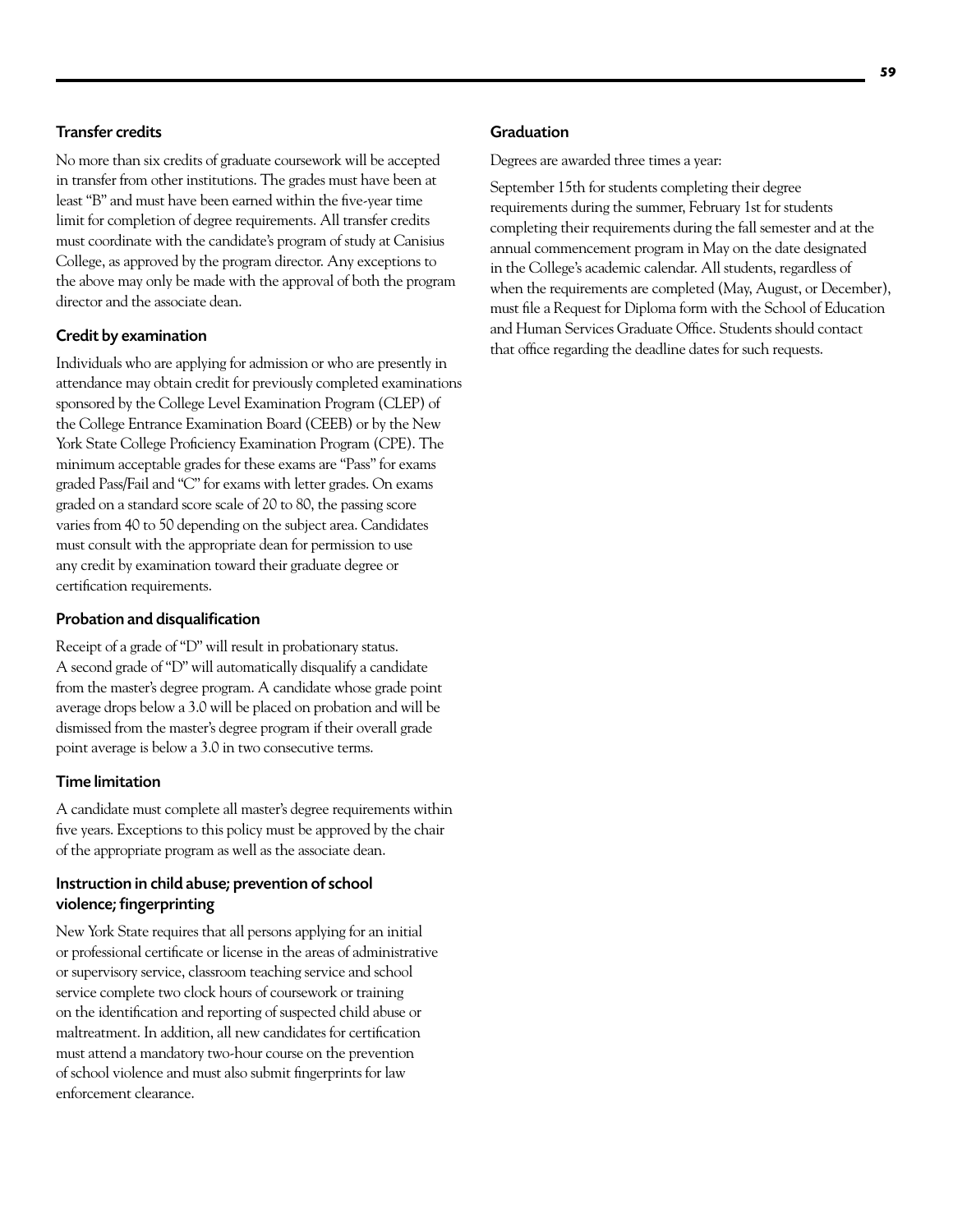### Transfer credits

No more than six credits of graduate coursework will be accepted in transfer from other institutions. The grades must have been at least "B" and must have been earned within the five-year time limit for completion of degree requirements. All transfer credits must coordinate with the candidate's program of study at Canisius College, as approved by the program director. Any exceptions to the above may only be made with the approval of both the program director and the associate dean.

### Credit by examination

Individuals who are applying for admission or who are presently in attendance may obtain credit for previously completed examinations sponsored by the College Level Examination Program (CLEP) of the College Entrance Examination Board (CEEB) or by the New York State College Proficiency Examination Program (CPE). The minimum acceptable grades for these exams are "Pass" for exams graded Pass/Fail and "C" for exams with letter grades. On exams graded on a standard score scale of 20 to 80, the passing score varies from 40 to 50 depending on the subject area. Candidates must consult with the appropriate dean for permission to use any credit by examination toward their graduate degree or certification requirements.

### Probation and disqualification

Receipt of a grade of "D" will result in probationary status. A second grade of "D" will automatically disqualify a candidate from the master's degree program. A candidate whose grade point average drops below a 3.0 will be placed on probation and will be dismissed from the master's degree program if their overall grade point average is below a 3.0 in two consecutive terms.

### Time limitation

A candidate must complete all master's degree requirements within five years. Exceptions to this policy must be approved by the chair of the appropriate program as well as the associate dean.

### Instruction in child abuse; prevention of school violence; fingerprinting

New York State requires that all persons applying for an initial or professional certificate or license in the areas of administrative or supervisory service, classroom teaching service and school service complete two clock hours of coursework or training on the identification and reporting of suspected child abuse or maltreatment. In addition, all new candidates for certification must attend a mandatory two-hour course on the prevention of school violence and must also submit fingerprints for law enforcement clearance.

### Graduation

Degrees are awarded three times a year:

September 15th for students completing their degree requirements during the summer, February 1st for students completing their requirements during the fall semester and at the annual commencement program in May on the date designated in the College's academic calendar. All students, regardless of when the requirements are completed (May, August, or December), must file a Request for Diploma form with the School of Education and Human Services Graduate Office. Students should contact that office regarding the deadline dates for such requests.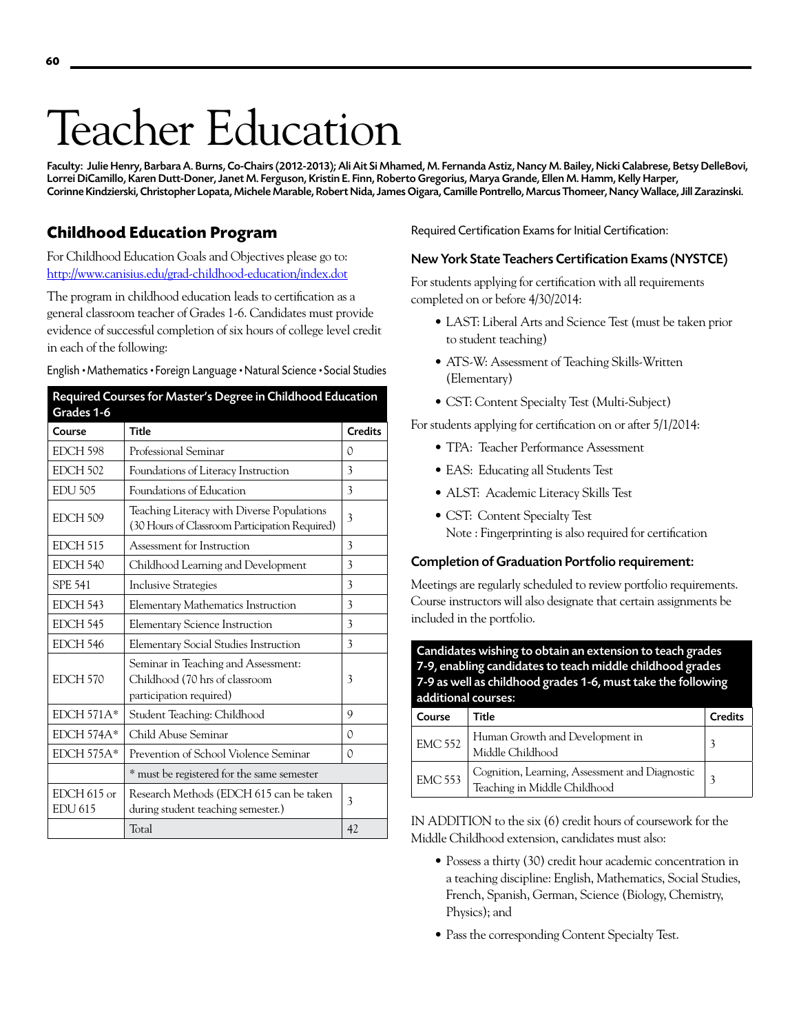# Teacher Education

**Faculty: Julie Henry, Barbara A. Burns, Co-Chairs (2012-2013); Ali Ait Si Mhamed, M. Fernanda Astiz, Nancy M. Bailey, Nicki Calabrese, Betsy DelleBovi, Lorrei DiCamillo, Karen Dutt-Doner, Janet M. Ferguson, Kristin E. Finn, Roberto Gregorius, Marya Grande, Ellen M. Hamm, Kelly Harper, Corinne Kindzierski, Christopher Lopata, Michele Marable, Robert Nida, James Oigara, Camille Pontrello, Marcus Thomeer, Nancy Wallace, Jill Zarazinski.**

## Childhood Education Program

For Childhood Education Goals and Objectives please go to: http://www.canisius.edu/grad-childhood-education/index.dot

The program in childhood education leads to certification as a general classroom teacher of Grades 1-6. Candidates must provide evidence of successful completion of six hours of college level credit in each of the following:

English • Mathematics • Foreign Language • Natural Science • Social Studies

**Required Courses for Master's Degree in Childhood Education Grades 1-6**

| Course | Title | Credits |
|---|---|---|
| EDCH 598 | Professional Seminar | 0 |
| EDCH 502 | Foundations of Literacy Instruction | 3 |
| EDU 505 | Foundations of Education | 3 |
| EDCH 509 | Teaching Literacy with Diverse Populations (30 Hours of Classroom Participation Required) | 3 |
| EDCH 515 | Assessment for Instruction | 3 |
| EDCH 540 | Childhood Learning and Development | 3 |
| SPE 541 | Inclusive Strategies | 3 |
| EDCH 543 | Elementary Mathematics Instruction | 3 |
| EDCH 545 | Elementary Science Instruction | 3 |
| EDCH 546 | Elementary Social Studies Instruction | 3 |
| EDCH 570 | Seminar in Teaching and Assessment: Childhood (70 hrs of classroom participation required) | 3 |
| EDCH 571A* | Student Teaching: Childhood | 9 |
| EDCH 574A* | Child Abuse Seminar | 0 |
| EDCH 575A* | Prevention of School Violence Seminar | 0 |
| | * must be registered for the same semester | |
| EDCH 615 or EDU 615 | Research Methods (EDCH 615 can be taken during student teaching semester.) | 3 |
| | Total | 42 |

Required Certification Exams for Initial Certification:

### New York State Teachers Certification Exams (NYSTCE)

For students applying for certification with all requirements completed on or before 4/30/2014:

- LAST: Liberal Arts and Science Test (must be taken prior to student teaching)
- ATS-W: Assessment of Teaching Skills-Written (Elementary)
- CST: Content Specialty Test (Multi-Subject)

For students applying for certification on or after 5/1/2014:

- TPA: Teacher Performance Assessment
- EAS: Educating all Students Test
- ALST: Academic Literacy Skills Test
- CST: Content Specialty Test
  Note : Fingerprinting is also required for certification

### Completion of Graduation Portfolio requirement:

Meetings are regularly scheduled to review portfolio requirements. Course instructors will also designate that certain assignments be included in the portfolio.

**Candidates wishing to obtain an extension to teach grades 7-9, enabling candidates to teach middle childhood grades 7-9 as well as childhood grades 1-6, must take the following additional courses:**

| Course | Title | Credits |
|---|---|---|
| EMC 552 | Human Growth and Development in Middle Childhood | 3 |
| EMC 553 | Cognition, Learning, Assessment and Diagnostic Teaching in Middle Childhood | 3 |

IN ADDITION to the six (6) credit hours of coursework for the Middle Childhood extension, candidates must also:

- Possess a thirty (30) credit hour academic concentration in a teaching discipline: English, Mathematics, Social Studies, French, Spanish, German, Science (Biology, Chemistry, Physics); and
- Pass the corresponding Content Specialty Test.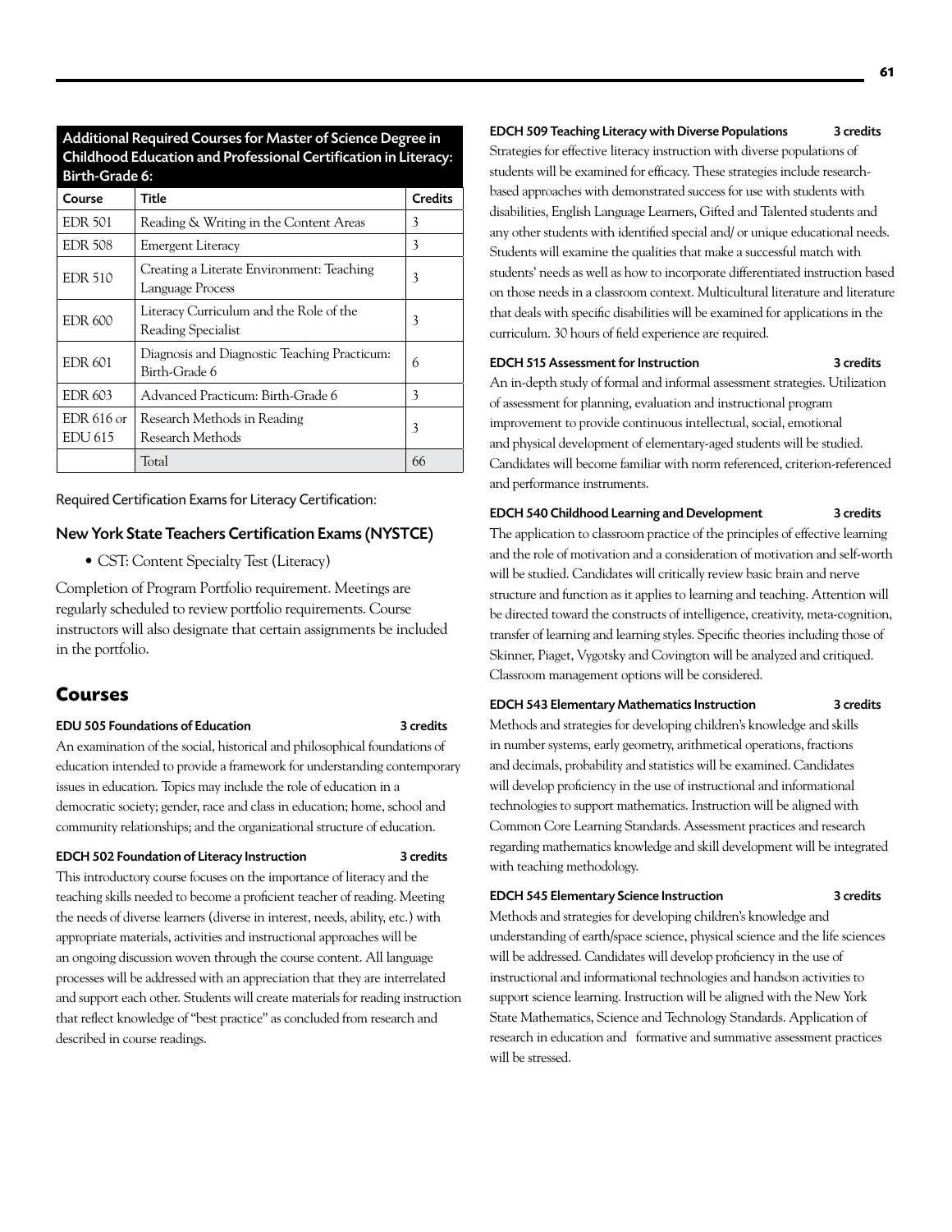| Additional Required Courses for Master of Science Degree in Childhood Education and Professional Certification in Literacy: Birth-Grade 6: | | |
|---|---|---|
| **Course** | **Title** | **Credits** |
| EDR 501 | Reading & Writing in the Content Areas | 3 |
| EDR 508 | Emergent Literacy | 3 |
| EDR 510 | Creating a Literate Environment: Teaching Language Process | 3 |
| EDR 600 | Literacy Curriculum and the Role of the Reading Specialist | 3 |
| EDR 601 | Diagnosis and Diagnostic Teaching Practicum: Birth-Grade 6 | 6 |
| EDR 603 | Advanced Practicum: Birth-Grade 6 | 3 |
| EDR 616 or EDU 615 | Research Methods in Reading Research Methods | 3 |
| | Total | 66 |

Required Certification Exams for Literacy Certification:

### New York State Teachers Certification Exams (NYSTCE)

- CST: Content Specialty Test (Literacy)

Completion of Program Portfolio requirement. Meetings are regularly scheduled to review portfolio requirements. Course instructors will also designate that certain assignments be included in the portfolio.

## Courses

**EDU 505 Foundations of Education — 3 credits**

An examination of the social, historical and philosophical foundations of education intended to provide a framework for understanding contemporary issues in education. Topics may include the role of education in a democratic society; gender, race and class in education; home, school and community relationships; and the organizational structure of education.

**EDCH 502 Foundation of Literacy Instruction — 3 credits**

This introductory course focuses on the importance of literacy and the teaching skills needed to become a proficient teacher of reading. Meeting the needs of diverse learners (diverse in interest, needs, ability, etc.) with appropriate materials, activities and instructional approaches will be an ongoing discussion woven through the course content. All language processes will be addressed with an appreciation that they are interrelated and support each other. Students will create materials for reading instruction that reflect knowledge of "best practice" as concluded from research and described in course readings.

**EDCH 509 Teaching Literacy with Diverse Populations — 3 credits**

Strategies for effective literacy instruction with diverse populations of students will be examined for efficacy. These strategies include research-based approaches with demonstrated success for use with students with disabilities, English Language Learners, Gifted and Talented students and any other students with identified special and/ or unique educational needs. Students will examine the qualities that make a successful match with students' needs as well as how to incorporate differentiated instruction based on those needs in a classroom context. Multicultural literature and literature that deals with specific disabilities will be examined for applications in the curriculum. 30 hours of field experience are required.

**EDCH 515 Assessment for Instruction — 3 credits**

An in-depth study of formal and informal assessment strategies. Utilization of assessment for planning, evaluation and instructional program improvement to provide continuous intellectual, social, emotional and physical development of elementary-aged students will be studied. Candidates will become familiar with norm referenced, criterion-referenced and performance instruments.

**EDCH 540 Childhood Learning and Development — 3 credits**

The application to classroom practice of the principles of effective learning and the role of motivation and a consideration of motivation and self-worth will be studied. Candidates will critically review basic brain and nerve structure and function as it applies to learning and teaching. Attention will be directed toward the constructs of intelligence, creativity, meta-cognition, transfer of learning and learning styles. Specific theories including those of Skinner, Piaget, Vygotsky and Covington will be analyzed and critiqued. Classroom management options will be considered.

**EDCH 543 Elementary Mathematics Instruction — 3 credits**

Methods and strategies for developing children's knowledge and skills in number systems, early geometry, arithmetical operations, fractions and decimals, probability and statistics will be examined. Candidates will develop proficiency in the use of instructional and informational technologies to support mathematics. Instruction will be aligned with Common Core Learning Standards. Assessment practices and research regarding mathematics knowledge and skill development will be integrated with teaching methodology.

**EDCH 545 Elementary Science Instruction — 3 credits**

Methods and strategies for developing children's knowledge and understanding of earth/space science, physical science and the life sciences will be addressed. Candidates will develop proficiency in the use of instructional and informational technologies and handson activities to support science learning. Instruction will be aligned with the New York State Mathematics, Science and Technology Standards. Application of research in education and formative and summative assessment practices will be stressed.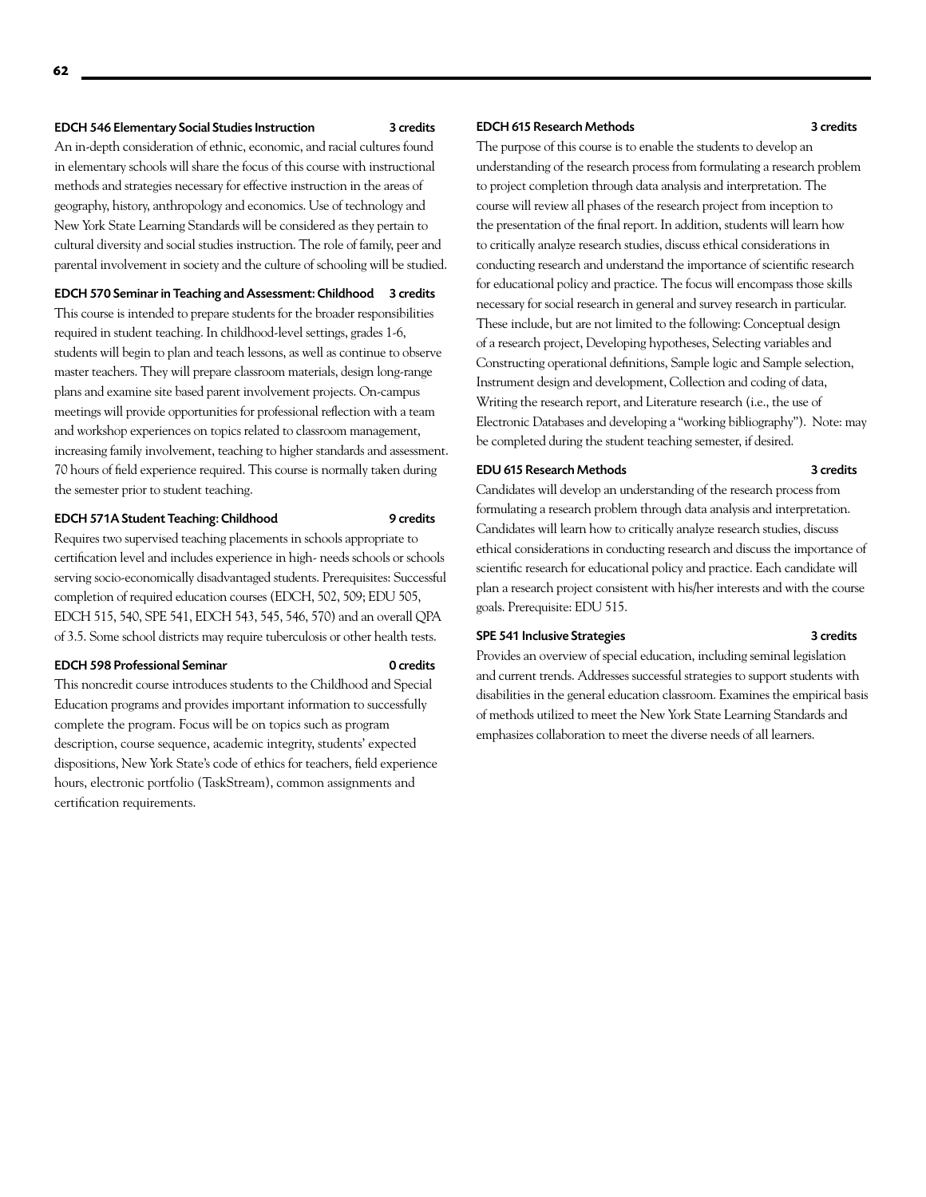**EDCH 546 Elementary Social Studies Instruction** 3 credits

An in-depth consideration of ethnic, economic, and racial cultures found in elementary schools will share the focus of this course with instructional methods and strategies necessary for effective instruction in the areas of geography, history, anthropology and economics. Use of technology and New York State Learning Standards will be considered as they pertain to cultural diversity and social studies instruction. The role of family, peer and parental involvement in society and the culture of schooling will be studied.

**EDCH 570 Seminar in Teaching and Assessment: Childhood** 3 credits

This course is intended to prepare students for the broader responsibilities required in student teaching. In childhood-level settings, grades 1-6, students will begin to plan and teach lessons, as well as continue to observe master teachers. They will prepare classroom materials, design long-range plans and examine site based parent involvement projects. On-campus meetings will provide opportunities for professional reflection with a team and workshop experiences on topics related to classroom management, increasing family involvement, teaching to higher standards and assessment. 70 hours of field experience required. This course is normally taken during the semester prior to student teaching.

**EDCH 571A Student Teaching: Childhood** 9 credits

Requires two supervised teaching placements in schools appropriate to certification level and includes experience in high- needs schools or schools serving socio-economically disadvantaged students. Prerequisites: Successful completion of required education courses (EDCH, 502, 509; EDU 505, EDCH 515, 540, SPE 541, EDCH 543, 545, 546, 570) and an overall QPA of 3.5. Some school districts may require tuberculosis or other health tests.

**EDCH 598 Professional Seminar** 0 credits

This noncredit course introduces students to the Childhood and Special Education programs and provides important information to successfully complete the program. Focus will be on topics such as program description, course sequence, academic integrity, students' expected dispositions, New York State's code of ethics for teachers, field experience hours, electronic portfolio (TaskStream), common assignments and certification requirements.

**EDCH 615 Research Methods** 3 credits

The purpose of this course is to enable the students to develop an understanding of the research process from formulating a research problem to project completion through data analysis and interpretation. The course will review all phases of the research project from inception to the presentation of the final report. In addition, students will learn how to critically analyze research studies, discuss ethical considerations in conducting research and understand the importance of scientific research for educational policy and practice. The focus will encompass those skills necessary for social research in general and survey research in particular. These include, but are not limited to the following: Conceptual design of a research project, Developing hypotheses, Selecting variables and Constructing operational definitions, Sample logic and Sample selection, Instrument design and development, Collection and coding of data, Writing the research report, and Literature research (i.e., the use of Electronic Databases and developing a "working bibliography"). Note: may be completed during the student teaching semester, if desired.

**EDU 615 Research Methods** 3 credits

Candidates will develop an understanding of the research process from formulating a research problem through data analysis and interpretation. Candidates will learn how to critically analyze research studies, discuss ethical considerations in conducting research and discuss the importance of scientific research for educational policy and practice. Each candidate will plan a research project consistent with his/her interests and with the course goals. Prerequisite: EDU 515.

**SPE 541 Inclusive Strategies** 3 credits

Provides an overview of special education, including seminal legislation and current trends. Addresses successful strategies to support students with disabilities in the general education classroom. Examines the empirical basis of methods utilized to meet the New York State Learning Standards and emphasizes collaboration to meet the diverse needs of all learners.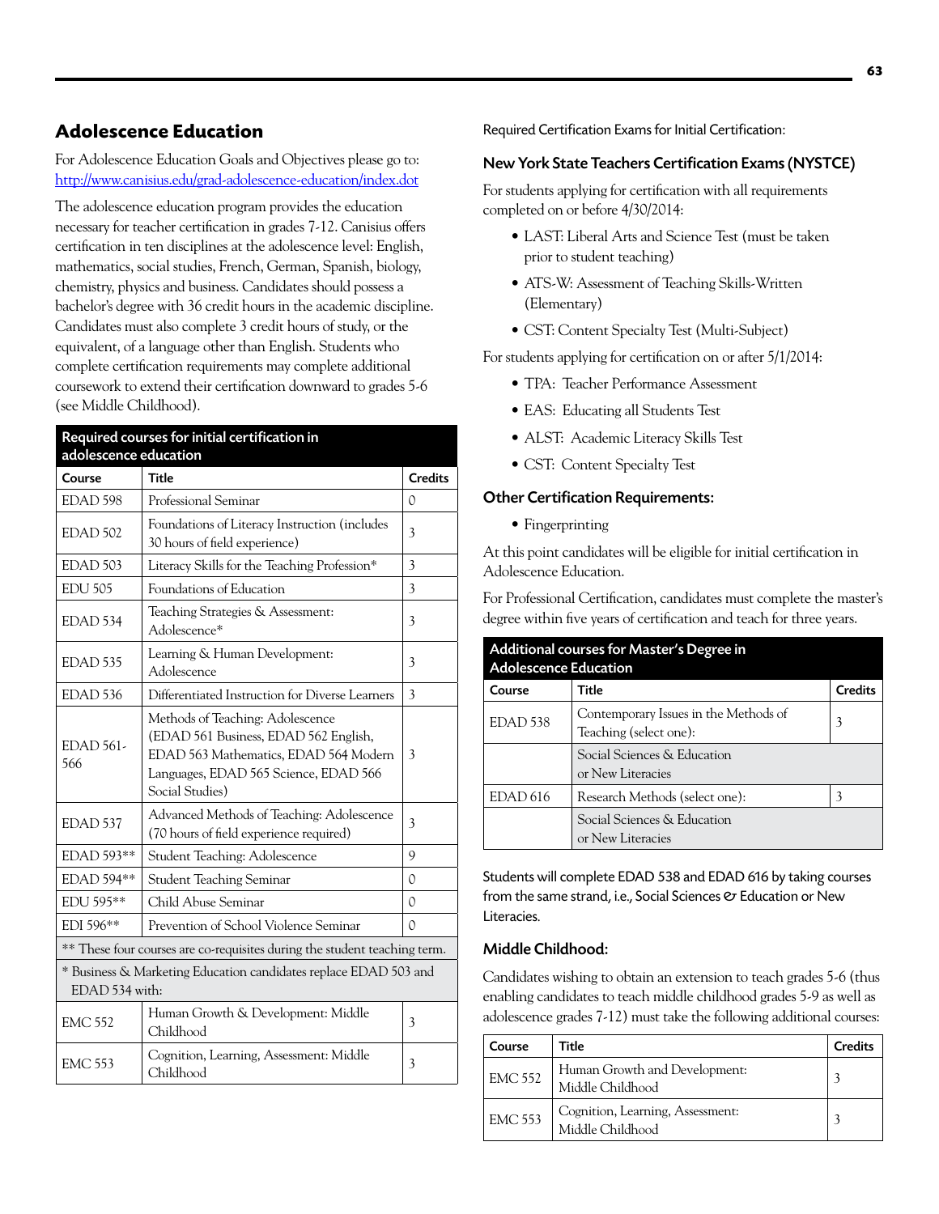## Adolescence Education

For Adolescence Education Goals and Objectives please go to: http://www.canisius.edu/grad-adolescence-education/index.dot

The adolescence education program provides the education necessary for teacher certification in grades 7-12. Canisius offers certification in ten disciplines at the adolescence level: English, mathematics, social studies, French, German, Spanish, biology, chemistry, physics and business. Candidates should possess a bachelor's degree with 36 credit hours in the academic discipline. Candidates must also complete 3 credit hours of study, or the equivalent, of a language other than English. Students who complete certification requirements may complete additional coursework to extend their certification downward to grades 5-6 (see Middle Childhood).

**Required courses for initial certification in adolescence education**

| Course | Title | Credits |
|---|---|---|
| EDAD 598 | Professional Seminar | 0 |
| EDAD 502 | Foundations of Literacy Instruction (includes 30 hours of field experience) | 3 |
| EDAD 503 | Literacy Skills for the Teaching Profession* | 3 |
| EDU 505 | Foundations of Education | 3 |
| EDAD 534 | Teaching Strategies & Assessment: Adolescence* | 3 |
| EDAD 535 | Learning & Human Development: Adolescence | 3 |
| EDAD 536 | Differentiated Instruction for Diverse Learners | 3 |
| EDAD 561-566 | Methods of Teaching: Adolescence (EDAD 561 Business, EDAD 562 English, EDAD 563 Mathematics, EDAD 564 Modern Languages, EDAD 565 Science, EDAD 566 Social Studies) | 3 |
| EDAD 537 | Advanced Methods of Teaching: Adolescence (70 hours of field experience required) | 3 |
| EDAD 593** | Student Teaching: Adolescence | 9 |
| EDAD 594** | Student Teaching Seminar | 0 |
| EDU 595** | Child Abuse Seminar | 0 |
| EDI 596** | Prevention of School Violence Seminar | 0 |
| ** These four courses are co-requisites during the student teaching term. | | |
| * Business & Marketing Education candidates replace EDAD 503 and EDAD 534 with: | | |
| EMC 552 | Human Growth & Development: Middle Childhood | 3 |
| EMC 553 | Cognition, Learning, Assessment: Middle Childhood | 3 |

Required Certification Exams for Initial Certification:

### New York State Teachers Certification Exams (NYSTCE)

For students applying for certification with all requirements completed on or before 4/30/2014:

- LAST: Liberal Arts and Science Test (must be taken prior to student teaching)
- ATS-W: Assessment of Teaching Skills-Written (Elementary)
- CST: Content Specialty Test (Multi-Subject)

For students applying for certification on or after 5/1/2014:

- TPA: Teacher Performance Assessment
- EAS: Educating all Students Test
- ALST: Academic Literacy Skills Test
- CST: Content Specialty Test

### Other Certification Requirements:

- Fingerprinting

At this point candidates will be eligible for initial certification in Adolescence Education.

For Professional Certification, candidates must complete the master's degree within five years of certification and teach for three years.

**Additional courses for Master's Degree in Adolescence Education**

| Course | Title | Credits |
|---|---|---|
| EDAD 538 | Contemporary Issues in the Methods of Teaching (select one): | 3 |
| | Social Sciences & Education or New Literacies | |
| EDAD 616 | Research Methods (select one): | 3 |
| | Social Sciences & Education or New Literacies | |

Students will complete EDAD 538 and EDAD 616 by taking courses from the same strand, i.e., Social Sciences & Education or New Literacies.

### Middle Childhood:

Candidates wishing to obtain an extension to teach grades 5-6 (thus enabling candidates to teach middle childhood grades 5-9 as well as adolescence grades 7-12) must take the following additional courses:

| Course | Title | Credits |
|---|---|---|
| EMC 552 | Human Growth and Development: Middle Childhood | 3 |
| EMC 553 | Cognition, Learning, Assessment: Middle Childhood | 3 |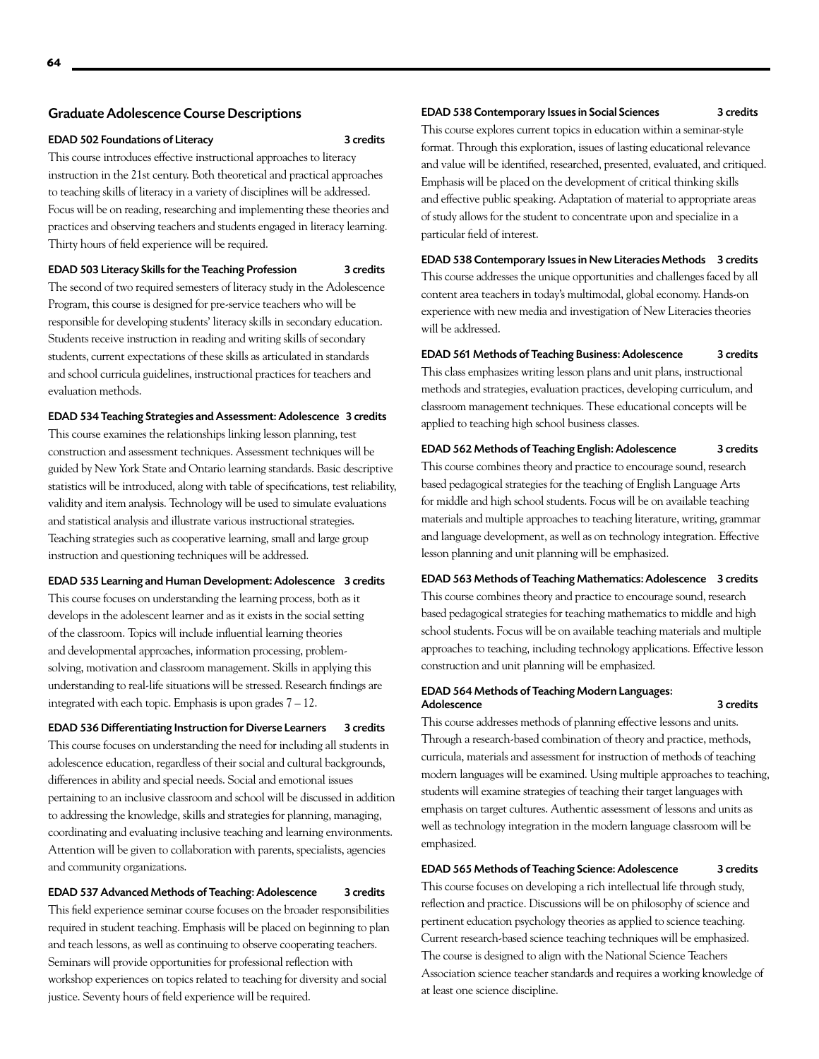## Graduate Adolescence Course Descriptions

**EDAD 502 Foundations of Literacy — 3 credits**

This course introduces effective instructional approaches to literacy instruction in the 21st century. Both theoretical and practical approaches to teaching skills of literacy in a variety of disciplines will be addressed. Focus will be on reading, researching and implementing these theories and practices and observing teachers and students engaged in literacy learning. Thirty hours of field experience will be required.

**EDAD 503 Literacy Skills for the Teaching Profession — 3 credits**

The second of two required semesters of literacy study in the Adolescence Program, this course is designed for pre-service teachers who will be responsible for developing students' literacy skills in secondary education. Students receive instruction in reading and writing skills of secondary students, current expectations of these skills as articulated in standards and school curricula guidelines, instructional practices for teachers and evaluation methods.

**EDAD 534 Teaching Strategies and Assessment: Adolescence — 3 credits**

This course examines the relationships linking lesson planning, test construction and assessment techniques. Assessment techniques will be guided by New York State and Ontario learning standards. Basic descriptive statistics will be introduced, along with table of specifications, test reliability, validity and item analysis. Technology will be used to simulate evaluations and statistical analysis and illustrate various instructional strategies. Teaching strategies such as cooperative learning, small and large group instruction and questioning techniques will be addressed.

**EDAD 535 Learning and Human Development: Adolescence — 3 credits**

This course focuses on understanding the learning process, both as it develops in the adolescent learner and as it exists in the social setting of the classroom. Topics will include influential learning theories and developmental approaches, information processing, problem-solving, motivation and classroom management. Skills in applying this understanding to real-life situations will be stressed. Research findings are integrated with each topic. Emphasis is upon grades 7 – 12.

**EDAD 536 Differentiating Instruction for Diverse Learners — 3 credits**

This course focuses on understanding the need for including all students in adolescence education, regardless of their social and cultural backgrounds, differences in ability and special needs. Social and emotional issues pertaining to an inclusive classroom and school will be discussed in addition to addressing the knowledge, skills and strategies for planning, managing, coordinating and evaluating inclusive teaching and learning environments. Attention will be given to collaboration with parents, specialists, agencies and community organizations.

**EDAD 537 Advanced Methods of Teaching: Adolescence — 3 credits**

This field experience seminar course focuses on the broader responsibilities required in student teaching. Emphasis will be placed on beginning to plan and teach lessons, as well as continuing to observe cooperating teachers. Seminars will provide opportunities for professional reflection with workshop experiences on topics related to teaching for diversity and social justice. Seventy hours of field experience will be required.

**EDAD 538 Contemporary Issues in Social Sciences — 3 credits**

This course explores current topics in education within a seminar-style format. Through this exploration, issues of lasting educational relevance and value will be identified, researched, presented, evaluated, and critiqued. Emphasis will be placed on the development of critical thinking skills and effective public speaking. Adaptation of material to appropriate areas of study allows for the student to concentrate upon and specialize in a particular field of interest.

**EDAD 538 Contemporary Issues in New Literacies Methods — 3 credits**

This course addresses the unique opportunities and challenges faced by all content area teachers in today's multimodal, global economy. Hands-on experience with new media and investigation of New Literacies theories will be addressed.

**EDAD 561 Methods of Teaching Business: Adolescence — 3 credits**

This class emphasizes writing lesson plans and unit plans, instructional methods and strategies, evaluation practices, developing curriculum, and classroom management techniques. These educational concepts will be applied to teaching high school business classes.

**EDAD 562 Methods of Teaching English: Adolescence — 3 credits**

This course combines theory and practice to encourage sound, research based pedagogical strategies for the teaching of English Language Arts for middle and high school students. Focus will be on available teaching materials and multiple approaches to teaching literature, writing, grammar and language development, as well as on technology integration. Effective lesson planning and unit planning will be emphasized.

**EDAD 563 Methods of Teaching Mathematics: Adolescence — 3 credits**

This course combines theory and practice to encourage sound, research based pedagogical strategies for teaching mathematics to middle and high school students. Focus will be on available teaching materials and multiple approaches to teaching, including technology applications. Effective lesson construction and unit planning will be emphasized.

**EDAD 564 Methods of Teaching Modern Languages: Adolescence — 3 credits**

This course addresses methods of planning effective lessons and units. Through a research-based combination of theory and practice, methods, curricula, materials and assessment for instruction of methods of teaching modern languages will be examined. Using multiple approaches to teaching, students will examine strategies of teaching their target languages with emphasis on target cultures. Authentic assessment of lessons and units as well as technology integration in the modern language classroom will be emphasized.

**EDAD 565 Methods of Teaching Science: Adolescence — 3 credits**

This course focuses on developing a rich intellectual life through study, reflection and practice. Discussions will be on philosophy of science and pertinent education psychology theories as applied to science teaching. Current research-based science teaching techniques will be emphasized. The course is designed to align with the National Science Teachers Association science teacher standards and requires a working knowledge of at least one science discipline.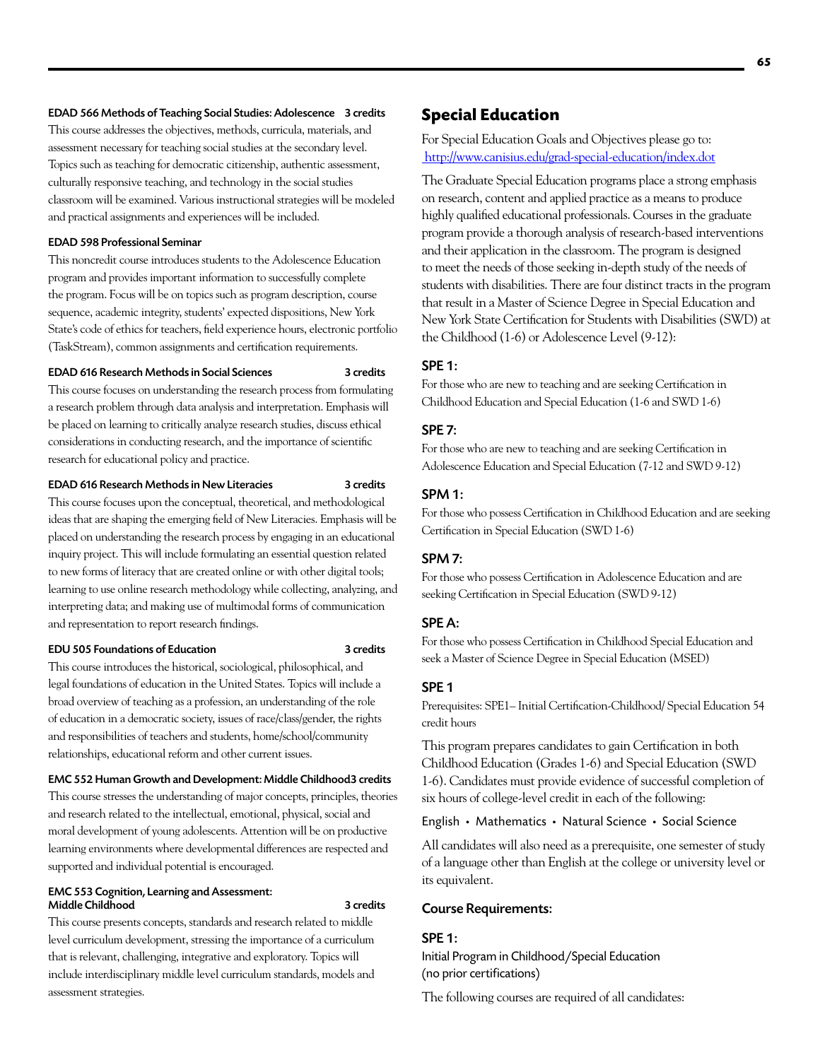**EDAD 566 Methods of Teaching Social Studies: Adolescence 3 credits**

This course addresses the objectives, methods, curricula, materials, and assessment necessary for teaching social studies at the secondary level. Topics such as teaching for democratic citizenship, authentic assessment, culturally responsive teaching, and technology in the social studies classroom will be examined. Various instructional strategies will be modeled and practical assignments and experiences will be included.

**EDAD 598 Professional Seminar**

This noncredit course introduces students to the Adolescence Education program and provides important information to successfully complete the program. Focus will be on topics such as program description, course sequence, academic integrity, students' expected dispositions, New York State's code of ethics for teachers, field experience hours, electronic portfolio (TaskStream), common assignments and certification requirements.

**EDAD 616 Research Methods in Social Sciences 3 credits**

This course focuses on understanding the research process from formulating a research problem through data analysis and interpretation. Emphasis will be placed on learning to critically analyze research studies, discuss ethical considerations in conducting research, and the importance of scientific research for educational policy and practice.

**EDAD 616 Research Methods in New Literacies 3 credits**

This course focuses upon the conceptual, theoretical, and methodological ideas that are shaping the emerging field of New Literacies. Emphasis will be placed on understanding the research process by engaging in an educational inquiry project. This will include formulating an essential question related to new forms of literacy that are created online or with other digital tools; learning to use online research methodology while collecting, analyzing, and interpreting data; and making use of multimodal forms of communication and representation to report research findings.

**EDU 505 Foundations of Education 3 credits**

This course introduces the historical, sociological, philosophical, and legal foundations of education in the United States. Topics will include a broad overview of teaching as a profession, an understanding of the role of education in a democratic society, issues of race/class/gender, the rights and responsibilities of teachers and students, home/school/community relationships, educational reform and other current issues.

**EMC 552 Human Growth and Development: Middle Childhood 3 credits**

This course stresses the understanding of major concepts, principles, theories and research related to the intellectual, emotional, physical, social and moral development of young adolescents. Attention will be on productive learning environments where developmental differences are respected and supported and individual potential is encouraged.

**EMC 553 Cognition, Learning and Assessment: Middle Childhood 3 credits**

This course presents concepts, standards and research related to middle level curriculum development, stressing the importance of a curriculum that is relevant, challenging, integrative and exploratory. Topics will include interdisciplinary middle level curriculum standards, models and assessment strategies.

## Special Education

For Special Education Goals and Objectives please go to: http://www.canisius.edu/grad-special-education/index.dot

The Graduate Special Education programs place a strong emphasis on research, content and applied practice as a means to produce highly qualified educational professionals. Courses in the graduate program provide a thorough analysis of research-based interventions and their application in the classroom. The program is designed to meet the needs of those seeking in-depth study of the needs of students with disabilities. There are four distinct tracts in the program that result in a Master of Science Degree in Special Education and New York State Certification for Students with Disabilities (SWD) at the Childhood (1-6) or Adolescence Level (9-12):

### SPE 1:

For those who are new to teaching and are seeking Certification in Childhood Education and Special Education (1-6 and SWD 1-6)

### SPE 7:

For those who are new to teaching and are seeking Certification in Adolescence Education and Special Education (7-12 and SWD 9-12)

### SPM 1:

For those who possess Certification in Childhood Education and are seeking Certification in Special Education (SWD 1-6)

### SPM 7:

For those who possess Certification in Adolescence Education and are seeking Certification in Special Education (SWD 9-12)

### SPE A:

For those who possess Certification in Childhood Special Education and seek a Master of Science Degree in Special Education (MSED)

### SPE 1

Prerequisites: SPE1– Initial Certification-Childhood/ Special Education 54 credit hours

This program prepares candidates to gain Certification in both Childhood Education (Grades 1-6) and Special Education (SWD 1-6). Candidates must provide evidence of successful completion of six hours of college-level credit in each of the following:

English • Mathematics • Natural Science • Social Science

All candidates will also need as a prerequisite, one semester of study of a language other than English at the college or university level or its equivalent.

### Course Requirements:

### SPE 1:

Initial Program in Childhood/Special Education
(no prior certifications)

The following courses are required of all candidates: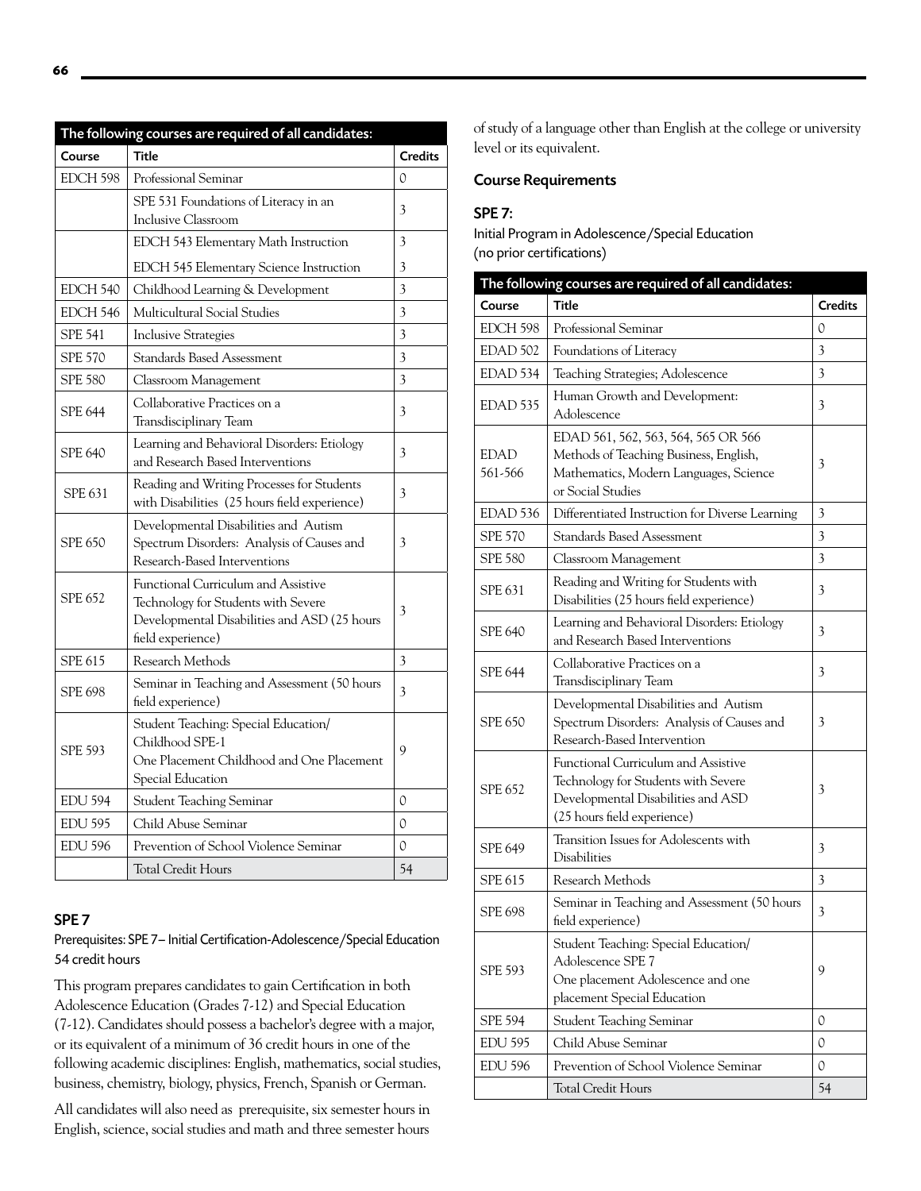| The following courses are required of all candidates: | | |
|---|---|---|
| Course | Title | Credits |
| EDCH 598 | Professional Seminar | 0 |
| | SPE 531 Foundations of Literacy in an Inclusive Classroom | 3 |
| | EDCH 543 Elementary Math Instruction | 3 |
| | EDCH 545 Elementary Science Instruction | 3 |
| EDCH 540 | Childhood Learning & Development | 3 |
| EDCH 546 | Multicultural Social Studies | 3 |
| SPE 541 | Inclusive Strategies | 3 |
| SPE 570 | Standards Based Assessment | 3 |
| SPE 580 | Classroom Management | 3 |
| SPE 644 | Collaborative Practices on a Transdisciplinary Team | 3 |
| SPE 640 | Learning and Behavioral Disorders: Etiology and Research Based Interventions | 3 |
| SPE 631 | Reading and Writing Processes for Students with Disabilities (25 hours field experience) | 3 |
| SPE 650 | Developmental Disabilities and Autism Spectrum Disorders: Analysis of Causes and Research-Based Interventions | 3 |
| SPE 652 | Functional Curriculum and Assistive Technology for Students with Severe Developmental Disabilities and ASD (25 hours field experience) | 3 |
| SPE 615 | Research Methods | 3 |
| SPE 698 | Seminar in Teaching and Assessment (50 hours field experience) | 3 |
| SPE 593 | Student Teaching: Special Education/ Childhood SPE-1<br>One Placement Childhood and One Placement Special Education | 9 |
| EDU 594 | Student Teaching Seminar | 0 |
| EDU 595 | Child Abuse Seminar | 0 |
| EDU 596 | Prevention of School Violence Seminar | 0 |
| | Total Credit Hours | 54 |

## SPE 7

Prerequisites: SPE 7– Initial Certification-Adolescence/Special Education 54 credit hours

This program prepares candidates to gain Certification in both Adolescence Education (Grades 7-12) and Special Education (7-12). Candidates should possess a bachelor's degree with a major, or its equivalent of a minimum of 36 credit hours in one of the following academic disciplines: English, mathematics, social studies, business, chemistry, biology, physics, French, Spanish or German.

All candidates will also need as prerequisite, six semester hours in English, science, social studies and math and three semester hours of study of a language other than English at the college or university level or its equivalent.

### Course Requirements

**SPE 7:**

Initial Program in Adolescence/Special Education (no prior certifications)

| The following courses are required of all candidates: | | |
|---|---|---|
| Course | Title | Credits |
| EDCH 598 | Professional Seminar | 0 |
| EDAD 502 | Foundations of Literacy | 3 |
| EDAD 534 | Teaching Strategies; Adolescence | 3 |
| EDAD 535 | Human Growth and Development: Adolescence | 3 |
| EDAD 561-566 | EDAD 561, 562, 563, 564, 565 OR 566 Methods of Teaching Business, English, Mathematics, Modern Languages, Science or Social Studies | 3 |
| EDAD 536 | Differentiated Instruction for Diverse Learning | 3 |
| SPE 570 | Standards Based Assessment | 3 |
| SPE 580 | Classroom Management | 3 |
| SPE 631 | Reading and Writing for Students with Disabilities (25 hours field experience) | 3 |
| SPE 640 | Learning and Behavioral Disorders: Etiology and Research Based Interventions | 3 |
| SPE 644 | Collaborative Practices on a Transdisciplinary Team | 3 |
| SPE 650 | Developmental Disabilities and Autism Spectrum Disorders: Analysis of Causes and Research-Based Intervention | 3 |
| SPE 652 | Functional Curriculum and Assistive Technology for Students with Severe Developmental Disabilities and ASD (25 hours field experience) | 3 |
| SPE 649 | Transition Issues for Adolescents with Disabilities | 3 |
| SPE 615 | Research Methods | 3 |
| SPE 698 | Seminar in Teaching and Assessment (50 hours field experience) | 3 |
| SPE 593 | Student Teaching: Special Education/ Adolescence SPE 7<br>One placement Adolescence and one placement Special Education | 9 |
| SPE 594 | Student Teaching Seminar | 0 |
| EDU 595 | Child Abuse Seminar | 0 |
| EDU 596 | Prevention of School Violence Seminar | 0 |
| | Total Credit Hours | 54 |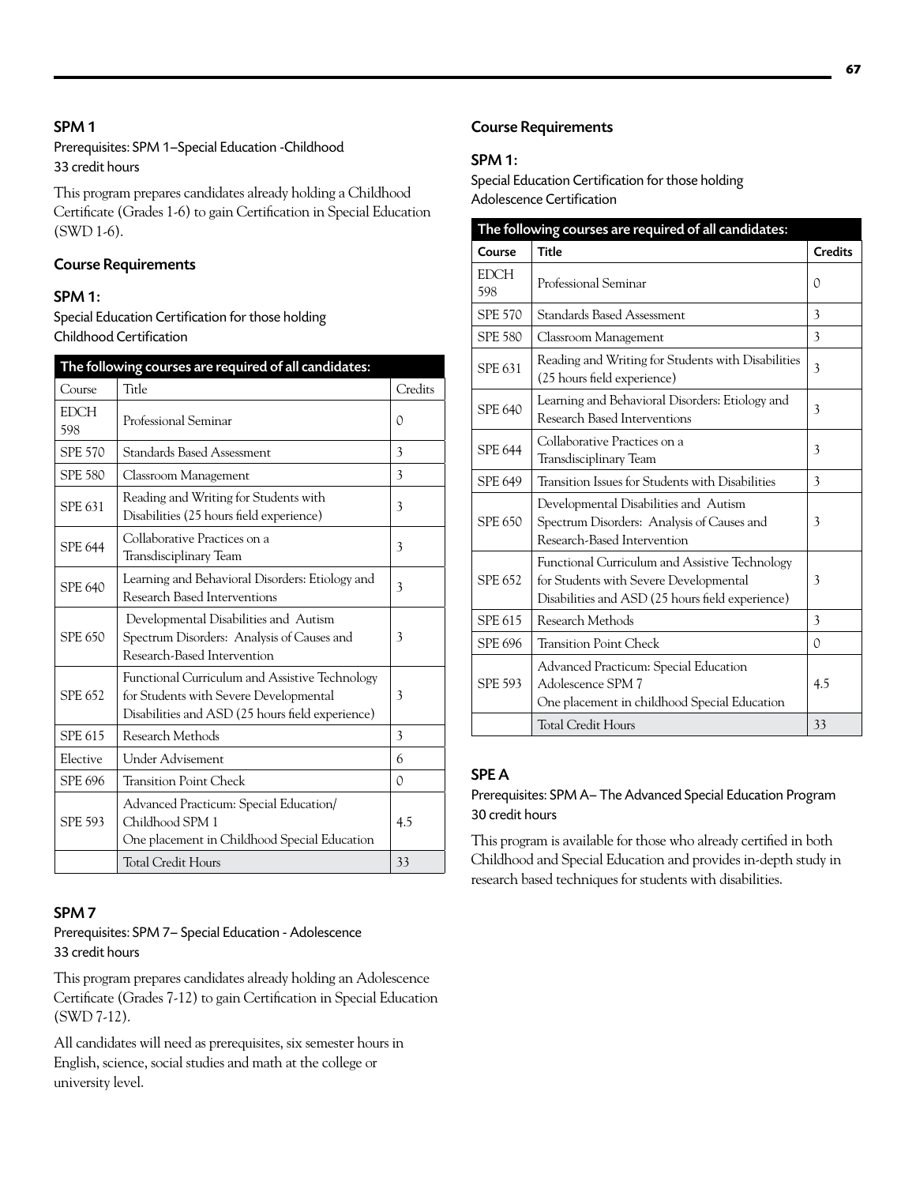## SPM 1

Prerequisites: SPM 1–Special Education -Childhood
33 credit hours

This program prepares candidates already holding a Childhood Certificate (Grades 1-6) to gain Certification in Special Education (SWD 1-6).

### Course Requirements

### SPM 1:

Special Education Certification for those holding Childhood Certification

| The following courses are required of all candidates: | | |
|---|---|---|
| Course | Title | Credits |
| EDCH 598 | Professional Seminar | 0 |
| SPE 570 | Standards Based Assessment | 3 |
| SPE 580 | Classroom Management | 3 |
| SPE 631 | Reading and Writing for Students with Disabilities (25 hours field experience) | 3 |
| SPE 644 | Collaborative Practices on a Transdisciplinary Team | 3 |
| SPE 640 | Learning and Behavioral Disorders: Etiology and Research Based Interventions | 3 |
| SPE 650 | Developmental Disabilities and Autism Spectrum Disorders: Analysis of Causes and Research-Based Intervention | 3 |
| SPE 652 | Functional Curriculum and Assistive Technology for Students with Severe Developmental Disabilities and ASD (25 hours field experience) | 3 |
| SPE 615 | Research Methods | 3 |
| Elective | Under Advisement | 6 |
| SPE 696 | Transition Point Check | 0 |
| SPE 593 | Advanced Practicum: Special Education/ Childhood SPM 1 One placement in Childhood Special Education | 4.5 |
| | Total Credit Hours | 33 |

## SPM 7

Prerequisites: SPM 7– Special Education - Adolescence
33 credit hours

This program prepares candidates already holding an Adolescence Certificate (Grades 7-12) to gain Certification in Special Education (SWD 7-12).

All candidates will need as prerequisites, six semester hours in English, science, social studies and math at the college or university level.

### Course Requirements

### SPM 1:

Special Education Certification for those holding Adolescence Certification

| The following courses are required of all candidates: | | |
|---|---|---|
| Course | Title | Credits |
| EDCH 598 | Professional Seminar | 0 |
| SPE 570 | Standards Based Assessment | 3 |
| SPE 580 | Classroom Management | 3 |
| SPE 631 | Reading and Writing for Students with Disabilities (25 hours field experience) | 3 |
| SPE 640 | Learning and Behavioral Disorders: Etiology and Research Based Interventions | 3 |
| SPE 644 | Collaborative Practices on a Transdisciplinary Team | 3 |
| SPE 649 | Transition Issues for Students with Disabilities | 3 |
| SPE 650 | Developmental Disabilities and Autism Spectrum Disorders: Analysis of Causes and Research-Based Intervention | 3 |
| SPE 652 | Functional Curriculum and Assistive Technology for Students with Severe Developmental Disabilities and ASD (25 hours field experience) | 3 |
| SPE 615 | Research Methods | 3 |
| SPE 696 | Transition Point Check | 0 |
| SPE 593 | Advanced Practicum: Special Education Adolescence SPM 7 One placement in childhood Special Education | 4.5 |
| | Total Credit Hours | 33 |

## SPE A

Prerequisites: SPM A– The Advanced Special Education Program
30 credit hours

This program is available for those who already certified in both Childhood and Special Education and provides in-depth study in research based techniques for students with disabilities.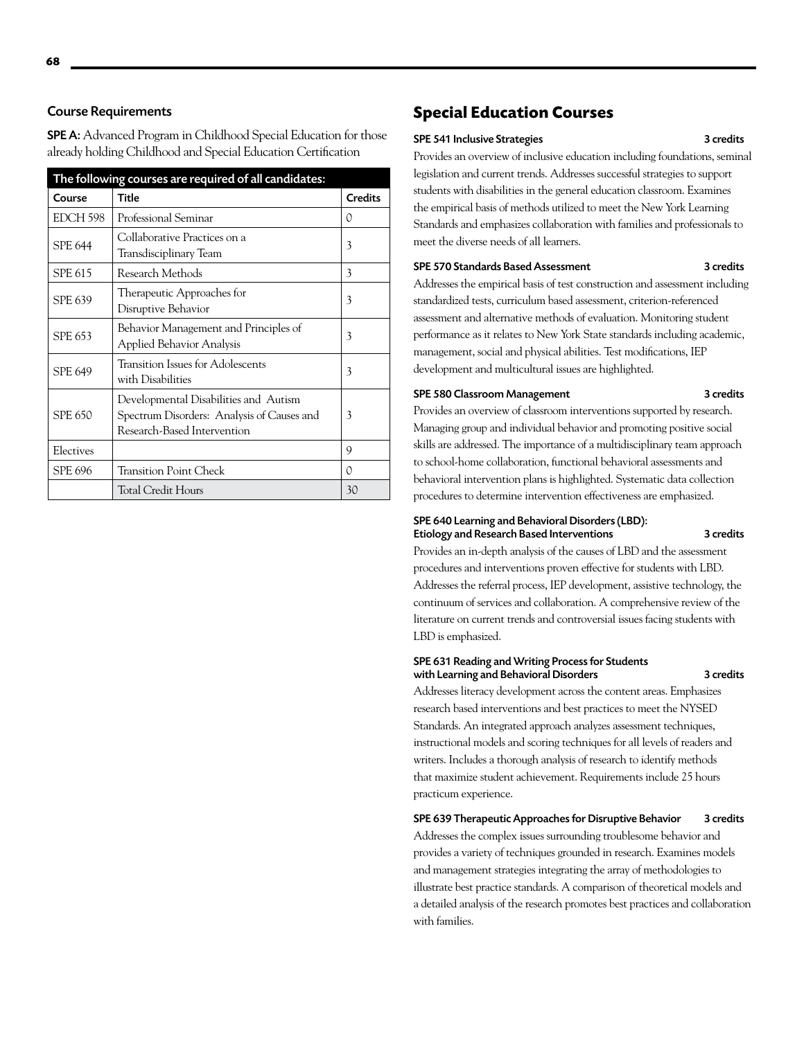### Course Requirements

**SPE A:** Advanced Program in Childhood Special Education for those already holding Childhood and Special Education Certification

| The following courses are required of all candidates: | | |
|---|---|---|
| **Course** | **Title** | **Credits** |
| EDCH 598 | Professional Seminar | 0 |
| SPE 644 | Collaborative Practices on a Transdisciplinary Team | 3 |
| SPE 615 | Research Methods | 3 |
| SPE 639 | Therapeutic Approaches for Disruptive Behavior | 3 |
| SPE 653 | Behavior Management and Principles of Applied Behavior Analysis | 3 |
| SPE 649 | Transition Issues for Adolescents with Disabilities | 3 |
| SPE 650 | Developmental Disabilities and Autism Spectrum Disorders: Analysis of Causes and Research-Based Intervention | 3 |
| Electives | | 9 |
| SPE 696 | Transition Point Check | 0 |
| | Total Credit Hours | 30 |

## Special Education Courses

**SPE 541 Inclusive Strategies — 3 credits**

Provides an overview of inclusive education including foundations, seminal legislation and current trends. Addresses successful strategies to support students with disabilities in the general education classroom. Examines the empirical basis of methods utilized to meet the New York Learning Standards and emphasizes collaboration with families and professionals to meet the diverse needs of all learners.

**SPE 570 Standards Based Assessment — 3 credits**

Addresses the empirical basis of test construction and assessment including standardized tests, curriculum based assessment, criterion-referenced assessment and alternative methods of evaluation. Monitoring student performance as it relates to New York State standards including academic, management, social and physical abilities. Test modifications, IEP development and multicultural issues are highlighted.

**SPE 580 Classroom Management — 3 credits**

Provides an overview of classroom interventions supported by research. Managing group and individual behavior and promoting positive social skills are addressed. The importance of a multidisciplinary team approach to school-home collaboration, functional behavioral assessments and behavioral intervention plans is highlighted. Systematic data collection procedures to determine intervention effectiveness are emphasized.

**SPE 640 Learning and Behavioral Disorders (LBD): Etiology and Research Based Interventions — 3 credits**

Provides an in-depth analysis of the causes of LBD and the assessment procedures and interventions proven effective for students with LBD. Addresses the referral process, IEP development, assistive technology, the continuum of services and collaboration. A comprehensive review of the literature on current trends and controversial issues facing students with LBD is emphasized.

**SPE 631 Reading and Writing Process for Students with Learning and Behavioral Disorders — 3 credits**

Addresses literacy development across the content areas. Emphasizes research based interventions and best practices to meet the NYSED Standards. An integrated approach analyzes assessment techniques, instructional models and scoring techniques for all levels of readers and writers. Includes a thorough analysis of research to identify methods that maximize student achievement. Requirements include 25 hours practicum experience.

**SPE 639 Therapeutic Approaches for Disruptive Behavior — 3 credits**

Addresses the complex issues surrounding troublesome behavior and provides a variety of techniques grounded in research. Examines models and management strategies integrating the array of methodologies to illustrate best practice standards. A comparison of theoretical models and a detailed analysis of the research promotes best practices and collaboration with families.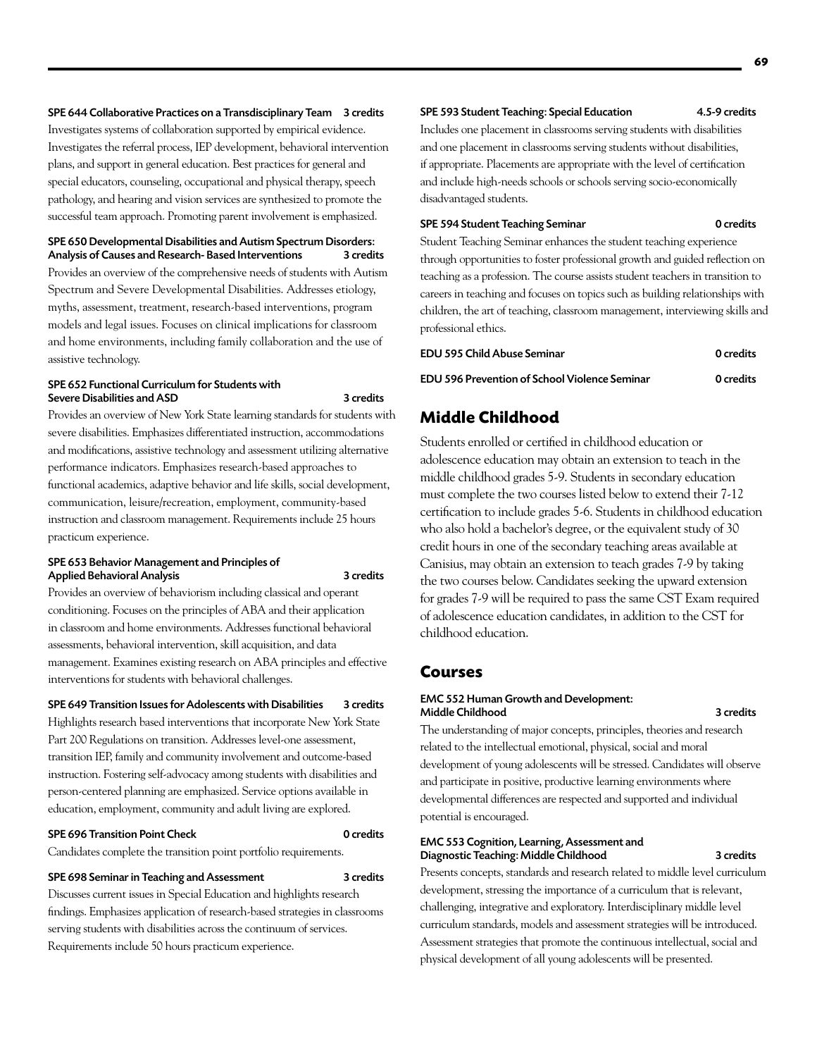**SPE 644 Collaborative Practices on a Transdisciplinary Team 3 credits**

Investigates systems of collaboration supported by empirical evidence. Investigates the referral process, IEP development, behavioral intervention plans, and support in general education. Best practices for general and special educators, counseling, occupational and physical therapy, speech pathology, and hearing and vision services are synthesized to promote the successful team approach. Promoting parent involvement is emphasized.

**SPE 650 Developmental Disabilities and Autism Spectrum Disorders: Analysis of Causes and Research- Based Interventions 3 credits**

Provides an overview of the comprehensive needs of students with Autism Spectrum and Severe Developmental Disabilities. Addresses etiology, myths, assessment, treatment, research-based interventions, program models and legal issues. Focuses on clinical implications for classroom and home environments, including family collaboration and the use of assistive technology.

**SPE 652 Functional Curriculum for Students with Severe Disabilities and ASD 3 credits**

Provides an overview of New York State learning standards for students with severe disabilities. Emphasizes differentiated instruction, accommodations and modifications, assistive technology and assessment utilizing alternative performance indicators. Emphasizes research-based approaches to functional academics, adaptive behavior and life skills, social development, communication, leisure/recreation, employment, community-based instruction and classroom management. Requirements include 25 hours practicum experience.

**SPE 653 Behavior Management and Principles of Applied Behavioral Analysis 3 credits**

Provides an overview of behaviorism including classical and operant conditioning. Focuses on the principles of ABA and their application in classroom and home environments. Addresses functional behavioral assessments, behavioral intervention, skill acquisition, and data management. Examines existing research on ABA principles and effective interventions for students with behavioral challenges.

**SPE 649 Transition Issues for Adolescents with Disabilities 3 credits**

Highlights research based interventions that incorporate New York State Part 200 Regulations on transition. Addresses level-one assessment, transition IEP, family and community involvement and outcome-based instruction. Fostering self-advocacy among students with disabilities and person-centered planning are emphasized. Service options available in education, employment, community and adult living are explored.

**SPE 696 Transition Point Check 0 credits**

Candidates complete the transition point portfolio requirements.

**SPE 698 Seminar in Teaching and Assessment 3 credits**

Discusses current issues in Special Education and highlights research findings. Emphasizes application of research-based strategies in classrooms serving students with disabilities across the continuum of services. Requirements include 50 hours practicum experience.

**SPE 593 Student Teaching: Special Education 4.5-9 credits**

Includes one placement in classrooms serving students with disabilities and one placement in classrooms serving students without disabilities, if appropriate. Placements are appropriate with the level of certification and include high-needs schools or schools serving socio-economically disadvantaged students.

**SPE 594 Student Teaching Seminar 0 credits**

Student Teaching Seminar enhances the student teaching experience through opportunities to foster professional growth and guided reflection on teaching as a profession. The course assists student teachers in transition to careers in teaching and focuses on topics such as building relationships with children, the art of teaching, classroom management, interviewing skills and professional ethics.

**EDU 595 Child Abuse Seminar 0 credits**

**EDU 596 Prevention of School Violence Seminar 0 credits**

## Middle Childhood

Students enrolled or certified in childhood education or adolescence education may obtain an extension to teach in the middle childhood grades 5-9. Students in secondary education must complete the two courses listed below to extend their 7-12 certification to include grades 5-6. Students in childhood education who also hold a bachelor's degree, or the equivalent study of 30 credit hours in one of the secondary teaching areas available at Canisius, may obtain an extension to teach grades 7-9 by taking the two courses below. Candidates seeking the upward extension for grades 7-9 will be required to pass the same CST Exam required of adolescence education candidates, in addition to the CST for childhood education.

## Courses

**EMC 552 Human Growth and Development: Middle Childhood 3 credits**

The understanding of major concepts, principles, theories and research related to the intellectual emotional, physical, social and moral development of young adolescents will be stressed. Candidates will observe and participate in positive, productive learning environments where developmental differences are respected and supported and individual potential is encouraged.

**EMC 553 Cognition, Learning, Assessment and Diagnostic Teaching: Middle Childhood 3 credits**

Presents concepts, standards and research related to middle level curriculum development, stressing the importance of a curriculum that is relevant, challenging, integrative and exploratory. Interdisciplinary middle level curriculum standards, models and assessment strategies will be introduced. Assessment strategies that promote the continuous intellectual, social and physical development of all young adolescents will be presented.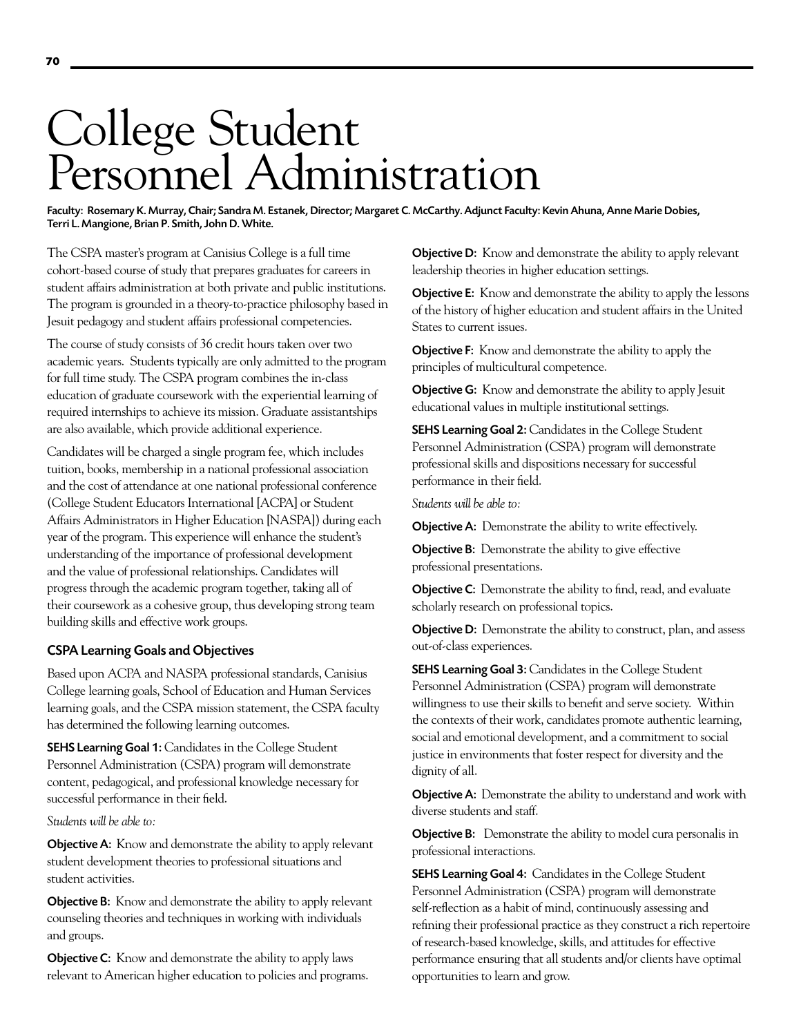# College Student Personnel Administration

**Faculty: Rosemary K. Murray, Chair; Sandra M. Estanek, Director; Margaret C. McCarthy. Adjunct Faculty: Kevin Ahuna, Anne Marie Dobies, Terri L. Mangione, Brian P. Smith, John D. White.**

The CSPA master's program at Canisius College is a full time cohort-based course of study that prepares graduates for careers in student affairs administration at both private and public institutions. The program is grounded in a theory-to-practice philosophy based in Jesuit pedagogy and student affairs professional competencies.

The course of study consists of 36 credit hours taken over two academic years. Students typically are only admitted to the program for full time study. The CSPA program combines the in-class education of graduate coursework with the experiential learning of required internships to achieve its mission. Graduate assistantships are also available, which provide additional experience.

Candidates will be charged a single program fee, which includes tuition, books, membership in a national professional association and the cost of attendance at one national professional conference (College Student Educators International [ACPA] or Student Affairs Administrators in Higher Education [NASPA]) during each year of the program. This experience will enhance the student's understanding of the importance of professional development and the value of professional relationships. Candidates will progress through the academic program together, taking all of their coursework as a cohesive group, thus developing strong team building skills and effective work groups.

### CSPA Learning Goals and Objectives

Based upon ACPA and NASPA professional standards, Canisius College learning goals, School of Education and Human Services learning goals, and the CSPA mission statement, the CSPA faculty has determined the following learning outcomes.

**SEHS Learning Goal 1:** Candidates in the College Student Personnel Administration (CSPA) program will demonstrate content, pedagogical, and professional knowledge necessary for successful performance in their field.

*Students will be able to:*

**Objective A:** Know and demonstrate the ability to apply relevant student development theories to professional situations and student activities.

**Objective B:** Know and demonstrate the ability to apply relevant counseling theories and techniques in working with individuals and groups.

**Objective C:** Know and demonstrate the ability to apply laws relevant to American higher education to policies and programs.

**Objective D:** Know and demonstrate the ability to apply relevant leadership theories in higher education settings.

**Objective E:** Know and demonstrate the ability to apply the lessons of the history of higher education and student affairs in the United States to current issues.

**Objective F:** Know and demonstrate the ability to apply the principles of multicultural competence.

**Objective G:** Know and demonstrate the ability to apply Jesuit educational values in multiple institutional settings.

**SEHS Learning Goal 2:** Candidates in the College Student Personnel Administration (CSPA) program will demonstrate professional skills and dispositions necessary for successful performance in their field.

*Students will be able to:*

**Objective A:** Demonstrate the ability to write effectively.

**Objective B:** Demonstrate the ability to give effective professional presentations.

**Objective C:** Demonstrate the ability to find, read, and evaluate scholarly research on professional topics.

**Objective D:** Demonstrate the ability to construct, plan, and assess out-of-class experiences.

**SEHS Learning Goal 3:** Candidates in the College Student Personnel Administration (CSPA) program will demonstrate willingness to use their skills to benefit and serve society. Within the contexts of their work, candidates promote authentic learning, social and emotional development, and a commitment to social justice in environments that foster respect for diversity and the dignity of all.

**Objective A:** Demonstrate the ability to understand and work with diverse students and staff.

**Objective B:** Demonstrate the ability to model cura personalis in professional interactions.

**SEHS Learning Goal 4:** Candidates in the College Student Personnel Administration (CSPA) program will demonstrate self-reflection as a habit of mind, continuously assessing and refining their professional practice as they construct a rich repertoire of research-based knowledge, skills, and attitudes for effective performance ensuring that all students and/or clients have optimal opportunities to learn and grow.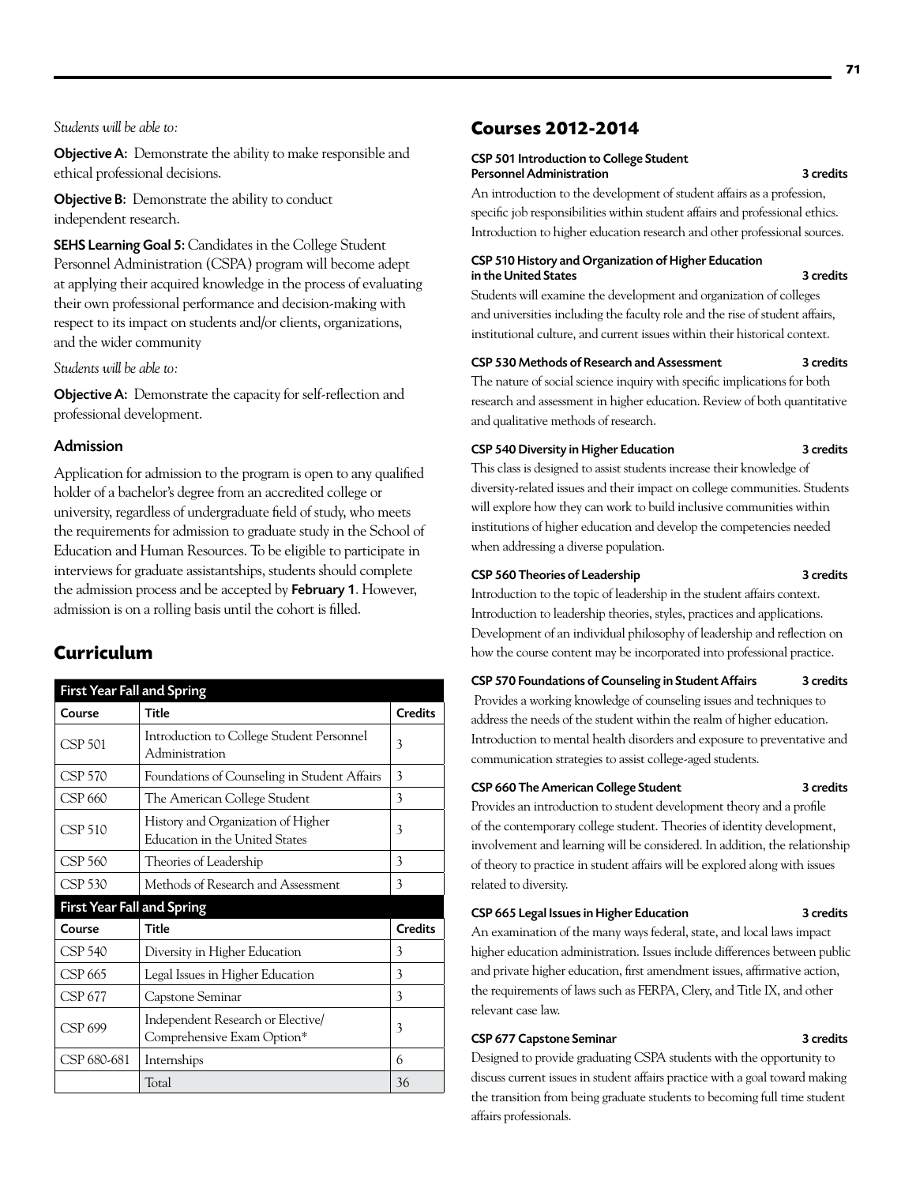*Students will be able to:*

**Objective A:** Demonstrate the ability to make responsible and ethical professional decisions.

**Objective B:** Demonstrate the ability to conduct independent research.

**SEHS Learning Goal 5:** Candidates in the College Student Personnel Administration (CSPA) program will become adept at applying their acquired knowledge in the process of evaluating their own professional performance and decision-making with respect to its impact on students and/or clients, organizations, and the wider community

*Students will be able to:*

**Objective A:** Demonstrate the capacity for self-reflection and professional development.

### Admission

Application for admission to the program is open to any qualified holder of a bachelor's degree from an accredited college or university, regardless of undergraduate field of study, who meets the requirements for admission to graduate study in the School of Education and Human Resources. To be eligible to participate in interviews for graduate assistantships, students should complete the admission process and be accepted by **February 1**. However, admission is on a rolling basis until the cohort is filled.

## Curriculum

| First Year Fall and Spring | | |
|---|---|---|
| **Course** | **Title** | **Credits** |
| CSP 501 | Introduction to College Student Personnel Administration | 3 |
| CSP 570 | Foundations of Counseling in Student Affairs | 3 |
| CSP 660 | The American College Student | 3 |
| CSP 510 | History and Organization of Higher Education in the United States | 3 |
| CSP 560 | Theories of Leadership | 3 |
| CSP 530 | Methods of Research and Assessment | 3 |
| **First Year Fall and Spring** | | |
| **Course** | **Title** | **Credits** |
| CSP 540 | Diversity in Higher Education | 3 |
| CSP 665 | Legal Issues in Higher Education | 3 |
| CSP 677 | Capstone Seminar | 3 |
| CSP 699 | Independent Research or Elective/ Comprehensive Exam Option* | 3 |
| CSP 680-681 | Internships | 6 |
| | Total | 36 |

## Courses 2012-2014

**CSP 501 Introduction to College Student Personnel Administration** — 3 credits

An introduction to the development of student affairs as a profession, specific job responsibilities within student affairs and professional ethics. Introduction to higher education research and other professional sources.

**CSP 510 History and Organization of Higher Education in the United States** — 3 credits

Students will examine the development and organization of colleges and universities including the faculty role and the rise of student affairs, institutional culture, and current issues within their historical context.

**CSP 530 Methods of Research and Assessment** — 3 credits

The nature of social science inquiry with specific implications for both research and assessment in higher education. Review of both quantitative and qualitative methods of research.

**CSP 540 Diversity in Higher Education** — 3 credits

This class is designed to assist students increase their knowledge of diversity-related issues and their impact on college communities. Students will explore how they can work to build inclusive communities within institutions of higher education and develop the competencies needed when addressing a diverse population.

**CSP 560 Theories of Leadership** — 3 credits

Introduction to the topic of leadership in the student affairs context. Introduction to leadership theories, styles, practices and applications. Development of an individual philosophy of leadership and reflection on how the course content may be incorporated into professional practice.

**CSP 570 Foundations of Counseling in Student Affairs** — 3 credits

Provides a working knowledge of counseling issues and techniques to address the needs of the student within the realm of higher education. Introduction to mental health disorders and exposure to preventative and communication strategies to assist college-aged students.

**CSP 660 The American College Student** — 3 credits

Provides an introduction to student development theory and a profile of the contemporary college student. Theories of identity development, involvement and learning will be considered. In addition, the relationship of theory to practice in student affairs will be explored along with issues related to diversity.

**CSP 665 Legal Issues in Higher Education** — 3 credits

An examination of the many ways federal, state, and local laws impact higher education administration. Issues include differences between public and private higher education, first amendment issues, affirmative action, the requirements of laws such as FERPA, Clery, and Title IX, and other relevant case law.

**CSP 677 Capstone Seminar** — 3 credits

Designed to provide graduating CSPA students with the opportunity to discuss current issues in student affairs practice with a goal toward making the transition from being graduate students to becoming full time student affairs professionals.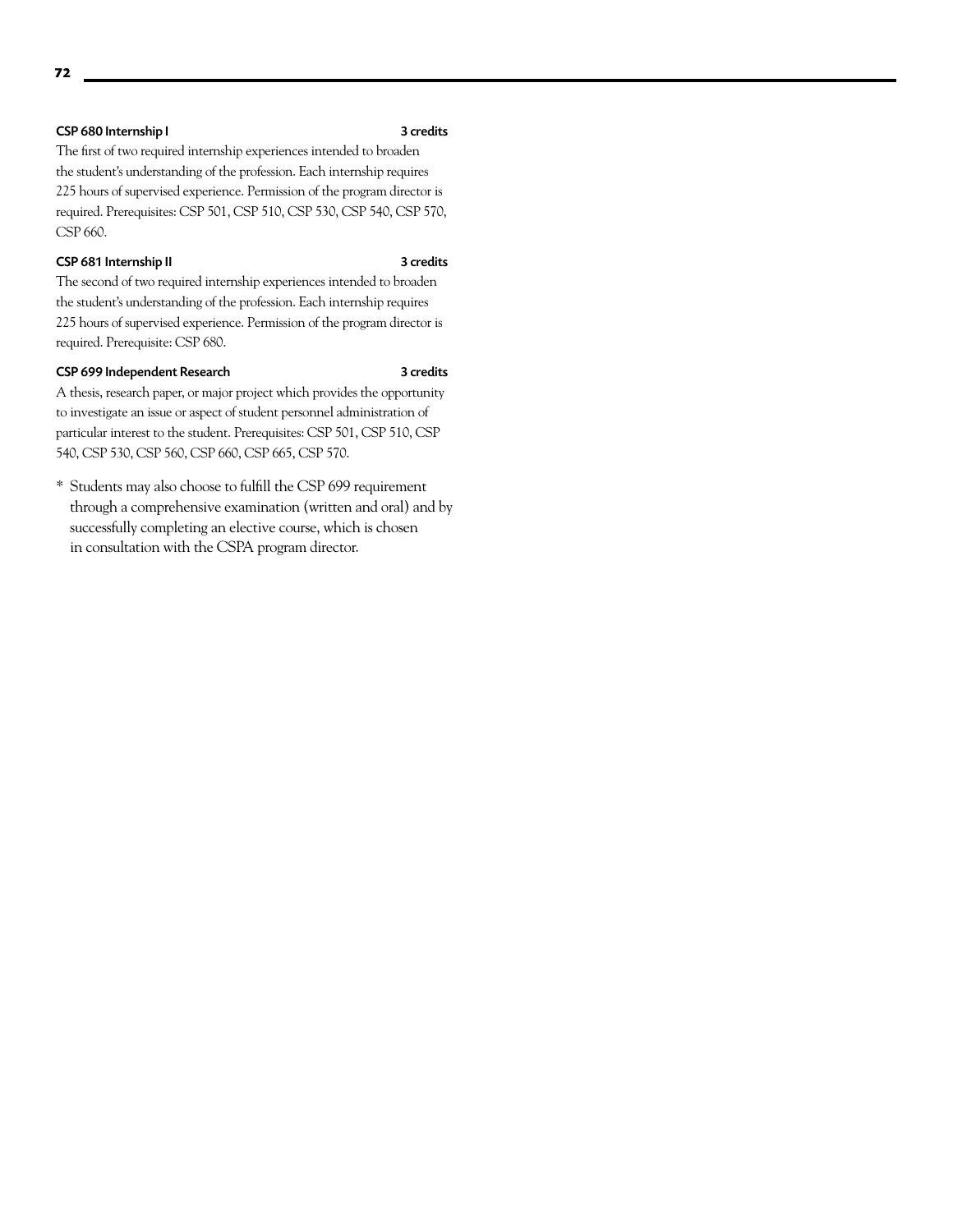**CSP 680 Internship I** **3 credits**

The first of two required internship experiences intended to broaden the student's understanding of the profession. Each internship requires 225 hours of supervised experience. Permission of the program director is required. Prerequisites: CSP 501, CSP 510, CSP 530, CSP 540, CSP 570, CSP 660.

**CSP 681 Internship II** **3 credits**

The second of two required internship experiences intended to broaden the student's understanding of the profession. Each internship requires 225 hours of supervised experience. Permission of the program director is required. Prerequisite: CSP 680.

**CSP 699 Independent Research** **3 credits**

A thesis, research paper, or major project which provides the opportunity to investigate an issue or aspect of student personnel administration of particular interest to the student. Prerequisites: CSP 501, CSP 510, CSP 540, CSP 530, CSP 560, CSP 660, CSP 665, CSP 570.

\* Students may also choose to fulfill the CSP 699 requirement through a comprehensive examination (written and oral) and by successfully completing an elective course, which is chosen in consultation with the CSPA program director.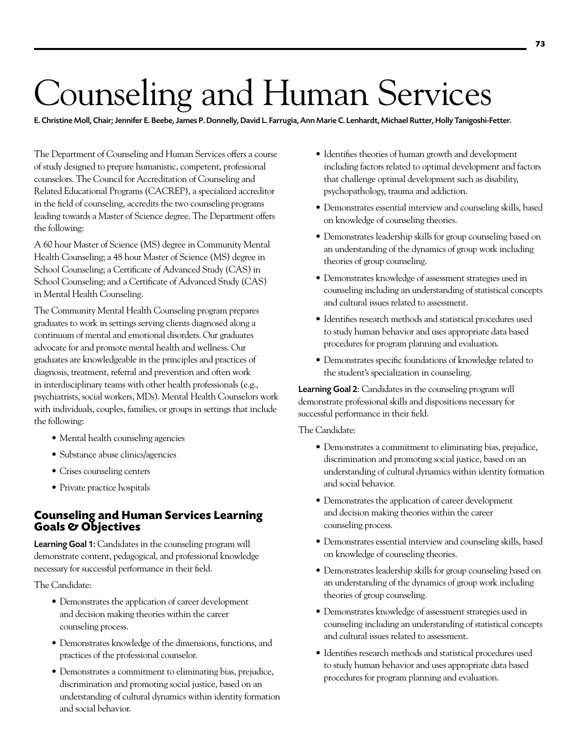# Counseling and Human Services

**E. Christine Moll, Chair; Jennifer E. Beebe, James P. Donnelly, David L. Farrugia, Ann Marie C. Lenhardt, Michael Rutter, Holly Tanigoshi-Fetter.**

The Department of Counseling and Human Services offers a course of study designed to prepare humanistic, competent, professional counselors. The Council for Accreditation of Counseling and Related Educational Programs (CACREP), a specialized accreditor in the field of counseling, accredits the two counseling programs leading towards a Master of Science degree. The Department offers the following:

A 60 hour Master of Science (MS) degree in Community Mental Health Counseling; a 48 hour Master of Science (MS) degree in School Counseling; a Certificate of Advanced Study (CAS) in School Counseling; and a Certificate of Advanced Study (CAS) in Mental Health Counseling.

The Community Mental Health Counseling program prepares graduates to work in settings serving clients diagnosed along a continuum of mental and emotional disorders. Our graduates advocate for and promote mental health and wellness. Our graduates are knowledgeable in the principles and practices of diagnosis, treatment, referral and prevention and often work in interdisciplinary teams with other health professionals (e.g., psychiatrists, social workers, MDs). Mental Health Counselors work with individuals, couples, families, or groups in settings that include the following:

- Mental health counseling agencies
- Substance abuse clinics/agencies
- Crises counseling centers
- Private practice hospitals

## Counseling and Human Services Learning Goals & Objectives

**Learning Goal 1:** Candidates in the counseling program will demonstrate content, pedagogical, and professional knowledge necessary for successful performance in their field.

The Candidate:

- Demonstrates the application of career development and decision making theories within the career counseling process.
- Demonstrates knowledge of the dimensions, functions, and practices of the professional counselor.
- Demonstrates a commitment to eliminating bias, prejudice, discrimination and promoting social justice, based on an understanding of cultural dynamics within identity formation and social behavior.
- Identifies theories of human growth and development including factors related to optimal development and factors that challenge optimal development such as disability, psychopathology, trauma and addiction.
- Demonstrates essential interview and counseling skills, based on knowledge of counseling theories.
- Demonstrates leadership skills for group counseling based on an understanding of the dynamics of group work including theories of group counseling.
- Demonstrates knowledge of assessment strategies used in counseling including an understanding of statistical concepts and cultural issues related to assessment.
- Identifies research methods and statistical procedures used to study human behavior and uses appropriate data based procedures for program planning and evaluation.
- Demonstrates specific foundations of knowledge related to the student's specialization in counseling.

**Learning Goal 2**: Candidates in the counseling program will demonstrate professional skills and dispositions necessary for successful performance in their field.

The Candidate:

- Demonstrates a commitment to eliminating bias, prejudice, discrimination and promoting social justice, based on an understanding of cultural dynamics within identity formation and social behavior.
- Demonstrates the application of career development and decision making theories within the career counseling process.
- Demonstrates essential interview and counseling skills, based on knowledge of counseling theories.
- Demonstrates leadership skills for group counseling based on an understanding of the dynamics of group work including theories of group counseling.
- Demonstrates knowledge of assessment strategies used in counseling including an understanding of statistical concepts and cultural issues related to assessment.
- Identifies research methods and statistical procedures used to study human behavior and uses appropriate data based procedures for program planning and evaluation.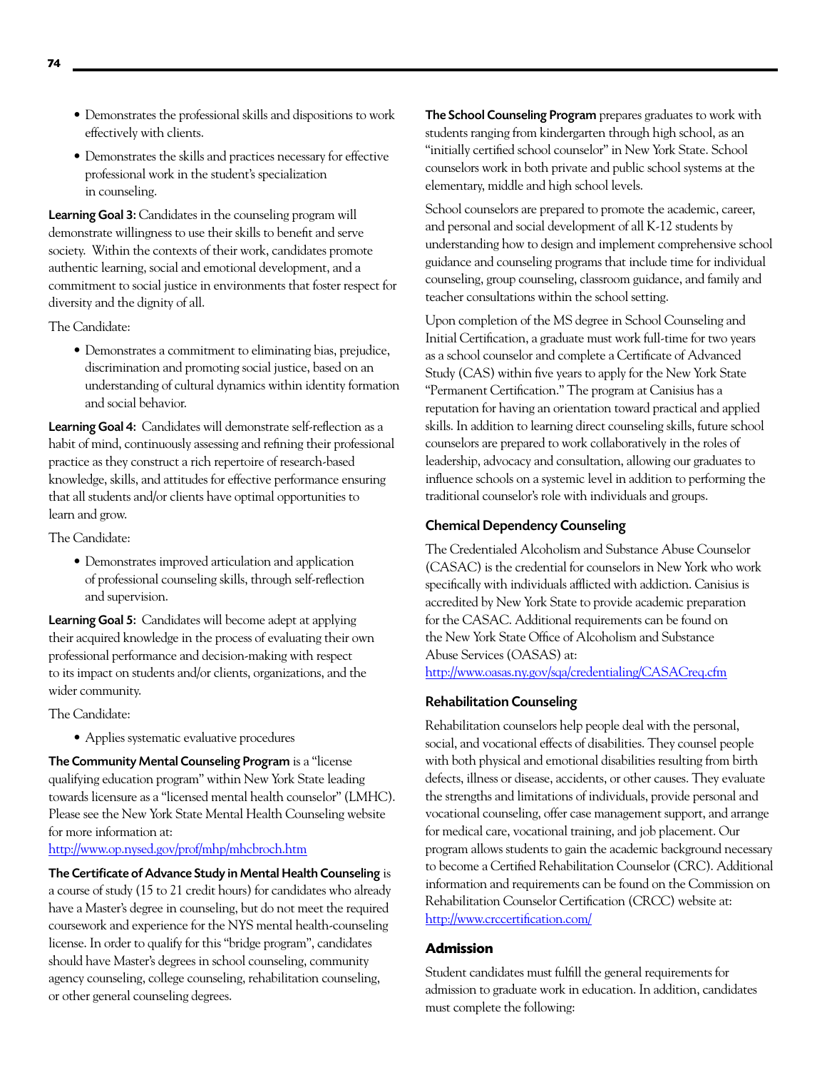- Demonstrates the professional skills and dispositions to work effectively with clients.
- Demonstrates the skills and practices necessary for effective professional work in the student's specialization in counseling.

**Learning Goal 3:** Candidates in the counseling program will demonstrate willingness to use their skills to benefit and serve society. Within the contexts of their work, candidates promote authentic learning, social and emotional development, and a commitment to social justice in environments that foster respect for diversity and the dignity of all.

The Candidate:

- Demonstrates a commitment to eliminating bias, prejudice, discrimination and promoting social justice, based on an understanding of cultural dynamics within identity formation and social behavior.

**Learning Goal 4:** Candidates will demonstrate self-reflection as a habit of mind, continuously assessing and refining their professional practice as they construct a rich repertoire of research-based knowledge, skills, and attitudes for effective performance ensuring that all students and/or clients have optimal opportunities to learn and grow.

The Candidate:

- Demonstrates improved articulation and application of professional counseling skills, through self-reflection and supervision.

**Learning Goal 5:** Candidates will become adept at applying their acquired knowledge in the process of evaluating their own professional performance and decision-making with respect to its impact on students and/or clients, organizations, and the wider community.

The Candidate:

- Applies systematic evaluative procedures

**The Community Mental Counseling Program** is a "license qualifying education program" within New York State leading towards licensure as a "licensed mental health counselor" (LMHC). Please see the New York State Mental Health Counseling website for more information at:
http://www.op.nysed.gov/prof/mhp/mhcbroch.htm

**The Certificate of Advance Study in Mental Health Counseling** is a course of study (15 to 21 credit hours) for candidates who already have a Master's degree in counseling, but do not meet the required coursework and experience for the NYS mental health-counseling license. In order to qualify for this "bridge program", candidates should have Master's degrees in school counseling, community agency counseling, college counseling, rehabilitation counseling, or other general counseling degrees.

**The School Counseling Program** prepares graduates to work with students ranging from kindergarten through high school, as an "initially certified school counselor" in New York State. School counselors work in both private and public school systems at the elementary, middle and high school levels.

School counselors are prepared to promote the academic, career, and personal and social development of all K-12 students by understanding how to design and implement comprehensive school guidance and counseling programs that include time for individual counseling, group counseling, classroom guidance, and family and teacher consultations within the school setting.

Upon completion of the MS degree in School Counseling and Initial Certification, a graduate must work full-time for two years as a school counselor and complete a Certificate of Advanced Study (CAS) within five years to apply for the New York State "Permanent Certification." The program at Canisius has a reputation for having an orientation toward practical and applied skills. In addition to learning direct counseling skills, future school counselors are prepared to work collaboratively in the roles of leadership, advocacy and consultation, allowing our graduates to influence schools on a systemic level in addition to performing the traditional counselor's role with individuals and groups.

### Chemical Dependency Counseling

The Credentialed Alcoholism and Substance Abuse Counselor (CASAC) is the credential for counselors in New York who work specifically with individuals afflicted with addiction. Canisius is accredited by New York State to provide academic preparation for the CASAC. Additional requirements can be found on the New York State Office of Alcoholism and Substance Abuse Services (OASAS) at:
http://www.oasas.ny.gov/sqa/credentialing/CASACreq.cfm

### Rehabilitation Counseling

Rehabilitation counselors help people deal with the personal, social, and vocational effects of disabilities. They counsel people with both physical and emotional disabilities resulting from birth defects, illness or disease, accidents, or other causes. They evaluate the strengths and limitations of individuals, provide personal and vocational counseling, offer case management support, and arrange for medical care, vocational training, and job placement. Our program allows students to gain the academic background necessary to become a Certified Rehabilitation Counselor (CRC). Additional information and requirements can be found on the Commission on Rehabilitation Counselor Certification (CRCC) website at:
http://www.crccertification.com/

## Admission

Student candidates must fulfill the general requirements for admission to graduate work in education. In addition, candidates must complete the following: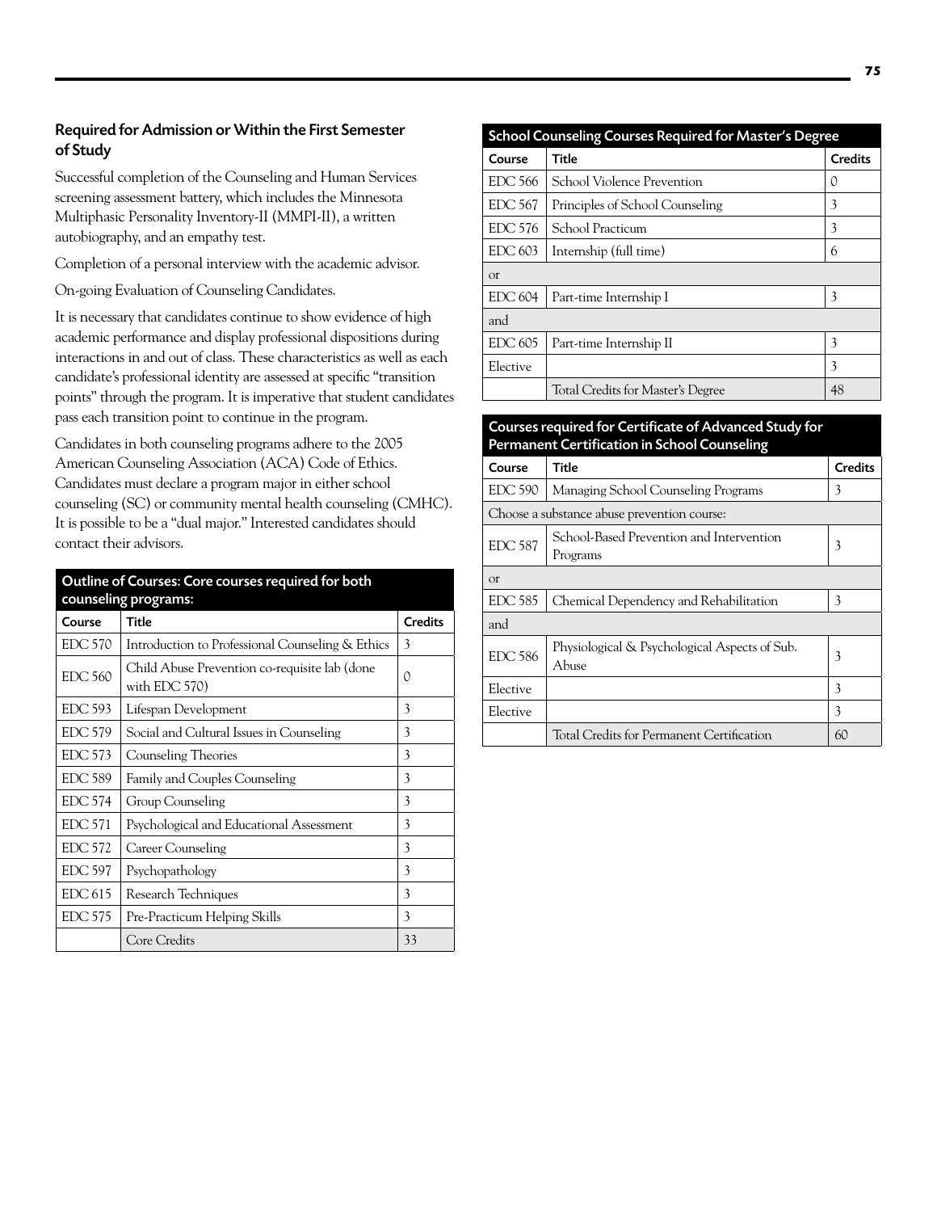## Required for Admission or Within the First Semester of Study

Successful completion of the Counseling and Human Services screening assessment battery, which includes the Minnesota Multiphasic Personality Inventory-II (MMPI-II), a written autobiography, and an empathy test.

Completion of a personal interview with the academic advisor.

On-going Evaluation of Counseling Candidates.

It is necessary that candidates continue to show evidence of high academic performance and display professional dispositions during interactions in and out of class. These characteristics as well as each candidate's professional identity are assessed at specific "transition points" through the program. It is imperative that student candidates pass each transition point to continue in the program.

Candidates in both counseling programs adhere to the 2005 American Counseling Association (ACA) Code of Ethics. Candidates must declare a program major in either school counseling (SC) or community mental health counseling (CMHC). It is possible to be a "dual major." Interested candidates should contact their advisors.

**Outline of Courses: Core courses required for both counseling programs:**

| Course | Title | Credits |
|---|---|---|
| EDC 570 | Introduction to Professional Counseling & Ethics | 3 |
| EDC 560 | Child Abuse Prevention co-requisite lab (done with EDC 570) | 0 |
| EDC 593 | Lifespan Development | 3 |
| EDC 579 | Social and Cultural Issues in Counseling | 3 |
| EDC 573 | Counseling Theories | 3 |
| EDC 589 | Family and Couples Counseling | 3 |
| EDC 574 | Group Counseling | 3 |
| EDC 571 | Psychological and Educational Assessment | 3 |
| EDC 572 | Career Counseling | 3 |
| EDC 597 | Psychopathology | 3 |
| EDC 615 | Research Techniques | 3 |
| EDC 575 | Pre-Practicum Helping Skills | 3 |
| | Core Credits | 33 |

**School Counseling Courses Required for Master's Degree**

| Course | Title | Credits |
|---|---|---|
| EDC 566 | School Violence Prevention | 0 |
| EDC 567 | Principles of School Counseling | 3 |
| EDC 576 | School Practicum | 3 |
| EDC 603 | Internship (full time) | 6 |
| or | | |
| EDC 604 | Part-time Internship I | 3 |
| and | | |
| EDC 605 | Part-time Internship II | 3 |
| Elective | | 3 |
| | Total Credits for Master's Degree | 48 |

**Courses required for Certificate of Advanced Study for Permanent Certification in School Counseling**

| Course | Title | Credits |
|---|---|---|
| EDC 590 | Managing School Counseling Programs | 3 |
| Choose a substance abuse prevention course: | | |
| EDC 587 | School-Based Prevention and Intervention Programs | 3 |
| or | | |
| EDC 585 | Chemical Dependency and Rehabilitation | 3 |
| and | | |
| EDC 586 | Physiological & Psychological Aspects of Sub. Abuse | 3 |
| Elective | | 3 |
| Elective | | 3 |
| | Total Credits for Permanent Certification | 60 |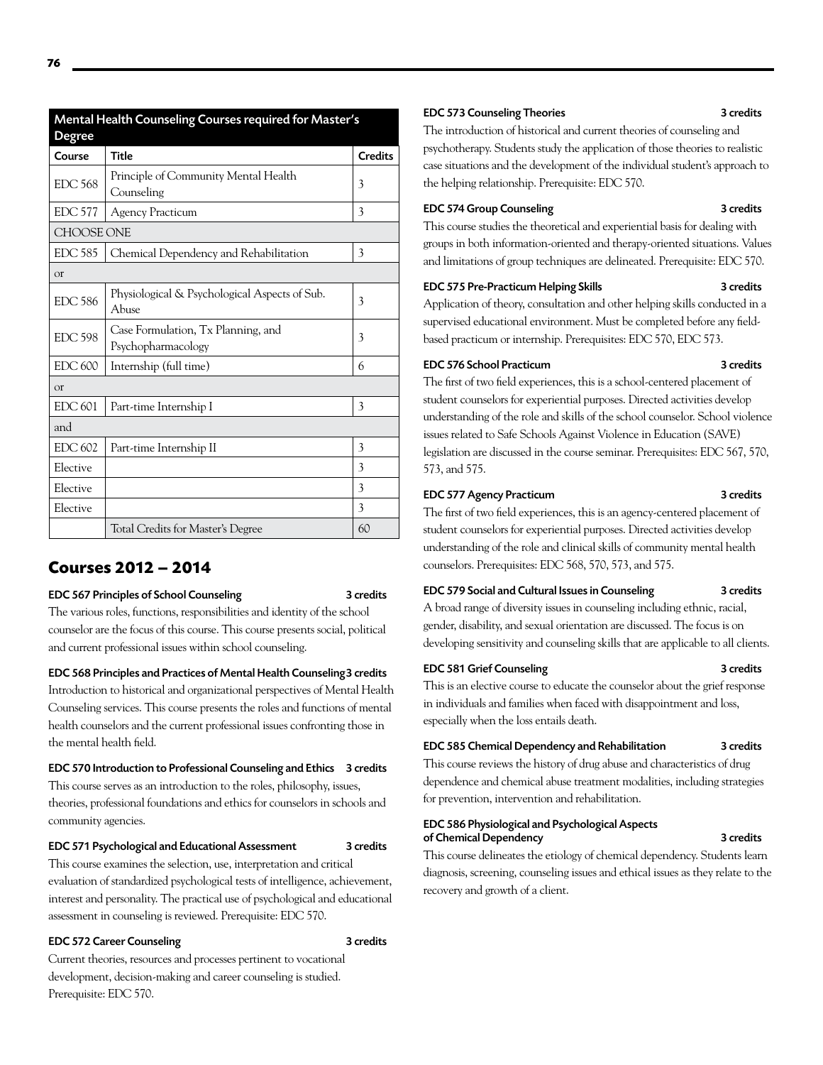| Mental Health Counseling Courses required for Master's Degree | | |
|---|---|---|
| Course | Title | Credits |
| EDC 568 | Principle of Community Mental Health Counseling | 3 |
| EDC 577 | Agency Practicum | 3 |
| CHOOSE ONE | | |
| EDC 585 | Chemical Dependency and Rehabilitation | 3 |
| or | | |
| EDC 586 | Physiological & Psychological Aspects of Sub. Abuse | 3 |
| EDC 598 | Case Formulation, Tx Planning, and Psychopharmacology | 3 |
| EDC 600 | Internship (full time) | 6 |
| or | | |
| EDC 601 | Part-time Internship I | 3 |
| and | | |
| EDC 602 | Part-time Internship II | 3 |
| Elective | | 3 |
| Elective | | 3 |
| Elective | | 3 |
| | Total Credits for Master's Degree | 60 |

## Courses 2012 – 2014

**EDC 567 Principles of School Counseling — 3 credits**

The various roles, functions, responsibilities and identity of the school counselor are the focus of this course. This course presents social, political and current professional issues within school counseling.

**EDC 568 Principles and Practices of Mental Health Counseling — 3 credits**

Introduction to historical and organizational perspectives of Mental Health Counseling services. This course presents the roles and functions of mental health counselors and the current professional issues confronting those in the mental health field.

**EDC 570 Introduction to Professional Counseling and Ethics — 3 credits**

This course serves as an introduction to the roles, philosophy, issues, theories, professional foundations and ethics for counselors in schools and community agencies.

**EDC 571 Psychological and Educational Assessment — 3 credits**

This course examines the selection, use, interpretation and critical evaluation of standardized psychological tests of intelligence, achievement, interest and personality. The practical use of psychological and educational assessment in counseling is reviewed. Prerequisite: EDC 570.

**EDC 572 Career Counseling — 3 credits**

Current theories, resources and processes pertinent to vocational development, decision-making and career counseling is studied. Prerequisite: EDC 570.

**EDC 573 Counseling Theories — 3 credits**

The introduction of historical and current theories of counseling and psychotherapy. Students study the application of those theories to realistic case situations and the development of the individual student's approach to the helping relationship. Prerequisite: EDC 570.

**EDC 574 Group Counseling — 3 credits**

This course studies the theoretical and experiential basis for dealing with groups in both information-oriented and therapy-oriented situations. Values and limitations of group techniques are delineated. Prerequisite: EDC 570.

**EDC 575 Pre-Practicum Helping Skills — 3 credits**

Application of theory, consultation and other helping skills conducted in a supervised educational environment. Must be completed before any field-based practicum or internship. Prerequisites: EDC 570, EDC 573.

**EDC 576 School Practicum — 3 credits**

The first of two field experiences, this is a school-centered placement of student counselors for experiential purposes. Directed activities develop understanding of the role and skills of the school counselor. School violence issues related to Safe Schools Against Violence in Education (SAVE) legislation are discussed in the course seminar. Prerequisites: EDC 567, 570, 573, and 575.

**EDC 577 Agency Practicum — 3 credits**

The first of two field experiences, this is an agency-centered placement of student counselors for experiential purposes. Directed activities develop understanding of the role and clinical skills of community mental health counselors. Prerequisites: EDC 568, 570, 573, and 575.

**EDC 579 Social and Cultural Issues in Counseling — 3 credits**

A broad range of diversity issues in counseling including ethnic, racial, gender, disability, and sexual orientation are discussed. The focus is on developing sensitivity and counseling skills that are applicable to all clients.

**EDC 581 Grief Counseling — 3 credits**

This is an elective course to educate the counselor about the grief response in individuals and families when faced with disappointment and loss, especially when the loss entails death.

**EDC 585 Chemical Dependency and Rehabilitation — 3 credits**

This course reviews the history of drug abuse and characteristics of drug dependence and chemical abuse treatment modalities, including strategies for prevention, intervention and rehabilitation.

**EDC 586 Physiological and Psychological Aspects of Chemical Dependency — 3 credits**

This course delineates the etiology of chemical dependency. Students learn diagnosis, screening, counseling issues and ethical issues as they relate to the recovery and growth of a client.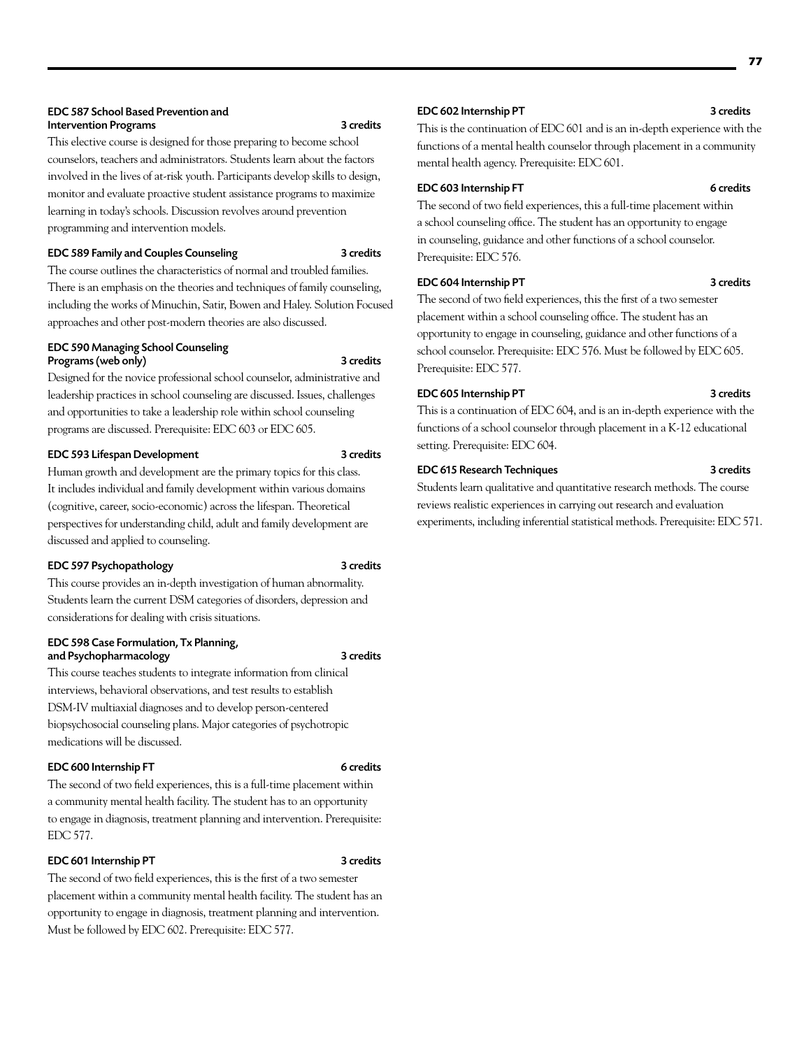**EDC 587 School Based Prevention and Intervention Programs** **3 credits**

This elective course is designed for those preparing to become school counselors, teachers and administrators. Students learn about the factors involved in the lives of at-risk youth. Participants develop skills to design, monitor and evaluate proactive student assistance programs to maximize learning in today's schools. Discussion revolves around prevention programming and intervention models.

**EDC 589 Family and Couples Counseling** **3 credits**

The course outlines the characteristics of normal and troubled families. There is an emphasis on the theories and techniques of family counseling, including the works of Minuchin, Satir, Bowen and Haley. Solution Focused approaches and other post-modern theories are also discussed.

**EDC 590 Managing School Counseling Programs (web only)** **3 credits**

Designed for the novice professional school counselor, administrative and leadership practices in school counseling are discussed. Issues, challenges and opportunities to take a leadership role within school counseling programs are discussed. Prerequisite: EDC 603 or EDC 605.

**EDC 593 Lifespan Development** **3 credits**

Human growth and development are the primary topics for this class. It includes individual and family development within various domains (cognitive, career, socio-economic) across the lifespan. Theoretical perspectives for understanding child, adult and family development are discussed and applied to counseling.

**EDC 597 Psychopathology** **3 credits**

This course provides an in-depth investigation of human abnormality. Students learn the current DSM categories of disorders, depression and considerations for dealing with crisis situations.

**EDC 598 Case Formulation, Tx Planning, and Psychopharmacology** **3 credits**

This course teaches students to integrate information from clinical interviews, behavioral observations, and test results to establish DSM-IV multiaxial diagnoses and to develop person-centered biopsychosocial counseling plans. Major categories of psychotropic medications will be discussed.

**EDC 600 Internship FT** **6 credits**

The second of two field experiences, this is a full-time placement within a community mental health facility. The student has to an opportunity to engage in diagnosis, treatment planning and intervention. Prerequisite: EDC 577.

**EDC 601 Internship PT** **3 credits**

The second of two field experiences, this is the first of a two semester placement within a community mental health facility. The student has an opportunity to engage in diagnosis, treatment planning and intervention. Must be followed by EDC 602. Prerequisite: EDC 577.

**EDC 602 Internship PT** **3 credits**

This is the continuation of EDC 601 and is an in-depth experience with the functions of a mental health counselor through placement in a community mental health agency. Prerequisite: EDC 601.

**EDC 603 Internship FT** **6 credits**

The second of two field experiences, this a full-time placement within a school counseling office. The student has an opportunity to engage in counseling, guidance and other functions of a school counselor. Prerequisite: EDC 576.

**EDC 604 Internship PT** **3 credits**

The second of two field experiences, this the first of a two semester placement within a school counseling office. The student has an opportunity to engage in counseling, guidance and other functions of a school counselor. Prerequisite: EDC 576. Must be followed by EDC 605. Prerequisite: EDC 577.

**EDC 605 Internship PT** **3 credits**

This is a continuation of EDC 604, and is an in-depth experience with the functions of a school counselor through placement in a K-12 educational setting. Prerequisite: EDC 604.

**EDC 615 Research Techniques** **3 credits**

Students learn qualitative and quantitative research methods. The course reviews realistic experiences in carrying out research and evaluation experiments, including inferential statistical methods. Prerequisite: EDC 571.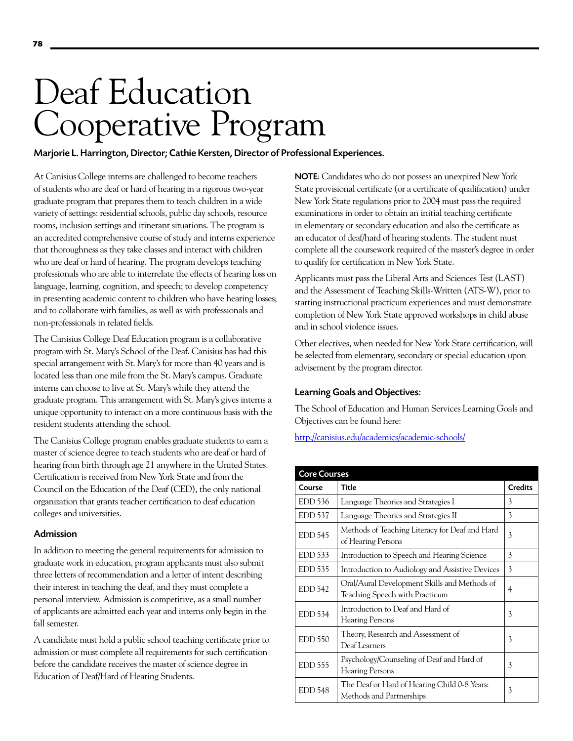# Deaf Education Cooperative Program

**Marjorie L. Harrington, Director; Cathie Kersten, Director of Professional Experiences.**

At Canisius College interns are challenged to become teachers of students who are deaf or hard of hearing in a rigorous two-year graduate program that prepares them to teach children in a wide variety of settings: residential schools, public day schools, resource rooms, inclusion settings and itinerant situations. The program is an accredited comprehensive course of study and interns experience that thoroughness as they take classes and interact with children who are deaf or hard of hearing. The program develops teaching professionals who are able to interrelate the effects of hearing loss on language, learning, cognition, and speech; to develop competency in presenting academic content to children who have hearing losses; and to collaborate with families, as well as with professionals and non-professionals in related fields.

The Canisius College Deaf Education program is a collaborative program with St. Mary's School of the Deaf. Canisius has had this special arrangement with St. Mary's for more than 40 years and is located less than one mile from the St. Mary's campus. Graduate interns can choose to live at St. Mary's while they attend the graduate program. This arrangement with St. Mary's gives interns a unique opportunity to interact on a more continuous basis with the resident students attending the school.

The Canisius College program enables graduate students to earn a master of science degree to teach students who are deaf or hard of hearing from birth through age 21 anywhere in the United States. Certification is received from New York State and from the Council on the Education of the Deaf (CED), the only national organization that grants teacher certification to deaf education colleges and universities.

### Admission

In addition to meeting the general requirements for admission to graduate work in education, program applicants must also submit three letters of recommendation and a letter of intent describing their interest in teaching the deaf, and they must complete a personal interview. Admission is competitive, as a small number of applicants are admitted each year and interns only begin in the fall semester.

A candidate must hold a public school teaching certificate prior to admission or must complete all requirements for such certification before the candidate receives the master of science degree in Education of Deaf/Hard of Hearing Students.

**NOTE**: Candidates who do not possess an unexpired New York State provisional certificate (or a certificate of qualification) under New York State regulations prior to 2004 must pass the required examinations in order to obtain an initial teaching certificate in elementary or secondary education and also the certificate as an educator of deaf/hard of hearing students. The student must complete all the coursework required of the master's degree in order to qualify for certification in New York State.

Applicants must pass the Liberal Arts and Sciences Test (LAST) and the Assessment of Teaching Skills-Written (ATS-W), prior to starting instructional practicum experiences and must demonstrate completion of New York State approved workshops in child abuse and in school violence issues.

Other electives, when needed for New York State certification, will be selected from elementary, secondary or special education upon advisement by the program director.

### Learning Goals and Objectives:

The School of Education and Human Services Learning Goals and Objectives can be found here:

http://canisius.edu/academics/academic-schools/

| Core Courses | | |
|---|---|---|
| **Course** | **Title** | **Credits** |
| EDD 536 | Language Theories and Strategies I | 3 |
| EDD 537 | Language Theories and Strategies II | 3 |
| EDD 545 | Methods of Teaching Literacy for Deaf and Hard of Hearing Persons | 3 |
| EDD 533 | Introduction to Speech and Hearing Science | 3 |
| EDD 535 | Introduction to Audiology and Assistive Devices | 3 |
| EDD 542 | Oral/Aural Development Skills and Methods of Teaching Speech with Practicum | 4 |
| EDD 534 | Introduction to Deaf and Hard of Hearing Persons | 3 |
| EDD 550 | Theory, Research and Assessment of Deaf Learners | 3 |
| EDD 555 | Psychology/Counseling of Deaf and Hard of Hearing Persons | 3 |
| EDD 548 | The Deaf or Hard of Hearing Child 0-8 Years: Methods and Partnerships | 3 |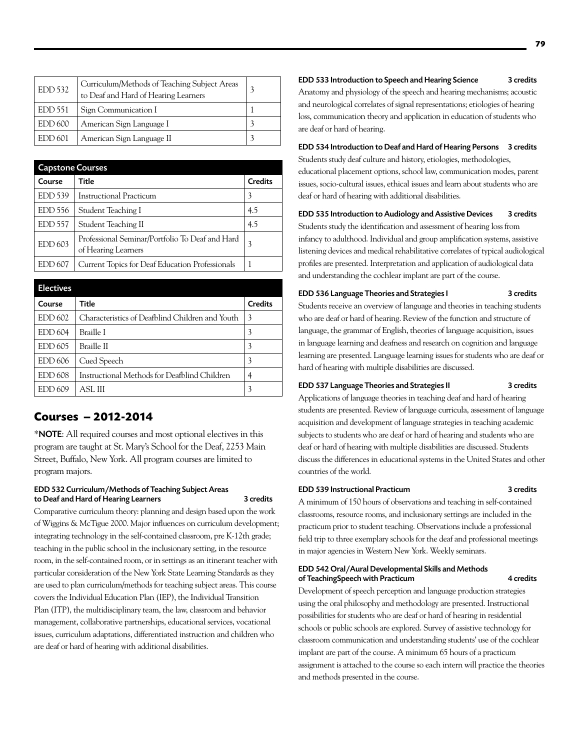| | | |
|---|---|---|
| EDD 532 | Curriculum/Methods of Teaching Subject Areas to Deaf and Hard of Hearing Learners | 3 |
| EDD 551 | Sign Communication I | 1 |
| EDD 600 | American Sign Language I | 3 |
| EDD 601 | American Sign Language II | 3 |

**Capstone Courses**

| Course | Title | Credits |
|---|---|---|
| EDD 539 | Instructional Practicum | 3 |
| EDD 556 | Student Teaching I | 4.5 |
| EDD 557 | Student Teaching II | 4.5 |
| EDD 603 | Professional Seminar/Portfolio To Deaf and Hard of Hearing Learners | 3 |
| EDD 607 | Current Topics for Deaf Education Professionals | 1 |

**Electives**

| Course | Title | Credits |
|---|---|---|
| EDD 602 | Characteristics of Deafblind Children and Youth | 3 |
| EDD 604 | Braille I | 3 |
| EDD 605 | Braille II | 3 |
| EDD 606 | Cued Speech | 3 |
| EDD 608 | Instructional Methods for Deafblind Children | 4 |
| EDD 609 | ASL III | 3 |

## Courses – 2012-2014

*NOTE: All required courses and most optional electives in this program are taught at St. Mary's School for the Deaf, 2253 Main Street, Buffalo, New York. All program courses are limited to program majors.

#### EDD 532 Curriculum/Methods of Teaching Subject Areas to Deaf and Hard of Hearing Learners — 3 credits

Comparative curriculum theory: planning and design based upon the work of Wiggins & McTigue 2000. Major influences on curriculum development; integrating technology in the self-contained classroom, pre K-12th grade; teaching in the public school in the inclusionary setting, in the resource room, in the self-contained room, or in settings as an itinerant teacher with particular consideration of the New York State Learning Standards as they are used to plan curriculum/methods for teaching subject areas. This course covers the Individual Education Plan (IEP), the Individual Transition Plan (ITP), the multidisciplinary team, the law, classroom and behavior management, collaborative partnerships, educational services, vocational issues, curriculum adaptations, differentiated instruction and children who are deaf or hard of hearing with additional disabilities.

#### EDD 533 Introduction to Speech and Hearing Science — 3 credits

Anatomy and physiology of the speech and hearing mechanisms; acoustic and neurological correlates of signal representations; etiologies of hearing loss, communication theory and application in education of students who are deaf or hard of hearing.

#### EDD 534 Introduction to Deaf and Hard of Hearing Persons — 3 credits

Students study deaf culture and history, etiologies, methodologies, educational placement options, school law, communication modes, parent issues, socio-cultural issues, ethical issues and learn about students who are deaf or hard of hearing with additional disabilities.

#### EDD 535 Introduction to Audiology and Assistive Devices — 3 credits

Students study the identification and assessment of hearing loss from infancy to adulthood. Individual and group amplification systems, assistive listening devices and medical rehabilitative correlates of typical audiological profiles are presented. Interpretation and application of audiological data and understanding the cochlear implant are part of the course.

#### EDD 536 Language Theories and Strategies I — 3 credits

Students receive an overview of language and theories in teaching students who are deaf or hard of hearing. Review of the function and structure of language, the grammar of English, theories of language acquisition, issues in language learning and deafness and research on cognition and language learning are presented. Language learning issues for students who are deaf or hard of hearing with multiple disabilities are discussed.

#### EDD 537 Language Theories and Strategies II — 3 credits

Applications of language theories in teaching deaf and hard of hearing students are presented. Review of language curricula, assessment of language acquisition and development of language strategies in teaching academic subjects to students who are deaf or hard of hearing and students who are deaf or hard of hearing with multiple disabilities are discussed. Students discuss the differences in educational systems in the United States and other countries of the world.

#### EDD 539 Instructional Practicum — 3 credits

A minimum of 150 hours of observations and teaching in self-contained classrooms, resource rooms, and inclusionary settings are included in the practicum prior to student teaching. Observations include a professional field trip to three exemplary schools for the deaf and professional meetings in major agencies in Western New York. Weekly seminars.

#### EDD 542 Oral/Aural Developmental Skills and Methods of TeachingSpeech with Practicum — 4 credits

Development of speech perception and language production strategies using the oral philosophy and methodology are presented. Instructional possibilities for students who are deaf or hard of hearing in residential schools or public schools are explored. Survey of assistive technology for classroom communication and understanding students' use of the cochlear implant are part of the course. A minimum 65 hours of a practicum assignment is attached to the course so each intern will practice the theories and methods presented in the course.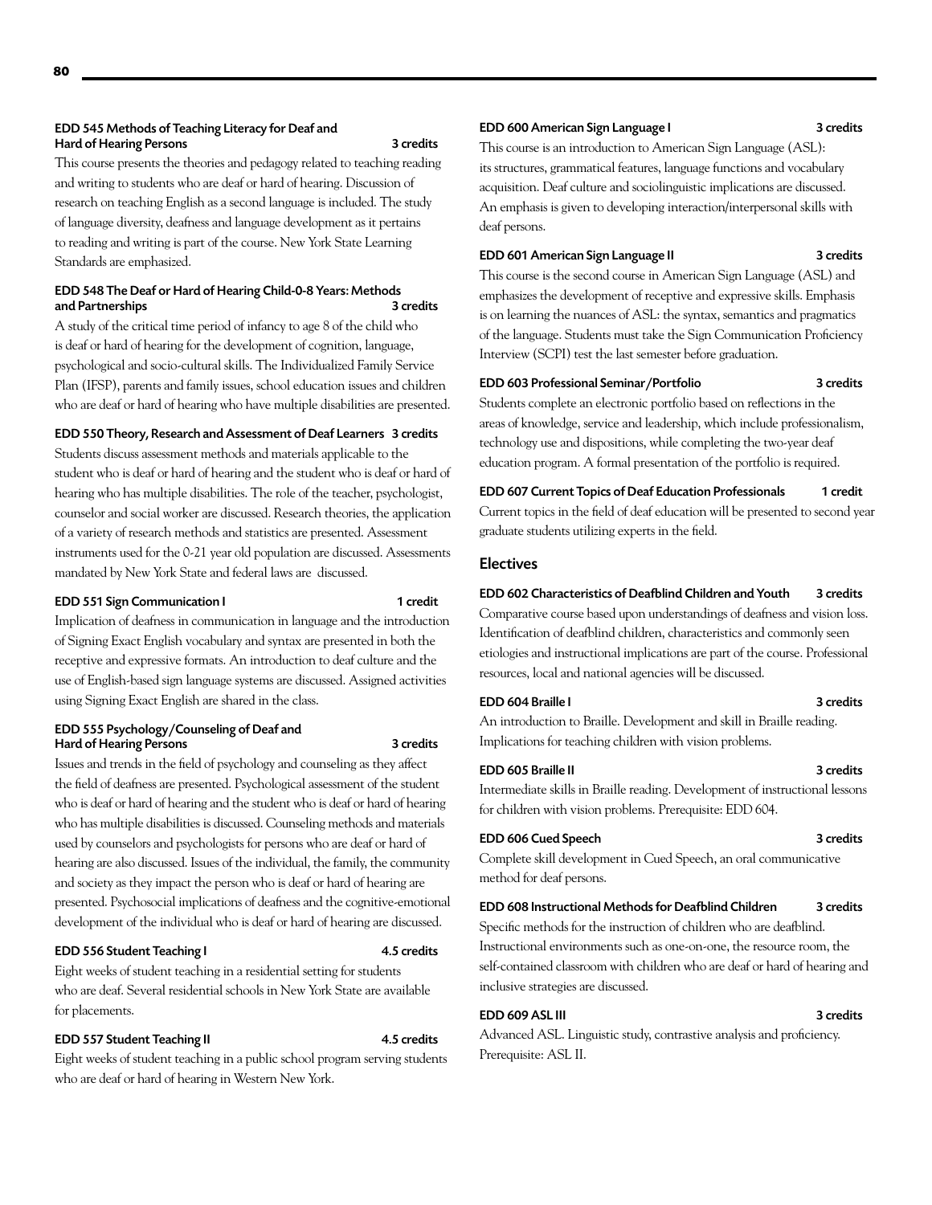**EDD 545 Methods of Teaching Literacy for Deaf and Hard of Hearing Persons** — 3 credits

This course presents the theories and pedagogy related to teaching reading and writing to students who are deaf or hard of hearing. Discussion of research on teaching English as a second language is included. The study of language diversity, deafness and language development as it pertains to reading and writing is part of the course. New York State Learning Standards are emphasized.

**EDD 548 The Deaf or Hard of Hearing Child-0-8 Years: Methods and Partnerships** — 3 credits

A study of the critical time period of infancy to age 8 of the child who is deaf or hard of hearing for the development of cognition, language, psychological and socio-cultural skills. The Individualized Family Service Plan (IFSP), parents and family issues, school education issues and children who are deaf or hard of hearing who have multiple disabilities are presented.

**EDD 550 Theory, Research and Assessment of Deaf Learners** — 3 credits

Students discuss assessment methods and materials applicable to the student who is deaf or hard of hearing and the student who is deaf or hard of hearing who has multiple disabilities. The role of the teacher, psychologist, counselor and social worker are discussed. Research theories, the application of a variety of research methods and statistics are presented. Assessment instruments used for the 0-21 year old population are discussed. Assessments mandated by New York State and federal laws are discussed.

**EDD 551 Sign Communication I** — 1 credit

Implication of deafness in communication in language and the introduction of Signing Exact English vocabulary and syntax are presented in both the receptive and expressive formats. An introduction to deaf culture and the use of English-based sign language systems are discussed. Assigned activities using Signing Exact English are shared in the class.

**EDD 555 Psychology/Counseling of Deaf and Hard of Hearing Persons** — 3 credits

Issues and trends in the field of psychology and counseling as they affect the field of deafness are presented. Psychological assessment of the student who is deaf or hard of hearing and the student who is deaf or hard of hearing who has multiple disabilities is discussed. Counseling methods and materials used by counselors and psychologists for persons who are deaf or hard of hearing are also discussed. Issues of the individual, the family, the community and society as they impact the person who is deaf or hard of hearing are presented. Psychosocial implications of deafness and the cognitive-emotional development of the individual who is deaf or hard of hearing are discussed.

**EDD 556 Student Teaching I** — 4.5 credits

Eight weeks of student teaching in a residential setting for students who are deaf. Several residential schools in New York State are available for placements.

**EDD 557 Student Teaching II** — 4.5 credits

Eight weeks of student teaching in a public school program serving students who are deaf or hard of hearing in Western New York.

**EDD 600 American Sign Language I** — 3 credits

This course is an introduction to American Sign Language (ASL): its structures, grammatical features, language functions and vocabulary acquisition. Deaf culture and sociolinguistic implications are discussed. An emphasis is given to developing interaction/interpersonal skills with deaf persons.

**EDD 601 American Sign Language II** — 3 credits

This course is the second course in American Sign Language (ASL) and emphasizes the development of receptive and expressive skills. Emphasis is on learning the nuances of ASL: the syntax, semantics and pragmatics of the language. Students must take the Sign Communication Proficiency Interview (SCPI) test the last semester before graduation.

**EDD 603 Professional Seminar/Portfolio** — 3 credits

Students complete an electronic portfolio based on reflections in the areas of knowledge, service and leadership, which include professionalism, technology use and dispositions, while completing the two-year deaf education program. A formal presentation of the portfolio is required.

**EDD 607 Current Topics of Deaf Education Professionals** — 1 credit

Current topics in the field of deaf education will be presented to second year graduate students utilizing experts in the field.

## Electives

**EDD 602 Characteristics of Deafblind Children and Youth** — 3 credits

Comparative course based upon understandings of deafness and vision loss. Identification of deafblind children, characteristics and commonly seen etiologies and instructional implications are part of the course. Professional resources, local and national agencies will be discussed.

**EDD 604 Braille I** — 3 credits

An introduction to Braille. Development and skill in Braille reading. Implications for teaching children with vision problems.

**EDD 605 Braille II** — 3 credits

Intermediate skills in Braille reading. Development of instructional lessons for children with vision problems. Prerequisite: EDD 604.

**EDD 606 Cued Speech** — 3 credits

Complete skill development in Cued Speech, an oral communicative method for deaf persons.

**EDD 608 Instructional Methods for Deafblind Children** — 3 credits

Specific methods for the instruction of children who are deafblind. Instructional environments such as one-on-one, the resource room, the self-contained classroom with children who are deaf or hard of hearing and inclusive strategies are discussed.

**EDD 609 ASL III** — 3 credits

Advanced ASL. Linguistic study, contrastive analysis and proficiency. Prerequisite: ASL II.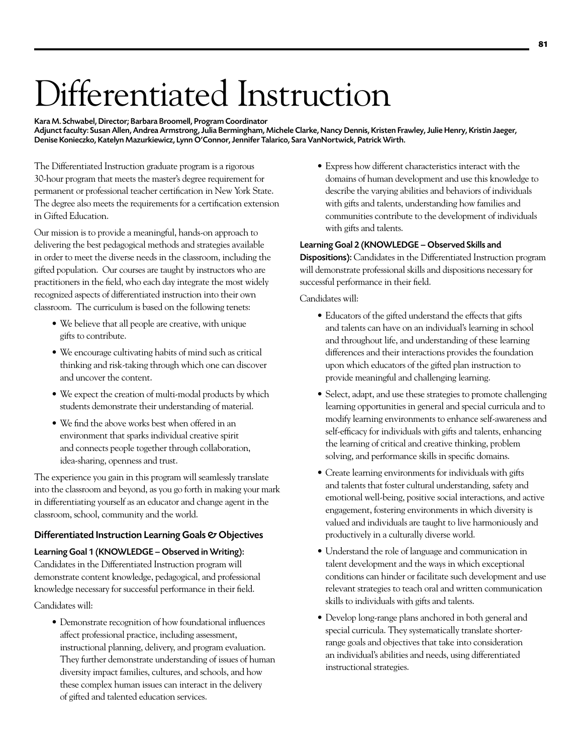# Differentiated Instruction

**Kara M. Schwabel, Director; Barbara Broomell, Program Coordinator**
**Adjunct faculty: Susan Allen, Andrea Armstrong, Julia Bermingham, Michele Clarke, Nancy Dennis, Kristen Frawley, Julie Henry, Kristin Jaeger, Denise Konieczko, Katelyn Mazurkiewicz, Lynn O'Connor, Jennifer Talarico, Sara VanNortwick, Patrick Wirth.**

The Differentiated Instruction graduate program is a rigorous 30-hour program that meets the master's degree requirement for permanent or professional teacher certification in New York State. The degree also meets the requirements for a certification extension in Gifted Education.

Our mission is to provide a meaningful, hands-on approach to delivering the best pedagogical methods and strategies available in order to meet the diverse needs in the classroom, including the gifted population. Our courses are taught by instructors who are practitioners in the field, who each day integrate the most widely recognized aspects of differentiated instruction into their own classroom. The curriculum is based on the following tenets:

- We believe that all people are creative, with unique gifts to contribute.
- We encourage cultivating habits of mind such as critical thinking and risk-taking through which one can discover and uncover the content.
- We expect the creation of multi-modal products by which students demonstrate their understanding of material.
- We find the above works best when offered in an environment that sparks individual creative spirit and connects people together through collaboration, idea-sharing, openness and trust.

The experience you gain in this program will seamlessly translate into the classroom and beyond, as you go forth in making your mark in differentiating yourself as an educator and change agent in the classroom, school, community and the world.

### Differentiated Instruction Learning Goals & Objectives

**Learning Goal 1 (KNOWLEDGE – Observed in Writing):** Candidates in the Differentiated Instruction program will demonstrate content knowledge, pedagogical, and professional knowledge necessary for successful performance in their field.

Candidates will:

- Demonstrate recognition of how foundational influences affect professional practice, including assessment, instructional planning, delivery, and program evaluation. They further demonstrate understanding of issues of human diversity impact families, cultures, and schools, and how these complex human issues can interact in the delivery of gifted and talented education services.
- Express how different characteristics interact with the domains of human development and use this knowledge to describe the varying abilities and behaviors of individuals with gifts and talents, understanding how families and communities contribute to the development of individuals with gifts and talents.

**Learning Goal 2 (KNOWLEDGE – Observed Skills and Dispositions):** Candidates in the Differentiated Instruction program will demonstrate professional skills and dispositions necessary for successful performance in their field.

Candidates will:

- Educators of the gifted understand the effects that gifts and talents can have on an individual's learning in school and throughout life, and understanding of these learning differences and their interactions provides the foundation upon which educators of the gifted plan instruction to provide meaningful and challenging learning.
- Select, adapt, and use these strategies to promote challenging learning opportunities in general and special curricula and to modify learning environments to enhance self-awareness and self-efficacy for individuals with gifts and talents, enhancing the learning of critical and creative thinking, problem solving, and performance skills in specific domains.
- Create learning environments for individuals with gifts and talents that foster cultural understanding, safety and emotional well-being, positive social interactions, and active engagement, fostering environments in which diversity is valued and individuals are taught to live harmoniously and productively in a culturally diverse world.
- Understand the role of language and communication in talent development and the ways in which exceptional conditions can hinder or facilitate such development and use relevant strategies to teach oral and written communication skills to individuals with gifts and talents.
- Develop long-range plans anchored in both general and special curricula. They systematically translate shorter-range goals and objectives that take into consideration an individual's abilities and needs, using differentiated instructional strategies.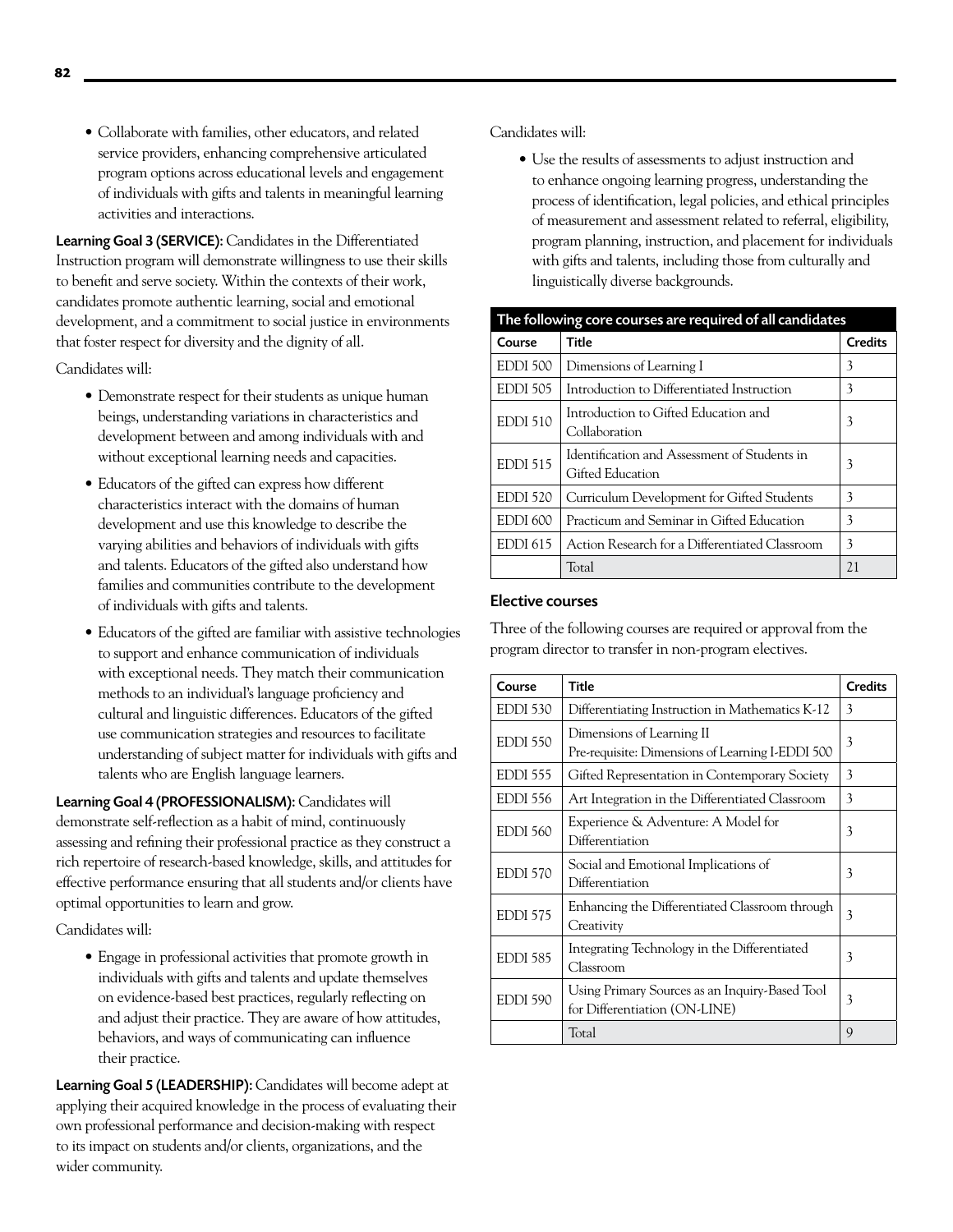- Collaborate with families, other educators, and related service providers, enhancing comprehensive articulated program options across educational levels and engagement of individuals with gifts and talents in meaningful learning activities and interactions.

**Learning Goal 3 (SERVICE):** Candidates in the Differentiated Instruction program will demonstrate willingness to use their skills to benefit and serve society. Within the contexts of their work, candidates promote authentic learning, social and emotional development, and a commitment to social justice in environments that foster respect for diversity and the dignity of all.

Candidates will:

- Demonstrate respect for their students as unique human beings, understanding variations in characteristics and development between and among individuals with and without exceptional learning needs and capacities.
- Educators of the gifted can express how different characteristics interact with the domains of human development and use this knowledge to describe the varying abilities and behaviors of individuals with gifts and talents. Educators of the gifted also understand how families and communities contribute to the development of individuals with gifts and talents.
- Educators of the gifted are familiar with assistive technologies to support and enhance communication of individuals with exceptional needs. They match their communication methods to an individual's language proficiency and cultural and linguistic differences. Educators of the gifted use communication strategies and resources to facilitate understanding of subject matter for individuals with gifts and talents who are English language learners.

**Learning Goal 4 (PROFESSIONALISM):** Candidates will demonstrate self-reflection as a habit of mind, continuously assessing and refining their professional practice as they construct a rich repertoire of research-based knowledge, skills, and attitudes for effective performance ensuring that all students and/or clients have optimal opportunities to learn and grow.

Candidates will:

- Engage in professional activities that promote growth in individuals with gifts and talents and update themselves on evidence-based best practices, regularly reflecting on and adjust their practice. They are aware of how attitudes, behaviors, and ways of communicating can influence their practice.

**Learning Goal 5 (LEADERSHIP):** Candidates will become adept at applying their acquired knowledge in the process of evaluating their own professional performance and decision-making with respect to its impact on students and/or clients, organizations, and the wider community.

Candidates will:

- Use the results of assessments to adjust instruction and to enhance ongoing learning progress, understanding the process of identification, legal policies, and ethical principles of measurement and assessment related to referral, eligibility, program planning, instruction, and placement for individuals with gifts and talents, including those from culturally and linguistically diverse backgrounds.

**The following core courses are required of all candidates**

| Course | Title | Credits |
|---|---|---|
| EDDI 500 | Dimensions of Learning I | 3 |
| EDDI 505 | Introduction to Differentiated Instruction | 3 |
| EDDI 510 | Introduction to Gifted Education and Collaboration | 3 |
| EDDI 515 | Identification and Assessment of Students in Gifted Education | 3 |
| EDDI 520 | Curriculum Development for Gifted Students | 3 |
| EDDI 600 | Practicum and Seminar in Gifted Education | 3 |
| EDDI 615 | Action Research for a Differentiated Classroom | 3 |
| | Total | 21 |

### Elective courses

Three of the following courses are required or approval from the program director to transfer in non-program electives.

| Course | Title | Credits |
|---|---|---|
| EDDI 530 | Differentiating Instruction in Mathematics K-12 | 3 |
| EDDI 550 | Dimensions of Learning II<br>Pre-requisite: Dimensions of Learning I-EDDI 500 | 3 |
| EDDI 555 | Gifted Representation in Contemporary Society | 3 |
| EDDI 556 | Art Integration in the Differentiated Classroom | 3 |
| EDDI 560 | Experience & Adventure: A Model for Differentiation | 3 |
| EDDI 570 | Social and Emotional Implications of Differentiation | 3 |
| EDDI 575 | Enhancing the Differentiated Classroom through Creativity | 3 |
| EDDI 585 | Integrating Technology in the Differentiated Classroom | 3 |
| EDDI 590 | Using Primary Sources as an Inquiry-Based Tool for Differentiation (ON-LINE) | 3 |
| | Total | 9 |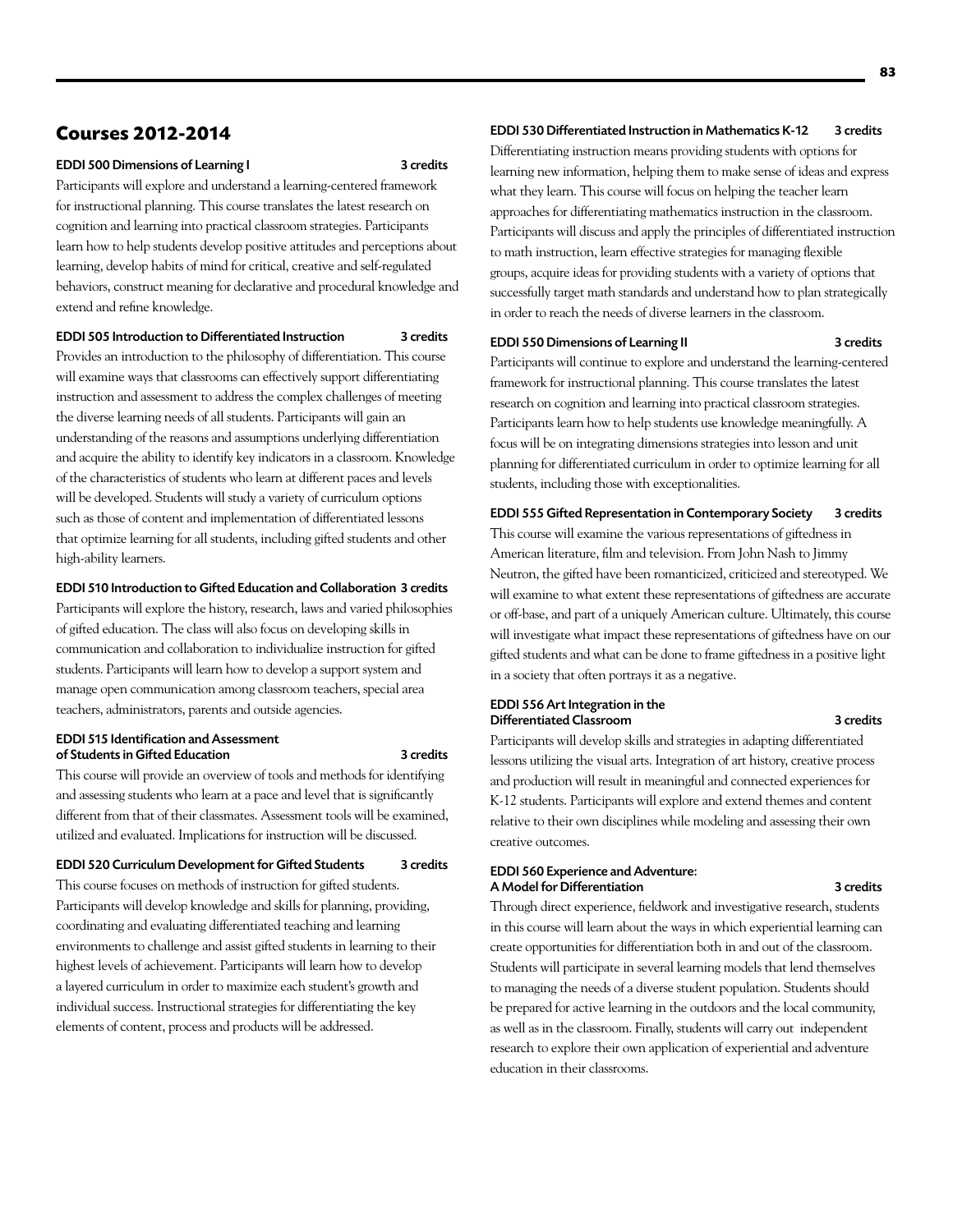## Courses 2012-2014

### EDDI 500 Dimensions of Learning I — 3 credits

Participants will explore and understand a learning-centered framework for instructional planning. This course translates the latest research on cognition and learning into practical classroom strategies. Participants learn how to help students develop positive attitudes and perceptions about learning, develop habits of mind for critical, creative and self-regulated behaviors, construct meaning for declarative and procedural knowledge and extend and refine knowledge.

### EDDI 505 Introduction to Differentiated Instruction — 3 credits

Provides an introduction to the philosophy of differentiation. This course will examine ways that classrooms can effectively support differentiating instruction and assessment to address the complex challenges of meeting the diverse learning needs of all students. Participants will gain an understanding of the reasons and assumptions underlying differentiation and acquire the ability to identify key indicators in a classroom. Knowledge of the characteristics of students who learn at different paces and levels will be developed. Students will study a variety of curriculum options such as those of content and implementation of differentiated lessons that optimize learning for all students, including gifted students and other high-ability learners.

### EDDI 510 Introduction to Gifted Education and Collaboration — 3 credits

Participants will explore the history, research, laws and varied philosophies of gifted education. The class will also focus on developing skills in communication and collaboration to individualize instruction for gifted students. Participants will learn how to develop a support system and manage open communication among classroom teachers, special area teachers, administrators, parents and outside agencies.

### EDDI 515 Identification and Assessment of Students in Gifted Education — 3 credits

This course will provide an overview of tools and methods for identifying and assessing students who learn at a pace and level that is significantly different from that of their classmates. Assessment tools will be examined, utilized and evaluated. Implications for instruction will be discussed.

### EDDI 520 Curriculum Development for Gifted Students — 3 credits

This course focuses on methods of instruction for gifted students. Participants will develop knowledge and skills for planning, providing, coordinating and evaluating differentiated teaching and learning environments to challenge and assist gifted students in learning to their highest levels of achievement. Participants will learn how to develop a layered curriculum in order to maximize each student's growth and individual success. Instructional strategies for differentiating the key elements of content, process and products will be addressed.

### EDDI 530 Differentiated Instruction in Mathematics K-12 — 3 credits

Differentiating instruction means providing students with options for learning new information, helping them to make sense of ideas and express what they learn. This course will focus on helping the teacher learn approaches for differentiating mathematics instruction in the classroom. Participants will discuss and apply the principles of differentiated instruction to math instruction, learn effective strategies for managing flexible groups, acquire ideas for providing students with a variety of options that successfully target math standards and understand how to plan strategically in order to reach the needs of diverse learners in the classroom.

### EDDI 550 Dimensions of Learning II — 3 credits

Participants will continue to explore and understand the learning-centered framework for instructional planning. This course translates the latest research on cognition and learning into practical classroom strategies. Participants learn how to help students use knowledge meaningfully. A focus will be on integrating dimensions strategies into lesson and unit planning for differentiated curriculum in order to optimize learning for all students, including those with exceptionalities.

### EDDI 555 Gifted Representation in Contemporary Society — 3 credits

This course will examine the various representations of giftedness in American literature, film and television. From John Nash to Jimmy Neutron, the gifted have been romanticized, criticized and stereotyped. We will examine to what extent these representations of giftedness are accurate or off-base, and part of a uniquely American culture. Ultimately, this course will investigate what impact these representations of giftedness have on our gifted students and what can be done to frame giftedness in a positive light in a society that often portrays it as a negative.

### EDDI 556 Art Integration in the Differentiated Classroom — 3 credits

Participants will develop skills and strategies in adapting differentiated lessons utilizing the visual arts. Integration of art history, creative process and production will result in meaningful and connected experiences for K-12 students. Participants will explore and extend themes and content relative to their own disciplines while modeling and assessing their own creative outcomes.

### EDDI 560 Experience and Adventure: A Model for Differentiation — 3 credits

Through direct experience, fieldwork and investigative research, students in this course will learn about the ways in which experiential learning can create opportunities for differentiation both in and out of the classroom. Students will participate in several learning models that lend themselves to managing the needs of a diverse student population. Students should be prepared for active learning in the outdoors and the local community, as well as in the classroom. Finally, students will carry out independent research to explore their own application of experiential and adventure education in their classrooms.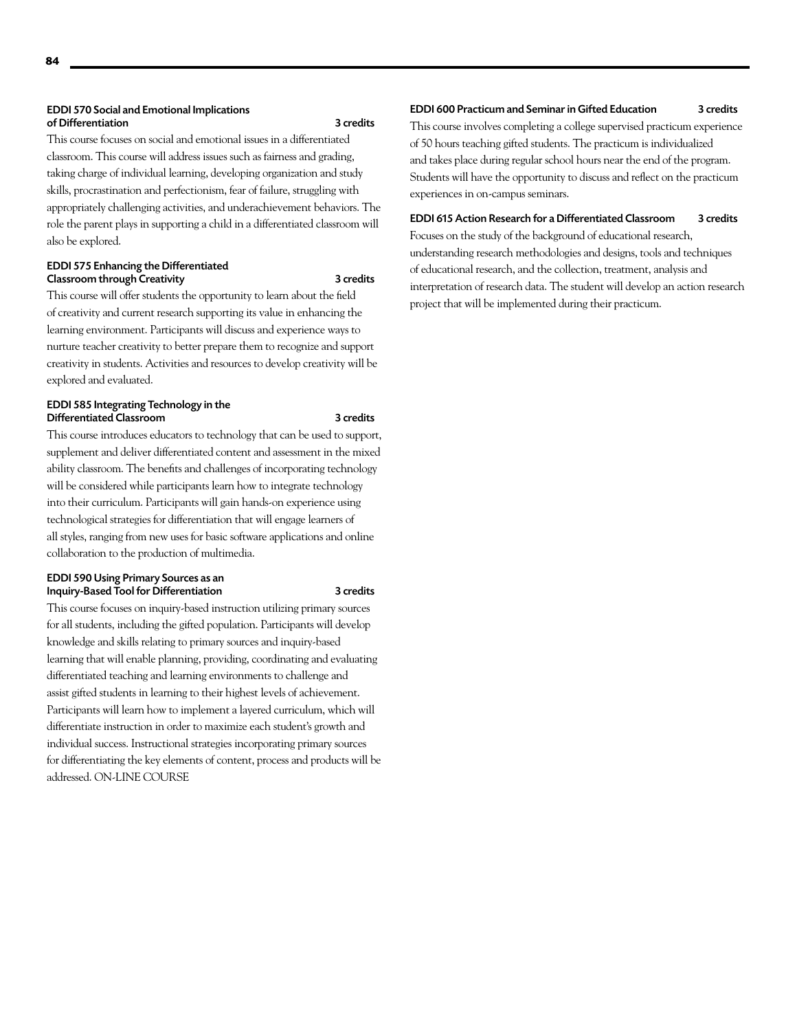### EDDI 570 Social and Emotional Implications of Differentiation — 3 credits

This course focuses on social and emotional issues in a differentiated classroom. This course will address issues such as fairness and grading, taking charge of individual learning, developing organization and study skills, procrastination and perfectionism, fear of failure, struggling with appropriately challenging activities, and underachievement behaviors. The role the parent plays in supporting a child in a differentiated classroom will also be explored.

### EDDI 575 Enhancing the Differentiated Classroom through Creativity — 3 credits

This course will offer students the opportunity to learn about the field of creativity and current research supporting its value in enhancing the learning environment. Participants will discuss and experience ways to nurture teacher creativity to better prepare them to recognize and support creativity in students. Activities and resources to develop creativity will be explored and evaluated.

### EDDI 585 Integrating Technology in the Differentiated Classroom — 3 credits

This course introduces educators to technology that can be used to support, supplement and deliver differentiated content and assessment in the mixed ability classroom. The benefits and challenges of incorporating technology will be considered while participants learn how to integrate technology into their curriculum. Participants will gain hands-on experience using technological strategies for differentiation that will engage learners of all styles, ranging from new uses for basic software applications and online collaboration to the production of multimedia.

### EDDI 590 Using Primary Sources as an Inquiry-Based Tool for Differentiation — 3 credits

This course focuses on inquiry-based instruction utilizing primary sources for all students, including the gifted population. Participants will develop knowledge and skills relating to primary sources and inquiry-based learning that will enable planning, providing, coordinating and evaluating differentiated teaching and learning environments to challenge and assist gifted students in learning to their highest levels of achievement. Participants will learn how to implement a layered curriculum, which will differentiate instruction in order to maximize each student's growth and individual success. Instructional strategies incorporating primary sources for differentiating the key elements of content, process and products will be addressed. ON-LINE COURSE

### EDDI 600 Practicum and Seminar in Gifted Education — 3 credits

This course involves completing a college supervised practicum experience of 50 hours teaching gifted students. The practicum is individualized and takes place during regular school hours near the end of the program. Students will have the opportunity to discuss and reflect on the practicum experiences in on-campus seminars.

### EDDI 615 Action Research for a Differentiated Classroom — 3 credits

Focuses on the study of the background of educational research, understanding research methodologies and designs, tools and techniques of educational research, and the collection, treatment, analysis and interpretation of research data. The student will develop an action research project that will be implemented during their practicum.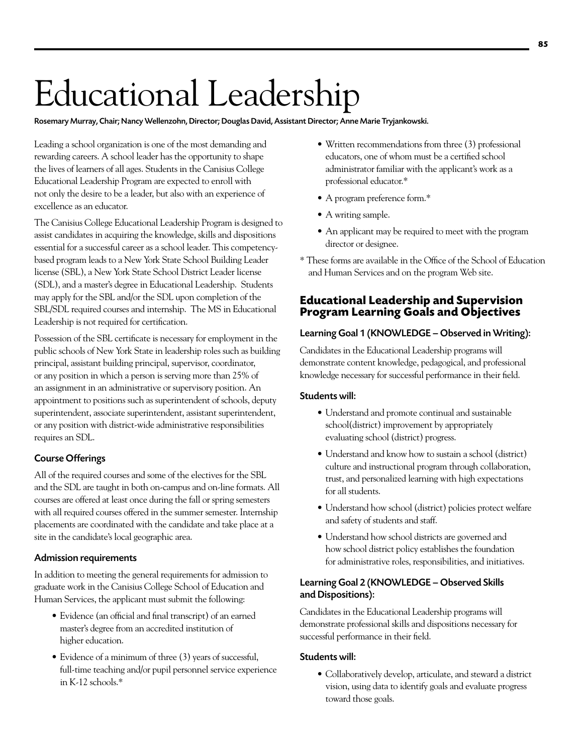# Educational Leadership

**Rosemary Murray, Chair; Nancy Wellenzohn, Director; Douglas David, Assistant Director; Anne Marie Tryjankowski.**

Leading a school organization is one of the most demanding and rewarding careers. A school leader has the opportunity to shape the lives of learners of all ages. Students in the Canisius College Educational Leadership Program are expected to enroll with not only the desire to be a leader, but also with an experience of excellence as an educator.

The Canisius College Educational Leadership Program is designed to assist candidates in acquiring the knowledge, skills and dispositions essential for a successful career as a school leader. This competency-based program leads to a New York State School Building Leader license (SBL), a New York State School District Leader license (SDL), and a master's degree in Educational Leadership. Students may apply for the SBL and/or the SDL upon completion of the SBL/SDL required courses and internship. The MS in Educational Leadership is not required for certification.

Possession of the SBL certificate is necessary for employment in the public schools of New York State in leadership roles such as building principal, assistant building principal, supervisor, coordinator, or any position in which a person is serving more than 25% of an assignment in an administrative or supervisory position. An appointment to positions such as superintendent of schools, deputy superintendent, associate superintendent, assistant superintendent, or any position with district-wide administrative responsibilities requires an SDL.

### Course Offerings

All of the required courses and some of the electives for the SBL and the SDL are taught in both on-campus and on-line formats. All courses are offered at least once during the fall or spring semesters with all required courses offered in the summer semester. Internship placements are coordinated with the candidate and take place at a site in the candidate's local geographic area.

### Admission requirements

In addition to meeting the general requirements for admission to graduate work in the Canisius College School of Education and Human Services, the applicant must submit the following:

- Evidence (an official and final transcript) of an earned master's degree from an accredited institution of higher education.
- Evidence of a minimum of three (3) years of successful, full-time teaching and/or pupil personnel service experience in K-12 schools.*
- Written recommendations from three (3) professional educators, one of whom must be a certified school administrator familiar with the applicant's work as a professional educator.*
- A program preference form.*
- A writing sample.
- An applicant may be required to meet with the program director or designee.

\* These forms are available in the Office of the School of Education and Human Services and on the program Web site.

## Educational Leadership and Supervision Program Learning Goals and Objectives

### Learning Goal 1 (KNOWLEDGE – Observed in Writing):

Candidates in the Educational Leadership programs will demonstrate content knowledge, pedagogical, and professional knowledge necessary for successful performance in their field.

**Students will:**

- Understand and promote continual and sustainable school(district) improvement by appropriately evaluating school (district) progress.
- Understand and know how to sustain a school (district) culture and instructional program through collaboration, trust, and personalized learning with high expectations for all students.
- Understand how school (district) policies protect welfare and safety of students and staff.
- Understand how school districts are governed and how school district policy establishes the foundation for administrative roles, responsibilities, and initiatives.

### Learning Goal 2 (KNOWLEDGE – Observed Skills and Dispositions):

Candidates in the Educational Leadership programs will demonstrate professional skills and dispositions necessary for successful performance in their field.

**Students will:**

- Collaboratively develop, articulate, and steward a district vision, using data to identify goals and evaluate progress toward those goals.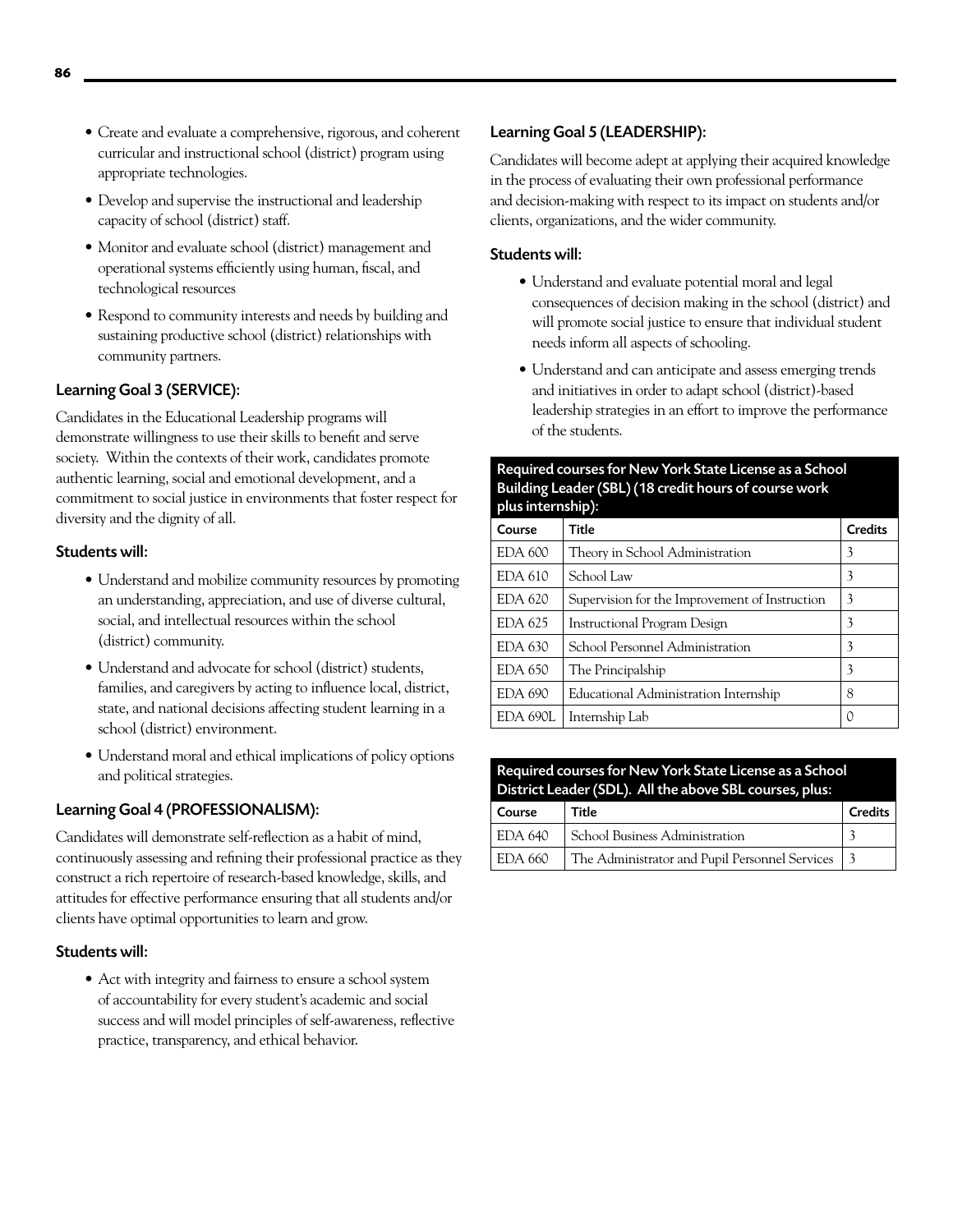- Create and evaluate a comprehensive, rigorous, and coherent curricular and instructional school (district) program using appropriate technologies.
- Develop and supervise the instructional and leadership capacity of school (district) staff.
- Monitor and evaluate school (district) management and operational systems efficiently using human, fiscal, and technological resources
- Respond to community interests and needs by building and sustaining productive school (district) relationships with community partners.

### Learning Goal 3 (SERVICE):

Candidates in the Educational Leadership programs will demonstrate willingness to use their skills to benefit and serve society. Within the contexts of their work, candidates promote authentic learning, social and emotional development, and a commitment to social justice in environments that foster respect for diversity and the dignity of all.

#### Students will:

- Understand and mobilize community resources by promoting an understanding, appreciation, and use of diverse cultural, social, and intellectual resources within the school (district) community.
- Understand and advocate for school (district) students, families, and caregivers by acting to influence local, district, state, and national decisions affecting student learning in a school (district) environment.
- Understand moral and ethical implications of policy options and political strategies.

### Learning Goal 4 (PROFESSIONALISM):

Candidates will demonstrate self-reflection as a habit of mind, continuously assessing and refining their professional practice as they construct a rich repertoire of research-based knowledge, skills, and attitudes for effective performance ensuring that all students and/or clients have optimal opportunities to learn and grow.

#### Students will:

- Act with integrity and fairness to ensure a school system of accountability for every student's academic and social success and will model principles of self-awareness, reflective practice, transparency, and ethical behavior.

### Learning Goal 5 (LEADERSHIP):

Candidates will become adept at applying their acquired knowledge in the process of evaluating their own professional performance and decision-making with respect to its impact on students and/or clients, organizations, and the wider community.

#### Students will:

- Understand and evaluate potential moral and legal consequences of decision making in the school (district) and will promote social justice to ensure that individual student needs inform all aspects of schooling.
- Understand and can anticipate and assess emerging trends and initiatives in order to adapt school (district)-based leadership strategies in an effort to improve the performance of the students.

**Required courses for New York State License as a School Building Leader (SBL) (18 credit hours of course work plus internship):**

| Course | Title | Credits |
|---|---|---|
| EDA 600 | Theory in School Administration | 3 |
| EDA 610 | School Law | 3 |
| EDA 620 | Supervision for the Improvement of Instruction | 3 |
| EDA 625 | Instructional Program Design | 3 |
| EDA 630 | School Personnel Administration | 3 |
| EDA 650 | The Principalship | 3 |
| EDA 690 | Educational Administration Internship | 8 |
| EDA 690L | Internship Lab | 0 |

**Required courses for New York State License as a School District Leader (SDL). All the above SBL courses, plus:**

| Course | Title | Credits |
|---|---|---|
| EDA 640 | School Business Administration | 3 |
| EDA 660 | The Administrator and Pupil Personnel Services | 3 |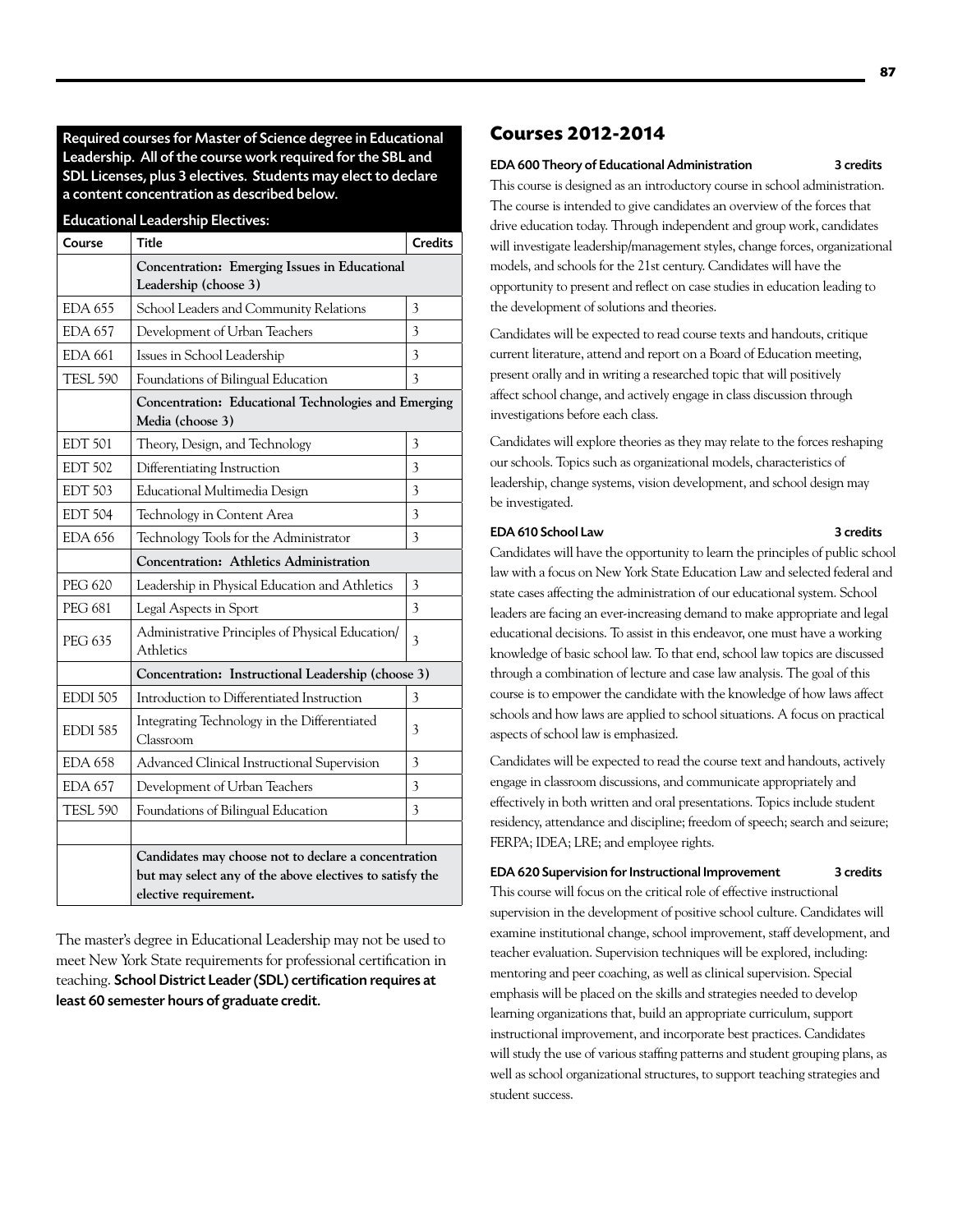**Required courses for Master of Science degree in Educational Leadership. All of the course work required for the SBL and SDL Licenses, plus 3 electives. Students may elect to declare a content concentration as described below.**

**Educational Leadership Electives:**

| Course | Title | Credits |
|---|---|---|
| | **Concentration: Emerging Issues in Educational Leadership (choose 3)** | |
| EDA 655 | School Leaders and Community Relations | 3 |
| EDA 657 | Development of Urban Teachers | 3 |
| EDA 661 | Issues in School Leadership | 3 |
| TESL 590 | Foundations of Bilingual Education | 3 |
| | **Concentration: Educational Technologies and Emerging Media (choose 3)** | |
| EDT 501 | Theory, Design, and Technology | 3 |
| EDT 502 | Differentiating Instruction | 3 |
| EDT 503 | Educational Multimedia Design | 3 |
| EDT 504 | Technology in Content Area | 3 |
| EDA 656 | Technology Tools for the Administrator | 3 |
| | **Concentration: Athletics Administration** | |
| PEG 620 | Leadership in Physical Education and Athletics | 3 |
| PEG 681 | Legal Aspects in Sport | 3 |
| PEG 635 | Administrative Principles of Physical Education/ Athletics | 3 |
| | **Concentration: Instructional Leadership (choose 3)** | |
| EDDI 505 | Introduction to Differentiated Instruction | 3 |
| EDDI 585 | Integrating Technology in the Differentiated Classroom | 3 |
| EDA 658 | Advanced Clinical Instructional Supervision | 3 |
| EDA 657 | Development of Urban Teachers | 3 |
| TESL 590 | Foundations of Bilingual Education | 3 |
| | | |
| | **Candidates may choose not to declare a concentration but may select any of the above electives to satisfy the elective requirement.** | |

The master's degree in Educational Leadership may not be used to meet New York State requirements for professional certification in teaching. **School District Leader (SDL) certification requires at least 60 semester hours of graduate credit.**

## Courses 2012-2014

**EDA 600 Theory of Educational Administration — 3 credits**

This course is designed as an introductory course in school administration. The course is intended to give candidates an overview of the forces that drive education today. Through independent and group work, candidates will investigate leadership/management styles, change forces, organizational models, and schools for the 21st century. Candidates will have the opportunity to present and reflect on case studies in education leading to the development of solutions and theories.

Candidates will be expected to read course texts and handouts, critique current literature, attend and report on a Board of Education meeting, present orally and in writing a researched topic that will positively affect school change, and actively engage in class discussion through investigations before each class.

Candidates will explore theories as they may relate to the forces reshaping our schools. Topics such as organizational models, characteristics of leadership, change systems, vision development, and school design may be investigated.

**EDA 610 School Law — 3 credits**

Candidates will have the opportunity to learn the principles of public school law with a focus on New York State Education Law and selected federal and state cases affecting the administration of our educational system. School leaders are facing an ever-increasing demand to make appropriate and legal educational decisions. To assist in this endeavor, one must have a working knowledge of basic school law. To that end, school law topics are discussed through a combination of lecture and case law analysis. The goal of this course is to empower the candidate with the knowledge of how laws affect schools and how laws are applied to school situations. A focus on practical aspects of school law is emphasized.

Candidates will be expected to read the course text and handouts, actively engage in classroom discussions, and communicate appropriately and effectively in both written and oral presentations. Topics include student residency, attendance and discipline; freedom of speech; search and seizure; FERPA; IDEA; LRE; and employee rights.

**EDA 620 Supervision for Instructional Improvement — 3 credits**

This course will focus on the critical role of effective instructional supervision in the development of positive school culture. Candidates will examine institutional change, school improvement, staff development, and teacher evaluation. Supervision techniques will be explored, including: mentoring and peer coaching, as well as clinical supervision. Special emphasis will be placed on the skills and strategies needed to develop learning organizations that, build an appropriate curriculum, support instructional improvement, and incorporate best practices. Candidates will study the use of various staffing patterns and student grouping plans, as well as school organizational structures, to support teaching strategies and student success.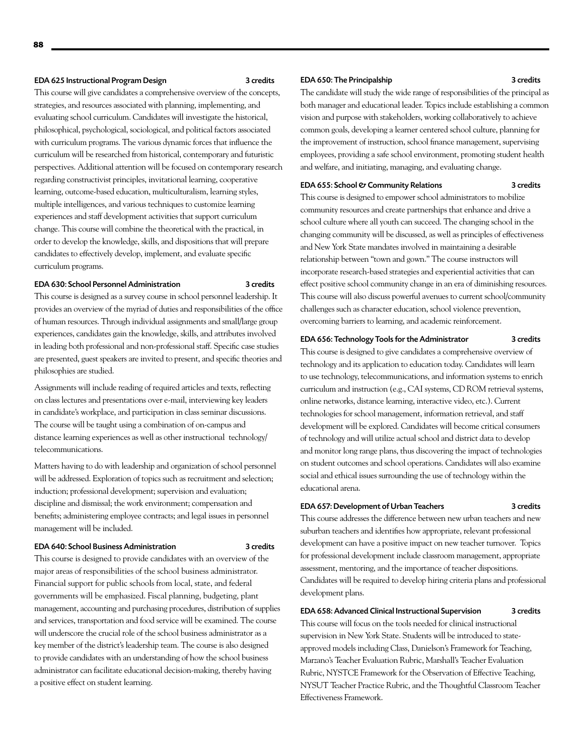#### EDA 625 Instructional Program Design — 3 credits

This course will give candidates a comprehensive overview of the concepts, strategies, and resources associated with planning, implementing, and evaluating school curriculum. Candidates will investigate the historical, philosophical, psychological, sociological, and political factors associated with curriculum programs. The various dynamic forces that influence the curriculum will be researched from historical, contemporary and futuristic perspectives. Additional attention will be focused on contemporary research regarding constructivist principles, invitational learning, cooperative learning, outcome-based education, multiculturalism, learning styles, multiple intelligences, and various techniques to customize learning experiences and staff development activities that support curriculum change. This course will combine the theoretical with the practical, in order to develop the knowledge, skills, and dispositions that will prepare candidates to effectively develop, implement, and evaluate specific curriculum programs.

#### EDA 630: School Personnel Administration — 3 credits

This course is designed as a survey course in school personnel leadership. It provides an overview of the myriad of duties and responsibilities of the office of human resources. Through individual assignments and small/large group experiences, candidates gain the knowledge, skills, and attributes involved in leading both professional and non-professional staff. Specific case studies are presented, guest speakers are invited to present, and specific theories and philosophies are studied.

Assignments will include reading of required articles and texts, reflecting on class lectures and presentations over e-mail, interviewing key leaders in candidate's workplace, and participation in class seminar discussions. The course will be taught using a combination of on-campus and distance learning experiences as well as other instructional technology/ telecommunications.

Matters having to do with leadership and organization of school personnel will be addressed. Exploration of topics such as recruitment and selection; induction; professional development; supervision and evaluation; discipline and dismissal; the work environment; compensation and benefits; administering employee contracts; and legal issues in personnel management will be included.

#### EDA 640: School Business Administration — 3 credits

This course is designed to provide candidates with an overview of the major areas of responsibilities of the school business administrator. Financial support for public schools from local, state, and federal governments will be emphasized. Fiscal planning, budgeting, plant management, accounting and purchasing procedures, distribution of supplies and services, transportation and food service will be examined. The course will underscore the crucial role of the school business administrator as a key member of the district's leadership team. The course is also designed to provide candidates with an understanding of how the school business administrator can facilitate educational decision-making, thereby having a positive effect on student learning.

#### EDA 650: The Principalship — 3 credits

The candidate will study the wide range of responsibilities of the principal as both manager and educational leader. Topics include establishing a common vision and purpose with stakeholders, working collaboratively to achieve common goals, developing a learner centered school culture, planning for the improvement of instruction, school finance management, supervising employees, providing a safe school environment, promoting student health and welfare, and initiating, managing, and evaluating change.

#### EDA 655: School & Community Relations — 3 credits

This course is designed to empower school administrators to mobilize community resources and create partnerships that enhance and drive a school culture where all youth can succeed. The changing school in the changing community will be discussed, as well as principles of effectiveness and New York State mandates involved in maintaining a desirable relationship between "town and gown." The course instructors will incorporate research-based strategies and experiential activities that can effect positive school community change in an era of diminishing resources. This course will also discuss powerful avenues to current school/community challenges such as character education, school violence prevention, overcoming barriers to learning, and academic reinforcement.

#### EDA 656: Technology Tools for the Administrator — 3 credits

This course is designed to give candidates a comprehensive overview of technology and its application to education today. Candidates will learn to use technology, telecommunications, and information systems to enrich curriculum and instruction (e.g., CAI systems, CD ROM retrieval systems, online networks, distance learning, interactive video, etc.). Current technologies for school management, information retrieval, and staff development will be explored. Candidates will become critical consumers of technology and will utilize actual school and district data to develop and monitor long range plans, thus discovering the impact of technologies on student outcomes and school operations. Candidates will also examine social and ethical issues surrounding the use of technology within the educational arena.

#### EDA 657: Development of Urban Teachers — 3 credits

This course addresses the difference between new urban teachers and new suburban teachers and identifies how appropriate, relevant professional development can have a positive impact on new teacher turnover. Topics for professional development include classroom management, appropriate assessment, mentoring, and the importance of teacher dispositions. Candidates will be required to develop hiring criteria plans and professional development plans.

#### EDA 658: Advanced Clinical Instructional Supervision — 3 credits

This course will focus on the tools needed for clinical instructional supervision in New York State. Students will be introduced to state-approved models including Class, Danielson's Framework for Teaching, Marzano's Teacher Evaluation Rubric, Marshall's Teacher Evaluation Rubric, NYSTCE Framework for the Observation of Effective Teaching, NYSUT Teacher Practice Rubric, and the Thoughtful Classroom Teacher Effectiveness Framework.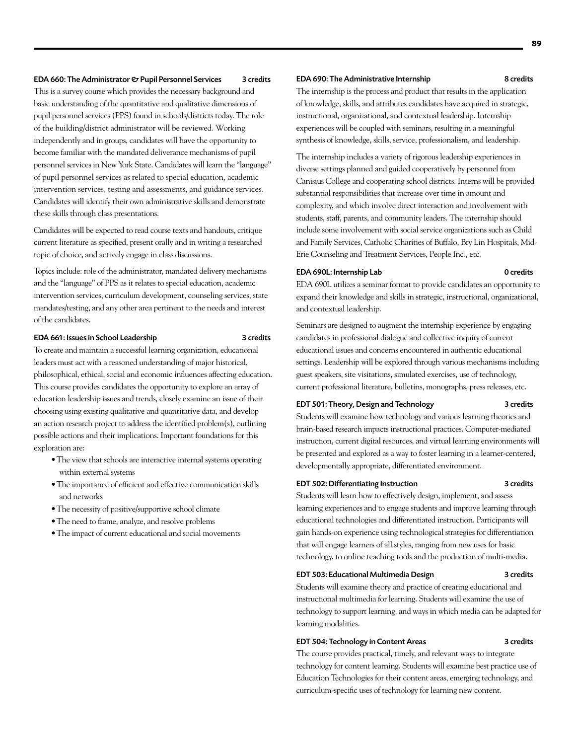### EDA 660: The Administrator & Pupil Personnel Services — 3 credits

This is a survey course which provides the necessary background and basic understanding of the quantitative and qualitative dimensions of pupil personnel services (PPS) found in schools/districts today. The role of the building/district administrator will be reviewed. Working independently and in groups, candidates will have the opportunity to become familiar with the mandated deliverance mechanisms of pupil personnel services in New York State. Candidates will learn the "language" of pupil personnel services as related to special education, academic intervention services, testing and assessments, and guidance services. Candidates will identify their own administrative skills and demonstrate these skills through class presentations.

Candidates will be expected to read course texts and handouts, critique current literature as specified, present orally and in writing a researched topic of choice, and actively engage in class discussions.

Topics include: role of the administrator, mandated delivery mechanisms and the "language" of PPS as it relates to special education, academic intervention services, curriculum development, counseling services, state mandates/testing, and any other area pertinent to the needs and interest of the candidates.

### EDA 661: Issues in School Leadership — 3 credits

To create and maintain a successful learning organization, educational leaders must act with a reasoned understanding of major historical, philosophical, ethical, social and economic influences affecting education. This course provides candidates the opportunity to explore an array of education leadership issues and trends, closely examine an issue of their choosing using existing qualitative and quantitative data, and develop an action research project to address the identified problem(s), outlining possible actions and their implications. Important foundations for this exploration are:

- The view that schools are interactive internal systems operating within external systems
- The importance of efficient and effective communication skills and networks
- The necessity of positive/supportive school climate
- The need to frame, analyze, and resolve problems
- The impact of current educational and social movements

### EDA 690: The Administrative Internship — 8 credits

The internship is the process and product that results in the application of knowledge, skills, and attributes candidates have acquired in strategic, instructional, organizational, and contextual leadership. Internship experiences will be coupled with seminars, resulting in a meaningful synthesis of knowledge, skills, service, professionalism, and leadership.

The internship includes a variety of rigorous leadership experiences in diverse settings planned and guided cooperatively by personnel from Canisius College and cooperating school districts. Interns will be provided substantial responsibilities that increase over time in amount and complexity, and which involve direct interaction and involvement with students, staff, parents, and community leaders. The internship should include some involvement with social service organizations such as Child and Family Services, Catholic Charities of Buffalo, Bry Lin Hospitals, Mid-Erie Counseling and Treatment Services, People Inc., etc.

### EDA 690L: Internship Lab — 0 credits

EDA 690L utilizes a seminar format to provide candidates an opportunity to expand their knowledge and skills in strategic, instructional, organizational, and contextual leadership.

Seminars are designed to augment the internship experience by engaging candidates in professional dialogue and collective inquiry of current educational issues and concerns encountered in authentic educational settings. Leadership will be explored through various mechanisms including guest speakers, site visitations, simulated exercises, use of technology, current professional literature, bulletins, monographs, press releases, etc.

### EDT 501: Theory, Design and Technology — 3 credits

Students will examine how technology and various learning theories and brain-based research impacts instructional practices. Computer-mediated instruction, current digital resources, and virtual learning environments will be presented and explored as a way to foster learning in a learner-centered, developmentally appropriate, differentiated environment.

### EDT 502: Differentiating Instruction — 3 credits

Students will learn how to effectively design, implement, and assess learning experiences and to engage students and improve learning through educational technologies and differentiated instruction. Participants will gain hands-on experience using technological strategies for differentiation that will engage learners of all styles, ranging from new uses for basic technology, to online teaching tools and the production of multi-media.

### EDT 503: Educational Multimedia Design — 3 credits

Students will examine theory and practice of creating educational and instructional multimedia for learning. Students will examine the use of technology to support learning, and ways in which media can be adapted for learning modalities.

### EDT 504: Technology in Content Areas — 3 credits

The course provides practical, timely, and relevant ways to integrate technology for content learning. Students will examine best practice use of Education Technologies for their content areas, emerging technology, and curriculum-specific uses of technology for learning new content.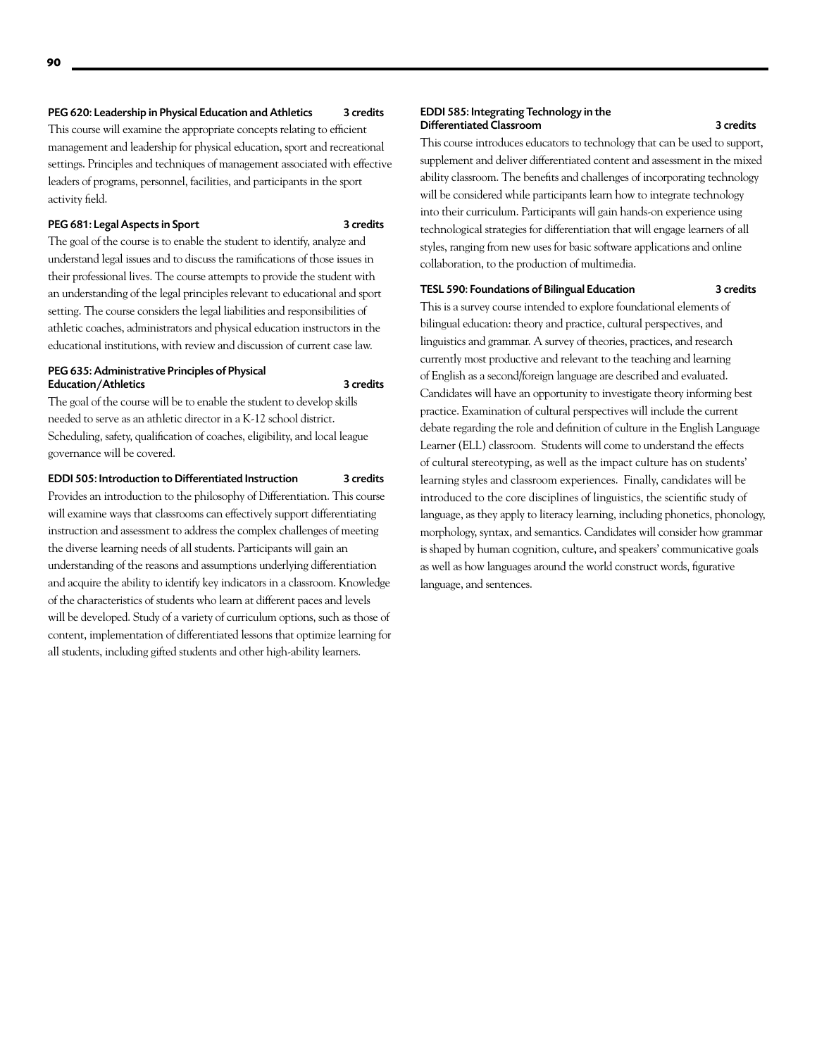**PEG 620: Leadership in Physical Education and Athletics** **3 credits**

This course will examine the appropriate concepts relating to efficient management and leadership for physical education, sport and recreational settings. Principles and techniques of management associated with effective leaders of programs, personnel, facilities, and participants in the sport activity field.

**PEG 681: Legal Aspects in Sport** **3 credits**

The goal of the course is to enable the student to identify, analyze and understand legal issues and to discuss the ramifications of those issues in their professional lives. The course attempts to provide the student with an understanding of the legal principles relevant to educational and sport setting. The course considers the legal liabilities and responsibilities of athletic coaches, administrators and physical education instructors in the educational institutions, with review and discussion of current case law.

**PEG 635: Administrative Principles of Physical Education/Athletics** **3 credits**

The goal of the course will be to enable the student to develop skills needed to serve as an athletic director in a K-12 school district. Scheduling, safety, qualification of coaches, eligibility, and local league governance will be covered.

**EDDI 505: Introduction to Differentiated Instruction** **3 credits**

Provides an introduction to the philosophy of Differentiation. This course will examine ways that classrooms can effectively support differentiating instruction and assessment to address the complex challenges of meeting the diverse learning needs of all students. Participants will gain an understanding of the reasons and assumptions underlying differentiation and acquire the ability to identify key indicators in a classroom. Knowledge of the characteristics of students who learn at different paces and levels will be developed. Study of a variety of curriculum options, such as those of content, implementation of differentiated lessons that optimize learning for all students, including gifted students and other high-ability learners.

**EDDI 585: Integrating Technology in the Differentiated Classroom** **3 credits**

This course introduces educators to technology that can be used to support, supplement and deliver differentiated content and assessment in the mixed ability classroom. The benefits and challenges of incorporating technology will be considered while participants learn how to integrate technology into their curriculum. Participants will gain hands-on experience using technological strategies for differentiation that will engage learners of all styles, ranging from new uses for basic software applications and online collaboration, to the production of multimedia.

**TESL 590: Foundations of Bilingual Education** **3 credits**

This is a survey course intended to explore foundational elements of bilingual education: theory and practice, cultural perspectives, and linguistics and grammar. A survey of theories, practices, and research currently most productive and relevant to the teaching and learning of English as a second/foreign language are described and evaluated. Candidates will have an opportunity to investigate theory informing best practice. Examination of cultural perspectives will include the current debate regarding the role and definition of culture in the English Language Learner (ELL) classroom. Students will come to understand the effects of cultural stereotyping, as well as the impact culture has on students' learning styles and classroom experiences. Finally, candidates will be introduced to the core disciplines of linguistics, the scientific study of language, as they apply to literacy learning, including phonetics, phonology, morphology, syntax, and semantics. Candidates will consider how grammar is shaped by human cognition, culture, and speakers' communicative goals as well as how languages around the world construct words, figurative language, and sentences.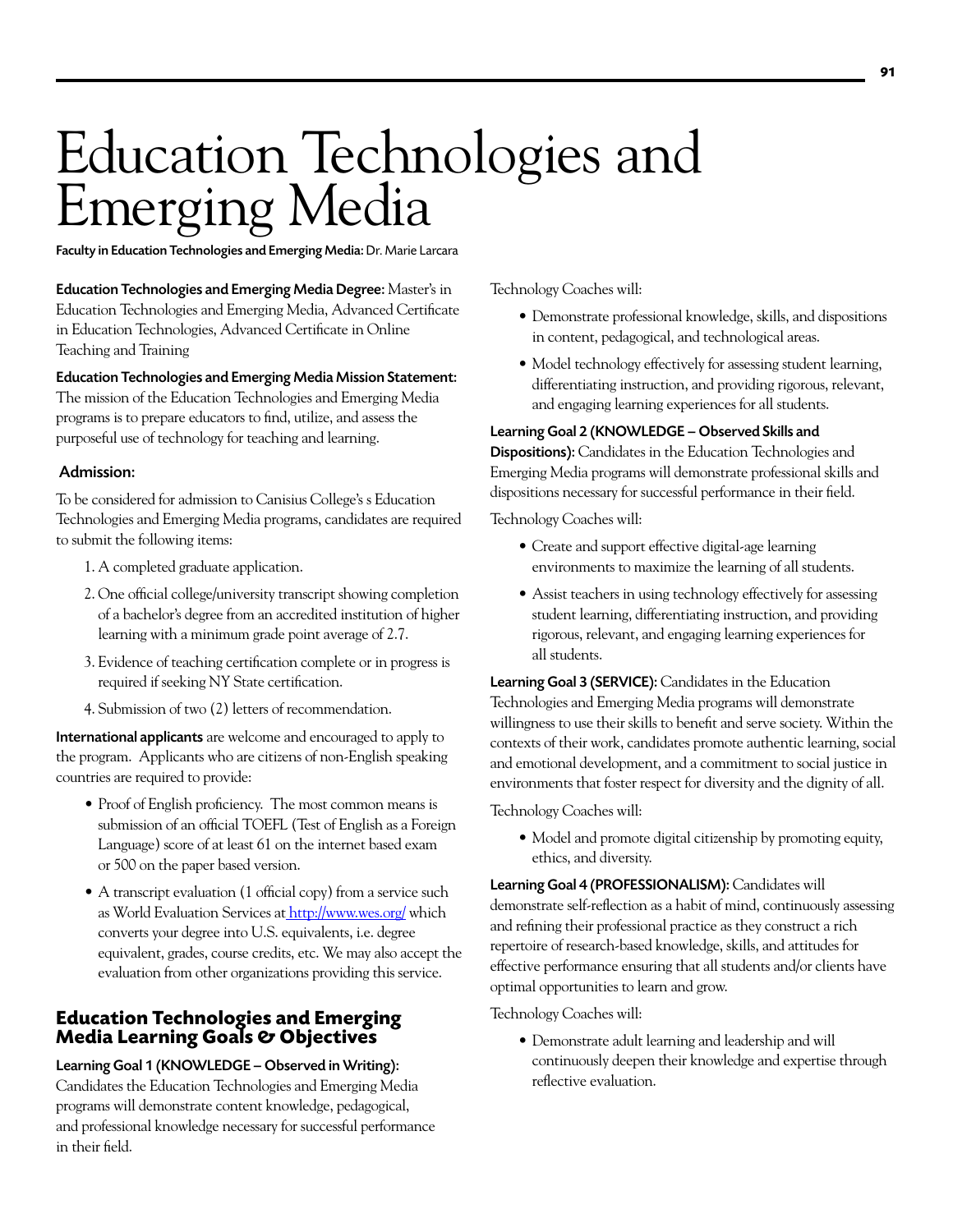# Education Technologies and Emerging Media

**Faculty in Education Technologies and Emerging Media:** Dr. Marie Larcara

**Education Technologies and Emerging Media Degree:** Master's in Education Technologies and Emerging Media, Advanced Certificate in Education Technologies, Advanced Certificate in Online Teaching and Training

**Education Technologies and Emerging Media Mission Statement:** The mission of the Education Technologies and Emerging Media programs is to prepare educators to find, utilize, and assess the purposeful use of technology for teaching and learning.

### Admission:

To be considered for admission to Canisius College's s Education Technologies and Emerging Media programs, candidates are required to submit the following items:

1. A completed graduate application.
2. One official college/university transcript showing completion of a bachelor's degree from an accredited institution of higher learning with a minimum grade point average of 2.7.
3. Evidence of teaching certification complete or in progress is required if seeking NY State certification.
4. Submission of two (2) letters of recommendation.

**International applicants** are welcome and encouraged to apply to the program. Applicants who are citizens of non-English speaking countries are required to provide:

- Proof of English proficiency. The most common means is submission of an official TOEFL (Test of English as a Foreign Language) score of at least 61 on the internet based exam or 500 on the paper based version.
- A transcript evaluation (1 official copy) from a service such as World Evaluation Services at http://www.wes.org/ which converts your degree into U.S. equivalents, i.e. degree equivalent, grades, course credits, etc. We may also accept the evaluation from other organizations providing this service.

## Education Technologies and Emerging Media Learning Goals & Objectives

**Learning Goal 1 (KNOWLEDGE – Observed in Writing):** Candidates the Education Technologies and Emerging Media programs will demonstrate content knowledge, pedagogical, and professional knowledge necessary for successful performance in their field.

Technology Coaches will:

- Demonstrate professional knowledge, skills, and dispositions in content, pedagogical, and technological areas.
- Model technology effectively for assessing student learning, differentiating instruction, and providing rigorous, relevant, and engaging learning experiences for all students.

**Learning Goal 2 (KNOWLEDGE – Observed Skills and Dispositions):** Candidates in the Education Technologies and Emerging Media programs will demonstrate professional skills and dispositions necessary for successful performance in their field.

Technology Coaches will:

- Create and support effective digital-age learning environments to maximize the learning of all students.
- Assist teachers in using technology effectively for assessing student learning, differentiating instruction, and providing rigorous, relevant, and engaging learning experiences for all students.

**Learning Goal 3 (SERVICE):** Candidates in the Education Technologies and Emerging Media programs will demonstrate willingness to use their skills to benefit and serve society. Within the contexts of their work, candidates promote authentic learning, social and emotional development, and a commitment to social justice in environments that foster respect for diversity and the dignity of all.

Technology Coaches will:

- Model and promote digital citizenship by promoting equity, ethics, and diversity.

**Learning Goal 4 (PROFESSIONALISM):** Candidates will demonstrate self-reflection as a habit of mind, continuously assessing and refining their professional practice as they construct a rich repertoire of research-based knowledge, skills, and attitudes for effective performance ensuring that all students and/or clients have optimal opportunities to learn and grow.

Technology Coaches will:

- Demonstrate adult learning and leadership and will continuously deepen their knowledge and expertise through reflective evaluation.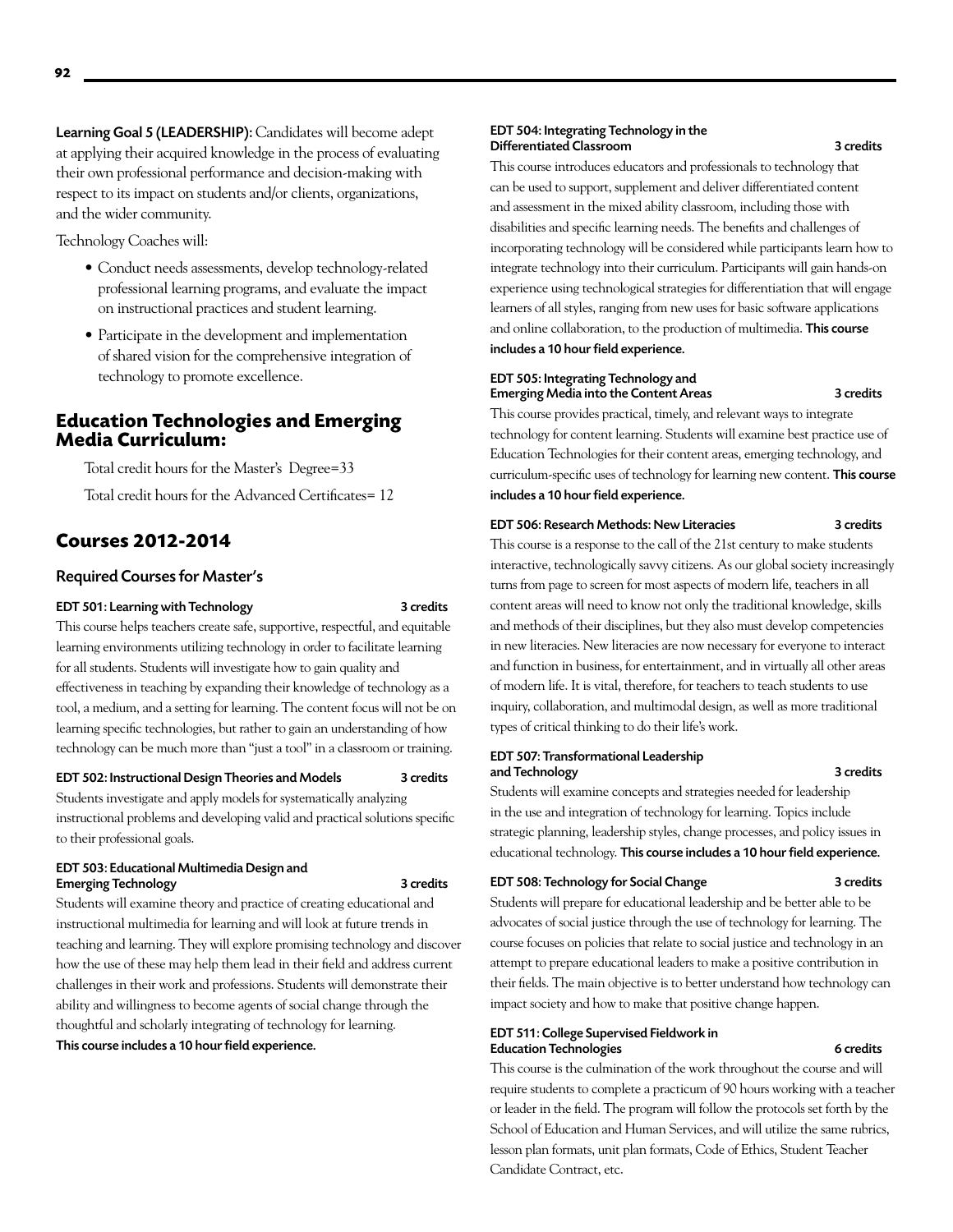**Learning Goal 5 (LEADERSHIP):** Candidates will become adept at applying their acquired knowledge in the process of evaluating their own professional performance and decision-making with respect to its impact on students and/or clients, organizations, and the wider community.

Technology Coaches will:

- Conduct needs assessments, develop technology-related professional learning programs, and evaluate the impact on instructional practices and student learning.
- Participate in the development and implementation of shared vision for the comprehensive integration of technology to promote excellence.

## Education Technologies and Emerging Media Curriculum:

Total credit hours for the Master's Degree=33

Total credit hours for the Advanced Certificates= 12

## Courses 2012-2014

### Required Courses for Master's

**EDT 501: Learning with Technology** — **3 credits**

This course helps teachers create safe, supportive, respectful, and equitable learning environments utilizing technology in order to facilitate learning for all students. Students will investigate how to gain quality and effectiveness in teaching by expanding their knowledge of technology as a tool, a medium, and a setting for learning. The content focus will not be on learning specific technologies, but rather to gain an understanding of how technology can be much more than "just a tool" in a classroom or training.

**EDT 502: Instructional Design Theories and Models** — **3 credits**

Students investigate and apply models for systematically analyzing instructional problems and developing valid and practical solutions specific to their professional goals.

**EDT 503: Educational Multimedia Design and Emerging Technology** — **3 credits**

Students will examine theory and practice of creating educational and instructional multimedia for learning and will look at future trends in teaching and learning. They will explore promising technology and discover how the use of these may help them lead in their field and address current challenges in their work and professions. Students will demonstrate their ability and willingness to become agents of social change through the thoughtful and scholarly integrating of technology for learning. **This course includes a 10 hour field experience.**

**EDT 504: Integrating Technology in the Differentiated Classroom** — **3 credits**

This course introduces educators and professionals to technology that can be used to support, supplement and deliver differentiated content and assessment in the mixed ability classroom, including those with disabilities and specific learning needs. The benefits and challenges of incorporating technology will be considered while participants learn how to integrate technology into their curriculum. Participants will gain hands-on experience using technological strategies for differentiation that will engage learners of all styles, ranging from new uses for basic software applications and online collaboration, to the production of multimedia. **This course includes a 10 hour field experience.**

**EDT 505: Integrating Technology and Emerging Media into the Content Areas** — **3 credits**

This course provides practical, timely, and relevant ways to integrate technology for content learning. Students will examine best practice use of Education Technologies for their content areas, emerging technology, and curriculum-specific uses of technology for learning new content. **This course includes a 10 hour field experience.**

**EDT 506: Research Methods: New Literacies** — **3 credits**

This course is a response to the call of the 21st century to make students interactive, technologically savvy citizens. As our global society increasingly turns from page to screen for most aspects of modern life, teachers in all content areas will need to know not only the traditional knowledge, skills and methods of their disciplines, but they also must develop competencies in new literacies. New literacies are now necessary for everyone to interact and function in business, for entertainment, and in virtually all other areas of modern life. It is vital, therefore, for teachers to teach students to use inquiry, collaboration, and multimodal design, as well as more traditional types of critical thinking to do their life's work.

**EDT 507: Transformational Leadership and Technology** — **3 credits**

Students will examine concepts and strategies needed for leadership in the use and integration of technology for learning. Topics include strategic planning, leadership styles, change processes, and policy issues in educational technology. **This course includes a 10 hour field experience.**

**EDT 508: Technology for Social Change** — **3 credits**

Students will prepare for educational leadership and be better able to be advocates of social justice through the use of technology for learning. The course focuses on policies that relate to social justice and technology in an attempt to prepare educational leaders to make a positive contribution in their fields. The main objective is to better understand how technology can impact society and how to make that positive change happen.

**EDT 511: College Supervised Fieldwork in Education Technologies** — **6 credits**

This course is the culmination of the work throughout the course and will require students to complete a practicum of 90 hours working with a teacher or leader in the field. The program will follow the protocols set forth by the School of Education and Human Services, and will utilize the same rubrics, lesson plan formats, unit plan formats, Code of Ethics, Student Teacher Candidate Contract, etc.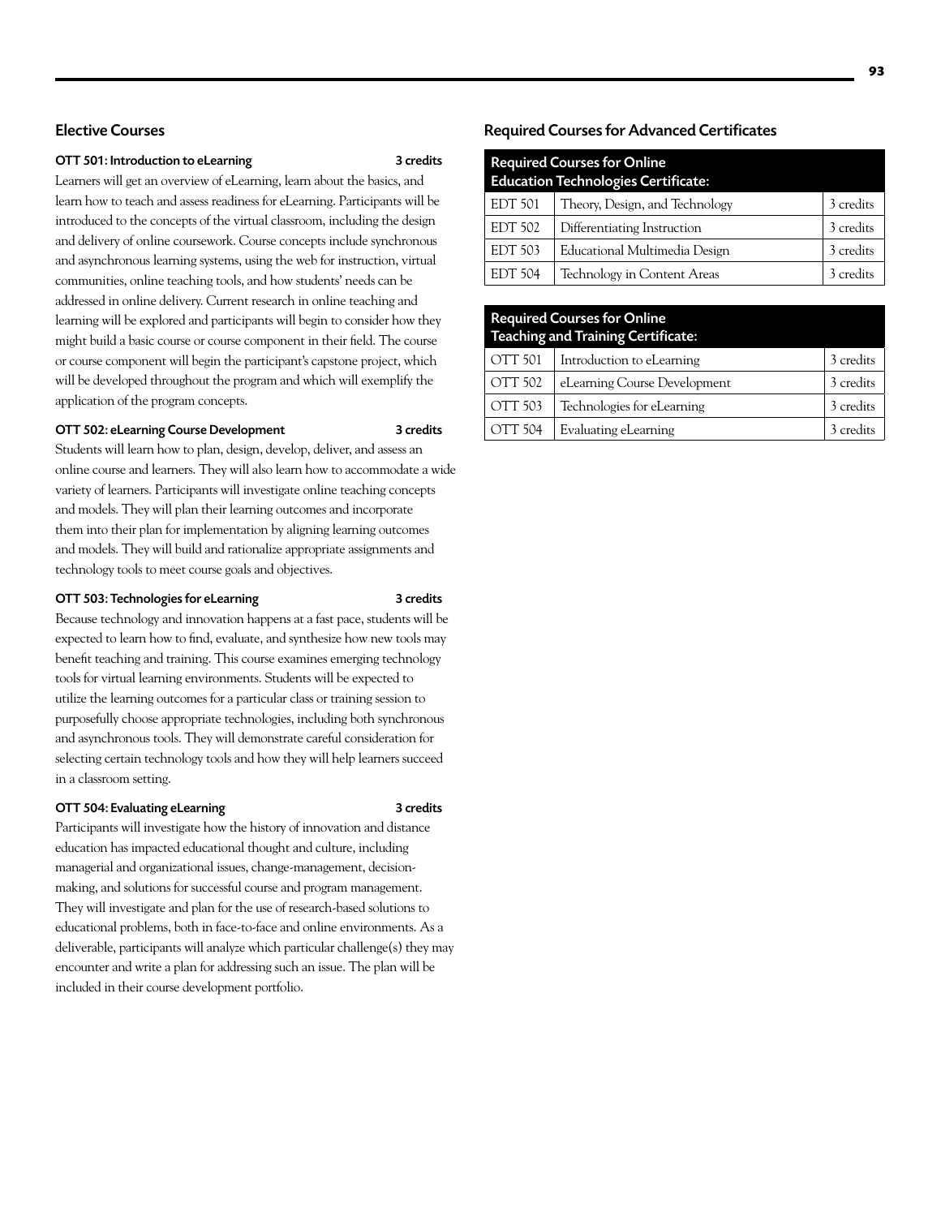## Elective Courses

### OTT 501: Introduction to eLearning — 3 credits

Learners will get an overview of eLearning, learn about the basics, and learn how to teach and assess readiness for eLearning. Participants will be introduced to the concepts of the virtual classroom, including the design and delivery of online coursework. Course concepts include synchronous and asynchronous learning systems, using the web for instruction, virtual communities, online teaching tools, and how students' needs can be addressed in online delivery. Current research in online teaching and learning will be explored and participants will begin to consider how they might build a basic course or course component in their field. The course or course component will begin the participant's capstone project, which will be developed throughout the program and which will exemplify the application of the program concepts.

### OTT 502: eLearning Course Development — 3 credits

Students will learn how to plan, design, develop, deliver, and assess an online course and learners. They will also learn how to accommodate a wide variety of learners. Participants will investigate online teaching concepts and models. They will plan their learning outcomes and incorporate them into their plan for implementation by aligning learning outcomes and models. They will build and rationalize appropriate assignments and technology tools to meet course goals and objectives.

### OTT 503: Technologies for eLearning — 3 credits

Because technology and innovation happens at a fast pace, students will be expected to learn how to find, evaluate, and synthesize how new tools may benefit teaching and training. This course examines emerging technology tools for virtual learning environments. Students will be expected to utilize the learning outcomes for a particular class or training session to purposefully choose appropriate technologies, including both synchronous and asynchronous tools. They will demonstrate careful consideration for selecting certain technology tools and how they will help learners succeed in a classroom setting.

### OTT 504: Evaluating eLearning — 3 credits

Participants will investigate how the history of innovation and distance education has impacted educational thought and culture, including managerial and organizational issues, change-management, decision-making, and solutions for successful course and program management. They will investigate and plan for the use of research-based solutions to educational problems, both in face-to-face and online environments. As a deliverable, participants will analyze which particular challenge(s) they may encounter and write a plan for addressing such an issue. The plan will be included in their course development portfolio.

## Required Courses for Advanced Certificates

| Required Courses for Online Education Technologies Certificate: | | |
|---|---|---|
| EDT 501 | Theory, Design, and Technology | 3 credits |
| EDT 502 | Differentiating Instruction | 3 credits |
| EDT 503 | Educational Multimedia Design | 3 credits |
| EDT 504 | Technology in Content Areas | 3 credits |

| Required Courses for Online Teaching and Training Certificate: | | |
|---|---|---|
| OTT 501 | Introduction to eLearning | 3 credits |
| OTT 502 | eLearning Course Development | 3 credits |
| OTT 503 | Technologies for eLearning | 3 credits |
| OTT 504 | Evaluating eLearning | 3 credits |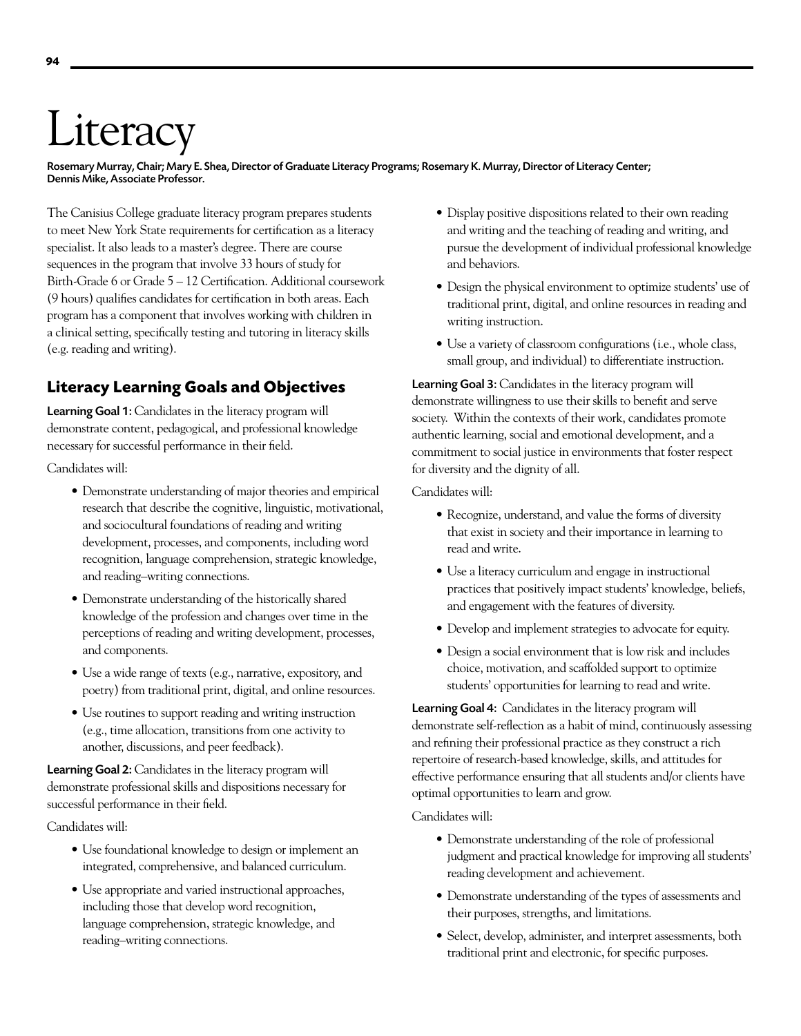# Literacy

**Rosemary Murray, Chair; Mary E. Shea, Director of Graduate Literacy Programs; Rosemary K. Murray, Director of Literacy Center; Dennis Mike, Associate Professor.**

The Canisius College graduate literacy program prepares students to meet New York State requirements for certification as a literacy specialist. It also leads to a master's degree. There are course sequences in the program that involve 33 hours of study for Birth-Grade 6 or Grade 5 – 12 Certification. Additional coursework (9 hours) qualifies candidates for certification in both areas. Each program has a component that involves working with children in a clinical setting, specifically testing and tutoring in literacy skills (e.g. reading and writing).

## Literacy Learning Goals and Objectives

**Learning Goal 1:** Candidates in the literacy program will demonstrate content, pedagogical, and professional knowledge necessary for successful performance in their field.

Candidates will:

- Demonstrate understanding of major theories and empirical research that describe the cognitive, linguistic, motivational, and sociocultural foundations of reading and writing development, processes, and components, including word recognition, language comprehension, strategic knowledge, and reading–writing connections.
- Demonstrate understanding of the historically shared knowledge of the profession and changes over time in the perceptions of reading and writing development, processes, and components.
- Use a wide range of texts (e.g., narrative, expository, and poetry) from traditional print, digital, and online resources.
- Use routines to support reading and writing instruction (e.g., time allocation, transitions from one activity to another, discussions, and peer feedback).

**Learning Goal 2:** Candidates in the literacy program will demonstrate professional skills and dispositions necessary for successful performance in their field.

Candidates will:

- Use foundational knowledge to design or implement an integrated, comprehensive, and balanced curriculum.
- Use appropriate and varied instructional approaches, including those that develop word recognition, language comprehension, strategic knowledge, and reading–writing connections.
- Display positive dispositions related to their own reading and writing and the teaching of reading and writing, and pursue the development of individual professional knowledge and behaviors.
- Design the physical environment to optimize students' use of traditional print, digital, and online resources in reading and writing instruction.
- Use a variety of classroom configurations (i.e., whole class, small group, and individual) to differentiate instruction.

**Learning Goal 3:** Candidates in the literacy program will demonstrate willingness to use their skills to benefit and serve society. Within the contexts of their work, candidates promote authentic learning, social and emotional development, and a commitment to social justice in environments that foster respect for diversity and the dignity of all.

Candidates will:

- Recognize, understand, and value the forms of diversity that exist in society and their importance in learning to read and write.
- Use a literacy curriculum and engage in instructional practices that positively impact students' knowledge, beliefs, and engagement with the features of diversity.
- Develop and implement strategies to advocate for equity.
- Design a social environment that is low risk and includes choice, motivation, and scaffolded support to optimize students' opportunities for learning to read and write.

**Learning Goal 4:** Candidates in the literacy program will demonstrate self-reflection as a habit of mind, continuously assessing and refining their professional practice as they construct a rich repertoire of research-based knowledge, skills, and attitudes for effective performance ensuring that all students and/or clients have optimal opportunities to learn and grow.

Candidates will:

- Demonstrate understanding of the role of professional judgment and practical knowledge for improving all students' reading development and achievement.
- Demonstrate understanding of the types of assessments and their purposes, strengths, and limitations.
- Select, develop, administer, and interpret assessments, both traditional print and electronic, for specific purposes.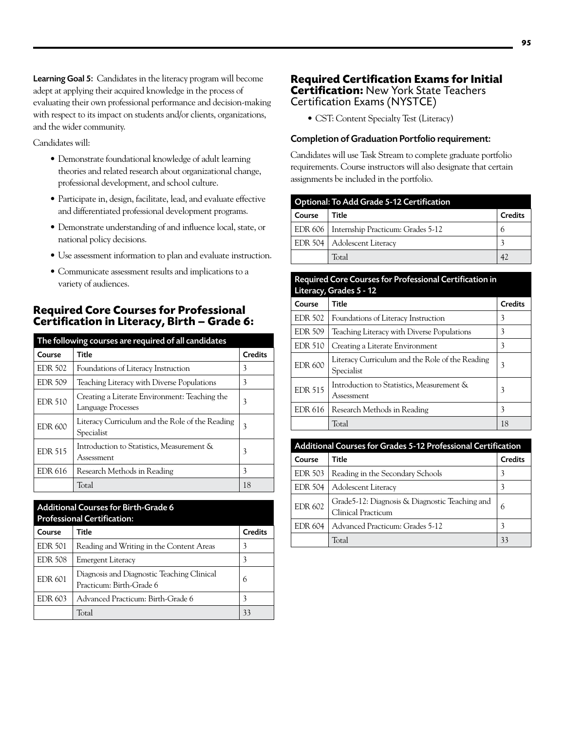**Learning Goal 5:** Candidates in the literacy program will become adept at applying their acquired knowledge in the process of evaluating their own professional performance and decision-making with respect to its impact on students and/or clients, organizations, and the wider community.

Candidates will:

- Demonstrate foundational knowledge of adult learning theories and related research about organizational change, professional development, and school culture.
- Participate in, design, facilitate, lead, and evaluate effective and differentiated professional development programs.
- Demonstrate understanding of and influence local, state, or national policy decisions.
- Use assessment information to plan and evaluate instruction.
- Communicate assessment results and implications to a variety of audiences.

## Required Core Courses for Professional Certification in Literacy, Birth – Grade 6:

| The following courses are required of all candidates | | |
|---|---|---|
| **Course** | **Title** | **Credits** |
| EDR 502 | Foundations of Literacy Instruction | 3 |
| EDR 509 | Teaching Literacy with Diverse Populations | 3 |
| EDR 510 | Creating a Literate Environment: Teaching the Language Processes | 3 |
| EDR 600 | Literacy Curriculum and the Role of the Reading Specialist | 3 |
| EDR 515 | Introduction to Statistics, Measurement & Assessment | 3 |
| EDR 616 | Research Methods in Reading | 3 |
| | Total | 18 |

| Additional Courses for Birth-Grade 6 Professional Certification: | | |
|---|---|---|
| **Course** | **Title** | **Credits** |
| EDR 501 | Reading and Writing in the Content Areas | 3 |
| EDR 508 | Emergent Literacy | 3 |
| EDR 601 | Diagnosis and Diagnostic Teaching Clinical Practicum: Birth-Grade 6 | 6 |
| EDR 603 | Advanced Practicum: Birth-Grade 6 | 3 |
| | Total | 33 |

## Required Certification Exams for Initial Certification: New York State Teachers Certification Exams (NYSTCE)

- CST: Content Specialty Test (Literacy)

### Completion of Graduation Portfolio requirement:

Candidates will use Task Stream to complete graduate portfolio requirements. Course instructors will also designate that certain assignments be included in the portfolio.

| Optional: To Add Grade 5-12 Certification | | |
|---|---|---|
| **Course** | **Title** | **Credits** |
| EDR 606 | Internship Practicum: Grades 5-12 | 6 |
| EDR 504 | Adolescent Literacy | 3 |
| | Total | 42 |

| Required Core Courses for Professional Certification in Literacy, Grades 5 - 12 | | |
|---|---|---|
| **Course** | **Title** | **Credits** |
| EDR 502 | Foundations of Literacy Instruction | 3 |
| EDR 509 | Teaching Literacy with Diverse Populations | 3 |
| EDR 510 | Creating a Literate Environment | 3 |
| EDR 600 | Literacy Curriculum and the Role of the Reading Specialist | 3 |
| EDR 515 | Introduction to Statistics, Measurement & Assessment | 3 |
| EDR 616 | Research Methods in Reading | 3 |
| | Total | 18 |

| Additional Courses for Grades 5-12 Professional Certification | | |
|---|---|---|
| **Course** | **Title** | **Credits** |
| EDR 503 | Reading in the Secondary Schools | 3 |
| EDR 504 | Adolescent Literacy | 3 |
| EDR 602 | Grade5-12: Diagnosis & Diagnostic Teaching and Clinical Practicum | 6 |
| EDR 604 | Advanced Practicum: Grades 5-12 | 3 |
| | Total | 33 |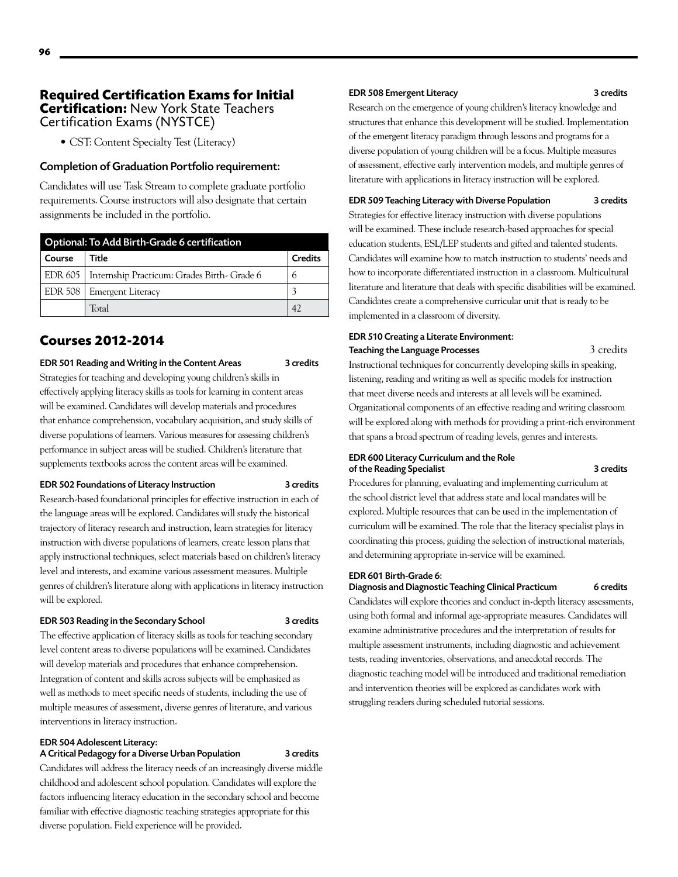## Required Certification Exams for Initial Certification: New York State Teachers Certification Exams (NYSTCE)

- CST: Content Specialty Test (Literacy)

### Completion of Graduation Portfolio requirement:

Candidates will use Task Stream to complete graduate portfolio requirements. Course instructors will also designate that certain assignments be included in the portfolio.

| Optional: To Add Birth-Grade 6 certification | | |
|---|---|---|
| Course | Title | Credits |
| EDR 605 | Internship Practicum: Grades Birth- Grade 6 | 6 |
| EDR 508 | Emergent Literacy | 3 |
| | Total | 42 |

## Courses 2012-2014

**EDR 501 Reading and Writing in the Content Areas** — 3 credits

Strategies for teaching and developing young children's skills in effectively applying literacy skills as tools for learning in content areas will be examined. Candidates will develop materials and procedures that enhance comprehension, vocabulary acquisition, and study skills of diverse populations of learners. Various measures for assessing children's performance in subject areas will be studied. Children's literature that supplements textbooks across the content areas will be examined.

**EDR 502 Foundations of Literacy Instruction** — 3 credits

Research-based foundational principles for effective instruction in each of the language areas will be explored. Candidates will study the historical trajectory of literacy research and instruction, learn strategies for literacy instruction with diverse populations of learners, create lesson plans that apply instructional techniques, select materials based on children's literacy level and interests, and examine various assessment measures. Multiple genres of children's literature along with applications in literacy instruction will be explored.

**EDR 503 Reading in the Secondary School** — 3 credits

The effective application of literacy skills as tools for teaching secondary level content areas to diverse populations will be examined. Candidates will develop materials and procedures that enhance comprehension. Integration of content and skills across subjects will be emphasized as well as methods to meet specific needs of students, including the use of multiple measures of assessment, diverse genres of literature, and various interventions in literacy instruction.

**EDR 504 Adolescent Literacy: A Critical Pedagogy for a Diverse Urban Population** — 3 credits

Candidates will address the literacy needs of an increasingly diverse middle childhood and adolescent school population. Candidates will explore the factors influencing literacy education in the secondary school and become familiar with effective diagnostic teaching strategies appropriate for this diverse population. Field experience will be provided.

**EDR 508 Emergent Literacy** — 3 credits

Research on the emergence of young children's literacy knowledge and structures that enhance this development will be studied. Implementation of the emergent literacy paradigm through lessons and programs for a diverse population of young children will be a focus. Multiple measures of assessment, effective early intervention models, and multiple genres of literature with applications in literacy instruction will be explored.

**EDR 509 Teaching Literacy with Diverse Population** — 3 credits

Strategies for effective literacy instruction with diverse populations will be examined. These include research-based approaches for special education students, ESL/LEP students and gifted and talented students. Candidates will examine how to match instruction to students' needs and how to incorporate differentiated instruction in a classroom. Multicultural literature and literature that deals with specific disabilities will be examined. Candidates create a comprehensive curricular unit that is ready to be implemented in a classroom of diversity.

**EDR 510 Creating a Literate Environment: Teaching the Language Processes** — 3 credits

Instructional techniques for concurrently developing skills in speaking, listening, reading and writing as well as specific models for instruction that meet diverse needs and interests at all levels will be examined. Organizational components of an effective reading and writing classroom will be explored along with methods for providing a print-rich environment that spans a broad spectrum of reading levels, genres and interests.

**EDR 600 Literacy Curriculum and the Role of the Reading Specialist** — 3 credits

Procedures for planning, evaluating and implementing curriculum at the school district level that address state and local mandates will be explored. Multiple resources that can be used in the implementation of curriculum will be examined. The role that the literacy specialist plays in coordinating this process, guiding the selection of instructional materials, and determining appropriate in-service will be examined.

**EDR 601 Birth-Grade 6: Diagnosis and Diagnostic Teaching Clinical Practicum** — 6 credits

Candidates will explore theories and conduct in-depth literacy assessments, using both formal and informal age-appropriate measures. Candidates will examine administrative procedures and the interpretation of results for multiple assessment instruments, including diagnostic and achievement tests, reading inventories, observations, and anecdotal records. The diagnostic teaching model will be introduced and traditional remediation and intervention theories will be explored as candidates work with struggling readers during scheduled tutorial sessions.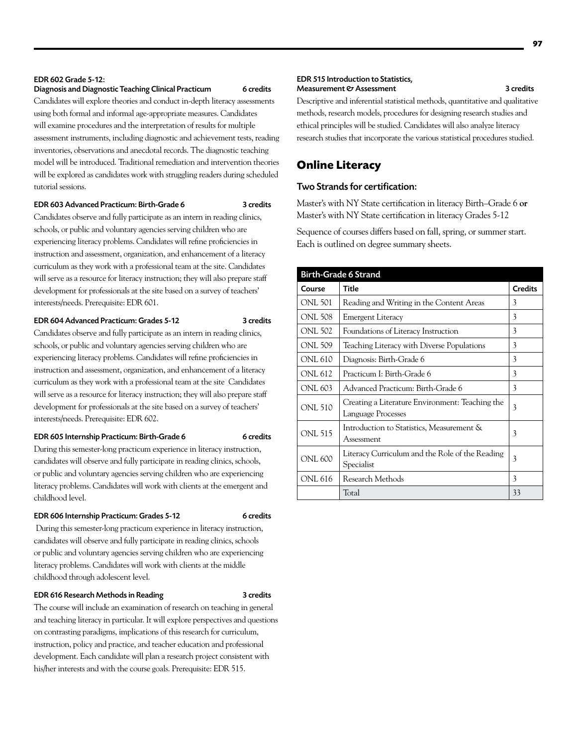#### EDR 602 Grade 5-12: Diagnosis and Diagnostic Teaching Clinical Practicum — 6 credits

Candidates will explore theories and conduct in-depth literacy assessments using both formal and informal age-appropriate measures. Candidates will examine procedures and the interpretation of results for multiple assessment instruments, including diagnostic and achievement tests, reading inventories, observations and anecdotal records. The diagnostic teaching model will be introduced. Traditional remediation and intervention theories will be explored as candidates work with struggling readers during scheduled tutorial sessions.

#### EDR 603 Advanced Practicum: Birth-Grade 6 — 3 credits

Candidates observe and fully participate as an intern in reading clinics, schools, or public and voluntary agencies serving children who are experiencing literacy problems. Candidates will refine proficiencies in instruction and assessment, organization, and enhancement of a literacy curriculum as they work with a professional team at the site. Candidates will serve as a resource for literacy instruction; they will also prepare staff development for professionals at the site based on a survey of teachers' interests/needs. Prerequisite: EDR 601.

#### EDR 604 Advanced Practicum: Grades 5-12 — 3 credits

Candidates observe and fully participate as an intern in reading clinics, schools, or public and voluntary agencies serving children who are experiencing literacy problems. Candidates will refine proficiencies in instruction and assessment, organization, and enhancement of a literacy curriculum as they work with a professional team at the site Candidates will serve as a resource for literacy instruction; they will also prepare staff development for professionals at the site based on a survey of teachers' interests/needs. Prerequisite: EDR 602.

#### EDR 605 Internship Practicum: Birth-Grade 6 — 6 credits

During this semester-long practicum experience in literacy instruction, candidates will observe and fully participate in reading clinics, schools, or public and voluntary agencies serving children who are experiencing literacy problems. Candidates will work with clients at the emergent and childhood level.

#### EDR 606 Internship Practicum: Grades 5-12 — 6 credits

During this semester-long practicum experience in literacy instruction, candidates will observe and fully participate in reading clinics, schools or public and voluntary agencies serving children who are experiencing literacy problems. Candidates will work with clients at the middle childhood through adolescent level.

#### EDR 616 Research Methods in Reading — 3 credits

The course will include an examination of research on teaching in general and teaching literacy in particular. It will explore perspectives and questions on contrasting paradigms, implications of this research for curriculum, instruction, policy and practice, and teacher education and professional development. Each candidate will plan a research project consistent with his/her interests and with the course goals. Prerequisite: EDR 515.

#### EDR 515 Introduction to Statistics, Measurement & Assessment — 3 credits

Descriptive and inferential statistical methods, quantitative and qualitative methods, research models, procedures for designing research studies and ethical principles will be studied. Candidates will also analyze literacy research studies that incorporate the various statistical procedures studied.

## Online Literacy

### Two Strands for certification:

Master's with NY State certification in literacy Birth–Grade 6 **or** Master's with NY State certification in literacy Grades 5-12

Sequence of courses differs based on fall, spring, or summer start. Each is outlined on degree summary sheets.

| Birth-Grade 6 Strand | | |
|---|---|---|
| **Course** | **Title** | **Credits** |
| ONL 501 | Reading and Writing in the Content Areas | 3 |
| ONL 508 | Emergent Literacy | 3 |
| ONL 502 | Foundations of Literacy Instruction | 3 |
| ONL 509 | Teaching Literacy with Diverse Populations | 3 |
| ONL 610 | Diagnosis: Birth-Grade 6 | 3 |
| ONL 612 | Practicum I: Birth-Grade 6 | 3 |
| ONL 603 | Advanced Practicum: Birth-Grade 6 | 3 |
| ONL 510 | Creating a Literature Environment: Teaching the Language Processes | 3 |
| ONL 515 | Introduction to Statistics, Measurement & Assessment | 3 |
| ONL 600 | Literacy Curriculum and the Role of the Reading Specialist | 3 |
| ONL 616 | Research Methods | 3 |
| | Total | 33 |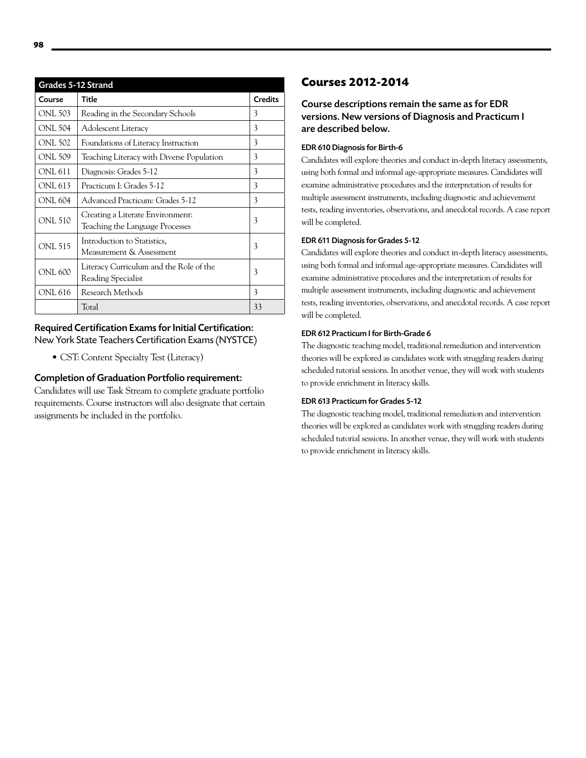| Grades 5-12 Strand | | |
|---|---|---|
| Course | Title | Credits |
| ONL 503 | Reading in the Secondary Schools | 3 |
| ONL 504 | Adolescent Literacy | 3 |
| ONL 502 | Foundations of Literacy Instruction | 3 |
| ONL 509 | Teaching Literacy with Diverse Population | 3 |
| ONL 611 | Diagnosis: Grades 5-12 | 3 |
| ONL 613 | Practicum I: Grades 5-12 | 3 |
| ONL 604 | Advanced Practicum: Grades 5-12 | 3 |
| ONL 510 | Creating a Literate Environment: Teaching the Language Processes | 3 |
| ONL 515 | Introduction to Statistics, Measurement & Assessment | 3 |
| ONL 600 | Literacy Curriculum and the Role of the Reading Specialist | 3 |
| ONL 616 | Research Methods | 3 |
| | Total | 33 |

### Required Certification Exams for Initial Certification:

New York State Teachers Certification Exams (NYSTCE)

- CST: Content Specialty Test (Literacy)

### Completion of Graduation Portfolio requirement:

Candidates will use Task Stream to complete graduate portfolio requirements. Course instructors will also designate that certain assignments be included in the portfolio.

## Courses 2012-2014

### Course descriptions remain the same as for EDR versions. New versions of Diagnosis and Practicum I are described below.

#### EDR 610 Diagnosis for Birth-6

Candidates will explore theories and conduct in-depth literacy assessments, using both formal and informal age-appropriate measures. Candidates will examine administrative procedures and the interpretation of results for multiple assessment instruments, including diagnostic and achievement tests, reading inventories, observations, and anecdotal records. A case report will be completed.

#### EDR 611 Diagnosis for Grades 5-12

Candidates will explore theories and conduct in-depth literacy assessments, using both formal and informal age-appropriate measures. Candidates will examine administrative procedures and the interpretation of results for multiple assessment instruments, including diagnostic and achievement tests, reading inventories, observations, and anecdotal records. A case report will be completed.

#### EDR 612 Practicum I for Birth-Grade 6

The diagnostic teaching model, traditional remediation and intervention theories will be explored as candidates work with struggling readers during scheduled tutorial sessions. In another venue, they will work with students to provide enrichment in literacy skills.

#### EDR 613 Practicum for Grades 5-12

The diagnostic teaching model, traditional remediation and intervention theories will be explored as candidates work with struggling readers during scheduled tutorial sessions. In another venue, they will work with students to provide enrichment in literacy skills.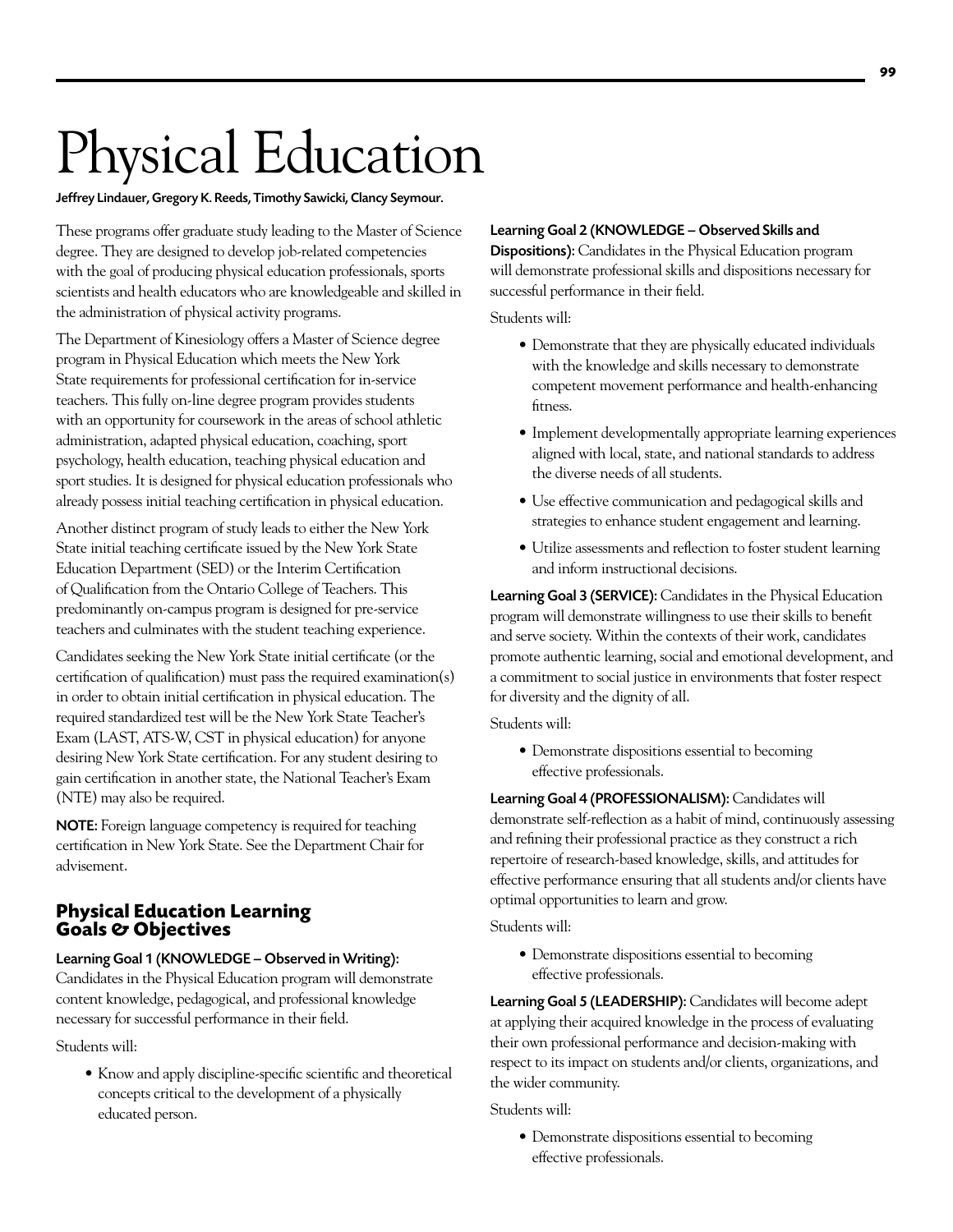# Physical Education

**Jeffrey Lindauer, Gregory K. Reeds, Timothy Sawicki, Clancy Seymour.**

These programs offer graduate study leading to the Master of Science degree. They are designed to develop job-related competencies with the goal of producing physical education professionals, sports scientists and health educators who are knowledgeable and skilled in the administration of physical activity programs.

The Department of Kinesiology offers a Master of Science degree program in Physical Education which meets the New York State requirements for professional certification for in-service teachers. This fully on-line degree program provides students with an opportunity for coursework in the areas of school athletic administration, adapted physical education, coaching, sport psychology, health education, teaching physical education and sport studies. It is designed for physical education professionals who already possess initial teaching certification in physical education.

Another distinct program of study leads to either the New York State initial teaching certificate issued by the New York State Education Department (SED) or the Interim Certification of Qualification from the Ontario College of Teachers. This predominantly on-campus program is designed for pre-service teachers and culminates with the student teaching experience.

Candidates seeking the New York State initial certificate (or the certification of qualification) must pass the required examination(s) in order to obtain initial certification in physical education. The required standardized test will be the New York State Teacher's Exam (LAST, ATS-W, CST in physical education) for anyone desiring New York State certification. For any student desiring to gain certification in another state, the National Teacher's Exam (NTE) may also be required.

**NOTE:** Foreign language competency is required for teaching certification in New York State. See the Department Chair for advisement.

## Physical Education Learning Goals & Objectives

**Learning Goal 1 (KNOWLEDGE – Observed in Writing):** Candidates in the Physical Education program will demonstrate content knowledge, pedagogical, and professional knowledge necessary for successful performance in their field.

Students will:

- Know and apply discipline-specific scientific and theoretical concepts critical to the development of a physically educated person.

**Learning Goal 2 (KNOWLEDGE – Observed Skills and Dispositions):** Candidates in the Physical Education program will demonstrate professional skills and dispositions necessary for successful performance in their field.

Students will:

- Demonstrate that they are physically educated individuals with the knowledge and skills necessary to demonstrate competent movement performance and health-enhancing fitness.
- Implement developmentally appropriate learning experiences aligned with local, state, and national standards to address the diverse needs of all students.
- Use effective communication and pedagogical skills and strategies to enhance student engagement and learning.
- Utilize assessments and reflection to foster student learning and inform instructional decisions.

**Learning Goal 3 (SERVICE):** Candidates in the Physical Education program will demonstrate willingness to use their skills to benefit and serve society. Within the contexts of their work, candidates promote authentic learning, social and emotional development, and a commitment to social justice in environments that foster respect for diversity and the dignity of all.

Students will:

- Demonstrate dispositions essential to becoming effective professionals.

**Learning Goal 4 (PROFESSIONALISM):** Candidates will demonstrate self-reflection as a habit of mind, continuously assessing and refining their professional practice as they construct a rich repertoire of research-based knowledge, skills, and attitudes for effective performance ensuring that all students and/or clients have optimal opportunities to learn and grow.

Students will:

- Demonstrate dispositions essential to becoming effective professionals.

**Learning Goal 5 (LEADERSHIP):** Candidates will become adept at applying their acquired knowledge in the process of evaluating their own professional performance and decision-making with respect to its impact on students and/or clients, organizations, and the wider community.

Students will:

- Demonstrate dispositions essential to becoming effective professionals.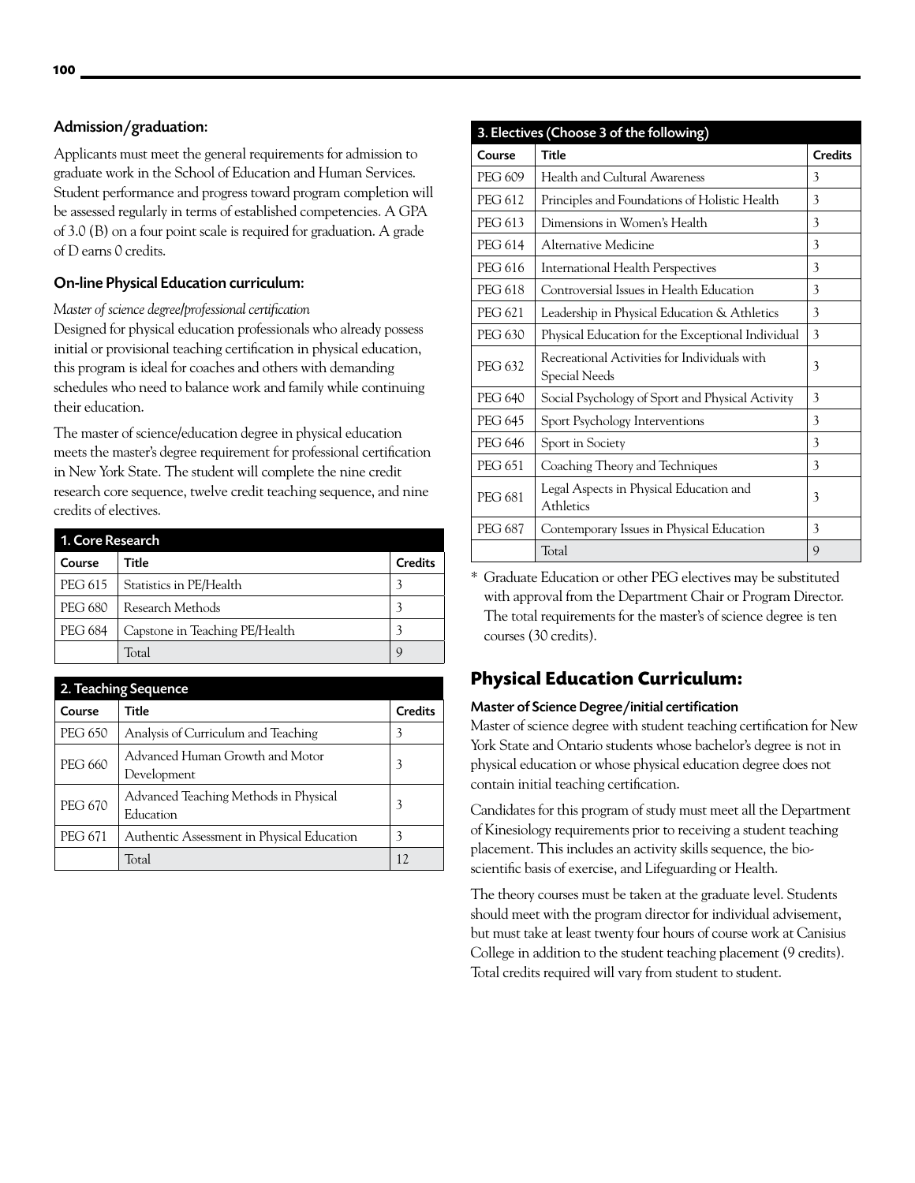### Admission/graduation:

Applicants must meet the general requirements for admission to graduate work in the School of Education and Human Services. Student performance and progress toward program completion will be assessed regularly in terms of established competencies. A GPA of 3.0 (B) on a four point scale is required for graduation. A grade of D earns 0 credits.

### On-line Physical Education curriculum:

*Master of science degree/professional certification*

Designed for physical education professionals who already possess initial or provisional teaching certification in physical education, this program is ideal for coaches and others with demanding schedules who need to balance work and family while continuing their education.

The master of science/education degree in physical education meets the master's degree requirement for professional certification in New York State. The student will complete the nine credit research core sequence, twelve credit teaching sequence, and nine credits of electives.

**1. Core Research**

| Course | Title | Credits |
|---|---|---|
| PEG 615 | Statistics in PE/Health | 3 |
| PEG 680 | Research Methods | 3 |
| PEG 684 | Capstone in Teaching PE/Health | 3 |
| | Total | 9 |

**2. Teaching Sequence**

| Course | Title | Credits |
|---|---|---|
| PEG 650 | Analysis of Curriculum and Teaching | 3 |
| PEG 660 | Advanced Human Growth and Motor Development | 3 |
| PEG 670 | Advanced Teaching Methods in Physical Education | 3 |
| PEG 671 | Authentic Assessment in Physical Education | 3 |
| | Total | 12 |

**3. Electives (Choose 3 of the following)**

| Course | Title | Credits |
|---|---|---|
| PEG 609 | Health and Cultural Awareness | 3 |
| PEG 612 | Principles and Foundations of Holistic Health | 3 |
| PEG 613 | Dimensions in Women's Health | 3 |
| PEG 614 | Alternative Medicine | 3 |
| PEG 616 | International Health Perspectives | 3 |
| PEG 618 | Controversial Issues in Health Education | 3 |
| PEG 621 | Leadership in Physical Education & Athletics | 3 |
| PEG 630 | Physical Education for the Exceptional Individual | 3 |
| PEG 632 | Recreational Activities for Individuals with Special Needs | 3 |
| PEG 640 | Social Psychology of Sport and Physical Activity | 3 |
| PEG 645 | Sport Psychology Interventions | 3 |
| PEG 646 | Sport in Society | 3 |
| PEG 651 | Coaching Theory and Techniques | 3 |
| PEG 681 | Legal Aspects in Physical Education and Athletics | 3 |
| PEG 687 | Contemporary Issues in Physical Education | 3 |
| | Total | 9 |

\* Graduate Education or other PEG electives may be substituted with approval from the Department Chair or Program Director. The total requirements for the master's of science degree is ten courses (30 credits).

## Physical Education Curriculum:

### Master of Science Degree/initial certification

Master of science degree with student teaching certification for New York State and Ontario students whose bachelor's degree is not in physical education or whose physical education degree does not contain initial teaching certification.

Candidates for this program of study must meet all the Department of Kinesiology requirements prior to receiving a student teaching placement. This includes an activity skills sequence, the bio-scientific basis of exercise, and Lifeguarding or Health.

The theory courses must be taken at the graduate level. Students should meet with the program director for individual advisement, but must take at least twenty four hours of course work at Canisius College in addition to the student teaching placement (9 credits). Total credits required will vary from student to student.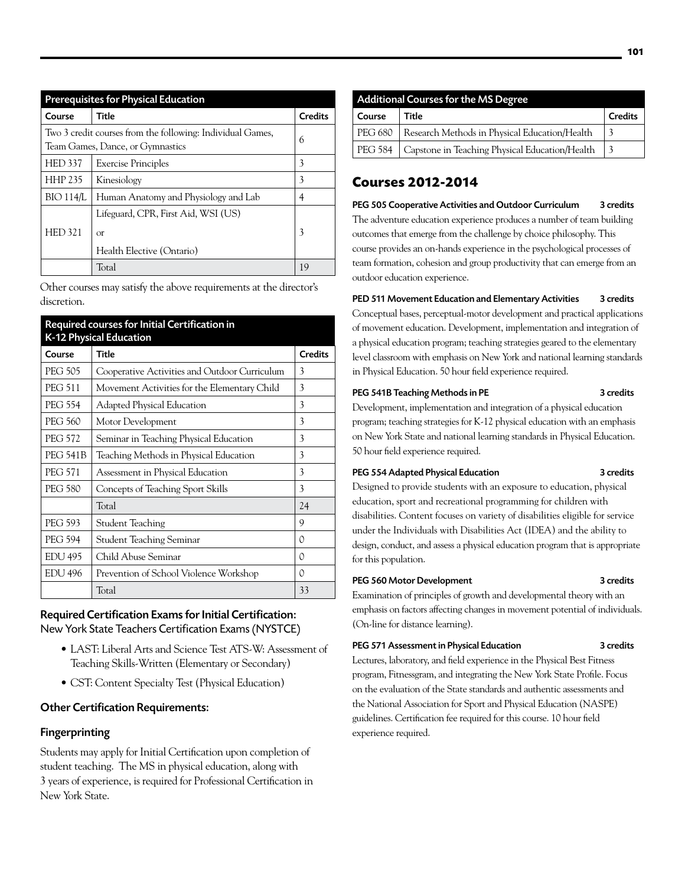| Prerequisites for Physical Education | | |
|---|---|---|
| Course | Title | Credits |
| Two 3 credit courses from the following: Individual Games, Team Games, Dance, or Gymnastics | | 6 |
| HED 337 | Exercise Principles | 3 |
| HHP 235 | Kinesiology | 3 |
| BIO 114/L | Human Anatomy and Physiology and Lab | 4 |
| HED 321 | Lifeguard, CPR, First Aid, WSI (US) or Health Elective (Ontario) | 3 |
| | Total | 19 |

Other courses may satisfy the above requirements at the director's discretion.

| Required courses for Initial Certification in K-12 Physical Education | | |
|---|---|---|
| Course | Title | Credits |
| PEG 505 | Cooperative Activities and Outdoor Curriculum | 3 |
| PEG 511 | Movement Activities for the Elementary Child | 3 |
| PEG 554 | Adapted Physical Education | 3 |
| PEG 560 | Motor Development | 3 |
| PEG 572 | Seminar in Teaching Physical Education | 3 |
| PEG 541B | Teaching Methods in Physical Education | 3 |
| PEG 571 | Assessment in Physical Education | 3 |
| PEG 580 | Concepts of Teaching Sport Skills | 3 |
| | Total | 24 |
| PEG 593 | Student Teaching | 9 |
| PEG 594 | Student Teaching Seminar | 0 |
| EDU 495 | Child Abuse Seminar | 0 |
| EDU 496 | Prevention of School Violence Workshop | 0 |
| | Total | 33 |

### Required Certification Exams for Initial Certification:

New York State Teachers Certification Exams (NYSTCE)

- LAST: Liberal Arts and Science Test ATS-W: Assessment of Teaching Skills-Written (Elementary or Secondary)
- CST: Content Specialty Test (Physical Education)

### Other Certification Requirements:

### Fingerprinting

Students may apply for Initial Certification upon completion of student teaching. The MS in physical education, along with 3 years of experience, is required for Professional Certification in New York State.

| Additional Courses for the MS Degree | | |
|---|---|---|
| Course | Title | Credits |
| PEG 680 | Research Methods in Physical Education/Health | 3 |
| PEG 584 | Capstone in Teaching Physical Education/Health | 3 |

## Courses 2012-2014

**PEG 505 Cooperative Activities and Outdoor Curriculum — 3 credits**

The adventure education experience produces a number of team building outcomes that emerge from the challenge by choice philosophy. This course provides an on-hands experience in the psychological processes of team formation, cohesion and group productivity that can emerge from an outdoor education experience.

**PED 511 Movement Education and Elementary Activities — 3 credits**

Conceptual bases, perceptual-motor development and practical applications of movement education. Development, implementation and integration of a physical education program; teaching strategies geared to the elementary level classroom with emphasis on New York and national learning standards in Physical Education. 50 hour field experience required.

**PEG 541B Teaching Methods in PE — 3 credits**

Development, implementation and integration of a physical education program; teaching strategies for K-12 physical education with an emphasis on New York State and national learning standards in Physical Education. 50 hour field experience required.

**PEG 554 Adapted Physical Education — 3 credits**

Designed to provide students with an exposure to education, physical education, sport and recreational programming for children with disabilities. Content focuses on variety of disabilities eligible for service under the Individuals with Disabilities Act (IDEA) and the ability to design, conduct, and assess a physical education program that is appropriate for this population.

**PEG 560 Motor Development — 3 credits**

Examination of principles of growth and developmental theory with an emphasis on factors affecting changes in movement potential of individuals. (On-line for distance learning).

**PEG 571 Assessment in Physical Education — 3 credits**

Lectures, laboratory, and field experience in the Physical Best Fitness program, Fitnessgram, and integrating the New York State Profile. Focus on the evaluation of the State standards and authentic assessments and the National Association for Sport and Physical Education (NASPE) guidelines. Certification fee required for this course. 10 hour field experience required.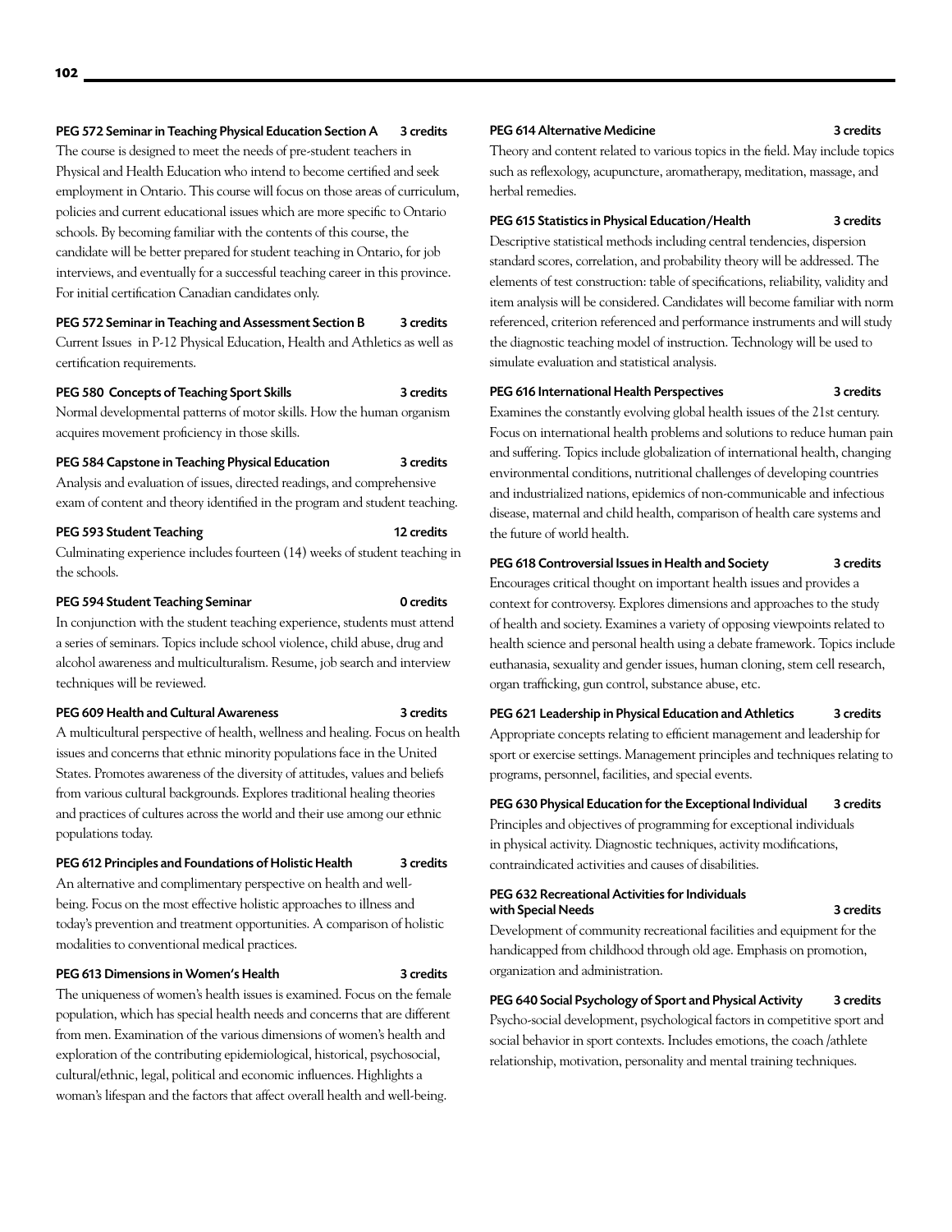**PEG 572 Seminar in Teaching Physical Education Section A** 3 credits

The course is designed to meet the needs of pre-student teachers in Physical and Health Education who intend to become certified and seek employment in Ontario. This course will focus on those areas of curriculum, policies and current educational issues which are more specific to Ontario schools. By becoming familiar with the contents of this course, the candidate will be better prepared for student teaching in Ontario, for job interviews, and eventually for a successful teaching career in this province. For initial certification Canadian candidates only.

**PEG 572 Seminar in Teaching and Assessment Section B** 3 credits

Current Issues in P-12 Physical Education, Health and Athletics as well as certification requirements.

**PEG 580 Concepts of Teaching Sport Skills** 3 credits

Normal developmental patterns of motor skills. How the human organism acquires movement proficiency in those skills.

**PEG 584 Capstone in Teaching Physical Education** 3 credits

Analysis and evaluation of issues, directed readings, and comprehensive exam of content and theory identified in the program and student teaching.

**PEG 593 Student Teaching** 12 credits

Culminating experience includes fourteen (14) weeks of student teaching in the schools.

**PEG 594 Student Teaching Seminar** 0 credits

In conjunction with the student teaching experience, students must attend a series of seminars. Topics include school violence, child abuse, drug and alcohol awareness and multiculturalism. Resume, job search and interview techniques will be reviewed.

**PEG 609 Health and Cultural Awareness** 3 credits

A multicultural perspective of health, wellness and healing. Focus on health issues and concerns that ethnic minority populations face in the United States. Promotes awareness of the diversity of attitudes, values and beliefs from various cultural backgrounds. Explores traditional healing theories and practices of cultures across the world and their use among our ethnic populations today.

**PEG 612 Principles and Foundations of Holistic Health** 3 credits

An alternative and complimentary perspective on health and well-being. Focus on the most effective holistic approaches to illness and today's prevention and treatment opportunities. A comparison of holistic modalities to conventional medical practices.

**PEG 613 Dimensions in Women's Health** 3 credits

The uniqueness of women's health issues is examined. Focus on the female population, which has special health needs and concerns that are different from men. Examination of the various dimensions of women's health and exploration of the contributing epidemiological, historical, psychosocial, cultural/ethnic, legal, political and economic influences. Highlights a woman's lifespan and the factors that affect overall health and well-being.

**PEG 614 Alternative Medicine** 3 credits

Theory and content related to various topics in the field. May include topics such as reflexology, acupuncture, aromatherapy, meditation, massage, and herbal remedies.

**PEG 615 Statistics in Physical Education/Health** 3 credits

Descriptive statistical methods including central tendencies, dispersion standard scores, correlation, and probability theory will be addressed. The elements of test construction: table of specifications, reliability, validity and item analysis will be considered. Candidates will become familiar with norm referenced, criterion referenced and performance instruments and will study the diagnostic teaching model of instruction. Technology will be used to simulate evaluation and statistical analysis.

**PEG 616 International Health Perspectives** 3 credits

Examines the constantly evolving global health issues of the 21st century. Focus on international health problems and solutions to reduce human pain and suffering. Topics include globalization of international health, changing environmental conditions, nutritional challenges of developing countries and industrialized nations, epidemics of non-communicable and infectious disease, maternal and child health, comparison of health care systems and the future of world health.

**PEG 618 Controversial Issues in Health and Society** 3 credits

Encourages critical thought on important health issues and provides a context for controversy. Explores dimensions and approaches to the study of health and society. Examines a variety of opposing viewpoints related to health science and personal health using a debate framework. Topics include euthanasia, sexuality and gender issues, human cloning, stem cell research, organ trafficking, gun control, substance abuse, etc.

**PEG 621 Leadership in Physical Education and Athletics** 3 credits

Appropriate concepts relating to efficient management and leadership for sport or exercise settings. Management principles and techniques relating to programs, personnel, facilities, and special events.

**PEG 630 Physical Education for the Exceptional Individual** 3 credits

Principles and objectives of programming for exceptional individuals in physical activity. Diagnostic techniques, activity modifications, contraindicated activities and causes of disabilities.

**PEG 632 Recreational Activities for Individuals with Special Needs** 3 credits

Development of community recreational facilities and equipment for the handicapped from childhood through old age. Emphasis on promotion, organization and administration.

**PEG 640 Social Psychology of Sport and Physical Activity** 3 credits

Psycho-social development, psychological factors in competitive sport and social behavior in sport contexts. Includes emotions, the coach /athlete relationship, motivation, personality and mental training techniques.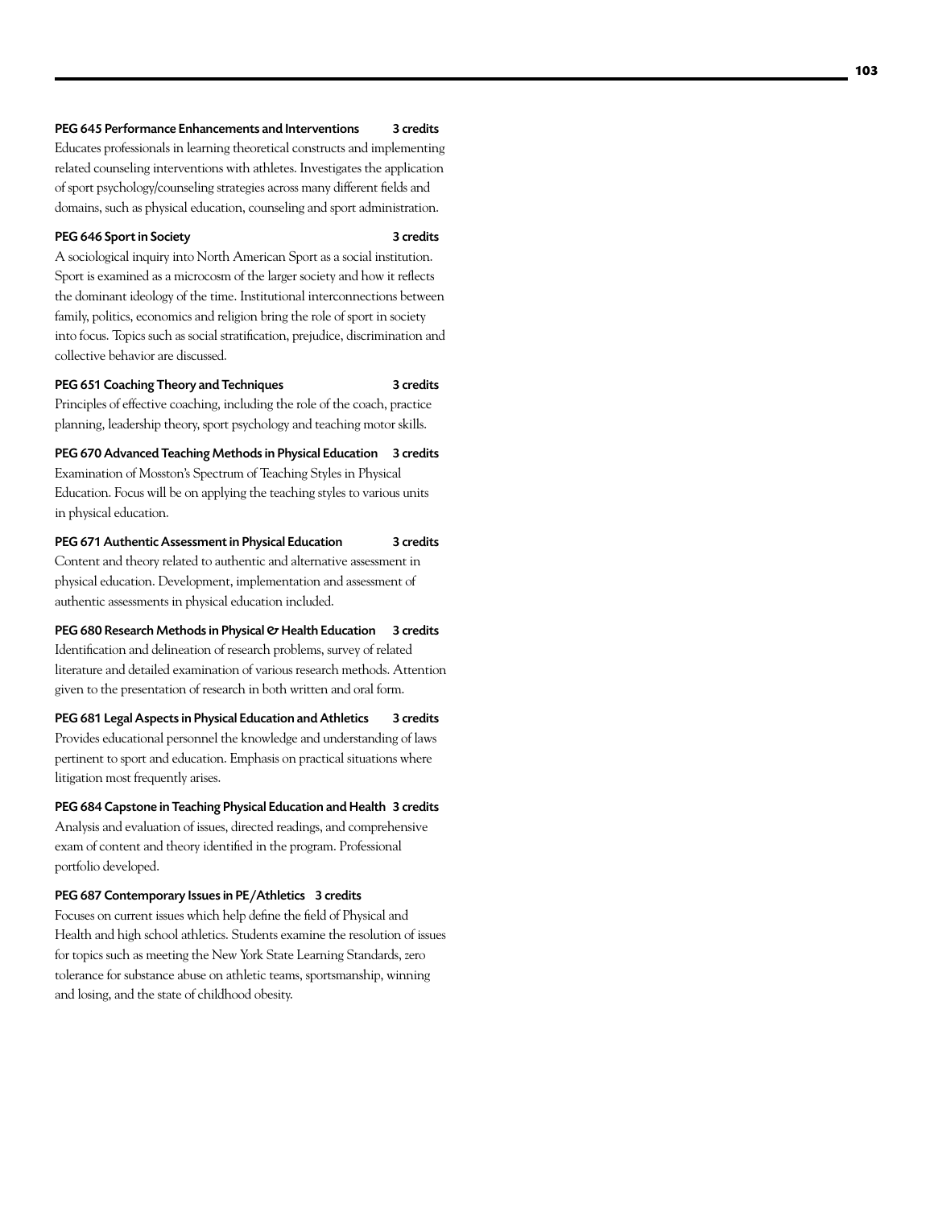**PEG 645 Performance Enhancements and Interventions 3 credits**
Educates professionals in learning theoretical constructs and implementing related counseling interventions with athletes. Investigates the application of sport psychology/counseling strategies across many different fields and domains, such as physical education, counseling and sport administration.

**PEG 646 Sport in Society 3 credits**
A sociological inquiry into North American Sport as a social institution. Sport is examined as a microcosm of the larger society and how it reflects the dominant ideology of the time. Institutional interconnections between family, politics, economics and religion bring the role of sport in society into focus. Topics such as social stratification, prejudice, discrimination and collective behavior are discussed.

**PEG 651 Coaching Theory and Techniques 3 credits**
Principles of effective coaching, including the role of the coach, practice planning, leadership theory, sport psychology and teaching motor skills.

**PEG 670 Advanced Teaching Methods in Physical Education 3 credits**
Examination of Mosston's Spectrum of Teaching Styles in Physical Education. Focus will be on applying the teaching styles to various units in physical education.

**PEG 671 Authentic Assessment in Physical Education 3 credits**
Content and theory related to authentic and alternative assessment in physical education. Development, implementation and assessment of authentic assessments in physical education included.

**PEG 680 Research Methods in Physical & Health Education 3 credits**
Identification and delineation of research problems, survey of related literature and detailed examination of various research methods. Attention given to the presentation of research in both written and oral form.

**PEG 681 Legal Aspects in Physical Education and Athletics 3 credits**
Provides educational personnel the knowledge and understanding of laws pertinent to sport and education. Emphasis on practical situations where litigation most frequently arises.

**PEG 684 Capstone in Teaching Physical Education and Health 3 credits**
Analysis and evaluation of issues, directed readings, and comprehensive exam of content and theory identified in the program. Professional portfolio developed.

**PEG 687 Contemporary Issues in PE/Athletics 3 credits**
Focuses on current issues which help define the field of Physical and Health and high school athletics. Students examine the resolution of issues for topics such as meeting the New York State Learning Standards, zero tolerance for substance abuse on athletic teams, sportsmanship, winning and losing, and the state of childhood obesity.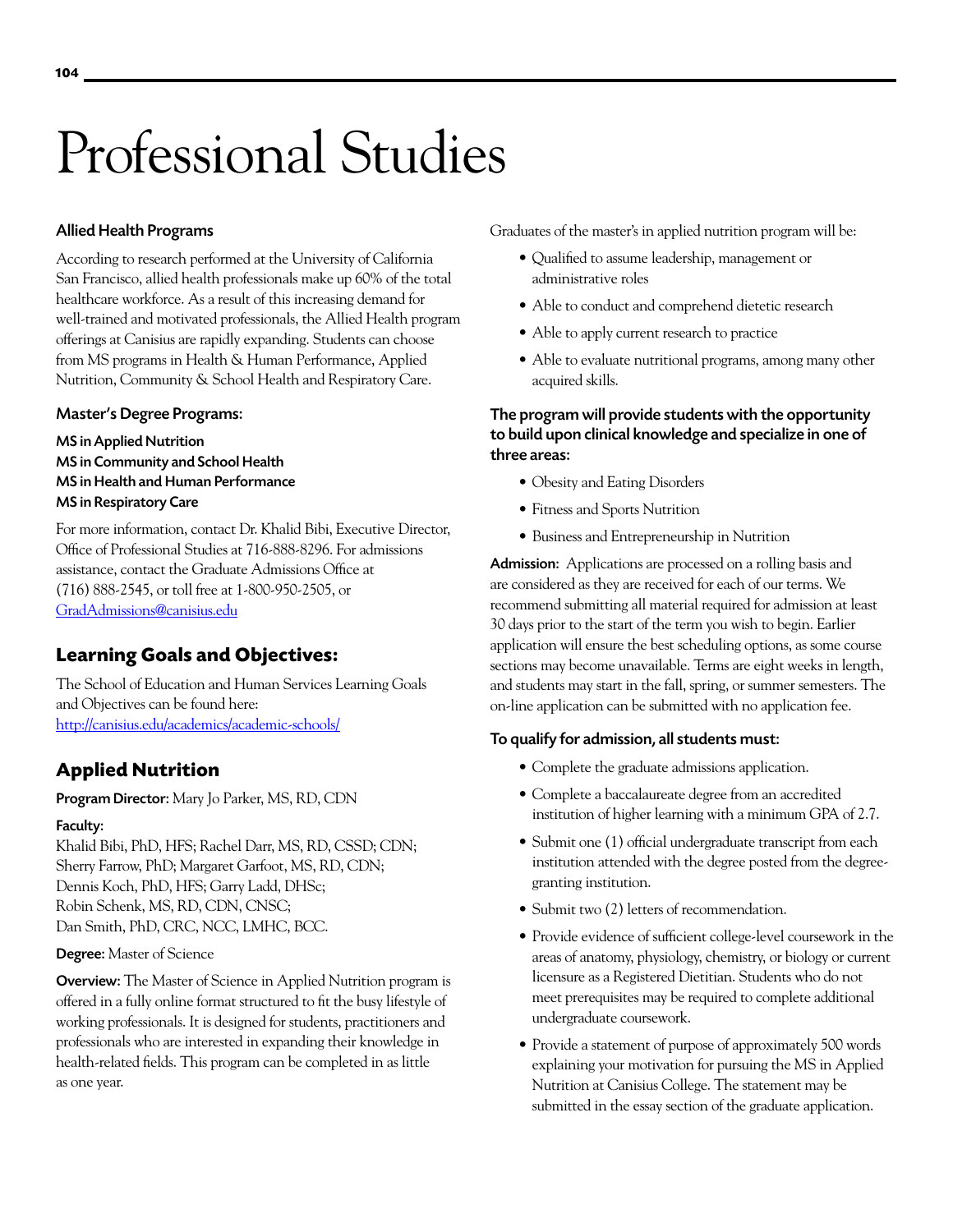# Professional Studies

### Allied Health Programs

According to research performed at the University of California San Francisco, allied health professionals make up 60% of the total healthcare workforce. As a result of this increasing demand for well-trained and motivated professionals, the Allied Health program offerings at Canisius are rapidly expanding. Students can choose from MS programs in Health & Human Performance, Applied Nutrition, Community & School Health and Respiratory Care.

### Master's Degree Programs:

**MS in Applied Nutrition**
**MS in Community and School Health**
**MS in Health and Human Performance**
**MS in Respiratory Care**

For more information, contact Dr. Khalid Bibi, Executive Director, Office of Professional Studies at 716-888-8296. For admissions assistance, contact the Graduate Admissions Office at (716) 888-2545, or toll free at 1-800-950-2505, or GradAdmissions@canisius.edu

## Learning Goals and Objectives:

The School of Education and Human Services Learning Goals and Objectives can be found here: http://canisius.edu/academics/academic-schools/

## Applied Nutrition

**Program Director**: Mary Jo Parker, MS, RD, CDN

**Faculty:**
Khalid Bibi, PhD, HFS; Rachel Darr, MS, RD, CSSD; CDN;
Sherry Farrow, PhD; Margaret Garfoot, MS, RD, CDN;
Dennis Koch, PhD, HFS; Garry Ladd, DHSc;
Robin Schenk, MS, RD, CDN, CNSC;
Dan Smith, PhD, CRC, NCC, LMHC, BCC.

**Degree:** Master of Science

**Overview:** The Master of Science in Applied Nutrition program is offered in a fully online format structured to fit the busy lifestyle of working professionals. It is designed for students, practitioners and professionals who are interested in expanding their knowledge in health-related fields. This program can be completed in as little as one year.

Graduates of the master's in applied nutrition program will be:

- Qualified to assume leadership, management or administrative roles
- Able to conduct and comprehend dietetic research
- Able to apply current research to practice
- Able to evaluate nutritional programs, among many other acquired skills.

### The program will provide students with the opportunity to build upon clinical knowledge and specialize in one of three areas:

- Obesity and Eating Disorders
- Fitness and Sports Nutrition
- Business and Entrepreneurship in Nutrition

**Admission:** Applications are processed on a rolling basis and are considered as they are received for each of our terms. We recommend submitting all material required for admission at least 30 days prior to the start of the term you wish to begin. Earlier application will ensure the best scheduling options, as some course sections may become unavailable. Terms are eight weeks in length, and students may start in the fall, spring, or summer semesters. The on-line application can be submitted with no application fee.

### To qualify for admission, all students must:

- Complete the graduate admissions application.
- Complete a baccalaureate degree from an accredited institution of higher learning with a minimum GPA of 2.7.
- Submit one (1) official undergraduate transcript from each institution attended with the degree posted from the degree-granting institution.
- Submit two (2) letters of recommendation.
- Provide evidence of sufficient college-level coursework in the areas of anatomy, physiology, chemistry, or biology or current licensure as a Registered Dietitian. Students who do not meet prerequisites may be required to complete additional undergraduate coursework.
- Provide a statement of purpose of approximately 500 words explaining your motivation for pursuing the MS in Applied Nutrition at Canisius College. The statement may be submitted in the essay section of the graduate application.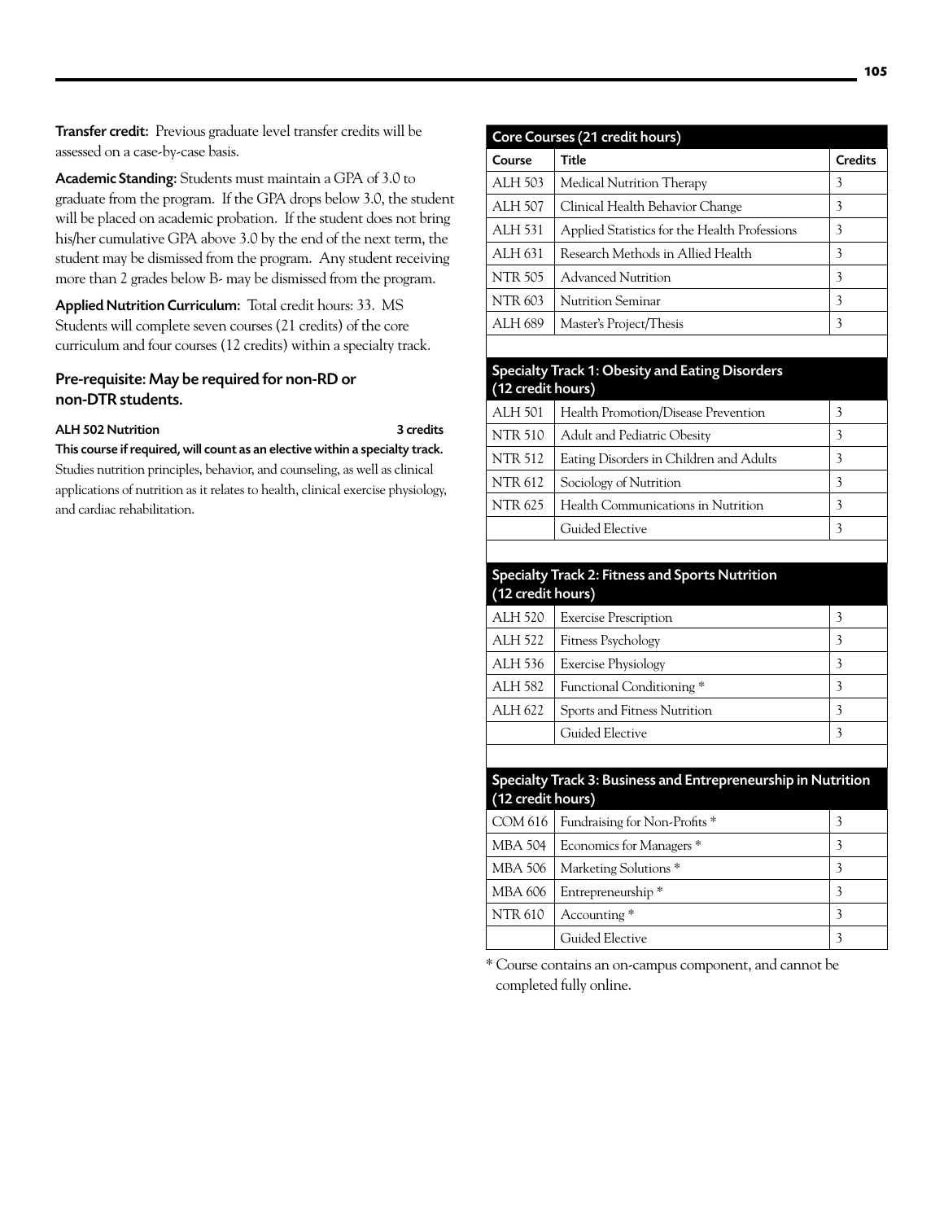**Transfer credit:** Previous graduate level transfer credits will be assessed on a case-by-case basis.

**Academic Standing:** Students must maintain a GPA of 3.0 to graduate from the program. If the GPA drops below 3.0, the student will be placed on academic probation. If the student does not bring his/her cumulative GPA above 3.0 by the end of the next term, the student may be dismissed from the program. Any student receiving more than 2 grades below B- may be dismissed from the program.

**Applied Nutrition Curriculum:** Total credit hours: 33. MS Students will complete seven courses (21 credits) of the core curriculum and four courses (12 credits) within a specialty track.

### Pre-requisite: May be required for non-RD or non-DTR students.

**ALH 502 Nutrition** **3 credits**

**This course if required, will count as an elective within a specialty track.**

Studies nutrition principles, behavior, and counseling, as well as clinical applications of nutrition as it relates to health, clinical exercise physiology, and cardiac rehabilitation.

**Core Courses (21 credit hours)**

| Course | Title | Credits |
|---|---|---|
| ALH 503 | Medical Nutrition Therapy | 3 |
| ALH 507 | Clinical Health Behavior Change | 3 |
| ALH 531 | Applied Statistics for the Health Professions | 3 |
| ALH 631 | Research Methods in Allied Health | 3 |
| NTR 505 | Advanced Nutrition | 3 |
| NTR 603 | Nutrition Seminar | 3 |
| ALH 689 | Master's Project/Thesis | 3 |

**Specialty Track 1: Obesity and Eating Disorders (12 credit hours)**

| Course | Title | Credits |
|---|---|---|
| ALH 501 | Health Promotion/Disease Prevention | 3 |
| NTR 510 | Adult and Pediatric Obesity | 3 |
| NTR 512 | Eating Disorders in Children and Adults | 3 |
| NTR 612 | Sociology of Nutrition | 3 |
| NTR 625 | Health Communications in Nutrition | 3 |
| | Guided Elective | 3 |

**Specialty Track 2: Fitness and Sports Nutrition (12 credit hours)**

| Course | Title | Credits |
|---|---|---|
| ALH 520 | Exercise Prescription | 3 |
| ALH 522 | Fitness Psychology | 3 |
| ALH 536 | Exercise Physiology | 3 |
| ALH 582 | Functional Conditioning * | 3 |
| ALH 622 | Sports and Fitness Nutrition | 3 |
| | Guided Elective | 3 |

**Specialty Track 3: Business and Entrepreneurship in Nutrition (12 credit hours)**

| Course | Title | Credits |
|---|---|---|
| COM 616 | Fundraising for Non-Profits * | 3 |
| MBA 504 | Economics for Managers * | 3 |
| MBA 506 | Marketing Solutions * | 3 |
| MBA 606 | Entrepreneurship * | 3 |
| NTR 610 | Accounting * | 3 |
| | Guided Elective | 3 |

* Course contains an on-campus component, and cannot be completed fully online.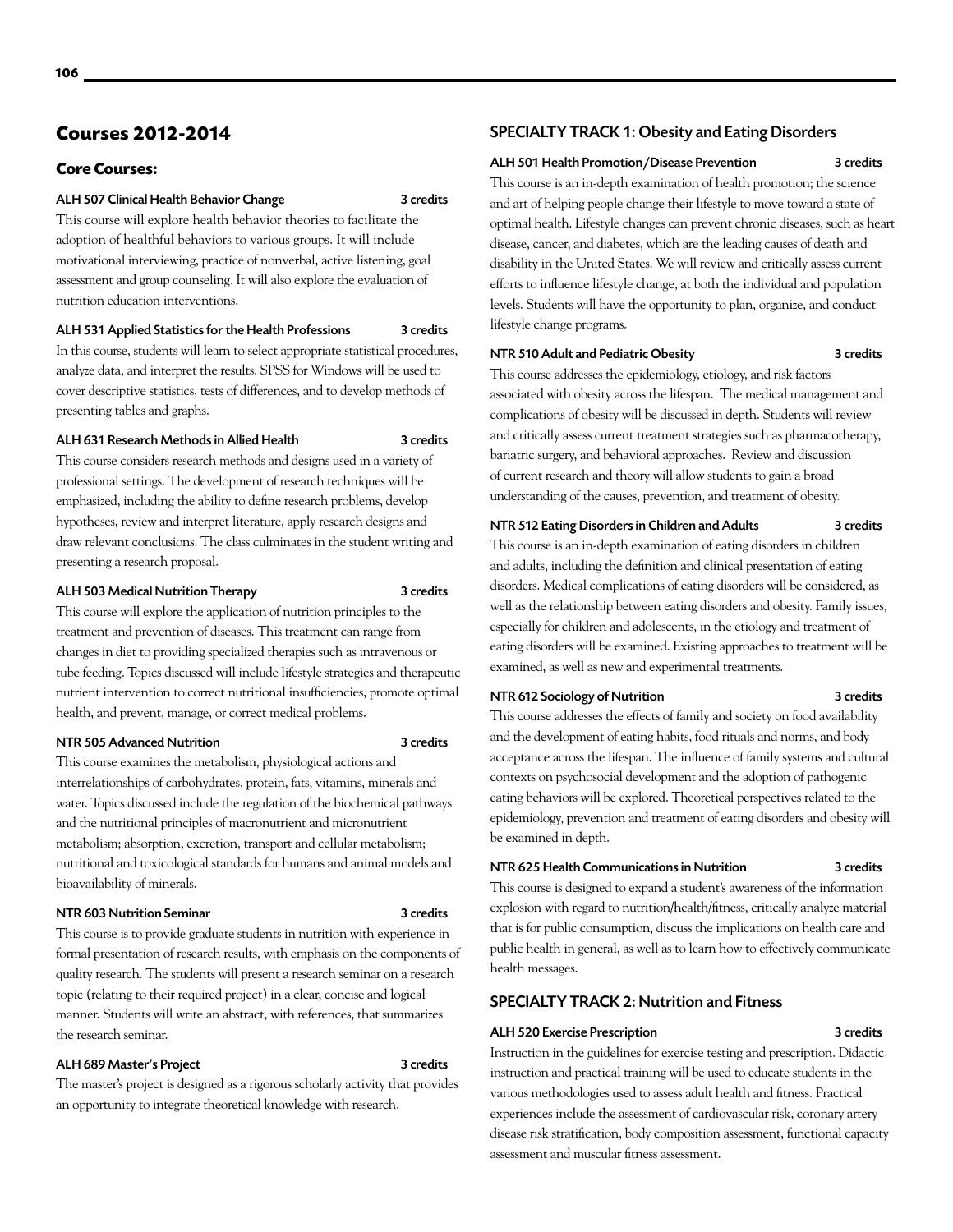## Courses 2012-2014

### Core Courses:

**ALH 507 Clinical Health Behavior Change** — 3 credits

This course will explore health behavior theories to facilitate the adoption of healthful behaviors to various groups. It will include motivational interviewing, practice of nonverbal, active listening, goal assessment and group counseling. It will also explore the evaluation of nutrition education interventions.

**ALH 531 Applied Statistics for the Health Professions** — 3 credits

In this course, students will learn to select appropriate statistical procedures, analyze data, and interpret the results. SPSS for Windows will be used to cover descriptive statistics, tests of differences, and to develop methods of presenting tables and graphs.

**ALH 631 Research Methods in Allied Health** — 3 credits

This course considers research methods and designs used in a variety of professional settings. The development of research techniques will be emphasized, including the ability to define research problems, develop hypotheses, review and interpret literature, apply research designs and draw relevant conclusions. The class culminates in the student writing and presenting a research proposal.

**ALH 503 Medical Nutrition Therapy** — 3 credits

This course will explore the application of nutrition principles to the treatment and prevention of diseases. This treatment can range from changes in diet to providing specialized therapies such as intravenous or tube feeding. Topics discussed will include lifestyle strategies and therapeutic nutrient intervention to correct nutritional insufficiencies, promote optimal health, and prevent, manage, or correct medical problems.

**NTR 505 Advanced Nutrition** — 3 credits

This course examines the metabolism, physiological actions and interrelationships of carbohydrates, protein, fats, vitamins, minerals and water. Topics discussed include the regulation of the biochemical pathways and the nutritional principles of macronutrient and micronutrient metabolism; absorption, excretion, transport and cellular metabolism; nutritional and toxicological standards for humans and animal models and bioavailability of minerals.

**NTR 603 Nutrition Seminar** — 3 credits

This course is to provide graduate students in nutrition with experience in formal presentation of research results, with emphasis on the components of quality research. The students will present a research seminar on a research topic (relating to their required project) in a clear, concise and logical manner. Students will write an abstract, with references, that summarizes the research seminar.

**ALH 689 Master's Project** — 3 credits

The master's project is designed as a rigorous scholarly activity that provides an opportunity to integrate theoretical knowledge with research.

### SPECIALTY TRACK 1: Obesity and Eating Disorders

**ALH 501 Health Promotion/Disease Prevention** — 3 credits

This course is an in-depth examination of health promotion; the science and art of helping people change their lifestyle to move toward a state of optimal health. Lifestyle changes can prevent chronic diseases, such as heart disease, cancer, and diabetes, which are the leading causes of death and disability in the United States. We will review and critically assess current efforts to influence lifestyle change, at both the individual and population levels. Students will have the opportunity to plan, organize, and conduct lifestyle change programs.

**NTR 510 Adult and Pediatric Obesity** — 3 credits

This course addresses the epidemiology, etiology, and risk factors associated with obesity across the lifespan. The medical management and complications of obesity will be discussed in depth. Students will review and critically assess current treatment strategies such as pharmacotherapy, bariatric surgery, and behavioral approaches. Review and discussion of current research and theory will allow students to gain a broad understanding of the causes, prevention, and treatment of obesity.

**NTR 512 Eating Disorders in Children and Adults** — 3 credits

This course is an in-depth examination of eating disorders in children and adults, including the definition and clinical presentation of eating disorders. Medical complications of eating disorders will be considered, as well as the relationship between eating disorders and obesity. Family issues, especially for children and adolescents, in the etiology and treatment of eating disorders will be examined. Existing approaches to treatment will be examined, as well as new and experimental treatments.

**NTR 612 Sociology of Nutrition** — 3 credits

This course addresses the effects of family and society on food availability and the development of eating habits, food rituals and norms, and body acceptance across the lifespan. The influence of family systems and cultural contexts on psychosocial development and the adoption of pathogenic eating behaviors will be explored. Theoretical perspectives related to the epidemiology, prevention and treatment of eating disorders and obesity will be examined in depth.

**NTR 625 Health Communications in Nutrition** — 3 credits

This course is designed to expand a student's awareness of the information explosion with regard to nutrition/health/fitness, critically analyze material that is for public consumption, discuss the implications on health care and public health in general, as well as to learn how to effectively communicate health messages.

### SPECIALTY TRACK 2: Nutrition and Fitness

**ALH 520 Exercise Prescription** — 3 credits

Instruction in the guidelines for exercise testing and prescription. Didactic instruction and practical training will be used to educate students in the various methodologies used to assess adult health and fitness. Practical experiences include the assessment of cardiovascular risk, coronary artery disease risk stratification, body composition assessment, functional capacity assessment and muscular fitness assessment.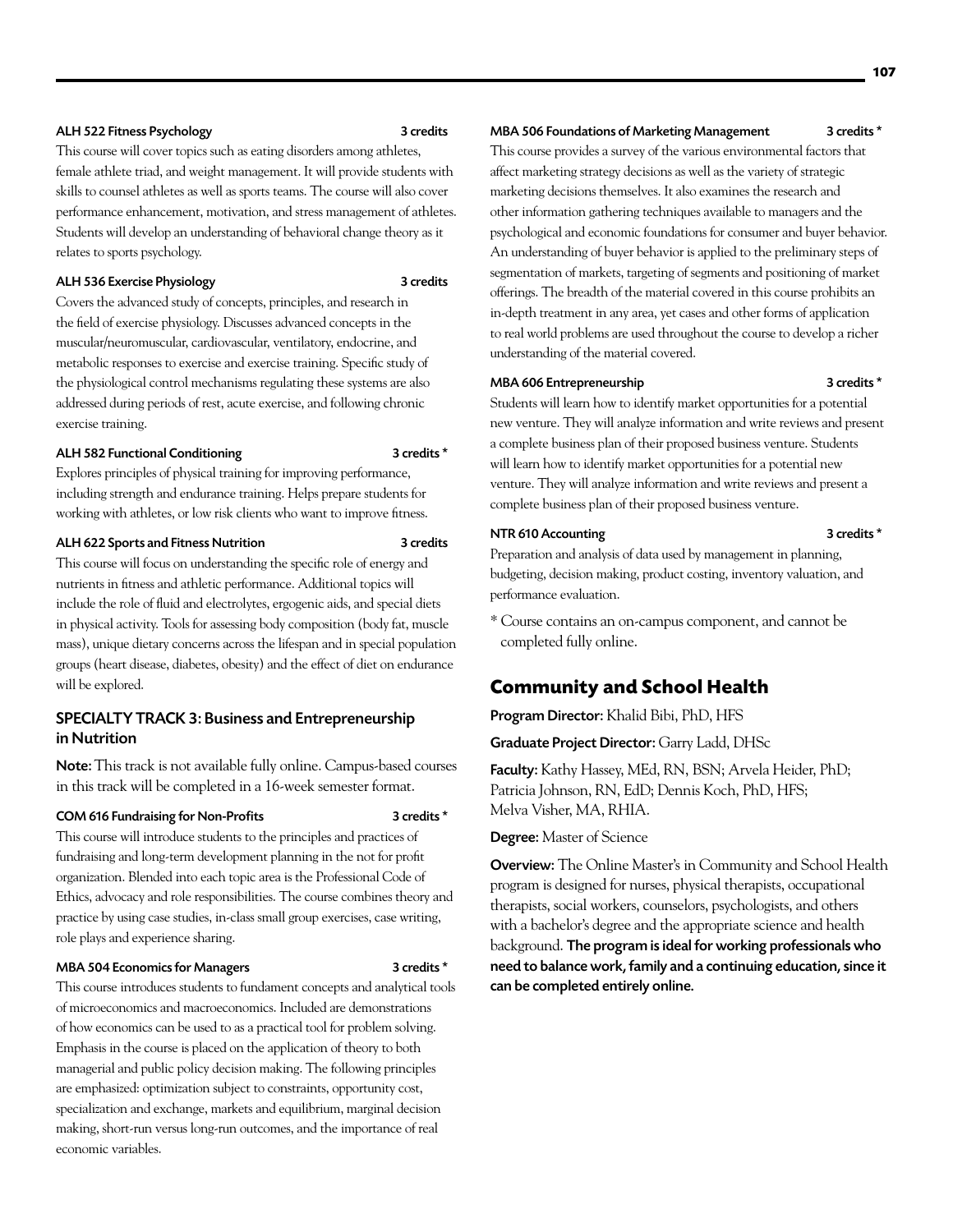**ALH 522 Fitness Psychology** 3 credits

This course will cover topics such as eating disorders among athletes, female athlete triad, and weight management. It will provide students with skills to counsel athletes as well as sports teams. The course will also cover performance enhancement, motivation, and stress management of athletes. Students will develop an understanding of behavioral change theory as it relates to sports psychology.

**ALH 536 Exercise Physiology** 3 credits

Covers the advanced study of concepts, principles, and research in the field of exercise physiology. Discusses advanced concepts in the muscular/neuromuscular, cardiovascular, ventilatory, endocrine, and metabolic responses to exercise and exercise training. Specific study of the physiological control mechanisms regulating these systems are also addressed during periods of rest, acute exercise, and following chronic exercise training.

**ALH 582 Functional Conditioning** 3 credits *

Explores principles of physical training for improving performance, including strength and endurance training. Helps prepare students for working with athletes, or low risk clients who want to improve fitness.

**ALH 622 Sports and Fitness Nutrition** 3 credits

This course will focus on understanding the specific role of energy and nutrients in fitness and athletic performance. Additional topics will include the role of fluid and electrolytes, ergogenic aids, and special diets in physical activity. Tools for assessing body composition (body fat, muscle mass), unique dietary concerns across the lifespan and in special population groups (heart disease, diabetes, obesity) and the effect of diet on endurance will be explored.

### SPECIALTY TRACK 3: Business and Entrepreneurship in Nutrition

**Note:** This track is not available fully online. Campus-based courses in this track will be completed in a 16-week semester format.

**COM 616 Fundraising for Non-Profits** 3 credits *

This course will introduce students to the principles and practices of fundraising and long-term development planning in the not for profit organization. Blended into each topic area is the Professional Code of Ethics, advocacy and role responsibilities. The course combines theory and practice by using case studies, in-class small group exercises, case writing, role plays and experience sharing.

**MBA 504 Economics for Managers** 3 credits *

This course introduces students to fundament concepts and analytical tools of microeconomics and macroeconomics. Included are demonstrations of how economics can be used to as a practical tool for problem solving. Emphasis in the course is placed on the application of theory to both managerial and public policy decision making. The following principles are emphasized: optimization subject to constraints, opportunity cost, specialization and exchange, markets and equilibrium, marginal decision making, short-run versus long-run outcomes, and the importance of real economic variables.

**MBA 506 Foundations of Marketing Management** 3 credits *

This course provides a survey of the various environmental factors that affect marketing strategy decisions as well as the variety of strategic marketing decisions themselves. It also examines the research and other information gathering techniques available to managers and the psychological and economic foundations for consumer and buyer behavior. An understanding of buyer behavior is applied to the preliminary steps of segmentation of markets, targeting of segments and positioning of market offerings. The breadth of the material covered in this course prohibits an in-depth treatment in any area, yet cases and other forms of application to real world problems are used throughout the course to develop a richer understanding of the material covered.

**MBA 606 Entrepreneurship** 3 credits *

Students will learn how to identify market opportunities for a potential new venture. They will analyze information and write reviews and present a complete business plan of their proposed business venture. Students will learn how to identify market opportunities for a potential new venture. They will analyze information and write reviews and present a complete business plan of their proposed business venture.

**NTR 610 Accounting** 3 credits *

Preparation and analysis of data used by management in planning, budgeting, decision making, product costing, inventory valuation, and performance evaluation.

\* Course contains an on-campus component, and cannot be completed fully online.

## Community and School Health

**Program Director:** Khalid Bibi, PhD, HFS

**Graduate Project Director:** Garry Ladd, DHSc

**Faculty:** Kathy Hassey, MEd, RN, BSN; Arvela Heider, PhD; Patricia Johnson, RN, EdD; Dennis Koch, PhD, HFS; Melva Visher, MA, RHIA.

**Degree:** Master of Science

**Overview:** The Online Master's in Community and School Health program is designed for nurses, physical therapists, occupational therapists, social workers, counselors, psychologists, and others with a bachelor's degree and the appropriate science and health background. **The program is ideal for working professionals who need to balance work, family and a continuing education, since it can be completed entirely online.**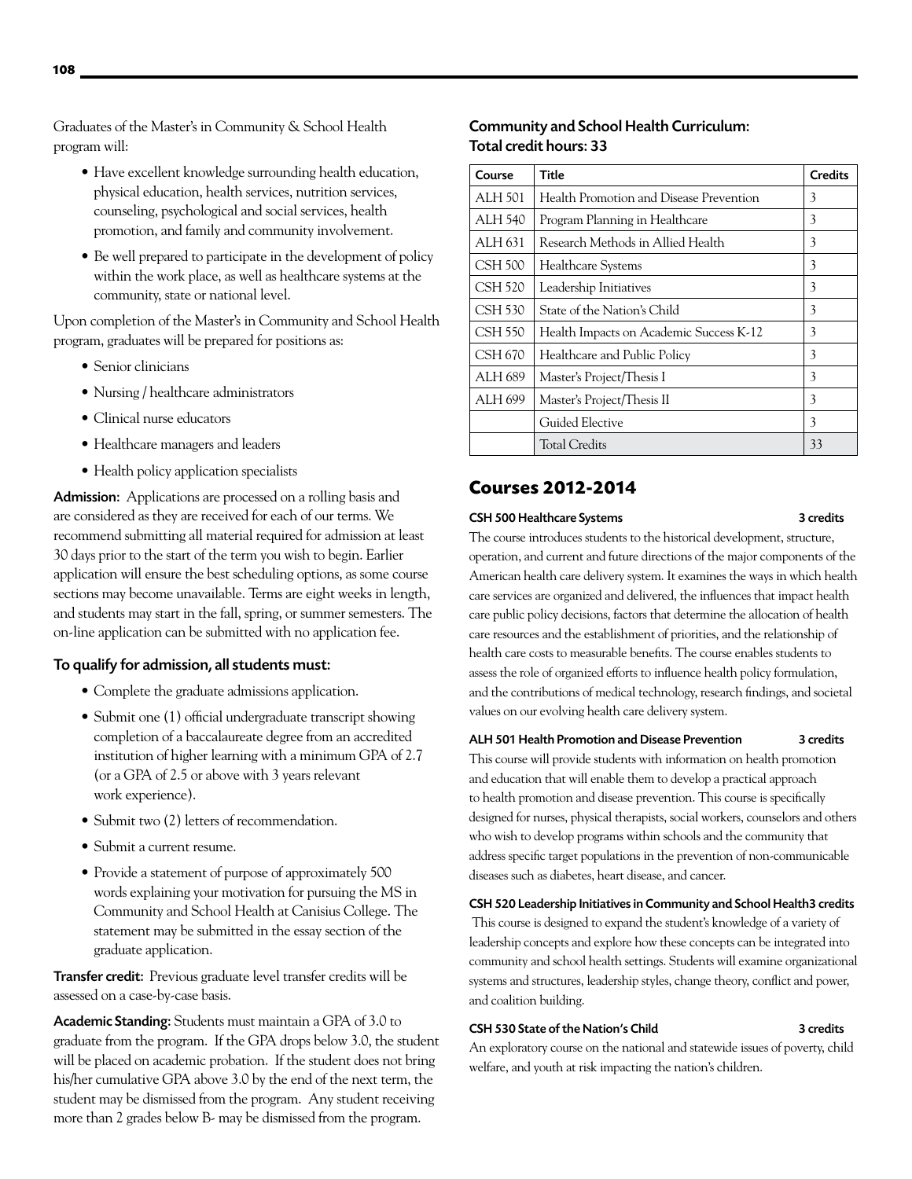Graduates of the Master's in Community & School Health program will:

- Have excellent knowledge surrounding health education, physical education, health services, nutrition services, counseling, psychological and social services, health promotion, and family and community involvement.
- Be well prepared to participate in the development of policy within the work place, as well as healthcare systems at the community, state or national level.

Upon completion of the Master's in Community and School Health program, graduates will be prepared for positions as:

- Senior clinicians
- Nursing / healthcare administrators
- Clinical nurse educators
- Healthcare managers and leaders
- Health policy application specialists

**Admission:** Applications are processed on a rolling basis and are considered as they are received for each of our terms. We recommend submitting all material required for admission at least 30 days prior to the start of the term you wish to begin. Earlier application will ensure the best scheduling options, as some course sections may become unavailable. Terms are eight weeks in length, and students may start in the fall, spring, or summer semesters. The on-line application can be submitted with no application fee.

### To qualify for admission, all students must:

- Complete the graduate admissions application.
- Submit one (1) official undergraduate transcript showing completion of a baccalaureate degree from an accredited institution of higher learning with a minimum GPA of 2.7 (or a GPA of 2.5 or above with 3 years relevant work experience).
- Submit two (2) letters of recommendation.
- Submit a current resume.
- Provide a statement of purpose of approximately 500 words explaining your motivation for pursuing the MS in Community and School Health at Canisius College. The statement may be submitted in the essay section of the graduate application.

**Transfer credit:** Previous graduate level transfer credits will be assessed on a case-by-case basis.

**Academic Standing:** Students must maintain a GPA of 3.0 to graduate from the program. If the GPA drops below 3.0, the student will be placed on academic probation. If the student does not bring his/her cumulative GPA above 3.0 by the end of the next term, the student may be dismissed from the program. Any student receiving more than 2 grades below B- may be dismissed from the program.

### Community and School Health Curriculum: Total credit hours: 33

| Course | Title | Credits |
|---|---|---|
| ALH 501 | Health Promotion and Disease Prevention | 3 |
| ALH 540 | Program Planning in Healthcare | 3 |
| ALH 631 | Research Methods in Allied Health | 3 |
| CSH 500 | Healthcare Systems | 3 |
| CSH 520 | Leadership Initiatives | 3 |
| CSH 530 | State of the Nation's Child | 3 |
| CSH 550 | Health Impacts on Academic Success K-12 | 3 |
| CSH 670 | Healthcare and Public Policy | 3 |
| ALH 689 | Master's Project/Thesis I | 3 |
| ALH 699 | Master's Project/Thesis II | 3 |
| | Guided Elective | 3 |
| | Total Credits | 33 |

## Courses 2012-2014

**CSH 500 Healthcare Systems** — 3 credits

The course introduces students to the historical development, structure, operation, and current and future directions of the major components of the American health care delivery system. It examines the ways in which health care services are organized and delivered, the influences that impact health care public policy decisions, factors that determine the allocation of health care resources and the establishment of priorities, and the relationship of health care costs to measurable benefits. The course enables students to assess the role of organized efforts to influence health policy formulation, and the contributions of medical technology, research findings, and societal values on our evolving health care delivery system.

**ALH 501 Health Promotion and Disease Prevention** — 3 credits

This course will provide students with information on health promotion and education that will enable them to develop a practical approach to health promotion and disease prevention. This course is specifically designed for nurses, physical therapists, social workers, counselors and others who wish to develop programs within schools and the community that address specific target populations in the prevention of non-communicable diseases such as diabetes, heart disease, and cancer.

**CSH 520 Leadership Initiatives in Community and School Health** — 3 credits

This course is designed to expand the student's knowledge of a variety of leadership concepts and explore how these concepts can be integrated into community and school health settings. Students will examine organizational systems and structures, leadership styles, change theory, conflict and power, and coalition building.

**CSH 530 State of the Nation's Child** — 3 credits

An exploratory course on the national and statewide issues of poverty, child welfare, and youth at risk impacting the nation's children.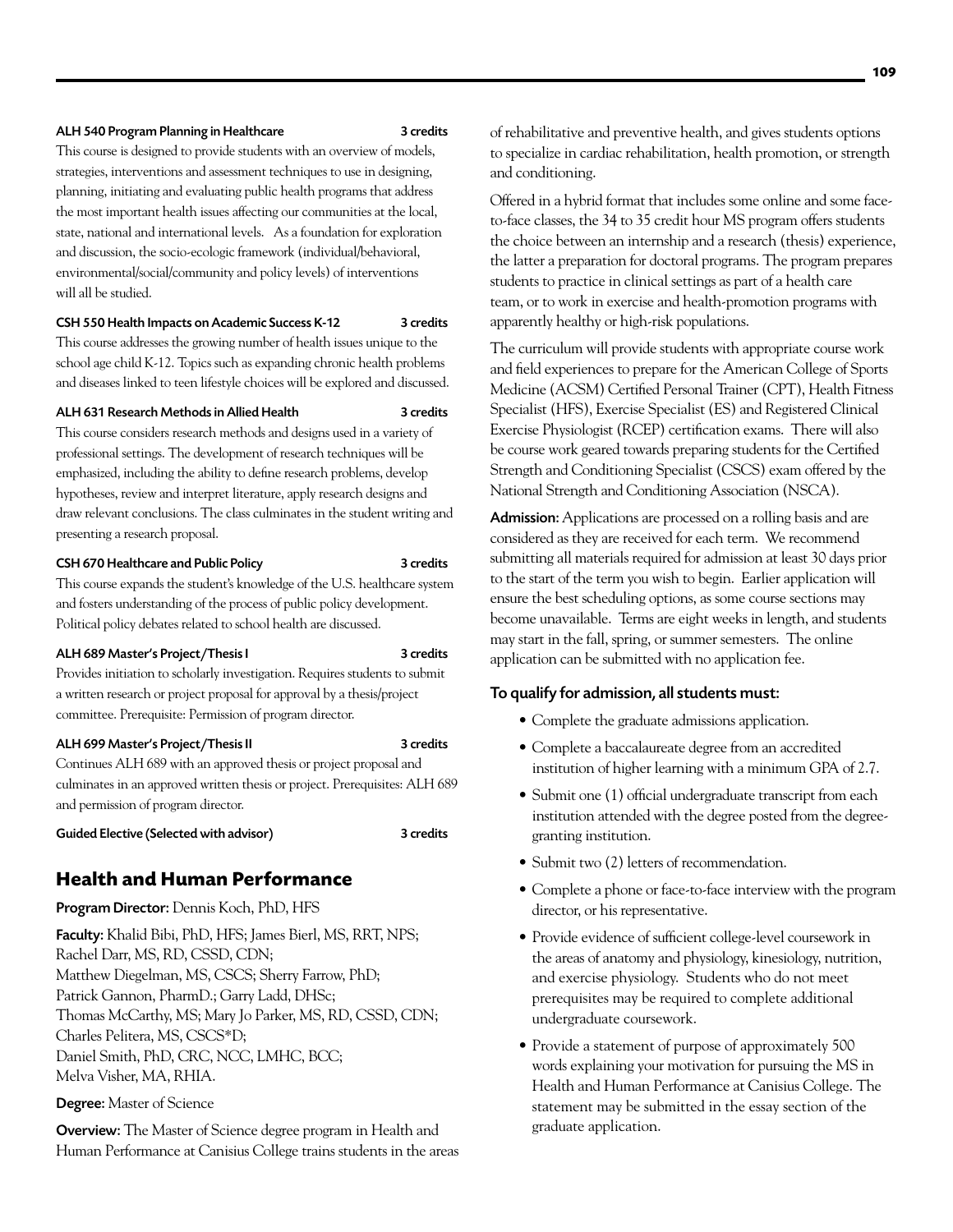**ALH 540 Program Planning in Healthcare** **3 credits**

This course is designed to provide students with an overview of models, strategies, interventions and assessment techniques to use in designing, planning, initiating and evaluating public health programs that address the most important health issues affecting our communities at the local, state, national and international levels. As a foundation for exploration and discussion, the socio-ecologic framework (individual/behavioral, environmental/social/community and policy levels) of interventions will all be studied.

**CSH 550 Health Impacts on Academic Success K-12** **3 credits**

This course addresses the growing number of health issues unique to the school age child K-12. Topics such as expanding chronic health problems and diseases linked to teen lifestyle choices will be explored and discussed.

**ALH 631 Research Methods in Allied Health** **3 credits**

This course considers research methods and designs used in a variety of professional settings. The development of research techniques will be emphasized, including the ability to define research problems, develop hypotheses, review and interpret literature, apply research designs and draw relevant conclusions. The class culminates in the student writing and presenting a research proposal.

**CSH 670 Healthcare and Public Policy** **3 credits**

This course expands the student's knowledge of the U.S. healthcare system and fosters understanding of the process of public policy development. Political policy debates related to school health are discussed.

**ALH 689 Master's Project/Thesis I** **3 credits**

Provides initiation to scholarly investigation. Requires students to submit a written research or project proposal for approval by a thesis/project committee. Prerequisite: Permission of program director.

**ALH 699 Master's Project/Thesis II** **3 credits**

Continues ALH 689 with an approved thesis or project proposal and culminates in an approved written thesis or project. Prerequisites: ALH 689 and permission of program director.

**Guided Elective (Selected with advisor)** **3 credits**

## Health and Human Performance

**Program Director:** Dennis Koch, PhD, HFS

**Faculty:** Khalid Bibi, PhD, HFS; James Bierl, MS, RRT, NPS; Rachel Darr, MS, RD, CSSD, CDN; Matthew Diegelman, MS, CSCS; Sherry Farrow, PhD; Patrick Gannon, PharmD.; Garry Ladd, DHSc; Thomas McCarthy, MS; Mary Jo Parker, MS, RD, CSSD, CDN; Charles Pelitera, MS, CSCS*D; Daniel Smith, PhD, CRC, NCC, LMHC, BCC; Melva Visher, MA, RHIA.

**Degree:** Master of Science

**Overview:** The Master of Science degree program in Health and Human Performance at Canisius College trains students in the areas of rehabilitative and preventive health, and gives students options to specialize in cardiac rehabilitation, health promotion, or strength and conditioning.

Offered in a hybrid format that includes some online and some face-to-face classes, the 34 to 35 credit hour MS program offers students the choice between an internship and a research (thesis) experience, the latter a preparation for doctoral programs. The program prepares students to practice in clinical settings as part of a health care team, or to work in exercise and health-promotion programs with apparently healthy or high-risk populations.

The curriculum will provide students with appropriate course work and field experiences to prepare for the American College of Sports Medicine (ACSM) Certified Personal Trainer (CPT), Health Fitness Specialist (HFS), Exercise Specialist (ES) and Registered Clinical Exercise Physiologist (RCEP) certification exams. There will also be course work geared towards preparing students for the Certified Strength and Conditioning Specialist (CSCS) exam offered by the National Strength and Conditioning Association (NSCA).

**Admission:** Applications are processed on a rolling basis and are considered as they are received for each term. We recommend submitting all materials required for admission at least 30 days prior to the start of the term you wish to begin. Earlier application will ensure the best scheduling options, as some course sections may become unavailable. Terms are eight weeks in length, and students may start in the fall, spring, or summer semesters. The online application can be submitted with no application fee.

### To qualify for admission, all students must:

- Complete the graduate admissions application.
- Complete a baccalaureate degree from an accredited institution of higher learning with a minimum GPA of 2.7.
- Submit one (1) official undergraduate transcript from each institution attended with the degree posted from the degree-granting institution.
- Submit two (2) letters of recommendation.
- Complete a phone or face-to-face interview with the program director, or his representative.
- Provide evidence of sufficient college-level coursework in the areas of anatomy and physiology, kinesiology, nutrition, and exercise physiology. Students who do not meet prerequisites may be required to complete additional undergraduate coursework.
- Provide a statement of purpose of approximately 500 words explaining your motivation for pursuing the MS in Health and Human Performance at Canisius College. The statement may be submitted in the essay section of the graduate application.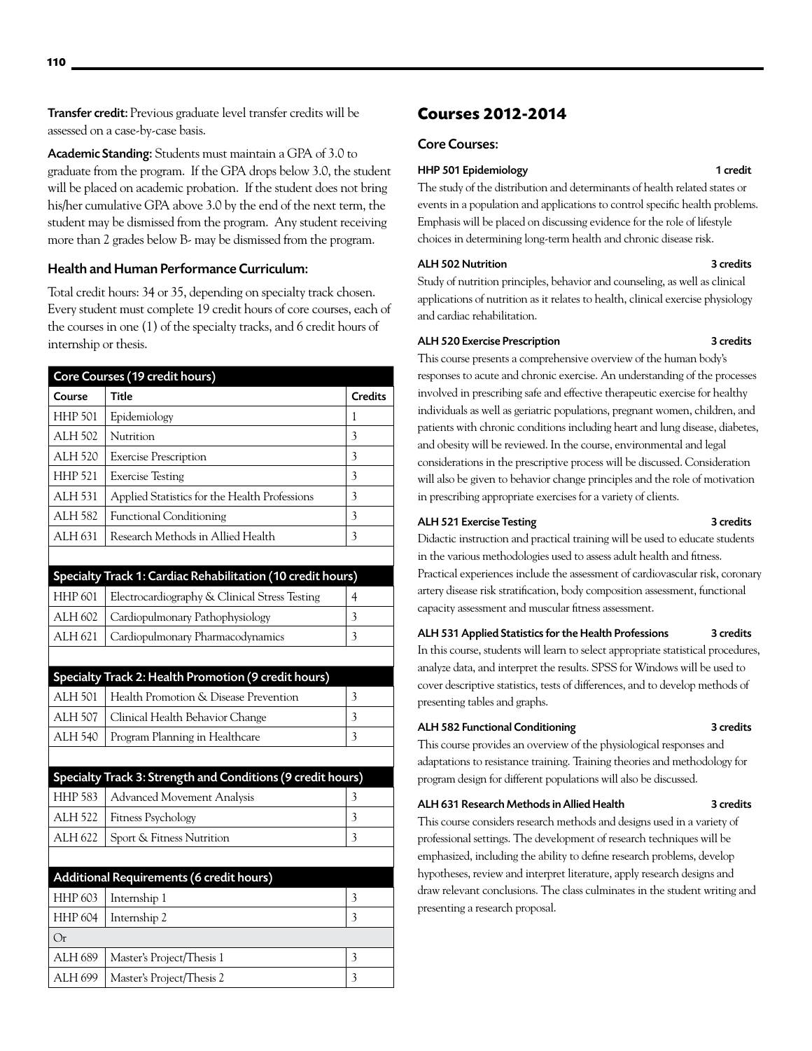**Transfer credit:** Previous graduate level transfer credits will be assessed on a case-by-case basis.

**Academic Standing:** Students must maintain a GPA of 3.0 to graduate from the program. If the GPA drops below 3.0, the student will be placed on academic probation. If the student does not bring his/her cumulative GPA above 3.0 by the end of the next term, the student may be dismissed from the program. Any student receiving more than 2 grades below B- may be dismissed from the program.

### Health and Human Performance Curriculum:

Total credit hours: 34 or 35, depending on specialty track chosen. Every student must complete 19 credit hours of core courses, each of the courses in one (1) of the specialty tracks, and 6 credit hours of internship or thesis.

| Core Courses (19 credit hours) | | |
|---|---|---|
| **Course** | **Title** | **Credits** |
| HHP 501 | Epidemiology | 1 |
| ALH 502 | Nutrition | 3 |
| ALH 520 | Exercise Prescription | 3 |
| HHP 521 | Exercise Testing | 3 |
| ALH 531 | Applied Statistics for the Health Professions | 3 |
| ALH 582 | Functional Conditioning | 3 |
| ALH 631 | Research Methods in Allied Health | 3 |

| Specialty Track 1: Cardiac Rehabilitation (10 credit hours) | | |
|---|---|---|
| HHP 601 | Electrocardiography & Clinical Stress Testing | 4 |
| ALH 602 | Cardiopulmonary Pathophysiology | 3 |
| ALH 621 | Cardiopulmonary Pharmacodynamics | 3 |

| Specialty Track 2: Health Promotion (9 credit hours) | | |
|---|---|---|
| ALH 501 | Health Promotion & Disease Prevention | 3 |
| ALH 507 | Clinical Health Behavior Change | 3 |
| ALH 540 | Program Planning in Healthcare | 3 |

| Specialty Track 3: Strength and Conditions (9 credit hours) | | |
|---|---|---|
| HHP 583 | Advanced Movement Analysis | 3 |
| ALH 522 | Fitness Psychology | 3 |
| ALH 622 | Sport & Fitness Nutrition | 3 |

| Additional Requirements (6 credit hours) | | |
|---|---|---|
| HHP 603 | Internship 1 | 3 |
| HHP 604 | Internship 2 | 3 |
| Or | | |
| ALH 689 | Master's Project/Thesis 1 | 3 |
| ALH 699 | Master's Project/Thesis 2 | 3 |

## Courses 2012-2014

### Core Courses:

**HHP 501 Epidemiology** — 1 credit

The study of the distribution and determinants of health related states or events in a population and applications to control specific health problems. Emphasis will be placed on discussing evidence for the role of lifestyle choices in determining long-term health and chronic disease risk.

**ALH 502 Nutrition** — 3 credits

Study of nutrition principles, behavior and counseling, as well as clinical applications of nutrition as it relates to health, clinical exercise physiology and cardiac rehabilitation.

**ALH 520 Exercise Prescription** — 3 credits

This course presents a comprehensive overview of the human body's responses to acute and chronic exercise. An understanding of the processes involved in prescribing safe and effective therapeutic exercise for healthy individuals as well as geriatric populations, pregnant women, children, and patients with chronic conditions including heart and lung disease, diabetes, and obesity will be reviewed. In the course, environmental and legal considerations in the prescriptive process will be discussed. Consideration will also be given to behavior change principles and the role of motivation in prescribing appropriate exercises for a variety of clients.

**ALH 521 Exercise Testing** — 3 credits

Didactic instruction and practical training will be used to educate students in the various methodologies used to assess adult health and fitness. Practical experiences include the assessment of cardiovascular risk, coronary artery disease risk stratification, body composition assessment, functional capacity assessment and muscular fitness assessment.

**ALH 531 Applied Statistics for the Health Professions** — 3 credits

In this course, students will learn to select appropriate statistical procedures, analyze data, and interpret the results. SPSS for Windows will be used to cover descriptive statistics, tests of differences, and to develop methods of presenting tables and graphs.

**ALH 582 Functional Conditioning** — 3 credits

This course provides an overview of the physiological responses and adaptations to resistance training. Training theories and methodology for program design for different populations will also be discussed.

**ALH 631 Research Methods in Allied Health** — 3 credits

This course considers research methods and designs used in a variety of professional settings. The development of research techniques will be emphasized, including the ability to define research problems, develop hypotheses, review and interpret literature, apply research designs and draw relevant conclusions. The class culminates in the student writing and presenting a research proposal.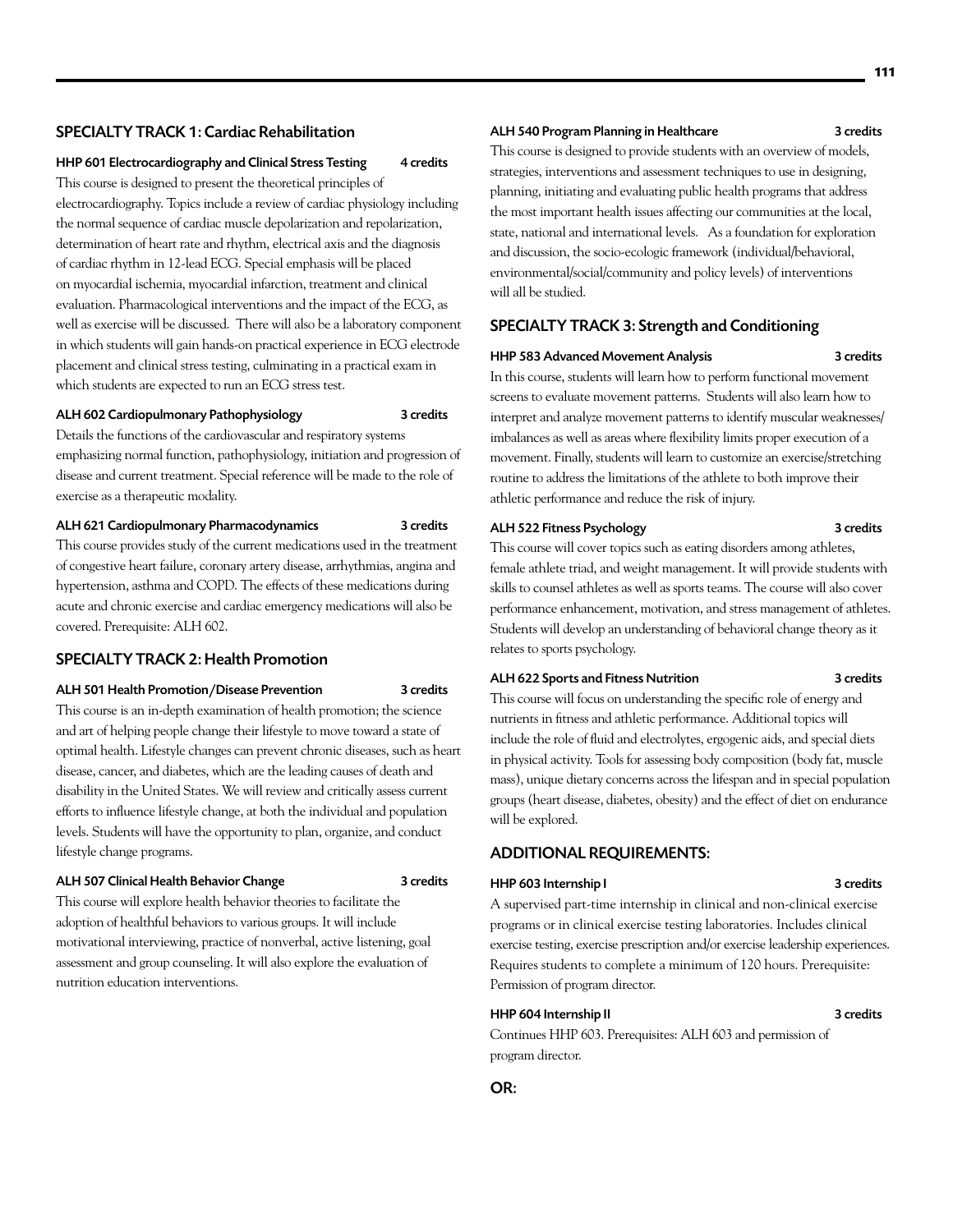## SPECIALTY TRACK 1: Cardiac Rehabilitation

### HHP 601 Electrocardiography and Clinical Stress Testing — 4 credits

This course is designed to present the theoretical principles of electrocardiography. Topics include a review of cardiac physiology including the normal sequence of cardiac muscle depolarization and repolarization, determination of heart rate and rhythm, electrical axis and the diagnosis of cardiac rhythm in 12-lead ECG. Special emphasis will be placed on myocardial ischemia, myocardial infarction, treatment and clinical evaluation. Pharmacological interventions and the impact of the ECG, as well as exercise will be discussed. There will also be a laboratory component in which students will gain hands-on practical experience in ECG electrode placement and clinical stress testing, culminating in a practical exam in which students are expected to run an ECG stress test.

### ALH 602 Cardiopulmonary Pathophysiology — 3 credits

Details the functions of the cardiovascular and respiratory systems emphasizing normal function, pathophysiology, initiation and progression of disease and current treatment. Special reference will be made to the role of exercise as a therapeutic modality.

### ALH 621 Cardiopulmonary Pharmacodynamics — 3 credits

This course provides study of the current medications used in the treatment of congestive heart failure, coronary artery disease, arrhythmias, angina and hypertension, asthma and COPD. The effects of these medications during acute and chronic exercise and cardiac emergency medications will also be covered. Prerequisite: ALH 602.

## SPECIALTY TRACK 2: Health Promotion

### ALH 501 Health Promotion/Disease Prevention — 3 credits

This course is an in-depth examination of health promotion; the science and art of helping people change their lifestyle to move toward a state of optimal health. Lifestyle changes can prevent chronic diseases, such as heart disease, cancer, and diabetes, which are the leading causes of death and disability in the United States. We will review and critically assess current efforts to influence lifestyle change, at both the individual and population levels. Students will have the opportunity to plan, organize, and conduct lifestyle change programs.

### ALH 507 Clinical Health Behavior Change — 3 credits

This course will explore health behavior theories to facilitate the adoption of healthful behaviors to various groups. It will include motivational interviewing, practice of nonverbal, active listening, goal assessment and group counseling. It will also explore the evaluation of nutrition education interventions.

### ALH 540 Program Planning in Healthcare — 3 credits

This course is designed to provide students with an overview of models, strategies, interventions and assessment techniques to use in designing, planning, initiating and evaluating public health programs that address the most important health issues affecting our communities at the local, state, national and international levels. As a foundation for exploration and discussion, the socio-ecologic framework (individual/behavioral, environmental/social/community and policy levels) of interventions will all be studied.

## SPECIALTY TRACK 3: Strength and Conditioning

### HHP 583 Advanced Movement Analysis — 3 credits

In this course, students will learn how to perform functional movement screens to evaluate movement patterns. Students will also learn how to interpret and analyze movement patterns to identify muscular weaknesses/imbalances as well as areas where flexibility limits proper execution of a movement. Finally, students will learn to customize an exercise/stretching routine to address the limitations of the athlete to both improve their athletic performance and reduce the risk of injury.

### ALH 522 Fitness Psychology — 3 credits

This course will cover topics such as eating disorders among athletes, female athlete triad, and weight management. It will provide students with skills to counsel athletes as well as sports teams. The course will also cover performance enhancement, motivation, and stress management of athletes. Students will develop an understanding of behavioral change theory as it relates to sports psychology.

### ALH 622 Sports and Fitness Nutrition — 3 credits

This course will focus on understanding the specific role of energy and nutrients in fitness and athletic performance. Additional topics will include the role of fluid and electrolytes, ergogenic aids, and special diets in physical activity. Tools for assessing body composition (body fat, muscle mass), unique dietary concerns across the lifespan and in special population groups (heart disease, diabetes, obesity) and the effect of diet on endurance will be explored.

## ADDITIONAL REQUIREMENTS:

### HHP 603 Internship I — 3 credits

A supervised part-time internship in clinical and non-clinical exercise programs or in clinical exercise testing laboratories. Includes clinical exercise testing, exercise prescription and/or exercise leadership experiences. Requires students to complete a minimum of 120 hours. Prerequisite: Permission of program director.

### HHP 604 Internship II — 3 credits

Continues HHP 603. Prerequisites: ALH 603 and permission of program director.

## OR: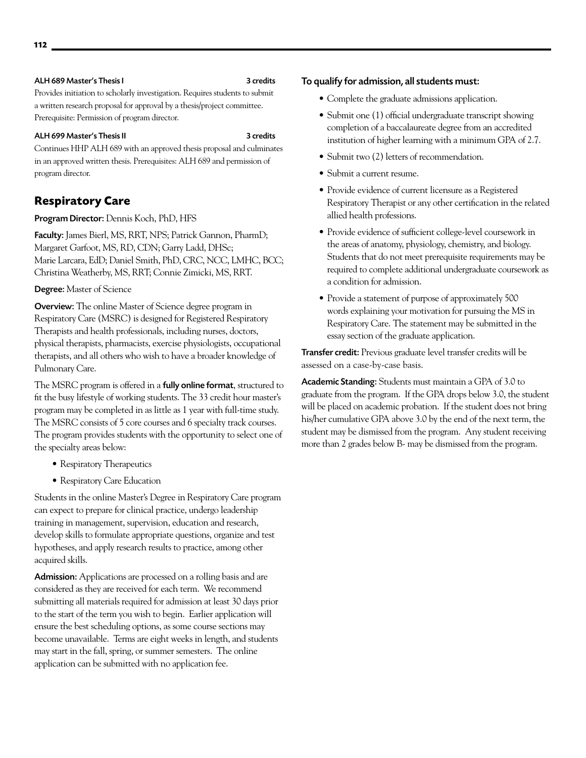**ALH 689 Master's Thesis I** — 3 credits

Provides initiation to scholarly investigation. Requires students to submit a written research proposal for approval by a thesis/project committee. Prerequisite: Permission of program director.

**ALH 699 Master's Thesis II** — 3 credits

Continues HHP ALH 689 with an approved thesis proposal and culminates in an approved written thesis. Prerequisites: ALH 689 and permission of program director.

## Respiratory Care

**Program Director:** Dennis Koch, PhD, HFS

**Faculty:** James Bierl, MS, RRT, NPS; Patrick Gannon, PharmD; Margaret Garfoot, MS, RD, CDN; Garry Ladd, DHSc; Marie Larcara, EdD; Daniel Smith, PhD, CRC, NCC, LMHC, BCC; Christina Weatherby, MS, RRT; Connie Zimicki, MS, RRT.

**Degree:** Master of Science

**Overview:** The online Master of Science degree program in Respiratory Care (MSRC) is designed for Registered Respiratory Therapists and health professionals, including nurses, doctors, physical therapists, pharmacists, exercise physiologists, occupational therapists, and all others who wish to have a broader knowledge of Pulmonary Care.

The MSRC program is offered in a **fully online format**, structured to fit the busy lifestyle of working students. The 33 credit hour master's program may be completed in as little as 1 year with full-time study. The MSRC consists of 5 core courses and 6 specialty track courses. The program provides students with the opportunity to select one of the specialty areas below:

- Respiratory Therapeutics
- Respiratory Care Education

Students in the online Master's Degree in Respiratory Care program can expect to prepare for clinical practice, undergo leadership training in management, supervision, education and research, develop skills to formulate appropriate questions, organize and test hypotheses, and apply research results to practice, among other acquired skills.

**Admission:** Applications are processed on a rolling basis and are considered as they are received for each term. We recommend submitting all materials required for admission at least 30 days prior to the start of the term you wish to begin. Earlier application will ensure the best scheduling options, as some course sections may become unavailable. Terms are eight weeks in length, and students may start in the fall, spring, or summer semesters. The online application can be submitted with no application fee.

**To qualify for admission, all students must:**

- Complete the graduate admissions application.
- Submit one (1) official undergraduate transcript showing completion of a baccalaureate degree from an accredited institution of higher learning with a minimum GPA of 2.7.
- Submit two (2) letters of recommendation.
- Submit a current resume.
- Provide evidence of current licensure as a Registered Respiratory Therapist or any other certification in the related allied health professions.
- Provide evidence of sufficient college-level coursework in the areas of anatomy, physiology, chemistry, and biology. Students that do not meet prerequisite requirements may be required to complete additional undergraduate coursework as a condition for admission.
- Provide a statement of purpose of approximately 500 words explaining your motivation for pursuing the MS in Respiratory Care. The statement may be submitted in the essay section of the graduate application.

**Transfer credit:** Previous graduate level transfer credits will be assessed on a case-by-case basis.

**Academic Standing:** Students must maintain a GPA of 3.0 to graduate from the program. If the GPA drops below 3.0, the student will be placed on academic probation. If the student does not bring his/her cumulative GPA above 3.0 by the end of the next term, the student may be dismissed from the program. Any student receiving more than 2 grades below B- may be dismissed from the program.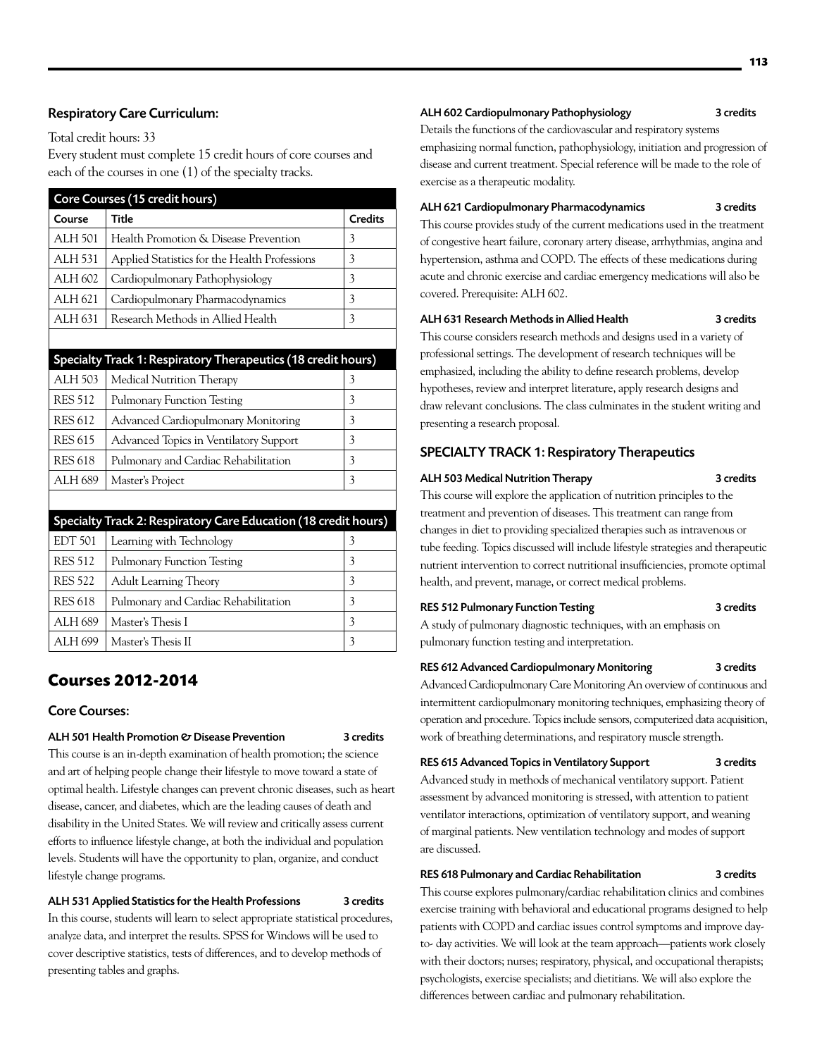### Respiratory Care Curriculum:

Total credit hours: 33

Every student must complete 15 credit hours of core courses and each of the courses in one (1) of the specialty tracks.

| Core Courses (15 credit hours) | | |
|---|---|---|
| **Course** | **Title** | **Credits** |
| ALH 501 | Health Promotion & Disease Prevention | 3 |
| ALH 531 | Applied Statistics for the Health Professions | 3 |
| ALH 602 | Cardiopulmonary Pathophysiology | 3 |
| ALH 621 | Cardiopulmonary Pharmacodynamics | 3 |
| ALH 631 | Research Methods in Allied Health | 3 |

| Specialty Track 1: Respiratory Therapeutics (18 credit hours) | | |
|---|---|---|
| ALH 503 | Medical Nutrition Therapy | 3 |
| RES 512 | Pulmonary Function Testing | 3 |
| RES 612 | Advanced Cardiopulmonary Monitoring | 3 |
| RES 615 | Advanced Topics in Ventilatory Support | 3 |
| RES 618 | Pulmonary and Cardiac Rehabilitation | 3 |
| ALH 689 | Master's Project | 3 |

| Specialty Track 2: Respiratory Care Education (18 credit hours) | | |
|---|---|---|
| EDT 501 | Learning with Technology | 3 |
| RES 512 | Pulmonary Function Testing | 3 |
| RES 522 | Adult Learning Theory | 3 |
| RES 618 | Pulmonary and Cardiac Rehabilitation | 3 |
| ALH 689 | Master's Thesis I | 3 |
| ALH 699 | Master's Thesis II | 3 |

## Courses 2012-2014

### Core Courses:

**ALH 501 Health Promotion & Disease Prevention — 3 credits**

This course is an in-depth examination of health promotion; the science and art of helping people change their lifestyle to move toward a state of optimal health. Lifestyle changes can prevent chronic diseases, such as heart disease, cancer, and diabetes, which are the leading causes of death and disability in the United States. We will review and critically assess current efforts to influence lifestyle change, at both the individual and population levels. Students will have the opportunity to plan, organize, and conduct lifestyle change programs.

**ALH 531 Applied Statistics for the Health Professions — 3 credits**

In this course, students will learn to select appropriate statistical procedures, analyze data, and interpret the results. SPSS for Windows will be used to cover descriptive statistics, tests of differences, and to develop methods of presenting tables and graphs.

**ALH 602 Cardiopulmonary Pathophysiology — 3 credits**

Details the functions of the cardiovascular and respiratory systems emphasizing normal function, pathophysiology, initiation and progression of disease and current treatment. Special reference will be made to the role of exercise as a therapeutic modality.

**ALH 621 Cardiopulmonary Pharmacodynamics — 3 credits**

This course provides study of the current medications used in the treatment of congestive heart failure, coronary artery disease, arrhythmias, angina and hypertension, asthma and COPD. The effects of these medications during acute and chronic exercise and cardiac emergency medications will also be covered. Prerequisite: ALH 602.

**ALH 631 Research Methods in Allied Health — 3 credits**

This course considers research methods and designs used in a variety of professional settings. The development of research techniques will be emphasized, including the ability to define research problems, develop hypotheses, review and interpret literature, apply research designs and draw relevant conclusions. The class culminates in the student writing and presenting a research proposal.

### SPECIALTY TRACK 1: Respiratory Therapeutics

**ALH 503 Medical Nutrition Therapy — 3 credits**

This course will explore the application of nutrition principles to the treatment and prevention of diseases. This treatment can range from changes in diet to providing specialized therapies such as intravenous or tube feeding. Topics discussed will include lifestyle strategies and therapeutic nutrient intervention to correct nutritional insufficiencies, promote optimal health, and prevent, manage, or correct medical problems.

**RES 512 Pulmonary Function Testing — 3 credits**

A study of pulmonary diagnostic techniques, with an emphasis on pulmonary function testing and interpretation.

**RES 612 Advanced Cardiopulmonary Monitoring — 3 credits**

Advanced Cardiopulmonary Care Monitoring An overview of continuous and intermittent cardiopulmonary monitoring techniques, emphasizing theory of operation and procedure. Topics include sensors, computerized data acquisition, work of breathing determinations, and respiratory muscle strength.

**RES 615 Advanced Topics in Ventilatory Support — 3 credits**

Advanced study in methods of mechanical ventilatory support. Patient assessment by advanced monitoring is stressed, with attention to patient ventilator interactions, optimization of ventilatory support, and weaning of marginal patients. New ventilation technology and modes of support are discussed.

**RES 618 Pulmonary and Cardiac Rehabilitation — 3 credits**

This course explores pulmonary/cardiac rehabilitation clinics and combines exercise training with behavioral and educational programs designed to help patients with COPD and cardiac issues control symptoms and improve day-to- day activities. We will look at the team approach—patients work closely with their doctors; nurses; respiratory, physical, and occupational therapists; psychologists, exercise specialists; and dietitians. We will also explore the differences between cardiac and pulmonary rehabilitation.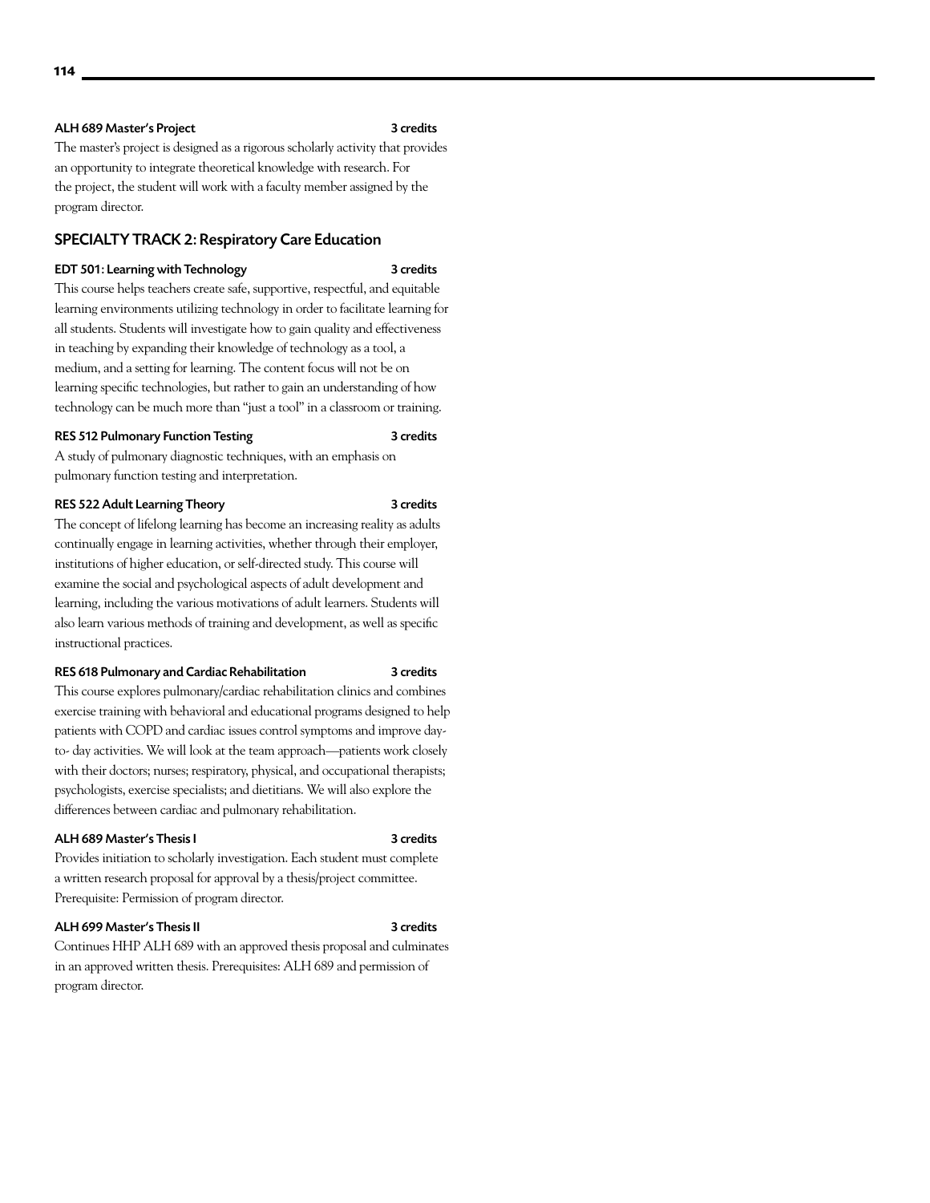#### ALH 689 Master's Project — 3 credits

The master's project is designed as a rigorous scholarly activity that provides an opportunity to integrate theoretical knowledge with research. For the project, the student will work with a faculty member assigned by the program director.

## SPECIALTY TRACK 2: Respiratory Care Education

#### EDT 501: Learning with Technology — 3 credits

This course helps teachers create safe, supportive, respectful, and equitable learning environments utilizing technology in order to facilitate learning for all students. Students will investigate how to gain quality and effectiveness in teaching by expanding their knowledge of technology as a tool, a medium, and a setting for learning. The content focus will not be on learning specific technologies, but rather to gain an understanding of how technology can be much more than "just a tool" in a classroom or training.

#### RES 512 Pulmonary Function Testing — 3 credits

A study of pulmonary diagnostic techniques, with an emphasis on pulmonary function testing and interpretation.

#### RES 522 Adult Learning Theory — 3 credits

The concept of lifelong learning has become an increasing reality as adults continually engage in learning activities, whether through their employer, institutions of higher education, or self-directed study. This course will examine the social and psychological aspects of adult development and learning, including the various motivations of adult learners. Students will also learn various methods of training and development, as well as specific instructional practices.

#### RES 618 Pulmonary and Cardiac Rehabilitation — 3 credits

This course explores pulmonary/cardiac rehabilitation clinics and combines exercise training with behavioral and educational programs designed to help patients with COPD and cardiac issues control symptoms and improve day-to- day activities. We will look at the team approach—patients work closely with their doctors; nurses; respiratory, physical, and occupational therapists; psychologists, exercise specialists; and dietitians. We will also explore the differences between cardiac and pulmonary rehabilitation.

#### ALH 689 Master's Thesis I — 3 credits

Provides initiation to scholarly investigation. Each student must complete a written research proposal for approval by a thesis/project committee. Prerequisite: Permission of program director.

#### ALH 699 Master's Thesis II — 3 credits

Continues HHP ALH 689 with an approved thesis proposal and culminates in an approved written thesis. Prerequisites: ALH 689 and permission of program director.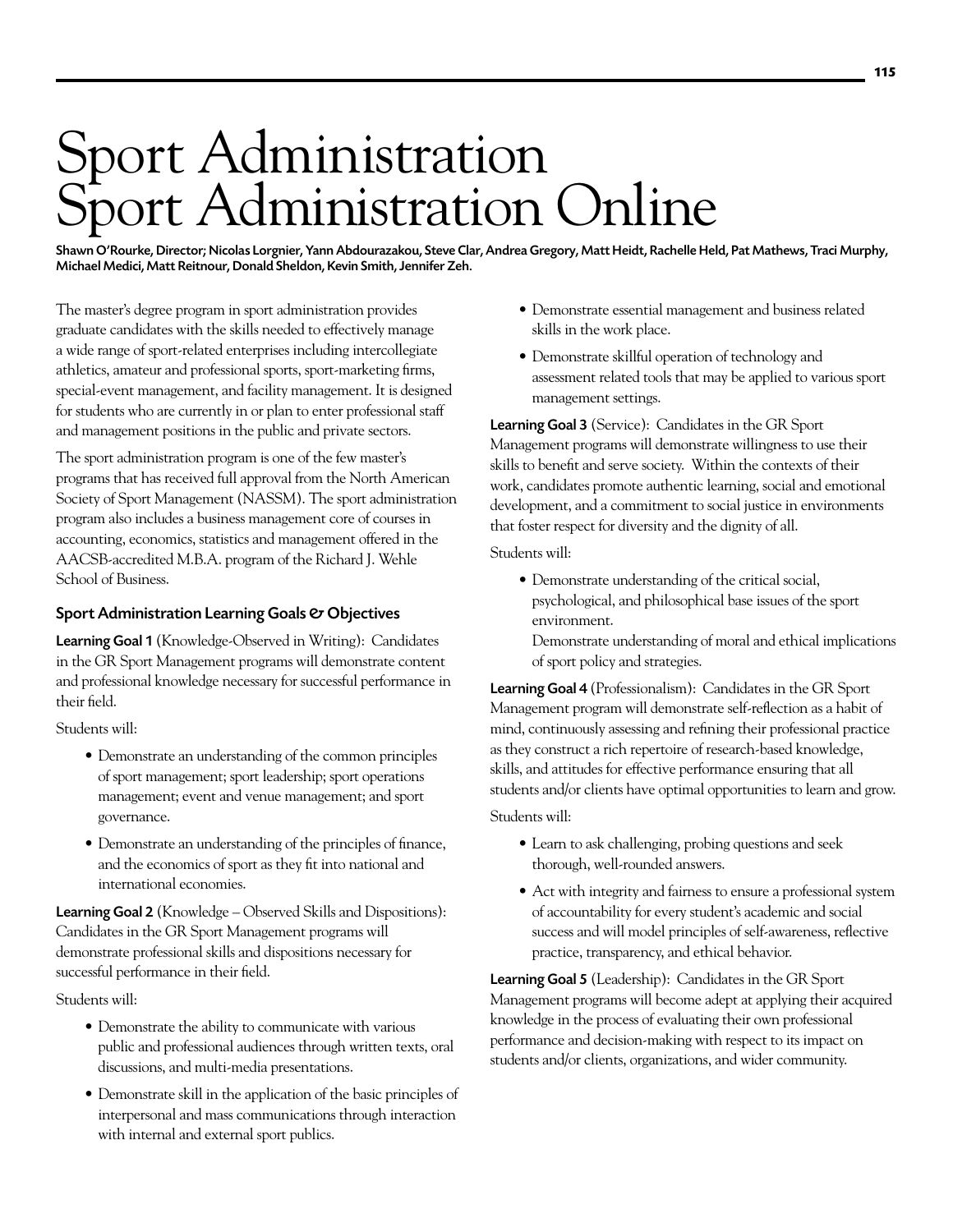# Sport Administration
# Sport Administration Online

**Shawn O'Rourke, Director; Nicolas Lorgnier, Yann Abdourazakou, Steve Clar, Andrea Gregory, Matt Heidt, Rachelle Held, Pat Mathews, Traci Murphy, Michael Medici, Matt Reitnour, Donald Sheldon, Kevin Smith, Jennifer Zeh.**

The master's degree program in sport administration provides graduate candidates with the skills needed to effectively manage a wide range of sport-related enterprises including intercollegiate athletics, amateur and professional sports, sport-marketing firms, special-event management, and facility management. It is designed for students who are currently in or plan to enter professional staff and management positions in the public and private sectors.

The sport administration program is one of the few master's programs that has received full approval from the North American Society of Sport Management (NASSM). The sport administration program also includes a business management core of courses in accounting, economics, statistics and management offered in the AACSB-accredited M.B.A. program of the Richard J. Wehle School of Business.

### Sport Administration Learning Goals & Objectives

**Learning Goal 1** (Knowledge-Observed in Writing): Candidates in the GR Sport Management programs will demonstrate content and professional knowledge necessary for successful performance in their field.

Students will:

- Demonstrate an understanding of the common principles of sport management; sport leadership; sport operations management; event and venue management; and sport governance.
- Demonstrate an understanding of the principles of finance, and the economics of sport as they fit into national and international economies.

**Learning Goal 2** (Knowledge – Observed Skills and Dispositions): Candidates in the GR Sport Management programs will demonstrate professional skills and dispositions necessary for successful performance in their field.

Students will:

- Demonstrate the ability to communicate with various public and professional audiences through written texts, oral discussions, and multi-media presentations.
- Demonstrate skill in the application of the basic principles of interpersonal and mass communications through interaction with internal and external sport publics.
- Demonstrate essential management and business related skills in the work place.
- Demonstrate skillful operation of technology and assessment related tools that may be applied to various sport management settings.

**Learning Goal 3** (Service): Candidates in the GR Sport Management programs will demonstrate willingness to use their skills to benefit and serve society. Within the contexts of their work, candidates promote authentic learning, social and emotional development, and a commitment to social justice in environments that foster respect for diversity and the dignity of all.

Students will:

- Demonstrate understanding of the critical social, psychological, and philosophical base issues of the sport environment.
  Demonstrate understanding of moral and ethical implications of sport policy and strategies.

**Learning Goal 4** (Professionalism): Candidates in the GR Sport Management program will demonstrate self-reflection as a habit of mind, continuously assessing and refining their professional practice as they construct a rich repertoire of research-based knowledge, skills, and attitudes for effective performance ensuring that all students and/or clients have optimal opportunities to learn and grow.

Students will:

- Learn to ask challenging, probing questions and seek thorough, well-rounded answers.
- Act with integrity and fairness to ensure a professional system of accountability for every student's academic and social success and will model principles of self-awareness, reflective practice, transparency, and ethical behavior.

**Learning Goal 5** (Leadership): Candidates in the GR Sport Management programs will become adept at applying their acquired knowledge in the process of evaluating their own professional performance and decision-making with respect to its impact on students and/or clients, organizations, and wider community.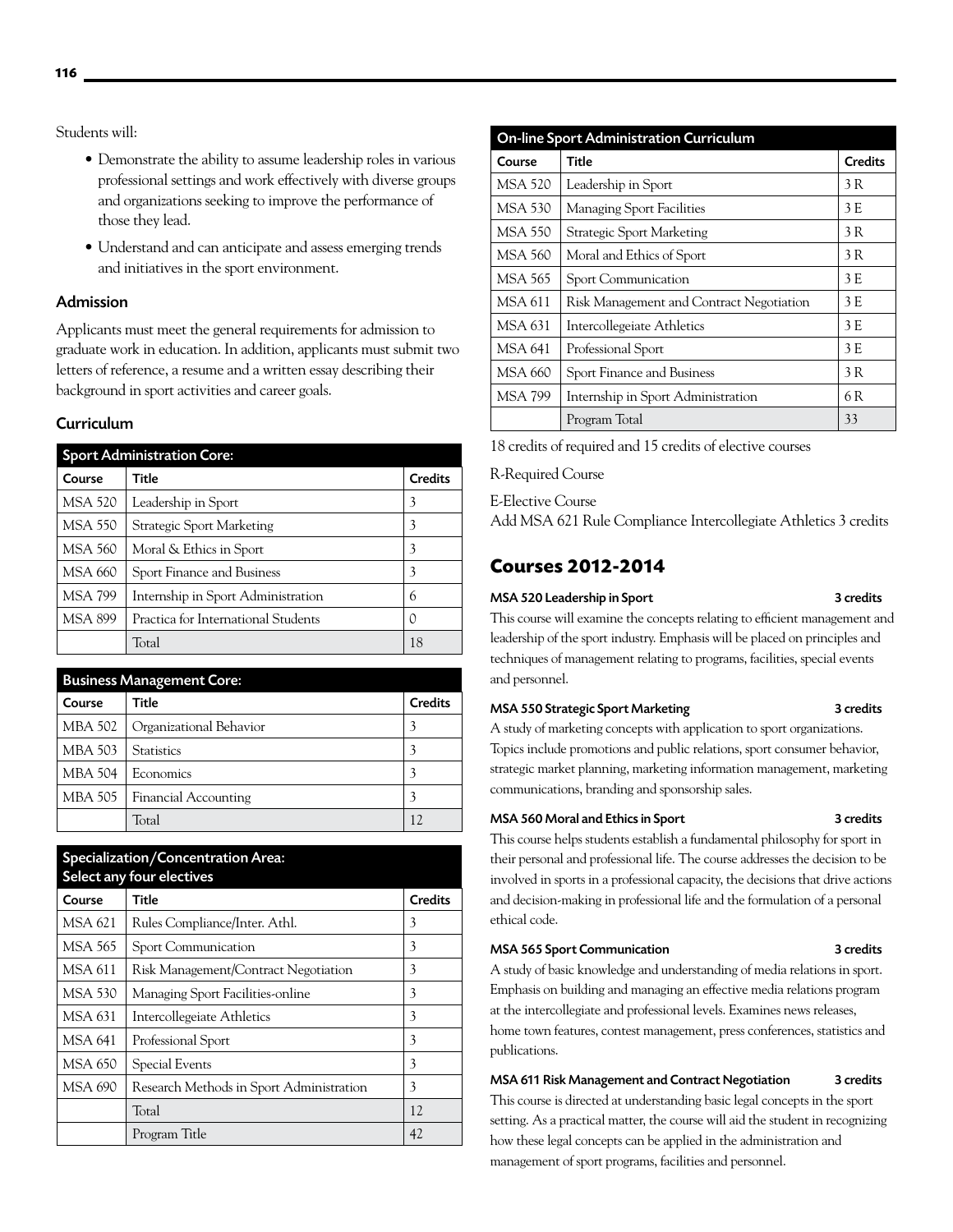Students will:

- Demonstrate the ability to assume leadership roles in various professional settings and work effectively with diverse groups and organizations seeking to improve the performance of those they lead.
- Understand and can anticipate and assess emerging trends and initiatives in the sport environment.

### Admission

Applicants must meet the general requirements for admission to graduate work in education. In addition, applicants must submit two letters of reference, a resume and a written essay describing their background in sport activities and career goals.

### Curriculum

| Sport Administration Core: | | |
|---|---|---|
| Course | Title | Credits |
| MSA 520 | Leadership in Sport | 3 |
| MSA 550 | Strategic Sport Marketing | 3 |
| MSA 560 | Moral & Ethics in Sport | 3 |
| MSA 660 | Sport Finance and Business | 3 |
| MSA 799 | Internship in Sport Administration | 6 |
| MSA 899 | Practica for International Students | 0 |
| | Total | 18 |

| Business Management Core: | | |
|---|---|---|
| Course | Title | Credits |
| MBA 502 | Organizational Behavior | 3 |
| MBA 503 | Statistics | 3 |
| MBA 504 | Economics | 3 |
| MBA 505 | Financial Accounting | 3 |
| | Total | 12 |

| Specialization/Concentration Area: Select any four electives | | |
|---|---|---|
| Course | Title | Credits |
| MSA 621 | Rules Compliance/Inter. Athl. | 3 |
| MSA 565 | Sport Communication | 3 |
| MSA 611 | Risk Management/Contract Negotiation | 3 |
| MSA 530 | Managing Sport Facilities-online | 3 |
| MSA 631 | Intercollegeiate Athletics | 3 |
| MSA 641 | Professional Sport | 3 |
| MSA 650 | Special Events | 3 |
| MSA 690 | Research Methods in Sport Administration | 3 |
| | Total | 12 |
| | Program Title | 42 |

| On-line Sport Administration Curriculum | | |
|---|---|---|
| Course | Title | Credits |
| MSA 520 | Leadership in Sport | 3 R |
| MSA 530 | Managing Sport Facilities | 3 E |
| MSA 550 | Strategic Sport Marketing | 3 R |
| MSA 560 | Moral and Ethics of Sport | 3 R |
| MSA 565 | Sport Communication | 3 E |
| MSA 611 | Risk Management and Contract Negotiation | 3 E |
| MSA 631 | Intercollegeiate Athletics | 3 E |
| MSA 641 | Professional Sport | 3 E |
| MSA 660 | Sport Finance and Business | 3 R |
| MSA 799 | Internship in Sport Administration | 6 R |
| | Program Total | 33 |

18 credits of required and 15 credits of elective courses

R-Required Course

E-Elective Course
Add MSA 621 Rule Compliance Intercollegiate Athletics 3 credits

## Courses 2012-2014

**MSA 520 Leadership in Sport** **3 credits**

This course will examine the concepts relating to efficient management and leadership of the sport industry. Emphasis will be placed on principles and techniques of management relating to programs, facilities, special events and personnel.

**MSA 550 Strategic Sport Marketing** **3 credits**

A study of marketing concepts with application to sport organizations. Topics include promotions and public relations, sport consumer behavior, strategic market planning, marketing information management, marketing communications, branding and sponsorship sales.

**MSA 560 Moral and Ethics in Sport** **3 credits**

This course helps students establish a fundamental philosophy for sport in their personal and professional life. The course addresses the decision to be involved in sports in a professional capacity, the decisions that drive actions and decision-making in professional life and the formulation of a personal ethical code.

**MSA 565 Sport Communication** **3 credits**

A study of basic knowledge and understanding of media relations in sport. Emphasis on building and managing an effective media relations program at the intercollegiate and professional levels. Examines news releases, home town features, contest management, press conferences, statistics and publications.

**MSA 611 Risk Management and Contract Negotiation** **3 credits**

This course is directed at understanding basic legal concepts in the sport setting. As a practical matter, the course will aid the student in recognizing how these legal concepts can be applied in the administration and management of sport programs, facilities and personnel.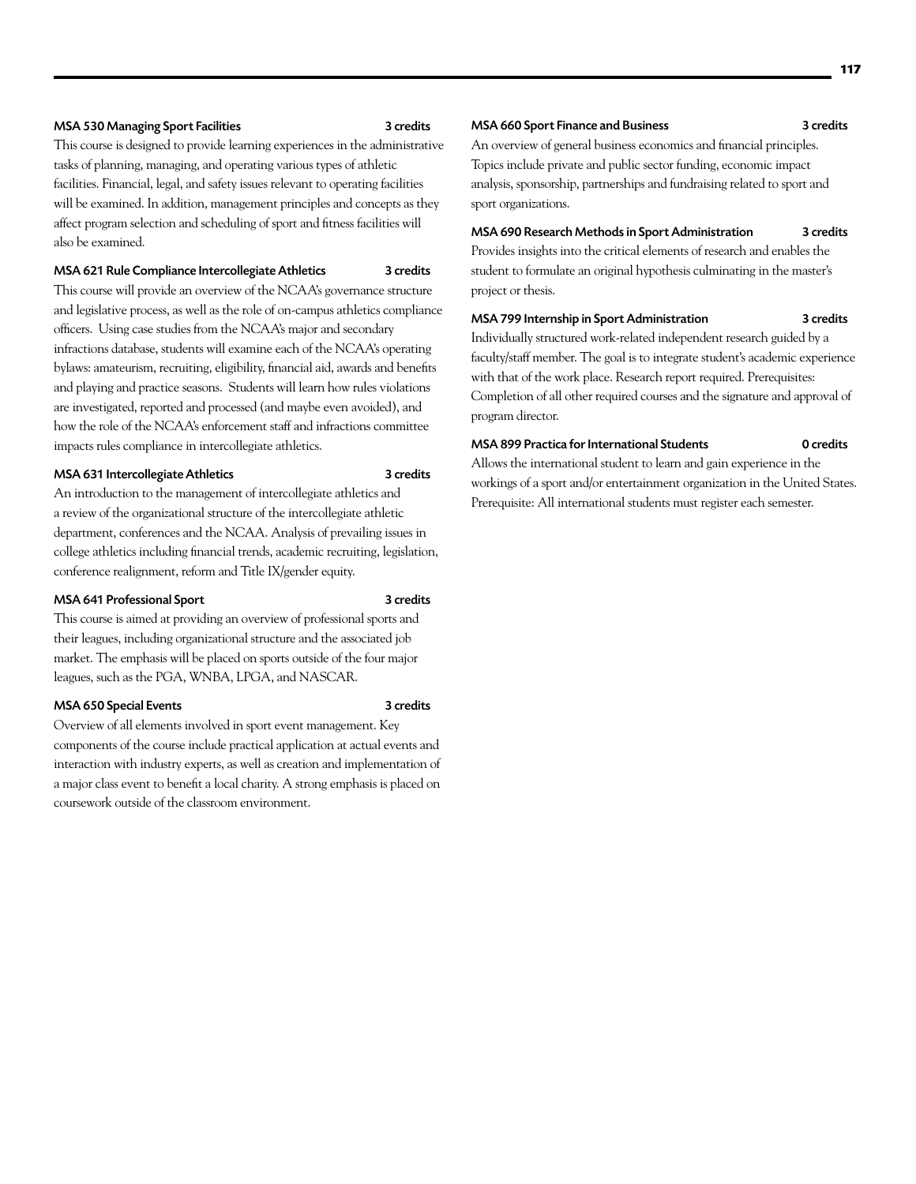**MSA 530 Managing Sport Facilities** 3 credits

This course is designed to provide learning experiences in the administrative tasks of planning, managing, and operating various types of athletic facilities. Financial, legal, and safety issues relevant to operating facilities will be examined. In addition, management principles and concepts as they affect program selection and scheduling of sport and fitness facilities will also be examined.

**MSA 621 Rule Compliance Intercollegiate Athletics** 3 credits

This course will provide an overview of the NCAA's governance structure and legislative process, as well as the role of on-campus athletics compliance officers. Using case studies from the NCAA's major and secondary infractions database, students will examine each of the NCAA's operating bylaws: amateurism, recruiting, eligibility, financial aid, awards and benefits and playing and practice seasons. Students will learn how rules violations are investigated, reported and processed (and maybe even avoided), and how the role of the NCAA's enforcement staff and infractions committee impacts rules compliance in intercollegiate athletics.

**MSA 631 Intercollegiate Athletics** 3 credits

An introduction to the management of intercollegiate athletics and a review of the organizational structure of the intercollegiate athletic department, conferences and the NCAA. Analysis of prevailing issues in college athletics including financial trends, academic recruiting, legislation, conference realignment, reform and Title IX/gender equity.

**MSA 641 Professional Sport** 3 credits

This course is aimed at providing an overview of professional sports and their leagues, including organizational structure and the associated job market. The emphasis will be placed on sports outside of the four major leagues, such as the PGA, WNBA, LPGA, and NASCAR.

**MSA 650 Special Events** 3 credits

Overview of all elements involved in sport event management. Key components of the course include practical application at actual events and interaction with industry experts, as well as creation and implementation of a major class event to benefit a local charity. A strong emphasis is placed on coursework outside of the classroom environment.

**MSA 660 Sport Finance and Business** 3 credits

An overview of general business economics and financial principles. Topics include private and public sector funding, economic impact analysis, sponsorship, partnerships and fundraising related to sport and sport organizations.

**MSA 690 Research Methods in Sport Administration** 3 credits

Provides insights into the critical elements of research and enables the student to formulate an original hypothesis culminating in the master's project or thesis.

**MSA 799 Internship in Sport Administration** 3 credits

Individually structured work-related independent research guided by a faculty/staff member. The goal is to integrate student's academic experience with that of the work place. Research report required. Prerequisites: Completion of all other required courses and the signature and approval of program director.

**MSA 899 Practica for International Students** 0 credits

Allows the international student to learn and gain experience in the workings of a sport and/or entertainment organization in the United States. Prerequisite: All international students must register each semester.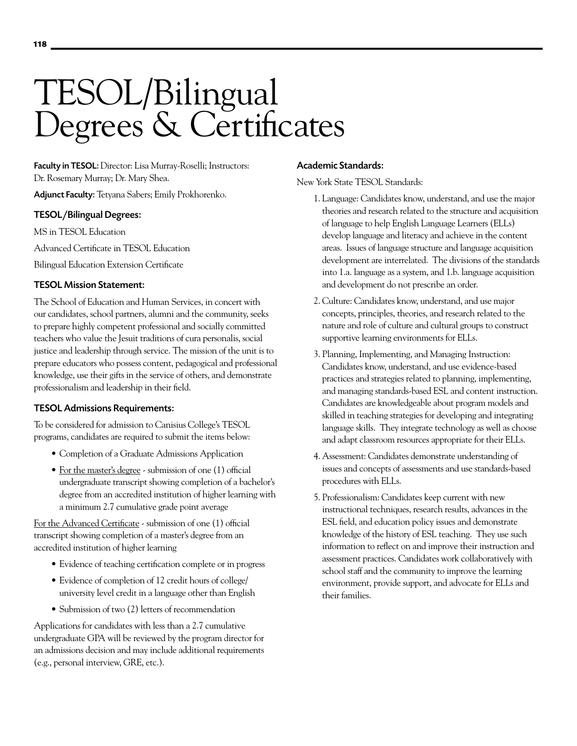# TESOL/Bilingual Degrees & Certificates

**Faculty in TESOL:** Director: Lisa Murray-Roselli; Instructors: Dr. Rosemary Murray; Dr. Mary Shea.

**Adjunct Faculty:** Tetyana Sabers; Emily Prokhorenko.

### TESOL/Bilingual Degrees:

MS in TESOL Education

Advanced Certificate in TESOL Education

Bilingual Education Extension Certificate

### TESOL Mission Statement:

The School of Education and Human Services, in concert with our candidates, school partners, alumni and the community, seeks to prepare highly competent professional and socially committed teachers who value the Jesuit traditions of cura personalis, social justice and leadership through service. The mission of the unit is to prepare educators who possess content, pedagogical and professional knowledge, use their gifts in the service of others, and demonstrate professionalism and leadership in their field.

### TESOL Admissions Requirements:

To be considered for admission to Canisius College's TESOL programs, candidates are required to submit the items below:

- Completion of a Graduate Admissions Application
- For the master's degree - submission of one (1) official undergraduate transcript showing completion of a bachelor's degree from an accredited institution of higher learning with a minimum 2.7 cumulative grade point average

For the Advanced Certificate - submission of one (1) official transcript showing completion of a master's degree from an accredited institution of higher learning

- Evidence of teaching certification complete or in progress
- Evidence of completion of 12 credit hours of college/university level credit in a language other than English
- Submission of two (2) letters of recommendation

Applications for candidates with less than a 2.7 cumulative undergraduate GPA will be reviewed by the program director for an admissions decision and may include additional requirements (e.g., personal interview, GRE, etc.).

### Academic Standards:

New York State TESOL Standards:

1. Language: Candidates know, understand, and use the major theories and research related to the structure and acquisition of language to help English Language Learners (ELLs) develop language and literacy and achieve in the content areas. Issues of language structure and language acquisition development are interrelated. The divisions of the standards into 1.a. language as a system, and 1.b. language acquisition and development do not prescribe an order.
2. Culture: Candidates know, understand, and use major concepts, principles, theories, and research related to the nature and role of culture and cultural groups to construct supportive learning environments for ELLs.
3. Planning, Implementing, and Managing Instruction: Candidates know, understand, and use evidence-based practices and strategies related to planning, implementing, and managing standards-based ESL and content instruction. Candidates are knowledgeable about program models and skilled in teaching strategies for developing and integrating language skills. They integrate technology as well as choose and adapt classroom resources appropriate for their ELLs.
4. Assessment: Candidates demonstrate understanding of issues and concepts of assessments and use standards-based procedures with ELLs.
5. Professionalism: Candidates keep current with new instructional techniques, research results, advances in the ESL field, and education policy issues and demonstrate knowledge of the history of ESL teaching. They use such information to reflect on and improve their instruction and assessment practices. Candidates work collaboratively with school staff and the community to improve the learning environment, provide support, and advocate for ELLs and their families.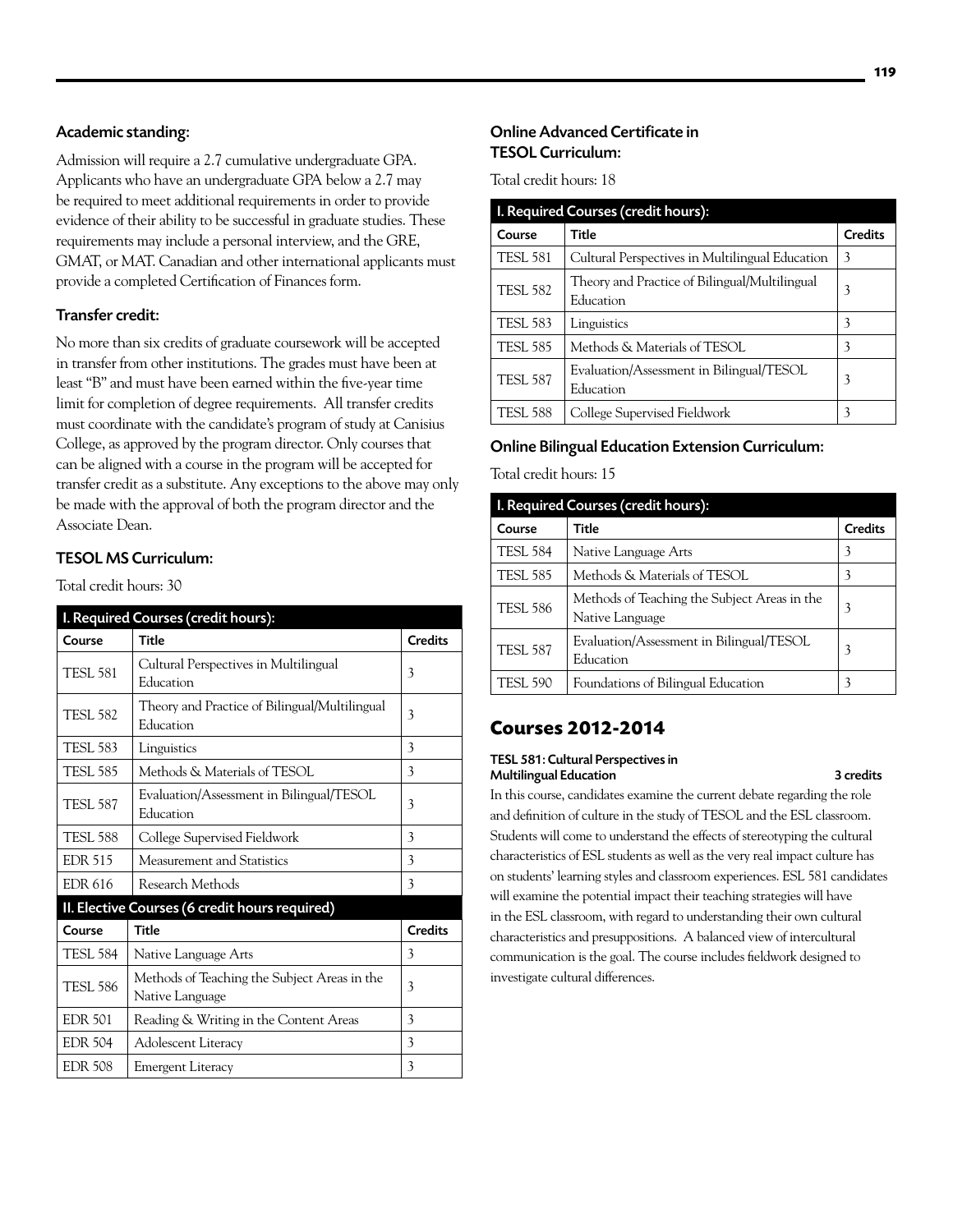### Academic standing:

Admission will require a 2.7 cumulative undergraduate GPA. Applicants who have an undergraduate GPA below a 2.7 may be required to meet additional requirements in order to provide evidence of their ability to be successful in graduate studies. These requirements may include a personal interview, and the GRE, GMAT, or MAT. Canadian and other international applicants must provide a completed Certification of Finances form.

### Transfer credit:

No more than six credits of graduate coursework will be accepted in transfer from other institutions. The grades must have been at least "B" and must have been earned within the five-year time limit for completion of degree requirements. All transfer credits must coordinate with the candidate's program of study at Canisius College, as approved by the program director. Only courses that can be aligned with a course in the program will be accepted for transfer credit as a substitute. Any exceptions to the above may only be made with the approval of both the program director and the Associate Dean.

### TESOL MS Curriculum:

Total credit hours: 30

| I. Required Courses (credit hours): | | |
|---|---|---|
| **Course** | **Title** | **Credits** |
| TESL 581 | Cultural Perspectives in Multilingual Education | 3 |
| TESL 582 | Theory and Practice of Bilingual/Multilingual Education | 3 |
| TESL 583 | Linguistics | 3 |
| TESL 585 | Methods & Materials of TESOL | 3 |
| TESL 587 | Evaluation/Assessment in Bilingual/TESOL Education | 3 |
| TESL 588 | College Supervised Fieldwork | 3 |
| EDR 515 | Measurement and Statistics | 3 |
| EDR 616 | Research Methods | 3 |
| **II. Elective Courses (6 credit hours required)** | | |
| **Course** | **Title** | **Credits** |
| TESL 584 | Native Language Arts | 3 |
| TESL 586 | Methods of Teaching the Subject Areas in the Native Language | 3 |
| EDR 501 | Reading & Writing in the Content Areas | 3 |
| EDR 504 | Adolescent Literacy | 3 |
| EDR 508 | Emergent Literacy | 3 |

### Online Advanced Certificate in TESOL Curriculum:

Total credit hours: 18

| I. Required Courses (credit hours): | | |
|---|---|---|
| **Course** | **Title** | **Credits** |
| TESL 581 | Cultural Perspectives in Multilingual Education | 3 |
| TESL 582 | Theory and Practice of Bilingual/Multilingual Education | 3 |
| TESL 583 | Linguistics | 3 |
| TESL 585 | Methods & Materials of TESOL | 3 |
| TESL 587 | Evaluation/Assessment in Bilingual/TESOL Education | 3 |
| TESL 588 | College Supervised Fieldwork | 3 |

### Online Bilingual Education Extension Curriculum:

Total credit hours: 15

| I. Required Courses (credit hours): | | |
|---|---|---|
| **Course** | **Title** | **Credits** |
| TESL 584 | Native Language Arts | 3 |
| TESL 585 | Methods & Materials of TESOL | 3 |
| TESL 586 | Methods of Teaching the Subject Areas in the Native Language | 3 |
| TESL 587 | Evaluation/Assessment in Bilingual/TESOL Education | 3 |
| TESL 590 | Foundations of Bilingual Education | 3 |

## Courses 2012-2014

#### TESL 581: Cultural Perspectives in Multilingual Education — 3 credits

In this course, candidates examine the current debate regarding the role and definition of culture in the study of TESOL and the ESL classroom. Students will come to understand the effects of stereotyping the cultural characteristics of ESL students as well as the very real impact culture has on students' learning styles and classroom experiences. ESL 581 candidates will examine the potential impact their teaching strategies will have in the ESL classroom, with regard to understanding their own cultural characteristics and presuppositions. A balanced view of intercultural communication is the goal. The course includes fieldwork designed to investigate cultural differences.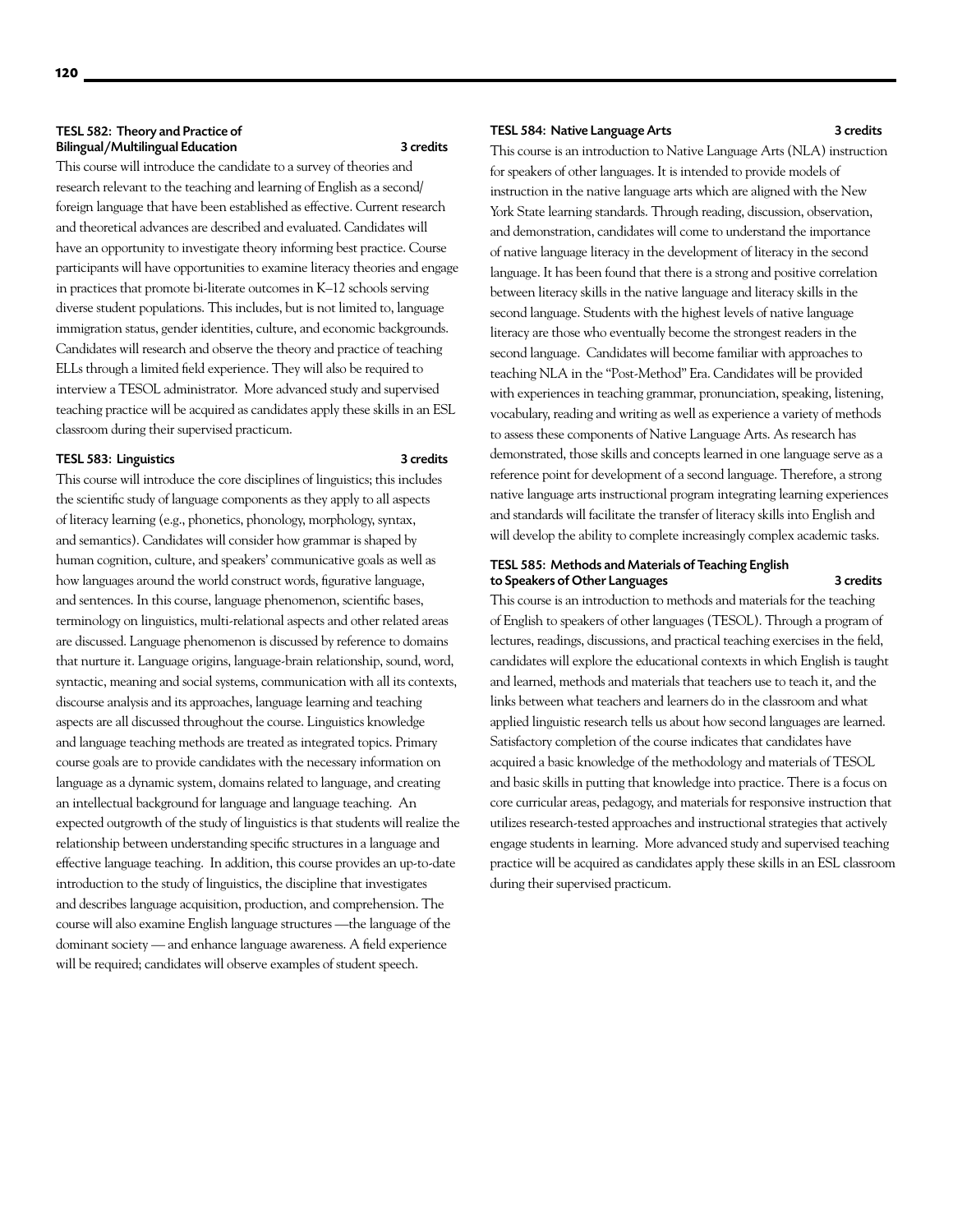### TESL 582: Theory and Practice of Bilingual/Multilingual Education — 3 credits

This course will introduce the candidate to a survey of theories and research relevant to the teaching and learning of English as a second/foreign language that have been established as effective. Current research and theoretical advances are described and evaluated. Candidates will have an opportunity to investigate theory informing best practice. Course participants will have opportunities to examine literacy theories and engage in practices that promote bi-literate outcomes in K–12 schools serving diverse student populations. This includes, but is not limited to, language immigration status, gender identities, culture, and economic backgrounds. Candidates will research and observe the theory and practice of teaching ELLs through a limited field experience. They will also be required to interview a TESOL administrator. More advanced study and supervised teaching practice will be acquired as candidates apply these skills in an ESL classroom during their supervised practicum.

### TESL 583: Linguistics — 3 credits

This course will introduce the core disciplines of linguistics; this includes the scientific study of language components as they apply to all aspects of literacy learning (e.g., phonetics, phonology, morphology, syntax, and semantics). Candidates will consider how grammar is shaped by human cognition, culture, and speakers' communicative goals as well as how languages around the world construct words, figurative language, and sentences. In this course, language phenomenon, scientific bases, terminology on linguistics, multi-relational aspects and other related areas are discussed. Language phenomenon is discussed by reference to domains that nurture it. Language origins, language-brain relationship, sound, word, syntactic, meaning and social systems, communication with all its contexts, discourse analysis and its approaches, language learning and teaching aspects are all discussed throughout the course. Linguistics knowledge and language teaching methods are treated as integrated topics. Primary course goals are to provide candidates with the necessary information on language as a dynamic system, domains related to language, and creating an intellectual background for language and language teaching. An expected outgrowth of the study of linguistics is that students will realize the relationship between understanding specific structures in a language and effective language teaching. In addition, this course provides an up-to-date introduction to the study of linguistics, the discipline that investigates and describes language acquisition, production, and comprehension. The course will also examine English language structures —the language of the dominant society — and enhance language awareness. A field experience will be required; candidates will observe examples of student speech.

### TESL 584: Native Language Arts — 3 credits

This course is an introduction to Native Language Arts (NLA) instruction for speakers of other languages. It is intended to provide models of instruction in the native language arts which are aligned with the New York State learning standards. Through reading, discussion, observation, and demonstration, candidates will come to understand the importance of native language literacy in the development of literacy in the second language. It has been found that there is a strong and positive correlation between literacy skills in the native language and literacy skills in the second language. Students with the highest levels of native language literacy are those who eventually become the strongest readers in the second language. Candidates will become familiar with approaches to teaching NLA in the "Post-Method" Era. Candidates will be provided with experiences in teaching grammar, pronunciation, speaking, listening, vocabulary, reading and writing as well as experience a variety of methods to assess these components of Native Language Arts. As research has demonstrated, those skills and concepts learned in one language serve as a reference point for development of a second language. Therefore, a strong native language arts instructional program integrating learning experiences and standards will facilitate the transfer of literacy skills into English and will develop the ability to complete increasingly complex academic tasks.

### TESL 585: Methods and Materials of Teaching English to Speakers of Other Languages — 3 credits

This course is an introduction to methods and materials for the teaching of English to speakers of other languages (TESOL). Through a program of lectures, readings, discussions, and practical teaching exercises in the field, candidates will explore the educational contexts in which English is taught and learned, methods and materials that teachers use to teach it, and the links between what teachers and learners do in the classroom and what applied linguistic research tells us about how second languages are learned. Satisfactory completion of the course indicates that candidates have acquired a basic knowledge of the methodology and materials of TESOL and basic skills in putting that knowledge into practice. There is a focus on core curricular areas, pedagogy, and materials for responsive instruction that utilizes research-tested approaches and instructional strategies that actively engage students in learning. More advanced study and supervised teaching practice will be acquired as candidates apply these skills in an ESL classroom during their supervised practicum.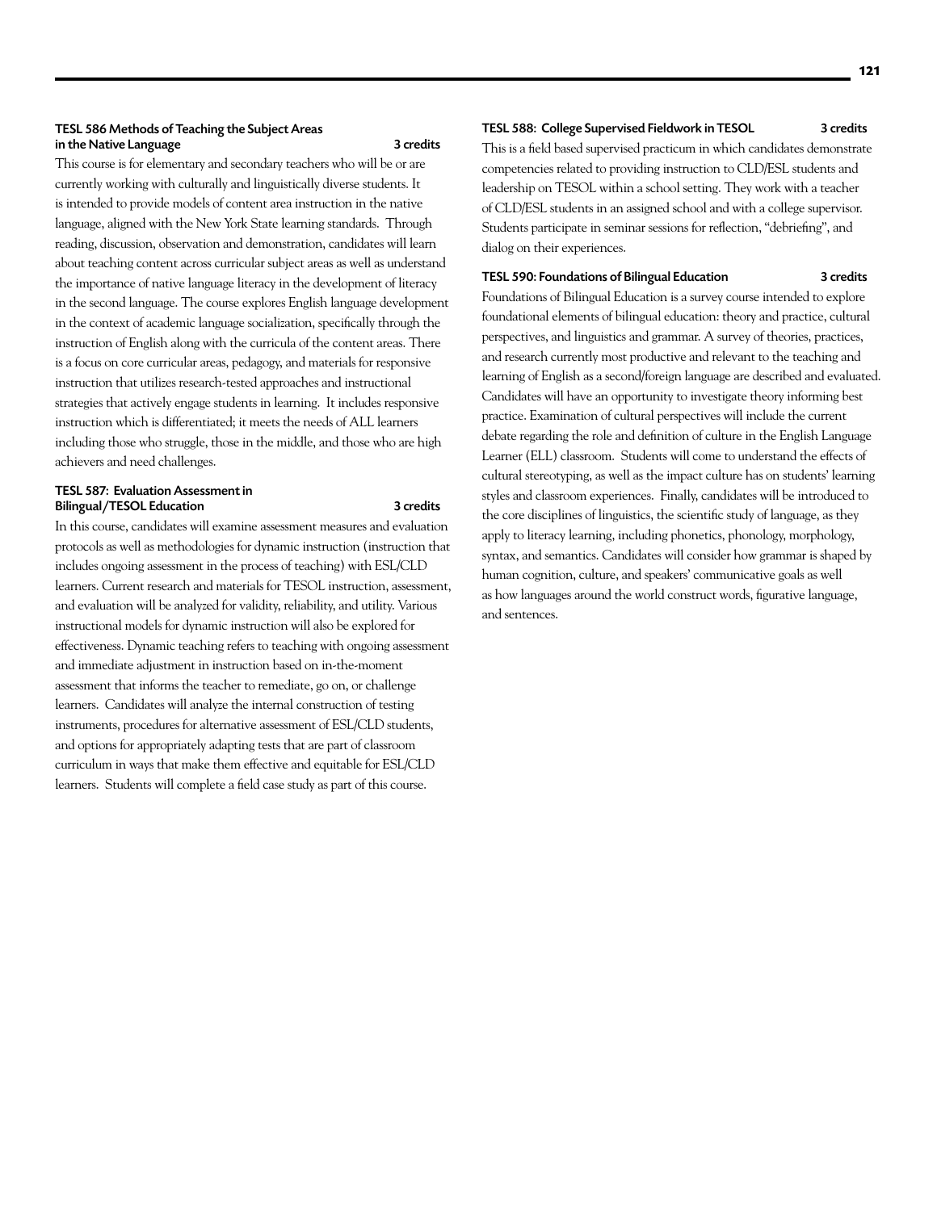### TESL 586 Methods of Teaching the Subject Areas in the Native Language — 3 credits

This course is for elementary and secondary teachers who will be or are currently working with culturally and linguistically diverse students. It is intended to provide models of content area instruction in the native language, aligned with the New York State learning standards. Through reading, discussion, observation and demonstration, candidates will learn about teaching content across curricular subject areas as well as understand the importance of native language literacy in the development of literacy in the second language. The course explores English language development in the context of academic language socialization, specifically through the instruction of English along with the curricula of the content areas. There is a focus on core curricular areas, pedagogy, and materials for responsive instruction that utilizes research-tested approaches and instructional strategies that actively engage students in learning. It includes responsive instruction which is differentiated; it meets the needs of ALL learners including those who struggle, those in the middle, and those who are high achievers and need challenges.

### TESL 587: Evaluation Assessment in Bilingual/TESOL Education — 3 credits

In this course, candidates will examine assessment measures and evaluation protocols as well as methodologies for dynamic instruction (instruction that includes ongoing assessment in the process of teaching) with ESL/CLD learners. Current research and materials for TESOL instruction, assessment, and evaluation will be analyzed for validity, reliability, and utility. Various instructional models for dynamic instruction will also be explored for effectiveness. Dynamic teaching refers to teaching with ongoing assessment and immediate adjustment in instruction based on in-the-moment assessment that informs the teacher to remediate, go on, or challenge learners. Candidates will analyze the internal construction of testing instruments, procedures for alternative assessment of ESL/CLD students, and options for appropriately adapting tests that are part of classroom curriculum in ways that make them effective and equitable for ESL/CLD learners. Students will complete a field case study as part of this course.

### TESL 588: College Supervised Fieldwork in TESOL — 3 credits

This is a field based supervised practicum in which candidates demonstrate competencies related to providing instruction to CLD/ESL students and leadership on TESOL within a school setting. They work with a teacher of CLD/ESL students in an assigned school and with a college supervisor. Students participate in seminar sessions for reflection, "debriefing", and dialog on their experiences.

### TESL 590: Foundations of Bilingual Education — 3 credits

Foundations of Bilingual Education is a survey course intended to explore foundational elements of bilingual education: theory and practice, cultural perspectives, and linguistics and grammar. A survey of theories, practices, and research currently most productive and relevant to the teaching and learning of English as a second/foreign language are described and evaluated. Candidates will have an opportunity to investigate theory informing best practice. Examination of cultural perspectives will include the current debate regarding the role and definition of culture in the English Language Learner (ELL) classroom. Students will come to understand the effects of cultural stereotyping, as well as the impact culture has on students' learning styles and classroom experiences. Finally, candidates will be introduced to the core disciplines of linguistics, the scientific study of language, as they apply to literacy learning, including phonetics, phonology, morphology, syntax, and semantics. Candidates will consider how grammar is shaped by human cognition, culture, and speakers' communicative goals as well as how languages around the world construct words, figurative language, and sentences.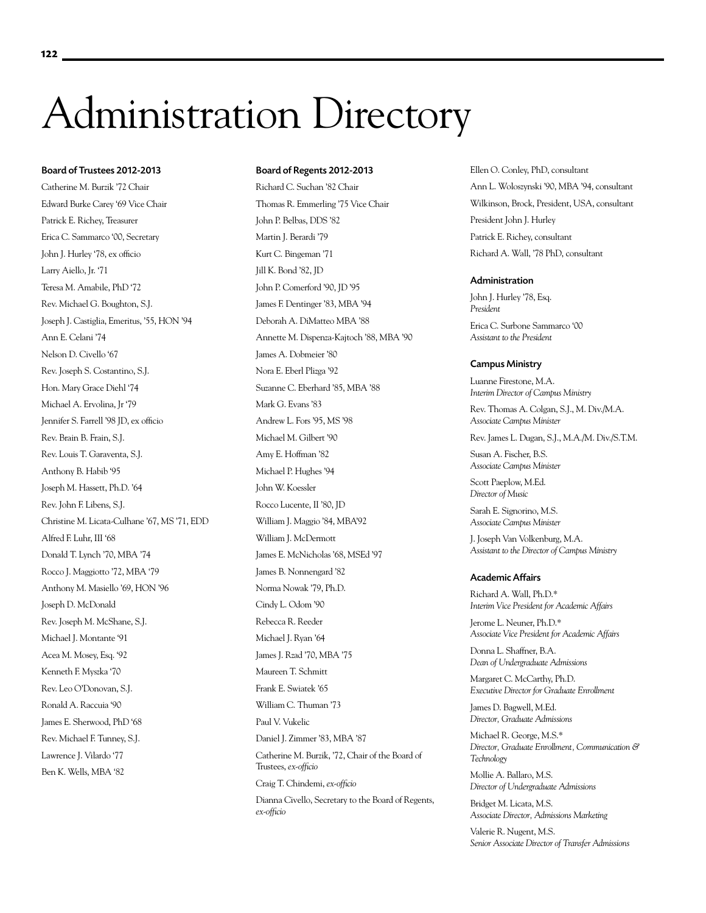# Administration Directory

### Board of Trustees 2012-2013

Catherine M. Burzik '72 Chair
Edward Burke Carey '69 Vice Chair
Patrick E. Richey, Treasurer
Erica C. Sammarco '00, Secretary
John J. Hurley '78, ex officio
Larry Aiello, Jr. '71
Teresa M. Amabile, PhD '72
Rev. Michael G. Boughton, S.J.
Joseph J. Castiglia, Emeritus, '55, HON '94
Ann E. Celani '74
Nelson D. Civello '67
Rev. Joseph S. Costantino, S.J.
Hon. Mary Grace Diehl '74
Michael A. Ervolina, Jr '79
Jennifer S. Farrell '98 JD, ex officio
Rev. Brain B. Frain, S.J.
Rev. Louis T. Garaventa, S.J.
Anthony B. Habib '95
Joseph M. Hassett, Ph.D. '64
Rev. John F. Libens, S.J.
Christine M. Licata-Culhane '67, MS '71, EDD
Alfred F. Luhr, III '68
Donald T. Lynch '70, MBA '74
Rocco J. Maggiotto '72, MBA '79
Anthony M. Masiello '69, HON '96
Joseph D. McDonald
Rev. Joseph M. McShane, S.J.
Michael J. Montante '91
Acea M. Mosey, Esq. '92
Kenneth F. Myszka '70
Rev. Leo O'Donovan, S.J.
Ronald A. Raccuia '90
James E. Sherwood, PhD '68
Rev. Michael F. Tunney, S.J.
Lawrence J. Vilardo '77
Ben K. Wells, MBA '82

### Board of Regents 2012-2013

Richard C. Suchan '82 Chair
Thomas R. Emmerling '75 Vice Chair
John P. Belbas, DDS '82
Martin J. Berardi '79
Kurt C. Bingeman '71
Jill K. Bond '82, JD
John P. Comerford '90, JD '95
James F. Dentinger '83, MBA '94
Deborah A. DiMatteo MBA '88
Annette M. Dispenza-Kajtoch '88, MBA '90
James A. Dobmeier '80
Nora E. Eberl Plizga '92
Suzanne C. Eberhard '85, MBA '88
Mark G. Evans '83
Andrew L. Fors '95, MS '98
Michael M. Gilbert '90
Amy E. Hoffman '82
Michael P. Hughes '94
John W. Koessler
Rocco Lucente, II '80, JD
William J. Maggio '84, MBA'92
William J. McDermott
James E. McNicholas '68, MSEd '97
James B. Nonnengard '82
Norma Nowak '79, Ph.D.
Cindy L. Odom '90
Rebecca R. Reeder
Michael J. Ryan '64
James J. Rzad '70, MBA '75
Maureen T. Schmitt
Frank E. Swiatek '65
William C. Thuman '73
Paul V. Vukelic
Daniel J. Zimmer '83, MBA '87
Catherine M. Burzik, '72, Chair of the Board of Trustees, *ex-officio*
Craig T. Chindemi, *ex-officio*
Dianna Civello, Secretary to the Board of Regents, *ex-officio*
Ellen O. Conley, PhD, consultant
Ann L. Woloszynski '90, MBA '94, consultant
Wilkinson, Brock, President, USA, consultant
President John J. Hurley
Patrick E. Richey, consultant
Richard A. Wall, '78 PhD, consultant

### Administration

John J. Hurley '78, Esq.
*President*

Erica C. Surbone Sammarco '00
*Assistant to the President*

### Campus Ministry

Luanne Firestone, M.A.
*Interim Director of Campus Ministry*

Rev. Thomas A. Colgan, S.J., M. Div./M.A.
*Associate Campus Minister*

Rev. James L. Dugan, S.J., M.A./M. Div./S.T.M.

Susan A. Fischer, B.S.
*Associate Campus Minister*

Scott Paeplow, M.Ed.
*Director of Music*

Sarah E. Signorino, M.S.
*Associate Campus Minister*

J. Joseph Van Volkenburg, M.A.
*Assistant to the Director of Campus Ministry*

### Academic Affairs

Richard A. Wall, Ph.D.*
*Interim Vice President for Academic Affairs*

Jerome L. Neuner, Ph.D.*
*Associate Vice President for Academic Affairs*

Donna L. Shaffner, B.A.
*Dean of Undergraduate Admissions*

Margaret C. McCarthy, Ph.D.
*Executive Director for Graduate Enrollment*

James D. Bagwell, M.Ed.
*Director, Graduate Admissions*

Michael R. George, M.S.*
*Director, Graduate Enrollment, Communication & Technology*

Mollie A. Ballaro, M.S.
*Director of Undergraduate Admissions*

Bridget M. Licata, M.S.
*Associate Director, Admissions Marketing*

Valerie R. Nugent, M.S.
*Senior Associate Director of Transfer Admissions*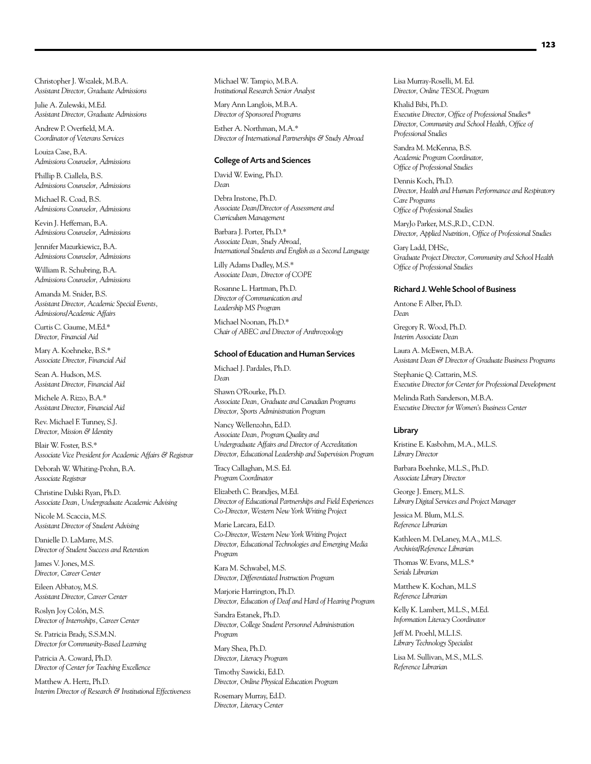Christopher J. Wszalek, M.B.A.
*Assistant Director, Graduate Admissions*

Julie A. Zulewski, M.Ed.
*Assistant Director, Graduate Admissions*

Andrew P. Overfield, M.A.
*Coordinator of Veterans Services*

Louiza Case, B.A.
*Admissions Counselor, Admissions*

Phillip B. Ciallela, B.S.
*Admissions Counselor, Admissions*

Michael R. Coad, B.S.
*Admissions Counselor, Admissions*

Kevin J. Heffernan, B.A.
*Admissions Counselor, Admissions*

Jennifer Mazurkiewicz, B.A.
*Admissions Counselor, Admissions*

William R. Schubring, B.A.
*Admissions Counselor, Admissions*

Amanda M. Snider, B.S.
*Assistant Director, Academic Special Events, Admissions/Academic Affairs*

Curtis C. Gaume, M.Ed.*
*Director, Financial Aid*

Mary A. Koehneke, B.S.*
*Associate Director, Financial Aid*

Sean A. Hudson, M.S.
*Assistant Director, Financial Aid*

Michele A. Rizzo, B.A.*
*Assistant Director, Financial Aid*

Rev. Michael F. Tunney, S.J.
*Director, Mission & Identity*

Blair W. Foster, B.S.*
*Associate Vice President for Academic Affairs & Registrar*

Deborah W. Whiting-Prohn, B.A.
*Associate Registrar*

Christine Dulski Ryan, Ph.D.
*Associate Dean, Undergraduate Academic Advising*

Nicole M. Scaccia, M.S.
*Assistant Director of Student Advising*

Danielle D. LaMarre, M.S.
*Director of Student Success and Retention*

James V. Jones, M.S.
*Director, Career Center*

Eileen Abbatoy, M.S.
*Assistant Director, Career Center*

Roslyn Joy Colón, M.S.
*Director of Internships, Career Center*

Sr. Patricia Brady, S.S.M.N.
*Director for Community-Based Learning*

Patricia A. Coward, Ph.D.
*Director of Center for Teaching Excellence*

Matthew A. Hertz, Ph.D.
*Interim Director of Research & Institutional Effectiveness*

Michael W. Tampio, M.B.A.
*Institutional Research Senior Analyst*

Mary Ann Langlois, M.B.A.
*Director of Sponsored Programs*

Esther A. Northman, M.A.*
*Director of International Partnerships & Study Abroad*

### College of Arts and Sciences

David W. Ewing, Ph.D.
*Dean*

Debra Instone, Ph.D.
*Associate Dean/Director of Assessment and Curriculum Management*

Barbara J. Porter, Ph.D.*
*Associate Dean, Study Abroad, International Students and English as a Second Language*

Lilly Adams Dudley, M.S.*
*Associate Dean, Director of COPE*

Rosanne L. Hartman, Ph.D.
*Director of Communication and Leadership MS Program*

Michael Noonan, Ph.D.*
*Chair of ABEC and Director of Anthrozoology*

### School of Education and Human Services

Michael J. Pardales, Ph.D.
*Dean*

Shawn O'Rourke, Ph.D.
*Associate Dean, Graduate and Canadian Programs*
*Director, Sports Administration Program*

Nancy Wellenzohn, Ed.D.
*Associate Dean, Program Quality and Undergraduate Affairs and Director of Accreditation*
*Director, Educational Leadership and Supervision Program*

Tracy Callaghan, M.S. Ed.
*Program Coordinator*

Elizabeth C. Brandjes, M.Ed.
*Director of Educational Partnerships and Field Experiences*
*Co-Director, Western New York Writing Project*

Marie Larcara, Ed.D.
*Co-Director, Western New York Writing Project*
*Director, Educational Technologies and Emerging Media Program*

Kara M. Schwabel, M.S.
*Director, Differentiated Instruction Program*

Marjorie Harrington, Ph.D.
*Director, Education of Deaf and Hard of Hearing Program*

Sandra Estanek, Ph.D.
*Director, College Student Personnel Administration Program*

Mary Shea, Ph.D.
*Director, Literacy Program*

Timothy Sawicki, Ed.D.
*Director, Online Physical Education Program*

Rosemary Murray, Ed.D.
*Director, Literacy Center*

Lisa Murray-Roselli, M. Ed.
*Director, Online TESOL Program*

Khalid Bibi, Ph.D.
*Executive Director, Office of Professional Studies**
*Director, Community and School Health, Office of Professional Studies*

Sandra M. McKenna, B.S.
*Academic Program Coordinator, Office of Professional Studies*

Dennis Koch, Ph.D.
*Director, Health and Human Performance and Respiratory Care Programs*
*Office of Professional Studies*

MaryJo Parker, M.S.,R.D., C.D.N.
*Director, Applied Nutrition, Office of Professional Studies*

Gary Ladd, DHSc,
*Graduate Project Director, Community and School Health Office of Professional Studies*

### Richard J. Wehle School of Business

Antone F. Alber, Ph.D.
*Dean*

Gregory R. Wood, Ph.D.
*Interim Associate Dean*

Laura A. McEwen, M.B.A.
*Assistant Dean & Director of Graduate Business Programs*

Stephanie Q. Cattarin, M.S.
*Executive Director for Center for Professional Development*

Melinda Rath Sanderson, M.B.A.
*Executive Director for Women's Business Center*

### Library

Kristine E. Kasbohm, M.A., M.L.S.
*Library Director*

Barbara Boehnke, M.L.S., Ph.D.
*Associate Library Director*

George J. Emery, M.L.S.
*Library Digital Services and Project Manager*

Jessica M. Blum, M.L.S.
*Reference Librarian*

Kathleen M. DeLaney, M.A., M.L.S.
*Archivist/Reference Librarian*

Thomas W. Evans, M.L.S.*
*Serials Librarian*

Matthew K. Kochan, M.L.S
*Reference Librarian*

Kelly K. Lambert, M.L.S., M.Ed.
*Information Literacy Coordinator*

Jeff M. Proehl, M.L.I.S.
*Library Technology Specialist*

Lisa M. Sullivan, M.S., M.L.S.
*Reference Librarian*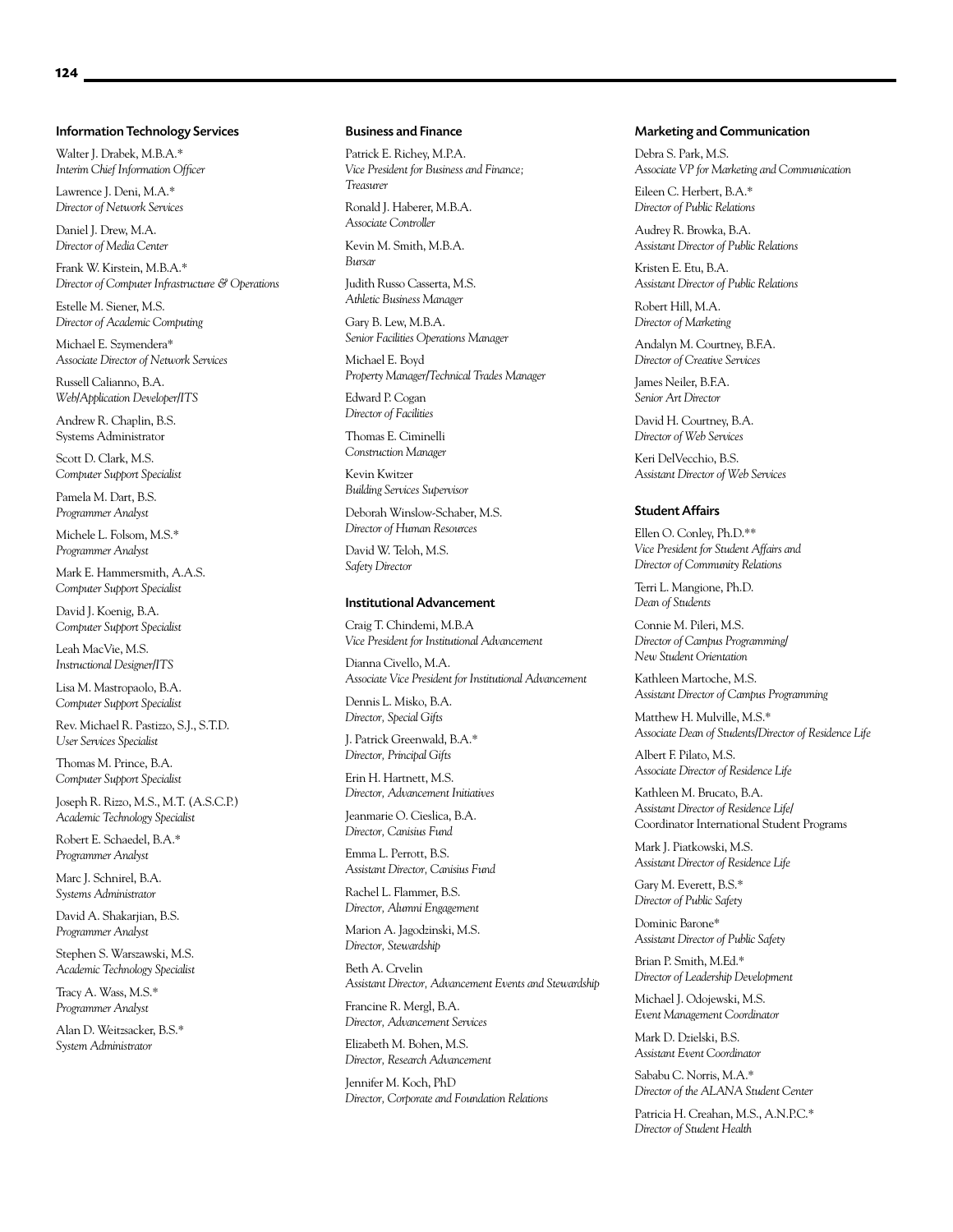### Information Technology Services

Walter J. Drabek, M.B.A.*
*Interim Chief Information Officer*

Lawrence J. Deni, M.A.*
*Director of Network Services*

Daniel J. Drew, M.A.
*Director of Media Center*

Frank W. Kirstein, M.B.A.*
*Director of Computer Infrastructure & Operations*

Estelle M. Siener, M.S.
*Director of Academic Computing*

Michael E. Szymendera*
*Associate Director of Network Services*

Russell Calianno, B.A.
*Web/Application Developer/ITS*

Andrew R. Chaplin, B.S.
Systems Administrator

Scott D. Clark, M.S.
*Computer Support Specialist*

Pamela M. Dart, B.S.
*Programmer Analyst*

Michele L. Folsom, M.S.*
*Programmer Analyst*

Mark E. Hammersmith, A.A.S.
*Computer Support Specialist*

David J. Koenig, B.A.
*Computer Support Specialist*

Leah MacVie, M.S.
*Instructional Designer/ITS*

Lisa M. Mastropaolo, B.A.
*Computer Support Specialist*

Rev. Michael R. Pastizzo, S.J., S.T.D.
*User Services Specialist*

Thomas M. Prince, B.A.
*Computer Support Specialist*

Joseph R. Rizzo, M.S., M.T. (A.S.C.P.)
*Academic Technology Specialist*

Robert E. Schaedel, B.A.*
*Programmer Analyst*

Marc J. Schnirel, B.A.
*Systems Administrator*

David A. Shakarjian, B.S.
*Programmer Analyst*

Stephen S. Warszawski, M.S.
*Academic Technology Specialist*

Tracy A. Wass, M.S.*
*Programmer Analyst*

Alan D. Weitzsacker, B.S.*
*System Administrator*

### Business and Finance

Patrick E. Richey, M.P.A.
*Vice President for Business and Finance; Treasurer*

Ronald J. Haberer, M.B.A.
*Associate Controller*

Kevin M. Smith, M.B.A.
*Bursar*

Judith Russo Casserta, M.S.
*Athletic Business Manager*

Gary B. Lew, M.B.A.
*Senior Facilities Operations Manager*

Michael E. Boyd
*Property Manager/Technical Trades Manager*

Edward P. Cogan
*Director of Facilities*

Thomas E. Ciminelli
*Construction Manager*

Kevin Kwitzer
*Building Services Supervisor*

Deborah Winslow-Schaber, M.S.
*Director of Human Resources*

David W. Teloh, M.S.
*Safety Director*

### Institutional Advancement

Craig T. Chindemi, M.B.A
*Vice President for Institutional Advancement*

Dianna Civello, M.A.
*Associate Vice President for Institutional Advancement*

Dennis L. Misko, B.A.
*Director, Special Gifts*

J. Patrick Greenwald, B.A.*
*Director, Principal Gifts*

Erin H. Hartnett, M.S.
*Director, Advancement Initiatives*

Jeanmarie O. Cieslica, B.A.
*Director, Canisius Fund*

Emma L. Perrott, B.S.
*Assistant Director, Canisius Fund*

Rachel L. Flammer, B.S.
*Director, Alumni Engagement*

Marion A. Jagodzinski, M.S.
*Director, Stewardship*

Beth A. Crvelin
*Assistant Director, Advancement Events and Stewardship*

Francine R. Mergl, B.A.
*Director, Advancement Services*

Elizabeth M. Bohen, M.S.
*Director, Research Advancement*

Jennifer M. Koch, PhD
*Director, Corporate and Foundation Relations*

### Marketing and Communication

Debra S. Park, M.S.
*Associate VP for Marketing and Communication*

Eileen C. Herbert, B.A.*
*Director of Public Relations*

Audrey R. Browka, B.A.
*Assistant Director of Public Relations*

Kristen E. Etu, B.A.
*Assistant Director of Public Relations*

Robert Hill, M.A.
*Director of Marketing*

Andalyn M. Courtney, B.F.A.
*Director of Creative Services*

James Neiler, B.F.A.
*Senior Art Director*

David H. Courtney, B.A.
*Director of Web Services*

Keri DelVecchio, B.S.
*Assistant Director of Web Services*

### Student Affairs

Ellen O. Conley, Ph.D.**
*Vice President for Student Affairs and Director of Community Relations*

Terri L. Mangione, Ph.D.
*Dean of Students*

Connie M. Pileri, M.S.
*Director of Campus Programming/ New Student Orientation*

Kathleen Martoche, M.S.
*Assistant Director of Campus Programming*

Matthew H. Mulville, M.S.*
*Associate Dean of Students/Director of Residence Life*

Albert F. Pilato, M.S.
*Associate Director of Residence Life*

Kathleen M. Brucato, B.A.
*Assistant Director of Residence Life/* Coordinator International Student Programs

Mark J. Piatkowski, M.S.
*Assistant Director of Residence Life*

Gary M. Everett, B.S.*
*Director of Public Safety*

Dominic Barone*
*Assistant Director of Public Safety*

Brian P. Smith, M.Ed.*
*Director of Leadership Development*

Michael J. Odojewski, M.S.
*Event Management Coordinator*

Mark D. Dzielski, B.S.
*Assistant Event Coordinator*

Sababu C. Norris, M.A.*
*Director of the ALANA Student Center*

Patricia H. Creahan, M.S., A.N.P.C.*
*Director of Student Health*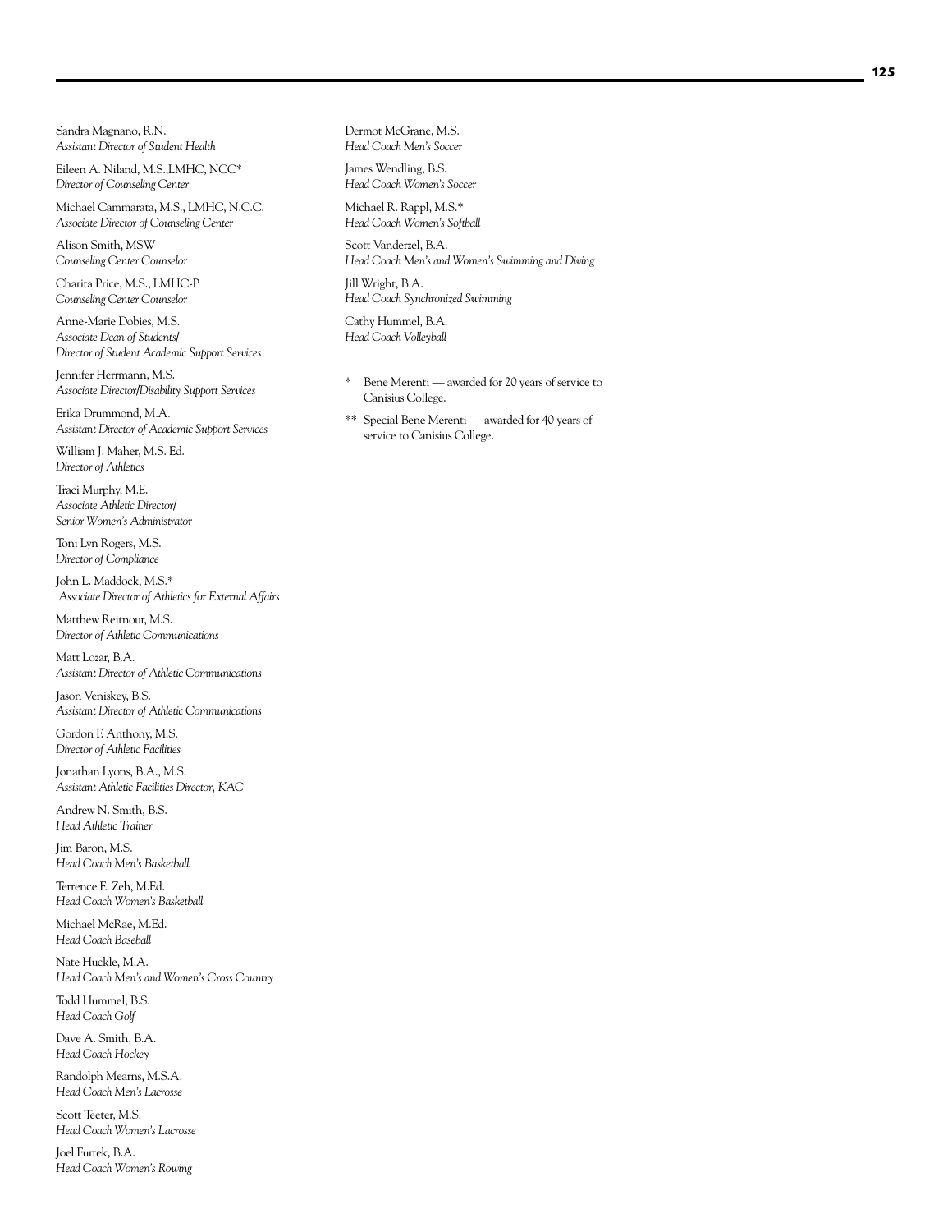Sandra Magnano, R.N.
*Assistant Director of Student Health*

Eileen A. Niland, M.S.,LMHC, NCC*
*Director of Counseling Center*

Michael Cammarata, M.S., LMHC, N.C.C.
*Associate Director of Counseling Center*

Alison Smith, MSW
*Counseling Center Counselor*

Charita Price, M.S., LMHC-P
*Counseling Center Counselor*

Anne-Marie Dobies, M.S.
*Associate Dean of Students/*
*Director of Student Academic Support Services*

Jennifer Herrmann, M.S.
*Associate Director/Disability Support Services*

Erika Drummond, M.A.
*Assistant Director of Academic Support Services*

William J. Maher, M.S. Ed.
*Director of Athletics*

Traci Murphy, M.E.
*Associate Athletic Director/*
*Senior Women's Administrator*

Toni Lyn Rogers, M.S.
*Director of Compliance*

John L. Maddock, M.S.*
*Associate Director of Athletics for External Affairs*

Matthew Reitnour, M.S.
*Director of Athletic Communications*

Matt Lozar, B.A.
*Assistant Director of Athletic Communications*

Jason Veniskey, B.S.
*Assistant Director of Athletic Communications*

Gordon F. Anthony, M.S.
*Director of Athletic Facilities*

Jonathan Lyons, B.A., M.S.
*Assistant Athletic Facilities Director, KAC*

Andrew N. Smith, B.S.
*Head Athletic Trainer*

Jim Baron, M.S.
*Head Coach Men's Basketball*

Terrence E. Zeh, M.Ed.
*Head Coach Women's Basketball*

Michael McRae, M.Ed.
*Head Coach Baseball*

Nate Huckle, M.A.
*Head Coach Men's and Women's Cross Country*

Todd Hummel, B.S.
*Head Coach Golf*

Dave A. Smith, B.A.
*Head Coach Hockey*

Randolph Mearns, M.S.A.
*Head Coach Men's Lacrosse*

Scott Teeter, M.S.
*Head Coach Women's Lacrosse*

Joel Furtek, B.A.
*Head Coach Women's Rowing*

Dermot McGrane, M.S.
*Head Coach Men's Soccer*

James Wendling, B.S.
*Head Coach Women's Soccer*

Michael R. Rappl, M.S.*
*Head Coach Women's Softball*

Scott Vanderzel, B.A.
*Head Coach Men's and Women's Swimming and Diving*

Jill Wright, B.A.
*Head Coach Synchronized Swimming*

Cathy Hummel, B.A.
*Head Coach Volleyball*

\* Bene Merenti — awarded for 20 years of service to Canisius College.

\** Special Bene Merenti — awarded for 40 years of service to Canisius College.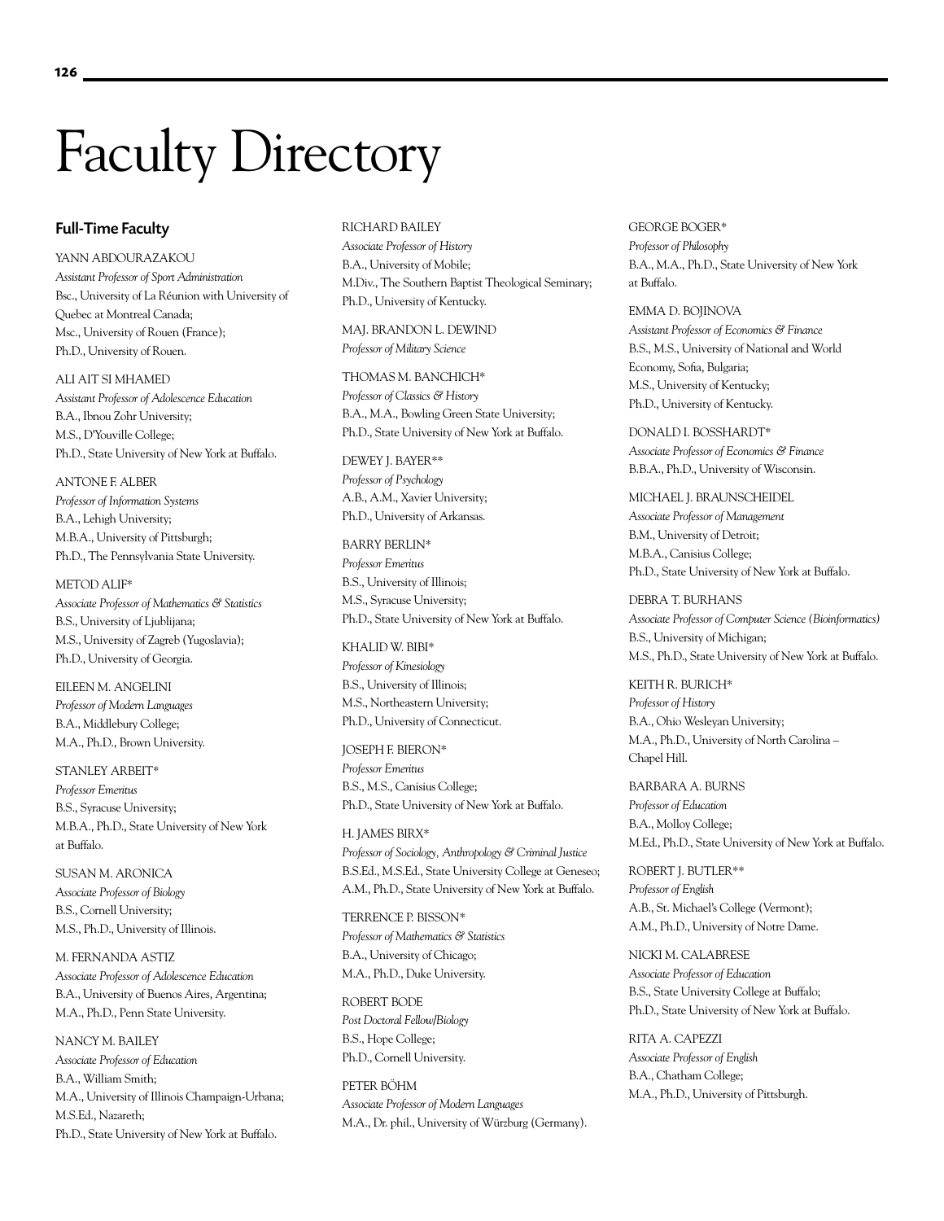# Faculty Directory

## Full-Time Faculty

YANN ABDOURAZAKOU
*Assistant Professor of Sport Administration*
Bsc., University of La Réunion with University of Quebec at Montreal Canada;
Msc., University of Rouen (France);
Ph.D., University of Rouen.

ALI AIT SI MHAMED
*Assistant Professor of Adolescence Education*
B.A., Ibnou Zohr University;
M.S., D'Youville College;
Ph.D., State University of New York at Buffalo.

ANTONE F. ALBER
*Professor of Information Systems*
B.A., Lehigh University;
M.B.A., University of Pittsburgh;
Ph.D., The Pennsylvania State University.

METOD ALIF*
*Associate Professor of Mathematics & Statistics*
B.S., University of Ljubljana;
M.S., University of Zagreb (Yugoslavia);
Ph.D., University of Georgia.

EILEEN M. ANGELINI
*Professor of Modern Languages*
B.A., Middlebury College;
M.A., Ph.D., Brown University.

STANLEY ARBEIT*
*Professor Emeritus*
B.S., Syracuse University;
M.B.A., Ph.D., State University of New York at Buffalo.

SUSAN M. ARONICA
*Associate Professor of Biology*
B.S., Cornell University;
M.S., Ph.D., University of Illinois.

M. FERNANDA ASTIZ
*Associate Professor of Adolescence Education*
B.A., University of Buenos Aires, Argentina;
M.A., Ph.D., Penn State University.

NANCY M. BAILEY
*Associate Professor of Education*
B.A., William Smith;
M.A., University of Illinois Champaign-Urbana;
M.S.Ed., Nazareth;
Ph.D., State University of New York at Buffalo.

RICHARD BAILEY
*Associate Professor of History*
B.A., University of Mobile;
M.Div., The Southern Baptist Theological Seminary;
Ph.D., University of Kentucky.

MAJ. BRANDON L. DEWIND
*Professor of Military Science*

THOMAS M. BANCHICH*
*Professor of Classics & History*
B.A., M.A., Bowling Green State University;
Ph.D., State University of New York at Buffalo.

DEWEY J. BAYER**
*Professor of Psychology*
A.B., A.M., Xavier University;
Ph.D., University of Arkansas.

BARRY BERLIN*
*Professor Emeritus*
B.S., University of Illinois;
M.S., Syracuse University;
Ph.D., State University of New York at Buffalo.

KHALID W. BIBI*
*Professor of Kinesiology*
B.S., University of Illinois;
M.S., Northeastern University;
Ph.D., University of Connecticut.

JOSEPH F. BIERON*
*Professor Emeritus*
B.S., M.S., Canisius College;
Ph.D., State University of New York at Buffalo.

H. JAMES BIRX*
*Professor of Sociology, Anthropology & Criminal Justice*
B.S.Ed., M.S.Ed., State University College at Geneseo;
A.M., Ph.D., State University of New York at Buffalo.

TERRENCE P. BISSON*
*Professor of Mathematics & Statistics*
B.A., University of Chicago;
M.A., Ph.D., Duke University.

ROBERT BODE
*Post Doctoral Fellow/Biology*
B.S., Hope College;
Ph.D., Cornell University.

PETER BÖHM
*Associate Professor of Modern Languages*
M.A., Dr. phil., University of Würzburg (Germany).

GEORGE BOGER*
*Professor of Philosophy*
B.A., M.A., Ph.D., State University of New York at Buffalo.

EMMA D. BOJINOVA
*Assistant Professor of Economics & Finance*
B.S., M.S., University of National and World Economy, Sofia, Bulgaria;
M.S., University of Kentucky;
Ph.D., University of Kentucky.

DONALD I. BOSSHARDT*
*Associate Professor of Economics & Finance*
B.B.A., Ph.D., University of Wisconsin.

MICHAEL J. BRAUNSCHEIDEL
*Associate Professor of Management*
B.M., University of Detroit;
M.B.A., Canisius College;
Ph.D., State University of New York at Buffalo.

DEBRA T. BURHANS
*Associate Professor of Computer Science (Bioinformatics)*
B.S., University of Michigan;
M.S., Ph.D., State University of New York at Buffalo.

KEITH R. BURICH*
*Professor of History*
B.A., Ohio Wesleyan University;
M.A., Ph.D., University of North Carolina – Chapel Hill.

BARBARA A. BURNS
*Professor of Education*
B.A., Molloy College;
M.Ed., Ph.D., State University of New York at Buffalo.

ROBERT J. BUTLER**
*Professor of English*
A.B., St. Michael's College (Vermont);
A.M., Ph.D., University of Notre Dame.

NICKI M. CALABRESE
*Associate Professor of Education*
B.S., State University College at Buffalo;
Ph.D., State University of New York at Buffalo.

RITA A. CAPEZZI
*Associate Professor of English*
B.A., Chatham College;
M.A., Ph.D., University of Pittsburgh.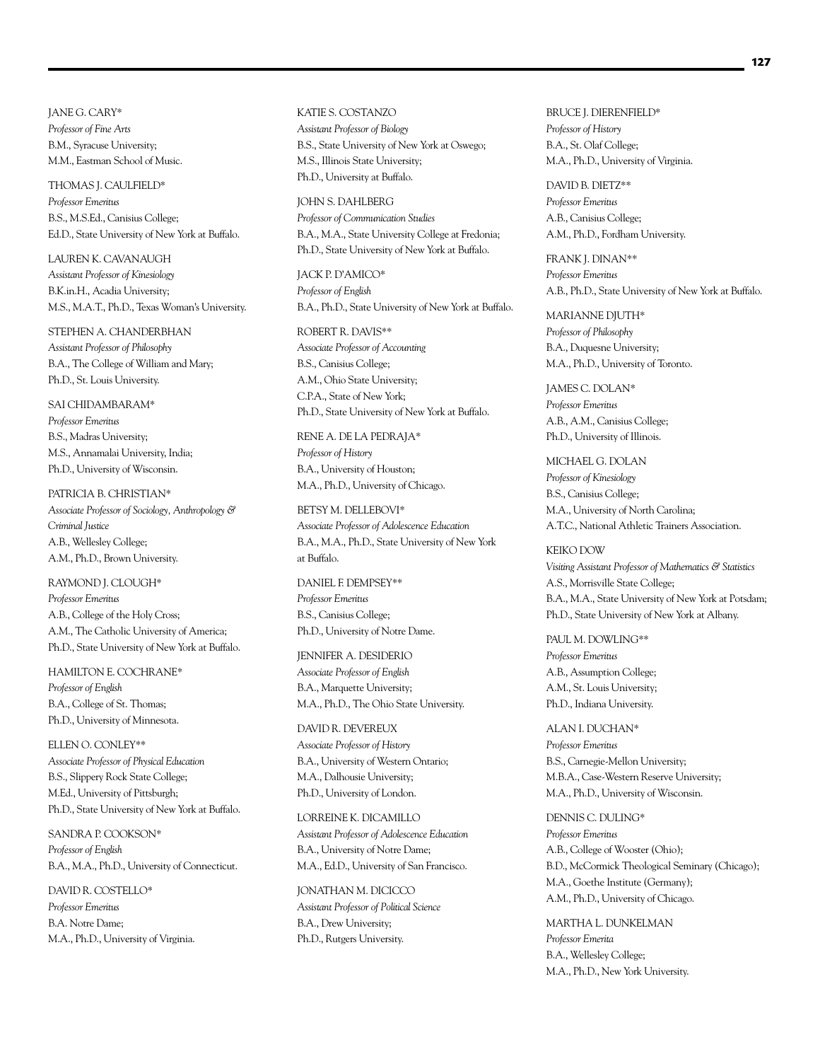JANE G. CARY*
*Professor of Fine Arts*
B.M., Syracuse University;
M.M., Eastman School of Music.

THOMAS J. CAULFIELD*
*Professor Emeritus*
B.S., M.S.Ed., Canisius College;
Ed.D., State University of New York at Buffalo.

LAUREN K. CAVANAUGH
*Assistant Professor of Kinesiology*
B.K.in.H., Acadia University;
M.S., M.A.T., Ph.D., Texas Woman's University.

STEPHEN A. CHANDERBHAN
*Assistant Professor of Philosophy*
B.A., The College of William and Mary;
Ph.D., St. Louis University.

SAI CHIDAMBARAM*
*Professor Emeritus*
B.S., Madras University;
M.S., Annamalai University, India;
Ph.D., University of Wisconsin.

PATRICIA B. CHRISTIAN*
*Associate Professor of Sociology, Anthropology & Criminal Justice*
A.B., Wellesley College;
A.M., Ph.D., Brown University.

RAYMOND J. CLOUGH*
*Professor Emeritus*
A.B., College of the Holy Cross;
A.M., The Catholic University of America;
Ph.D., State University of New York at Buffalo.

HAMILTON E. COCHRANE*
*Professor of English*
B.A., College of St. Thomas;
Ph.D., University of Minnesota.

ELLEN O. CONLEY**
*Associate Professor of Physical Education*
B.S., Slippery Rock State College;
M.Ed., University of Pittsburgh;
Ph.D., State University of New York at Buffalo.

SANDRA P. COOKSON*
*Professor of English*
B.A., M.A., Ph.D., University of Connecticut.

DAVID R. COSTELLO*
*Professor Emeritus*
B.A. Notre Dame;
M.A., Ph.D., University of Virginia.

KATIE S. COSTANZO
*Assistant Professor of Biology*
B.S., State University of New York at Oswego;
M.S., Illinois State University;
Ph.D., University at Buffalo.

JOHN S. DAHLBERG
*Professor of Communication Studies*
B.A., M.A., State University College at Fredonia;
Ph.D., State University of New York at Buffalo.

JACK P. D'AMICO*
*Professor of English*
B.A., Ph.D., State University of New York at Buffalo.

ROBERT R. DAVIS**
*Associate Professor of Accounting*
B.S., Canisius College;
A.M., Ohio State University;
C.P.A., State of New York;
Ph.D., State University of New York at Buffalo.

RENE A. DE LA PEDRAJA*
*Professor of History*
B.A., University of Houston;
M.A., Ph.D., University of Chicago.

BETSY M. DELLEBOVI*
*Associate Professor of Adolescence Education*
B.A., M.A., Ph.D., State University of New York at Buffalo.

DANIEL F. DEMPSEY**
*Professor Emeritus*
B.S., Canisius College;
Ph.D., University of Notre Dame.

JENNIFER A. DESIDERIO
*Associate Professor of English*
B.A., Marquette University;
M.A., Ph.D., The Ohio State University.

DAVID R. DEVEREUX
*Associate Professor of History*
B.A., University of Western Ontario;
M.A., Dalhousie University;
Ph.D., University of London.

LORREINE K. DICAMILLO
*Assistant Professor of Adolescence Education*
B.A., University of Notre Dame;
M.A., Ed.D., University of San Francisco.

JONATHAN M. DICICCO
*Assistant Professor of Political Science*
B.A., Drew University;
Ph.D., Rutgers University.

BRUCE J. DIERENFIELD*
*Professor of History*
B.A., St. Olaf College;
M.A., Ph.D., University of Virginia.

DAVID B. DIETZ**
*Professor Emeritus*
A.B., Canisius College;
A.M., Ph.D., Fordham University.

FRANK J. DINAN**
*Professor Emeritus*
A.B., Ph.D., State University of New York at Buffalo.

MARIANNE DJUTH*
*Professor of Philosophy*
B.A., Duquesne University;
M.A., Ph.D., University of Toronto.

JAMES C. DOLAN*
*Professor Emeritus*
A.B., A.M., Canisius College;
Ph.D., University of Illinois.

MICHAEL G. DOLAN
*Professor of Kinesiology*
B.S., Canisius College;
M.A., University of North Carolina;
A.T.C., National Athletic Trainers Association.

KEIKO DOW
*Visiting Assistant Professor of Mathematics & Statistics*
A.S., Morrisville State College;
B.A., M.A., State University of New York at Potsdam;
Ph.D., State University of New York at Albany.

PAUL M. DOWLING**
*Professor Emeritus*
A.B., Assumption College;
A.M., St. Louis University;
Ph.D., Indiana University.

ALAN I. DUCHAN*
*Professor Emeritus*
B.S., Carnegie-Mellon University;
M.B.A., Case-Western Reserve University;
M.A., Ph.D., University of Wisconsin.

DENNIS C. DULING*
*Professor Emeritus*
A.B., College of Wooster (Ohio);
B.D., McCormick Theological Seminary (Chicago);
M.A., Goethe Institute (Germany);
A.M., Ph.D., University of Chicago.

MARTHA L. DUNKELMAN
*Professor Emerita*
B.A., Wellesley College;
M.A., Ph.D., New York University.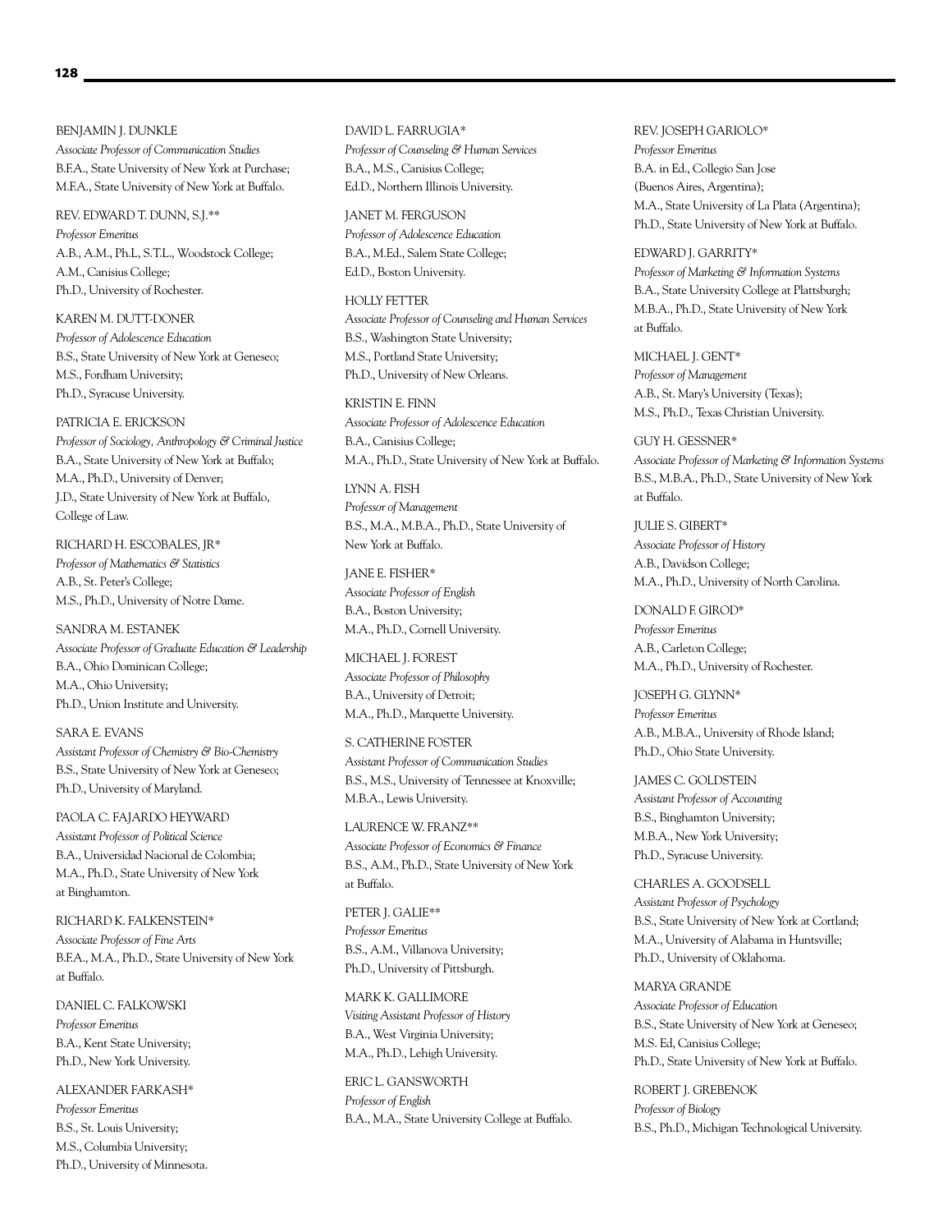BENJAMIN J. DUNKLE
*Associate Professor of Communication Studies*
B.F.A., State University of New York at Purchase;
M.F.A., State University of New York at Buffalo.

REV. EDWARD T. DUNN, S.J.**
*Professor Emeritus*
A.B., A.M., Ph.L, S.T.L., Woodstock College;
A.M., Canisius College;
Ph.D., University of Rochester.

KAREN M. DUTT-DONER
*Professor of Adolescence Education*
B.S., State University of New York at Geneseo;
M.S., Fordham University;
Ph.D., Syracuse University.

PATRICIA E. ERICKSON
*Professor of Sociology, Anthropology & Criminal Justice*
B.A., State University of New York at Buffalo;
M.A., Ph.D., University of Denver;
J.D., State University of New York at Buffalo, College of Law.

RICHARD H. ESCOBALES, JR*
*Professor of Mathematics & Statistics*
A.B., St. Peter's College;
M.S., Ph.D., University of Notre Dame.

SANDRA M. ESTANEK
*Associate Professor of Graduate Education & Leadership*
B.A., Ohio Dominican College;
M.A., Ohio University;
Ph.D., Union Institute and University.

SARA E. EVANS
*Assistant Professor of Chemistry & Bio-Chemistry*
B.S., State University of New York at Geneseo;
Ph.D., University of Maryland.

PAOLA C. FAJARDO HEYWARD
*Assistant Professor of Political Science*
B.A., Universidad Nacional de Colombia;
M.A., Ph.D., State University of New York at Binghamton.

RICHARD K. FALKENSTEIN*
*Associate Professor of Fine Arts*
B.F.A., M.A., Ph.D., State University of New York at Buffalo.

DANIEL C. FALKOWSKI
*Professor Emeritus*
B.A., Kent State University;
Ph.D., New York University.

ALEXANDER FARKASH*
*Professor Emeritus*
B.S., St. Louis University;
M.S., Columbia University;
Ph.D., University of Minnesota.

DAVID L. FARRUGIA*
*Professor of Counseling & Human Services*
B.A., M.S., Canisius College;
Ed.D., Northern Illinois University.

JANET M. FERGUSON
*Professor of Adolescence Education*
B.A., M.Ed., Salem State College;
Ed.D., Boston University.

HOLLY FETTER
*Associate Professor of Counseling and Human Services*
B.S., Washington State University;
M.S., Portland State University;
Ph.D., University of New Orleans.

KRISTIN E. FINN
*Associate Professor of Adolescence Education*
B.A., Canisius College;
M.A., Ph.D., State University of New York at Buffalo.

LYNN A. FISH
*Professor of Management*
B.S., M.A., M.B.A., Ph.D., State University of New York at Buffalo.

JANE E. FISHER*
*Associate Professor of English*
B.A., Boston University;
M.A., Ph.D., Cornell University.

MICHAEL J. FOREST
*Associate Professor of Philosophy*
B.A., University of Detroit;
M.A., Ph.D., Marquette University.

S. CATHERINE FOSTER
*Assistant Professor of Communication Studies*
B.S., M.S., University of Tennessee at Knoxville;
M.B.A., Lewis University.

LAURENCE W. FRANZ**
*Associate Professor of Economics & Finance*
B.S., A.M., Ph.D., State University of New York at Buffalo.

PETER J. GALIE**
*Professor Emeritus*
B.S., A.M., Villanova University;
Ph.D., University of Pittsburgh.

MARK K. GALLIMORE
*Visiting Assistant Professor of History*
B.A., West Virginia University;
M.A., Ph.D., Lehigh University.

ERIC L. GANSWORTH
*Professor of English*
B.A., M.A., State University College at Buffalo.

REV. JOSEPH GARIOLO*
*Professor Emeritus*
B.A. in Ed., Collegio San Jose (Buenos Aires, Argentina);
M.A., State University of La Plata (Argentina);
Ph.D., State University of New York at Buffalo.

EDWARD J. GARRITY*
*Professor of Marketing & Information Systems*
B.A., State University College at Plattsburgh;
M.B.A., Ph.D., State University of New York at Buffalo.

MICHAEL J. GENT*
*Professor of Management*
A.B., St. Mary's University (Texas);
M.S., Ph.D., Texas Christian University.

GUY H. GESSNER*
*Associate Professor of Marketing & Information Systems*
B.S., M.B.A., Ph.D., State University of New York at Buffalo.

JULIE S. GIBERT*
*Associate Professor of History*
A.B., Davidson College;
M.A., Ph.D., University of North Carolina.

DONALD F. GIROD*
*Professor Emeritus*
A.B., Carleton College;
M.A., Ph.D., University of Rochester.

JOSEPH G. GLYNN*
*Professor Emeritus*
A.B., M.B.A., University of Rhode Island;
Ph.D., Ohio State University.

JAMES C. GOLDSTEIN
*Assistant Professor of Accounting*
B.S., Binghamton University;
M.B.A., New York University;
Ph.D., Syracuse University.

CHARLES A. GOODSELL
*Assistant Professor of Psychology*
B.S., State University of New York at Cortland;
M.A., University of Alabama in Huntsville;
Ph.D., University of Oklahoma.

MARYA GRANDE
*Associate Professor of Education*
B.S., State University of New York at Geneseo;
M.S. Ed, Canisius College;
Ph.D., State University of New York at Buffalo.

ROBERT J. GREBENOK
*Professor of Biology*
B.S., Ph.D., Michigan Technological University.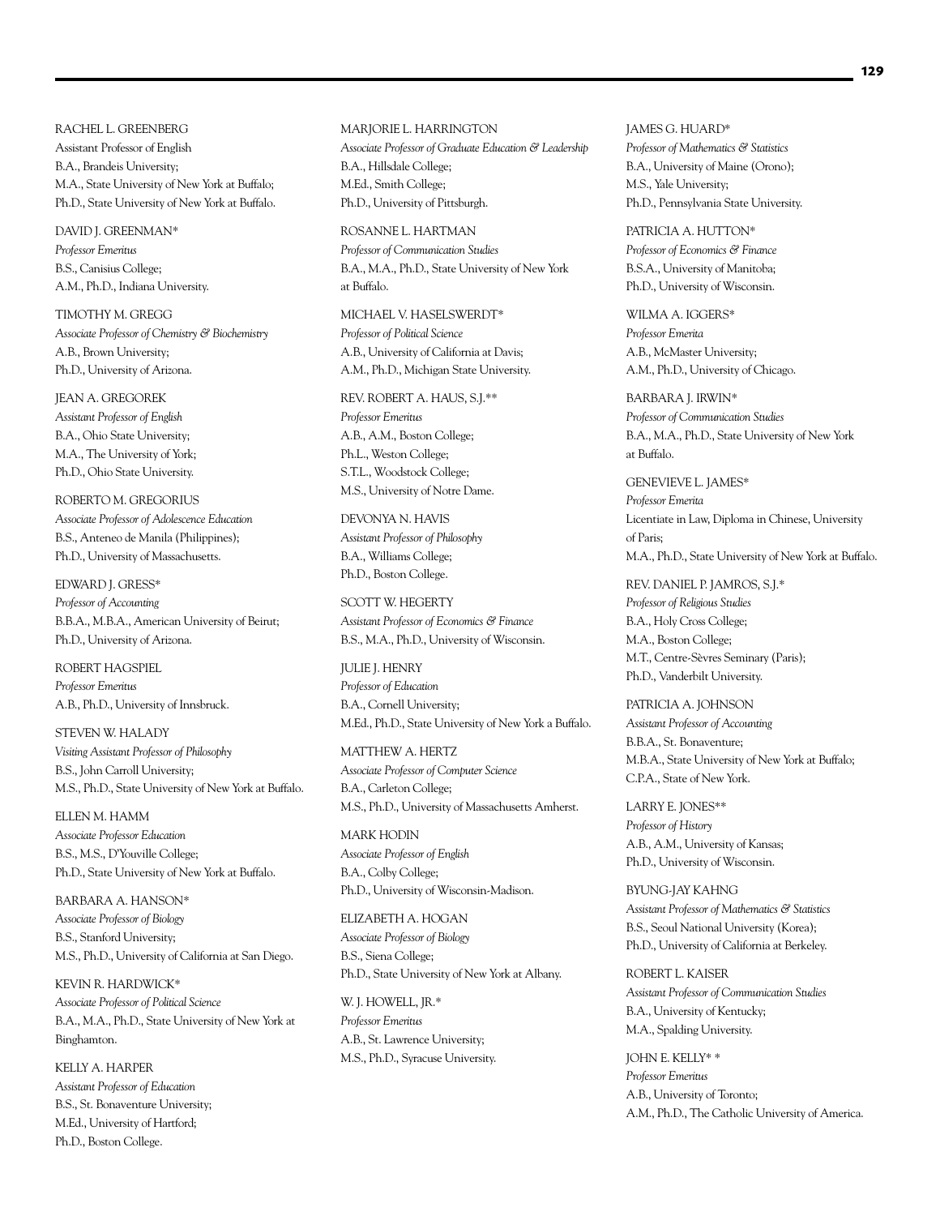RACHEL L. GREENBERG
Assistant Professor of English
B.A., Brandeis University;
M.A., State University of New York at Buffalo;
Ph.D., State University of New York at Buffalo.

DAVID J. GREENMAN*
*Professor Emeritus*
B.S., Canisius College;
A.M., Ph.D., Indiana University.

TIMOTHY M. GREGG
*Associate Professor of Chemistry & Biochemistry*
A.B., Brown University;
Ph.D., University of Arizona.

JEAN A. GREGOREK
*Assistant Professor of English*
B.A., Ohio State University;
M.A., The University of York;
Ph.D., Ohio State University.

ROBERTO M. GREGORIUS
*Associate Professor of Adolescence Education*
B.S., Anteneo de Manila (Philippines);
Ph.D., University of Massachusetts.

EDWARD J. GRESS*
*Professor of Accounting*
B.B.A., M.B.A., American University of Beirut;
Ph.D., University of Arizona.

ROBERT HAGSPIEL
*Professor Emeritus*
A.B., Ph.D., University of Innsbruck.

STEVEN W. HALADY
*Visiting Assistant Professor of Philosophy*
B.S., John Carroll University;
M.S., Ph.D., State University of New York at Buffalo.

ELLEN M. HAMM
*Associate Professor Education*
B.S., M.S., D'Youville College;
Ph.D., State University of New York at Buffalo.

BARBARA A. HANSON*
*Associate Professor of Biology*
B.S., Stanford University;
M.S., Ph.D., University of California at San Diego.

KEVIN R. HARDWICK*
*Associate Professor of Political Science*
B.A., M.A., Ph.D., State University of New York at Binghamton.

KELLY A. HARPER
*Assistant Professor of Education*
B.S., St. Bonaventure University;
M.Ed., University of Hartford;
Ph.D., Boston College.

MARJORIE L. HARRINGTON
*Associate Professor of Graduate Education & Leadership*
B.A., Hillsdale College;
M.Ed., Smith College;
Ph.D., University of Pittsburgh.

ROSANNE L. HARTMAN
*Professor of Communication Studies*
B.A., M.A., Ph.D., State University of New York at Buffalo.

MICHAEL V. HASELSWERDT*
*Professor of Political Science*
A.B., University of California at Davis;
A.M., Ph.D., Michigan State University.

REV. ROBERT A. HAUS, S.J.**
*Professor Emeritus*
A.B., A.M., Boston College;
Ph.L., Weston College;
S.T.L., Woodstock College;
M.S., University of Notre Dame.

DEVONYA N. HAVIS
*Assistant Professor of Philosophy*
B.A., Williams College;
Ph.D., Boston College.

SCOTT W. HEGERTY
*Assistant Professor of Economics & Finance*
B.S., M.A., Ph.D., University of Wisconsin.

JULIE J. HENRY
*Professor of Education*
B.A., Cornell University;
M.Ed., Ph.D., State University of New York a Buffalo.

MATTHEW A. HERTZ
*Associate Professor of Computer Science*
B.A., Carleton College;
M.S., Ph.D., University of Massachusetts Amherst.

MARK HODIN
*Associate Professor of English*
B.A., Colby College;
Ph.D., University of Wisconsin-Madison.

ELIZABETH A. HOGAN
*Associate Professor of Biology*
B.S., Siena College;
Ph.D., State University of New York at Albany.

W. J. HOWELL, JR.*
*Professor Emeritus*
A.B., St. Lawrence University;
M.S., Ph.D., Syracuse University.

JAMES G. HUARD*
*Professor of Mathematics & Statistics*
B.A., University of Maine (Orono);
M.S., Yale University;
Ph.D., Pennsylvania State University.

PATRICIA A. HUTTON*
*Professor of Economics & Finance*
B.S.A., University of Manitoba;
Ph.D., University of Wisconsin.

WILMA A. IGGERS*
*Professor Emerita*
A.B., McMaster University;
A.M., Ph.D., University of Chicago.

BARBARA J. IRWIN*
*Professor of Communication Studies*
B.A., M.A., Ph.D., State University of New York at Buffalo.

GENEVIEVE L. JAMES*
*Professor Emerita*
Licentiate in Law, Diploma in Chinese, University of Paris;
M.A., Ph.D., State University of New York at Buffalo.

REV. DANIEL P. JAMROS, S.J.*
*Professor of Religious Studies*
B.A., Holy Cross College;
M.A., Boston College;
M.T., Centre-Sèvres Seminary (Paris);
Ph.D., Vanderbilt University.

PATRICIA A. JOHNSON
*Assistant Professor of Accounting*
B.B.A., St. Bonaventure;
M.B.A., State University of New York at Buffalo;
C.P.A., State of New York.

LARRY E. JONES**
*Professor of History*
A.B., A.M., University of Kansas;
Ph.D., University of Wisconsin.

BYUNG-JAY KAHNG
*Assistant Professor of Mathematics & Statistics*
B.S., Seoul National University (Korea);
Ph.D., University of California at Berkeley.

ROBERT L. KAISER
*Assistant Professor of Communication Studies*
B.A., University of Kentucky;
M.A., Spalding University.

JOHN E. KELLY* *
*Professor Emeritus*
A.B., University of Toronto;
A.M., Ph.D., The Catholic University of America.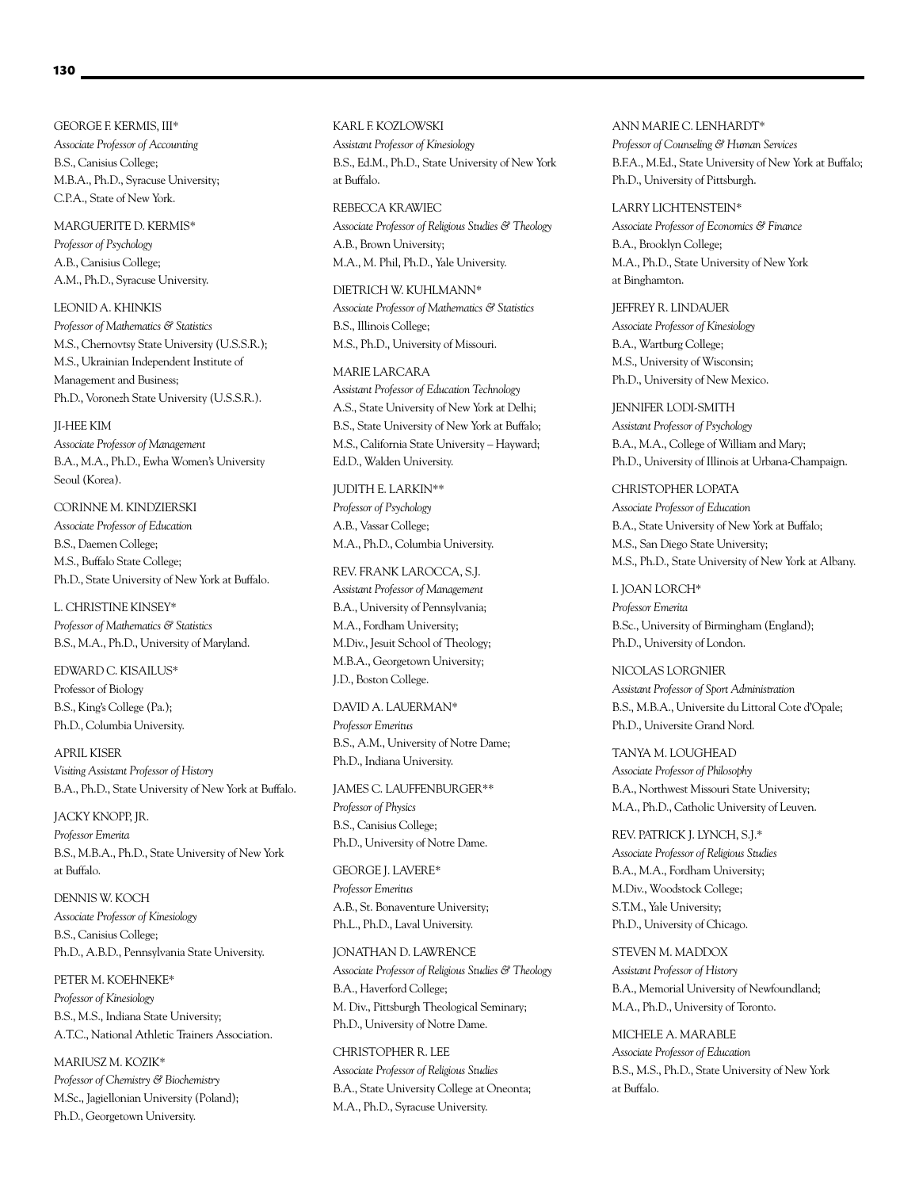GEORGE F. KERMIS, III*
*Associate Professor of Accounting*
B.S., Canisius College;
M.B.A., Ph.D., Syracuse University;
C.P.A., State of New York.

MARGUERITE D. KERMIS*
*Professor of Psychology*
A.B., Canisius College;
A.M., Ph.D., Syracuse University.

LEONID A. KHINKIS
*Professor of Mathematics & Statistics*
M.S., Chernovtsy State University (U.S.S.R.);
M.S., Ukrainian Independent Institute of Management and Business;
Ph.D., Voronezh State University (U.S.S.R.).

JI-HEE KIM
*Associate Professor of Management*
B.A., M.A., Ph.D., Ewha Women's University Seoul (Korea).

CORINNE M. KINDZIERSKI
*Associate Professor of Education*
B.S., Daemen College;
M.S., Buffalo State College;
Ph.D., State University of New York at Buffalo.

L. CHRISTINE KINSEY*
*Professor of Mathematics & Statistics*
B.S., M.A., Ph.D., University of Maryland.

EDWARD C. KISAILUS*
Professor of Biology
B.S., King's College (Pa.);
Ph.D., Columbia University.

APRIL KISER
*Visiting Assistant Professor of History*
B.A., Ph.D., State University of New York at Buffalo.

JACKY KNOPP, JR.
*Professor Emerita*
B.S., M.B.A., Ph.D., State University of New York at Buffalo.

DENNIS W. KOCH
*Associate Professor of Kinesiology*
B.S., Canisius College;
Ph.D., A.B.D., Pennsylvania State University.

PETER M. KOEHNEKE*
*Professor of Kinesiology*
B.S., M.S., Indiana State University;
A.T.C., National Athletic Trainers Association.

MARIUSZ M. KOZIK*
*Professor of Chemistry & Biochemistry*
M.Sc., Jagiellonian University (Poland);
Ph.D., Georgetown University.

KARL F. KOZLOWSKI
*Assistant Professor of Kinesiology*
B.S., Ed.M., Ph.D., State University of New York at Buffalo.

REBECCA KRAWIEC
*Associate Professor of Religious Studies & Theology*
A.B., Brown University;
M.A., M. Phil, Ph.D., Yale University.

DIETRICH W. KUHLMANN*
*Associate Professor of Mathematics & Statistics*
B.S., Illinois College;
M.S., Ph.D., University of Missouri.

MARIE LARCARA
*Assistant Professor of Education Technology*
A.S., State University of New York at Delhi;
B.S., State University of New York at Buffalo;
M.S., California State University – Hayward;
Ed.D., Walden University.

JUDITH E. LARKIN**
*Professor of Psychology*
A.B., Vassar College;
M.A., Ph.D., Columbia University.

REV. FRANK LAROCCA, S.J.
*Assistant Professor of Management*
B.A., University of Pennsylvania;
M.A., Fordham University;
M.Div., Jesuit School of Theology;
M.B.A., Georgetown University;
J.D., Boston College.

DAVID A. LAUERMAN*
*Professor Emeritus*
B.S., A.M., University of Notre Dame;
Ph.D., Indiana University.

JAMES C. LAUFFENBURGER**
*Professor of Physics*
B.S., Canisius College;
Ph.D., University of Notre Dame.

GEORGE J. LAVERE*
*Professor Emeritus*
A.B., St. Bonaventure University;
Ph.L., Ph.D., Laval University.

JONATHAN D. LAWRENCE
*Associate Professor of Religious Studies & Theology*
B.A., Haverford College;
M. Div., Pittsburgh Theological Seminary;
Ph.D., University of Notre Dame.

CHRISTOPHER R. LEE
*Associate Professor of Religious Studies*
B.A., State University College at Oneonta;
M.A., Ph.D., Syracuse University.

ANN MARIE C. LENHARDT*
*Professor of Counseling & Human Services*
B.F.A., M.Ed., State University of New York at Buffalo;
Ph.D., University of Pittsburgh.

LARRY LICHTENSTEIN*
*Associate Professor of Economics & Finance*
B.A., Brooklyn College;
M.A., Ph.D., State University of New York at Binghamton.

JEFFREY R. LINDAUER
*Associate Professor of Kinesiology*
B.A., Wartburg College;
M.S., University of Wisconsin;
Ph.D., University of New Mexico.

JENNIFER LODI-SMITH
*Assistant Professor of Psychology*
B.A., M.A., College of William and Mary;
Ph.D., University of Illinois at Urbana-Champaign.

CHRISTOPHER LOPATA
*Associate Professor of Education*
B.A., State University of New York at Buffalo;
M.S., San Diego State University;
M.S., Ph.D., State University of New York at Albany.

I. JOAN LORCH*
*Professor Emerita*
B.Sc., University of Birmingham (England);
Ph.D., University of London.

NICOLAS LORGNIER
*Assistant Professor of Sport Administration*
B.S., M.B.A., Universite du Littoral Cote d'Opale;
Ph.D., Universite Grand Nord.

TANYA M. LOUGHEAD
*Associate Professor of Philosophy*
B.A., Northwest Missouri State University;
M.A., Ph.D., Catholic University of Leuven.

REV. PATRICK J. LYNCH, S.J.*
*Associate Professor of Religious Studies*
B.A., M.A., Fordham University;
M.Div., Woodstock College;
S.T.M., Yale University;
Ph.D., University of Chicago.

STEVEN M. MADDOX
*Assistant Professor of History*
B.A., Memorial University of Newfoundland;
M.A., Ph.D., University of Toronto.

MICHELE A. MARABLE
*Associate Professor of Education*
B.S., M.S., Ph.D., State University of New York at Buffalo.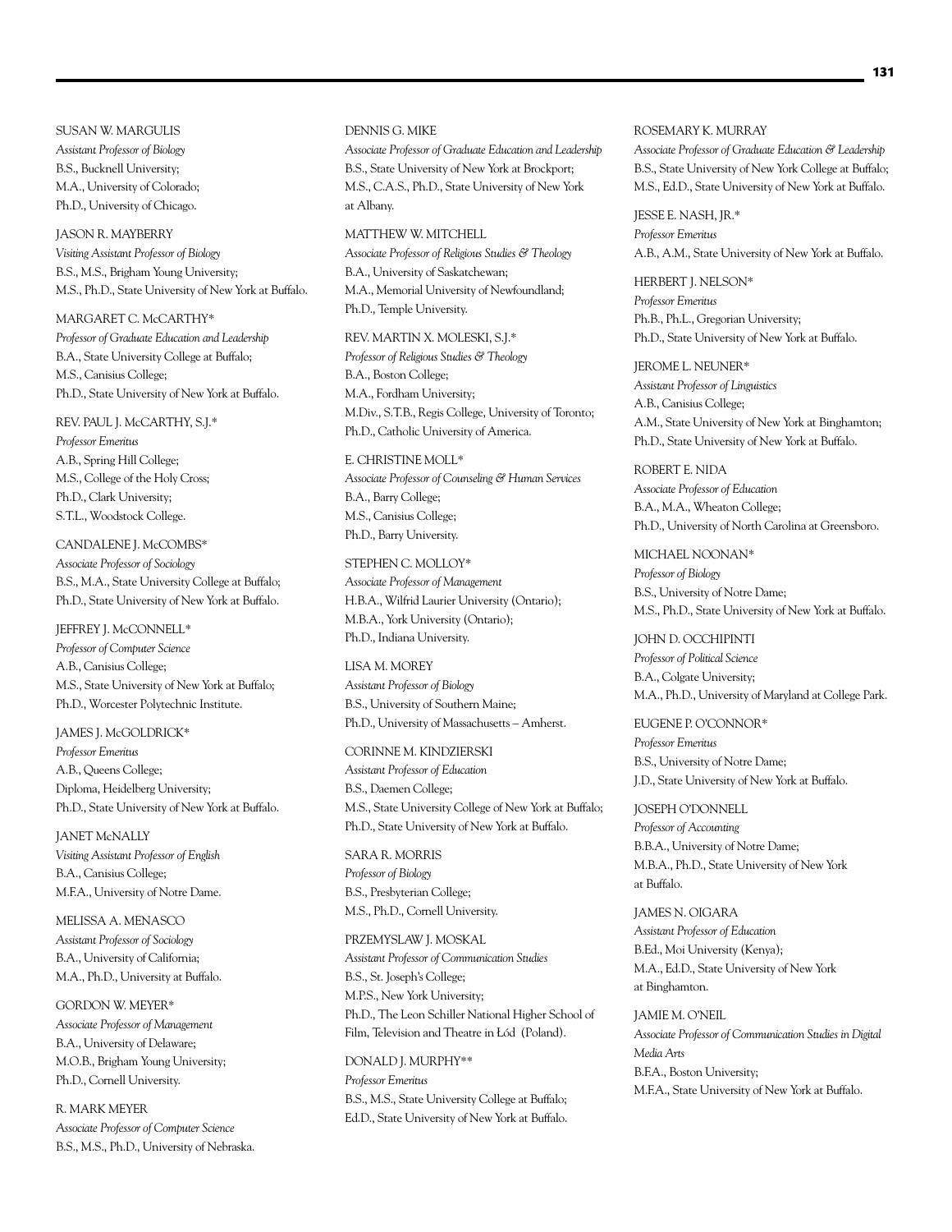SUSAN W. MARGULIS
*Assistant Professor of Biology*
B.S., Bucknell University;
M.A., University of Colorado;
Ph.D., University of Chicago.

JASON R. MAYBERRY
*Visiting Assistant Professor of Biology*
B.S., M.S., Brigham Young University;
M.S., Ph.D., State University of New York at Buffalo.

MARGARET C. McCARTHY*
*Professor of Graduate Education and Leadership*
B.A., State University College at Buffalo;
M.S., Canisius College;
Ph.D., State University of New York at Buffalo.

REV. PAUL J. McCARTHY, S.J.*
*Professor Emeritus*
A.B., Spring Hill College;
M.S., College of the Holy Cross;
Ph.D., Clark University;
S.T.L., Woodstock College.

CANDALENE J. McCOMBS*
*Associate Professor of Sociology*
B.S., M.A., State University College at Buffalo;
Ph.D., State University of New York at Buffalo.

JEFFREY J. McCONNELL*
*Professor of Computer Science*
A.B., Canisius College;
M.S., State University of New York at Buffalo;
Ph.D., Worcester Polytechnic Institute.

JAMES J. McGOLDRICK*
*Professor Emeritus*
A.B., Queens College;
Diploma, Heidelberg University;
Ph.D., State University of New York at Buffalo.

JANET McNALLY
*Visiting Assistant Professor of English*
B.A., Canisius College;
M.F.A., University of Notre Dame.

MELISSA A. MENASCO
*Assistant Professor of Sociology*
B.A., University of California;
M.A., Ph.D., University at Buffalo.

GORDON W. MEYER*
*Associate Professor of Management*
B.A., University of Delaware;
M.O.B., Brigham Young University;
Ph.D., Cornell University.

R. MARK MEYER
*Associate Professor of Computer Science*
B.S., M.S., Ph.D., University of Nebraska.

DENNIS G. MIKE
*Associate Professor of Graduate Education and Leadership*
B.S., State University of New York at Brockport;
M.S., C.A.S., Ph.D., State University of New York at Albany.

MATTHEW W. MITCHELL
*Associate Professor of Religious Studies & Theology*
B.A., University of Saskatchewan;
M.A., Memorial University of Newfoundland;
Ph.D., Temple University.

REV. MARTIN X. MOLESKI, S.J.*
*Professor of Religious Studies & Theology*
B.A., Boston College;
M.A., Fordham University;
M.Div., S.T.B., Regis College, University of Toronto;
Ph.D., Catholic University of America.

E. CHRISTINE MOLL*
*Associate Professor of Counseling & Human Services*
B.A., Barry College;
M.S., Canisius College;
Ph.D., Barry University.

STEPHEN C. MOLLOY*
*Associate Professor of Management*
H.B.A., Wilfrid Laurier University (Ontario);
M.B.A., York University (Ontario);
Ph.D., Indiana University.

LISA M. MOREY
*Assistant Professor of Biology*
B.S., University of Southern Maine;
Ph.D., University of Massachusetts – Amherst.

CORINNE M. KINDZIERSKI
*Assistant Professor of Education*
B.S., Daemen College;
M.S., State University College of New York at Buffalo;
Ph.D., State University of New York at Buffalo.

SARA R. MORRIS
*Professor of Biology*
B.S., Presbyterian College;
M.S., Ph.D., Cornell University.

PRZEMYSLAW J. MOSKAL
*Assistant Professor of Communication Studies*
B.S., St. Joseph's College;
M.P.S., New York University;
Ph.D., The Leon Schiller National Higher School of Film, Television and Theatre in Łód (Poland).

DONALD J. MURPHY**
*Professor Emeritus*
B.S., M.S., State University College at Buffalo;
Ed.D., State University of New York at Buffalo.

ROSEMARY K. MURRAY
*Associate Professor of Graduate Education & Leadership*
B.S., State University of New York College at Buffalo;
M.S., Ed.D., State University of New York at Buffalo.

JESSE E. NASH, JR.*
*Professor Emeritus*
A.B., A.M., State University of New York at Buffalo.

HERBERT J. NELSON*
*Professor Emeritus*
Ph.B., Ph.L., Gregorian University;
Ph.D., State University of New York at Buffalo.

JEROME L. NEUNER*
*Assistant Professor of Linguistics*
A.B., Canisius College;
A.M., State University of New York at Binghamton;
Ph.D., State University of New York at Buffalo.

ROBERT E. NIDA
*Associate Professor of Education*
B.A., M.A., Wheaton College;
Ph.D., University of North Carolina at Greensboro.

MICHAEL NOONAN*
*Professor of Biology*
B.S., University of Notre Dame;
M.S., Ph.D., State University of New York at Buffalo.

JOHN D. OCCHIPINTI
*Professor of Political Science*
B.A., Colgate University;
M.A., Ph.D., University of Maryland at College Park.

EUGENE P. O'CONNOR*
*Professor Emeritus*
B.S., University of Notre Dame;
J.D., State University of New York at Buffalo.

JOSEPH O'DONNELL
*Professor of Accounting*
B.B.A., University of Notre Dame;
M.B.A., Ph.D., State University of New York at Buffalo.

JAMES N. OIGARA
*Assistant Professor of Education*
B.Ed., Moi University (Kenya);
M.A., Ed.D., State University of New York at Binghamton.

JAMIE M. O'NEIL
*Associate Professor of Communication Studies in Digital Media Arts*
B.F.A., Boston University;
M.F.A., State University of New York at Buffalo.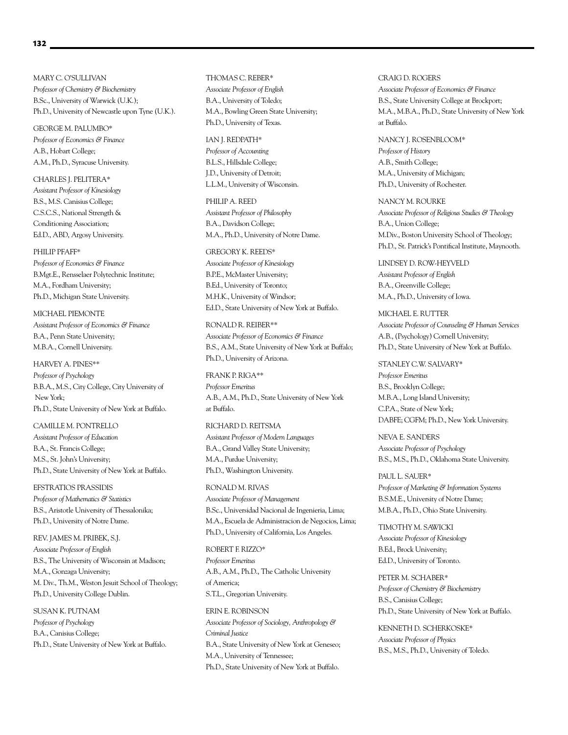MARY C. O'SULLIVAN
*Professor of Chemistry & Biochemistry*
B.Sc., University of Warwick (U.K.);
Ph.D., University of Newcastle upon Tyne (U.K.).

GEORGE M. PALUMBO*
*Professor of Economics & Finance*
A.B., Hobart College;
A.M., Ph.D., Syracuse University.

CHARLES J. PELITERA*
*Assistant Professor of Kinesiology*
B.S., M.S. Canisius College;
C.S.C.S., National Strength & Conditioning Association;
Ed.D., ABD, Argosy University.

PHILIP PFAFF*
*Professor of Economics & Finance*
B.Mgt.E., Rensselaer Polytechnic Institute;
M.A., Fordham University;
Ph.D., Michigan State University.

MICHAEL PIEMONTE
*Assistant Professor of Economics & Finance*
B.A., Penn State University;
M.B.A., Cornell University.

HARVEY A. PINES**
*Professor of Psychology*
B.B.A., M.S., City College, City University of New York;
Ph.D., State University of New York at Buffalo.

CAMILLE M. PONTRELLO
*Assistant Professor of Education*
B.A., St. Francis College;
M.S., St. John's University;
Ph.D., State University of New York at Buffalo.

EFSTRATIOS PRASSIDIS
*Professor of Mathematics & Statistics*
B.S., Aristotle University of Thessalonika;
Ph.D., University of Notre Dame.

REV. JAMES M. PRIBEK, S.J.
*Associate Professor of English*
B.S., The University of Wisconsin at Madison;
M.A., Gonzaga University;
M. Div., Th.M., Weston Jesuit School of Theology;
Ph.D., University College Dublin.

SUSAN K. PUTNAM
*Professor of Psychology*
B.A., Canisius College;
Ph.D., State University of New York at Buffalo.

THOMAS C. REBER*
*Associate Professor of English*
B.A., University of Toledo;
M.A., Bowling Green State University;
Ph.D., University of Texas.

IAN J. REDPATH*
*Professor of Accounting*
B.L.S., Hillsdale College;
J.D., University of Detroit;
L.L.M., University of Wisconsin.

PHILIP A. REED
*Assistant Professor of Philosophy*
B.A., Davidson College;
M.A., Ph.D., University of Notre Dame.

GREGORY K. REEDS*
*Associate Professor of Kinesiology*
B.P.E., McMaster University;
B.Ed., University of Toronto;
M.H.K., University of Windsor;
Ed.D., State University of New York at Buffalo.

RONALD R. REIBER**
*Associate Professor of Economics & Finance*
B.S., A.M., State University of New York at Buffalo;
Ph.D., University of Arizona.

FRANK P. RIGA**
*Professor Emeritus*
A.B., A.M., Ph.D., State University of New York at Buffalo.

RICHARD D. REITSMA
*Assistant Professor of Modern Languages*
B.A., Grand Valley State University;
M.A., Purdue University;
Ph.D., Washington University.

RONALD M. RIVAS
*Associate Professor of Management*
B.Sc., Universidad Nacional de Ingenieria, Lima;
M.A., Escuela de Administracion de Negocios, Lima;
Ph.D., University of California, Los Angeles.

ROBERT F. RIZZO*
*Professor Emeritus*
A.B., A.M., Ph.D., The Catholic University of America;
S.T.L., Gregorian University.

ERIN E. ROBINSON
*Associate Professor of Sociology, Anthropology & Criminal Justice*
B.A., State University of New York at Geneseo;
M.A., University of Tennessee;
Ph.D., State University of New York at Buffalo.

CRAIG D. ROGERS
*Associate Professor of Economics & Finance*
B.S., State University College at Brockport;
M.A., M.B.A., Ph.D., State University of New York at Buffalo.

NANCY J. ROSENBLOOM*
*Professor of History*
A.B., Smith College;
M.A., University of Michigan;
Ph.D., University of Rochester.

NANCY M. ROURKE
*Associate Professor of Religious Studies & Theology*
B.A., Union College;
M.Div., Boston University School of Theology;
Ph.D., St. Patrick's Pontifical Institute, Maynooth.

LINDSEY D. ROW-HEYVELD
*Assistant Professor of English*
B.A., Greenville College;
M.A., Ph.D., University of Iowa.

MICHAEL E. RUTTER
*Associate Professor of Counseling & Human Services*
A.B., (Psychology) Cornell University;
Ph.D., State University of New York at Buffalo.

STANLEY C.W. SALVARY*
*Professor Emeritus*
B.S., Brooklyn College;
M.B.A., Long Island University;
C.P.A., State of New York;
DABFE; CGFM; Ph.D., New York University.

NEVA E. SANDERS
*Associate Professor of Psychology*
B.S., M.S., Ph.D., Oklahoma State University.

PAUL L. SAUER*
*Professor of Marketing & Information Systems*
B.S.M.E., University of Notre Dame;
M.B.A., Ph.D., Ohio State University.

TIMOTHY M. SAWICKI
*Associate Professor of Kinesiology*
B.Ed., Brock University;
Ed.D., University of Toronto.

PETER M. SCHABER*
*Professor of Chemistry & Biochemistry*
B.S., Canisius College;
Ph.D., State University of New York at Buffalo.

KENNETH D. SCHERKOSKE*
*Associate Professor of Physics*
B.S., M.S., Ph.D., University of Toledo.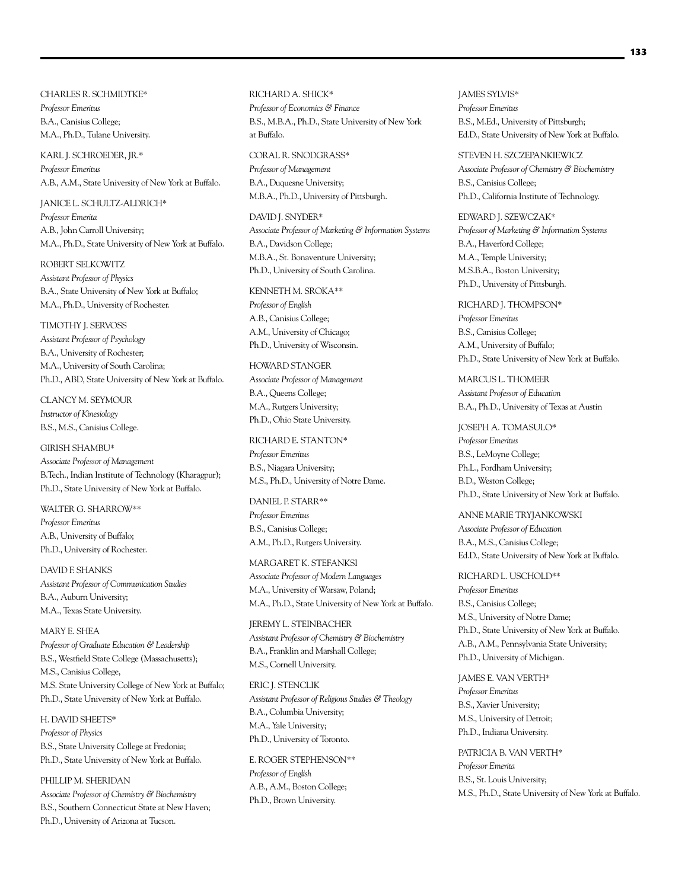CHARLES R. SCHMIDTKE*
*Professor Emeritus*
B.A., Canisius College;
M.A., Ph.D., Tulane University.

KARL J. SCHROEDER, JR.*
*Professor Emeritus*
A.B., A.M., State University of New York at Buffalo.

JANICE L. SCHULTZ-ALDRICH*
*Professor Emerita*
A.B., John Carroll University;
M.A., Ph.D., State University of New York at Buffalo.

ROBERT SELKOWITZ
*Assistant Professor of Physics*
B.A., State University of New York at Buffalo;
M.A., Ph.D., University of Rochester.

TIMOTHY J. SERVOSS
*Assistant Professor of Psychology*
B.A., University of Rochester;
M.A., University of South Carolina;
Ph.D., ABD, State University of New York at Buffalo.

CLANCY M. SEYMOUR
*Instructor of Kinesiology*
B.S., M.S., Canisius College.

GIRISH SHAMBU*
*Associate Professor of Management*
B.Tech., Indian Institute of Technology (Kharagpur);
Ph.D., State University of New York at Buffalo.

WALTER G. SHARROW**
*Professor Emeritus*
A.B., University of Buffalo;
Ph.D., University of Rochester.

DAVID F. SHANKS
*Assistant Professor of Communication Studies*
B.A., Auburn University;
M.A., Texas State University.

MARY E. SHEA
*Professor of Graduate Education & Leadership*
B.S., Westfield State College (Massachusetts);
M.S., Canisius College,
M.S. State University College of New York at Buffalo;
Ph.D., State University of New York at Buffalo.

H. DAVID SHEETS*
*Professor of Physics*
B.S., State University College at Fredonia;
Ph.D., State University of New York at Buffalo.

PHILLIP M. SHERIDAN
*Associate Professor of Chemistry & Biochemistry*
B.S., Southern Connecticut State at New Haven;
Ph.D., University of Arizona at Tucson.

RICHARD A. SHICK*
*Professor of Economics & Finance*
B.S., M.B.A., Ph.D., State University of New York at Buffalo.

CORAL R. SNODGRASS*
*Professor of Management*
B.A., Duquesne University;
M.B.A., Ph.D., University of Pittsburgh.

DAVID J. SNYDER*
*Associate Professor of Marketing & Information Systems*
B.A., Davidson College;
M.B.A., St. Bonaventure University;
Ph.D., University of South Carolina.

KENNETH M. SROKA**
*Professor of English*
A.B., Canisius College;
A.M., University of Chicago;
Ph.D., University of Wisconsin.

HOWARD STANGER
*Associate Professor of Management*
B.A., Queens College;
M.A., Rutgers University;
Ph.D., Ohio State University.

RICHARD E. STANTON*
*Professor Emeritus*
B.S., Niagara University;
M.S., Ph.D., University of Notre Dame.

DANIEL P. STARR**
*Professor Emeritus*
B.S., Canisius College;
A.M., Ph.D., Rutgers University.

MARGARET K. STEFANKSI
*Associate Professor of Modern Languages*
M.A., University of Warsaw, Poland;
M.A., Ph.D., State University of New York at Buffalo.

JEREMY L. STEINBACHER
*Assistant Professor of Chemistry & Biochemistry*
B.A., Franklin and Marshall College;
M.S., Cornell University.

ERIC J. STENCLIK
*Assistant Professor of Religious Studies & Theology*
B.A., Columbia University;
M.A., Yale University;
Ph.D., University of Toronto.

E. ROGER STEPHENSON**
*Professor of English*
A.B., A.M., Boston College;
Ph.D., Brown University.

JAMES SYLVIS*
*Professor Emeritus*
B.S., M.Ed., University of Pittsburgh;
Ed.D., State University of New York at Buffalo.

STEVEN H. SZCZEPANKIEWICZ
*Associate Professor of Chemistry & Biochemistry*
B.S., Canisius College;
Ph.D., California Institute of Technology.

EDWARD J. SZEWCZAK*
*Professor of Marketing & Information Systems*
B.A., Haverford College;
M.A., Temple University;
M.S.B.A., Boston University;
Ph.D., University of Pittsburgh.

RICHARD J. THOMPSON*
*Professor Emeritus*
B.S., Canisius College;
A.M., University of Buffalo;
Ph.D., State University of New York at Buffalo.

MARCUS L. THOMEER
*Assistant Professor of Education*
B.A., Ph.D., University of Texas at Austin

JOSEPH A. TOMASULO*
*Professor Emeritus*
B.S., LeMoyne College;
Ph.L., Fordham University;
B.D., Weston College;
Ph.D., State University of New York at Buffalo.

ANNE MARIE TRYJANKOWSKI
*Associate Professor of Education*
B.A., M.S., Canisius College;
Ed.D., State University of New York at Buffalo.

RICHARD L. USCHOLD**
*Professor Emeritus*
B.S., Canisius College;
M.S., University of Notre Dame;
Ph.D., State University of New York at Buffalo.
A.B., A.M., Pennsylvania State University;
Ph.D., University of Michigan.

JAMES E. VAN VERTH*
*Professor Emeritus*
B.S., Xavier University;
M.S., University of Detroit;
Ph.D., Indiana University.

PATRICIA B. VAN VERTH*
*Professor Emerita*
B.S., St. Louis University;
M.S., Ph.D., State University of New York at Buffalo.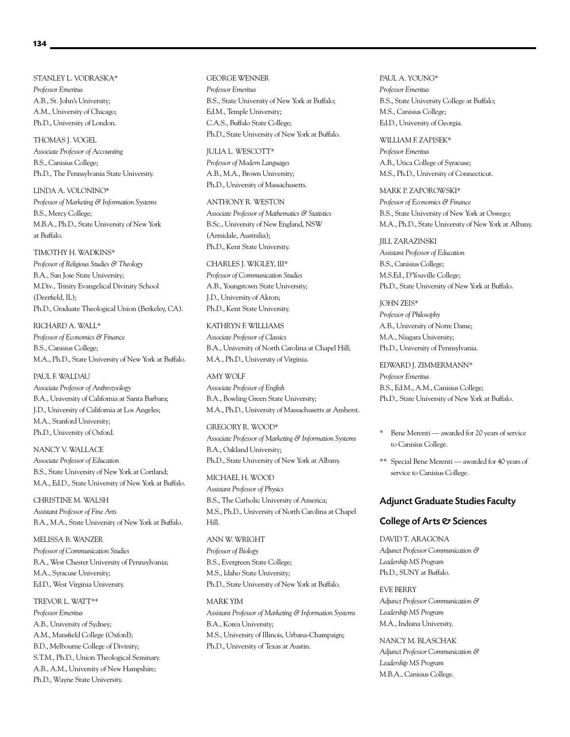STANLEY L. VODRASKA*
*Professor Emeritus*
A.B., St. John's University;
A.M., University of Chicago;
Ph.D., University of London.

THOMAS J. VOGEL
*Associate Professor of Accounting*
B.S., Canisius College;
Ph.D., The Pennsylvania State University.

LINDA A. VOLONINO*
*Professor of Marketing & Information Systems*
B.S., Mercy College;
M.B.A., Ph.D., State University of New York at Buffalo.

TIMOTHY H. WADKINS*
*Professor of Religious Studies & Theology*
B.A., San Jose State University;
M.Div., Trinity Evangelical Divinity School (Deerfield, IL);
Ph.D., Graduate Theological Union (Berkeley, CA).

RICHARD A. WALL*
*Professor of Economics & Finance*
B.S., Canisius College;
M.A., Ph.D., State University of New York at Buffalo.

PAUL F. WALDAU
*Associate Professor of Anthrozoology*
B.A., University of California at Santa Barbara;
J.D., University of California at Los Angeles;
M.A., Stanford University;
Ph.D., University of Oxford.

NANCY V. WALLACE
*Associate Professor of Education*
B.S., State University of New York at Cortland;
M.A., Ed.D., State University of New York at Buffalo.

CHRISTINE M. WALSH
*Assistant Professor of Fine Arts*
B.A., M.A., State University of New York at Buffalo.

MELISSA B. WANZER
*Professor of Communication Studies*
B.A., West Chester University of Pennsylvania;
M.A., Syracuse University;
Ed.D., West Virginia University.

TREVOR L. WATT**
*Professor Emeritus*
A.B., University of Sydney;
A.M., Mansfield College (Oxford);
B.D., Melbourne College of Divinity;
S.T.M., Ph.D., Union Theological Seminary.
A.B., A.M., University of New Hampshire;
Ph.D., Wayne State University.

GEORGE WENNER
*Professor Emeritus*
B.S., State University of New York at Buffalo;
Ed.M., Temple University;
C.A.S., Buffalo State College;
Ph.D., State University of New York at Buffalo.

JULIA L. WESCOTT*
*Professor of Modern Languages*
A.B., M.A., Brown University;
Ph.D., University of Massachusetts.

ANTHONY R. WESTON
*Associate Professor of Mathematics & Statistics*
B.Sc., University of New England, NSW (Armidale, Australia);
Ph.D., Kent State University.

CHARLES J. WIGLEY, III*
*Professor of Communication Studies*
A.B., Youngstown State University;
J.D., University of Akron;
Ph.D., Kent State University.

KATHRYN F. WILLIAMS
*Associate Professor of Classics*
B.A., University of North Carolina at Chapel Hill;
M.A., Ph.D., University of Virginia.

AMY WOLF
*Associate Professor of English*
B.A., Bowling Green State University;
M.A., Ph.D., University of Massachusetts at Amherst.

GREGORY R. WOOD*
*Associate Professor of Marketing & Information Systems*
B.A., Oakland University;
Ph.D., State University of New York at Albany.

MICHAEL H. WOOD
*Assistant Professor of Physics*
B.S., The Catholic University of America;
M.S., Ph.D., University of North Carolina at Chapel Hill.

ANN W. WRIGHT
*Professor of Biology*
B.S., Evergreen State College;
M.S., Idaho State University;
Ph.D., State University of New York at Buffalo.

MARK YIM
*Assistant Professor of Marketing & Information Systems*
B.A., Korea University;
M.S., University of Illinois, Urbana-Champaign;
Ph.D., University of Texas at Austin.

PAUL A. YOUNG*
*Professor Emeritus*
B.S., State University College at Buffalo;
M.S., Canisius College;
Ed.D., University of Georgia.

WILLIAM F. ZAPISEK*
*Professor Emeritus*
A.B., Utica College of Syracuse;
M.S., Ph.D., University of Connecticut.

MARK P. ZAPOROWSKI*
*Professor of Economics & Finance*
B.S., State University of New York at Oswego;
M.A., Ph.D., State University of New York at Albany.

JILL ZARAZINSKI
*Assistant Professor of Education*
B.S., Canisius College;
M.S.Ed., D'Youville College;
Ph.D., State University of New York at Buffalo.

JOHN ZEIS*
*Professor of Philosophy*
A.B., University of Notre Dame;
M.A., Niagara University;
Ph.D., University of Pennsylvania.

EDWARD J. ZIMMERMANN*
*Professor Emeritus*
B.S., Ed.M., A.M., Canisius College;
Ph.D., State University of New York at Buffalo.

\* Bene Merenti — awarded for 20 years of service to Canisius College.

\*\* Special Bene Merenti — awarded for 40 years of service to Canisius College.

## Adjunct Graduate Studies Faculty

### College of Arts & Sciences

DAVID T. ARAGONA
*Adjunct Professor Communication & Leadership MS Program*
Ph.D., SUNY at Buffalo.

EVE BERRY
*Adjunct Professor Communication & Leadership MS Program*
M.A., Indiana University.

NANCY M. BLASCHAK
*Adjunct Professor Communication & Leadership MS Program*
M.B.A., Canisius College.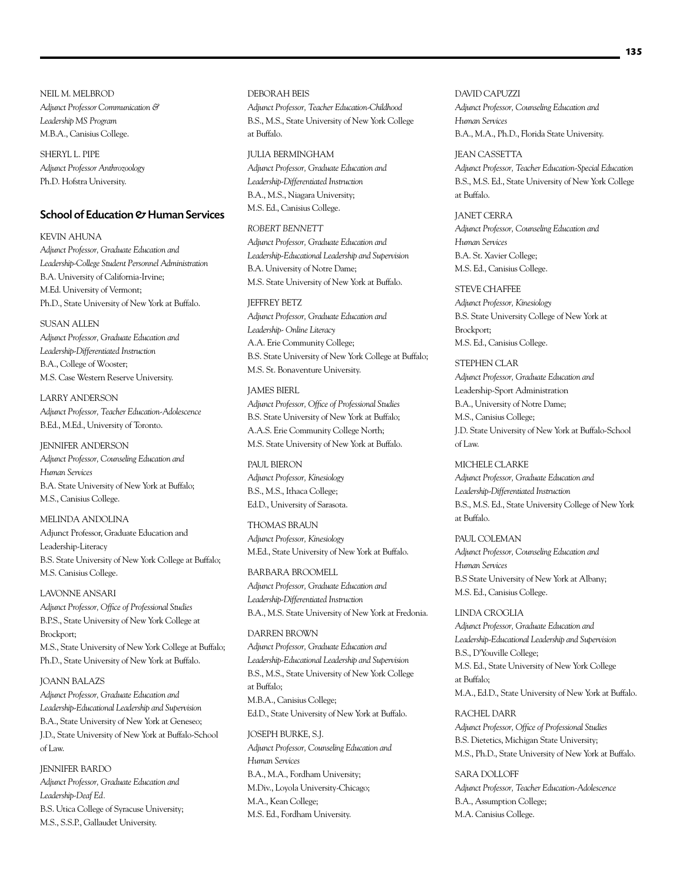NEIL M. MELBROD
*Adjunct Professor Communication & Leadership MS Program*
M.B.A., Canisius College.

SHERYL L. PIPE
*Adjunct Professor Anthrozoology*
Ph.D. Hofstra University.

## School of Education & Human Services

KEVIN AHUNA
*Adjunct Professor, Graduate Education and Leadership-College Student Personnel Administration*
B.A. University of California-Irvine;
M.Ed. University of Vermont;
Ph.D., State University of New York at Buffalo.

SUSAN ALLEN
*Adjunct Professor, Graduate Education and Leadership-Differentiated Instruction*
B.A., College of Wooster;
M.S. Case Western Reserve University.

LARRY ANDERSON
*Adjunct Professor, Teacher Education-Adolescence*
B.Ed., M.Ed., University of Toronto.

JENNIFER ANDERSON
*Adjunct Professor, Counseling Education and Human Services*
B.A. State University of New York at Buffalo;
M.S., Canisius College.

MELINDA ANDOLINA
Adjunct Professor, Graduate Education and Leadership-Literacy
B.S. State University of New York College at Buffalo;
M.S. Canisius College.

LAVONNE ANSARI
*Adjunct Professor, Office of Professional Studies*
B.P.S., State University of New York College at Brockport;
M.S., State University of New York College at Buffalo;
Ph.D., State University of New York at Buffalo.

JOANN BALAZS
*Adjunct Professor, Graduate Education and Leadership-Educational Leadership and Supervision*
B.A., State University of New York at Geneseo;
J.D., State University of New York at Buffalo-School of Law.

JENNIFER BARDO
*Adjunct Professor, Graduate Education and Leadership-Deaf Ed.*
B.S. Utica College of Syracuse University;
M.S., S.S.P., Gallaudet University.

DEBORAH BEIS
*Adjunct Professor, Teacher Education-Childhood*
B.S., M.S., State University of New York College at Buffalo.

JULIA BERMINGHAM
*Adjunct Professor, Graduate Education and Leadership-Differentiated Instruction*
B.A., M.S., Niagara University;
M.S. Ed., Canisius College.

*ROBERT BENNETT*
*Adjunct Professor, Graduate Education and Leadership-Educational Leadership and Supervision*
B.A. University of Notre Dame;
M.S. State University of New York at Buffalo.

JEFFREY BETZ
*Adjunct Professor, Graduate Education and Leadership- Online Literacy*
A.A. Erie Community College;
B.S. State University of New York College at Buffalo;
M.S. St. Bonaventure University.

JAMES BIERL
*Adjunct Professor, Office of Professional Studies*
B.S. State University of New York at Buffalo;
A.A.S. Erie Community College North;
M.S. State University of New York at Buffalo.

PAUL BIERON
*Adjunct Professor, Kinesiology*
B.S., M.S., Ithaca College;
Ed.D., University of Sarasota.

THOMAS BRAUN
*Adjunct Professor, Kinesiology*
M.Ed., State University of New York at Buffalo.

BARBARA BROOMELL
*Adjunct Professor, Graduate Education and Leadership-Differentiated Instruction*
B.A., M.S. State University of New York at Fredonia.

DARREN BROWN
*Adjunct Professor, Graduate Education and Leadership-Educational Leadership and Supervision*
B.S., M.S., State University of New York College at Buffalo;
M.B.A., Canisius College;
Ed.D., State University of New York at Buffalo.

JOSEPH BURKE, S.J.
*Adjunct Professor, Counseling Education and Human Services*
B.A., M.A., Fordham University;
M.Div., Loyola University-Chicago;
M.A., Kean College;
M.S. Ed., Fordham University.

DAVID CAPUZZI
*Adjunct Professor, Counseling Education and Human Services*
B.A., M.A., Ph.D., Florida State University.

JEAN CASSETTA
*Adjunct Professor, Teacher Education-Special Education*
B.S., M.S. Ed., State University of New York College at Buffalo.

JANET CERRA
*Adjunct Professor, Counseling Education and Human Services*
B.A. St. Xavier College;
M.S. Ed., Canisius College.

STEVE CHAFFEE
*Adjunct Professor, Kinesiology*
B.S. State University College of New York at Brockport;
M.S. Ed., Canisius College.

STEPHEN CLAR
*Adjunct Professor, Graduate Education and* Leadership-Sport Administration
B.A., University of Notre Dame;
M.S., Canisius College;
J.D. State University of New York at Buffalo-School of Law.

MICHELE CLARKE
*Adjunct Professor, Graduate Education and Leadership-Differentiated Instruction*
B.S., M.S. Ed., State University College of New York at Buffalo.

PAUL COLEMAN
*Adjunct Professor, Counseling Education and Human Services*
B.S State University of New York at Albany;
M.S. Ed., Canisius College.

LINDA CROGLIA
*Adjunct Professor, Graduate Education and Leadership-Educational Leadership and Supervision*
B.S., D'Youville College;
M.S. Ed., State University of New York College at Buffalo;
M.A., Ed.D., State University of New York at Buffalo.

RACHEL DARR
*Adjunct Professor, Office of Professional Studies*
B.S. Dietetics, Michigan State University;
M.S., Ph.D., State University of New York at Buffalo.

SARA DOLLOFF
*Adjunct Professor, Teacher Education-Adolescence*
B.A., Assumption College;
M.A. Canisius College.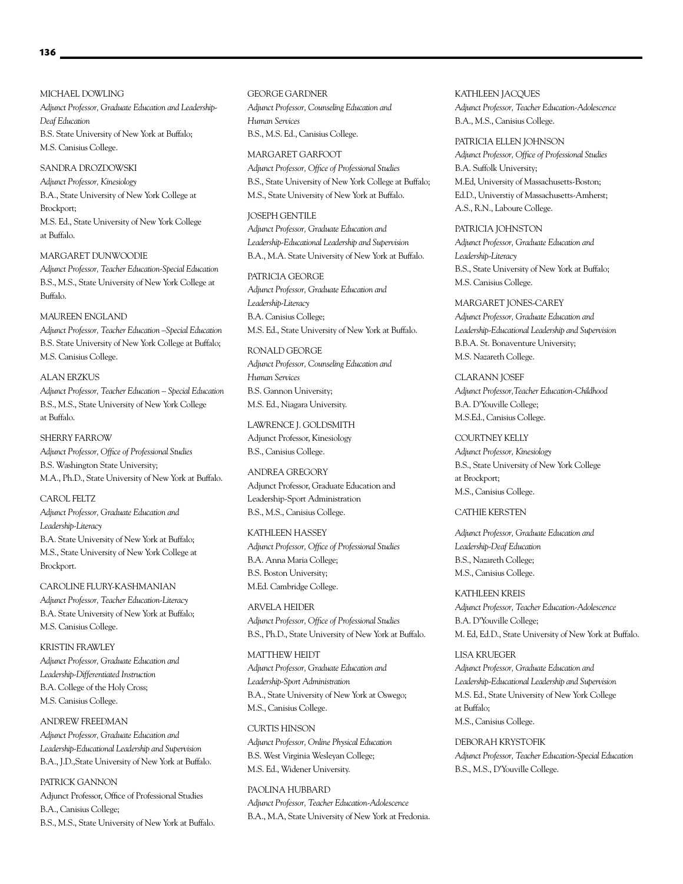MICHAEL DOWLING
*Adjunct Professor, Graduate Education and Leadership-Deaf Education*
B.S. State University of New York at Buffalo;
M.S. Canisius College.

SANDRA DROZDOWSKI
*Adjunct Professor, Kinesiology*
B.A., State University of New York College at Brockport;
M.S. Ed., State University of New York College at Buffalo.

MARGARET DUNWOODIE
*Adjunct Professor, Teacher Education-Special Education*
B.S., M.S., State University of New York College at Buffalo.

MAUREEN ENGLAND
*Adjunct Professor, Teacher Education –Special Education*
B.S. State University of New York College at Buffalo;
M.S. Canisius College.

ALAN ERZKUS
*Adjunct Professor, Teacher Education – Special Education*
B.S., M.S., State University of New York College at Buffalo.

SHERRY FARROW
*Adjunct Professor, Office of Professional Studies*
B.S. Washington State University;
M.A., Ph.D., State University of New York at Buffalo.

CAROL FELTZ
*Adjunct Professor, Graduate Education and Leadership-Literacy*
B.A. State University of New York at Buffalo;
M.S., State University of New York College at Brockport.

CAROLINE FLURY-KASHMANIAN
*Adjunct Professor, Teacher Education-Literacy*
B.A. State University of New York at Buffalo;
M.S. Canisius College.

KRISTIN FRAWLEY
*Adjunct Professor, Graduate Education and Leadership-Differentiated Instruction*
B.A. College of the Holy Cross;
M.S. Canisius College.

ANDREW FREEDMAN
*Adjunct Professor, Graduate Education and Leadership-Educational Leadership and Supervision*
B.A., J.D.,State University of New York at Buffalo.

PATRICK GANNON
Adjunct Professor, Office of Professional Studies
B.A., Canisius College;
B.S., M.S., State University of New York at Buffalo.

GEORGE GARDNER
*Adjunct Professor, Counseling Education and Human Services*
B.S., M.S. Ed., Canisius College.

MARGARET GARFOOT
*Adjunct Professor, Office of Professional Studies*
B.S., State University of New York College at Buffalo;
M.S., State University of New York at Buffalo.

JOSEPH GENTILE
*Adjunct Professor, Graduate Education and Leadership-Educational Leadership and Supervision*
B.A., M.A. State University of New York at Buffalo.

PATRICIA GEORGE
*Adjunct Professor, Graduate Education and Leadership-Literacy*
B.A. Canisius College;
M.S. Ed., State University of New York at Buffalo.

RONALD GEORGE
*Adjunct Professor, Counseling Education and Human Services*
B.S. Gannon University;
M.S. Ed., Niagara University.

LAWRENCE J. GOLDSMITH
Adjunct Professor, Kinesiology
B.S., Canisius College.

ANDREA GREGORY
Adjunct Professor, Graduate Education and Leadership-Sport Administration
B.S., M.S., Canisius College.

KATHLEEN HASSEY
*Adjunct Professor, Office of Professional Studies*
B.A. Anna Maria College;
B.S. Boston University;
M.Ed. Cambridge College.

ARVELA HEIDER
*Adjunct Professor, Office of Professional Studies*
B.S., Ph.D., State University of New York at Buffalo.

MATTHEW HEIDT
*Adjunct Professor, Graduate Education and Leadership-Sport Administration*
B.A., State University of New York at Oswego;
M.S., Canisius College.

CURTIS HINSON
*Adjunct Professor, Online Physical Education*
B.S. West Virginia Wesleyan College;
M.S. Ed., Widener University.

PAOLINA HUBBARD
*Adjunct Professor, Teacher Education-Adolescence*
B.A., M.A, State University of New York at Fredonia.

KATHLEEN JACQUES
*Adjunct Professor, Teacher Education-Adolescence*
B.A., M.S., Canisius College.

PATRICIA ELLEN JOHNSON
*Adjunct Professor, Office of Professional Studies*
B.A. Suffolk University;
M.Ed, University of Massachusetts-Boston;
Ed.D., Universtiy of Massachusetts-Amherst;
A.S., R.N., Laboure College.

PATRICIA JOHNSTON
*Adjunct Professor, Graduate Education and Leadership-Literacy*
B.S., State University of New York at Buffalo;
M.S. Canisius College.

MARGARET JONES-CAREY
*Adjunct Professor, Graduate Education and Leadership-Educational Leadership and Supervision*
B.B.A. St. Bonaventure University;
M.S. Nazareth College.

CLARANN JOSEF
*Adjunct Professor,Teacher Education-Childhood*
B.A. D'Youville College;
M.S.Ed., Canisius College.

COURTNEY KELLY
*Adjunct Professor, Kinesiology*
B.S., State University of New York College at Brockport;
M.S., Canisius College.

CATHIE KERSTEN
*Adjunct Professor, Graduate Education and Leadership-Deaf Education*
B.S., Nazareth College;
M.S., Canisius College.

KATHLEEN KREIS
*Adjunct Professor, Teacher Education-Adolescence*
B.A. D'Youville College;
M. Ed, Ed.D., State University of New York at Buffalo.

LISA KRUEGER
*Adjunct Professor, Graduate Education and Leadership-Educational Leadership and Supervision*
M.S. Ed., State University of New York College at Buffalo;
M.S., Canisius College.

DEBORAH KRYSTOFIK
*Adjunct Professor, Teacher Education-Special Education*
B.S., M.S., D'Youville College.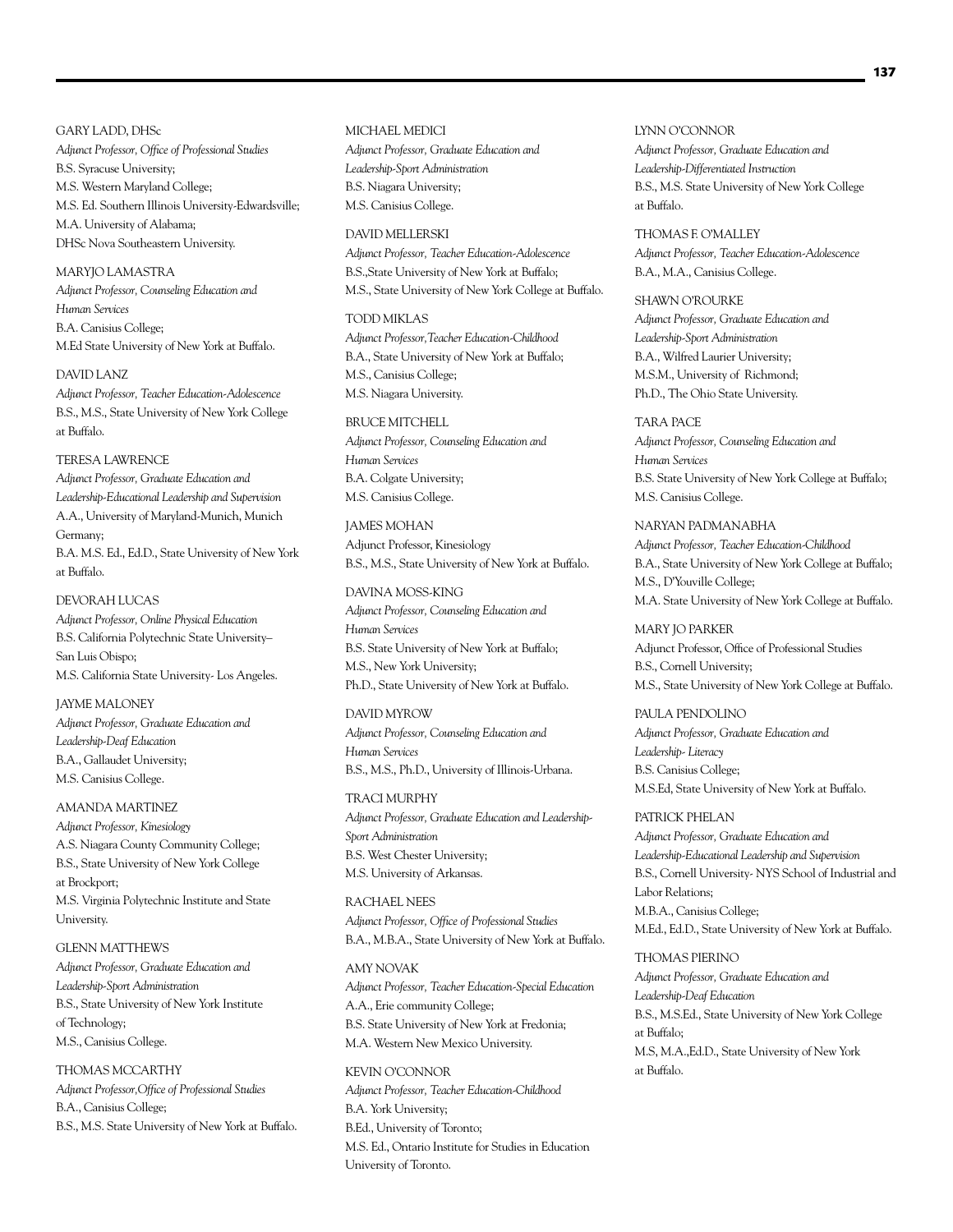GARY LADD, DHSc
*Adjunct Professor, Office of Professional Studies*
B.S. Syracuse University;
M.S. Western Maryland College;
M.S. Ed. Southern Illinois University-Edwardsville;
M.A. University of Alabama;
DHSc Nova Southeastern University.

MARYJO LAMASTRA
*Adjunct Professor, Counseling Education and Human Services*
B.A. Canisius College;
M.Ed State University of New York at Buffalo.

DAVID LANZ
*Adjunct Professor, Teacher Education-Adolescence*
B.S., M.S., State University of New York College at Buffalo.

TERESA LAWRENCE
*Adjunct Professor, Graduate Education and Leadership-Educational Leadership and Supervision*
A.A., University of Maryland-Munich, Munich Germany;
B.A. M.S. Ed., Ed.D., State University of New York at Buffalo.

DEVORAH LUCAS
*Adjunct Professor, Online Physical Education*
B.S. California Polytechnic State University–San Luis Obispo;
M.S. California State University- Los Angeles.

JAYME MALONEY
*Adjunct Professor, Graduate Education and Leadership-Deaf Education*
B.A., Gallaudet University;
M.S. Canisius College.

AMANDA MARTINEZ
*Adjunct Professor, Kinesiology*
A.S. Niagara County Community College;
B.S., State University of New York College at Brockport;
M.S. Virginia Polytechnic Institute and State University.

GLENN MATTHEWS
*Adjunct Professor, Graduate Education and Leadership-Sport Administration*
B.S., State University of New York Institute of Technology;
M.S., Canisius College.

THOMAS MCCARTHY
*Adjunct Professor,Office of Professional Studies*
B.A., Canisius College;
B.S., M.S. State University of New York at Buffalo.

MICHAEL MEDICI
*Adjunct Professor, Graduate Education and Leadership-Sport Administration*
B.S. Niagara University;
M.S. Canisius College.

DAVID MELLERSKI
*Adjunct Professor, Teacher Education-Adolescence*
B.S.,State University of New York at Buffalo;
M.S., State University of New York College at Buffalo.

TODD MIKLAS
*Adjunct Professor,Teacher Education-Childhood*
B.A., State University of New York at Buffalo;
M.S., Canisius College;
M.S. Niagara University.

BRUCE MITCHELL
*Adjunct Professor, Counseling Education and Human Services*
B.A. Colgate University;
M.S. Canisius College.

JAMES MOHAN
Adjunct Professor, Kinesiology
B.S., M.S., State University of New York at Buffalo.

DAVINA MOSS-KING
*Adjunct Professor, Counseling Education and Human Services*
B.S. State University of New York at Buffalo;
M.S., New York University;
Ph.D., State University of New York at Buffalo.

DAVID MYROW
*Adjunct Professor, Counseling Education and Human Services*
B.S., M.S., Ph.D., University of Illinois-Urbana.

TRACI MURPHY
*Adjunct Professor, Graduate Education and Leadership-Sport Administration*
B.S. West Chester University;
M.S. University of Arkansas.

RACHAEL NEES
*Adjunct Professor, Office of Professional Studies*
B.A., M.B.A., State University of New York at Buffalo.

AMY NOVAK
*Adjunct Professor, Teacher Education-Special Education*
A.A., Erie community College;
B.S. State University of New York at Fredonia;
M.A. Western New Mexico University.

KEVIN O'CONNOR
*Adjunct Professor, Teacher Education-Childhood*
B.A. York University;
B.Ed., University of Toronto;
M.S. Ed., Ontario Institute for Studies in Education University of Toronto.

LYNN O'CONNOR
*Adjunct Professor, Graduate Education and Leadership-Differentiated Instruction*
B.S., M.S. State University of New York College at Buffalo.

THOMAS F. O'MALLEY
*Adjunct Professor, Teacher Education-Adolescence*
B.A., M.A., Canisius College.

SHAWN O'ROURKE
*Adjunct Professor, Graduate Education and Leadership-Sport Administration*
B.A., Wilfred Laurier University;
M.S.M., University of Richmond;
Ph.D., The Ohio State University.

TARA PACE
*Adjunct Professor, Counseling Education and Human Services*
B.S. State University of New York College at Buffalo;
M.S. Canisius College.

NARYAN PADMANABHA
*Adjunct Professor, Teacher Education-Childhood*
B.A., State University of New York College at Buffalo;
M.S., D'Youville College;
M.A. State University of New York College at Buffalo.

MARY JO PARKER
Adjunct Professor, Office of Professional Studies
B.S., Cornell University;
M.S., State University of New York College at Buffalo.

PAULA PENDOLINO
*Adjunct Professor, Graduate Education and Leadership- Literacy*
B.S. Canisius College;
M.S.Ed, State University of New York at Buffalo.

PATRICK PHELAN
*Adjunct Professor, Graduate Education and Leadership-Educational Leadership and Supervision*
B.S., Cornell University- NYS School of Industrial and Labor Relations;
M.B.A., Canisius College;
M.Ed., Ed.D., State University of New York at Buffalo.

THOMAS PIERINO
*Adjunct Professor, Graduate Education and Leadership-Deaf Education*
B.S., M.S.Ed., State University of New York College at Buffalo;
M.S, M.A.,Ed.D., State University of New York at Buffalo.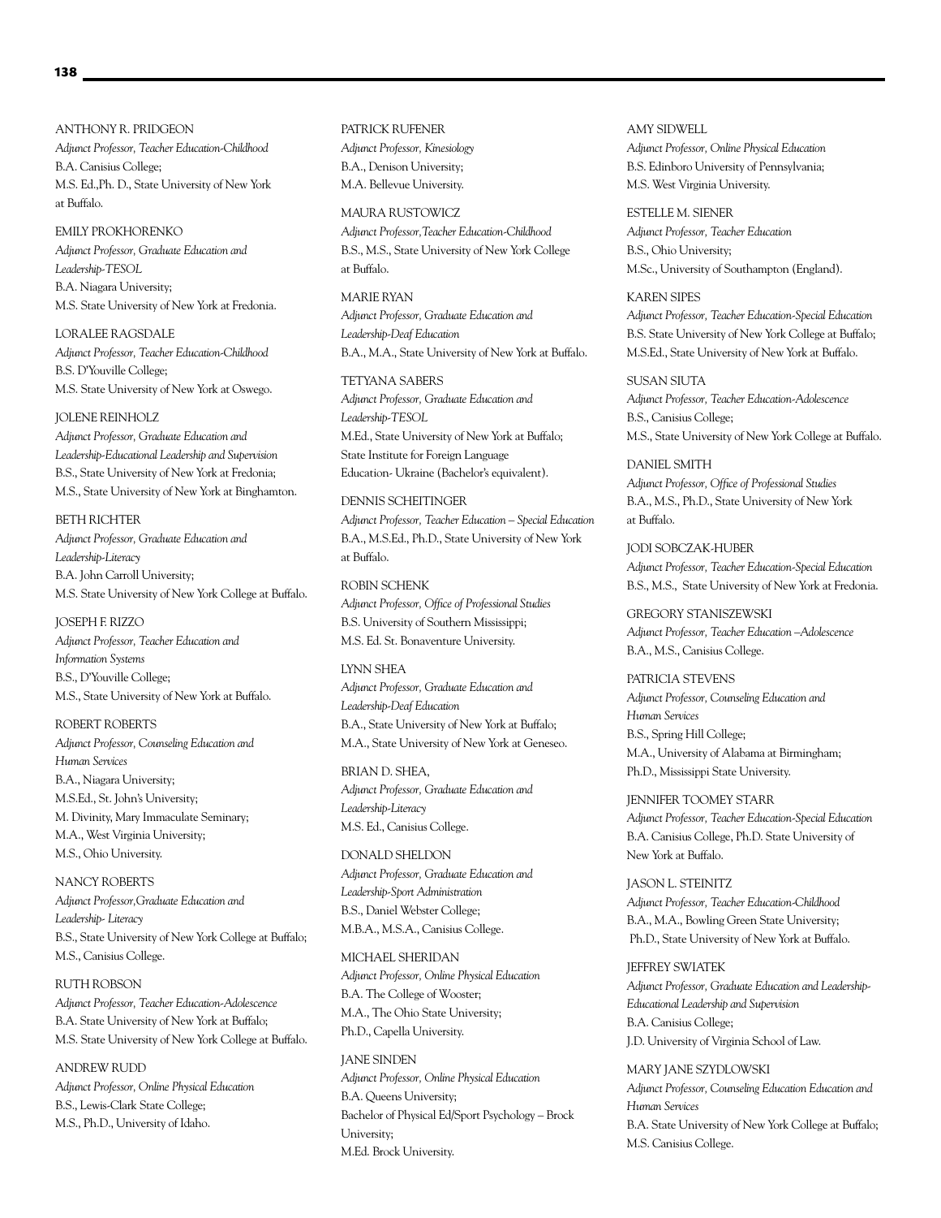ANTHONY R. PRIDGEON
*Adjunct Professor, Teacher Education-Childhood*
B.A. Canisius College;
M.S. Ed.,Ph. D., State University of New York at Buffalo.

EMILY PROKHORENKO
*Adjunct Professor, Graduate Education and Leadership-TESOL*
B.A. Niagara University;
M.S. State University of New York at Fredonia.

LORALEE RAGSDALE
*Adjunct Professor, Teacher Education-Childhood*
B.S. D'Youville College;
M.S. State University of New York at Oswego.

JOLENE REINHOLZ
*Adjunct Professor, Graduate Education and Leadership-Educational Leadership and Supervision*
B.S., State University of New York at Fredonia;
M.S., State University of New York at Binghamton.

BETH RICHTER
*Adjunct Professor, Graduate Education and Leadership-Literacy*
B.A. John Carroll University;
M.S. State University of New York College at Buffalo.

JOSEPH F. RIZZO
*Adjunct Professor, Teacher Education and Information Systems*
B.S., D'Youville College;
M.S., State University of New York at Buffalo.

ROBERT ROBERTS
*Adjunct Professor, Counseling Education and Human Services*
B.A., Niagara University;
M.S.Ed., St. John's University;
M. Divinity, Mary Immaculate Seminary;
M.A., West Virginia University;
M.S., Ohio University.

NANCY ROBERTS
*Adjunct Professor,Graduate Education and Leadership- Literacy*
B.S., State University of New York College at Buffalo;
M.S., Canisius College.

RUTH ROBSON
*Adjunct Professor, Teacher Education-Adolescence*
B.A. State University of New York at Buffalo;
M.S. State University of New York College at Buffalo.

ANDREW RUDD
*Adjunct Professor, Online Physical Education*
B.S., Lewis-Clark State College;
M.S., Ph.D., University of Idaho.

PATRICK RUFENER
*Adjunct Professor, Kinesiology*
B.A., Denison University;
M.A. Bellevue University.

MAURA RUSTOWICZ
*Adjunct Professor,Teacher Education-Childhood*
B.S., M.S., State University of New York College at Buffalo.

MARIE RYAN
*Adjunct Professor, Graduate Education and Leadership-Deaf Education*
B.A., M.A., State University of New York at Buffalo.

TETYANA SABERS
*Adjunct Professor, Graduate Education and Leadership-TESOL*
M.Ed., State University of New York at Buffalo;
State Institute for Foreign Language Education- Ukraine (Bachelor's equivalent).

DENNIS SCHEITINGER
*Adjunct Professor, Teacher Education – Special Education*
B.A., M.S.Ed., Ph.D., State University of New York at Buffalo.

ROBIN SCHENK
*Adjunct Professor, Office of Professional Studies*
B.S. University of Southern Mississippi;
M.S. Ed. St. Bonaventure University.

LYNN SHEA
*Adjunct Professor, Graduate Education and Leadership-Deaf Education*
B.A., State University of New York at Buffalo;
M.A., State University of New York at Geneseo.

BRIAN D. SHEA,
*Adjunct Professor, Graduate Education and Leadership-Literacy*
M.S. Ed., Canisius College.

DONALD SHELDON
*Adjunct Professor, Graduate Education and Leadership-Sport Administration*
B.S., Daniel Webster College;
M.B.A., M.S.A., Canisius College.

MICHAEL SHERIDAN
*Adjunct Professor, Online Physical Education*
B.A. The College of Wooster;
M.A., The Ohio State University;
Ph.D., Capella University.

JANE SINDEN
*Adjunct Professor, Online Physical Education*
B.A. Queens University;
Bachelor of Physical Ed/Sport Psychology – Brock University;
M.Ed. Brock University.

AMY SIDWELL
*Adjunct Professor, Online Physical Education*
B.S. Edinboro University of Pennsylvania;
M.S. West Virginia University.

ESTELLE M. SIENER
*Adjunct Professor, Teacher Education*
B.S., Ohio University;
M.Sc., University of Southampton (England).

KAREN SIPES
*Adjunct Professor, Teacher Education-Special Education*
B.S. State University of New York College at Buffalo;
M.S.Ed., State University of New York at Buffalo.

SUSAN SIUTA
*Adjunct Professor, Teacher Education-Adolescence*
B.S., Canisius College;
M.S., State University of New York College at Buffalo.

DANIEL SMITH
*Adjunct Professor, Office of Professional Studies*
B.A., M.S., Ph.D., State University of New York at Buffalo.

JODI SOBCZAK-HUBER
*Adjunct Professor, Teacher Education-Special Education*
B.S., M.S., State University of New York at Fredonia.

GREGORY STANISZEWSKI
*Adjunct Professor, Teacher Education –Adolescence*
B.A., M.S., Canisius College.

PATRICIA STEVENS
*Adjunct Professor, Counseling Education and Human Services*
B.S., Spring Hill College;
M.A., University of Alabama at Birmingham;
Ph.D., Mississippi State University.

JENNIFER TOOMEY STARR
*Adjunct Professor, Teacher Education-Special Education*
B.A. Canisius College, Ph.D. State University of New York at Buffalo.

JASON L. STEINITZ
*Adjunct Professor, Teacher Education-Childhood*
B.A., M.A., Bowling Green State University;
Ph.D., State University of New York at Buffalo.

JEFFREY SWIATEK
*Adjunct Professor, Graduate Education and Leadership-Educational Leadership and Supervision*
B.A. Canisius College;
J.D. University of Virginia School of Law.

MARY JANE SZYDLOWSKI
*Adjunct Professor, Counseling Education Education and Human Services*
B.A. State University of New York College at Buffalo;
M.S. Canisius College.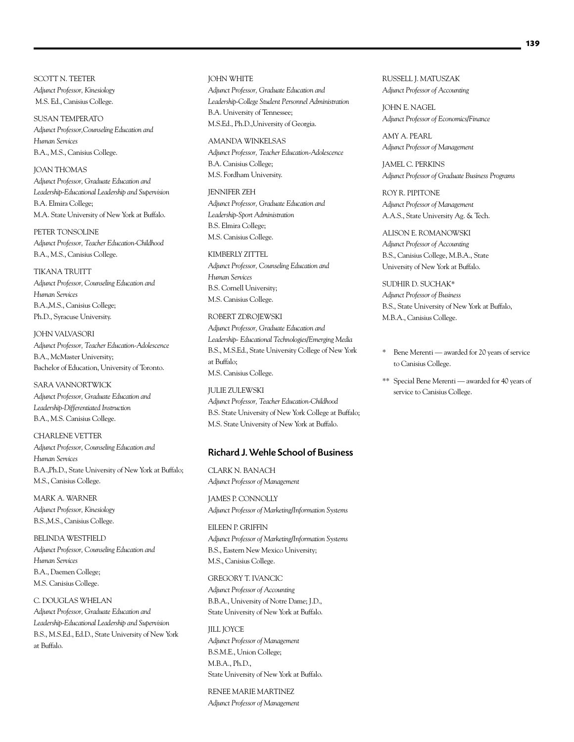SCOTT N. TEETER
*Adjunct Professor, Kinesiology*
M.S. Ed., Canisius College.

SUSAN TEMPERATO
*Adjunct Professor,Counseling Education and Human Services*
B.A., M.S., Canisius College.

JOAN THOMAS
*Adjunct Professor, Graduate Education and Leadership-Educational Leadership and Supervision*
B.A. Elmira College;
M.A. State University of New York at Buffalo.

PETER TONSOLINE
*Adjunct Professor, Teacher Education-Childhood*
B.A., M.S., Canisius College.

TIKANA TRUITT
*Adjunct Professor, Counseling Education and Human Services*
B.A.,M.S., Canisius College;
Ph.D., Syracuse University.

JOHN VALVASORI
*Adjunct Professor, Teacher Education-Adolescence*
B.A., McMaster University;
Bachelor of Education, University of Toronto.

SARA VANNORTWICK
*Adjunct Professor, Graduate Education and Leadership-Differentiated Instruction*
B.A., M.S. Canisius College.

CHARLENE VETTER
*Adjunct Professor, Counseling Education and Human Services*
B.A.,Ph.D., State University of New York at Buffalo;
M.S., Canisius College.

MARK A. WARNER
*Adjunct Professor, Kinesiology*
B.S.,M.S., Canisius College.

BELINDA WESTFIELD
*Adjunct Professor, Counseling Education and Human Services*
B.A., Daemen College;
M.S. Canisius College.

C. DOUGLAS WHELAN
*Adjunct Professor, Graduate Education and Leadership-Educational Leadership and Supervision*
B.S., M.S.Ed., Ed.D., State University of New York at Buffalo.

JOHN WHITE
*Adjunct Professor, Graduate Education and Leadership-College Student Personnel Administration*
B.A. University of Tennessee;
M.S.Ed., Ph.D.,University of Georgia.

AMANDA WINKELSAS
*Adjunct Professor, Teacher Education-Adolescence*
B.A. Canisius College;
M.S. Fordham University.

JENNIFER ZEH
*Adjunct Professor, Graduate Education and Leadership-Sport Administration*
B.S. Elmira College;
M.S. Canisius College.

KIMBERLY ZITTEL
*Adjunct Professor, Counseling Education and Human Services*
B.S. Cornell University;
M.S. Canisius College.

ROBERT ZDROJEWSKI
*Adjunct Professor, Graduate Education and Leadership- Educational Technologies/Emerging Media*
B.S., M.S.Ed., State University College of New York at Buffalo;
M.S. Canisius College.

JULIE ZULEWSKI
*Adjunct Professor, Teacher Education-Childhood*
B.S. State University of New York College at Buffalo;
M.S. State University of New York at Buffalo.

## Richard J. Wehle School of Business

CLARK N. BANACH
*Adjunct Professor of Management*

JAMES P. CONNOLLY
*Adjunct Professor of Marketing/Information Systems*

EILEEN P. GRIFFIN
*Adjunct Professor of Marketing/Information Systems*
B.S., Eastern New Mexico University;
M.S., Canisius College.

GREGORY T. IVANCIC
*Adjunct Professor of Accounting*
B.B.A., University of Notre Dame; J.D.,
State University of New York at Buffalo.

JILL JOYCE
*Adjunct Professor of Management*
B.S.M.E., Union College;
M.B.A., Ph.D.,
State University of New York at Buffalo.

RENEE MARIE MARTINEZ
*Adjunct Professor of Management*

RUSSELL J. MATUSZAK
*Adjunct Professor of Accounting*

JOHN E. NAGEL
*Adjunct Professor of Economics/Finance*

AMY A. PEARL
*Adjunct Professor of Management*

JAMEL C. PERKINS
*Adjunct Professor of Graduate Business Programs*

ROY R. PIPITONE
*Adjunct Professor of Management*
A.A.S., State University Ag. & Tech.

ALISON E. ROMANOWSKI
*Adjunct Professor of Accounting*
B.S., Canisius College, M.B.A., State University of New York at Buffalo.

SUDHIR D. SUCHAK*
*Adjunct Professor of Business*
B.S., State University of New York at Buffalo,
M.B.A., Canisius College.

\* Bene Merenti — awarded for 20 years of service to Canisius College.

\*\* Special Bene Merenti — awarded for 40 years of service to Canisius College.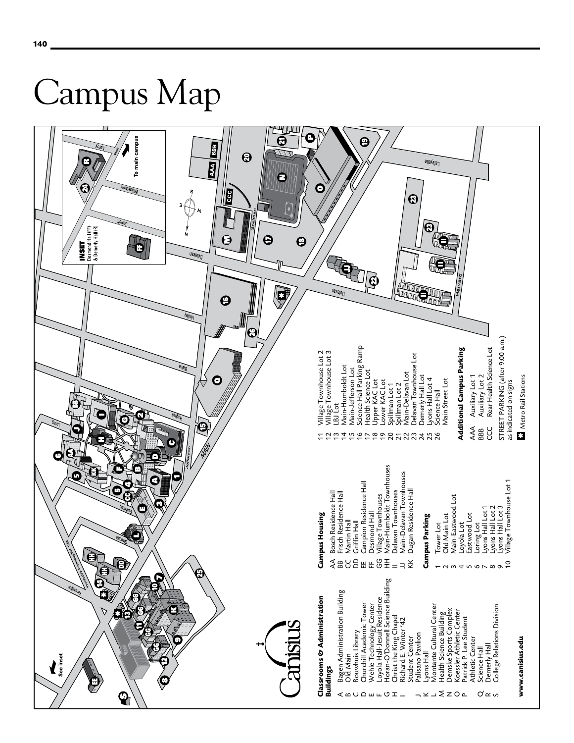# Campus Map

## Classrooms & Administration Buildings

- A Bagen Administration Building
- B Old Main
- C Bouwhuis Library
- D Churchill Academic Tower
- E Wehle Technology Center
- F Loyola Hall-Jesuit Residence
- G Horan-O'Donnell Science Building
- H Christ the King Chapel
- I Richard E. Winter '42 Student Center
- J Palisano Pavilion
- K Lyons Hall
- L Montante Cultural Center
- M Health Science Building
- N Demske Sports Complex
- O Koessler Athletic Center
- P Patrick P. Lee Student Athletic Center
- Q Science Hall
- R Demerly Hall
- S College Relations Division

**www.canisius.edu**

## Campus Housing

- AA Bosch Residence Hall
- BB Frisch Residence Hall
- CC Martin Hall
- DD Griffin Hall
- EE Campion Residence Hall
- FF Desmond Hall
- GG Village Townhouses
- HH Main-Humboldt Townhouses
- II Delavan Townhouses
- JJ Main-Delavan Townhouses
- KK Dugan Residence Hall

## Campus Parking

- 1 Tower Lot
- 2 Old Main Lot
- 3 Main-Eastwood Lot
- 4 Loyola Lot
- 5 Eastwood Lot
- 6 Loring Lot
- 7 Lyons Hall Lot 1
- 8 Lyons Hall Lot 2
- 9 Lyons Hall Lot 3
- 10 Village Townhouse Lot 1
- 11 Village Townhouse Lot 2
- 12 Village Townhouse Lot 3
- 13 LBJ Lot
- 14 Main-Humboldt Lot
- 15 Main-Jefferson Lot
- 16 Science Hall Parking Ramp
- 17 Health Science Lot
- 18 Upper KAC Lot
- 19 Lower KAC Lot
- 20 Spillman Lot 1
- 21 Spillman Lot 2
- 22 Main-Delavan Lot
- 23 Delavan Townhouse Lot
- 24 Demerly Hall Lot
- 25 Lyons Hall Lot 4
- 26 Science Hall Main Street Lot

## Additional Campus Parking

- AAA Auxiliary Lot 1
- BBB Auxiliary Lot 2
- CCC Rear Health Science Lot

STREET PARKING (after 9:00 a.m.) as indicated on signs

Metro Rail Stations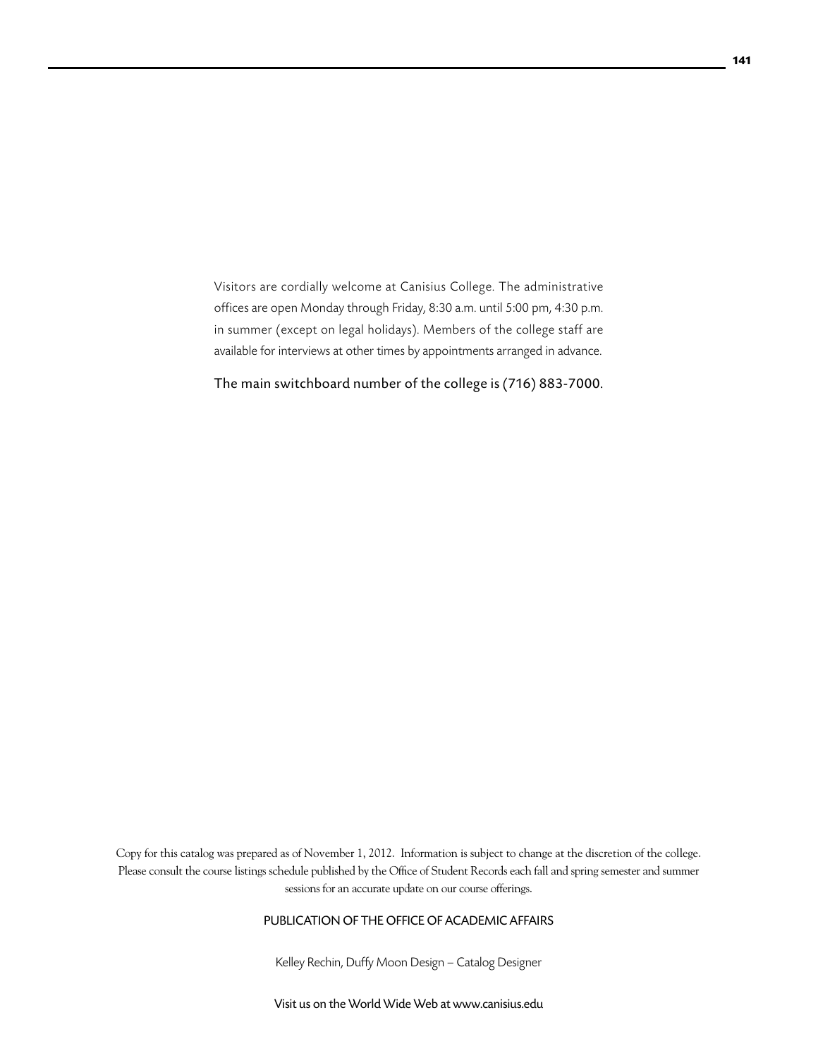Visitors are cordially welcome at Canisius College. The administrative offices are open Monday through Friday, 8:30 a.m. until 5:00 pm, 4:30 p.m. in summer (except on legal holidays). Members of the college staff are available for interviews at other times by appointments arranged in advance.

The main switchboard number of the college is (716) 883-7000.

Copy for this catalog was prepared as of November 1, 2012. Information is subject to change at the discretion of the college. Please consult the course listings schedule published by the Office of Student Records each fall and spring semester and summer sessions for an accurate update on our course offerings.

PUBLICATION OF THE OFFICE OF ACADEMIC AFFAIRS

Kelley Rechin, Duffy Moon Design – Catalog Designer

Visit us on the World Wide Web at www.canisius.edu